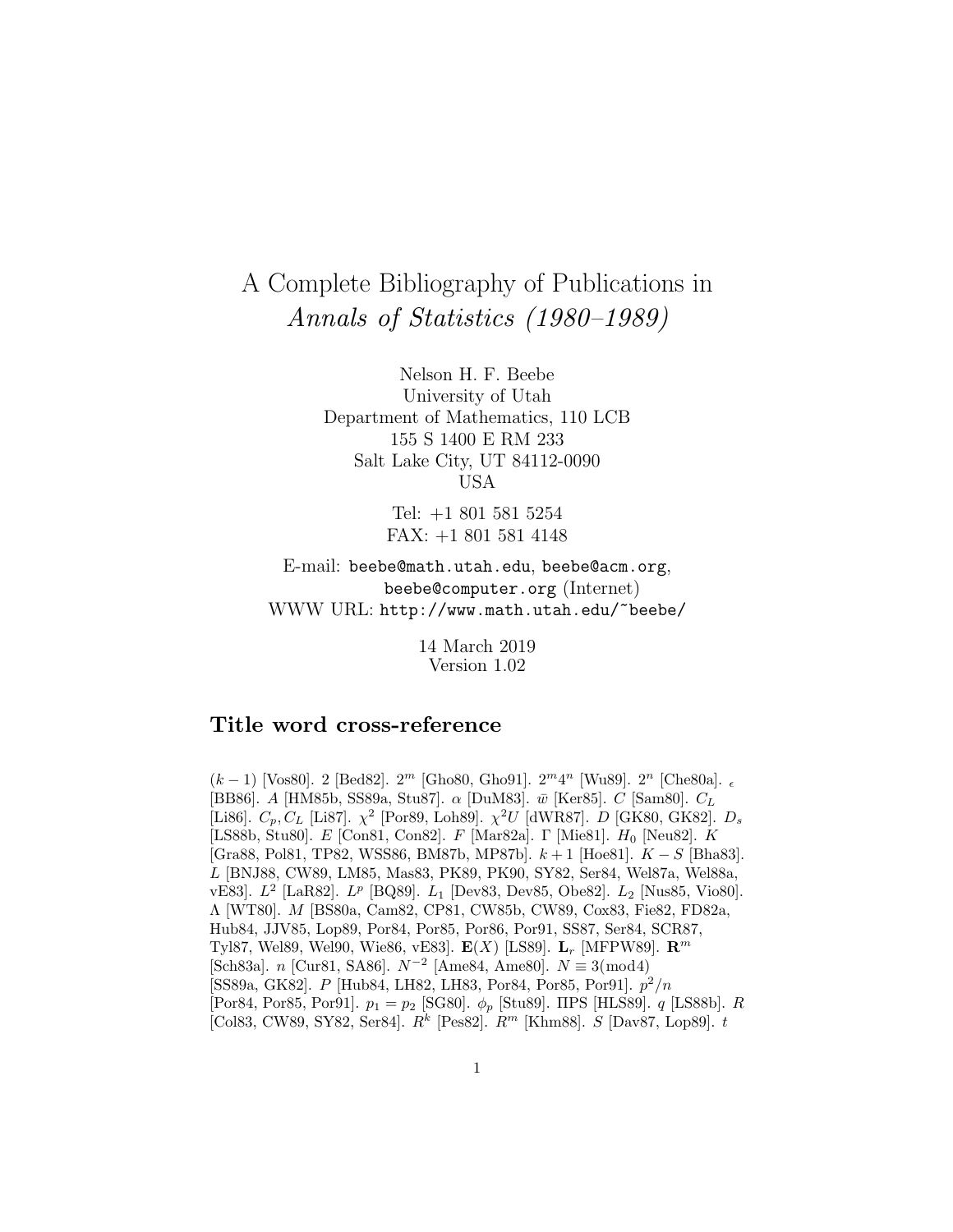# A Complete Bibliography of Publications in *Annals of Statistics (1980–1989)*

Nelson H. F. Beebe
University of Utah
Department of Mathematics, 110 LCB
155 S 1400 E RM 233
Salt Lake City, UT 84112-0090
USA

Tel: +1 801 581 5254
FAX: +1 801 581 4148

E-mail: `beebe@math.utah.edu`, `beebe@acm.org`, `beebe@computer.org` (Internet)
WWW URL: `http://www.math.utah.edu/~beebe/`

14 March 2019
Version 1.02

## Title word cross-reference

$(k-1)$ [Vos80]. 2 [Bed82]. $2^m$ [Gho80, Gho91]. $2^m 4^n$ [Wu89]. $2^n$ [Che80a]. $_\epsilon$ [BB86]. $A$ [HM85b, SS89a, Stu87]. $\alpha$ [DuM83]. $\bar{w}$ [Ker85]. $C$ [Sam80]. $C_L$ [Li86]. $C_p, C_L$ [Li87]. $\chi^2$ [Por89, Loh89]. $\chi^2 U$ [dWR87]. $D$ [GK80, GK82]. $D_s$ [LS88b, Stu80]. $E$ [Con81, Con82]. $F$ [Mar82a]. $\Gamma$ [Mie81]. $H_0$ [Neu82]. $K$ [Gra88, Pol81, TP82, WSS86, BM87b, MP87b]. $k+1$ [Hoe81]. $K-S$ [Bha83]. $L$ [BNJ88, CW89, LM85, Mas83, PK89, PK90, SY82, Ser84, Wel87a, Wel88a, vE83]. $L^2$ [LaR82]. $L^p$ [BQ89]. $L_1$ [Dev83, Dev85, Obe82]. $L_2$ [Nus85, Vio80]. $\Lambda$ [WT80]. $M$ [BS80a, Cam82, CP81, CW85b, CW89, Cox83, Fie82, FD82a, Hub84, JJV85, Lop89, Por84, Por85, Por86, Por91, SS87, Ser84, SCR87, Tyl87, Wel89, Wel90, Wie86, vE83]. $\mathbf{E}(X)$ [LS89]. $\mathbf{L}_r$ [MFPW89]. $\mathbf{R}^m$ [Sch83a]. $n$ [Cur81, SA86]. $N^{-2}$ [Ame84, Ame80]. $N \equiv 3 (\mathrm{mod} 4)$ [SS89a, GK82]. $P$ [Hub84, LH82, LH83, Por84, Por85, Por91]. $p^2/n$ [Por84, Por85, Por91]. $p_1 = p_2$ [SG80]. $\phi_p$ [Stu89]. $\Pi$PS [HLS89]. $q$ [LS88b]. $R$ [Col83, CW89, SY82, Ser84]. $R^k$ [Pes82]. $R^m$ [Khm88]. $S$ [Dav87, Lop89]. $t$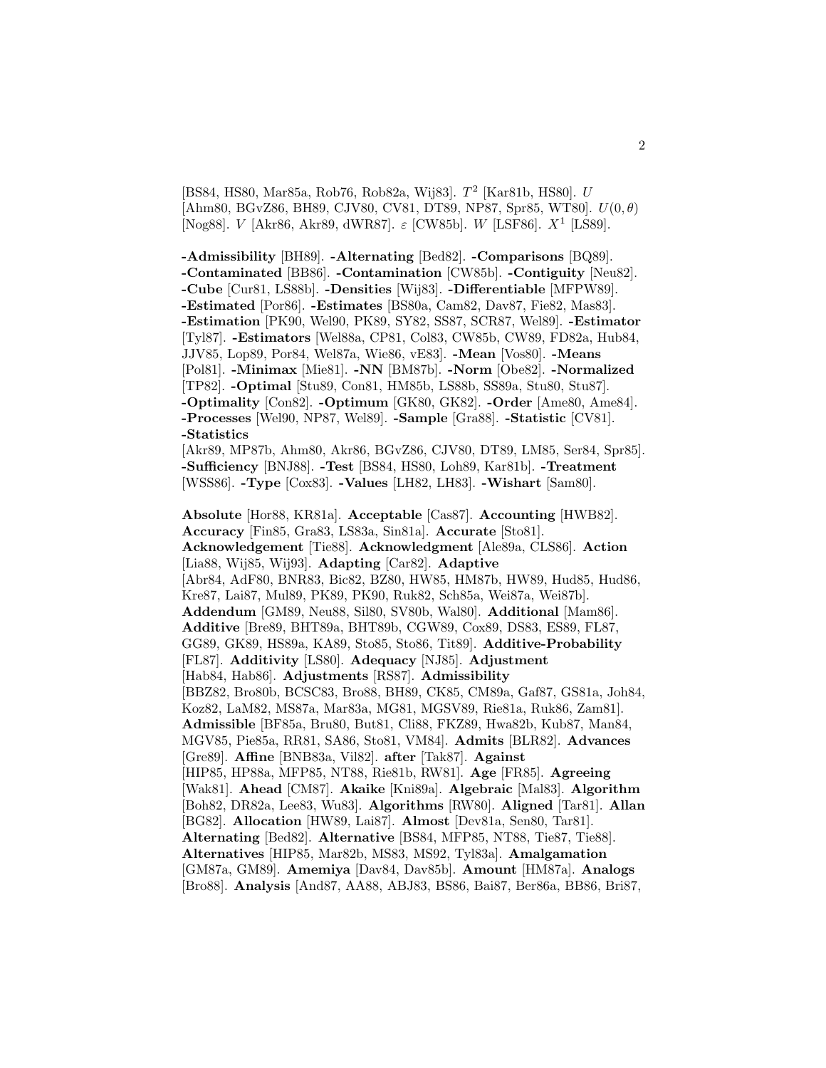[BS84, HS80, Mar85a, Rob76, Rob82a, Wij83]. $T^2$ [Kar81b, HS80]. $U$ [Ahm80, BGvZ86, BH89, CJV80, CV81, DT89, NP87, Spr85, WT80]. $U(0,\theta)$ [Nog88]. $V$ [Akr86, Akr89, dWR87]. $\varepsilon$ [CW85b]. $W$ [LSF86]. $X^1$ [LS89].

**-Admissibility** [BH89]. **-Alternating** [Bed82]. **-Comparisons** [BQ89]. **-Contaminated** [BB86]. **-Contamination** [CW85b]. **-Contiguity** [Neu82]. **-Cube** [Cur81, LS88b]. **-Densities** [Wij83]. **-Differentiable** [MFPW89]. **-Estimated** [Por86]. **-Estimates** [BS80a, Cam82, Dav87, Fie82, Mas83]. **-Estimation** [PK90, Wel90, PK89, SY82, SS87, SCR87, Wel89]. **-Estimator** [Tyl87]. **-Estimators** [Wel88a, CP81, Col83, CW85b, CW89, FD82a, Hub84, JJV85, Lop89, Por84, Wel87a, Wie86, vE83]. **-Mean** [Vos80]. **-Means** [Pol81]. **-Minimax** [Mie81]. **-NN** [BM87b]. **-Norm** [Obe82]. **-Normalized** [TP82]. **-Optimal** [Stu89, Con81, HM85b, LS88b, SS89a, Stu80, Stu87]. **-Optimality** [Con82]. **-Optimum** [GK80, GK82]. **-Order** [Ame80, Ame84]. **-Processes** [Wel90, NP87, Wel89]. **-Sample** [Gra88]. **-Statistic** [CV81]. **-Statistics** [Akr89, MP87b, Ahm80, Akr86, BGvZ86, CJV80, DT89, LM85, Ser84, Spr85]. **-Sufficiency** [BNJ88]. **-Test** [BS84, HS80, Loh89, Kar81b]. **-Treatment** [WSS86]. **-Type** [Cox83]. **-Values** [LH82, LH83]. **-Wishart** [Sam80].

**Absolute** [Hor88, KR81a]. **Acceptable** [Cas87]. **Accounting** [HWB82]. **Accuracy** [Fin85, Gra83, LS83a, Sin81a]. **Accurate** [Sto81]. **Acknowledgement** [Tie88]. **Acknowledgment** [Ale89a, CLS86]. **Action** [Lia88, Wij85, Wij93]. **Adapting** [Car82]. **Adaptive** [Abr84, AdF80, BNR83, Bic82, BZ80, HW85, HM87b, HW89, Hud85, Hud86, Kre87, Lai87, Mul89, PK89, PK90, Ruk82, Sch85a, Wei87a, Wei87b]. **Addendum** [GM89, Neu88, Sil80, SV80b, Wal80]. **Additional** [Mam86]. **Additive** [Bre89, BHT89a, BHT89b, CGW89, Cox89, DS83, ES89, FL87, GG89, GK89, HS89a, KA89, Sto85, Sto86, Tit89]. **Additive-Probability** [FL87]. **Additivity** [LS80]. **Adequacy** [NJ85]. **Adjustment** [Hab84, Hab86]. **Adjustments** [RS87]. **Admissibility** [BBZ82, Bro80b, BCSC83, Bro88, BH89, CK85, CM89a, Gaf87, GS81a, Joh84, Koz82, LaM82, MS87a, Mar83a, MG81, MGSV89, Rie81a, Ruk86, Zam81]. **Admissible** [BF85a, Bru80, But81, Cli88, FKZ89, Hwa82b, Kub87, Man84, MGV85, Pie85a, RR81, SA86, Sto81, VM84]. **Admits** [BLR82]. **Advances** [Gre89]. **Affine** [BNB83a, Vil82]. **after** [Tak87]. **Against** [HIP85, HP88a, MFP85, NT88, Rie81b, RW81]. **Age** [FR85]. **Agreeing** [Wak81]. **Ahead** [CM87]. **Akaike** [Kni89a]. **Algebraic** [Mal83]. **Algorithm** [Boh82, DR82a, Lee83, Wu83]. **Algorithms** [RW80]. **Aligned** [Tar81]. **Allan** [BG82]. **Allocation** [HW89, Lai87]. **Almost** [Dev81a, Sen80, Tar81]. **Alternating** [Bed82]. **Alternative** [BS84, MFP85, NT88, Tie87, Tie88]. **Alternatives** [HIP85, Mar82b, MS83, MS92, Tyl83a]. **Amalgamation** [GM87a, GM89]. **Amemiya** [Dav84, Dav85b]. **Amount** [HM87a]. **Analogs** [Bro88]. **Analysis** [And87, AA88, ABJ83, BS86, Bai87, Ber86a, BB86, Bri87,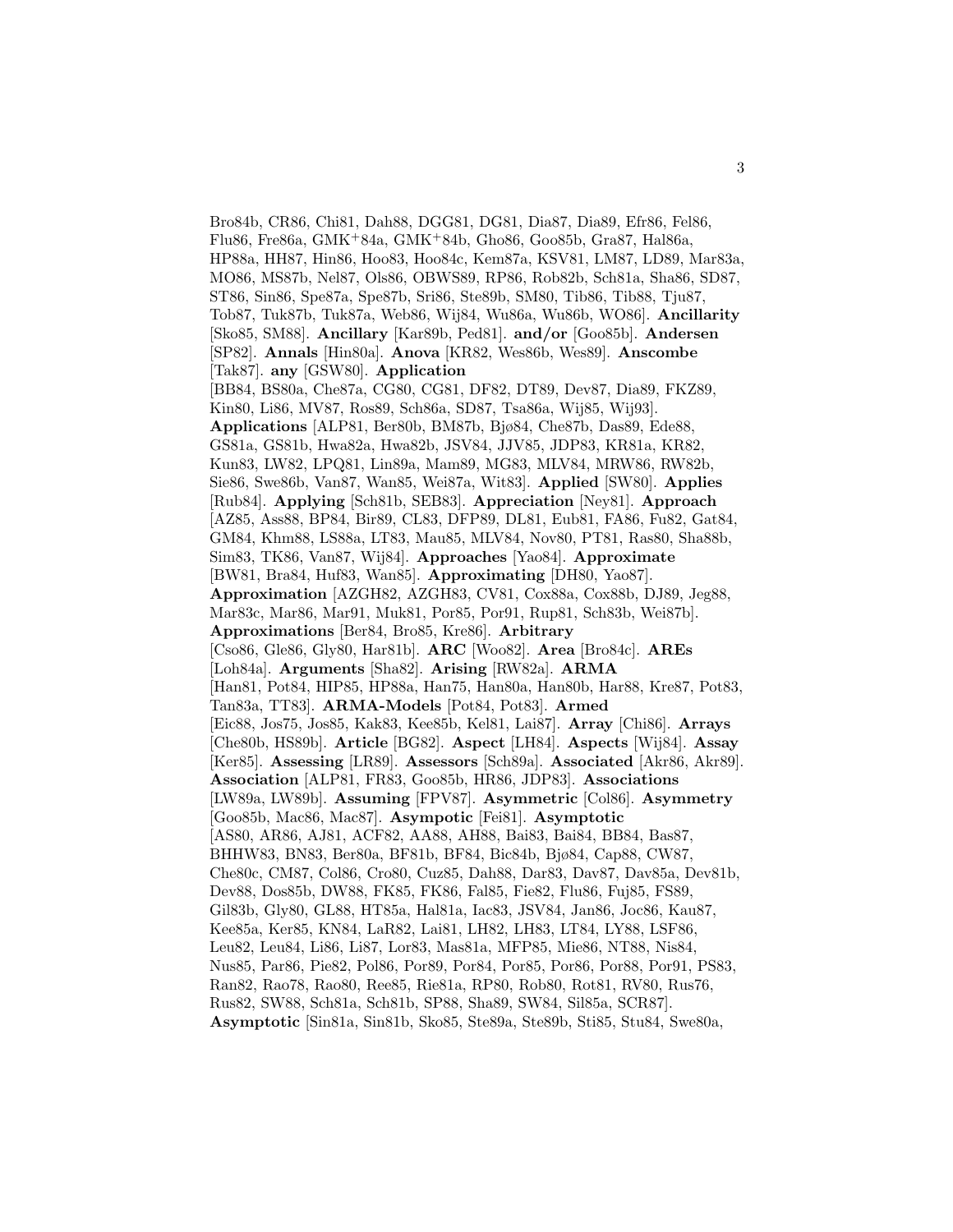Bro84b, CR86, Chi81, Dah88, DGG81, DG81, Dia87, Dia89, Efr86, Fel86, Flu86, Fre86a, GMK+84a, GMK+84b, Gho86, Goo85b, Gra87, Hal86a, HP88a, HH87, Hin86, Hoo83, Hoo84c, Kem87a, KSV81, LM87, LD89, Mar83a, MO86, MS87b, Nel87, Ols86, OBWS89, RP86, Rob82b, Sch81a, Sha86, SD87, ST86, Sin86, Spe87a, Spe87b, Sri86, Ste89b, SM80, Tib86, Tib88, Tju87, Tob87, Tuk87b, Tuk87a, Web86, Wij84, Wu86a, Wu86b, WO86]. **Ancillarity** [Sko85, SM88]. **Ancillary** [Kar89b, Ped81]. **and/or** [Goo85b]. **Andersen** [SP82]. **Annals** [Hin80a]. **Anova** [KR82, Wes86b, Wes89]. **Anscombe** [Tak87]. **any** [GSW80]. **Application** [BB84, BS80a, Che87a, CG80, CG81, DF82, DT89, Dev87, Dia89, FKZ89, Kin80, Li86, MV87, Ros89, Sch86a, SD87, Tsa86a, Wij85, Wij93]. **Applications** [ALP81, Ber80b, BM87b, Bjø84, Che87b, Das89, Ede88, GS81a, GS81b, Hwa82a, Hwa82b, JSV84, JJV85, JDP83, KR81a, KR82, Kun83, LW82, LPQ81, Lin89a, Mam89, MG83, MLV84, MRW86, RW82b, Sie86, Swe86b, Van87, Wan85, Wei87a, Wit83]. **Applied** [SW80]. **Applies** [Rub84]. **Applying** [Sch81b, SEB83]. **Appreciation** [Ney81]. **Approach** [AZ85, Ass88, BP84, Bir89, CL83, DFP89, DL81, Eub81, FA86, Fu82, Gat84, GM84, Khm88, LS88a, LT83, Mau85, MLV84, Nov80, PT81, Ras80, Sha88b, Sim83, TK86, Van87, Wij84]. **Approaches** [Yao84]. **Approximate** [BW81, Bra84, Huf83, Wan85]. **Approximating** [DH80, Yao87]. **Approximation** [AZGH82, AZGH83, CV81, Cox88a, Cox88b, DJ89, Jeg88, Mar83c, Mar86, Mar91, Muk81, Por85, Por91, Rup81, Sch83b, Wei87b]. **Approximations** [Ber84, Bro85, Kre86]. **Arbitrary** [Cso86, Gle86, Gly80, Har81b]. **ARC** [Woo82]. **Area** [Bro84c]. **AREs** [Loh84a]. **Arguments** [Sha82]. **Arising** [RW82a]. **ARMA** [Han81, Pot84, HIP85, HP88a, Han75, Han80a, Han80b, Har88, Kre87, Pot83, Tan83a, TT83]. **ARMA-Models** [Pot84, Pot83]. **Armed** [Eic88, Jos75, Jos85, Kak83, Kee85b, Kel81, Lai87]. **Array** [Chi86]. **Arrays** [Che80b, HS89b]. **Article** [BG82]. **Aspect** [LH84]. **Aspects** [Wij84]. **Assay** [Ker85]. **Assessing** [LR89]. **Assessors** [Sch89a]. **Associated** [Akr86, Akr89]. **Association** [ALP81, FR83, Goo85b, HR86, JDP83]. **Associations** [LW89a, LW89b]. **Assuming** [FPV87]. **Asymmetric** [Col86]. **Asymmetry** [Goo85b, Mac86, Mac87]. **Asympotic** [Fei81]. **Asymptotic** [AS80, AR86, AJ81, ACF82, AA88, AH88, Bai83, Bai84, BB84, Bas87, BHHW83, BN83, Ber80a, BF81b, BF84, Bic84b, Bjø84, Cap88, CW87, Che80c, CM87, Col86, Cro80, Cuz85, Dah88, Dar83, Dav87, Dav85a, Dev81b, Dev88, Dos85b, DW88, FK85, FK86, Fal85, Fie82, Flu86, Fuj85, FS89, Gil83b, Gly80, GL88, HT85a, Hal81a, Iac83, JSV84, Jan86, Joc86, Kau87, Kee85a, Ker85, KN84, LaR82, Lai81, LH82, LH83, LT84, LY88, LSF86, Leu82, Leu84, Li86, Li87, Lor83, Mas81a, MFP85, Mie86, NT88, Nis84, Nus85, Par86, Pie82, Pol86, Por89, Por84, Por85, Por86, Por88, Por91, PS83, Ran82, Rao78, Rao80, Ree85, Rie81a, RP80, Rob80, Rot81, RV80, Rus76, Rus82, SW88, Sch81a, Sch81b, SP88, Sha89, SW84, Sil85a, SCR87]. **Asymptotic** [Sin81a, Sin81b, Sko85, Ste89a, Ste89b, Sti85, Stu84, Swe80a,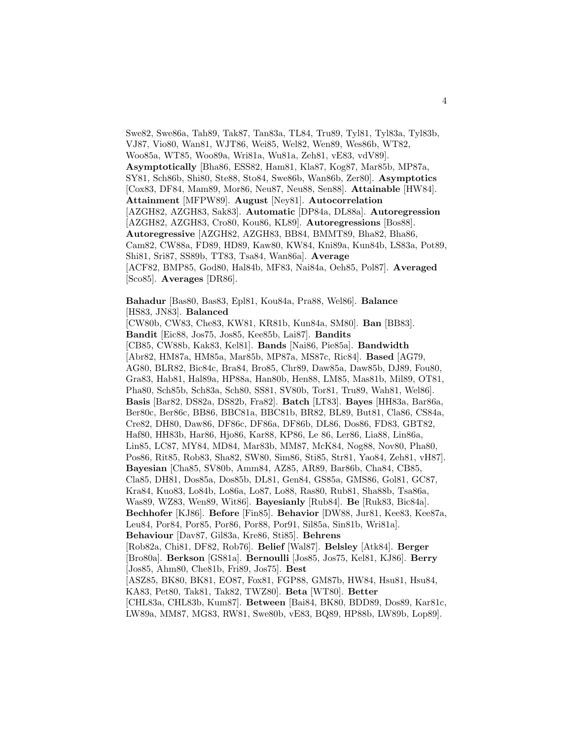Swe82, Swe86a, Tah89, Tak87, Tan83a, TL84, Tru89, Tyl81, Tyl83a, Tyl83b, VJ87, Vio80, Wan81, WJT86, Wei85, Wel82, Wen89, Wes86b, WT82, Woo85a, WT85, Woo89a, Wri81a, Wu81a, Zeh81, vE83, vdV89]. **Asymptotically** [Bha86, ESS82, Ham81, Kla87, Kog87, Mar85b, MP87a, SY81, Sch86b, Shi80, Ste88, Sto84, Swe86b, Wan86b, Zer80]. **Asymptotics** [Cox83, DF84, Mam89, Mor86, Neu87, Neu88, Sen88]. **Attainable** [HW84]. **Attainment** [MFPW89]. **August** [Ney81]. **Autocorrelation** [AZGH82, AZGH83, Sak83]. **Automatic** [DP84a, DL88a]. **Autoregression** [AZGH82, AZGH83, Cro80, Kou86, KL89]. **Autoregressions** [Bos88]. **Autoregressive** [AZGH82, AZGH83, BB84, BMMT89, Bha82, Bha86, Cam82, CW88a, FD89, HD89, Kaw80, KW84, Kni89a, Kun84b, LS83a, Pot89, Shi81, Sri87, SS89b, TT83, Tsa84, Wan86a]. **Average** [ACF82, BMP85, God80, Hal84b, MF83, Nai84a, Oeh85, Pol87]. **Averaged** [Sco85]. **Averages** [DR86].

**Bahadur** [Bas80, Bas83, Epl81, Kou84a, Pra88, Wel86]. **Balance** [HS83, JN83]. **Balanced** [CW80b, CW83, Che83, KW81, KR81b, Kun84a, SM80]. **Ban** [BB83]. **Bandit** [Eic88, Jos75, Jos85, Kee85b, Lai87]. **Bandits** [CB85, CW88b, Kak83, Kel81]. **Bands** [Nai86, Pie85a]. **Bandwidth** [Abr82, HM87a, HM85a, Mar85b, MP87a, MS87c, Ric84]. **Based** [AG79, AG80, BLR82, Bic84c, Bra84, Bro85, Chr89, Daw85a, Daw85b, DJ89, Fou80, Gra83, Hab81, Hal89a, HP88a, Han80b, Hen88, LM85, Mas81b, Mil89, OT81, Pha80, Sch85b, Sch83a, Sch80, SS81, SV80b, Tor81, Tru89, Wah81, Wel86]. **Basis** [Bar82, DS82a, DS82b, Fra82]. **Batch** [LT83]. **Bayes** [HH83a, Bar86a, Ber80c, Ber86c, BB86, BBC81a, BBC81b, BR82, BL89, But81, Cla86, CS84a, Cre82, DH80, Daw86, DF86c, DF86a, DF86b, DL86, Dos86, FD83, GBT82, Haf80, HH83b, Har86, Hjo86, Kar88, KP86, Le 86, Ler86, Lia88, Lin86a, Lin85, LC87, MY84, MD84, Mar83b, MM87, McK84, Nog88, Nov80, Pha80, Pos86, Rit85, Rob83, Sha82, SW80, Sim86, Sti85, Str81, Yao84, Zeh81, vH87]. **Bayesian** [Cha85, SV80b, Amm84, AZ85, AR89, Bar86b, Cha84, CB85, Cla85, DH81, Dos85a, Dos85b, DL81, Gen84, GS85a, GMS86, Gol81, GC87, Kra84, Kuo83, Lo84b, Lo86a, Lo87, Lo88, Ras80, Rub81, Sha88b, Tsa86a, Was89, WZ83, Wen89, Wit86]. **Bayesianly** [Rub84]. **Be** [Ruk83, Bic84a]. **Bechhofer** [KJ86]. **Before** [Fin85]. **Behavior** [DW88, Jur81, Kee83, Kee87a, Leu84, Por84, Por85, Por86, Por88, Por91, Sil85a, Sin81b, Wri81a]. **Behaviour** [Dav87, Gil83a, Kre86, Sti85]. **Behrens** [Rob82a, Chi81, DF82, Rob76]. **Belief** [Wal87]. **Belsley** [Atk84]. **Berger** [Bro80a]. **Berkson** [GS81a]. **Bernoulli** [Jos85, Jos75, Kel81, KJ86]. **Berry** [Jos85, Ahm80, Che81b, Fri89, Jos75]. **Best** [ASZ85, BK80, BK81, EO87, Fox81, FGP88, GM87b, HW84, Hsu81, Hsu84, KA83, Pet80, Tak81, Tak82, TWZ80]. **Beta** [WT80]. **Better** [CHL83a, CHL83b, Kum87]. **Between** [Bai84, BK80, BDD89, Dos89, Kar81c, LW89a, MM87, MG83, RW81, Swe80b, vE83, BQ89, HP88b, LW89b, Lop89].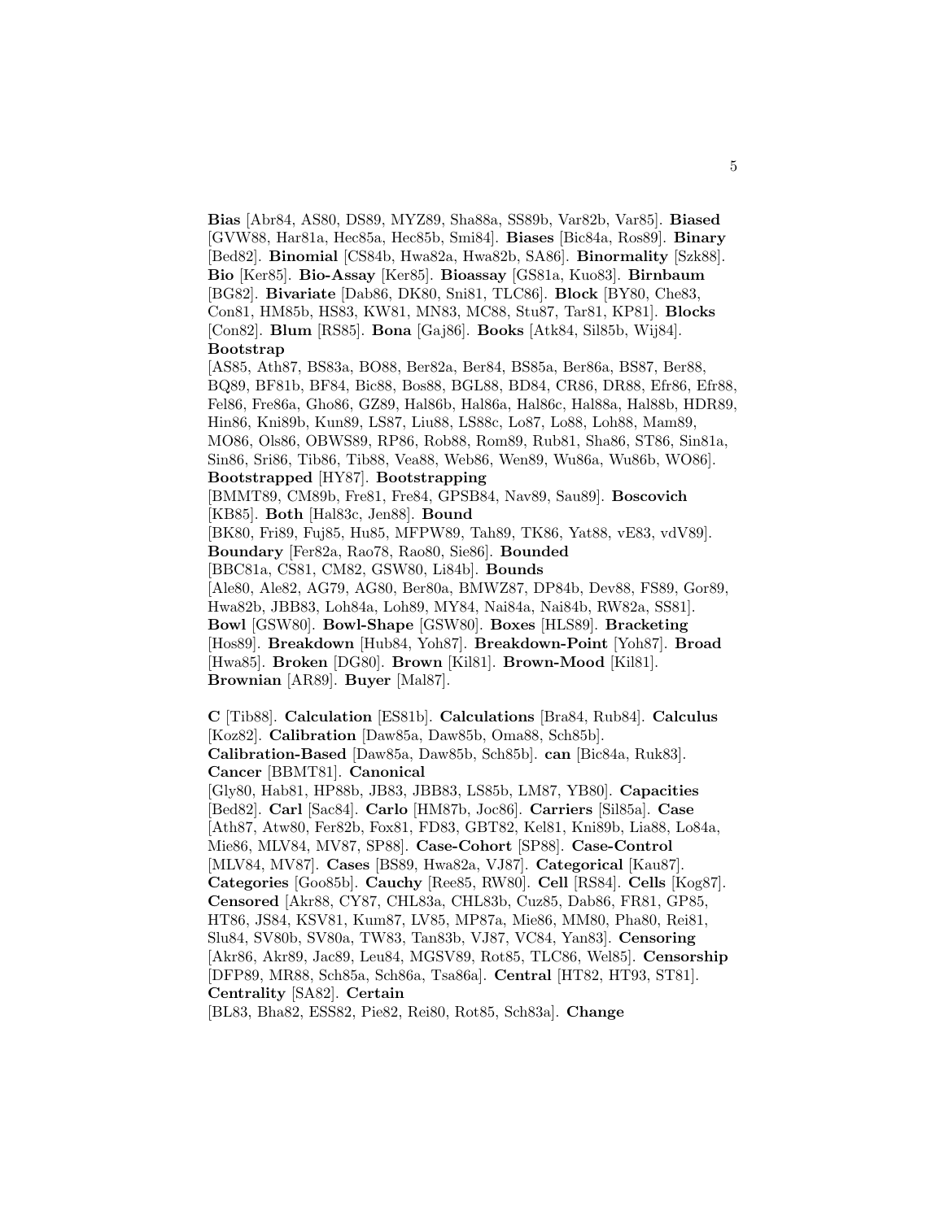**Bias** [Abr84, AS80, DS89, MYZ89, Sha88a, SS89b, Var82b, Var85]. **Biased** [GVW88, Har81a, Hec85a, Hec85b, Smi84]. **Biases** [Bic84a, Ros89]. **Binary** [Bed82]. **Binomial** [CS84b, Hwa82a, Hwa82b, SA86]. **Binormality** [Szk88]. **Bio** [Ker85]. **Bio-Assay** [Ker85]. **Bioassay** [GS81a, Kuo83]. **Birnbaum** [BG82]. **Bivariate** [Dab86, DK80, Sni81, TLC86]. **Block** [BY80, Che83, Con81, HM85b, HS83, KW81, MN83, MC88, Stu87, Tar81, KP81]. **Blocks** [Con82]. **Blum** [RS85]. **Bona** [Gaj86]. **Books** [Atk84, Sil85b, Wij84]. **Bootstrap** [AS85, Ath87, BS83a, BO88, Ber82a, Ber84, BS85a, Ber86a, BS87, Ber88, BQ89, BF81b, BF84, Bic88, Bos88, BGL88, BD84, CR86, DR88, Efr86, Efr88, Fel86, Fre86a, Gho86, GZ89, Hal86b, Hal86a, Hal86c, Hal88a, Hal88b, HDR89, Hin86, Kni89b, Kun89, LS87, Liu88, LS88c, Lo87, Lo88, Loh88, Mam89, MO86, Ols86, OBWS89, RP86, Rob88, Rom89, Rub81, Sha86, ST86, Sin81a, Sin86, Sri86, Tib86, Tib88, Vea88, Web86, Wen89, Wu86a, Wu86b, WO86]. **Bootstrapped** [HY87]. **Bootstrapping** [BMMT89, CM89b, Fre81, Fre84, GPSB84, Nav89, Sau89]. **Boscovich** [KB85]. **Both** [Hal83c, Jen88]. **Bound** [BK80, Fri89, Fuj85, Hu85, MFPW89, Tah89, TK86, Yat88, vE83, vdV89]. **Boundary** [Fer82a, Rao78, Rao80, Sie86]. **Bounded** [BBC81a, CS81, CM82, GSW80, Li84b]. **Bounds** [Ale80, Ale82, AG79, AG80, Ber80a, BMWZ87, DP84b, Dev88, FS89, Gor89, Hwa82b, JBB83, Loh84a, Loh89, MY84, Nai84a, Nai84b, RW82a, SS81]. **Bowl** [GSW80]. **Bowl-Shape** [GSW80]. **Boxes** [HLS89]. **Bracketing** [Hos89]. **Breakdown** [Hub84, Yoh87]. **Breakdown-Point** [Yoh87]. **Broad** [Hwa85]. **Broken** [DG80]. **Brown** [Kil81]. **Brown-Mood** [Kil81]. **Brownian** [AR89]. **Buyer** [Mal87].

**C** [Tib88]. **Calculation** [ES81b]. **Calculations** [Bra84, Rub84]. **Calculus** [Koz82]. **Calibration** [Daw85a, Daw85b, Oma88, Sch85b]. **Calibration-Based** [Daw85a, Daw85b, Sch85b]. **can** [Bic84a, Ruk83]. **Cancer** [BBMT81]. **Canonical** [Gly80, Hab81, HP88b, JB83, JBB83, LS85b, LM87, YB80]. **Capacities** [Bed82]. **Carl** [Sac84]. **Carlo** [HM87b, Joc86]. **Carriers** [Sil85a]. **Case** [Ath87, Atw80, Fer82b, Fox81, FD83, GBT82, Kel81, Kni89b, Lia88, Lo84a, Mie86, MLV84, MV87, SP88]. **Case-Cohort** [SP88]. **Case-Control** [MLV84, MV87]. **Cases** [BS89, Hwa82a, VJ87]. **Categorical** [Kau87]. **Categories** [Goo85b]. **Cauchy** [Ree85, RW80]. **Cell** [RS84]. **Cells** [Kog87]. **Censored** [Akr88, CY87, CHL83a, CHL83b, Cuz85, Dab86, FR81, GP85, HT86, JS84, KSV81, Kum87, LV85, MP87a, Mie86, MM80, Pha80, Rei81, Slu84, SV80b, SV80a, TW83, Tan83b, VJ87, VC84, Yan83]. **Censoring** [Akr86, Akr89, Jac89, Leu84, MGSV89, Rot85, TLC86, Wel85]. **Censorship** [DFP89, MR88, Sch85a, Sch86a, Tsa86a]. **Central** [HT82, HT93, ST81]. **Centrality** [SA82]. **Certain** [BL83, Bha82, ESS82, Pie82, Rei80, Rot85, Sch83a]. **Change**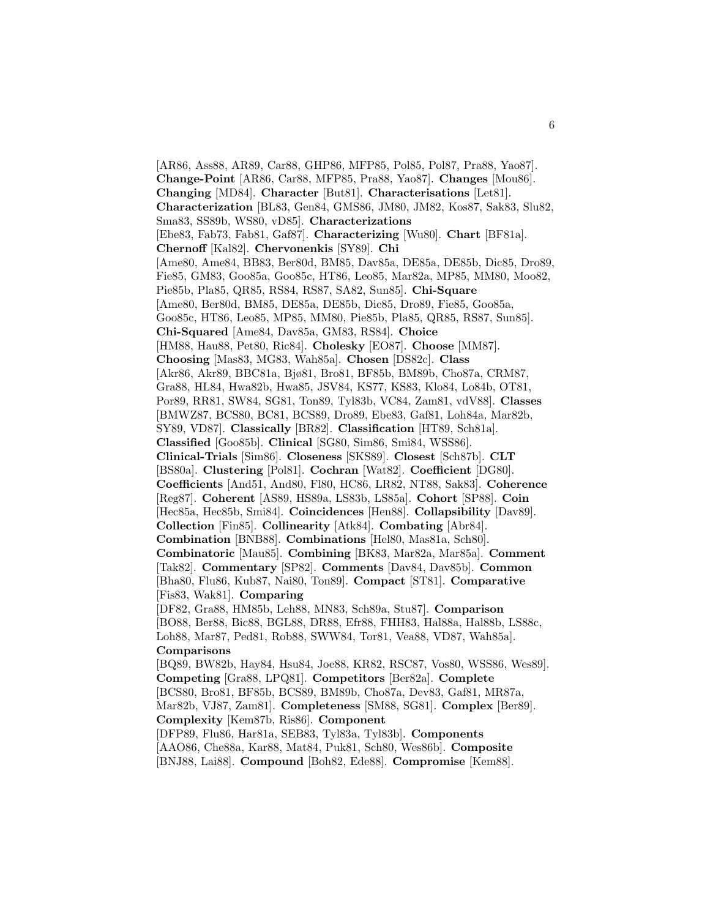[AR86, Ass88, AR89, Car88, GHP86, MFP85, Pol85, Pol87, Pra88, Yao87]. **Change-Point** [AR86, Car88, MFP85, Pra88, Yao87]. **Changes** [Mou86]. **Changing** [MD84]. **Character** [But81]. **Characterisations** [Let81]. **Characterization** [BL83, Gen84, GMS86, JM80, JM82, Kos87, Sak83, Slu82, Sma83, SS89b, WS80, vD85]. **Characterizations** [Ebe83, Fab73, Fab81, Gaf87]. **Characterizing** [Wu80]. **Chart** [BF81a]. **Chernoff** [Kal82]. **Chervonenkis** [SY89]. **Chi** [Ame80, Ame84, BB83, Ber80d, BM85, Dav85a, DE85a, DE85b, Dic85, Dro89, Fie85, GM83, Goo85a, Goo85c, HT86, Leo85, Mar82a, MP85, MM80, Moo82, Pie85b, Pla85, QR85, RS84, RS87, SA82, Sun85]. **Chi-Square** [Ame80, Ber80d, BM85, DE85a, DE85b, Dic85, Dro89, Fie85, Goo85a, Goo85c, HT86, Leo85, MP85, MM80, Pie85b, Pla85, QR85, RS87, Sun85]. **Chi-Squared** [Ame84, Dav85a, GM83, RS84]. **Choice** [HM88, Hau88, Pet80, Ric84]. **Cholesky** [EO87]. **Choose** [MM87]. **Choosing** [Mas83, MG83, Wah85a]. **Chosen** [DS82c]. **Class** [Akr86, Akr89, BBC81a, Bjø81, Bro81, BF85b, BM89b, Cho87a, CRM87, Gra88, HL84, Hwa82b, Hwa85, JSV84, KS77, KS83, Klo84, Lo84b, OT81, Por89, RR81, SW84, SG81, Ton89, Tyl83b, VC84, Zam81, vdV88]. **Classes** [BMWZ87, BCS80, BC81, BCS89, Dro89, Ebe83, Gaf81, Loh84a, Mar82b, SY89, VD87]. **Classically** [BR82]. **Classification** [HT89, Sch81a]. **Classified** [Goo85b]. **Clinical** [SG80, Sim86, Smi84, WSS86]. **Clinical-Trials** [Sim86]. **Closeness** [SKS89]. **Closest** [Sch87b]. **CLT** [BS80a]. **Clustering** [Pol81]. **Cochran** [Wat82]. **Coefficient** [DG80]. **Coefficients** [And51, And80, Fl80, HC86, LR82, NT88, Sak83]. **Coherence** [Reg87]. **Coherent** [AS89, HS89a, LS83b, LS85a]. **Cohort** [SP88]. **Coin** [Hec85a, Hec85b, Smi84]. **Coincidences** [Hen88]. **Collapsibility** [Dav89]. **Collection** [Fin85]. **Collinearity** [Atk84]. **Combating** [Abr84]. **Combination** [BNB88]. **Combinations** [Hel80, Mas81a, Sch80]. **Combinatoric** [Mau85]. **Combining** [BK83, Mar82a, Mar85a]. **Comment** [Tak82]. **Commentary** [SP82]. **Comments** [Dav84, Dav85b]. **Common** [Bha80, Flu86, Kub87, Nai80, Ton89]. **Compact** [ST81]. **Comparative** [Fis83, Wak81]. **Comparing** [DF82, Gra88, HM85b, Leh88, MN83, Sch89a, Stu87]. **Comparison** [BO88, Ber88, Bic88, BGL88, DR88, Efr88, FHH83, Hal88a, Hal88b, LS88c, Loh88, Mar87, Ped81, Rob88, SWW84, Tor81, Vea88, VD87, Wah85a]. **Comparisons** [BQ89, BW82b, Hay84, Hsu84, Joe88, KR82, RSC87, Vos80, WSS86, Wes89]. **Competing** [Gra88, LPQ81]. **Competitors** [Ber82a]. **Complete** [BCS80, Bro81, BF85b, BCS89, BM89b, Cho87a, Dev83, Gaf81, MR87a, Mar82b, VJ87, Zam81]. **Completeness** [SM88, SG81]. **Complex** [Ber89]. **Complexity** [Kem87b, Ris86]. **Component** [DFP89, Flu86, Har81a, SEB83, Tyl83a, Tyl83b]. **Components** [AAO86, Che88a, Kar88, Mat84, Puk81, Sch80, Wes86b]. **Composite** [BNJ88, Lai88]. **Compound** [Boh82, Ede88]. **Compromise** [Kem88].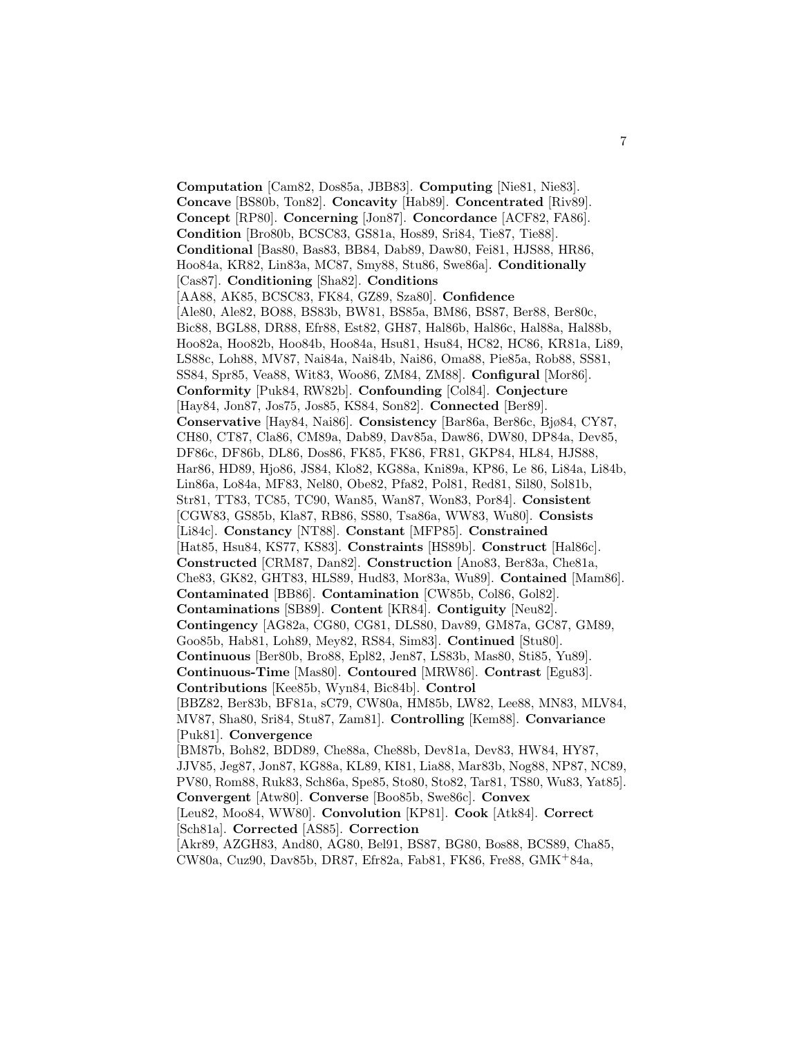**Computation** [Cam82, Dos85a, JBB83]. **Computing** [Nie81, Nie83]. **Concave** [BS80b, Ton82]. **Concavity** [Hab89]. **Concentrated** [Riv89]. **Concept** [RP80]. **Concerning** [Jon87]. **Concordance** [ACF82, FA86]. **Condition** [Bro80b, BCSC83, GS81a, Hos89, Sri84, Tie87, Tie88]. **Conditional** [Bas80, Bas83, BB84, Dab89, Daw80, Fei81, HJS88, HR86, Hoo84a, KR82, Lin83a, MC87, Smy88, Stu86, Swe86a]. **Conditionally** [Cas87]. **Conditioning** [Sha82]. **Conditions** [AA88, AK85, BCSC83, FK84, GZ89, Sza80]. **Confidence** [Ale80, Ale82, BO88, BS83b, BW81, BS85a, BM86, BS87, Ber88, Ber80c, Bic88, BGL88, DR88, Efr88, Est82, GH87, Hal86b, Hal86c, Hal88a, Hal88b, Hoo82a, Hoo82b, Hoo84b, Hoo84a, Hsu81, Hsu84, HC82, HC86, KR81a, Li89, LS88c, Loh88, MV87, Nai84a, Nai84b, Nai86, Oma88, Pie85a, Rob88, SS81, SS84, Spr85, Vea88, Wit83, Woo86, ZM84, ZM88]. **Configural** [Mor86]. **Conformity** [Puk84, RW82b]. **Confounding** [Col84]. **Conjecture** [Hay84, Jon87, Jos75, Jos85, KS84, Son82]. **Connected** [Ber89]. **Conservative** [Hay84, Nai86]. **Consistency** [Bar86a, Ber86c, Bjø84, CY87, CH80, CT87, Cla86, CM89a, Dab89, Dav85a, Daw86, DW80, DP84a, Dev85, DF86c, DF86b, DL86, Dos86, FK85, FK86, FR81, GKP84, HL84, HJS88, Har86, HD89, Hjo86, JS84, Klo82, KG88a, Kni89a, KP86, Le 86, Li84a, Li84b, Lin86a, Lo84a, MF83, Nel80, Obe82, Pfa82, Pol81, Red81, Sil80, Sol81b, Str81, TT83, TC85, TC90, Wan85, Wan87, Won83, Por84]. **Consistent** [CGW83, GS85b, Kla87, RB86, SS80, Tsa86a, WW83, Wu80]. **Consists** [Li84c]. **Constancy** [NT88]. **Constant** [MFP85]. **Constrained** [Hat85, Hsu84, KS77, KS83]. **Constraints** [HS89b]. **Construct** [Hal86c]. **Constructed** [CRM87, Dan82]. **Construction** [Ano83, Ber83a, Che81a, Che83, GK82, GHT83, HLS89, Hud83, Mor83a, Wu89]. **Contained** [Mam86]. **Contaminated** [BB86]. **Contamination** [CW85b, Col86, Gol82]. **Contaminations** [SB89]. **Content** [KR84]. **Contiguity** [Neu82]. **Contingency** [AG82a, CG80, CG81, DLS80, Dav89, GM87a, GC87, GM89, Goo85b, Hab81, Loh89, Mey82, RS84, Sim83]. **Continued** [Stu80]. **Continuous** [Ber80b, Bro88, Epl82, Jen87, LS83b, Mas80, Sti85, Yu89]. **Continuous-Time** [Mas80]. **Contoured** [MRW86]. **Contrast** [Egu83]. **Contributions** [Kee85b, Wyn84, Bic84b]. **Control** [BBZ82, Ber83b, BF81a, sC79, CW80a, HM85b, LW82, Lee88, MN83, MLV84, MV87, Sha80, Sri84, Stu87, Zam81]. **Controlling** [Kem88]. **Convariance** [Puk81]. **Convergence** [BM87b, Boh82, BDD89, Che88a, Che88b, Dev81a, Dev83, HW84, HY87, JJV85, Jeg87, Jon87, KG88a, KL89, KI81, Lia88, Mar83b, Nog88, NP87, NC89, PV80, Rom88, Ruk83, Sch86a, Spe85, Sto80, Sto82, Tar81, TS80, Wu83, Yat85]. **Convergent** [Atw80]. **Converse** [Boo85b, Swe86c]. **Convex** [Leu82, Moo84, WW80]. **Convolution** [KP81]. **Cook** [Atk84]. **Correct** [Sch81a]. **Corrected** [AS85]. **Correction** [Akr89, AZGH83, And80, AG80, Bel91, BS87, BG80, Bos88, BCS89, Cha85, CW80a, Cuz90, Dav85b, DR87, Efr82a, Fab81, FK86, Fre88, GMK+84a,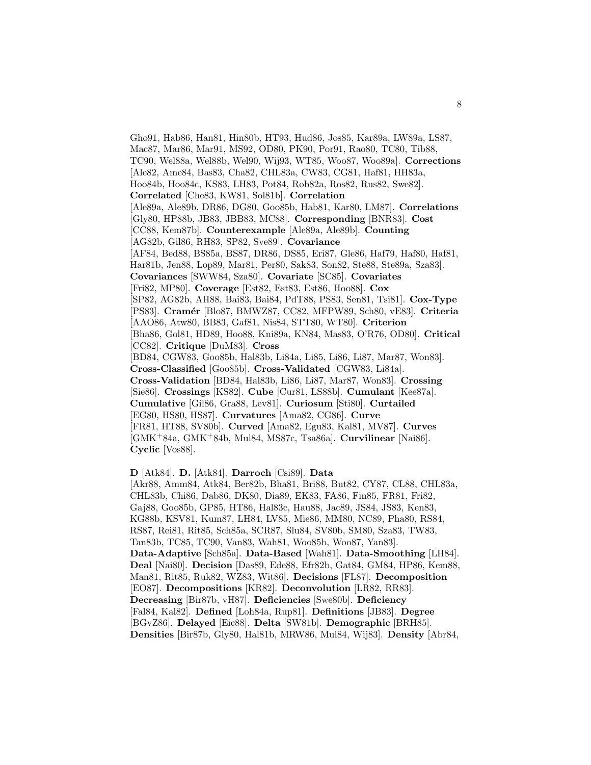Gho91, Hab86, Han81, Hin80b, HT93, Hud86, Jos85, Kar89a, LW89a, LS87, Mac87, Mar86, Mar91, MS92, OD80, PK90, Por91, Rao80, TC80, Tib88, TC90, Wel88a, Wel88b, Wel90, Wij93, WT85, Woo87, Woo89a]. **Corrections** [Ale82, Ame84, Bas83, Cha82, CHL83a, CW83, CG81, Haf81, HH83a, Hoo84b, Hoo84c, KS83, LH83, Pot84, Rob82a, Ros82, Rus82, Swe82]. **Correlated** [Che83, KW81, Sol81b]. **Correlation** [Ale89a, Ale89b, DR86, DG80, Goo85b, Hab81, Kar80, LM87]. **Correlations** [Gly80, HP88b, JB83, JBB83, MC88]. **Corresponding** [BNR83]. **Cost** [CC88, Kem87b]. **Counterexample** [Ale89a, Ale89b]. **Counting** [AG82b, Gil86, RH83, SP82, Sve89]. **Covariance** [AF84, Bed88, BS85a, BS87, DR86, DS85, Eri87, Gle86, Haf79, Haf80, Haf81, Har81b, Jen88, Lop89, Mar81, Per80, Sak83, Son82, Ste88, Ste89a, Sza83]. **Covariances** [SWW84, Sza80]. **Covariate** [SC85]. **Covariates** [Fri82, MP80]. **Coverage** [Est82, Est83, Est86, Hoo88]. **Cox** [SP82, AG82b, AH88, Bai83, Bai84, PdT88, PS83, Sen81, Tsi81]. **Cox-Type** [PS83]. **Cramér** [Blo87, BMWZ87, CC82, MFPW89, Sch80, vE83]. **Criteria** [AAO86, Atw80, BB83, Gaf81, Nis84, STT80, WT80]. **Criterion** [Bha86, Gol81, HD89, Hoo88, Kni89a, KN84, Mas83, O'R76, OD80]. **Critical** [CC82]. **Critique** [DuM83]. **Cross** [BD84, CGW83, Goo85b, Hal83b, Li84a, Li85, Li86, Li87, Mar87, Won83]. **Cross-Classified** [Goo85b]. **Cross-Validated** [CGW83, Li84a]. **Cross-Validation** [BD84, Hal83b, Li86, Li87, Mar87, Won83]. **Crossing** [Sie86]. **Crossings** [KS82]. **Cube** [Cur81, LS88b]. **Cumulant** [Kee87a]. **Cumulative** [Gil86, Gra88, Lev81]. **Curiosum** [Sti80]. **Curtailed** [EG80, HS80, HS87]. **Curvatures** [Ama82, CG86]. **Curve** [FR81, HT88, SV80b]. **Curved** [Ama82, Egu83, Kal81, MV87]. **Curves** [GMK$^+$84a, GMK$^+$84b, Mul84, MS87c, Tsa86a]. **Curvilinear** [Nai86]. **Cyclic** [Vos88].

**D** [Atk84]. **D.** [Atk84]. **Darroch** [Csi89]. **Data** [Akr88, Amm84, Atk84, Ber82b, Bha81, Bri88, But82, CY87, CL88, CHL83a, CHL83b, Chi86, Dab86, DK80, Dia89, EK83, FA86, Fin85, FR81, Fri82, Gaj88, Goo85b, GP85, HT86, Hal83c, Hau88, Jac89, JS84, JS83, Ken83, KG88b, KSV81, Kum87, LH84, LV85, Mie86, MM80, NC89, Pha80, RS84, RS87, Rei81, Rit85, Sch85a, SCR87, Slu84, SV80b, SM80, Sza83, TW83, Tan83b, TC85, TC90, Van83, Wah81, Woo85b, Woo87, Yan83]. **Data-Adaptive** [Sch85a]. **Data-Based** [Wah81]. **Data-Smoothing** [LH84]. **Deal** [Nai80]. **Decision** [Das89, Ede88, Efr82b, Gat84, GM84, HP86, Kem88, Man81, Rit85, Ruk82, WZ83, Wit86]. **Decisions** [FL87]. **Decomposition** [EO87]. **Decompositions** [KR82]. **Deconvolution** [LR82, RR83]. **Decreasing** [Bir87b, vH87]. **Deficiencies** [Swe80b]. **Deficiency** [Fal84, Kal82]. **Defined** [Loh84a, Rup81]. **Definitions** [JB83]. **Degree** [BGvZ86]. **Delayed** [Eic88]. **Delta** [SW81b]. **Demographic** [BRH85]. **Densities** [Bir87b, Gly80, Hal81b, MRW86, Mul84, Wij83]. **Density** [Abr84,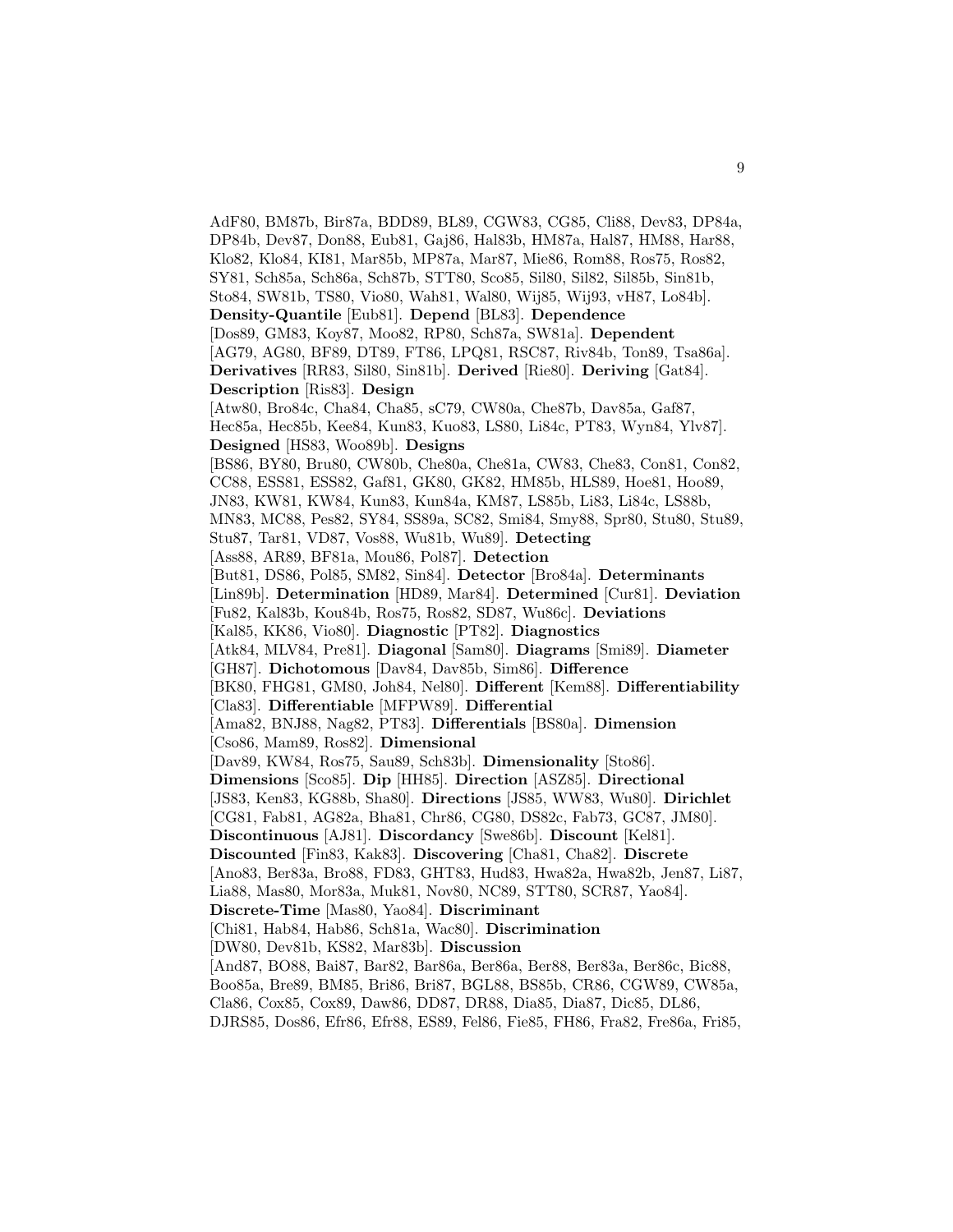AdF80, BM87b, Bir87a, BDD89, BL89, CGW83, CG85, Cli88, Dev83, DP84a, DP84b, Dev87, Don88, Eub81, Gaj86, Hal83b, HM87a, Hal87, HM88, Har88, Klo82, Klo84, KI81, Mar85b, MP87a, Mar87, Mie86, Rom88, Ros75, Ros82, SY81, Sch85a, Sch86a, Sch87b, STT80, Sco85, Sil80, Sil82, Sil85b, Sin81b, Sto84, SW81b, TS80, Vio80, Wah81, Wal80, Wij85, Wij93, vH87, Lo84b]. **Density-Quantile** [Eub81]. **Depend** [BL83]. **Dependence** [Dos89, GM83, Koy87, Moo82, RP80, Sch87a, SW81a]. **Dependent** [AG79, AG80, BF89, DT89, FT86, LPQ81, RSC87, Riv84b, Ton89, Tsa86a]. **Derivatives** [RR83, Sil80, Sin81b]. **Derived** [Rie80]. **Deriving** [Gat84]. **Description** [Ris83]. **Design** [Atw80, Bro84c, Cha84, Cha85, sC79, CW80a, Che87b, Dav85a, Gaf87, Hec85a, Hec85b, Kee84, Kun83, Kuo83, LS80, Li84c, PT83, Wyn84, Ylv87]. **Designed** [HS83, Woo89b]. **Designs** [BS86, BY80, Bru80, CW80b, Che80a, Che81a, CW83, Che83, Con81, Con82, CC88, ESS81, ESS82, Gaf81, GK80, GK82, HM85b, HLS89, Hoe81, Hoo89, JN83, KW81, KW84, Kun83, Kun84a, KM87, LS85b, Li83, Li84c, LS88b, MN83, MC88, Pes82, SY84, SS89a, SC82, Smi84, Smy88, Spr80, Stu80, Stu89, Stu87, Tar81, VD87, Vos88, Wu81b, Wu89]. **Detecting** [Ass88, AR89, BF81a, Mou86, Pol87]. **Detection** [But81, DS86, Pol85, SM82, Sin84]. **Detector** [Bro84a]. **Determinants** [Lin89b]. **Determination** [HD89, Mar84]. **Determined** [Cur81]. **Deviation** [Fu82, Kal83b, Kou84b, Ros75, Ros82, SD87, Wu86c]. **Deviations** [Kal85, KK86, Vio80]. **Diagnostic** [PT82]. **Diagnostics** [Atk84, MLV84, Pre81]. **Diagonal** [Sam80]. **Diagrams** [Smi89]. **Diameter** [GH87]. **Dichotomous** [Dav84, Dav85b, Sim86]. **Difference** [BK80, FHG81, GM80, Joh84, Nel80]. **Different** [Kem88]. **Differentiability** [Cla83]. **Differentiable** [MFPW89]. **Differential** [Ama82, BNJ88, Nag82, PT83]. **Differentials** [BS80a]. **Dimension** [Cso86, Mam89, Ros82]. **Dimensional** [Dav89, KW84, Ros75, Sau89, Sch83b]. **Dimensionality** [Sto86]. **Dimensions** [Sco85]. **Dip** [HH85]. **Direction** [ASZ85]. **Directional** [JS83, Ken83, KG88b, Sha80]. **Directions** [JS85, WW83, Wu80]. **Dirichlet** [CG81, Fab81, AG82a, Bha81, Chr86, CG80, DS82c, Fab73, GC87, JM80]. **Discontinuous** [AJ81]. **Discordancy** [Swe86b]. **Discount** [Kel81]. **Discounted** [Fin83, Kak83]. **Discovering** [Cha81, Cha82]. **Discrete** [Ano83, Ber83a, Bro88, FD83, GHT83, Hud83, Hwa82a, Hwa82b, Jen87, Li87, Lia88, Mas80, Mor83a, Muk81, Nov80, NC89, STT80, SCR87, Yao84]. **Discrete-Time** [Mas80, Yao84]. **Discriminant** [Chi81, Hab84, Hab86, Sch81a, Wac80]. **Discrimination** [DW80, Dev81b, KS82, Mar83b]. **Discussion** [And87, BO88, Bai87, Bar82, Bar86a, Ber86a, Ber88, Ber83a, Ber86c, Bic88, Boo85a, Bre89, BM85, Bri86, Bri87, BGL88, BS85b, CR86, CGW89, CW85a, Cla86, Cox85, Cox89, Daw86, DD87, DR88, Dia85, Dia87, Dic85, DL86, DJRS85, Dos86, Efr86, Efr88, ES89, Fel86, Fie85, FH86, Fra82, Fre86a, Fri85,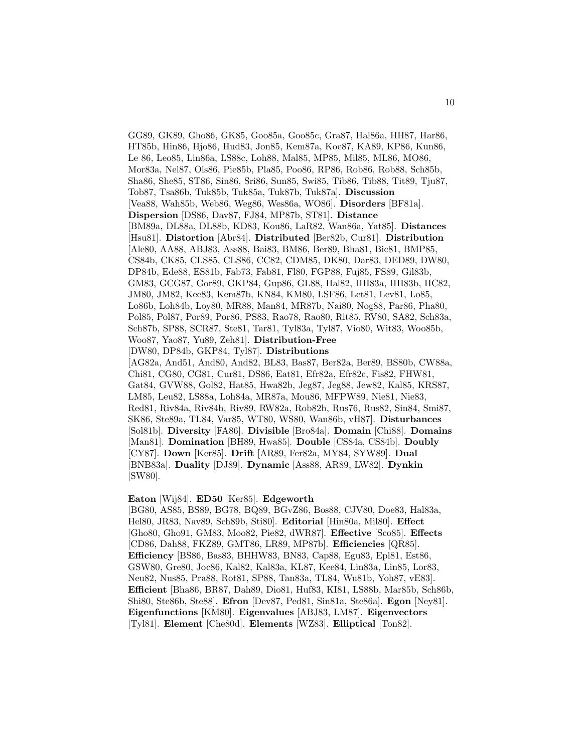GG89, GK89, Gho86, GK85, Goo85a, Goo85c, Gra87, Hal86a, HH87, Har86, HT85b, Hin86, Hjo86, Hud83, Jon85, Kem87a, Koe87, KA89, KP86, Kun86, Le 86, Leo85, Lin86a, LS88c, Loh88, Mal85, MP85, Mil85, ML86, MO86, Mor83a, Nel87, Ols86, Pie85b, Pla85, Poo86, RP86, Rob86, Rob88, Sch85b, Sha86, She85, ST86, Sin86, Sri86, Sun85, Swi85, Tib86, Tib88, Tit89, Tju87, Tob87, Tsa86b, Tuk85b, Tuk85a, Tuk87b, Tuk87a]. **Discussion** [Vea88, Wah85b, Web86, Weg86, Wes86a, WO86]. **Disorders** [BF81a]. **Dispersion** [DS86, Dav87, FJ84, MP87b, ST81]. **Distance** [BM89a, DL88a, DL88b, KD83, Kou86, LaR82, Wan86a, Yat85]. **Distances** [Hsu81]. **Distortion** [Abr84]. **Distributed** [Ber82b, Cur81]. **Distribution** [Ale80, AA88, ABJ83, Ass88, Bai83, BM86, Ber89, Bha81, Bic81, BMP85, CS84b, CK85, CLS85, CLS86, CC82, CDM85, DK80, Dar83, DED89, DW80, DP84b, Ede88, ES81b, Fab73, Fab81, Fl80, FGP88, Fuj85, FS89, Gil83b, GM83, GCG87, Gor89, GKP84, Gup86, GL88, Hal82, HH83a, HH83b, HC82, JM80, JM82, Kee83, Kem87b, KN84, KM80, LSF86, Let81, Lev81, Lo85, Lo86b, Loh84b, Loy80, MR88, Man84, MR87b, Nai80, Nog88, Par86, Pha80, Pol85, Pol87, Por89, Por86, PS83, Rao78, Rao80, Rit85, RV80, SA82, Sch83a, Sch87b, SP88, SCR87, Ste81, Tar81, Tyl83a, Tyl87, Vio80, Wit83, Woo85b, Woo87, Yao87, Yu89, Zeh81]. **Distribution-Free** [DW80, DP84b, GKP84, Tyl87]. **Distributions** [AG82a, And51, And80, And82, BL83, Bas87, Ber82a, Ber89, BS80b, CW88a, Chi81, CG80, CG81, Cur81, DS86, Eat81, Efr82a, Efr82c, Fis82, FHW81, Gat84, GVW88, Gol82, Hat85, Hwa82b, Jeg87, Jeg88, Jew82, Kal85, KRS87, LM85, Leu82, LS88a, Loh84a, MR87a, Mou86, MFPW89, Nie81, Nie83, Red81, Riv84a, Riv84b, Riv89, RW82a, Rob82b, Rus76, Rus82, Sin84, Smi87, SK86, Ste89a, TL84, Var85, WT80, WS80, Wan86b, vH87]. **Disturbances** [Sol81b]. **Diversity** [FA86]. **Divisible** [Bro84a]. **Domain** [Chi88]. **Domains** [Man81]. **Domination** [BH89, Hwa85]. **Double** [CS84a, CS84b]. **Doubly** [CY87]. **Down** [Ker85]. **Drift** [AR89, Fer82a, MY84, SYW89]. **Dual** [BNB83a]. **Duality** [DJ89]. **Dynamic** [Ass88, AR89, LW82]. **Dynkin** [SW80].

**Eaton** [Wij84]. **ED50** [Ker85]. **Edgeworth** [BG80, AS85, BS89, BG78, BQ89, BGvZ86, Bos88, CJV80, Doe83, Hal83a, Hel80, JR83, Nav89, Sch89b, Sti80]. **Editorial** [Hin80a, Mil80]. **Effect** [Gho80, Gho91, GM83, Moo82, Pie82, dWR87]. **Effective** [Sco85]. **Effects** [CD86, Dah88, FKZ89, GMT86, LR89, MP87b]. **Efficiencies** [QR85]. **Efficiency** [BS86, Bas83, BHHW83, BN83, Cap88, Egu83, Epl81, Est86, GSW80, Gre80, Joc86, Kal82, Kal83a, KL87, Kee84, Lin83a, Lin85, Lor83, Neu82, Nus85, Pra88, Rot81, SP88, Tan83a, TL84, Wu81b, Yoh87, vE83]. **Efficient** [Bha86, BR87, Dah89, Dio81, Huf83, KI81, LS88b, Mar85b, Sch86b, Shi80, Ste86b, Ste88]. **Efron** [Dev87, Ped81, Sin81a, Ste86a]. **Egon** [Ney81]. **Eigenfunctions** [KM80]. **Eigenvalues** [ABJ83, LM87]. **Eigenvectors** [Tyl81]. **Element** [Che80d]. **Elements** [WZ83]. **Elliptical** [Ton82].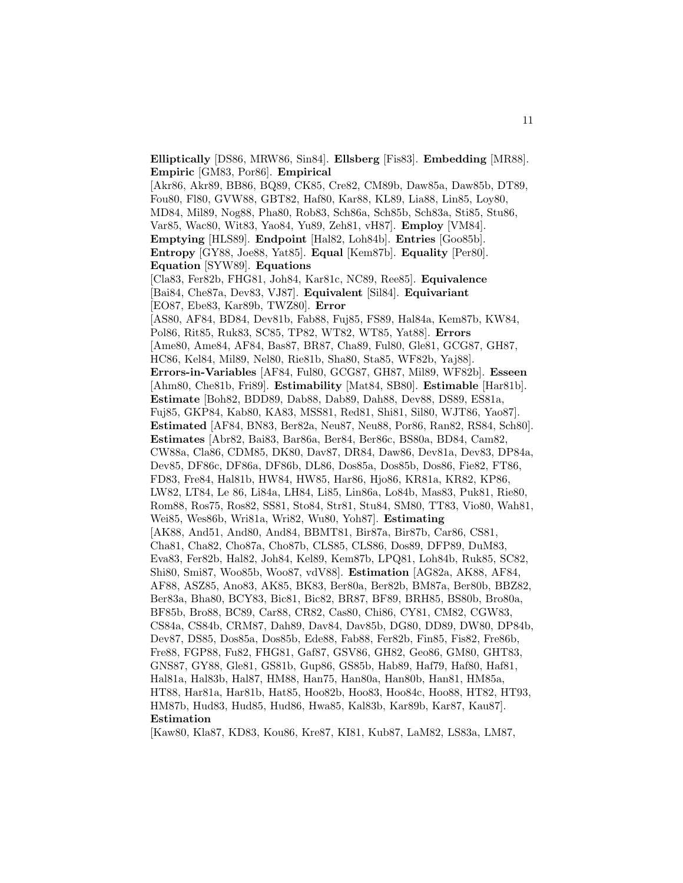**Elliptically** [DS86, MRW86, Sin84]. **Ellsberg** [Fis83]. **Embedding** [MR88]. **Empiric** [GM83, Por86]. **Empirical** [Akr86, Akr89, BB86, BQ89, CK85, Cre82, CM89b, Daw85a, Daw85b, DT89, Fou80, Fl80, GVW88, GBT82, Haf80, Kar88, KL89, Lia88, Lin85, Loy80, MD84, Mil89, Nog88, Pha80, Rob83, Sch86a, Sch85b, Sch83a, Sti85, Stu86, Var85, Wac80, Wit83, Yao84, Yu89, Zeh81, vH87]. **Employ** [VM84]. **Emptying** [HLS89]. **Endpoint** [Hal82, Loh84b]. **Entries** [Goo85b]. **Entropy** [GY88, Joe88, Yat85]. **Equal** [Kem87b]. **Equality** [Per80]. **Equation** [SYW89]. **Equations** [Cla83, Fer82b, FHG81, Joh84, Kar81c, NC89, Ree85]. **Equivalence** [Bai84, Che87a, Dev83, VJ87]. **Equivalent** [Sil84]. **Equivariant** [EO87, Ebe83, Kar89b, TWZ80]. **Error** [AS80, AF84, BD84, Dev81b, Fab88, Fuj85, FS89, Hal84a, Kem87b, KW84, Pol86, Rit85, Ruk83, SC85, TP82, WT82, WT85, Yat88]. **Errors** [Ame80, Ame84, AF84, Bas87, BR87, Cha89, Ful80, Gle81, GCG87, GH87, HC86, Kel84, Mil89, Nel80, Rie81b, Sha80, Sta85, WF82b, Yaj88]. **Errors-in-Variables** [AF84, Ful80, GCG87, GH87, Mil89, WF82b]. **Esseen** [Ahm80, Che81b, Fri89]. **Estimability** [Mat84, SB80]. **Estimable** [Har81b]. **Estimate** [Boh82, BDD89, Dab88, Dab89, Dah88, Dev88, DS89, ES81a, Fuj85, GKP84, Kab80, KA83, MSS81, Red81, Shi81, Sil80, WJT86, Yao87]. **Estimated** [AF84, BN83, Ber82a, Neu87, Neu88, Por86, Ran82, RS84, Sch80]. **Estimates** [Abr82, Bai83, Bar86a, Ber84, Ber86c, BS80a, BD84, Cam82, CW88a, Cla86, CDM85, DK80, Dav87, DR84, Daw86, Dev81a, Dev83, DP84a, Dev85, DF86c, DF86a, DF86b, DL86, Dos85a, Dos85b, Dos86, Fie82, FT86, FD83, Fre84, Hal81b, HW84, HW85, Har86, Hjo86, KR81a, KR82, KP86, LW82, LT84, Le 86, Li84a, LH84, Li85, Lin86a, Lo84b, Mas83, Puk81, Rie80, Rom88, Ros75, Ros82, SS81, Sto84, Str81, Stu84, SM80, TT83, Vio80, Wah81, Wei85, Wes86b, Wri81a, Wri82, Wu80, Yoh87]. **Estimating** [AK88, And51, And80, And84, BBMT81, Bir87a, Bir87b, Car86, CS81, Cha81, Cha82, Cho87a, Cho87b, CLS85, CLS86, Dos89, DFP89, DuM83, Eva83, Fer82b, Hal82, Joh84, Kel89, Kem87b, LPQ81, Loh84b, Ruk85, SC82, Shi80, Smi87, Woo85b, Woo87, vdV88]. **Estimation** [AG82a, AK88, AF84, AF88, ASZ85, Ano83, AK85, BK83, Ber80a, Ber82b, BM87a, Ber80b, BBZ82, Ber83a, Bha80, BCY83, Bic81, Bic82, BR87, BF89, BRH85, BS80b, Bro80a, BF85b, Bro88, BC89, Car88, CR82, Cas80, Chi86, CY81, CM82, CGW83, CS84a, CS84b, CRM87, Dah89, Dav84, Dav85b, DG80, DD89, DW80, DP84b, Dev87, DS85, Dos85a, Dos85b, Ede88, Fab88, Fer82b, Fin85, Fis82, Fre86b, Fre88, FGP88, Fu82, FHG81, Gaf87, GSV86, GH82, Geo86, GM80, GHT83, GNS87, GY88, Gle81, GS81b, Gup86, GS85b, Hab89, Haf79, Haf80, Haf81, Hal81a, Hal83b, Hal87, HM88, Han75, Han80a, Han80b, Han81, HM85a, HT88, Har81a, Har81b, Hat85, Hoo82b, Hoo83, Hoo84c, Hoo88, HT82, HT93, HM87b, Hud83, Hud85, Hud86, Hwa85, Kal83b, Kar89b, Kar87, Kau87]. **Estimation** [Kaw80, Kla87, KD83, Kou86, Kre87, KI81, Kub87, LaM82, LS83a, LM87,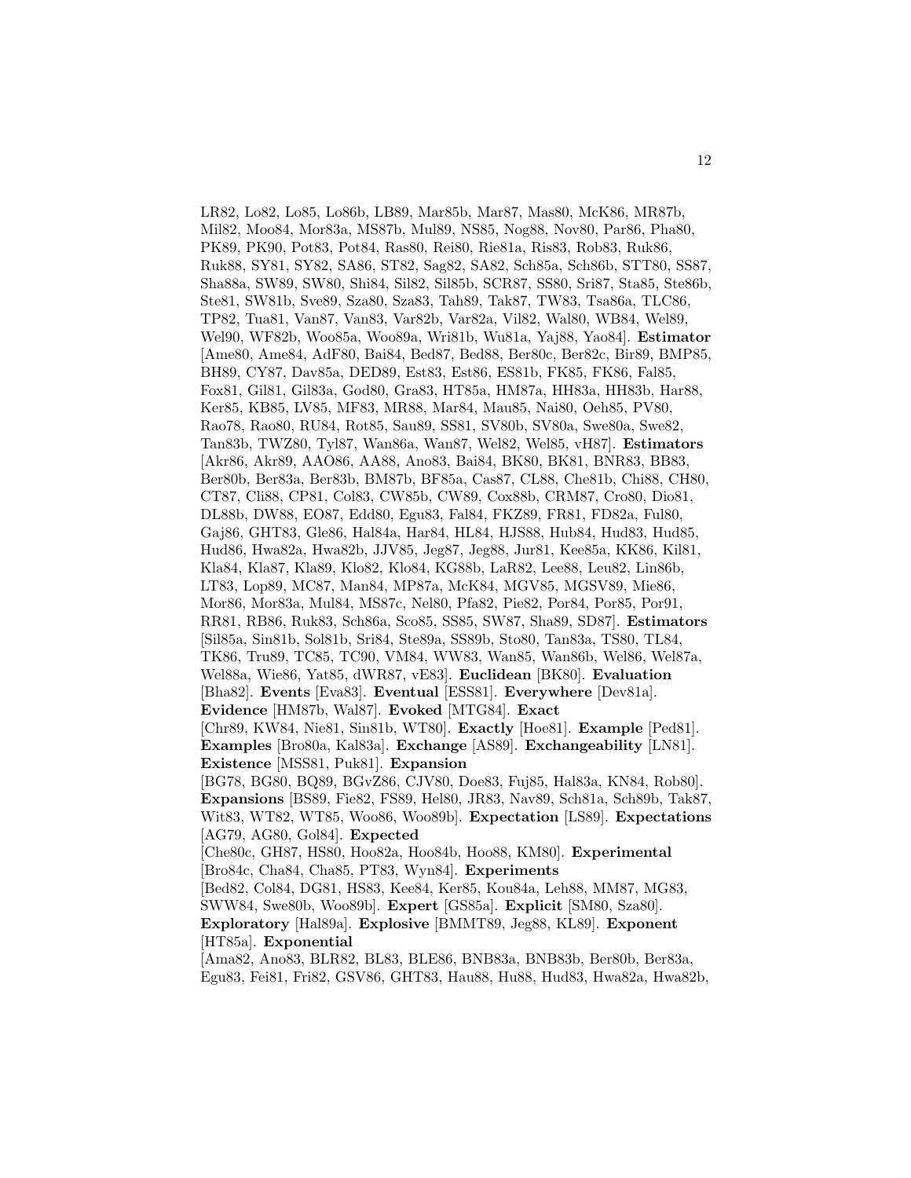LR82, Lo82, Lo85, Lo86b, LB89, Mar85b, Mar87, Mas80, McK86, MR87b, Mil82, Moo84, Mor83a, MS87b, Mul89, NS85, Nog88, Nov80, Par86, Pha80, PK89, PK90, Pot83, Pot84, Ras80, Rei80, Rie81a, Ris83, Rob83, Ruk86, Ruk88, SY81, SY82, SA86, ST82, Sag82, SA82, Sch85a, Sch86b, STT80, SS87, Sha88a, SW89, SW80, Shi84, Sil82, Sil85b, SCR87, SS80, Sri87, Sta85, Ste86b, Ste81, SW81b, Sve89, Sza80, Sza83, Tah89, Tak87, TW83, Tsa86a, TLC86, TP82, Tua81, Van87, Van83, Var82b, Var82a, Vil82, Wal80, WB84, Wel89, Wel90, WF82b, Woo85a, Woo89a, Wri81b, Wu81a, Yaj88, Yao84]. **Estimator** [Ame80, Ame84, AdF80, Bai84, Bed87, Bed88, Ber80c, Ber82c, Bir89, BMP85, BH89, CY87, Dav85a, DED89, Est83, Est86, ES81b, FK85, FK86, Fal85, Fox81, Gil81, Gil83a, God80, Gra83, HT85a, HM87a, HH83a, HH83b, Har88, Ker85, KB85, LV85, MF83, MR88, Mar84, Mau85, Nai80, Oeh85, PV80, Rao78, Rao80, RU84, Rot85, Sau89, SS81, SV80b, SV80a, Swe80a, Swe82, Tan83b, TWZ80, Tyl87, Wan86a, Wan87, Wel82, Wel85, vH87]. **Estimators** [Akr86, Akr89, AAO86, AA88, Ano83, Bai84, BK80, BK81, BNR83, BB83, Ber80b, Ber83a, Ber83b, BM87b, BF85a, Cas87, CL88, Che81b, Chi88, CH80, CT87, Cli88, CP81, Col83, CW85b, CW89, Cox88b, CRM87, Cro80, Dio81, DL88b, DW88, EO87, Edd80, Egu83, Fal84, FKZ89, FR81, FD82a, Ful80, Gaj86, GHT83, Gle86, Hal84a, Har84, HL84, HJS88, Hub84, Hud83, Hud85, Hud86, Hwa82a, Hwa82b, JJV85, Jeg87, Jeg88, Jur81, Kee85a, KK86, Kil81, Kla84, Kla87, Kla89, Klo82, Klo84, KG88b, LaR82, Lee88, Leu82, Lin86b, LT83, Lop89, MC87, Man84, MP87a, McK84, MGV85, MGSV89, Mie86, Mor86, Mor83a, Mul84, MS87c, Nel80, Pfa82, Pie82, Por84, Por85, Por91, RR81, RB86, Ruk83, Sch86a, Sco85, SS85, SW87, Sha89, SD87]. **Estimators** [Sil85a, Sin81b, Sol81b, Sri84, Ste89a, SS89b, Sto80, Tan83a, TS80, TL84, TK86, Tru89, TC85, TC90, VM84, WW83, Wan85, Wan86b, Wel86, Wel87a, Wel88a, Wie86, Yat85, dWR87, vE83]. **Euclidean** [BK80]. **Evaluation** [Bha82]. **Events** [Eva83]. **Eventual** [ESS81]. **Everywhere** [Dev81a]. **Evidence** [HM87b, Wal87]. **Evoked** [MTG84]. **Exact** [Chr89, KW84, Nie81, Sin81b, WT80]. **Exactly** [Hoe81]. **Example** [Ped81]. **Examples** [Bro80a, Kal83a]. **Exchange** [AS89]. **Exchangeability** [LN81]. **Existence** [MSS81, Puk81]. **Expansion** [BG78, BG80, BQ89, BGvZ86, CJV80, Doe83, Fuj85, Hal83a, KN84, Rob80]. **Expansions** [BS89, Fie82, FS89, Hel80, JR83, Nav89, Sch81a, Sch89b, Tak87, Wit83, WT82, WT85, Woo86, Woo89b]. **Expectation** [LS89]. **Expectations** [AG79, AG80, Gol84]. **Expected** [Che80c, GH87, HS80, Hoo82a, Hoo84b, Hoo88, KM80]. **Experimental** [Bro84c, Cha84, Cha85, PT83, Wyn84]. **Experiments** [Bed82, Col84, DG81, HS83, Kee84, Ker85, Kou84a, Leh88, MM87, MG83, SWW84, Swe80b, Woo89b]. **Expert** [GS85a]. **Explicit** [SM80, Sza80]. **Exploratory** [Hal89a]. **Explosive** [BMMT89, Jeg88, KL89]. **Exponent** [HT85a]. **Exponential** [Ama82, Ano83, BLR82, BL83, BLE86, BNB83a, BNB83b, Ber80b, Ber83a, Egu83, Fei81, Fri82, GSV86, GHT83, Hau88, Hu88, Hud83, Hwa82a, Hwa82b,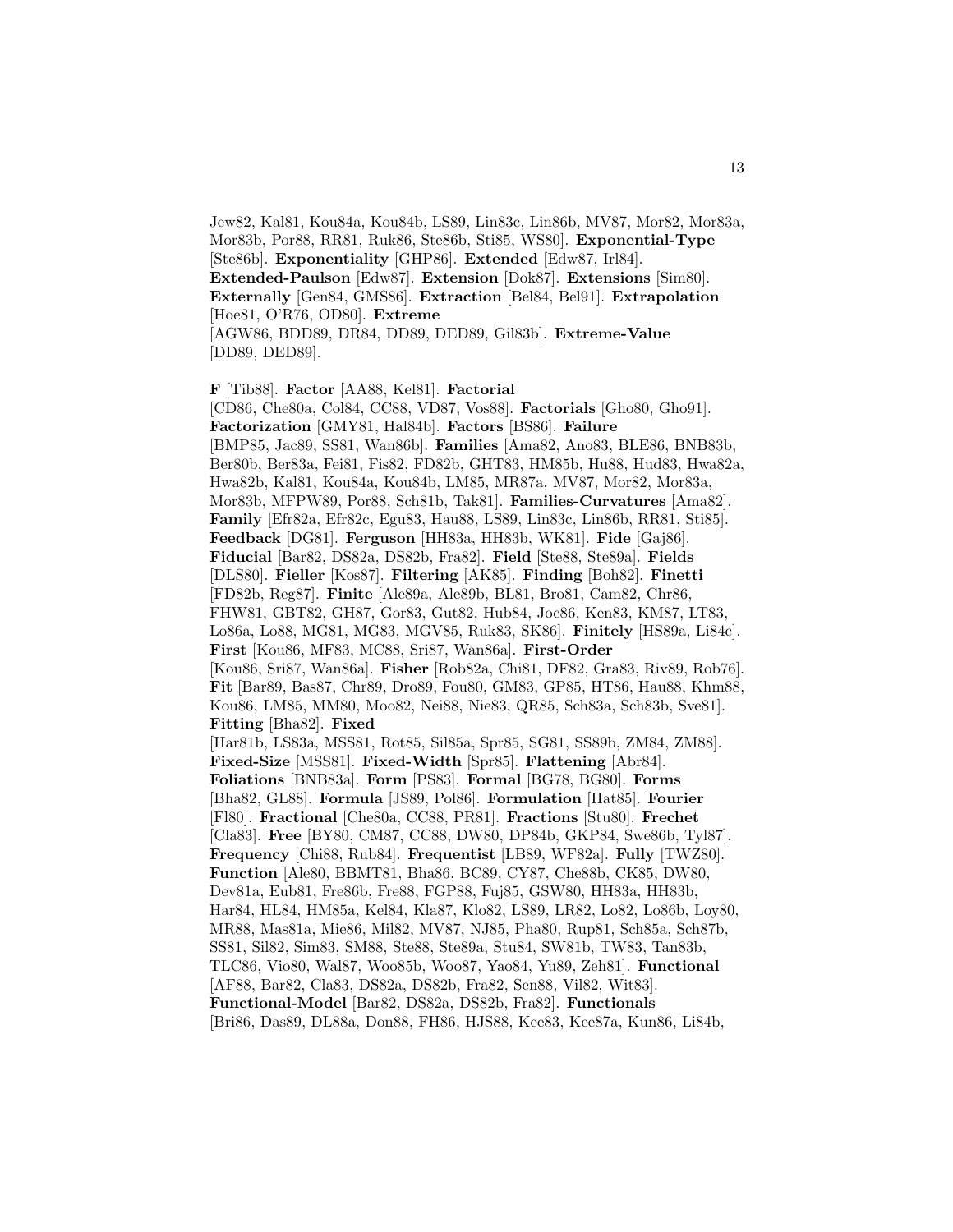Jew82, Kal81, Kou84a, Kou84b, LS89, Lin83c, Lin86b, MV87, Mor82, Mor83a, Mor83b, Por88, RR81, Ruk86, Ste86b, Sti85, WS80]. **Exponential-Type** [Ste86b]. **Exponentiality** [GHP86]. **Extended** [Edw87, Irl84]. **Extended-Paulson** [Edw87]. **Extension** [Dok87]. **Extensions** [Sim80]. **Externally** [Gen84, GMS86]. **Extraction** [Bel84, Bel91]. **Extrapolation** [Hoe81, O'R76, OD80]. **Extreme** [AGW86, BDD89, DR84, DD89, DED89, Gil83b]. **Extreme-Value** [DD89, DED89].

**F** [Tib88]. **Factor** [AA88, Kel81]. **Factorial** [CD86, Che80a, Col84, CC88, VD87, Vos88]. **Factorials** [Gho80, Gho91]. **Factorization** [GMY81, Hal84b]. **Factors** [BS86]. **Failure** [BMP85, Jac89, SS81, Wan86b]. **Families** [Ama82, Ano83, BLE86, BNB83b, Ber80b, Ber83a, Fei81, Fis82, FD82b, GHT83, HM85b, Hu88, Hud83, Hwa82a, Hwa82b, Kal81, Kou84a, Kou84b, LM85, MR87a, MV87, Mor82, Mor83a, Mor83b, MFPW89, Por88, Sch81b, Tak81]. **Families-Curvatures** [Ama82]. **Family** [Efr82a, Efr82c, Egu83, Hau88, LS89, Lin83c, Lin86b, RR81, Sti85]. **Feedback** [DG81]. **Ferguson** [HH83a, HH83b, WK81]. **Fide** [Gaj86]. **Fiducial** [Bar82, DS82a, DS82b, Fra82]. **Field** [Ste88, Ste89a]. **Fields** [DLS80]. **Fieller** [Kos87]. **Filtering** [AK85]. **Finding** [Boh82]. **Finetti** [FD82b, Reg87]. **Finite** [Ale89a, Ale89b, BL81, Bro81, Cam82, Chr86, FHW81, GBT82, GH87, Gor83, Gut82, Hub84, Joc86, Ken83, KM87, LT83, Lo86a, Lo88, MG81, MG83, MGV85, Ruk83, SK86]. **Finitely** [HS89a, Li84c]. **First** [Kou86, MF83, MC88, Sri87, Wan86a]. **First-Order** [Kou86, Sri87, Wan86a]. **Fisher** [Rob82a, Chi81, DF82, Gra83, Riv89, Rob76]. **Fit** [Bar89, Bas87, Chr89, Dro89, Fou80, GM83, GP85, HT86, Hau88, Khm88, Kou86, LM85, MM80, Moo82, Nei88, Nie83, QR85, Sch83a, Sch83b, Sve81]. **Fitting** [Bha82]. **Fixed** [Har81b, LS83a, MSS81, Rot85, Sil85a, Spr85, SG81, SS89b, ZM84, ZM88]. **Fixed-Size** [MSS81]. **Fixed-Width** [Spr85]. **Flattening** [Abr84]. **Foliations** [BNB83a]. **Form** [PS83]. **Formal** [BG78, BG80]. **Forms** [Bha82, GL88]. **Formula** [JS89, Pol86]. **Formulation** [Hat85]. **Fourier** [Fl80]. **Fractional** [Che80a, CC88, PR81]. **Fractions** [Stu80]. **Frechet** [Cla83]. **Free** [BY80, CM87, CC88, DW80, DP84b, GKP84, Swe86b, Tyl87]. **Frequency** [Chi88, Rub84]. **Frequentist** [LB89, WF82a]. **Fully** [TWZ80]. **Function** [Ale80, BBMT81, Bha86, BC89, CY87, Che88b, CK85, DW80, Dev81a, Eub81, Fre86b, Fre88, FGP88, Fuj85, GSW80, HH83a, HH83b, Har84, HL84, HM85a, Kel84, Kla87, Klo82, LS89, LR82, Lo82, Lo86b, Loy80, MR88, Mas81a, Mie86, Mil82, MV87, NJ85, Pha80, Rup81, Sch85a, Sch87b, SS81, Sil82, Sim83, SM88, Ste88, Ste89a, Stu84, SW81b, TW83, Tan83b, TLC86, Vio80, Wal87, Woo85b, Woo87, Yao84, Yu89, Zeh81]. **Functional** [AF88, Bar82, Cla83, DS82a, DS82b, Fra82, Sen88, Vil82, Wit83]. **Functional-Model** [Bar82, DS82a, DS82b, Fra82]. **Functionals** [Bri86, Das89, DL88a, Don88, FH86, HJS88, Kee83, Kee87a, Kun86, Li84b,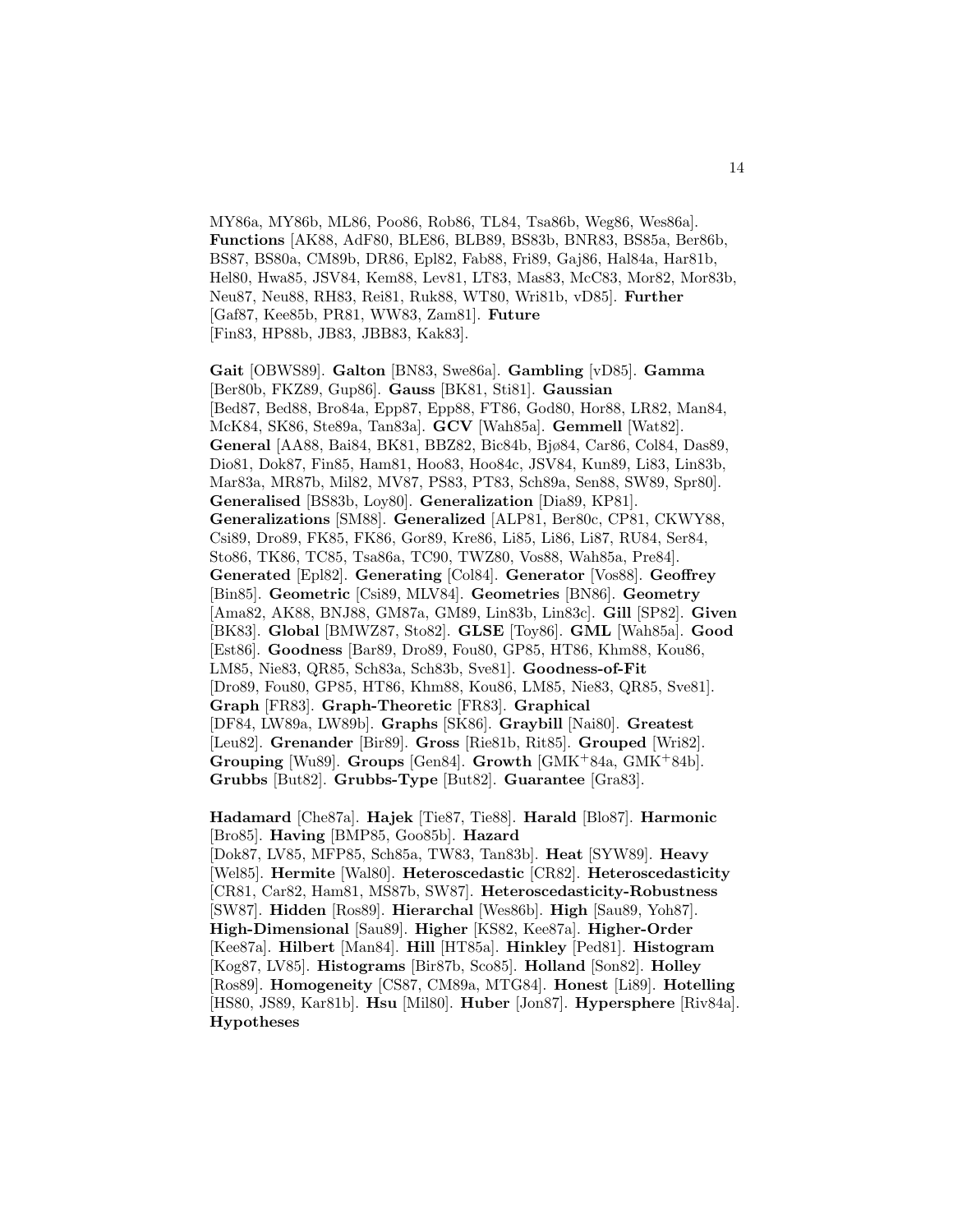MY86a, MY86b, ML86, Poo86, Rob86, TL84, Tsa86b, Weg86, Wes86a]. **Functions** [AK88, AdF80, BLE86, BLB89, BS83b, BNR83, BS85a, Ber86b, BS87, BS80a, CM89b, DR86, Epl82, Fab88, Fri89, Gaj86, Hal84a, Har81b, Hel80, Hwa85, JSV84, Kem88, Lev81, LT83, Mas83, McC83, Mor82, Mor83b, Neu87, Neu88, RH83, Rei81, Ruk88, WT80, Wri81b, vD85]. **Further** [Gaf87, Kee85b, PR81, WW83, Zam81]. **Future** [Fin83, HP88b, JB83, JBB83, Kak83].

**Gait** [OBWS89]. **Galton** [BN83, Swe86a]. **Gambling** [vD85]. **Gamma** [Ber80b, FKZ89, Gup86]. **Gauss** [BK81, Sti81]. **Gaussian** [Bed87, Bed88, Bro84a, Epp87, Epp88, FT86, God80, Hor88, LR82, Man84, McK84, SK86, Ste89a, Tan83a]. **GCV** [Wah85a]. **Gemmell** [Wat82]. **General** [AA88, Bai84, BK81, BBZ82, Bic84b, Bjø84, Car86, Col84, Das89, Dio81, Dok87, Fin85, Ham81, Hoo83, Hoo84c, JSV84, Kun89, Li83, Lin83b, Mar83a, MR87b, Mil82, MV87, PS83, PT83, Sch89a, Sen88, SW89, Spr80]. **Generalised** [BS83b, Loy80]. **Generalization** [Dia89, KP81]. **Generalizations** [SM88]. **Generalized** [ALP81, Ber80c, CP81, CKWY88, Csi89, Dro89, FK85, FK86, Gor89, Kre86, Li85, Li86, Li87, RU84, Ser84, Sto86, TK86, TC85, Tsa86a, TC90, TWZ80, Vos88, Wah85a, Pre84]. **Generated** [Epl82]. **Generating** [Col84]. **Generator** [Vos88]. **Geoffrey** [Bin85]. **Geometric** [Csi89, MLV84]. **Geometries** [BN86]. **Geometry** [Ama82, AK88, BNJ88, GM87a, GM89, Lin83b, Lin83c]. **Gill** [SP82]. **Given** [BK83]. **Global** [BMWZ87, Sto82]. **GLSE** [Toy86]. **GML** [Wah85a]. **Good** [Est86]. **Goodness** [Bar89, Dro89, Fou80, GP85, HT86, Khm88, Kou86, LM85, Nie83, QR85, Sch83a, Sch83b, Sve81]. **Goodness-of-Fit** [Dro89, Fou80, GP85, HT86, Khm88, Kou86, LM85, Nie83, QR85, Sve81]. **Graph** [FR83]. **Graph-Theoretic** [FR83]. **Graphical** [DF84, LW89a, LW89b]. **Graphs** [SK86]. **Graybill** [Nai80]. **Greatest** [Leu82]. **Grenander** [Bir89]. **Gross** [Rie81b, Rit85]. **Grouped** [Wri82]. **Grouping** [Wu89]. **Groups** [Gen84]. **Growth** [GMK+84a, GMK+84b]. **Grubbs** [But82]. **Grubbs-Type** [But82]. **Guarantee** [Gra83].

**Hadamard** [Che87a]. **Hajek** [Tie87, Tie88]. **Harald** [Blo87]. **Harmonic** [Bro85]. **Having** [BMP85, Goo85b]. **Hazard** [Dok87, LV85, MFP85, Sch85a, TW83, Tan83b]. **Heat** [SYW89]. **Heavy** [Wel85]. **Hermite** [Wal80]. **Heteroscedastic** [CR82]. **Heteroscedasticity** [CR81, Car82, Ham81, MS87b, SW87]. **Heteroscedasticity-Robustness** [SW87]. **Hidden** [Ros89]. **Hierarchal** [Wes86b]. **High** [Sau89, Yoh87]. **High-Dimensional** [Sau89]. **Higher** [KS82, Kee87a]. **Higher-Order** [Kee87a]. **Hilbert** [Man84]. **Hill** [HT85a]. **Hinkley** [Ped81]. **Histogram** [Kog87, LV85]. **Histograms** [Bir87b, Sco85]. **Holland** [Son82]. **Holley** [Ros89]. **Homogeneity** [CS87, CM89a, MTG84]. **Honest** [Li89]. **Hotelling** [HS80, JS89, Kar81b]. **Hsu** [Mil80]. **Huber** [Jon87]. **Hypersphere** [Riv84a]. **Hypotheses**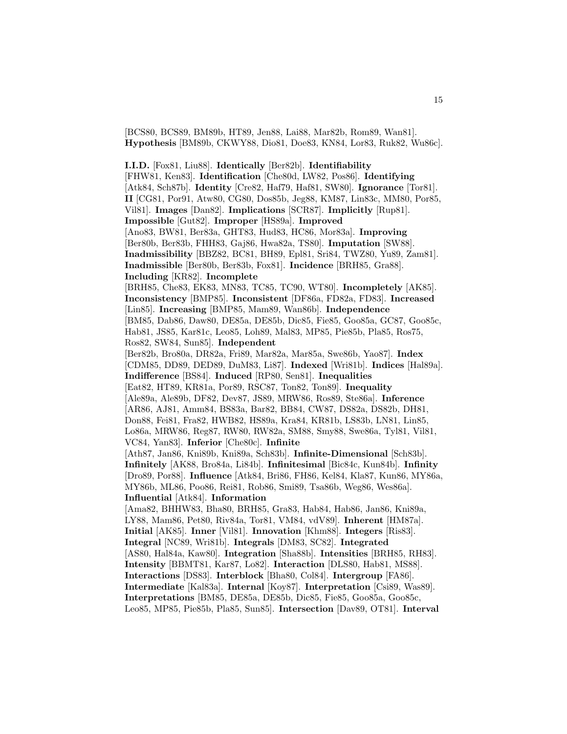[BCS80, BCS89, BM89b, HT89, Jen88, Lai88, Mar82b, Rom89, Wan81]. **Hypothesis** [BM89b, CKWY88, Dio81, Doe83, KN84, Lor83, Ruk82, Wu86c].

**I.I.D.** [Fox81, Liu88]. **Identically** [Ber82b]. **Identifiability** [FHW81, Ken83]. **Identification** [Che80d, LW82, Pos86]. **Identifying** [Atk84, Sch87b]. **Identity** [Cre82, Haf79, Haf81, SW80]. **Ignorance** [Tor81]. **II** [CG81, Por91, Atw80, CG80, Dos85b, Jeg88, KM87, Lin83c, MM80, Por85, Vil81]. **Images** [Dan82]. **Implications** [SCR87]. **Implicitly** [Rup81]. **Impossible** [Gut82]. **Improper** [HS89a]. **Improved** [Ano83, BW81, Ber83a, GHT83, Hud83, HC86, Mor83a]. **Improving** [Ber80b, Ber83b, FHH83, Gaj86, Hwa82a, TS80]. **Imputation** [SW88]. **Inadmissibility** [BBZ82, BC81, BH89, Epl81, Sri84, TWZ80, Yu89, Zam81]. **Inadmissible** [Ber80b, Ber83b, Fox81]. **Incidence** [BRH85, Gra88]. **Including** [KR82]. **Incomplete** [BRH85, Che83, EK83, MN83, TC85, TC90, WT80]. **Incompletely** [AK85]. **Inconsistency** [BMP85]. **Inconsistent** [DF86a, FD82a, FD83]. **Increased** [Lin85]. **Increasing** [BMP85, Mam89, Wan86b]. **Independence** [BM85, Dab86, Daw80, DE85a, DE85b, Dic85, Fie85, Goo85a, GC87, Goo85c, Hab81, JS85, Kar81c, Leo85, Loh89, Mal83, MP85, Pie85b, Pla85, Ros75, Ros82, SW84, Sun85]. **Independent** [Ber82b, Bro80a, DR82a, Fri89, Mar82a, Mar85a, Swe86b, Yao87]. **Index** [CDM85, DD89, DED89, DuM83, Li87]. **Indexed** [Wri81b]. **Indices** [Hal89a]. **Indifference** [BS84]. **Induced** [RP80, Sen81]. **Inequalities** [Eat82, HT89, KR81a, Por89, RSC87, Ton82, Ton89]. **Inequality** [Ale89a, Ale89b, DF82, Dev87, JS89, MRW86, Ros89, Ste86a]. **Inference** [AR86, AJ81, Amm84, BS83a, Bar82, BB84, CW87, DS82a, DS82b, DH81, Don88, Fei81, Fra82, HWB82, HS89a, Kra84, KR81b, LS83b, LN81, Lin85, Lo86a, MRW86, Reg87, RW80, RW82a, SM88, Smy88, Swe86a, Tyl81, Vil81, VC84, Yan83]. **Inferior** [Che80c]. **Infinite** [Ath87, Jan86, Kni89b, Kni89a, Sch83b]. **Infinite-Dimensional** [Sch83b]. **Infinitely** [AK88, Bro84a, Li84b]. **Infinitesimal** [Bic84c, Kun84b]. **Infinity** [Dro89, Por88]. **Influence** [Atk84, Bri86, FH86, Kel84, Kla87, Kun86, MY86a, MY86b, ML86, Poo86, Rei81, Rob86, Smi89, Tsa86b, Weg86, Wes86a]. **Influential** [Atk84]. **Information** [Ama82, BHHW83, Bha80, BRH85, Gra83, Hab84, Hab86, Jan86, Kni89a, LY88, Mam86, Pet80, Riv84a, Tor81, VM84, vdV89]. **Inherent** [HM87a]. **Initial** [AK85]. **Inner** [Vil81]. **Innovation** [Khm88]. **Integers** [Ris83]. **Integral** [NC89, Wri81b]. **Integrals** [DM83, SC82]. **Integrated** [AS80, Hal84a, Kaw80]. **Integration** [Sha88b]. **Intensities** [BRH85, RH83]. **Intensity** [BBMT81, Kar87, Lo82]. **Interaction** [DLS80, Hab81, MS88]. **Interactions** [DS83]. **Interblock** [Bha80, Col84]. **Intergroup** [FA86]. **Intermediate** [Kal83a]. **Internal** [Koy87]. **Interpretation** [Csi89, Was89]. **Interpretations** [BM85, DE85a, DE85b, Dic85, Fie85, Goo85a, Goo85c, Leo85, MP85, Pie85b, Pla85, Sun85]. **Intersection** [Dav89, OT81]. **Interval**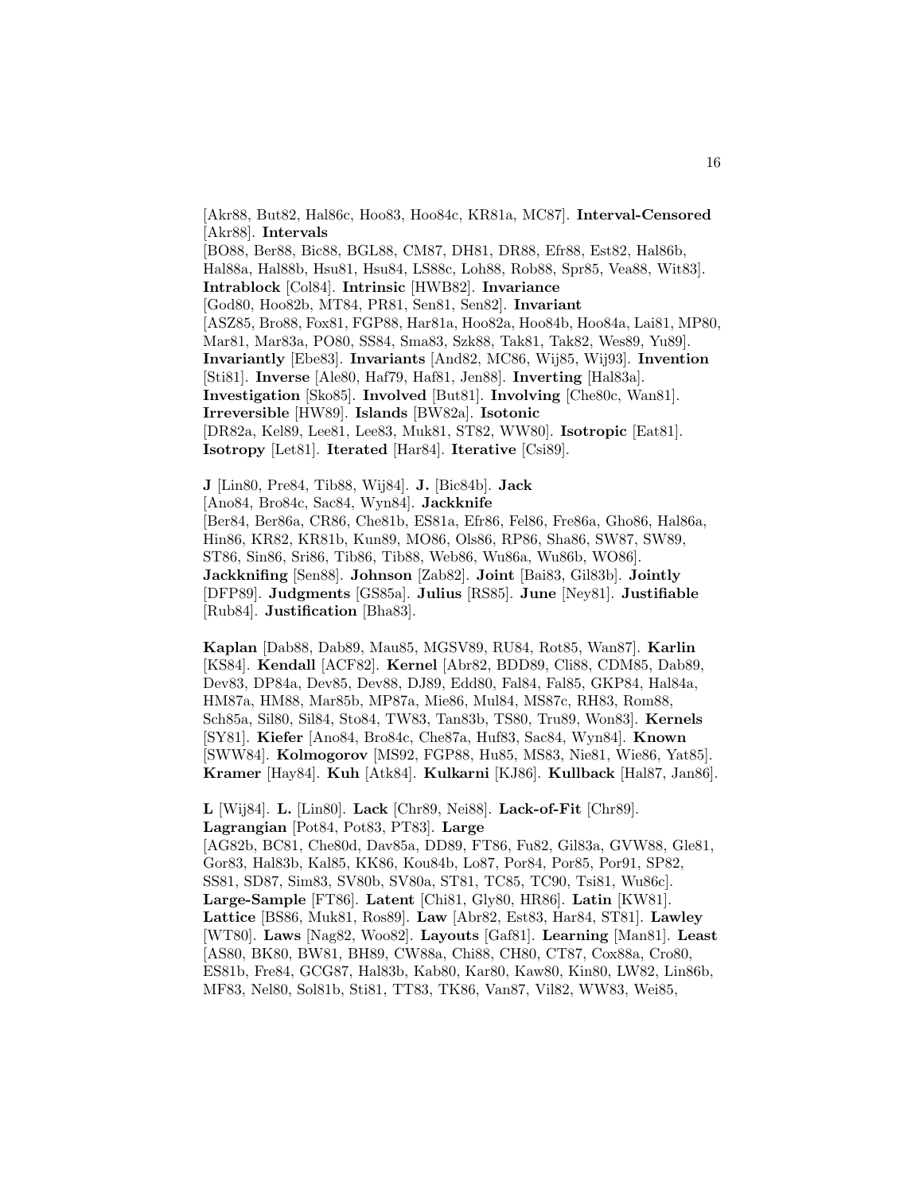[Akr88, But82, Hal86c, Hoo83, Hoo84c, KR81a, MC87]. **Interval-Censored** [Akr88]. **Intervals** [BO88, Ber88, Bic88, BGL88, CM87, DH81, DR88, Efr88, Est82, Hal86b, Hal88a, Hal88b, Hsu81, Hsu84, LS88c, Loh88, Rob88, Spr85, Vea88, Wit83]. **Intrablock** [Col84]. **Intrinsic** [HWB82]. **Invariance** [God80, Hoo82b, MT84, PR81, Sen81, Sen82]. **Invariant** [ASZ85, Bro88, Fox81, FGP88, Har81a, Hoo82a, Hoo84b, Hoo84a, Lai81, MP80, Mar81, Mar83a, PO80, SS84, Sma83, Szk88, Tak81, Tak82, Wes89, Yu89]. **Invariantly** [Ebe83]. **Invariants** [And82, MC86, Wij85, Wij93]. **Invention** [Sti81]. **Inverse** [Ale80, Haf79, Haf81, Jen88]. **Inverting** [Hal83a]. **Investigation** [Sko85]. **Involved** [But81]. **Involving** [Che80c, Wan81]. **Irreversible** [HW89]. **Islands** [BW82a]. **Isotonic** [DR82a, Kel89, Lee81, Lee83, Muk81, ST82, WW80]. **Isotropic** [Eat81]. **Isotropy** [Let81]. **Iterated** [Har84]. **Iterative** [Csi89].

**J** [Lin80, Pre84, Tib88, Wij84]. **J.** [Bic84b]. **Jack** [Ano84, Bro84c, Sac84, Wyn84]. **Jackknife** [Ber84, Ber86a, CR86, Che81b, ES81a, Efr86, Fel86, Fre86a, Gho86, Hal86a, Hin86, KR82, KR81b, Kun89, MO86, Ols86, RP86, Sha86, SW87, SW89, ST86, Sin86, Sri86, Tib86, Tib88, Web86, Wu86a, Wu86b, WO86]. **Jackknifing** [Sen88]. **Johnson** [Zab82]. **Joint** [Bai83, Gil83b]. **Jointly** [DFP89]. **Judgments** [GS85a]. **Julius** [RS85]. **June** [Ney81]. **Justifiable** [Rub84]. **Justification** [Bha83].

**Kaplan** [Dab88, Dab89, Mau85, MGSV89, RU84, Rot85, Wan87]. **Karlin** [KS84]. **Kendall** [ACF82]. **Kernel** [Abr82, BDD89, Cli88, CDM85, Dab89, Dev83, DP84a, Dev85, Dev88, DJ89, Edd80, Fal84, Fal85, GKP84, Hal84a, HM87a, HM88, Mar85b, MP87a, Mie86, Mul84, MS87c, RH83, Rom88, Sch85a, Sil80, Sil84, Sto84, TW83, Tan83b, TS80, Tru89, Won83]. **Kernels** [SY81]. **Kiefer** [Ano84, Bro84c, Che87a, Huf83, Sac84, Wyn84]. **Known** [SWW84]. **Kolmogorov** [MS92, FGP88, Hu85, MS83, Nie81, Wie86, Yat85]. **Kramer** [Hay84]. **Kuh** [Atk84]. **Kulkarni** [KJ86]. **Kullback** [Hal87, Jan86].

**L** [Wij84]. **L.** [Lin80]. **Lack** [Chr89, Nei88]. **Lack-of-Fit** [Chr89]. **Lagrangian** [Pot84, Pot83, PT83]. **Large** [AG82b, BC81, Che80d, Dav85a, DD89, FT86, Fu82, Gil83a, GVW88, Gle81, Gor83, Hal83b, Kal85, KK86, Kou84b, Lo87, Por84, Por85, Por91, SP82, SS81, SD87, Sim83, SV80b, SV80a, ST81, TC85, TC90, Tsi81, Wu86c]. **Large-Sample** [FT86]. **Latent** [Chi81, Gly80, HR86]. **Latin** [KW81]. **Lattice** [BS86, Muk81, Ros89]. **Law** [Abr82, Est83, Har84, ST81]. **Lawley** [WT80]. **Laws** [Nag82, Woo82]. **Layouts** [Gaf81]. **Learning** [Man81]. **Least** [AS80, BK80, BW81, BH89, CW88a, Chi88, CH80, CT87, Cox88a, Cro80, ES81b, Fre84, GCG87, Hal83b, Kab80, Kar80, Kaw80, Kin80, LW82, Lin86b, MF83, Nel80, Sol81b, Sti81, TT83, TK86, Van87, Vil82, WW83, Wei85,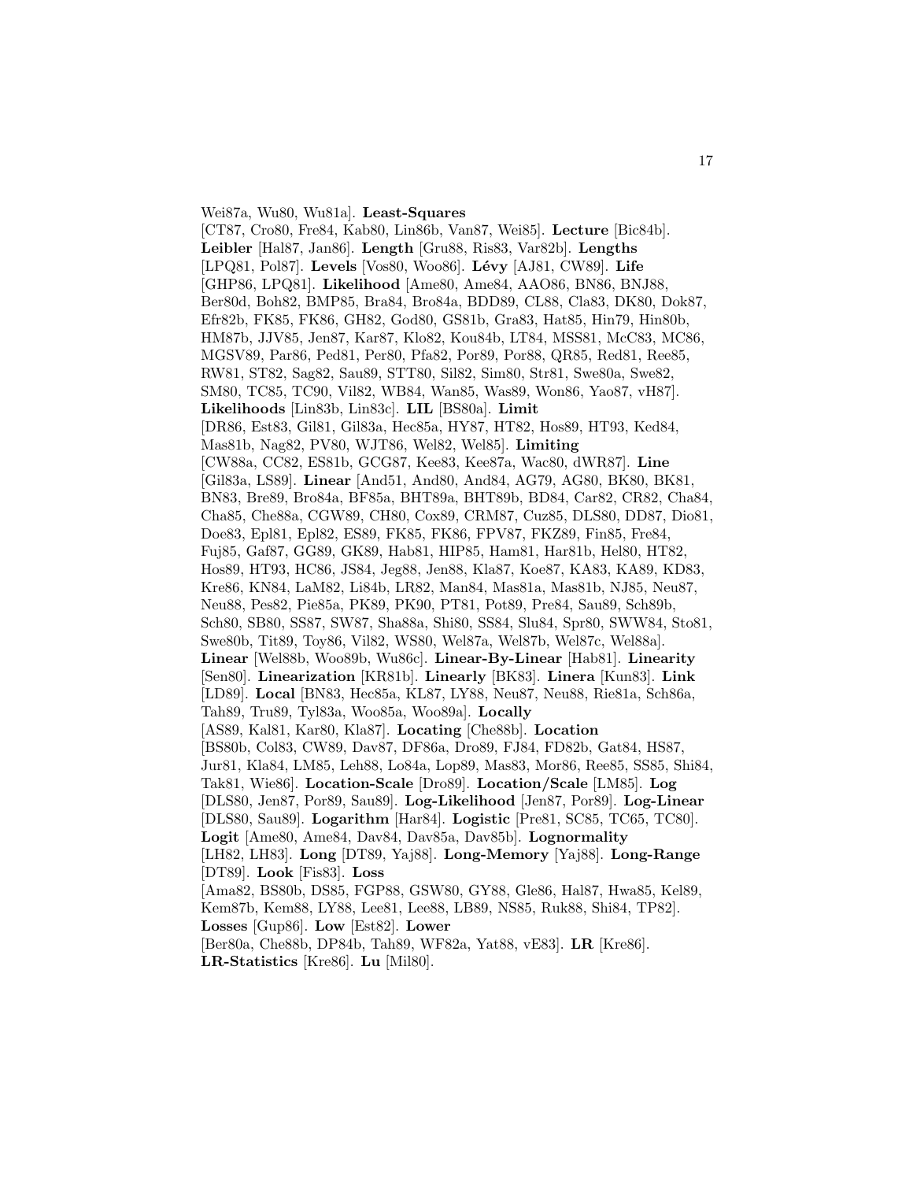Wei87a, Wu80, Wu81a]. **Least-Squares** [CT87, Cro80, Fre84, Kab80, Lin86b, Van87, Wei85]. **Lecture** [Bic84b]. **Leibler** [Hal87, Jan86]. **Length** [Gru88, Ris83, Var82b]. **Lengths** [LPQ81, Pol87]. **Levels** [Vos80, Woo86]. **Lévy** [AJ81, CW89]. **Life** [GHP86, LPQ81]. **Likelihood** [Ame80, Ame84, AAO86, BN86, BNJ88, Ber80d, Boh82, BMP85, Bra84, Bro84a, BDD89, CL88, Cla83, DK80, Dok87, Efr82b, FK85, FK86, GH82, God80, GS81b, Gra83, Hat85, Hin79, Hin80b, HM87b, JJV85, Jen87, Kar87, Klo82, Kou84b, LT84, MSS81, McC83, MC86, MGSV89, Par86, Ped81, Per80, Pfa82, Por89, Por88, QR85, Red81, Ree85, RW81, ST82, Sag82, Sau89, STT80, Sil82, Sim80, Str81, Swe80a, Swe82, SM80, TC85, TC90, Vil82, WB84, Wan85, Was89, Won86, Yao87, vH87]. **Likelihoods** [Lin83b, Lin83c]. **LIL** [BS80a]. **Limit** [DR86, Est83, Gil81, Gil83a, Hec85a, HY87, HT82, Hos89, HT93, Ked84, Mas81b, Nag82, PV80, WJT86, Wel82, Wel85]. **Limiting** [CW88a, CC82, ES81b, GCG87, Kee83, Kee87a, Wac80, dWR87]. **Line** [Gil83a, LS89]. **Linear** [And51, And80, And84, AG79, AG80, BK80, BK81, BN83, Bre89, Bro84a, BF85a, BHT89a, BHT89b, BD84, Car82, CR82, Cha84, Cha85, Che88a, CGW89, CH80, Cox89, CRM87, Cuz85, DLS80, DD87, Dio81, Doe83, Epl81, Epl82, ES89, FK85, FK86, FPV87, FKZ89, Fin85, Fre84, Fuj85, Gaf87, GG89, GK89, Hab81, HIP85, Ham81, Har81b, Hel80, HT82, Hos89, HT93, HC86, JS84, Jeg88, Jen88, Kla87, Koe87, KA83, KA89, KD83, Kre86, KN84, LaM82, Li84b, LR82, Man84, Mas81a, Mas81b, NJ85, Neu87, Neu88, Pes82, Pie85a, PK89, PK90, PT81, Pot89, Pre84, Sau89, Sch89b, Sch80, SB80, SS87, SW87, Sha88a, Shi80, SS84, Slu84, Spr80, SWW84, Sto81, Swe80b, Tit89, Toy86, Vil82, WS80, Wel87a, Wel87b, Wel87c, Wel88a]. **Linear** [Wel88b, Woo89b, Wu86c]. **Linear-By-Linear** [Hab81]. **Linearity** [Sen80]. **Linearization** [KR81b]. **Linearly** [BK83]. **Linera** [Kun83]. **Link** [LD89]. **Local** [BN83, Hec85a, KL87, LY88, Neu87, Neu88, Rie81a, Sch86a, Tah89, Tru89, Tyl83a, Woo85a, Woo89a]. **Locally** [AS89, Kal81, Kar80, Kla87]. **Locating** [Che88b]. **Location** [BS80b, Col83, CW89, Dav87, DF86a, Dro89, FJ84, FD82b, Gat84, HS87, Jur81, Kla84, LM85, Leh88, Lo84a, Lop89, Mas83, Mor86, Ree85, SS85, Shi84, Tak81, Wie86]. **Location-Scale** [Dro89]. **Location/Scale** [LM85]. **Log** [DLS80, Jen87, Por89, Sau89]. **Log-Likelihood** [Jen87, Por89]. **Log-Linear** [DLS80, Sau89]. **Logarithm** [Har84]. **Logistic** [Pre81, SC85, TC65, TC80]. **Logit** [Ame80, Ame84, Dav84, Dav85a, Dav85b]. **Lognormality** [LH82, LH83]. **Long** [DT89, Yaj88]. **Long-Memory** [Yaj88]. **Long-Range** [DT89]. **Look** [Fis83]. **Loss** [Ama82, BS80b, DS85, FGP88, GSW80, GY88, Gle86, Hal87, Hwa85, Kel89, Kem87b, Kem88, LY88, Lee81, Lee88, LB89, NS85, Ruk88, Shi84, TP82]. **Losses** [Gup86]. **Low** [Est82]. **Lower** [Ber80a, Che88b, DP84b, Tah89, WF82a, Yat88, vE83]. **LR** [Kre86]. **LR-Statistics** [Kre86]. **Lu** [Mil80].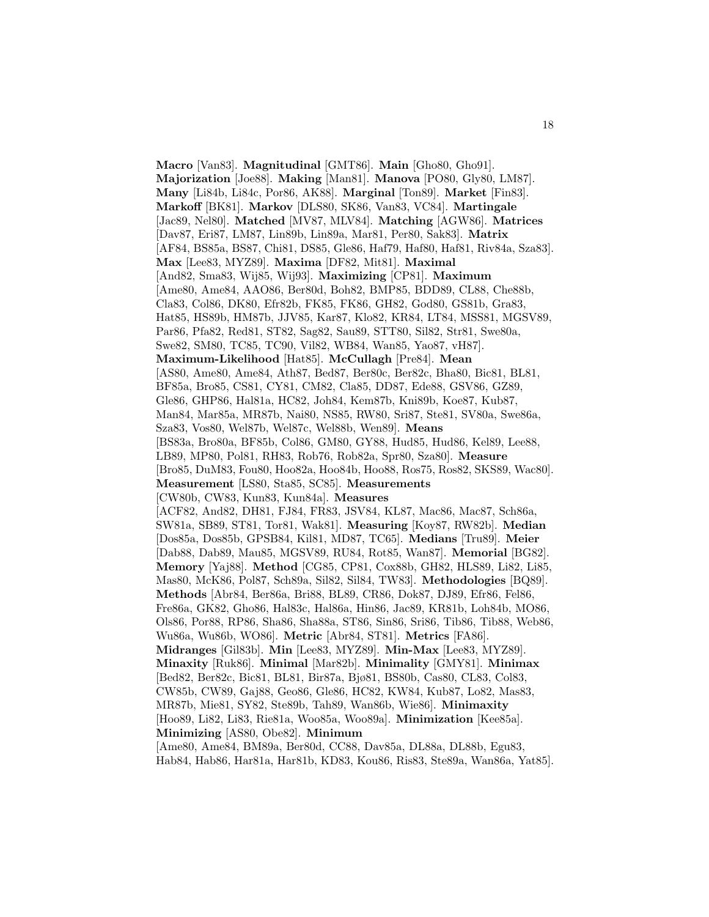**Macro** [Van83]. **Magnitudinal** [GMT86]. **Main** [Gho80, Gho91]. **Majorization** [Joe88]. **Making** [Man81]. **Manova** [PO80, Gly80, LM87]. **Many** [Li84b, Li84c, Por86, AK88]. **Marginal** [Ton89]. **Market** [Fin83]. **Markoff** [BK81]. **Markov** [DLS80, SK86, Van83, VC84]. **Martingale** [Jac89, Nel80]. **Matched** [MV87, MLV84]. **Matching** [AGW86]. **Matrices** [Dav87, Eri87, LM87, Lin89b, Lin89a, Mar81, Per80, Sak83]. **Matrix** [AF84, BS85a, BS87, Chi81, DS85, Gle86, Haf79, Haf80, Haf81, Riv84a, Sza83]. **Max** [Lee83, MYZ89]. **Maxima** [DF82, Mit81]. **Maximal** [And82, Sma83, Wij85, Wij93]. **Maximizing** [CP81]. **Maximum** [Ame80, Ame84, AAO86, Ber80d, Boh82, BMP85, BDD89, CL88, Che88b, Cla83, Col86, DK80, Efr82b, FK85, FK86, GH82, God80, GS81b, Gra83, Hat85, HS89b, HM87b, JJV85, Kar87, Klo82, KR84, LT84, MSS81, MGSV89, Par86, Pfa82, Red81, ST82, Sag82, Sau89, STT80, Sil82, Str81, Swe80a, Swe82, SM80, TC85, TC90, Vil82, WB84, Wan85, Yao87, vH87]. **Maximum-Likelihood** [Hat85]. **McCullagh** [Pre84]. **Mean** [AS80, Ame80, Ame84, Ath87, Bed87, Ber80c, Ber82c, Bha80, Bic81, BL81, BF85a, Bro85, CS81, CY81, CM82, Cla85, DD87, Ede88, GSV86, GZ89, Gle86, GHP86, Hal81a, HC82, Joh84, Kem87b, Kni89b, Koe87, Kub87, Man84, Mar85a, MR87b, Nai80, NS85, RW80, Sri87, Ste81, SV80a, Swe86a, Sza83, Vos80, Wel87b, Wel87c, Wel88b, Wen89]. **Means** [BS83a, Bro80a, BF85b, Col86, GM80, GY88, Hud85, Hud86, Kel89, Lee88, LB89, MP80, Pol81, RH83, Rob76, Rob82a, Spr80, Sza80]. **Measure** [Bro85, DuM83, Fou80, Hoo82a, Hoo84b, Hoo88, Ros75, Ros82, SKS89, Wac80]. **Measurement** [LS80, Sta85, SC85]. **Measurements** [CW80b, CW83, Kun83, Kun84a]. **Measures** [ACF82, And82, DH81, FJ84, FR83, JSV84, KL87, Mac86, Mac87, Sch86a, SW81a, SB89, ST81, Tor81, Wak81]. **Measuring** [Koy87, RW82b]. **Median** [Dos85a, Dos85b, GPSB84, Kil81, MD87, TC65]. **Medians** [Tru89]. **Meier** [Dab88, Dab89, Mau85, MGSV89, RU84, Rot85, Wan87]. **Memorial** [BG82]. **Memory** [Yaj88]. **Method** [CG85, CP81, Cox88b, GH82, HLS89, Li82, Li85, Mas80, McK86, Pol87, Sch89a, Sil82, Sil84, TW83]. **Methodologies** [BQ89]. **Methods** [Abr84, Ber86a, Bri88, BL89, CR86, Dok87, DJ89, Efr86, Fel86, Fre86a, GK82, Gho86, Hal83c, Hal86a, Hin86, Jac89, KR81b, Loh84b, MO86, Ols86, Por88, RP86, Sha86, Sha88a, ST86, Sin86, Sri86, Tib86, Tib88, Web86, Wu86a, Wu86b, WO86]. **Metric** [Abr84, ST81]. **Metrics** [FA86]. **Midranges** [Gil83b]. **Min** [Lee83, MYZ89]. **Min-Max** [Lee83, MYZ89]. **Minaxity** [Ruk86]. **Minimal** [Mar82b]. **Minimality** [GMY81]. **Minimax** [Bed82, Ber82c, Bic81, BL81, Bir87a, Bjø81, BS80b, Cas80, CL83, Col83, CW85b, CW89, Gaj88, Geo86, Gle86, HC82, KW84, Kub87, Lo82, Mas83, MR87b, Mie81, SY82, Ste89b, Tah89, Wan86b, Wie86]. **Minimaxity** [Hoo89, Li82, Li83, Rie81a, Woo85a, Woo89a]. **Minimization** [Kee85a]. **Minimizing** [AS80, Obe82]. **Minimum** [Ame80, Ame84, BM89a, Ber80d, CC88, Dav85a, DL88a, DL88b, Egu83, Hab84, Hab86, Har81a, Har81b, KD83, Kou86, Ris83, Ste89a, Wan86a, Yat85].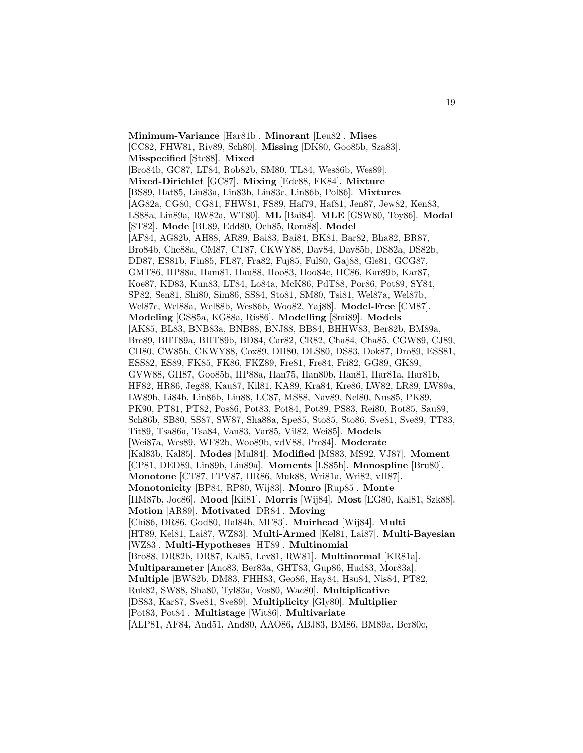**Minimum-Variance** [Har81b]. **Minorant** [Leu82]. **Mises** [CC82, FHW81, Riv89, Sch80]. **Missing** [DK80, Goo85b, Sza83]. **Misspecified** [Ste88]. **Mixed** [Bro84b, GC87, LT84, Rob82b, SM80, TL84, Wes86b, Wes89]. **Mixed-Dirichlet** [GC87]. **Mixing** [Ede88, FK84]. **Mixture** [BS89, Hat85, Lin83a, Lin83b, Lin83c, Lin86b, Pol86]. **Mixtures** [AG82a, CG80, CG81, FHW81, FS89, Haf79, Haf81, Jen87, Jew82, Ken83, LS88a, Lin89a, RW82a, WT80]. **ML** [Bai84]. **MLE** [GSW80, Toy86]. **Modal** [ST82]. **Mode** [BL89, Edd80, Oeh85, Rom88]. **Model** [AF84, AG82b, AH88, AR89, Bai83, Bai84, BK81, Bar82, Bha82, BR87, Bro84b, Che88a, CM87, CT87, CKWY88, Dav84, Dav85b, DS82a, DS82b, DD87, ES81b, Fin85, FL87, Fra82, Fuj85, Ful80, Gaj88, Gle81, GCG87, GMT86, HP88a, Ham81, Hau88, Hoo83, Hoo84c, HC86, Kar89b, Kar87, Koe87, KD83, Kun83, LT84, Lo84a, McK86, PdT88, Por86, Pot89, SY84, SP82, Sen81, Shi80, Sim86, SS84, Sto81, SM80, Tsi81, Wel87a, Wel87b, Wel87c, Wel88a, Wel88b, Wes86b, Woo82, Yaj88]. **Model-Free** [CM87]. **Modeling** [GS85a, KG88a, Ris86]. **Modelling** [Smi89]. **Models** [AK85, BL83, BNB83a, BNB88, BNJ88, BB84, BHHW83, Ber82b, BM89a, Bre89, BHT89a, BHT89b, BD84, Car82, CR82, Cha84, Cha85, CGW89, CJ89, CH80, CW85b, CKWY88, Cox89, DH80, DLS80, DS83, Dok87, Dro89, ESS81, ESS82, ES89, FK85, FK86, FKZ89, Fre81, Fre84, Fri82, GG89, GK89, GVW88, GH87, Goo85b, HP88a, Han75, Han80b, Han81, Har81a, Har81b, HF82, HR86, Jeg88, Kau87, Kil81, KA89, Kra84, Kre86, LW82, LR89, LW89a, LW89b, Li84b, Lin86b, Liu88, LC87, MS88, Nav89, Nel80, Nus85, PK89, PK90, PT81, PT82, Pos86, Pot83, Pot84, Pot89, PS83, Rei80, Rot85, Sau89, Sch86b, SB80, SS87, SW87, Sha88a, Spe85, Sto85, Sto86, Sve81, Sve89, TT83, Tit89, Tsa86a, Tsa84, Van83, Var85, Vil82, Wei85]. **Models** [Wei87a, Wes89, WF82b, Woo89b, vdV88, Pre84]. **Moderate** [Kal83b, Kal85]. **Modes** [Mul84]. **Modified** [MS83, MS92, VJ87]. **Moment** [CP81, DED89, Lin89b, Lin89a]. **Moments** [LS85b]. **Monospline** [Bru80]. **Monotone** [CT87, FPV87, HR86, Muk88, Wri81a, Wri82, vH87]. **Monotonicity** [BP84, RP80, Wij83]. **Monro** [Rup85]. **Monte** [HM87b, Joc86]. **Mood** [Kil81]. **Morris** [Wij84]. **Most** [EG80, Kal81, Szk88]. **Motion** [AR89]. **Motivated** [DR84]. **Moving** [Chi86, DR86, God80, Hal84b, MF83]. **Muirhead** [Wij84]. **Multi** [HT89, Kel81, Lai87, WZ83]. **Multi-Armed** [Kel81, Lai87]. **Multi-Bayesian** [WZ83]. **Multi-Hypotheses** [HT89]. **Multinomial** [Bro88, DR82b, DR87, Kal85, Lev81, RW81]. **Multinormal** [KR81a]. **Multiparameter** [Ano83, Ber83a, GHT83, Gup86, Hud83, Mor83a]. **Multiple** [BW82b, DM83, FHH83, Geo86, Hay84, Hsu84, Nis84, PT82, Ruk82, SW88, Sha80, Tyl83a, Vos80, Wac80]. **Multiplicative** [DS83, Kar87, Sve81, Sve89]. **Multiplicity** [Gly80]. **Multiplier** [Pot83, Pot84]. **Multistage** [Wit86]. **Multivariate** [ALP81, AF84, And51, And80, AAO86, ABJ83, BM86, BM89a, Ber80c,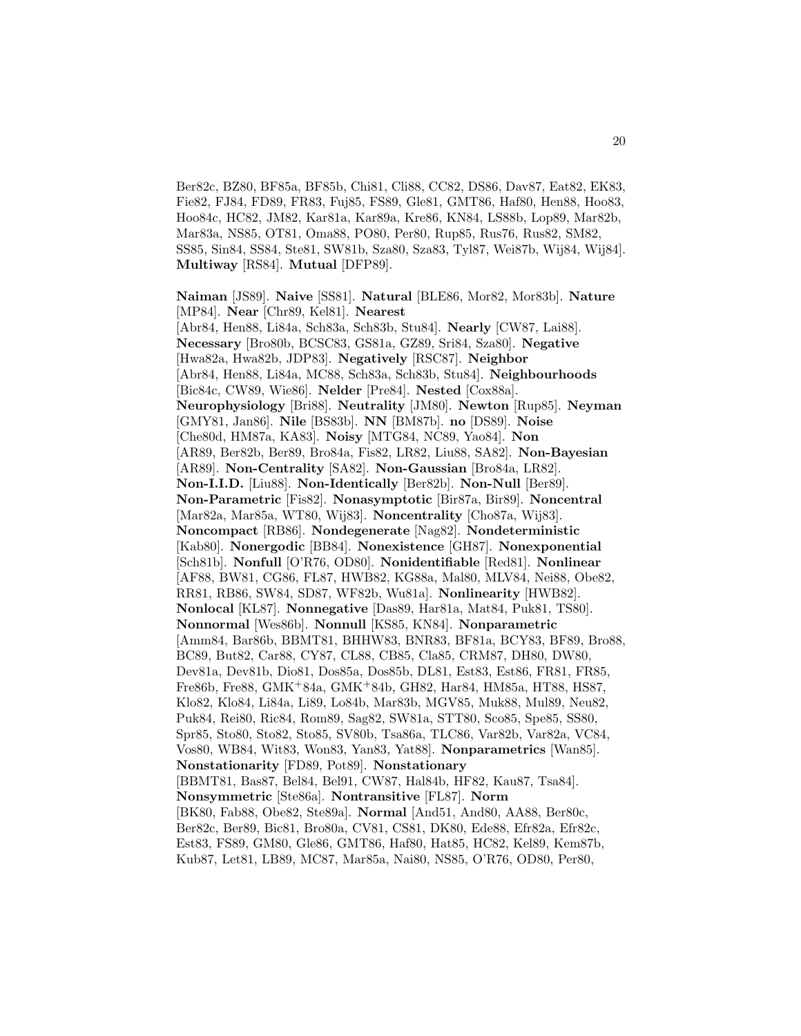Ber82c, BZ80, BF85a, BF85b, Chi81, Cli88, CC82, DS86, Dav87, Eat82, EK83, Fie82, FJ84, FD89, FR83, Fuj85, FS89, Gle81, GMT86, Haf80, Hen88, Hoo83, Hoo84c, HC82, JM82, Kar81a, Kar89a, Kre86, KN84, LS88b, Lop89, Mar82b, Mar83a, NS85, OT81, Oma88, PO80, Per80, Rup85, Rus76, Rus82, SM82, SS85, Sin84, SS84, Ste81, SW81b, Sza80, Sza83, Tyl87, Wei87b, Wij84, Wij84]. **Multiway** [RS84]. **Mutual** [DFP89].

**Naiman** [JS89]. **Naive** [SS81]. **Natural** [BLE86, Mor82, Mor83b]. **Nature** [MP84]. **Near** [Chr89, Kel81]. **Nearest** [Abr84, Hen88, Li84a, Sch83a, Sch83b, Stu84]. **Nearly** [CW87, Lai88]. **Necessary** [Bro80b, BCSC83, GS81a, GZ89, Sri84, Sza80]. **Negative** [Hwa82a, Hwa82b, JDP83]. **Negatively** [RSC87]. **Neighbor** [Abr84, Hen88, Li84a, MC88, Sch83a, Sch83b, Stu84]. **Neighbourhoods** [Bic84c, CW89, Wie86]. **Nelder** [Pre84]. **Nested** [Cox88a]. **Neurophysiology** [Bri88]. **Neutrality** [JM80]. **Newton** [Rup85]. **Neyman** [GMY81, Jan86]. **Nile** [BS83b]. **NN** [BM87b]. **no** [DS89]. **Noise** [Che80d, HM87a, KA83]. **Noisy** [MTG84, NC89, Yao84]. **Non** [AR89, Ber82b, Ber89, Bro84a, Fis82, LR82, Liu88, SA82]. **Non-Bayesian** [AR89]. **Non-Centrality** [SA82]. **Non-Gaussian** [Bro84a, LR82]. **Non-I.I.D.** [Liu88]. **Non-Identically** [Ber82b]. **Non-Null** [Ber89]. **Non-Parametric** [Fis82]. **Nonasymptotic** [Bir87a, Bir89]. **Noncentral** [Mar82a, Mar85a, WT80, Wij83]. **Noncentrality** [Cho87a, Wij83]. **Noncompact** [RB86]. **Nondegenerate** [Nag82]. **Nondeterministic** [Kab80]. **Nonergodic** [BB84]. **Nonexistence** [GH87]. **Nonexponential** [Sch81b]. **Nonfull** [O'R76, OD80]. **Nonidentifiable** [Red81]. **Nonlinear** [AF88, BW81, CG86, FL87, HWB82, KG88a, Mal80, MLV84, Nei88, Obe82, RR81, RB86, SW84, SD87, WF82b, Wu81a]. **Nonlinearity** [HWB82]. **Nonlocal** [KL87]. **Nonnegative** [Das89, Har81a, Mat84, Puk81, TS80]. **Nonnormal** [Wes86b]. **Nonnull** [KS85, KN84]. **Nonparametric** [Amm84, Bar86b, BBMT81, BHHW83, BNR83, BF81a, BCY83, BF89, Bro88, BC89, But82, Car88, CY87, CL88, CB85, Cla85, CRM87, DH80, DW80, Dev81a, Dev81b, Dio81, Dos85a, Dos85b, DL81, Est83, Est86, FR81, FR85, Fre86b, Fre88, GMK$^+$84a, GMK$^+$84b, GH82, Har84, HM85a, HT88, HS87, Klo82, Klo84, Li84a, Li89, Lo84b, Mar83b, MGV85, Muk88, Mul89, Neu82, Puk84, Rei80, Ric84, Rom89, Sag82, SW81a, STT80, Sco85, Spe85, SS80, Spr85, Sto80, Sto82, Sto85, SV80b, Tsa86a, TLC86, Var82b, Var82a, VC84, Vos80, WB84, Wit83, Won83, Yan83, Yat88]. **Nonparametrics** [Wan85]. **Nonstationarity** [FD89, Pot89]. **Nonstationary** [BBMT81, Bas87, Bel84, Bel91, CW87, Hal84b, HF82, Kau87, Tsa84]. **Nonsymmetric** [Ste86a]. **Nontransitive** [FL87]. **Norm** [BK80, Fab88, Obe82, Ste89a]. **Normal** [And51, And80, AA88, Ber80c, Ber82c, Ber89, Bic81, Bro80a, CV81, CS81, DK80, Ede88, Efr82a, Efr82c, Est83, FS89, GM80, Gle86, GMT86, Haf80, Hat85, HC82, Kel89, Kem87b, Kub87, Let81, LB89, MC87, Mar85a, Nai80, NS85, O'R76, OD80, Per80,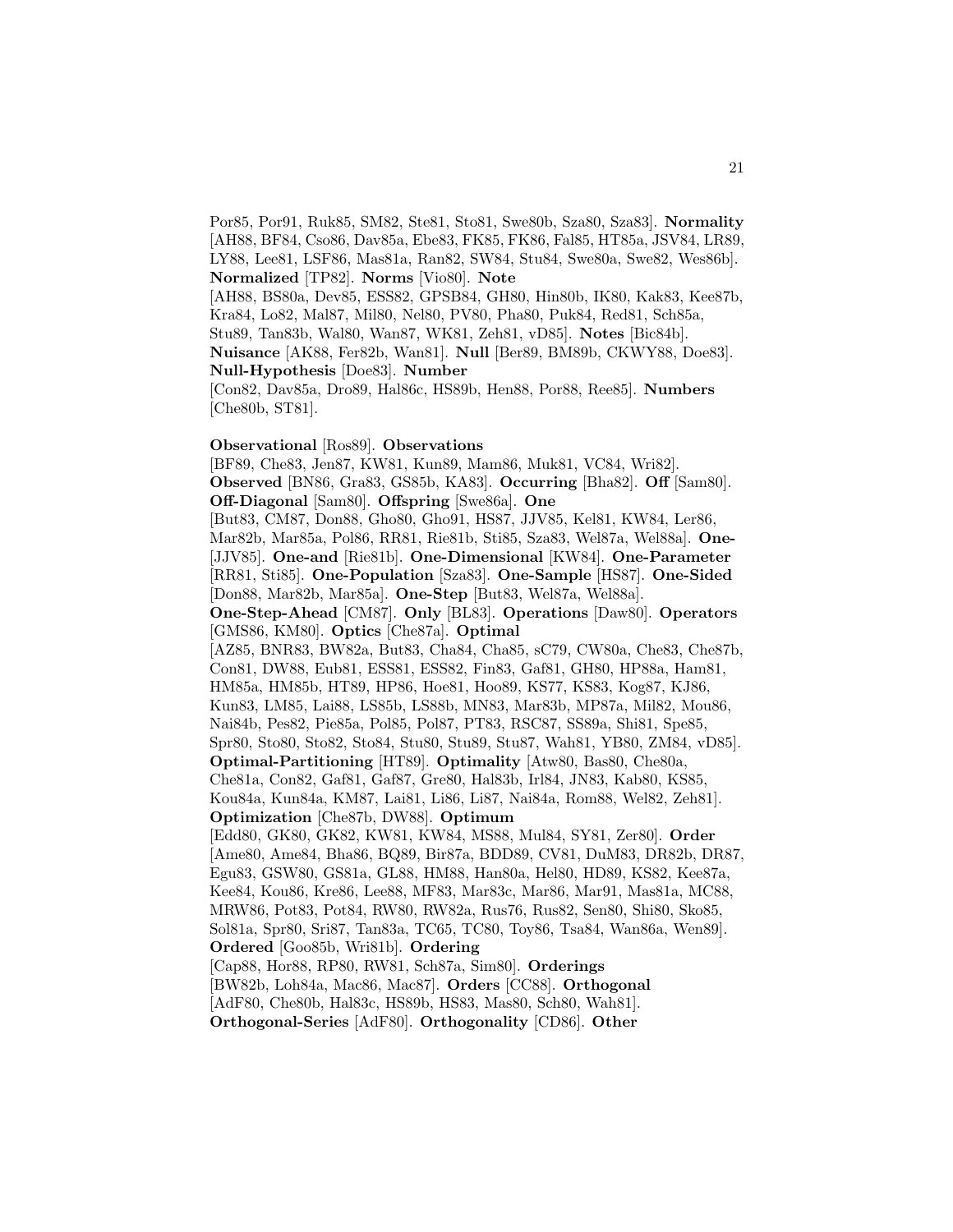Por85, Por91, Ruk85, SM82, Ste81, Sto81, Swe80b, Sza80, Sza83]. **Normality** [AH88, BF84, Cso86, Dav85a, Ebe83, FK85, FK86, Fal85, HT85a, JSV84, LR89, LY88, Lee81, LSF86, Mas81a, Ran82, SW84, Stu84, Swe80a, Swe82, Wes86b]. **Normalized** [TP82]. **Norms** [Vio80]. **Note** [AH88, BS80a, Dev85, ESS82, GPSB84, GH80, Hin80b, IK80, Kak83, Kee87b, Kra84, Lo82, Mal87, Mil80, Nel80, PV80, Pha80, Puk84, Red81, Sch85a, Stu89, Tan83b, Wal80, Wan87, WK81, Zeh81, vD85]. **Notes** [Bic84b]. **Nuisance** [AK88, Fer82b, Wan81]. **Null** [Ber89, BM89b, CKWY88, Doe83]. **Null-Hypothesis** [Doe83]. **Number** [Con82, Dav85a, Dro89, Hal86c, HS89b, Hen88, Por88, Ree85]. **Numbers** [Che80b, ST81].

**Observational** [Ros89]. **Observations** [BF89, Che83, Jen87, KW81, Kun89, Mam86, Muk81, VC84, Wri82]. **Observed** [BN86, Gra83, GS85b, KA83]. **Occurring** [Bha82]. **Off** [Sam80]. **Off-Diagonal** [Sam80]. **Offspring** [Swe86a]. **One** [But83, CM87, Don88, Gho80, Gho91, HS87, JJV85, Kel81, KW84, Ler86, Mar82b, Mar85a, Pol86, RR81, Rie81b, Sti85, Sza83, Wel87a, Wel88a]. **One-** [JJV85]. **One-and** [Rie81b]. **One-Dimensional** [KW84]. **One-Parameter** [RR81, Sti85]. **One-Population** [Sza83]. **One-Sample** [HS87]. **One-Sided** [Don88, Mar82b, Mar85a]. **One-Step** [But83, Wel87a, Wel88a]. **One-Step-Ahead** [CM87]. **Only** [BL83]. **Operations** [Daw80]. **Operators** [GMS86, KM80]. **Optics** [Che87a]. **Optimal** [AZ85, BNR83, BW82a, But83, Cha84, Cha85, sC79, CW80a, Che83, Che87b, Con81, DW88, Eub81, ESS81, ESS82, Fin83, Gaf81, GH80, HP88a, Ham81, HM85a, HM85b, HT89, HP86, Hoe81, Hoo89, KS77, KS83, Kog87, KJ86, Kun83, LM85, Lai88, LS85b, LS88b, MN83, Mar83b, MP87a, Mil82, Mou86, Nai84b, Pes82, Pie85a, Pol85, Pol87, PT83, RSC87, SS89a, Shi81, Spe85, Spr80, Sto80, Sto82, Sto84, Stu80, Stu89, Stu87, Wah81, YB80, ZM84, vD85]. **Optimal-Partitioning** [HT89]. **Optimality** [Atw80, Bas80, Che80a, Che81a, Con82, Gaf81, Gaf87, Gre80, Hal83b, Irl84, JN83, Kab80, KS85, Kou84a, Kun84a, KM87, Lai81, Li86, Li87, Nai84a, Rom88, Wel82, Zeh81]. **Optimization** [Che87b, DW88]. **Optimum** [Edd80, GK80, GK82, KW81, KW84, MS88, Mul84, SY81, Zer80]. **Order** [Ame80, Ame84, Bha86, BQ89, Bir87a, BDD89, CV81, DuM83, DR82b, DR87, Egu83, GSW80, GS81a, GL88, HM88, Han80a, Hel80, HD89, KS82, Kee87a, Kee84, Kou86, Kre86, Lee88, MF83, Mar83c, Mar86, Mar91, Mas81a, MC88, MRW86, Pot83, Pot84, RW80, RW82a, Rus76, Rus82, Sen80, Shi80, Sko85, Sol81a, Spr80, Sri87, Tan83a, TC65, TC80, Toy86, Tsa84, Wan86a, Wen89]. **Ordered** [Goo85b, Wri81b]. **Ordering** [Cap88, Hor88, RP80, RW81, Sch87a, Sim80]. **Orderings** [BW82b, Loh84a, Mac86, Mac87]. **Orders** [CC88]. **Orthogonal** [AdF80, Che80b, Hal83c, HS89b, HS83, Mas80, Sch80, Wah81]. **Orthogonal-Series** [AdF80]. **Orthogonality** [CD86]. **Other**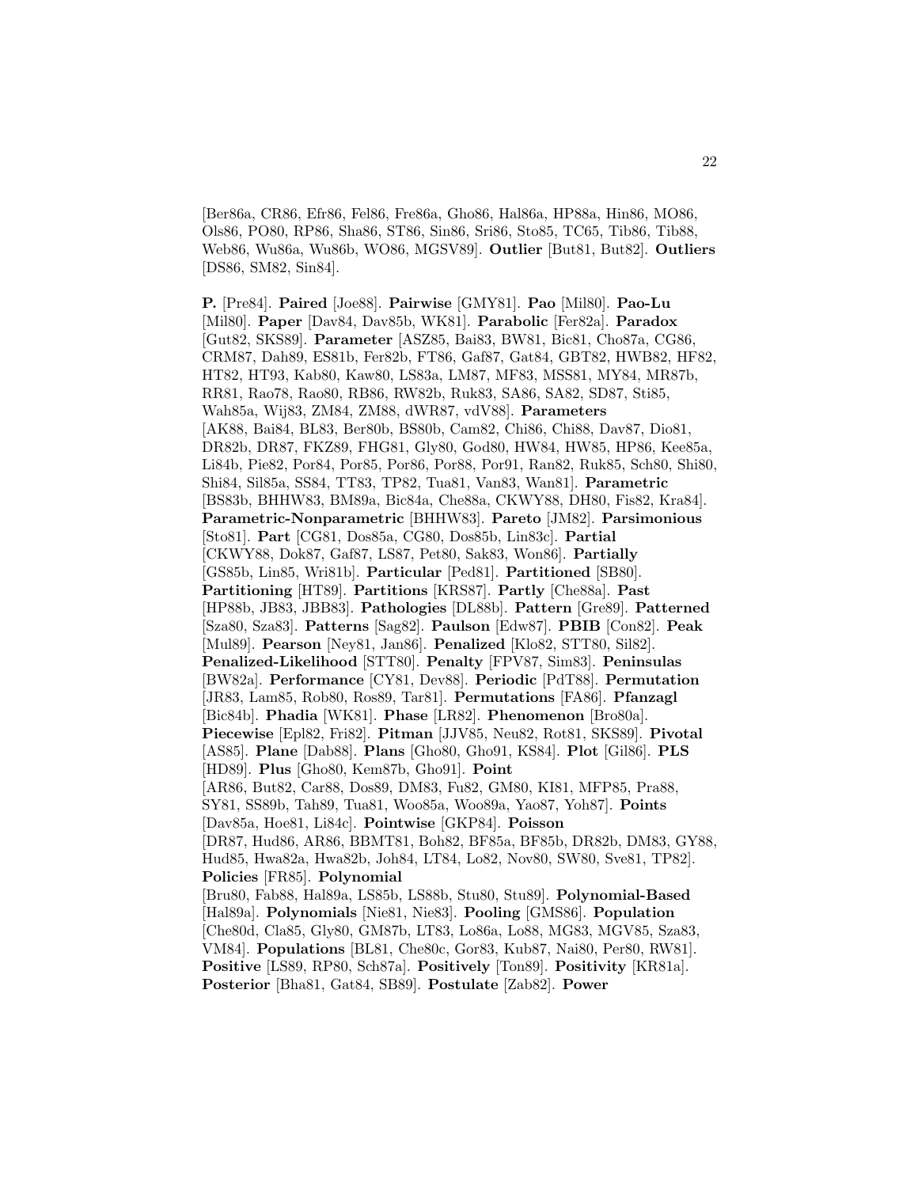[Ber86a, CR86, Efr86, Fel86, Fre86a, Gho86, Hal86a, HP88a, Hin86, MO86, Ols86, PO80, RP86, Sha86, ST86, Sin86, Sri86, Sto85, TC65, Tib86, Tib88, Web86, Wu86a, Wu86b, WO86, MGSV89]. **Outlier** [But81, But82]. **Outliers** [DS86, SM82, Sin84].

**P.** [Pre84]. **Paired** [Joe88]. **Pairwise** [GMY81]. **Pao** [Mil80]. **Pao-Lu** [Mil80]. **Paper** [Dav84, Dav85b, WK81]. **Parabolic** [Fer82a]. **Paradox** [Gut82, SKS89]. **Parameter** [ASZ85, Bai83, BW81, Bic81, Cho87a, CG86, CRM87, Dah89, ES81b, Fer82b, FT86, Gaf87, Gat84, GBT82, HWB82, HF82, HT82, HT93, Kab80, Kaw80, LS83a, LM87, MF83, MSS81, MY84, MR87b, RR81, Rao78, Rao80, RB86, RW82b, Ruk83, SA86, SA82, SD87, Sti85, Wah85a, Wij83, ZM84, ZM88, dWR87, vdV88]. **Parameters** [AK88, Bai84, BL83, Ber80b, BS80b, Cam82, Chi86, Chi88, Dav87, Dio81, DR82b, DR87, FKZ89, FHG81, Gly80, God80, HW84, HW85, HP86, Kee85a, Li84b, Pie82, Por84, Por85, Por86, Por88, Por91, Ran82, Ruk85, Sch80, Shi80, Shi84, Sil85a, SS84, TT83, TP82, Tua81, Van83, Wan81]. **Parametric** [BS83b, BHHW83, BM89a, Bic84a, Che88a, CKWY88, DH80, Fis82, Kra84]. **Parametric-Nonparametric** [BHHW83]. **Pareto** [JM82]. **Parsimonious** [Sto81]. **Part** [CG81, Dos85a, CG80, Dos85b, Lin83c]. **Partial** [CKWY88, Dok87, Gaf87, LS87, Pet80, Sak83, Won86]. **Partially** [GS85b, Lin85, Wri81b]. **Particular** [Ped81]. **Partitioned** [SB80]. **Partitioning** [HT89]. **Partitions** [KRS87]. **Partly** [Che88a]. **Past** [HP88b, JB83, JBB83]. **Pathologies** [DL88b]. **Pattern** [Gre89]. **Patterned** [Sza80, Sza83]. **Patterns** [Sag82]. **Paulson** [Edw87]. **PBIB** [Con82]. **Peak** [Mul89]. **Pearson** [Ney81, Jan86]. **Penalized** [Klo82, STT80, Sil82]. **Penalized-Likelihood** [STT80]. **Penalty** [FPV87, Sim83]. **Peninsulas** [BW82a]. **Performance** [CY81, Dev88]. **Periodic** [PdT88]. **Permutation** [JR83, Lam85, Rob80, Ros89, Tar81]. **Permutations** [FA86]. **Pfanzagl** [Bic84b]. **Phadia** [WK81]. **Phase** [LR82]. **Phenomenon** [Bro80a]. **Piecewise** [Epl82, Fri82]. **Pitman** [JJV85, Neu82, Rot81, SKS89]. **Pivotal** [AS85]. **Plane** [Dab88]. **Plans** [Gho80, Gho91, KS84]. **Plot** [Gil86]. **PLS** [HD89]. **Plus** [Gho80, Kem87b, Gho91]. **Point** [AR86, But82, Car88, Dos89, DM83, Fu82, GM80, KI81, MFP85, Pra88, SY81, SS89b, Tah89, Tua81, Woo85a, Woo89a, Yao87, Yoh87]. **Points** [Dav85a, Hoe81, Li84c]. **Pointwise** [GKP84]. **Poisson** [DR87, Hud86, AR86, BBMT81, Boh82, BF85a, BF85b, DR82b, DM83, GY88, Hud85, Hwa82a, Hwa82b, Joh84, LT84, Lo82, Nov80, SW80, Sve81, TP82]. **Policies** [FR85]. **Polynomial** [Bru80, Fab88, Hal89a, LS85b, LS88b, Stu80, Stu89]. **Polynomial-Based** [Hal89a]. **Polynomials** [Nie81, Nie83]. **Pooling** [GMS86]. **Population** [Che80d, Cla85, Gly80, GM87b, LT83, Lo86a, Lo88, MG83, MGV85, Sza83, VM84]. **Populations** [BL81, Che80c, Gor83, Kub87, Nai80, Per80, RW81]. **Positive** [LS89, RP80, Sch87a]. **Positively** [Ton89]. **Positivity** [KR81a]. **Posterior** [Bha81, Gat84, SB89]. **Postulate** [Zab82]. **Power**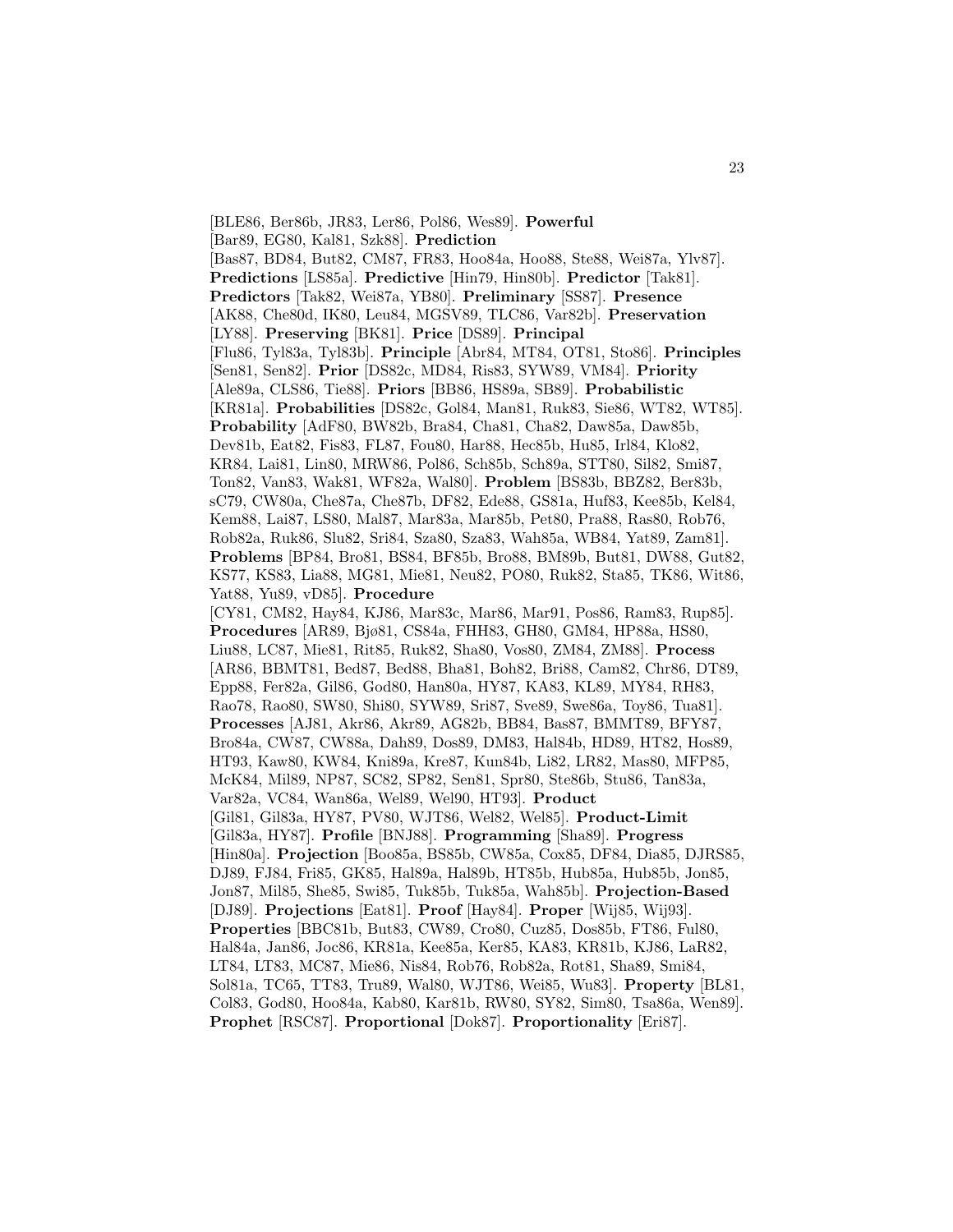[BLE86, Ber86b, JR83, Ler86, Pol86, Wes89]. **Powerful** [Bar89, EG80, Kal81, Szk88]. **Prediction** [Bas87, BD84, But82, CM87, FR83, Hoo84a, Hoo88, Ste88, Wei87a, Ylv87]. **Predictions** [LS85a]. **Predictive** [Hin79, Hin80b]. **Predictor** [Tak81]. **Predictors** [Tak82, Wei87a, YB80]. **Preliminary** [SS87]. **Presence** [AK88, Che80d, IK80, Leu84, MGSV89, TLC86, Var82b]. **Preservation** [LY88]. **Preserving** [BK81]. **Price** [DS89]. **Principal** [Flu86, Tyl83a, Tyl83b]. **Principle** [Abr84, MT84, OT81, Sto86]. **Principles** [Sen81, Sen82]. **Prior** [DS82c, MD84, Ris83, SYW89, VM84]. **Priority** [Ale89a, CLS86, Tie88]. **Priors** [BB86, HS89a, SB89]. **Probabilistic** [KR81a]. **Probabilities** [DS82c, Gol84, Man81, Ruk83, Sie86, WT82, WT85]. **Probability** [AdF80, BW82b, Bra84, Cha81, Cha82, Daw85a, Daw85b, Dev81b, Eat82, Fis83, FL87, Fou80, Har88, Hec85b, Hu85, Irl84, Klo82, KR84, Lai81, Lin80, MRW86, Pol86, Sch85b, Sch89a, STT80, Sil82, Smi87, Ton82, Van83, Wak81, WF82a, Wal80]. **Problem** [BS83b, BBZ82, Ber83b, sC79, CW80a, Che87a, Che87b, DF82, Ede88, GS81a, Huf83, Kee85b, Kel84, Kem88, Lai87, LS80, Mal87, Mar83a, Mar85b, Pet80, Pra88, Ras80, Rob76, Rob82a, Ruk86, Slu82, Sri84, Sza80, Sza83, Wah85a, WB84, Yat89, Zam81]. **Problems** [BP84, Bro81, BS84, BF85b, Bro88, BM89b, But81, DW88, Gut82, KS77, KS83, Lia88, MG81, Mie81, Neu82, PO80, Ruk82, Sta85, TK86, Wit86, Yat88, Yu89, vD85]. **Procedure** [CY81, CM82, Hay84, KJ86, Mar83c, Mar86, Mar91, Pos86, Ram83, Rup85]. **Procedures** [AR89, Bjø81, CS84a, FHH83, GH80, GM84, HP88a, HS80, Liu88, LC87, Mie81, Rit85, Ruk82, Sha80, Vos80, ZM84, ZM88]. **Process** [AR86, BBMT81, Bed87, Bed88, Bha81, Boh82, Bri88, Cam82, Chr86, DT89, Epp88, Fer82a, Gil86, God80, Han80a, HY87, KA83, KL89, MY84, RH83, Rao78, Rao80, SW80, Shi80, SYW89, Sri87, Sve89, Swe86a, Toy86, Tua81]. **Processes** [AJ81, Akr86, Akr89, AG82b, BB84, Bas87, BMMT89, BFY87, Bro84a, CW87, CW88a, Dah89, Dos89, DM83, Hal84b, HD89, HT82, Hos89, HT93, Kaw80, KW84, Kni89a, Kre87, Kun84b, Li82, LR82, Mas80, MFP85, McK84, Mil89, NP87, SC82, SP82, Sen81, Spr80, Ste86b, Stu86, Tan83a, Var82a, VC84, Wan86a, Wel89, Wel90, HT93]. **Product** [Gil81, Gil83a, HY87, PV80, WJT86, Wel82, Wel85]. **Product-Limit** [Gil83a, HY87]. **Profile** [BNJ88]. **Programming** [Sha89]. **Progress** [Hin80a]. **Projection** [Boo85a, BS85b, CW85a, Cox85, DF84, Dia85, DJRS85, DJ89, FJ84, Fri85, GK85, Hal89a, Hal89b, HT85b, Hub85a, Hub85b, Jon85, Jon87, Mil85, She85, Swi85, Tuk85b, Tuk85a, Wah85b]. **Projection-Based** [DJ89]. **Projections** [Eat81]. **Proof** [Hay84]. **Proper** [Wij85, Wij93]. **Properties** [BBC81b, But83, CW89, Cro80, Cuz85, Dos85b, FT86, Ful80, Hal84a, Jan86, Joc86, KR81a, Kee85a, Ker85, KA83, KR81b, KJ86, LaR82, LT84, LT83, MC87, Mie86, Nis84, Rob76, Rob82a, Rot81, Sha89, Smi84, Sol81a, TC65, TT83, Tru89, Wal80, WJT86, Wei85, Wu83]. **Property** [BL81, Col83, God80, Hoo84a, Kab80, Kar81b, RW80, SY82, Sim80, Tsa86a, Wen89]. **Prophet** [RSC87]. **Proportional** [Dok87]. **Proportionality** [Eri87].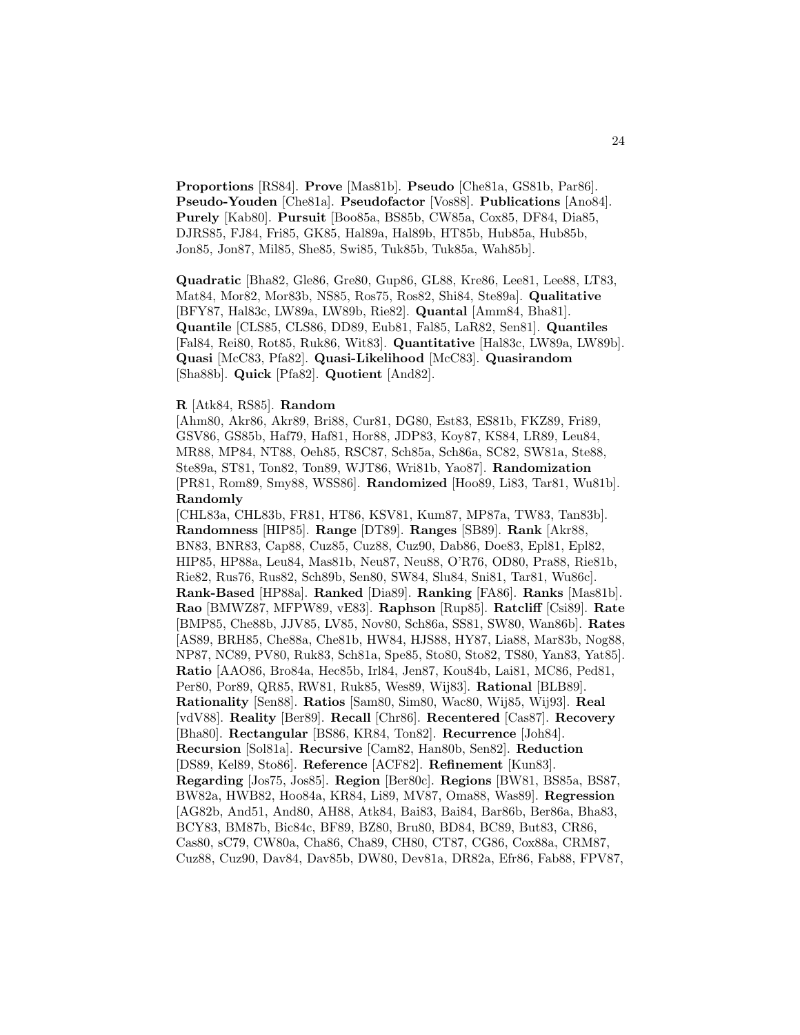**Proportions** [RS84]. **Prove** [Mas81b]. **Pseudo** [Che81a, GS81b, Par86]. **Pseudo-Youden** [Che81a]. **Pseudofactor** [Vos88]. **Publications** [Ano84]. **Purely** [Kab80]. **Pursuit** [Boo85a, BS85b, CW85a, Cox85, DF84, Dia85, DJRS85, FJ84, Fri85, GK85, Hal89a, Hal89b, HT85b, Hub85a, Hub85b, Jon85, Jon87, Mil85, She85, Swi85, Tuk85b, Tuk85a, Wah85b].

**Quadratic** [Bha82, Gle86, Gre80, Gup86, GL88, Kre86, Lee81, Lee88, LT83, Mat84, Mor82, Mor83b, NS85, Ros75, Ros82, Shi84, Ste89a]. **Qualitative** [BFY87, Hal83c, LW89a, LW89b, Rie82]. **Quantal** [Amm84, Bha81]. **Quantile** [CLS85, CLS86, DD89, Eub81, Fal85, LaR82, Sen81]. **Quantiles** [Fal84, Rei80, Rot85, Ruk86, Wit83]. **Quantitative** [Hal83c, LW89a, LW89b]. **Quasi** [McC83, Pfa82]. **Quasi-Likelihood** [McC83]. **Quasirandom** [Sha88b]. **Quick** [Pfa82]. **Quotient** [And82].

**R** [Atk84, RS85]. **Random** [Ahm80, Akr86, Akr89, Bri88, Cur81, DG80, Est83, ES81b, FKZ89, Fri89, GSV86, GS85b, Haf79, Haf81, Hor88, JDP83, Koy87, KS84, LR89, Leu84, MR88, MP84, NT88, Oeh85, RSC87, Sch85a, Sch86a, SC82, SW81a, Ste88, Ste89a, ST81, Ton82, Ton89, WJT86, Wri81b, Yao87]. **Randomization** [PR81, Rom89, Smy88, WSS86]. **Randomized** [Hoo89, Li83, Tar81, Wu81b]. **Randomly** [CHL83a, CHL83b, FR81, HT86, KSV81, Kum87, MP87a, TW83, Tan83b]. **Randomness** [HIP85]. **Range** [DT89]. **Ranges** [SB89]. **Rank** [Akr88, BN83, BNR83, Cap88, Cuz85, Cuz88, Cuz90, Dab86, Doe83, Epl81, Epl82, HIP85, HP88a, Leu84, Mas81b, Neu87, Neu88, O'R76, OD80, Pra88, Rie81b, Rie82, Rus76, Rus82, Sch89b, Sen80, SW84, Slu84, Sni81, Tar81, Wu86c]. **Rank-Based** [HP88a]. **Ranked** [Dia89]. **Ranking** [FA86]. **Ranks** [Mas81b]. **Rao** [BMWZ87, MFPW89, vE83]. **Raphson** [Rup85]. **Ratcliff** [Csi89]. **Rate** [BMP85, Che88b, JJV85, LV85, Nov80, Sch86a, SS81, SW80, Wan86b]. **Rates** [AS89, BRH85, Che88a, Che81b, HW84, HJS88, HY87, Lia88, Mar83b, Nog88, NP87, NC89, PV80, Ruk83, Sch81a, Spe85, Sto80, Sto82, TS80, Yan83, Yat85]. **Ratio** [AAO86, Bro84a, Hec85b, Irl84, Jen87, Kou84b, Lai81, MC86, Ped81, Per80, Por89, QR85, RW81, Ruk85, Wes89, Wij83]. **Rational** [BLB89]. **Rationality** [Sen88]. **Ratios** [Sam80, Sim80, Wac80, Wij85, Wij93]. **Real** [vdV88]. **Reality** [Ber89]. **Recall** [Chr86]. **Recentered** [Cas87]. **Recovery** [Bha80]. **Rectangular** [BS86, KR84, Ton82]. **Recurrence** [Joh84]. **Recursion** [Sol81a]. **Recursive** [Cam82, Han80b, Sen82]. **Reduction** [DS89, Kel89, Sto86]. **Reference** [ACF82]. **Refinement** [Kun83]. **Regarding** [Jos75, Jos85]. **Region** [Ber80c]. **Regions** [BW81, BS85a, BS87, BW82a, HWB82, Hoo84a, KR84, Li89, MV87, Oma88, Was89]. **Regression** [AG82b, And51, And80, AH88, Atk84, Bai83, Bai84, Bar86b, Ber86a, Bha83, BCY83, BM87b, Bic84c, BF89, BZ80, Bru80, BD84, BC89, But83, CR86, Cas80, sC79, CW80a, Cha86, Cha89, CH80, CT87, CG86, Cox88a, CRM87, Cuz88, Cuz90, Dav84, Dav85b, DW80, Dev81a, DR82a, Efr86, Fab88, FPV87,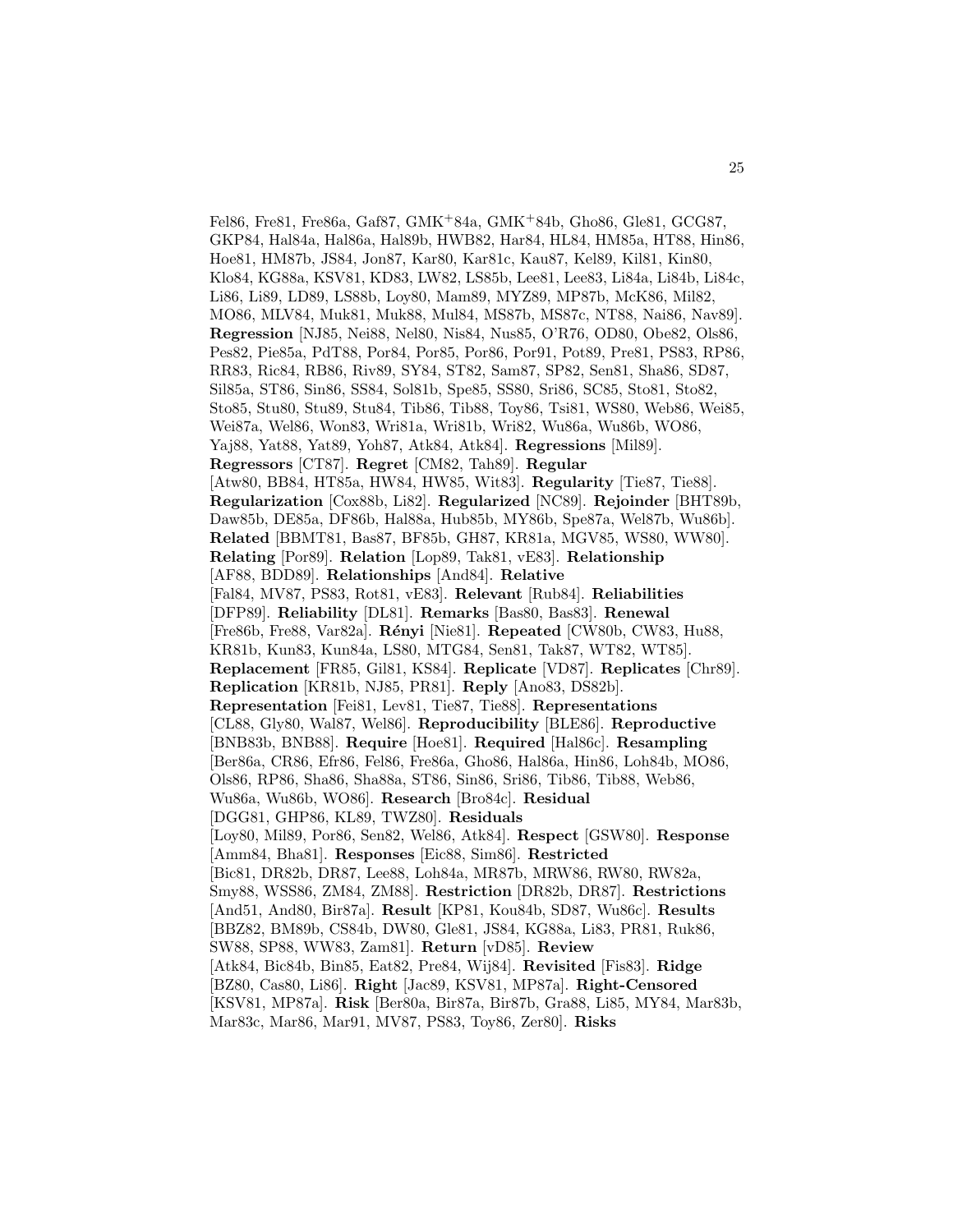Fel86, Fre81, Fre86a, Gaf87, GMK+84a, GMK+84b, Gho86, Gle81, GCG87, GKP84, Hal84a, Hal86a, Hal89b, HWB82, Har84, HL84, HM85a, HT88, Hin86, Hoe81, HM87b, JS84, Jon87, Kar80, Kar81c, Kau87, Kel89, Kil81, Kin80, Klo84, KG88a, KSV81, KD83, LW82, LS85b, Lee81, Lee83, Li84a, Li84b, Li84c, Li86, Li89, LD89, LS88b, Loy80, Mam89, MYZ89, MP87b, McK86, Mil82, MO86, MLV84, Muk81, Muk88, Mul84, MS87b, MS87c, NT88, Nai86, Nav89]. **Regression** [NJ85, Nei88, Nel80, Nis84, Nus85, O'R76, OD80, Obe82, Ols86, Pes82, Pie85a, PdT88, Por84, Por85, Por86, Por91, Pot89, Pre81, PS83, RP86, RR83, Ric84, RB86, Riv89, SY84, ST82, Sam87, SP82, Sen81, Sha86, SD87, Sil85a, ST86, Sin86, SS84, Sol81b, Spe85, SS80, Sri86, SC85, Sto81, Sto82, Sto85, Stu80, Stu89, Stu84, Tib86, Tib88, Toy86, Tsi81, WS80, Web86, Wei85, Wei87a, Wel86, Won83, Wri81a, Wri81b, Wri82, Wu86a, Wu86b, WO86, Yaj88, Yat88, Yat89, Yoh87, Atk84, Atk84]. **Regressions** [Mil89]. **Regressors** [CT87]. **Regret** [CM82, Tah89]. **Regular** [Atw80, BB84, HT85a, HW84, HW85, Wit83]. **Regularity** [Tie87, Tie88]. **Regularization** [Cox88b, Li82]. **Regularized** [NC89]. **Rejoinder** [BHT89b, Daw85b, DE85a, DF86b, Hal88a, Hub85b, MY86b, Spe87a, Wel87b, Wu86b]. **Related** [BBMT81, Bas87, BF85b, GH87, KR81a, MGV85, WS80, WW80]. **Relating** [Por89]. **Relation** [Lop89, Tak81, vE83]. **Relationship** [AF88, BDD89]. **Relationships** [And84]. **Relative** [Fal84, MV87, PS83, Rot81, vE83]. **Relevant** [Rub84]. **Reliabilities** [DFP89]. **Reliability** [DL81]. **Remarks** [Bas80, Bas83]. **Renewal** [Fre86b, Fre88, Var82a]. **Rényi** [Nie81]. **Repeated** [CW80b, CW83, Hu88, KR81b, Kun83, Kun84a, LS80, MTG84, Sen81, Tak87, WT82, WT85]. **Replacement** [FR85, Gil81, KS84]. **Replicate** [VD87]. **Replicates** [Chr89]. **Replication** [KR81b, NJ85, PR81]. **Reply** [Ano83, DS82b]. **Representation** [Fei81, Lev81, Tie87, Tie88]. **Representations** [CL88, Gly80, Wal87, Wel86]. **Reproducibility** [BLE86]. **Reproductive** [BNB83b, BNB88]. **Require** [Hoe81]. **Required** [Hal86c]. **Resampling** [Ber86a, CR86, Efr86, Fel86, Fre86a, Gho86, Hal86a, Hin86, Loh84b, MO86, Ols86, RP86, Sha86, Sha88a, ST86, Sin86, Sri86, Tib86, Tib88, Web86, Wu86a, Wu86b, WO86]. **Research** [Bro84c]. **Residual** [DGG81, GHP86, KL89, TWZ80]. **Residuals** [Loy80, Mil89, Por86, Sen82, Wel86, Atk84]. **Respect** [GSW80]. **Response** [Amm84, Bha81]. **Responses** [Eic88, Sim86]. **Restricted** [Bic81, DR82b, DR87, Lee88, Loh84a, MR87b, MRW86, RW80, RW82a, Smy88, WSS86, ZM84, ZM88]. **Restriction** [DR82b, DR87]. **Restrictions** [And51, And80, Bir87a]. **Result** [KP81, Kou84b, SD87, Wu86c]. **Results** [BBZ82, BM89b, CS84b, DW80, Gle81, JS84, KG88a, Li83, PR81, Ruk86, SW88, SP88, WW83, Zam81]. **Return** [vD85]. **Review** [Atk84, Bic84b, Bin85, Eat82, Pre84, Wij84]. **Revisited** [Fis83]. **Ridge** [BZ80, Cas80, Li86]. **Right** [Jac89, KSV81, MP87a]. **Right-Censored** [KSV81, MP87a]. **Risk** [Ber80a, Bir87a, Bir87b, Gra88, Li85, MY84, Mar83b, Mar83c, Mar86, Mar91, MV87, PS83, Toy86, Zer80]. **Risks**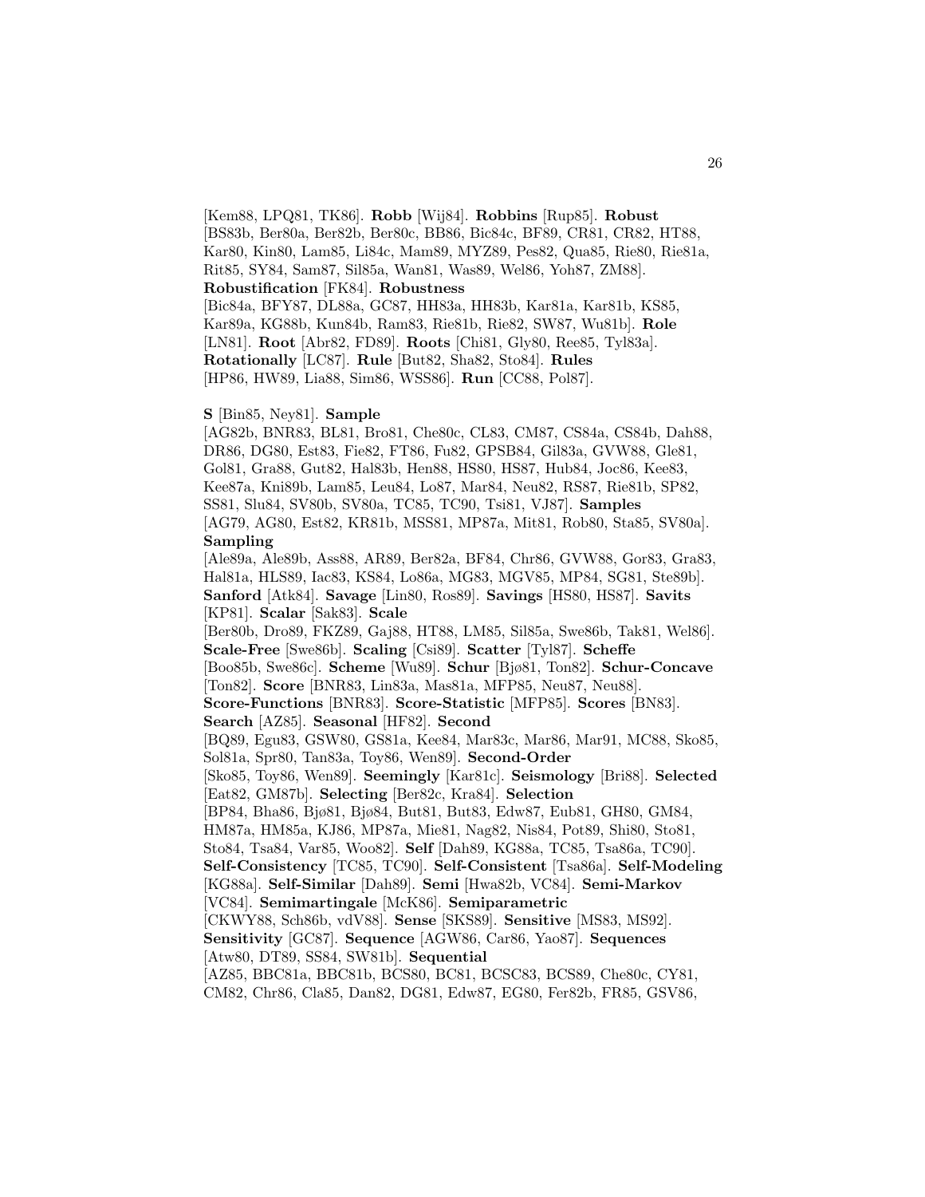[Kem88, LPQ81, TK86]. **Robb** [Wij84]. **Robbins** [Rup85]. **Robust** [BS83b, Ber80a, Ber82b, Ber80c, BB86, Bic84c, BF89, CR81, CR82, HT88, Kar80, Kin80, Lam85, Li84c, Mam89, MYZ89, Pes82, Qua85, Rie80, Rie81a, Rit85, SY84, Sam87, Sil85a, Wan81, Was89, Wel86, Yoh87, ZM88]. **Robustification** [FK84]. **Robustness** [Bic84a, BFY87, DL88a, GC87, HH83a, HH83b, Kar81a, Kar81b, KS85, Kar89a, KG88b, Kun84b, Ram83, Rie81b, Rie82, SW87, Wu81b]. **Role** [LN81]. **Root** [Abr82, FD89]. **Roots** [Chi81, Gly80, Ree85, Tyl83a]. **Rotationally** [LC87]. **Rule** [But82, Sha82, Sto84]. **Rules** [HP86, HW89, Lia88, Sim86, WSS86]. **Run** [CC88, Pol87].

**S** [Bin85, Ney81]. **Sample** [AG82b, BNR83, BL81, Bro81, Che80c, CL83, CM87, CS84a, CS84b, Dah88, DR86, DG80, Est83, Fie82, FT86, Fu82, GPSB84, Gil83a, GVW88, Gle81, Gol81, Gra88, Gut82, Hal83b, Hen88, HS80, HS87, Hub84, Joc86, Kee83, Kee87a, Kni89b, Lam85, Leu84, Lo87, Mar84, Neu82, RS87, Rie81b, SP82, SS81, Slu84, SV80b, SV80a, TC85, TC90, Tsi81, VJ87]. **Samples** [AG79, AG80, Est82, KR81b, MSS81, MP87a, Mit81, Rob80, Sta85, SV80a]. **Sampling** [Ale89a, Ale89b, Ass88, AR89, Ber82a, BF84, Chr86, GVW88, Gor83, Gra83, Hal81a, HLS89, Iac83, KS84, Lo86a, MG83, MGV85, MP84, SG81, Ste89b]. **Sanford** [Atk84]. **Savage** [Lin80, Ros89]. **Savings** [HS80, HS87]. **Savits** [KP81]. **Scalar** [Sak83]. **Scale** [Ber80b, Dro89, FKZ89, Gaj88, HT88, LM85, Sil85a, Swe86b, Tak81, Wel86]. **Scale-Free** [Swe86b]. **Scaling** [Csi89]. **Scatter** [Tyl87]. **Scheffe** [Boo85b, Swe86c]. **Scheme** [Wu89]. **Schur** [Bjø81, Ton82]. **Schur-Concave** [Ton82]. **Score** [BNR83, Lin83a, Mas81a, MFP85, Neu87, Neu88]. **Score-Functions** [BNR83]. **Score-Statistic** [MFP85]. **Scores** [BN83]. **Search** [AZ85]. **Seasonal** [HF82]. **Second** [BQ89, Egu83, GSW80, GS81a, Kee84, Mar83c, Mar86, Mar91, MC88, Sko85, Sol81a, Spr80, Tan83a, Toy86, Wen89]. **Second-Order** [Sko85, Toy86, Wen89]. **Seemingly** [Kar81c]. **Seismology** [Bri88]. **Selected** [Eat82, GM87b]. **Selecting** [Ber82c, Kra84]. **Selection** [BP84, Bha86, Bjø81, Bjø84, But81, But83, Edw87, Eub81, GH80, GM84, HM87a, HM85a, KJ86, MP87a, Mie81, Nag82, Nis84, Pot89, Shi80, Sto81, Sto84, Tsa84, Var85, Woo82]. **Self** [Dah89, KG88a, TC85, Tsa86a, TC90]. **Self-Consistency** [TC85, TC90]. **Self-Consistent** [Tsa86a]. **Self-Modeling** [KG88a]. **Self-Similar** [Dah89]. **Semi** [Hwa82b, VC84]. **Semi-Markov** [VC84]. **Semimartingale** [McK86]. **Semiparametric** [CKWY88, Sch86b, vdV88]. **Sense** [SKS89]. **Sensitive** [MS83, MS92]. **Sensitivity** [GC87]. **Sequence** [AGW86, Car86, Yao87]. **Sequences** [Atw80, DT89, SS84, SW81b]. **Sequential** [AZ85, BBC81a, BBC81b, BCS80, BC81, BCSC83, BCS89, Che80c, CY81, CM82, Chr86, Cla85, Dan82, DG81, Edw87, EG80, Fer82b, FR85, GSV86,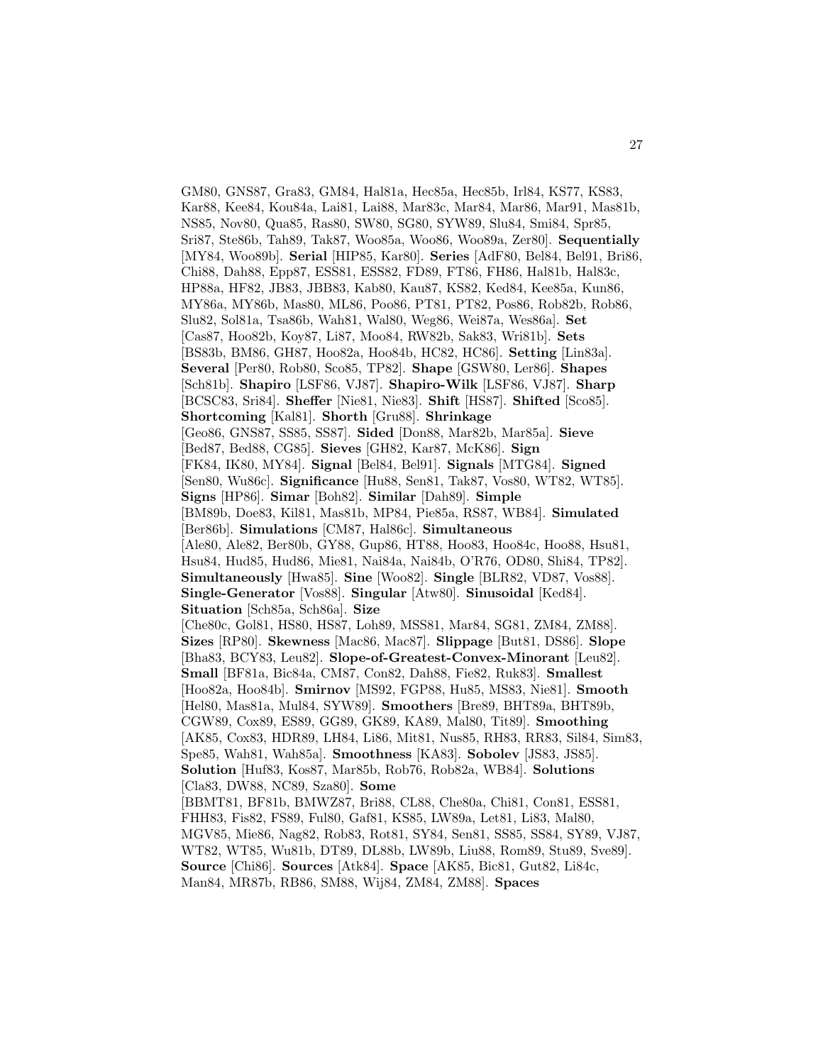GM80, GNS87, Gra83, GM84, Hal81a, Hec85a, Hec85b, Irl84, KS77, KS83, Kar88, Kee84, Kou84a, Lai81, Lai88, Mar83c, Mar84, Mar86, Mar91, Mas81b, NS85, Nov80, Qua85, Ras80, SW80, SG80, SYW89, Slu84, Smi84, Spr85, Sri87, Ste86b, Tah89, Tak87, Woo85a, Woo86, Woo89a, Zer80]. **Sequentially** [MY84, Woo89b]. **Serial** [HIP85, Kar80]. **Series** [AdF80, Bel84, Bel91, Bri86, Chi88, Dah88, Epp87, ESS81, ESS82, FD89, FT86, FH86, Hal81b, Hal83c, HP88a, HF82, JB83, JBB83, Kab80, Kau87, KS82, Ked84, Kee85a, Kun86, MY86a, MY86b, Mas80, ML86, Poo86, PT81, PT82, Pos86, Rob82b, Rob86, Slu82, Sol81a, Tsa86b, Wah81, Wal80, Weg86, Wei87a, Wes86a]. **Set** [Cas87, Hoo82b, Koy87, Li87, Moo84, RW82b, Sak83, Wri81b]. **Sets** [BS83b, BM86, GH87, Hoo82a, Hoo84b, HC82, HC86]. **Setting** [Lin83a]. **Several** [Per80, Rob80, Sco85, TP82]. **Shape** [GSW80, Ler86]. **Shapes** [Sch81b]. **Shapiro** [LSF86, VJ87]. **Shapiro-Wilk** [LSF86, VJ87]. **Sharp** [BCSC83, Sri84]. **Sheffer** [Nie81, Nie83]. **Shift** [HS87]. **Shifted** [Sco85]. **Shortcoming** [Kal81]. **Shorth** [Gru88]. **Shrinkage** [Geo86, GNS87, SS85, SS87]. **Sided** [Don88, Mar82b, Mar85a]. **Sieve** [Bed87, Bed88, CG85]. **Sieves** [GH82, Kar87, McK86]. **Sign** [FK84, IK80, MY84]. **Signal** [Bel84, Bel91]. **Signals** [MTG84]. **Signed** [Sen80, Wu86c]. **Significance** [Hu88, Sen81, Tak87, Vos80, WT82, WT85]. **Signs** [HP86]. **Simar** [Boh82]. **Similar** [Dah89]. **Simple** [BM89b, Doe83, Kil81, Mas81b, MP84, Pie85a, RS87, WB84]. **Simulated** [Ber86b]. **Simulations** [CM87, Hal86c]. **Simultaneous** [Ale80, Ale82, Ber80b, GY88, Gup86, HT88, Hoo83, Hoo84c, Hoo88, Hsu81, Hsu84, Hud85, Hud86, Mie81, Nai84a, Nai84b, O'R76, OD80, Shi84, TP82]. **Simultaneously** [Hwa85]. **Sine** [Woo82]. **Single** [BLR82, VD87, Vos88]. **Single-Generator** [Vos88]. **Singular** [Atw80]. **Sinusoidal** [Ked84]. **Situation** [Sch85a, Sch86a]. **Size** [Che80c, Gol81, HS80, HS87, Loh89, MSS81, Mar84, SG81, ZM84, ZM88]. **Sizes** [RP80]. **Skewness** [Mac86, Mac87]. **Slippage** [But81, DS86]. **Slope** [Bha83, BCY83, Leu82]. **Slope-of-Greatest-Convex-Minorant** [Leu82]. **Small** [BF81a, Bic84a, CM87, Con82, Dah88, Fie82, Ruk83]. **Smallest** [Hoo82a, Hoo84b]. **Smirnov** [MS92, FGP88, Hu85, MS83, Nie81]. **Smooth** [Hel80, Mas81a, Mul84, SYW89]. **Smoothers** [Bre89, BHT89a, BHT89b, CGW89, Cox89, ES89, GG89, GK89, KA89, Mal80, Tit89]. **Smoothing** [AK85, Cox83, HDR89, LH84, Li86, Mit81, Nus85, RH83, RR83, Sil84, Sim83, Spe85, Wah81, Wah85a]. **Smoothness** [KA83]. **Sobolev** [JS83, JS85]. **Solution** [Huf83, Kos87, Mar85b, Rob76, Rob82a, WB84]. **Solutions** [Cla83, DW88, NC89, Sza80]. **Some** [BBMT81, BF81b, BMWZ87, Bri88, CL88, Che80a, Chi81, Con81, ESS81, FHH83, Fis82, FS89, Ful80, Gaf81, KS85, LW89a, Let81, Li83, Mal80, MGV85, Mie86, Nag82, Rob83, Rot81, SY84, Sen81, SS85, SS84, SY89, VJ87, WT82, WT85, Wu81b, DT89, DL88b, LW89b, Liu88, Rom89, Stu89, Sve89]. **Source** [Chi86]. **Sources** [Atk84]. **Space** [AK85, Bic81, Gut82, Li84c, Man84, MR87b, RB86, SM88, Wij84, ZM84, ZM88]. **Spaces**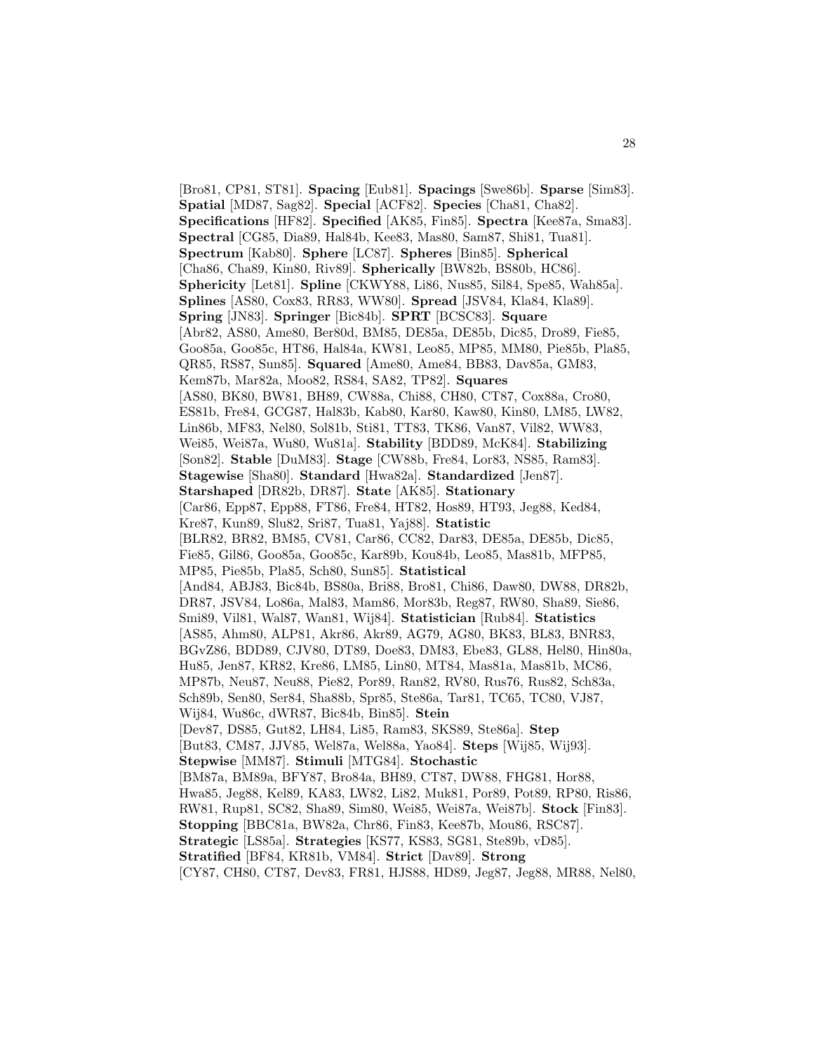[Bro81, CP81, ST81]. **Spacing** [Eub81]. **Spacings** [Swe86b]. **Sparse** [Sim83]. **Spatial** [MD87, Sag82]. **Special** [ACF82]. **Species** [Cha81, Cha82]. **Specifications** [HF82]. **Specified** [AK85, Fin85]. **Spectra** [Kee87a, Sma83]. **Spectral** [CG85, Dia89, Hal84b, Kee83, Mas80, Sam87, Shi81, Tua81]. **Spectrum** [Kab80]. **Sphere** [LC87]. **Spheres** [Bin85]. **Spherical** [Cha86, Cha89, Kin80, Riv89]. **Spherically** [BW82b, BS80b, HC86]. **Sphericity** [Let81]. **Spline** [CKWY88, Li86, Nus85, Sil84, Spe85, Wah85a]. **Splines** [AS80, Cox83, RR83, WW80]. **Spread** [JSV84, Kla84, Kla89]. **Spring** [JN83]. **Springer** [Bic84b]. **SPRT** [BCSC83]. **Square** [Abr82, AS80, Ame80, Ber80d, BM85, DE85a, DE85b, Dic85, Dro89, Fie85, Goo85a, Goo85c, HT86, Hal84a, KW81, Leo85, MP85, MM80, Pie85b, Pla85, QR85, RS87, Sun85]. **Squared** [Ame80, Ame84, BB83, Dav85a, GM83, Kem87b, Mar82a, Moo82, RS84, SA82, TP82]. **Squares** [AS80, BK80, BW81, BH89, CW88a, Chi88, CH80, CT87, Cox88a, Cro80, ES81b, Fre84, GCG87, Hal83b, Kab80, Kar80, Kaw80, Kin80, LM85, LW82, Lin86b, MF83, Nel80, Sol81b, Sti81, TT83, TK86, Van87, Vil82, WW83, Wei85, Wei87a, Wu80, Wu81a]. **Stability** [BDD89, McK84]. **Stabilizing** [Son82]. **Stable** [DuM83]. **Stage** [CW88b, Fre84, Lor83, NS85, Ram83]. **Stagewise** [Sha80]. **Standard** [Hwa82a]. **Standardized** [Jen87]. **Starshaped** [DR82b, DR87]. **State** [AK85]. **Stationary** [Car86, Epp87, Epp88, FT86, Fre84, HT82, Hos89, HT93, Jeg88, Ked84, Kre87, Kun89, Slu82, Sri87, Tua81, Yaj88]. **Statistic** [BLR82, BR82, BM85, CV81, Car86, CC82, Dar83, DE85a, DE85b, Dic85, Fie85, Gil86, Goo85a, Goo85c, Kar89b, Kou84b, Leo85, Mas81b, MFP85, MP85, Pie85b, Pla85, Sch80, Sun85]. **Statistical** [And84, ABJ83, Bic84b, BS80a, Bri88, Bro81, Chi86, Daw80, DW88, DR82b, DR87, JSV84, Lo86a, Mal83, Mam86, Mor83b, Reg87, RW80, Sha89, Sie86, Smi89, Vil81, Wal87, Wan81, Wij84]. **Statistician** [Rub84]. **Statistics** [AS85, Ahm80, ALP81, Akr86, Akr89, AG79, AG80, BK83, BL83, BNR83, BGvZ86, BDD89, CJV80, DT89, Doe83, DM83, Ebe83, GL88, Hel80, Hin80a, Hu85, Jen87, KR82, Kre86, LM85, Lin80, MT84, Mas81a, Mas81b, MC86, MP87b, Neu87, Neu88, Pie82, Por89, Ran82, RV80, Rus76, Rus82, Sch83a, Sch89b, Sen80, Ser84, Sha88b, Spr85, Ste86a, Tar81, TC65, TC80, VJ87, Wij84, Wu86c, dWR87, Bic84b, Bin85]. **Stein** [Dev87, DS85, Gut82, LH84, Li85, Ram83, SKS89, Ste86a]. **Step** [But83, CM87, JJV85, Wel87a, Wel88a, Yao84]. **Steps** [Wij85, Wij93]. **Stepwise** [MM87]. **Stimuli** [MTG84]. **Stochastic** [BM87a, BM89a, BFY87, Bro84a, BH89, CT87, DW88, FHG81, Hor88, Hwa85, Jeg88, Kel89, KA83, LW82, Li82, Muk81, Por89, Pot89, RP80, Ris86, RW81, Rup81, SC82, Sha89, Sim80, Wei85, Wei87a, Wei87b]. **Stock** [Fin83]. **Stopping** [BBC81a, BW82a, Chr86, Fin83, Kee87b, Mou86, RSC87]. **Strategic** [LS85a]. **Strategies** [KS77, KS83, SG81, Ste89b, vD85]. **Stratified** [BF84, KR81b, VM84]. **Strict** [Dav89]. **Strong** [CY87, CH80, CT87, Dev83, FR81, HJS88, HD89, Jeg87, Jeg88, MR88, Nel80,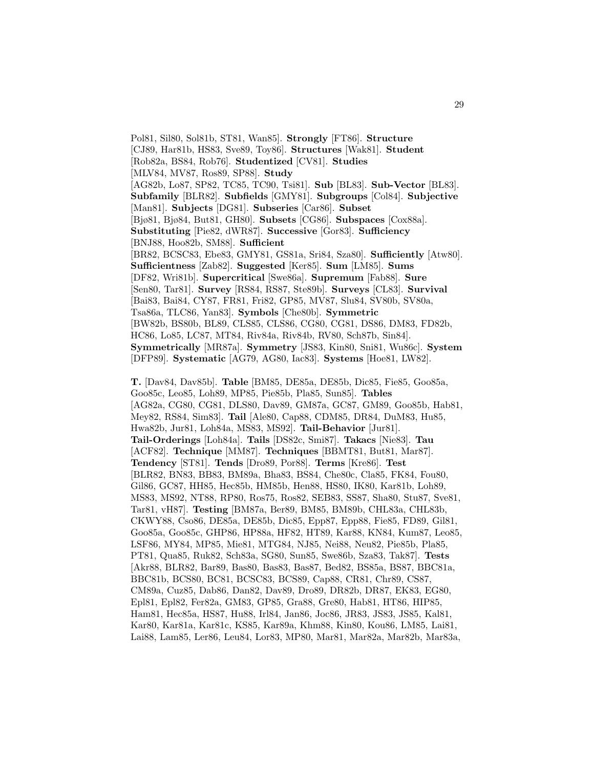Pol81, Sil80, Sol81b, ST81, Wan85]. **Strongly** [FT86]. **Structure** [CJ89, Har81b, HS83, Sve89, Toy86]. **Structures** [Wak81]. **Student** [Rob82a, BS84, Rob76]. **Studentized** [CV81]. **Studies** [MLV84, MV87, Ros89, SP88]. **Study** [AG82b, Lo87, SP82, TC85, TC90, Tsi81]. **Sub** [BL83]. **Sub-Vector** [BL83]. **Subfamily** [BLR82]. **Subfields** [GMY81]. **Subgroups** [Col84]. **Subjective** [Man81]. **Subjects** [DG81]. **Subseries** [Car86]. **Subset** [Bjø81, Bjø84, But81, GH80]. **Subsets** [CG86]. **Subspaces** [Cox88a]. **Substituting** [Pie82, dWR87]. **Successive** [Gor83]. **Sufficiency** [BNJ88, Hoo82b, SM88]. **Sufficient** [BR82, BCSC83, Ebe83, GMY81, GS81a, Sri84, Sza80]. **Sufficiently** [Atw80]. **Sufficientness** [Zab82]. **Suggested** [Ker85]. **Sum** [LM85]. **Sums** [DF82, Wri81b]. **Supercritical** [Swe86a]. **Supremum** [Fab88]. **Sure** [Sen80, Tar81]. **Survey** [RS84, RS87, Ste89b]. **Surveys** [CL83]. **Survival** [Bai83, Bai84, CY87, FR81, Fri82, GP85, MV87, Slu84, SV80b, SV80a, Tsa86a, TLC86, Yan83]. **Symbols** [Che80b]. **Symmetric** [BW82b, BS80b, BL89, CLS85, CLS86, CG80, CG81, DS86, DM83, FD82b, HC86, Lo85, LC87, MT84, Riv84a, Riv84b, RV80, Sch87b, Sin84]. **Symmetrically** [MR87a]. **Symmetry** [JS83, Kin80, Sni81, Wu86c]. **System** [DFP89]. **Systematic** [AG79, AG80, Iac83]. **Systems** [Hoe81, LW82].

**T.** [Dav84, Dav85b]. **Table** [BM85, DE85a, DE85b, Dic85, Fie85, Goo85a, Goo85c, Leo85, Loh89, MP85, Pie85b, Pla85, Sun85]. **Tables** [AG82a, CG80, CG81, DLS80, Dav89, GM87a, GC87, GM89, Goo85b, Hab81, Mey82, RS84, Sim83]. **Tail** [Ale80, Cap88, CDM85, DR84, DuM83, Hu85, Hwa82b, Jur81, Loh84a, MS83, MS92]. **Tail-Behavior** [Jur81]. **Tail-Orderings** [Loh84a]. **Tails** [DS82c, Smi87]. **Takacs** [Nie83]. **Tau** [ACF82]. **Technique** [MM87]. **Techniques** [BBMT81, But81, Mar87]. **Tendency** [ST81]. **Tends** [Dro89, Por88]. **Terms** [Kre86]. **Test** [BLR82, BN83, BB83, BM89a, Bha83, BS84, Che80c, Cla85, FK84, Fou80, Gil86, GC87, HH85, Hec85b, HM85b, Hen88, HS80, IK80, Kar81b, Loh89, MS83, MS92, NT88, RP80, Ros75, Ros82, SEB83, SS87, Sha80, Stu87, Sve81, Tar81, vH87]. **Testing** [BM87a, Ber89, BM85, BM89b, CHL83a, CHL83b, CKWY88, Cso86, DE85a, DE85b, Dic85, Epp87, Epp88, Fie85, FD89, Gil81, Goo85a, Goo85c, GHP86, HP88a, HF82, HT89, Kar88, KN84, Kum87, Leo85, LSF86, MY84, MP85, Mie81, MTG84, NJ85, Nei88, Neu82, Pie85b, Pla85, PT81, Qua85, Ruk82, Sch83a, SG80, Sun85, Swe86b, Sza83, Tak87]. **Tests** [Akr88, BLR82, Bar89, Bas80, Bas83, Bas87, Bed82, BS85a, BS87, BBC81a, BBC81b, BCS80, BC81, BCSC83, BCS89, Cap88, CR81, Chr89, CS87, CM89a, Cuz85, Dab86, Dan82, Dav89, Dro89, DR82b, DR87, EK83, EG80, Epl81, Epl82, Fer82a, GM83, GP85, Gra88, Gre80, Hab81, HT86, HIP85, Ham81, Hec85a, HS87, Hu88, Irl84, Jan86, Joc86, JR83, JS83, JS85, Kal81, Kar80, Kar81a, Kar81c, KS85, Kar89a, Khm88, Kin80, Kou86, LM85, Lai81, Lai88, Lam85, Ler86, Leu84, Lor83, MP80, Mar81, Mar82a, Mar82b, Mar83a,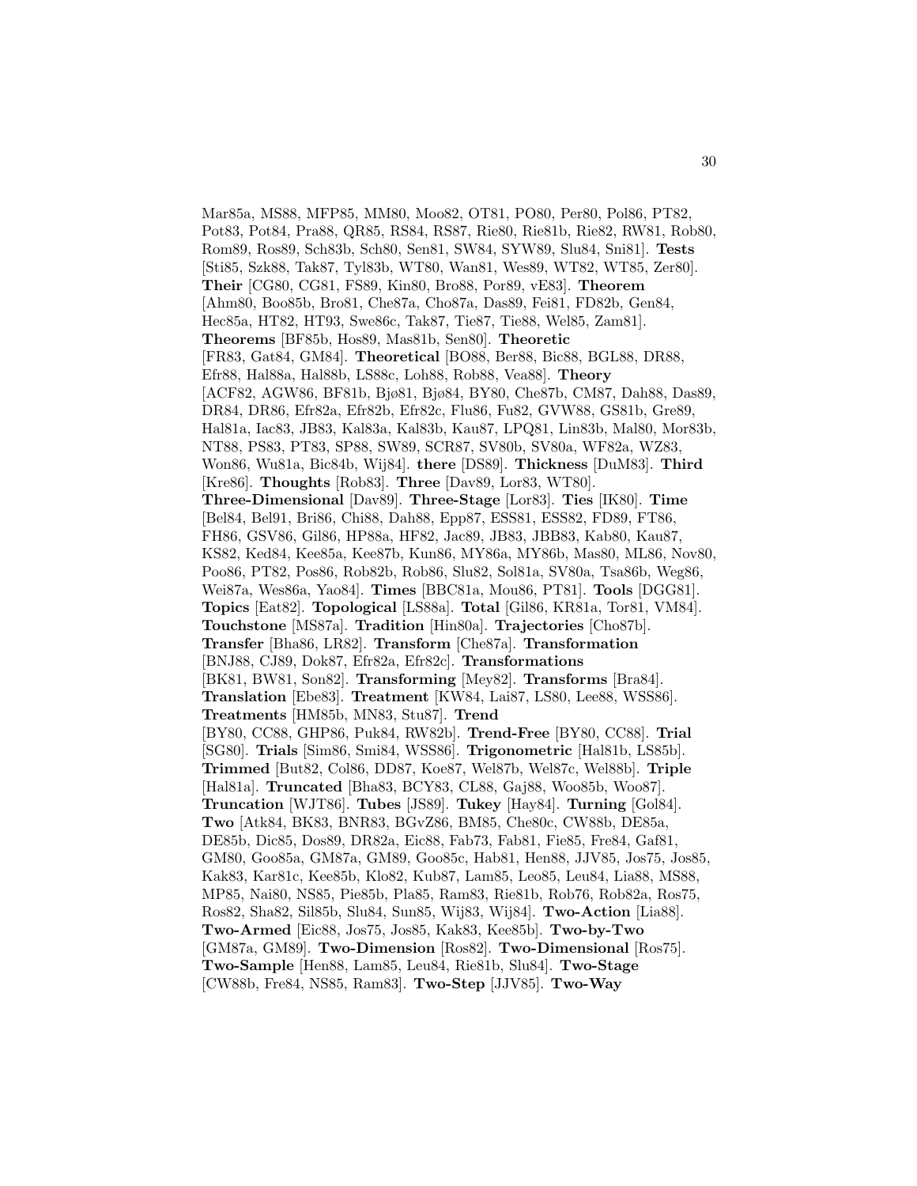Mar85a, MS88, MFP85, MM80, Moo82, OT81, PO80, Per80, Pol86, PT82, Pot83, Pot84, Pra88, QR85, RS84, RS87, Rie80, Rie81b, Rie82, RW81, Rob80, Rom89, Ros89, Sch83b, Sch80, Sen81, SW84, SYW89, Slu84, Sni81]. **Tests** [Sti85, Szk88, Tak87, Tyl83b, WT80, Wan81, Wes89, WT82, WT85, Zer80]. **Their** [CG80, CG81, FS89, Kin80, Bro88, Por89, vE83]. **Theorem** [Ahm80, Boo85b, Bro81, Che87a, Cho87a, Das89, Fei81, FD82b, Gen84, Hec85a, HT82, HT93, Swe86c, Tak87, Tie87, Tie88, Wel85, Zam81]. **Theorems** [BF85b, Hos89, Mas81b, Sen80]. **Theoretic** [FR83, Gat84, GM84]. **Theoretical** [BO88, Ber88, Bic88, BGL88, DR88, Efr88, Hal88a, Hal88b, LS88c, Loh88, Rob88, Vea88]. **Theory** [ACF82, AGW86, BF81b, Bjø81, Bjø84, BY80, Che87b, CM87, Dah88, Das89, DR84, DR86, Efr82a, Efr82b, Efr82c, Flu86, Fu82, GVW88, GS81b, Gre89, Hal81a, Iac83, JB83, Kal83a, Kal83b, Kau87, LPQ81, Lin83b, Mal80, Mor83b, NT88, PS83, PT83, SP88, SW89, SCR87, SV80b, SV80a, WF82a, WZ83, Won86, Wu81a, Bic84b, Wij84]. **there** [DS89]. **Thickness** [DuM83]. **Third** [Kre86]. **Thoughts** [Rob83]. **Three** [Dav89, Lor83, WT80]. **Three-Dimensional** [Dav89]. **Three-Stage** [Lor83]. **Ties** [IK80]. **Time** [Bel84, Bel91, Bri86, Chi88, Dah88, Epp87, ESS81, ESS82, FD89, FT86, FH86, GSV86, Gil86, HP88a, HF82, Jac89, JB83, JBB83, Kab80, Kau87, KS82, Ked84, Kee85a, Kee87b, Kun86, MY86a, MY86b, Mas80, ML86, Nov80, Poo86, PT82, Pos86, Rob82b, Rob86, Slu82, Sol81a, SV80a, Tsa86b, Weg86, Wei87a, Wes86a, Yao84]. **Times** [BBC81a, Mou86, PT81]. **Tools** [DGG81]. **Topics** [Eat82]. **Topological** [LS88a]. **Total** [Gil86, KR81a, Tor81, VM84]. **Touchstone** [MS87a]. **Tradition** [Hin80a]. **Trajectories** [Cho87b]. **Transfer** [Bha86, LR82]. **Transform** [Che87a]. **Transformation** [BNJ88, CJ89, Dok87, Efr82a, Efr82c]. **Transformations** [BK81, BW81, Son82]. **Transforming** [Mey82]. **Transforms** [Bra84]. **Translation** [Ebe83]. **Treatment** [KW84, Lai87, LS80, Lee88, WSS86]. **Treatments** [HM85b, MN83, Stu87]. **Trend** [BY80, CC88, GHP86, Puk84, RW82b]. **Trend-Free** [BY80, CC88]. **Trial** [SG80]. **Trials** [Sim86, Smi84, WSS86]. **Trigonometric** [Hal81b, LS85b]. **Trimmed** [But82, Col86, DD87, Koe87, Wel87b, Wel87c, Wel88b]. **Triple** [Hal81a]. **Truncated** [Bha83, BCY83, CL88, Gaj88, Woo85b, Woo87]. **Truncation** [WJT86]. **Tubes** [JS89]. **Tukey** [Hay84]. **Turning** [Gol84]. **Two** [Atk84, BK83, BNR83, BGvZ86, BM85, Che80c, CW88b, DE85a, DE85b, Dic85, Dos89, DR82a, Eic88, Fab73, Fab81, Fie85, Fre84, Gaf81, GM80, Goo85a, GM87a, GM89, Goo85c, Hab81, Hen88, JJV85, Jos75, Jos85, Kak83, Kar81c, Kee85b, Klo82, Kub87, Lam85, Leo85, Leu84, Lia88, MS88, MP85, Nai80, NS85, Pie85b, Pla85, Ram83, Rie81b, Rob76, Rob82a, Ros75, Ros82, Sha82, Sil85b, Slu84, Sun85, Wij83, Wij84]. **Two-Action** [Lia88]. **Two-Armed** [Eic88, Jos75, Jos85, Kak83, Kee85b]. **Two-by-Two** [GM87a, GM89]. **Two-Dimension** [Ros82]. **Two-Dimensional** [Ros75]. **Two-Sample** [Hen88, Lam85, Leu84, Rie81b, Slu84]. **Two-Stage** [CW88b, Fre84, NS85, Ram83]. **Two-Step** [JJV85]. **Two-Way**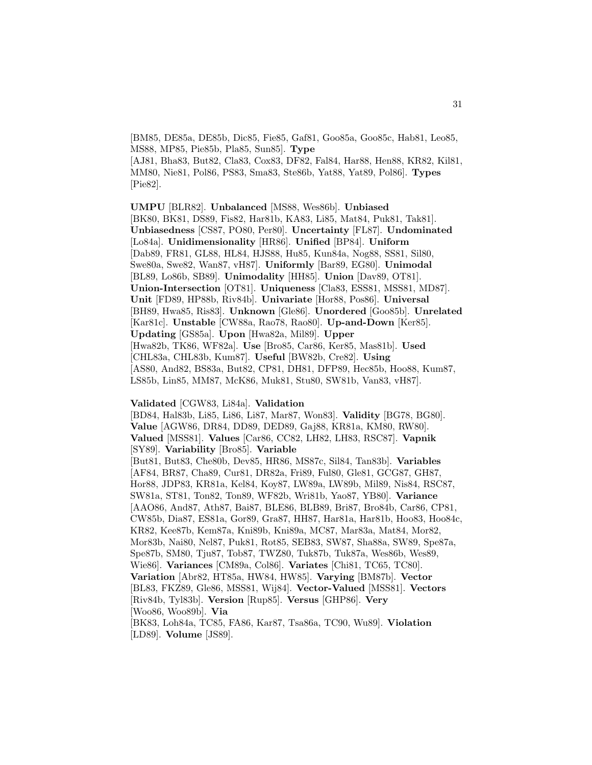[BM85, DE85a, DE85b, Dic85, Fie85, Gaf81, Goo85a, Goo85c, Hab81, Leo85, MS88, MP85, Pie85b, Pla85, Sun85]. **Type** [AJ81, Bha83, But82, Cla83, Cox83, DF82, Fal84, Har88, Hen88, KR82, Kil81, MM80, Nie81, Pol86, PS83, Sma83, Ste86b, Yat88, Yat89, Pol86]. **Types** [Pie82].

**UMPU** [BLR82]. **Unbalanced** [MS88, Wes86b]. **Unbiased** [BK80, BK81, DS89, Fis82, Har81b, KA83, Li85, Mat84, Puk81, Tak81]. **Unbiasedness** [CS87, PO80, Per80]. **Uncertainty** [FL87]. **Undominated** [Lo84a]. **Unidimensionality** [HR86]. **Unified** [BP84]. **Uniform** [Dab89, FR81, GL88, HL84, HJS88, Hu85, Kun84a, Nog88, SS81, Sil80, Swe80a, Swe82, Wan87, vH87]. **Uniformly** [Bar89, EG80]. **Unimodal** [BL89, Lo86b, SB89]. **Unimodality** [HH85]. **Union** [Dav89, OT81]. **Union-Intersection** [OT81]. **Uniqueness** [Cla83, ESS81, MSS81, MD87]. **Unit** [FD89, HP88b, Riv84b]. **Univariate** [Hor88, Pos86]. **Universal** [BH89, Hwa85, Ris83]. **Unknown** [Gle86]. **Unordered** [Goo85b]. **Unrelated** [Kar81c]. **Unstable** [CW88a, Rao78, Rao80]. **Up-and-Down** [Ker85]. **Updating** [GS85a]. **Upon** [Hwa82a, Mil89]. **Upper** [Hwa82b, TK86, WF82a]. **Use** [Bro85, Car86, Ker85, Mas81b]. **Used** [CHL83a, CHL83b, Kum87]. **Useful** [BW82b, Cre82]. **Using** [AS80, And82, BS83a, But82, CP81, DH81, DFP89, Hec85b, Hoo88, Kum87, LS85b, Lin85, MM87, McK86, Muk81, Stu80, SW81b, Van83, vH87].

**Validated** [CGW83, Li84a]. **Validation** [BD84, Hal83b, Li85, Li86, Li87, Mar87, Won83]. **Validity** [BG78, BG80]. **Value** [AGW86, DR84, DD89, DED89, Gaj88, KR81a, KM80, RW80]. **Valued** [MSS81]. **Values** [Car86, CC82, LH82, LH83, RSC87]. **Vapnik** [SY89]. **Variability** [Bro85]. **Variable** [But81, But83, Che80b, Dev85, HR86, MS87c, Sil84, Tan83b]. **Variables** [AF84, BR87, Cha89, Cur81, DR82a, Fri89, Ful80, Gle81, GCG87, GH87, Hor88, JDP83, KR81a, Kel84, Koy87, LW89a, LW89b, Mil89, Nis84, RSC87, SW81a, ST81, Ton82, Ton89, WF82b, Wri81b, Yao87, YB80]. **Variance** [AAO86, And87, Ath87, Bai87, BLE86, BLB89, Bri87, Bro84b, Car86, CP81, CW85b, Dia87, ES81a, Gor89, Gra87, HH87, Har81a, Har81b, Hoo83, Hoo84c, KR82, Kee87b, Kem87a, Kni89b, Kni89a, MC87, Mar83a, Mat84, Mor82, Mor83b, Nai80, Nel87, Puk81, Rot85, SEB83, SW87, Sha88a, SW89, Spe87a, Spe87b, SM80, Tju87, Tob87, TWZ80, Tuk87b, Tuk87a, Wes86b, Wes89, Wie86]. **Variances** [CM89a, Col86]. **Variates** [Chi81, TC65, TC80]. **Variation** [Abr82, HT85a, HW84, HW85]. **Varying** [BM87b]. **Vector** [BL83, FKZ89, Gle86, MSS81, Wij84]. **Vector-Valued** [MSS81]. **Vectors** [Riv84b, Tyl83b]. **Version** [Rup85]. **Versus** [GHP86]. **Very** [Woo86, Woo89b]. **Via** [BK83, Loh84a, TC85, FA86, Kar87, Tsa86a, TC90, Wu89]. **Violation** [LD89]. **Volume** [JS89].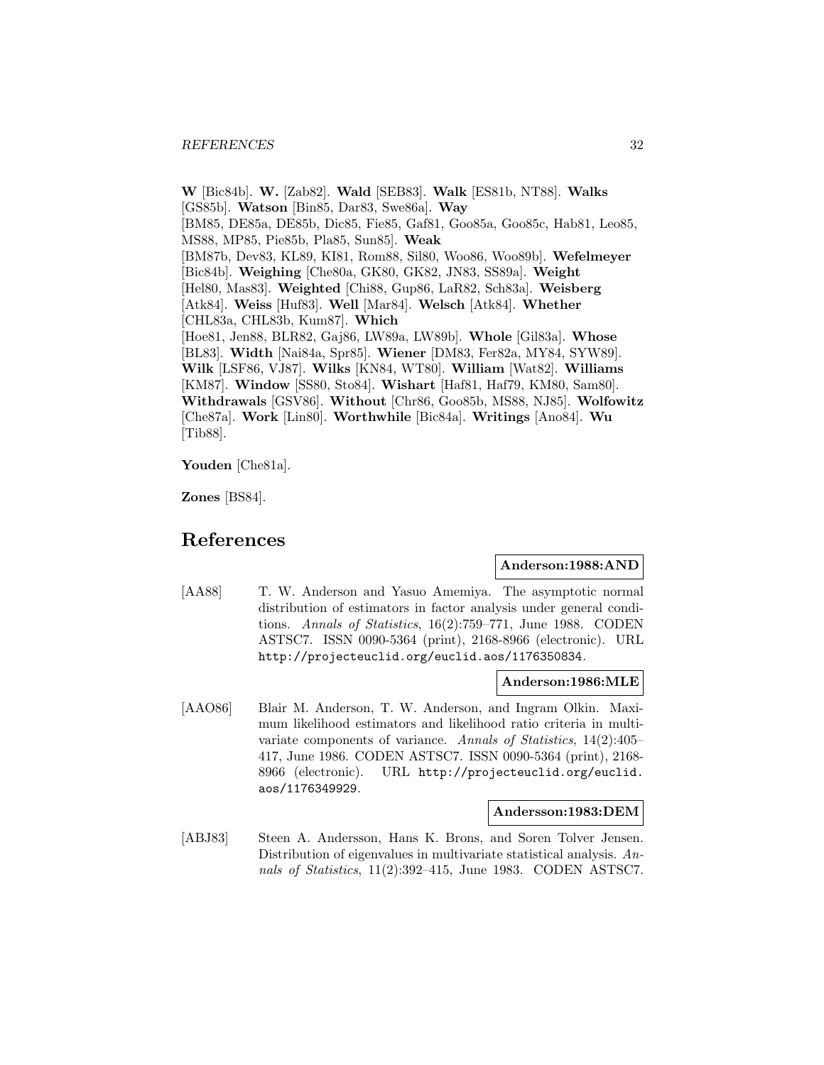**W** [Bic84b]. **W.** [Zab82]. **Wald** [SEB83]. **Walk** [ES81b, NT88]. **Walks** [GS85b]. **Watson** [Bin85, Dar83, Swe86a]. **Way** [BM85, DE85a, DE85b, Dic85, Fie85, Gaf81, Goo85a, Goo85c, Hab81, Leo85, MS88, MP85, Pie85b, Pla85, Sun85]. **Weak** [BM87b, Dev83, KL89, KI81, Rom88, Sil80, Woo86, Woo89b]. **Wefelmeyer** [Bic84b]. **Weighing** [Che80a, GK80, GK82, JN83, SS89a]. **Weight** [Hel80, Mas83]. **Weighted** [Chi88, Gup86, LaR82, Sch83a]. **Weisberg** [Atk84]. **Weiss** [Huf83]. **Well** [Mar84]. **Welsch** [Atk84]. **Whether** [CHL83a, CHL83b, Kum87]. **Which** [Hoe81, Jen88, BLR82, Gaj86, LW89a, LW89b]. **Whole** [Gil83a]. **Whose** [BL83]. **Width** [Nai84a, Spr85]. **Wiener** [DM83, Fer82a, MY84, SYW89]. **Wilk** [LSF86, VJ87]. **Wilks** [KN84, WT80]. **William** [Wat82]. **Williams** [KM87]. **Window** [SS80, Sto84]. **Wishart** [Haf81, Haf79, KM80, Sam80]. **Withdrawals** [GSV86]. **Without** [Chr86, Goo85b, MS88, NJ85]. **Wolfowitz** [Che87a]. **Work** [Lin80]. **Worthwhile** [Bic84a]. **Writings** [Ano84]. **Wu** [Tib88].

**Youden** [Che81a].

**Zones** [BS84].

# References

**Anderson:1988:AND**

[AA88] T. W. Anderson and Yasuo Amemiya. The asymptotic normal distribution of estimators in factor analysis under general conditions. *Annals of Statistics*, 16(2):759–771, June 1988. CODEN ASTSC7. ISSN 0090-5364 (print), 2168-8966 (electronic). URL http://projecteuclid.org/euclid.aos/1176350834.

**Anderson:1986:MLE**

[AAO86] Blair M. Anderson, T. W. Anderson, and Ingram Olkin. Maximum likelihood estimators and likelihood ratio criteria in multivariate components of variance. *Annals of Statistics*, 14(2):405–417, June 1986. CODEN ASTSC7. ISSN 0090-5364 (print), 2168-8966 (electronic). URL http://projecteuclid.org/euclid.aos/1176349929.

**Andersson:1983:DEM**

[ABJ83] Steen A. Andersson, Hans K. Brons, and Soren Tolver Jensen. Distribution of eigenvalues in multivariate statistical analysis. *Annals of Statistics*, 11(2):392–415, June 1983. CODEN ASTSC7.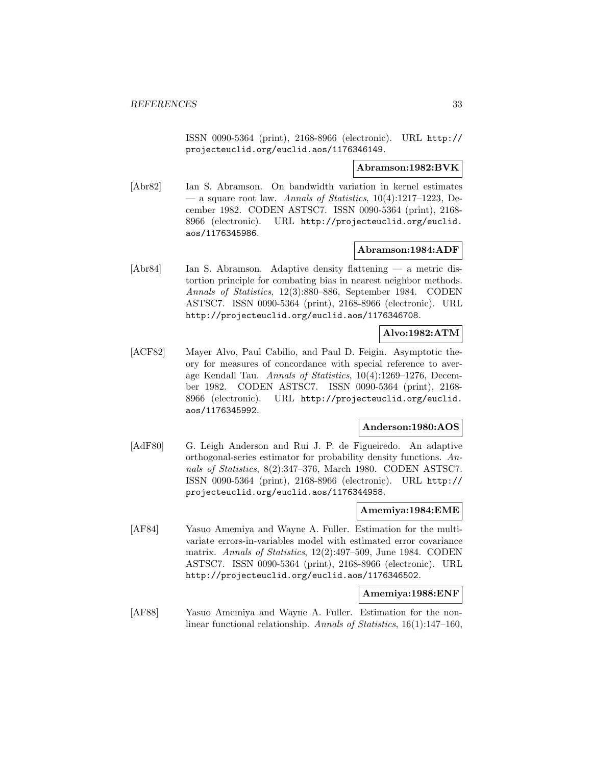ISSN 0090-5364 (print), 2168-8966 (electronic). URL http://projecteuclid.org/euclid.aos/1176346149.

**Abramson:1982:BVK**

[Abr82] Ian S. Abramson. On bandwidth variation in kernel estimates — a square root law. *Annals of Statistics*, 10(4):1217–1223, December 1982. CODEN ASTSC7. ISSN 0090-5364 (print), 2168-8966 (electronic). URL http://projecteuclid.org/euclid.aos/1176345986.

**Abramson:1984:ADF**

[Abr84] Ian S. Abramson. Adaptive density flattening — a metric distortion principle for combating bias in nearest neighbor methods. *Annals of Statistics*, 12(3):880–886, September 1984. CODEN ASTSC7. ISSN 0090-5364 (print), 2168-8966 (electronic). URL http://projecteuclid.org/euclid.aos/1176346708.

**Alvo:1982:ATM**

[ACF82] Mayer Alvo, Paul Cabilio, and Paul D. Feigin. Asymptotic theory for measures of concordance with special reference to average Kendall Tau. *Annals of Statistics*, 10(4):1269–1276, December 1982. CODEN ASTSC7. ISSN 0090-5364 (print), 2168-8966 (electronic). URL http://projecteuclid.org/euclid.aos/1176345992.

**Anderson:1980:AOS**

[AdF80] G. Leigh Anderson and Rui J. P. de Figueiredo. An adaptive orthogonal-series estimator for probability density functions. *Annals of Statistics*, 8(2):347–376, March 1980. CODEN ASTSC7. ISSN 0090-5364 (print), 2168-8966 (electronic). URL http://projecteuclid.org/euclid.aos/1176344958.

**Amemiya:1984:EME**

[AF84] Yasuo Amemiya and Wayne A. Fuller. Estimation for the multivariate errors-in-variables model with estimated error covariance matrix. *Annals of Statistics*, 12(2):497–509, June 1984. CODEN ASTSC7. ISSN 0090-5364 (print), 2168-8966 (electronic). URL http://projecteuclid.org/euclid.aos/1176346502.

**Amemiya:1988:ENF**

[AF88] Yasuo Amemiya and Wayne A. Fuller. Estimation for the nonlinear functional relationship. *Annals of Statistics*, 16(1):147–160,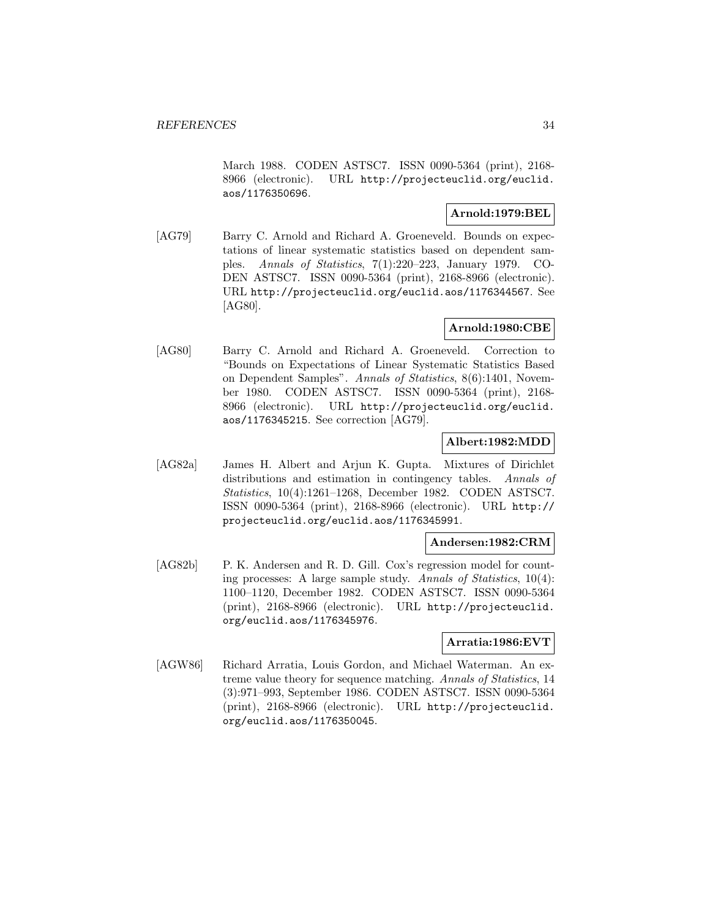March 1988. CODEN ASTSC7. ISSN 0090-5364 (print), 2168-8966 (electronic). URL http://projecteuclid.org/euclid.aos/1176350696.

**Arnold:1979:BEL**

[AG79] Barry C. Arnold and Richard A. Groeneveld. Bounds on expectations of linear systematic statistics based on dependent samples. *Annals of Statistics*, 7(1):220–223, January 1979. CODEN ASTSC7. ISSN 0090-5364 (print), 2168-8966 (electronic). URL http://projecteuclid.org/euclid.aos/1176344567. See [AG80].

**Arnold:1980:CBE**

[AG80] Barry C. Arnold and Richard A. Groeneveld. Correction to "Bounds on Expectations of Linear Systematic Statistics Based on Dependent Samples". *Annals of Statistics*, 8(6):1401, November 1980. CODEN ASTSC7. ISSN 0090-5364 (print), 2168-8966 (electronic). URL http://projecteuclid.org/euclid.aos/1176345215. See correction [AG79].

**Albert:1982:MDD**

[AG82a] James H. Albert and Arjun K. Gupta. Mixtures of Dirichlet distributions and estimation in contingency tables. *Annals of Statistics*, 10(4):1261–1268, December 1982. CODEN ASTSC7. ISSN 0090-5364 (print), 2168-8966 (electronic). URL http://projecteuclid.org/euclid.aos/1176345991.

**Andersen:1982:CRM**

[AG82b] P. K. Andersen and R. D. Gill. Cox's regression model for counting processes: A large sample study. *Annals of Statistics*, 10(4): 1100–1120, December 1982. CODEN ASTSC7. ISSN 0090-5364 (print), 2168-8966 (electronic). URL http://projecteuclid.org/euclid.aos/1176345976.

**Arratia:1986:EVT**

[AGW86] Richard Arratia, Louis Gordon, and Michael Waterman. An extreme value theory for sequence matching. *Annals of Statistics*, 14 (3):971–993, September 1986. CODEN ASTSC7. ISSN 0090-5364 (print), 2168-8966 (electronic). URL http://projecteuclid.org/euclid.aos/1176350045.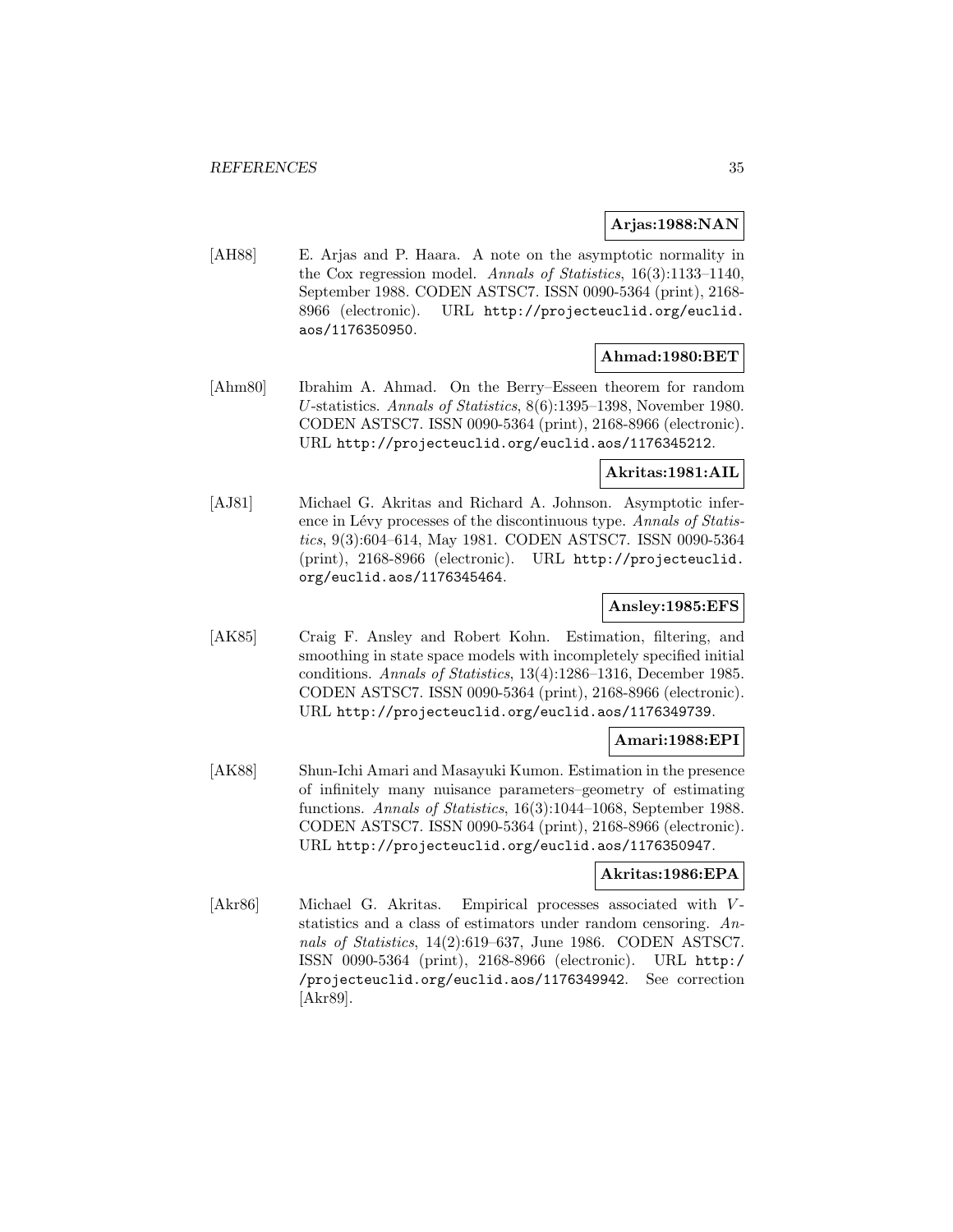**Arjas:1988:NAN**

[AH88] E. Arjas and P. Haara. A note on the asymptotic normality in the Cox regression model. *Annals of Statistics*, 16(3):1133–1140, September 1988. CODEN ASTSC7. ISSN 0090-5364 (print), 2168-8966 (electronic). URL http://projecteuclid.org/euclid.aos/1176350950.

**Ahmad:1980:BET**

[Ahm80] Ibrahim A. Ahmad. On the Berry–Esseen theorem for random $U$-statistics. *Annals of Statistics*, 8(6):1395–1398, November 1980. CODEN ASTSC7. ISSN 0090-5364 (print), 2168-8966 (electronic). URL http://projecteuclid.org/euclid.aos/1176345212.

**Akritas:1981:AIL**

[AJ81] Michael G. Akritas and Richard A. Johnson. Asymptotic inference in Lévy processes of the discontinuous type. *Annals of Statistics*, 9(3):604–614, May 1981. CODEN ASTSC7. ISSN 0090-5364 (print), 2168-8966 (electronic). URL http://projecteuclid.org/euclid.aos/1176345464.

**Ansley:1985:EFS**

[AK85] Craig F. Ansley and Robert Kohn. Estimation, filtering, and smoothing in state space models with incompletely specified initial conditions. *Annals of Statistics*, 13(4):1286–1316, December 1985. CODEN ASTSC7. ISSN 0090-5364 (print), 2168-8966 (electronic). URL http://projecteuclid.org/euclid.aos/1176349739.

**Amari:1988:EPI**

[AK88] Shun-Ichi Amari and Masayuki Kumon. Estimation in the presence of infinitely many nuisance parameters–geometry of estimating functions. *Annals of Statistics*, 16(3):1044–1068, September 1988. CODEN ASTSC7. ISSN 0090-5364 (print), 2168-8966 (electronic). URL http://projecteuclid.org/euclid.aos/1176350947.

**Akritas:1986:EPA**

[Akr86] Michael G. Akritas. Empirical processes associated with $V$-statistics and a class of estimators under random censoring. *Annals of Statistics*, 14(2):619–637, June 1986. CODEN ASTSC7. ISSN 0090-5364 (print), 2168-8966 (electronic). URL http://projecteuclid.org/euclid.aos/1176349942. See correction [Akr89].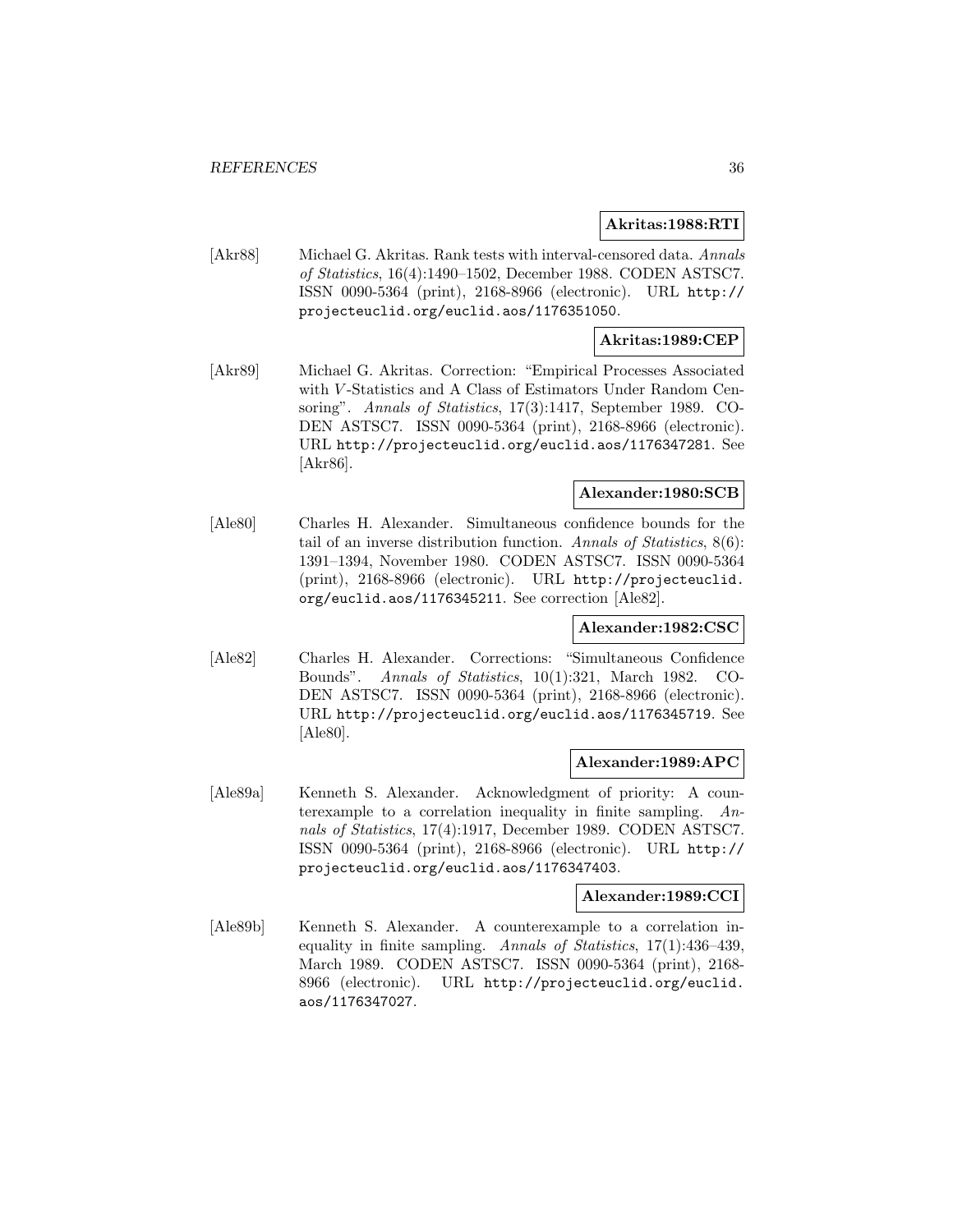**Akritas:1988:RTI**

[Akr88] Michael G. Akritas. Rank tests with interval-censored data. *Annals of Statistics*, 16(4):1490–1502, December 1988. CODEN ASTSC7. ISSN 0090-5364 (print), 2168-8966 (electronic). URL http://projecteuclid.org/euclid.aos/1176351050.

**Akritas:1989:CEP**

[Akr89] Michael G. Akritas. Correction: "Empirical Processes Associated with $V$-Statistics and A Class of Estimators Under Random Censoring". *Annals of Statistics*, 17(3):1417, September 1989. CODEN ASTSC7. ISSN 0090-5364 (print), 2168-8966 (electronic). URL http://projecteuclid.org/euclid.aos/1176347281. See [Akr86].

**Alexander:1980:SCB**

[Ale80] Charles H. Alexander. Simultaneous confidence bounds for the tail of an inverse distribution function. *Annals of Statistics*, 8(6): 1391–1394, November 1980. CODEN ASTSC7. ISSN 0090-5364 (print), 2168-8966 (electronic). URL http://projecteuclid.org/euclid.aos/1176345211. See correction [Ale82].

**Alexander:1982:CSC**

[Ale82] Charles H. Alexander. Corrections: "Simultaneous Confidence Bounds". *Annals of Statistics*, 10(1):321, March 1982. CODEN ASTSC7. ISSN 0090-5364 (print), 2168-8966 (electronic). URL http://projecteuclid.org/euclid.aos/1176345719. See [Ale80].

**Alexander:1989:APC**

[Ale89a] Kenneth S. Alexander. Acknowledgment of priority: A counterexample to a correlation inequality in finite sampling. *Annals of Statistics*, 17(4):1917, December 1989. CODEN ASTSC7. ISSN 0090-5364 (print), 2168-8966 (electronic). URL http://projecteuclid.org/euclid.aos/1176347403.

**Alexander:1989:CCI**

[Ale89b] Kenneth S. Alexander. A counterexample to a correlation inequality in finite sampling. *Annals of Statistics*, 17(1):436–439, March 1989. CODEN ASTSC7. ISSN 0090-5364 (print), 2168-8966 (electronic). URL http://projecteuclid.org/euclid.aos/1176347027.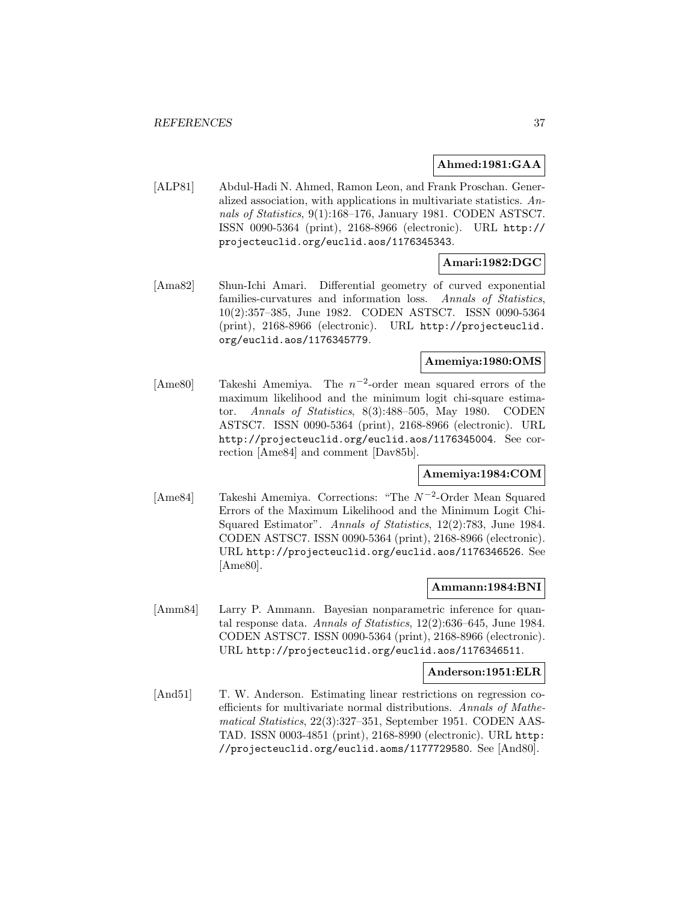**Ahmed:1981:GAA**

[ALP81] Abdul-Hadi N. Ahmed, Ramon Leon, and Frank Proschan. Generalized association, with applications in multivariate statistics. *Annals of Statistics*, 9(1):168–176, January 1981. CODEN ASTSC7. ISSN 0090-5364 (print), 2168-8966 (electronic). URL http://projecteuclid.org/euclid.aos/1176345343.

**Amari:1982:DGC**

[Ama82] Shun-Ichi Amari. Differential geometry of curved exponential families-curvatures and information loss. *Annals of Statistics*, 10(2):357–385, June 1982. CODEN ASTSC7. ISSN 0090-5364 (print), 2168-8966 (electronic). URL http://projecteuclid.org/euclid.aos/1176345779.

**Amemiya:1980:OMS**

[Ame80] Takeshi Amemiya. The $n^{-2}$-order mean squared errors of the maximum likelihood and the minimum logit chi-square estimator. *Annals of Statistics*, 8(3):488–505, May 1980. CODEN ASTSC7. ISSN 0090-5364 (print), 2168-8966 (electronic). URL http://projecteuclid.org/euclid.aos/1176345004. See correction [Ame84] and comment [Dav85b].

**Amemiya:1984:COM**

[Ame84] Takeshi Amemiya. Corrections: "The $N^{-2}$-Order Mean Squared Errors of the Maximum Likelihood and the Minimum Logit Chi-Squared Estimator". *Annals of Statistics*, 12(2):783, June 1984. CODEN ASTSC7. ISSN 0090-5364 (print), 2168-8966 (electronic). URL http://projecteuclid.org/euclid.aos/1176346526. See [Ame80].

**Ammann:1984:BNI**

[Amm84] Larry P. Ammann. Bayesian nonparametric inference for quantal response data. *Annals of Statistics*, 12(2):636–645, June 1984. CODEN ASTSC7. ISSN 0090-5364 (print), 2168-8966 (electronic). URL http://projecteuclid.org/euclid.aos/1176346511.

**Anderson:1951:ELR**

[And51] T. W. Anderson. Estimating linear restrictions on regression coefficients for multivariate normal distributions. *Annals of Mathematical Statistics*, 22(3):327–351, September 1951. CODEN AASTAD. ISSN 0003-4851 (print), 2168-8990 (electronic). URL http://projecteuclid.org/euclid.aoms/1177729580. See [And80].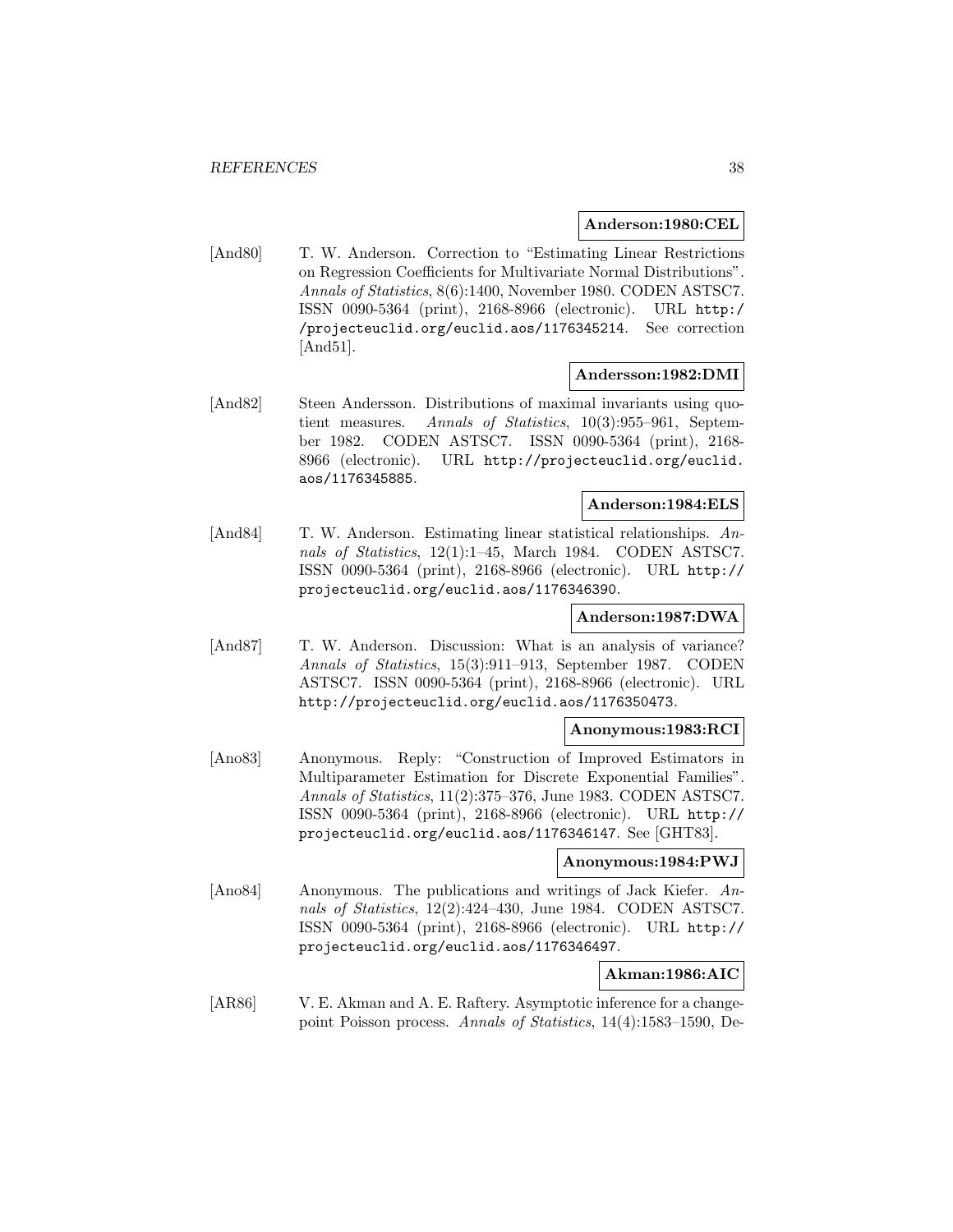**Anderson:1980:CEL**

[And80] T. W. Anderson. Correction to "Estimating Linear Restrictions on Regression Coefficients for Multivariate Normal Distributions". *Annals of Statistics*, 8(6):1400, November 1980. CODEN ASTSC7. ISSN 0090-5364 (print), 2168-8966 (electronic). URL http://projecteuclid.org/euclid.aos/1176345214. See correction [And51].

**Andersson:1982:DMI**

[And82] Steen Andersson. Distributions of maximal invariants using quotient measures. *Annals of Statistics*, 10(3):955–961, September 1982. CODEN ASTSC7. ISSN 0090-5364 (print), 2168-8966 (electronic). URL http://projecteuclid.org/euclid.aos/1176345885.

**Anderson:1984:ELS**

[And84] T. W. Anderson. Estimating linear statistical relationships. *Annals of Statistics*, 12(1):1–45, March 1984. CODEN ASTSC7. ISSN 0090-5364 (print), 2168-8966 (electronic). URL http://projecteuclid.org/euclid.aos/1176346390.

**Anderson:1987:DWA**

[And87] T. W. Anderson. Discussion: What is an analysis of variance? *Annals of Statistics*, 15(3):911–913, September 1987. CODEN ASTSC7. ISSN 0090-5364 (print), 2168-8966 (electronic). URL http://projecteuclid.org/euclid.aos/1176350473.

**Anonymous:1983:RCI**

[Ano83] Anonymous. Reply: "Construction of Improved Estimators in Multiparameter Estimation for Discrete Exponential Families". *Annals of Statistics*, 11(2):375–376, June 1983. CODEN ASTSC7. ISSN 0090-5364 (print), 2168-8966 (electronic). URL http://projecteuclid.org/euclid.aos/1176346147. See [GHT83].

**Anonymous:1984:PWJ**

[Ano84] Anonymous. The publications and writings of Jack Kiefer. *Annals of Statistics*, 12(2):424–430, June 1984. CODEN ASTSC7. ISSN 0090-5364 (print), 2168-8966 (electronic). URL http://projecteuclid.org/euclid.aos/1176346497.

**Akman:1986:AIC**

[AR86] V. E. Akman and A. E. Raftery. Asymptotic inference for a change-point Poisson process. *Annals of Statistics*, 14(4):1583–1590, De-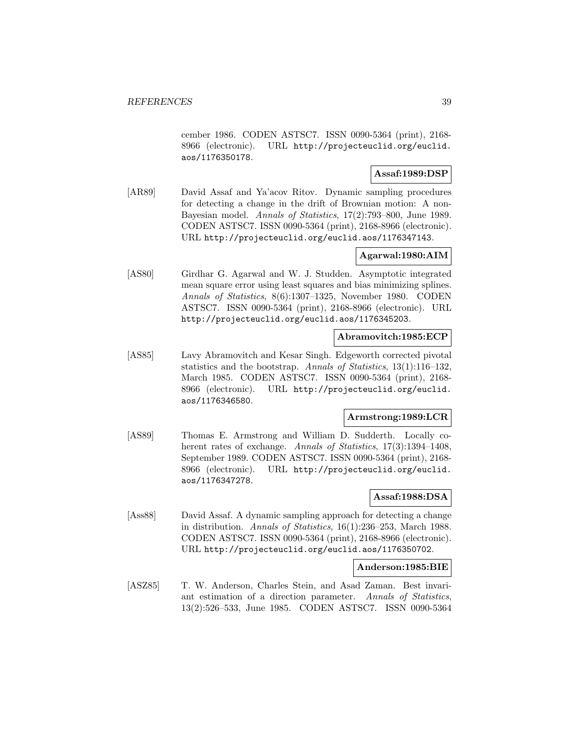cember 1986. CODEN ASTSC7. ISSN 0090-5364 (print), 2168-8966 (electronic). URL http://projecteuclid.org/euclid.aos/1176350178.

**Assaf:1989:DSP**

[AR89] David Assaf and Ya'acov Ritov. Dynamic sampling procedures for detecting a change in the drift of Brownian motion: A non-Bayesian model. *Annals of Statistics*, 17(2):793–800, June 1989. CODEN ASTSC7. ISSN 0090-5364 (print), 2168-8966 (electronic). URL http://projecteuclid.org/euclid.aos/1176347143.

**Agarwal:1980:AIM**

[AS80] Girdhar G. Agarwal and W. J. Studden. Asymptotic integrated mean square error using least squares and bias minimizing splines. *Annals of Statistics*, 8(6):1307–1325, November 1980. CODEN ASTSC7. ISSN 0090-5364 (print), 2168-8966 (electronic). URL http://projecteuclid.org/euclid.aos/1176345203.

**Abramovitch:1985:ECP**

[AS85] Lavy Abramovitch and Kesar Singh. Edgeworth corrected pivotal statistics and the bootstrap. *Annals of Statistics*, 13(1):116–132, March 1985. CODEN ASTSC7. ISSN 0090-5364 (print), 2168-8966 (electronic). URL http://projecteuclid.org/euclid.aos/1176346580.

**Armstrong:1989:LCR**

[AS89] Thomas E. Armstrong and William D. Sudderth. Locally coherent rates of exchange. *Annals of Statistics*, 17(3):1394–1408, September 1989. CODEN ASTSC7. ISSN 0090-5364 (print), 2168-8966 (electronic). URL http://projecteuclid.org/euclid.aos/1176347278.

**Assaf:1988:DSA**

[Ass88] David Assaf. A dynamic sampling approach for detecting a change in distribution. *Annals of Statistics*, 16(1):236–253, March 1988. CODEN ASTSC7. ISSN 0090-5364 (print), 2168-8966 (electronic). URL http://projecteuclid.org/euclid.aos/1176350702.

**Anderson:1985:BIE**

[ASZ85] T. W. Anderson, Charles Stein, and Asad Zaman. Best invariant estimation of a direction parameter. *Annals of Statistics*, 13(2):526–533, June 1985. CODEN ASTSC7. ISSN 0090-5364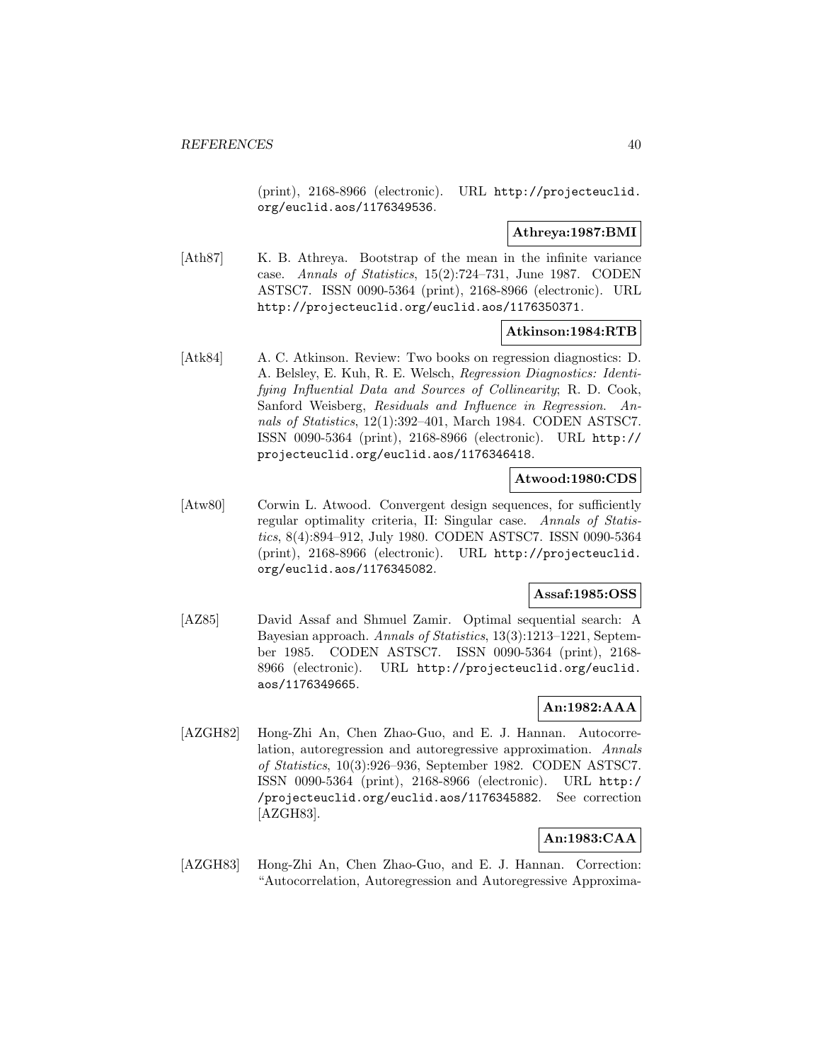(print), 2168-8966 (electronic). URL http://projecteuclid.org/euclid.aos/1176349536.

**Athreya:1987:BMI**

[Ath87] K. B. Athreya. Bootstrap of the mean in the infinite variance case. *Annals of Statistics*, 15(2):724–731, June 1987. CODEN ASTSC7. ISSN 0090-5364 (print), 2168-8966 (electronic). URL http://projecteuclid.org/euclid.aos/1176350371.

**Atkinson:1984:RTB**

[Atk84] A. C. Atkinson. Review: Two books on regression diagnostics: D. A. Belsley, E. Kuh, R. E. Welsch, *Regression Diagnostics: Identifying Influential Data and Sources of Collinearity*; R. D. Cook, Sanford Weisberg, *Residuals and Influence in Regression*. *Annals of Statistics*, 12(1):392–401, March 1984. CODEN ASTSC7. ISSN 0090-5364 (print), 2168-8966 (electronic). URL http://projecteuclid.org/euclid.aos/1176346418.

**Atwood:1980:CDS**

[Atw80] Corwin L. Atwood. Convergent design sequences, for sufficiently regular optimality criteria, II: Singular case. *Annals of Statistics*, 8(4):894–912, July 1980. CODEN ASTSC7. ISSN 0090-5364 (print), 2168-8966 (electronic). URL http://projecteuclid.org/euclid.aos/1176345082.

**Assaf:1985:OSS**

[AZ85] David Assaf and Shmuel Zamir. Optimal sequential search: A Bayesian approach. *Annals of Statistics*, 13(3):1213–1221, September 1985. CODEN ASTSC7. ISSN 0090-5364 (print), 2168-8966 (electronic). URL http://projecteuclid.org/euclid.aos/1176349665.

**An:1982:AAA**

[AZGH82] Hong-Zhi An, Chen Zhao-Guo, and E. J. Hannan. Autocorrelation, autoregression and autoregressive approximation. *Annals of Statistics*, 10(3):926–936, September 1982. CODEN ASTSC7. ISSN 0090-5364 (print), 2168-8966 (electronic). URL http://projecteuclid.org/euclid.aos/1176345882. See correction [AZGH83].

**An:1983:CAA**

[AZGH83] Hong-Zhi An, Chen Zhao-Guo, and E. J. Hannan. Correction: "Autocorrelation, Autoregression and Autoregressive Approxima-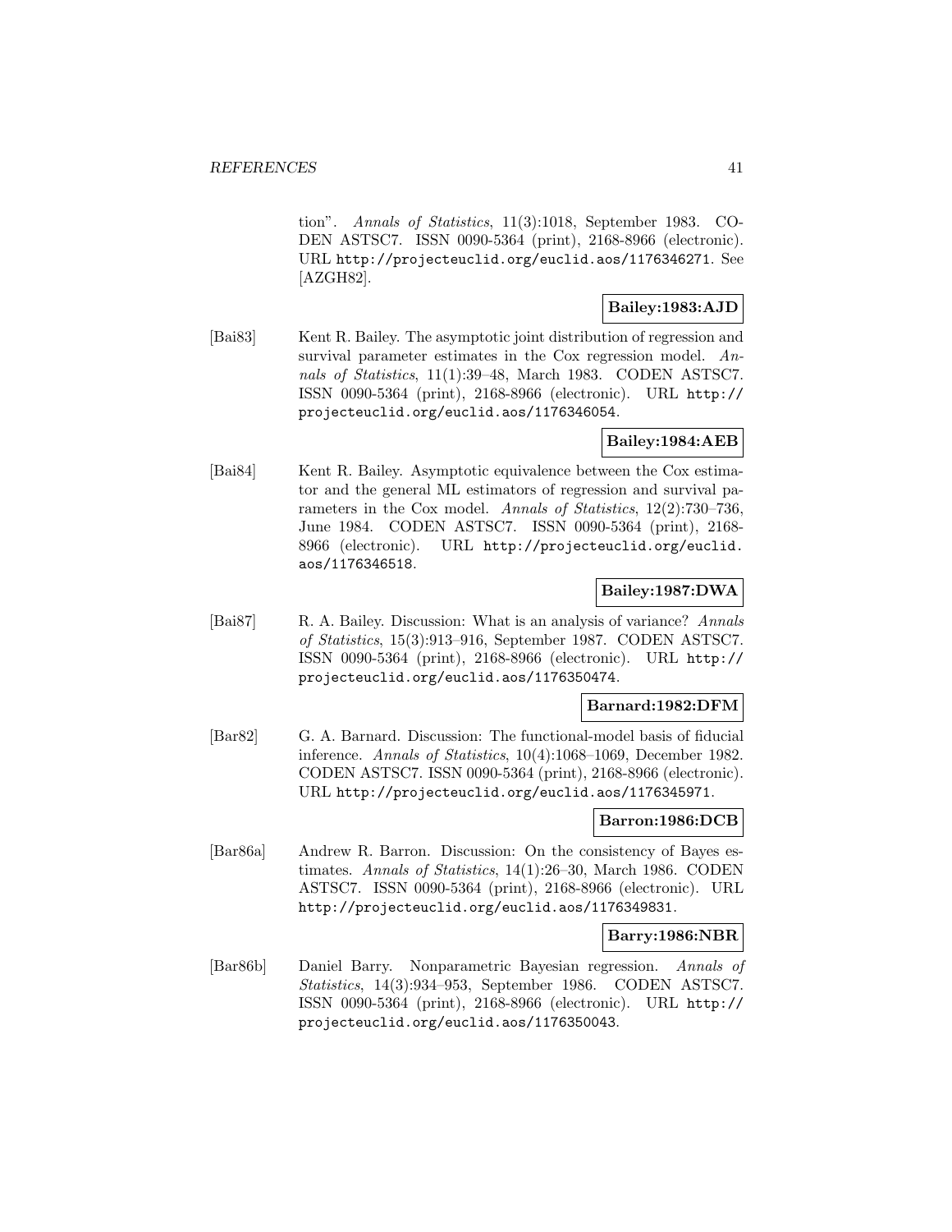tion". *Annals of Statistics*, 11(3):1018, September 1983. CODEN ASTSC7. ISSN 0090-5364 (print), 2168-8966 (electronic). URL http://projecteuclid.org/euclid.aos/1176346271. See [AZGH82].

**Bailey:1983:AJD**

[Bai83] Kent R. Bailey. The asymptotic joint distribution of regression and survival parameter estimates in the Cox regression model. *Annals of Statistics*, 11(1):39–48, March 1983. CODEN ASTSC7. ISSN 0090-5364 (print), 2168-8966 (electronic). URL http://projecteuclid.org/euclid.aos/1176346054.

**Bailey:1984:AEB**

[Bai84] Kent R. Bailey. Asymptotic equivalence between the Cox estimator and the general ML estimators of regression and survival parameters in the Cox model. *Annals of Statistics*, 12(2):730–736, June 1984. CODEN ASTSC7. ISSN 0090-5364 (print), 2168-8966 (electronic). URL http://projecteuclid.org/euclid.aos/1176346518.

**Bailey:1987:DWA**

[Bai87] R. A. Bailey. Discussion: What is an analysis of variance? *Annals of Statistics*, 15(3):913–916, September 1987. CODEN ASTSC7. ISSN 0090-5364 (print), 2168-8966 (electronic). URL http://projecteuclid.org/euclid.aos/1176350474.

**Barnard:1982:DFM**

[Bar82] G. A. Barnard. Discussion: The functional-model basis of fiducial inference. *Annals of Statistics*, 10(4):1068–1069, December 1982. CODEN ASTSC7. ISSN 0090-5364 (print), 2168-8966 (electronic). URL http://projecteuclid.org/euclid.aos/1176345971.

**Barron:1986:DCB**

[Bar86a] Andrew R. Barron. Discussion: On the consistency of Bayes estimates. *Annals of Statistics*, 14(1):26–30, March 1986. CODEN ASTSC7. ISSN 0090-5364 (print), 2168-8966 (electronic). URL http://projecteuclid.org/euclid.aos/1176349831.

**Barry:1986:NBR**

[Bar86b] Daniel Barry. Nonparametric Bayesian regression. *Annals of Statistics*, 14(3):934–953, September 1986. CODEN ASTSC7. ISSN 0090-5364 (print), 2168-8966 (electronic). URL http://projecteuclid.org/euclid.aos/1176350043.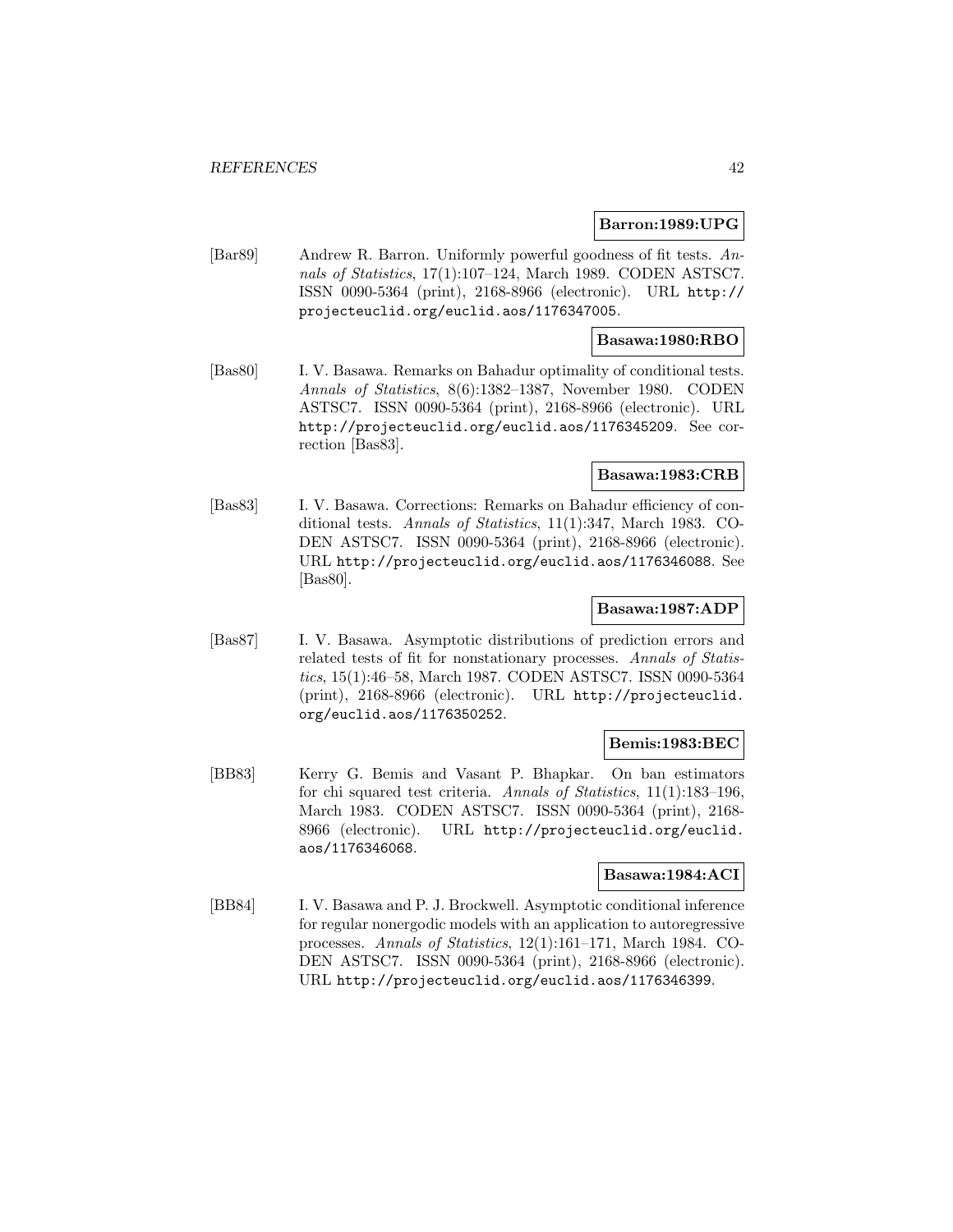**Barron:1989:UPG**

[Bar89] Andrew R. Barron. Uniformly powerful goodness of fit tests. *Annals of Statistics*, 17(1):107–124, March 1989. CODEN ASTSC7. ISSN 0090-5364 (print), 2168-8966 (electronic). URL http://projecteuclid.org/euclid.aos/1176347005.

**Basawa:1980:RBO**

[Bas80] I. V. Basawa. Remarks on Bahadur optimality of conditional tests. *Annals of Statistics*, 8(6):1382–1387, November 1980. CODEN ASTSC7. ISSN 0090-5364 (print), 2168-8966 (electronic). URL http://projecteuclid.org/euclid.aos/1176345209. See correction [Bas83].

**Basawa:1983:CRB**

[Bas83] I. V. Basawa. Corrections: Remarks on Bahadur efficiency of conditional tests. *Annals of Statistics*, 11(1):347, March 1983. CODEN ASTSC7. ISSN 0090-5364 (print), 2168-8966 (electronic). URL http://projecteuclid.org/euclid.aos/1176346088. See [Bas80].

**Basawa:1987:ADP**

[Bas87] I. V. Basawa. Asymptotic distributions of prediction errors and related tests of fit for nonstationary processes. *Annals of Statistics*, 15(1):46–58, March 1987. CODEN ASTSC7. ISSN 0090-5364 (print), 2168-8966 (electronic). URL http://projecteuclid.org/euclid.aos/1176350252.

**Bemis:1983:BEC**

[BB83] Kerry G. Bemis and Vasant P. Bhapkar. On ban estimators for chi squared test criteria. *Annals of Statistics*, 11(1):183–196, March 1983. CODEN ASTSC7. ISSN 0090-5364 (print), 2168-8966 (electronic). URL http://projecteuclid.org/euclid.aos/1176346068.

**Basawa:1984:ACI**

[BB84] I. V. Basawa and P. J. Brockwell. Asymptotic conditional inference for regular nonergodic models with an application to autoregressive processes. *Annals of Statistics*, 12(1):161–171, March 1984. CODEN ASTSC7. ISSN 0090-5364 (print), 2168-8966 (electronic). URL http://projecteuclid.org/euclid.aos/1176346399.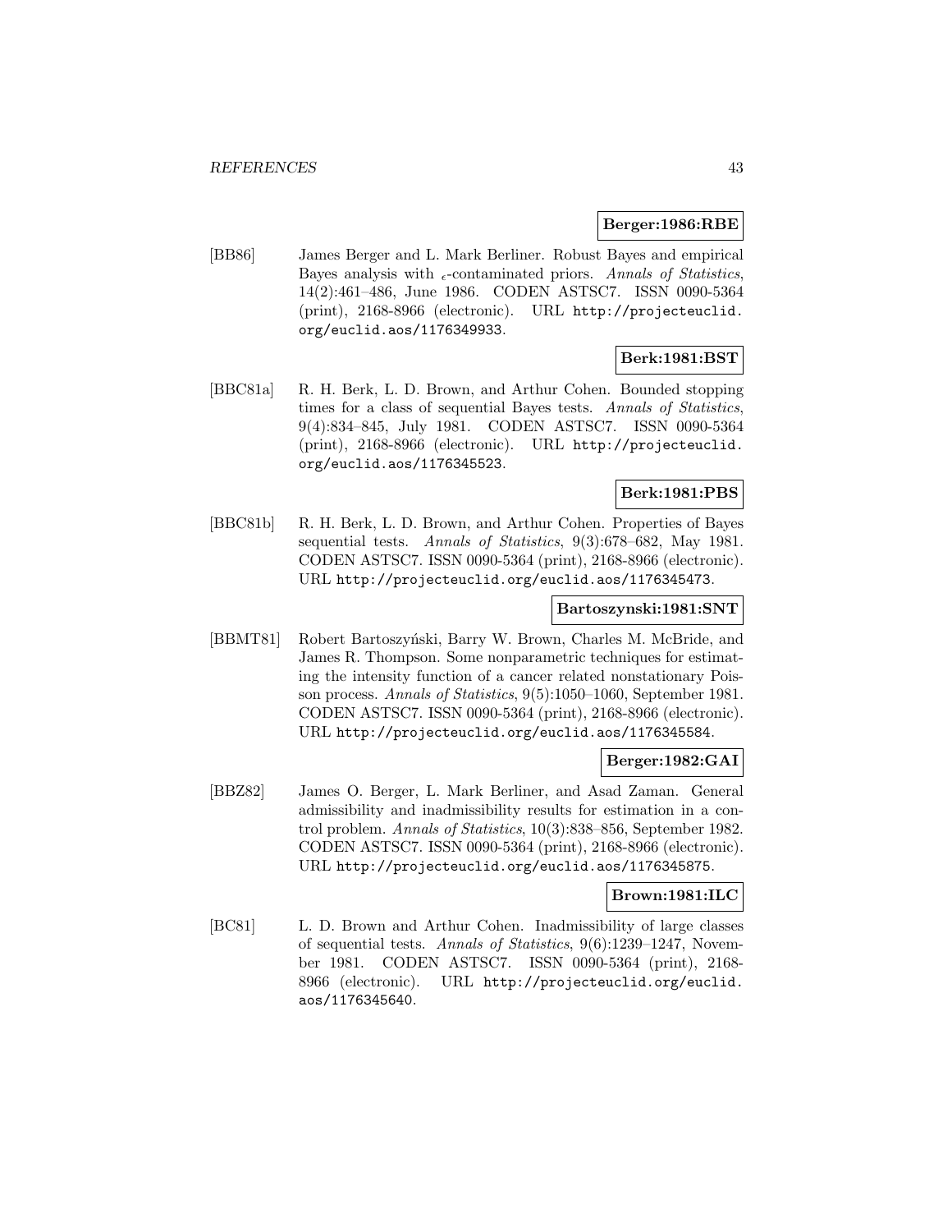**Berger:1986:RBE**

[BB86] James Berger and L. Mark Berliner. Robust Bayes and empirical Bayes analysis with $_\epsilon$-contaminated priors. *Annals of Statistics*, 14(2):461–486, June 1986. CODEN ASTSC7. ISSN 0090-5364 (print), 2168-8966 (electronic). URL http://projecteuclid.org/euclid.aos/1176349933.

**Berk:1981:BST**

[BBC81a] R. H. Berk, L. D. Brown, and Arthur Cohen. Bounded stopping times for a class of sequential Bayes tests. *Annals of Statistics*, 9(4):834–845, July 1981. CODEN ASTSC7. ISSN 0090-5364 (print), 2168-8966 (electronic). URL http://projecteuclid.org/euclid.aos/1176345523.

**Berk:1981:PBS**

[BBC81b] R. H. Berk, L. D. Brown, and Arthur Cohen. Properties of Bayes sequential tests. *Annals of Statistics*, 9(3):678–682, May 1981. CODEN ASTSC7. ISSN 0090-5364 (print), 2168-8966 (electronic). URL http://projecteuclid.org/euclid.aos/1176345473.

**Bartoszynski:1981:SNT**

[BBMT81] Robert Bartoszyński, Barry W. Brown, Charles M. McBride, and James R. Thompson. Some nonparametric techniques for estimating the intensity function of a cancer related nonstationary Poisson process. *Annals of Statistics*, 9(5):1050–1060, September 1981. CODEN ASTSC7. ISSN 0090-5364 (print), 2168-8966 (electronic). URL http://projecteuclid.org/euclid.aos/1176345584.

**Berger:1982:GAI**

[BBZ82] James O. Berger, L. Mark Berliner, and Asad Zaman. General admissibility and inadmissibility results for estimation in a control problem. *Annals of Statistics*, 10(3):838–856, September 1982. CODEN ASTSC7. ISSN 0090-5364 (print), 2168-8966 (electronic). URL http://projecteuclid.org/euclid.aos/1176345875.

**Brown:1981:ILC**

[BC81] L. D. Brown and Arthur Cohen. Inadmissibility of large classes of sequential tests. *Annals of Statistics*, 9(6):1239–1247, November 1981. CODEN ASTSC7. ISSN 0090-5364 (print), 2168-8966 (electronic). URL http://projecteuclid.org/euclid.aos/1176345640.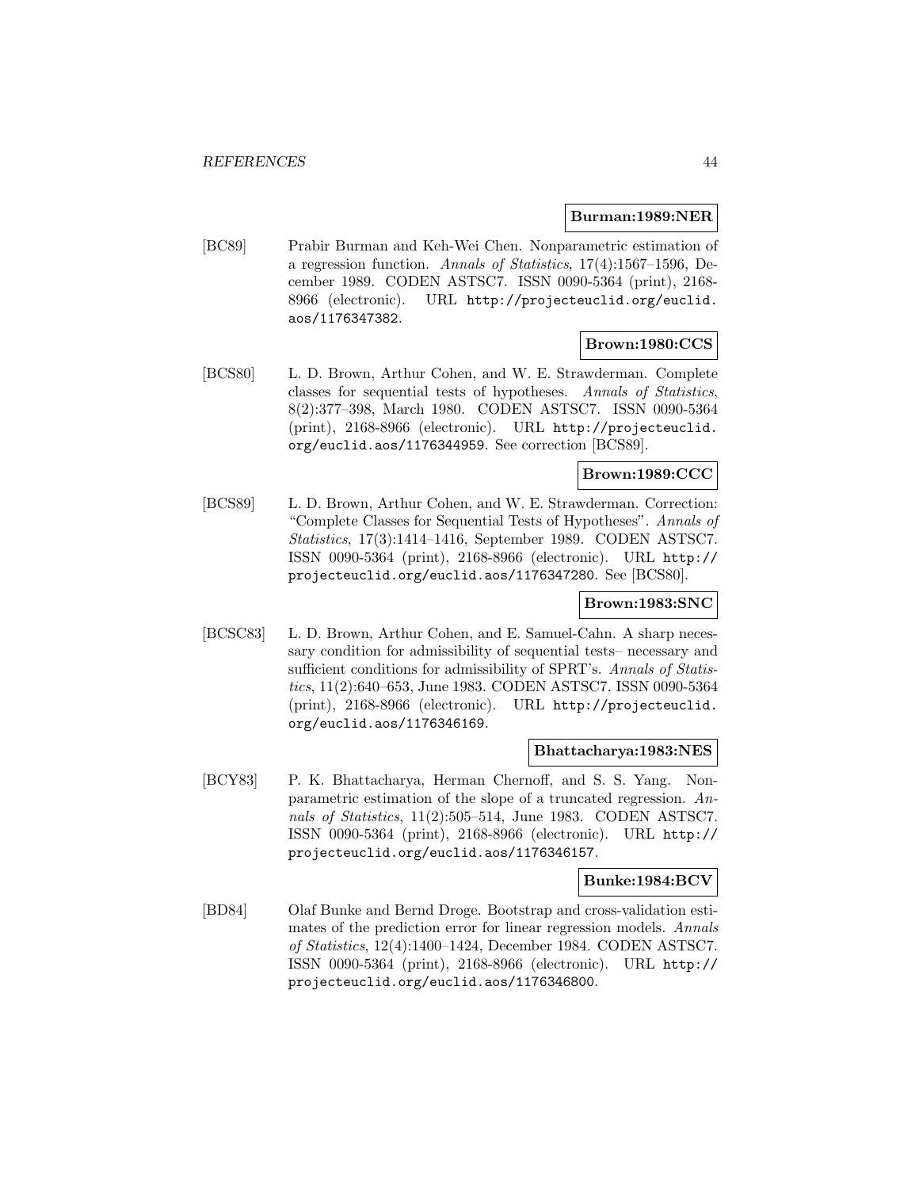**Burman:1989:NER**

[BC89] Prabir Burman and Keh-Wei Chen. Nonparametric estimation of a regression function. *Annals of Statistics*, 17(4):1567–1596, December 1989. CODEN ASTSC7. ISSN 0090-5364 (print), 2168-8966 (electronic). URL http://projecteuclid.org/euclid.aos/1176347382.

**Brown:1980:CCS**

[BCS80] L. D. Brown, Arthur Cohen, and W. E. Strawderman. Complete classes for sequential tests of hypotheses. *Annals of Statistics*, 8(2):377–398, March 1980. CODEN ASTSC7. ISSN 0090-5364 (print), 2168-8966 (electronic). URL http://projecteuclid.org/euclid.aos/1176344959. See correction [BCS89].

**Brown:1989:CCC**

[BCS89] L. D. Brown, Arthur Cohen, and W. E. Strawderman. Correction: "Complete Classes for Sequential Tests of Hypotheses". *Annals of Statistics*, 17(3):1414–1416, September 1989. CODEN ASTSC7. ISSN 0090-5364 (print), 2168-8966 (electronic). URL http://projecteuclid.org/euclid.aos/1176347280. See [BCS80].

**Brown:1983:SNC**

[BCSC83] L. D. Brown, Arthur Cohen, and E. Samuel-Cahn. A sharp necessary condition for admissibility of sequential tests– necessary and sufficient conditions for admissibility of SPRT's. *Annals of Statistics*, 11(2):640–653, June 1983. CODEN ASTSC7. ISSN 0090-5364 (print), 2168-8966 (electronic). URL http://projecteuclid.org/euclid.aos/1176346169.

**Bhattacharya:1983:NES**

[BCY83] P. K. Bhattacharya, Herman Chernoff, and S. S. Yang. Nonparametric estimation of the slope of a truncated regression. *Annals of Statistics*, 11(2):505–514, June 1983. CODEN ASTSC7. ISSN 0090-5364 (print), 2168-8966 (electronic). URL http://projecteuclid.org/euclid.aos/1176346157.

**Bunke:1984:BCV**

[BD84] Olaf Bunke and Bernd Droge. Bootstrap and cross-validation estimates of the prediction error for linear regression models. *Annals of Statistics*, 12(4):1400–1424, December 1984. CODEN ASTSC7. ISSN 0090-5364 (print), 2168-8966 (electronic). URL http://projecteuclid.org/euclid.aos/1176346800.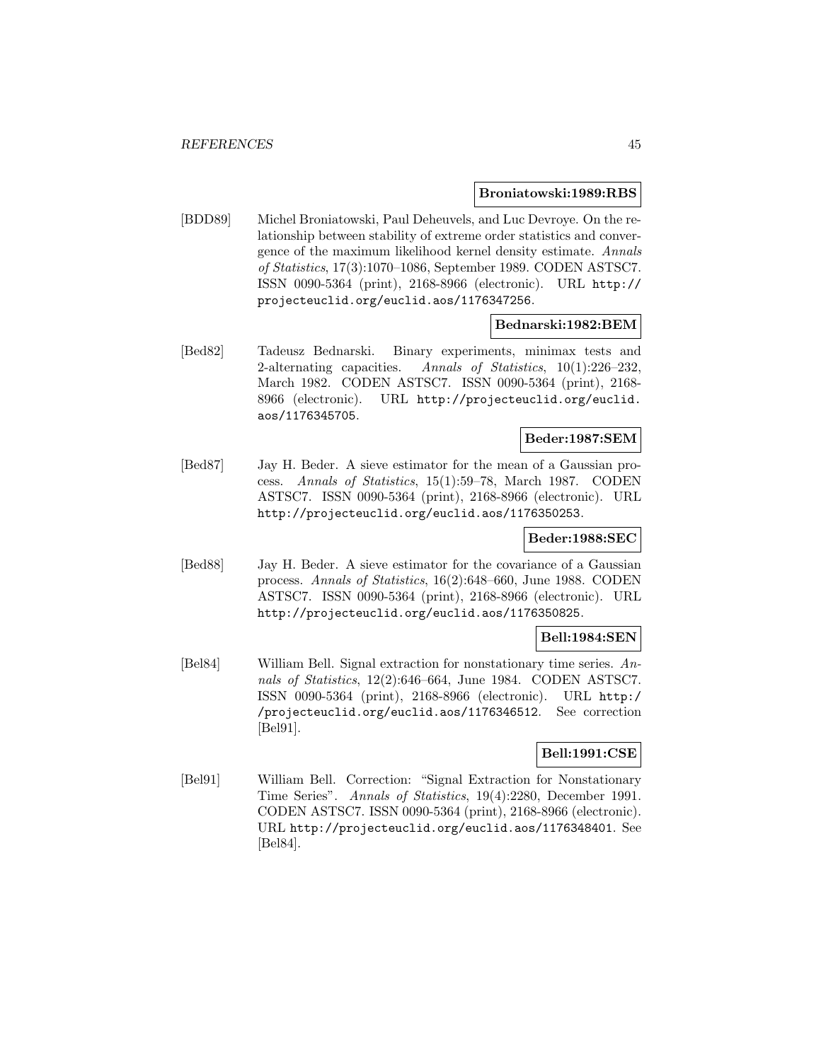**Broniatowski:1989:RBS**

[BDD89] Michel Broniatowski, Paul Deheuvels, and Luc Devroye. On the relationship between stability of extreme order statistics and convergence of the maximum likelihood kernel density estimate. *Annals of Statistics*, 17(3):1070–1086, September 1989. CODEN ASTSC7. ISSN 0090-5364 (print), 2168-8966 (electronic). URL http://projecteuclid.org/euclid.aos/1176347256.

**Bednarski:1982:BEM**

[Bed82] Tadeusz Bednarski. Binary experiments, minimax tests and 2-alternating capacities. *Annals of Statistics*, 10(1):226–232, March 1982. CODEN ASTSC7. ISSN 0090-5364 (print), 2168-8966 (electronic). URL http://projecteuclid.org/euclid.aos/1176345705.

**Beder:1987:SEM**

[Bed87] Jay H. Beder. A sieve estimator for the mean of a Gaussian process. *Annals of Statistics*, 15(1):59–78, March 1987. CODEN ASTSC7. ISSN 0090-5364 (print), 2168-8966 (electronic). URL http://projecteuclid.org/euclid.aos/1176350253.

**Beder:1988:SEC**

[Bed88] Jay H. Beder. A sieve estimator for the covariance of a Gaussian process. *Annals of Statistics*, 16(2):648–660, June 1988. CODEN ASTSC7. ISSN 0090-5364 (print), 2168-8966 (electronic). URL http://projecteuclid.org/euclid.aos/1176350825.

**Bell:1984:SEN**

[Bel84] William Bell. Signal extraction for nonstationary time series. *Annals of Statistics*, 12(2):646–664, June 1984. CODEN ASTSC7. ISSN 0090-5364 (print), 2168-8966 (electronic). URL http://projecteuclid.org/euclid.aos/1176346512. See correction [Bel91].

**Bell:1991:CSE**

[Bel91] William Bell. Correction: "Signal Extraction for Nonstationary Time Series". *Annals of Statistics*, 19(4):2280, December 1991. CODEN ASTSC7. ISSN 0090-5364 (print), 2168-8966 (electronic). URL http://projecteuclid.org/euclid.aos/1176348401. See [Bel84].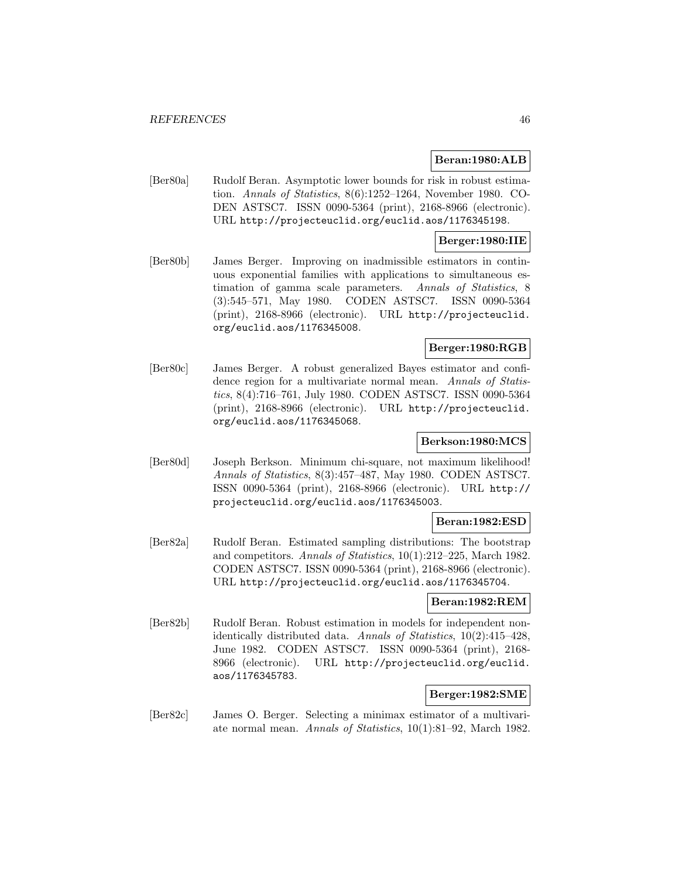**Beran:1980:ALB**

[Ber80a] Rudolf Beran. Asymptotic lower bounds for risk in robust estimation. *Annals of Statistics*, 8(6):1252–1264, November 1980. CODEN ASTSC7. ISSN 0090-5364 (print), 2168-8966 (electronic). URL http://projecteuclid.org/euclid.aos/1176345198.

**Berger:1980:IIE**

[Ber80b] James Berger. Improving on inadmissible estimators in continuous exponential families with applications to simultaneous estimation of gamma scale parameters. *Annals of Statistics*, 8 (3):545–571, May 1980. CODEN ASTSC7. ISSN 0090-5364 (print), 2168-8966 (electronic). URL http://projecteuclid.org/euclid.aos/1176345008.

**Berger:1980:RGB**

[Ber80c] James Berger. A robust generalized Bayes estimator and confidence region for a multivariate normal mean. *Annals of Statistics*, 8(4):716–761, July 1980. CODEN ASTSC7. ISSN 0090-5364 (print), 2168-8966 (electronic). URL http://projecteuclid.org/euclid.aos/1176345068.

**Berkson:1980:MCS**

[Ber80d] Joseph Berkson. Minimum chi-square, not maximum likelihood! *Annals of Statistics*, 8(3):457–487, May 1980. CODEN ASTSC7. ISSN 0090-5364 (print), 2168-8966 (electronic). URL http://projecteuclid.org/euclid.aos/1176345003.

**Beran:1982:ESD**

[Ber82a] Rudolf Beran. Estimated sampling distributions: The bootstrap and competitors. *Annals of Statistics*, 10(1):212–225, March 1982. CODEN ASTSC7. ISSN 0090-5364 (print), 2168-8966 (electronic). URL http://projecteuclid.org/euclid.aos/1176345704.

**Beran:1982:REM**

[Ber82b] Rudolf Beran. Robust estimation in models for independent non-identically distributed data. *Annals of Statistics*, 10(2):415–428, June 1982. CODEN ASTSC7. ISSN 0090-5364 (print), 2168-8966 (electronic). URL http://projecteuclid.org/euclid.aos/1176345783.

**Berger:1982:SME**

[Ber82c] James O. Berger. Selecting a minimax estimator of a multivariate normal mean. *Annals of Statistics*, 10(1):81–92, March 1982.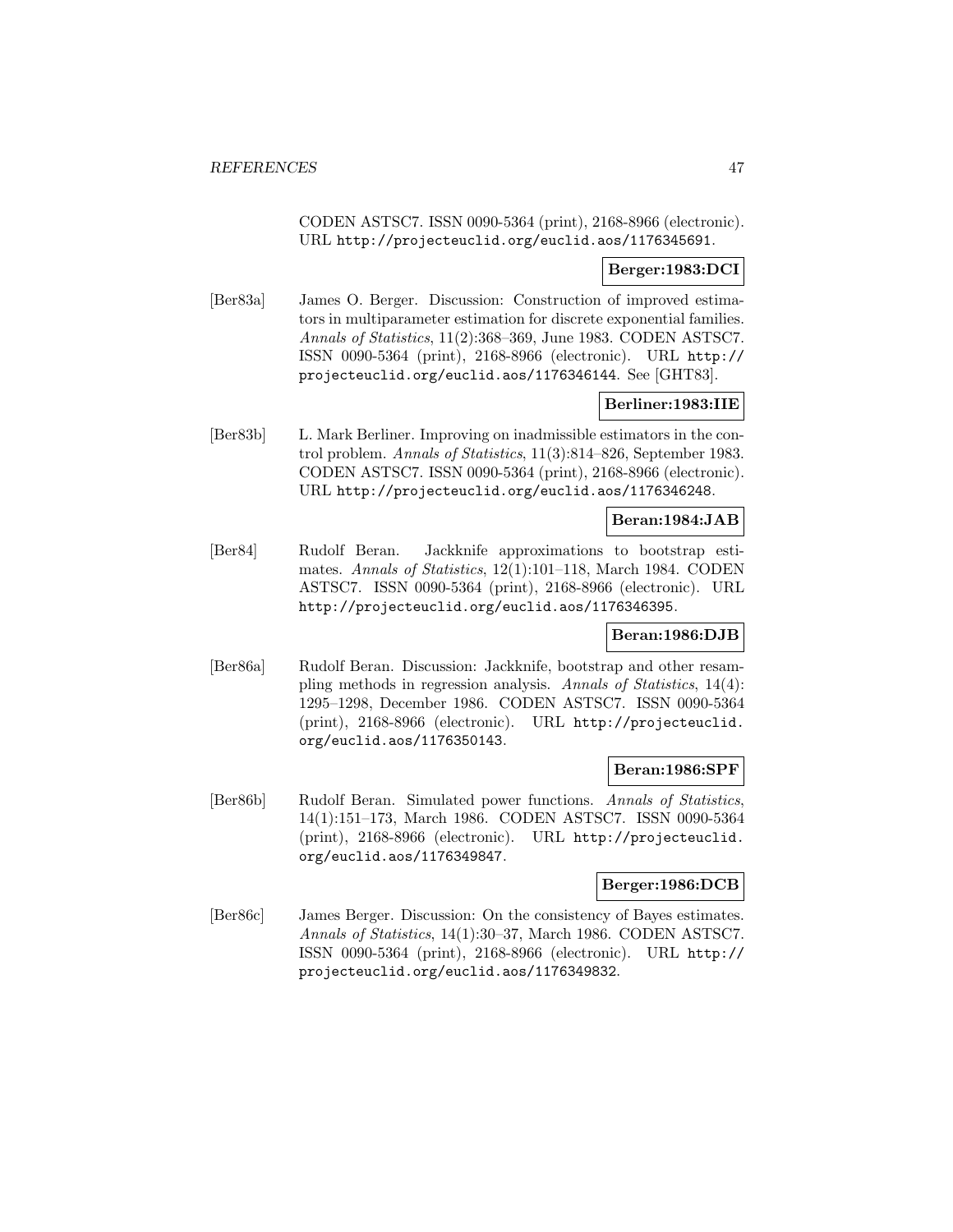CODEN ASTSC7. ISSN 0090-5364 (print), 2168-8966 (electronic). URL http://projecteuclid.org/euclid.aos/1176345691.

**Berger:1983:DCI**

[Ber83a] James O. Berger. Discussion: Construction of improved estimators in multiparameter estimation for discrete exponential families. *Annals of Statistics*, 11(2):368–369, June 1983. CODEN ASTSC7. ISSN 0090-5364 (print), 2168-8966 (electronic). URL http://projecteuclid.org/euclid.aos/1176346144. See [GHT83].

**Berliner:1983:IIE**

[Ber83b] L. Mark Berliner. Improving on inadmissible estimators in the control problem. *Annals of Statistics*, 11(3):814–826, September 1983. CODEN ASTSC7. ISSN 0090-5364 (print), 2168-8966 (electronic). URL http://projecteuclid.org/euclid.aos/1176346248.

**Beran:1984:JAB**

[Ber84] Rudolf Beran. Jackknife approximations to bootstrap estimates. *Annals of Statistics*, 12(1):101–118, March 1984. CODEN ASTSC7. ISSN 0090-5364 (print), 2168-8966 (electronic). URL http://projecteuclid.org/euclid.aos/1176346395.

**Beran:1986:DJB**

[Ber86a] Rudolf Beran. Discussion: Jackknife, bootstrap and other resampling methods in regression analysis. *Annals of Statistics*, 14(4): 1295–1298, December 1986. CODEN ASTSC7. ISSN 0090-5364 (print), 2168-8966 (electronic). URL http://projecteuclid.org/euclid.aos/1176350143.

**Beran:1986:SPF**

[Ber86b] Rudolf Beran. Simulated power functions. *Annals of Statistics*, 14(1):151–173, March 1986. CODEN ASTSC7. ISSN 0090-5364 (print), 2168-8966 (electronic). URL http://projecteuclid.org/euclid.aos/1176349847.

**Berger:1986:DCB**

[Ber86c] James Berger. Discussion: On the consistency of Bayes estimates. *Annals of Statistics*, 14(1):30–37, March 1986. CODEN ASTSC7. ISSN 0090-5364 (print), 2168-8966 (electronic). URL http://projecteuclid.org/euclid.aos/1176349832.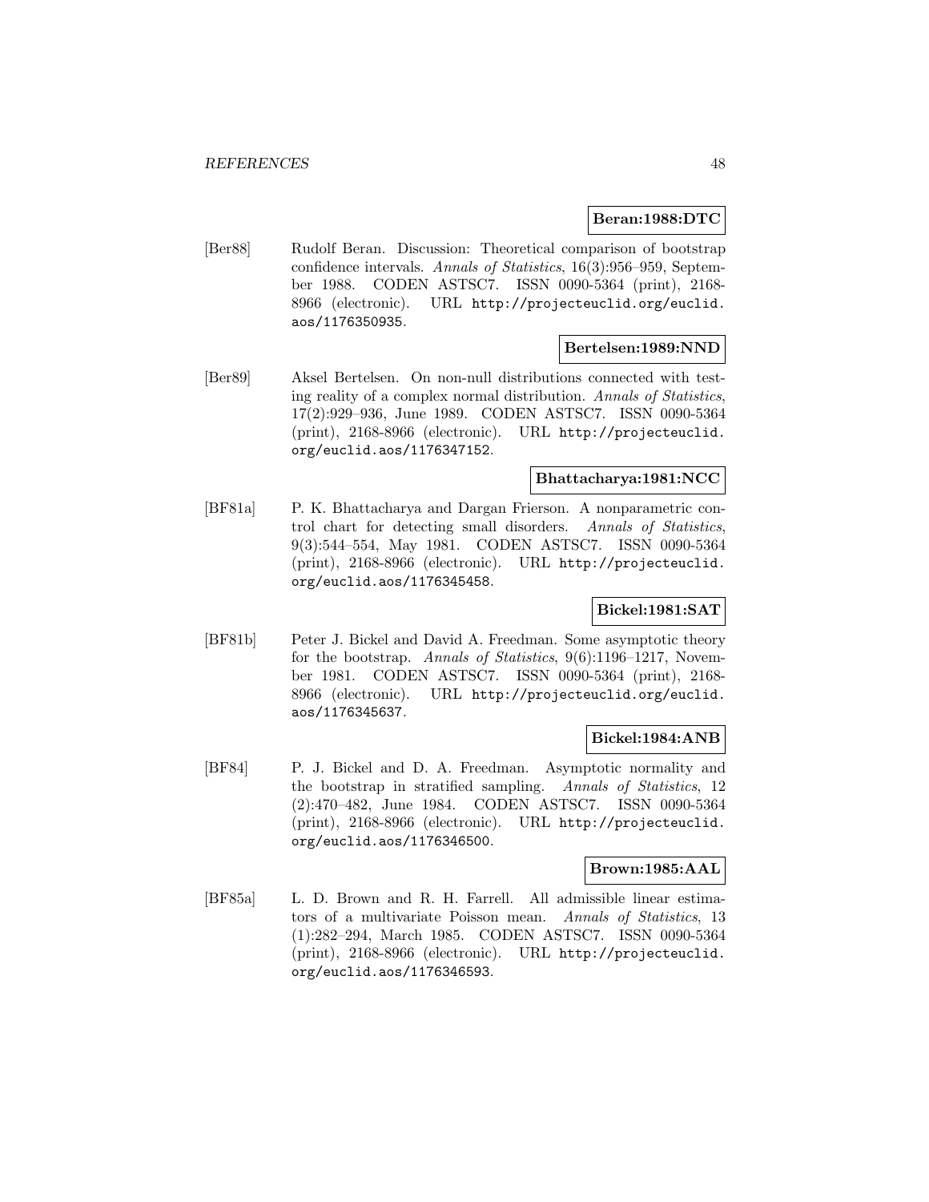**Beran:1988:DTC**

[Ber88] Rudolf Beran. Discussion: Theoretical comparison of bootstrap confidence intervals. *Annals of Statistics*, 16(3):956–959, September 1988. CODEN ASTSC7. ISSN 0090-5364 (print), 2168-8966 (electronic). URL http://projecteuclid.org/euclid.aos/1176350935.

**Bertelsen:1989:NND**

[Ber89] Aksel Bertelsen. On non-null distributions connected with testing reality of a complex normal distribution. *Annals of Statistics*, 17(2):929–936, June 1989. CODEN ASTSC7. ISSN 0090-5364 (print), 2168-8966 (electronic). URL http://projecteuclid.org/euclid.aos/1176347152.

**Bhattacharya:1981:NCC**

[BF81a] P. K. Bhattacharya and Dargan Frierson. A nonparametric control chart for detecting small disorders. *Annals of Statistics*, 9(3):544–554, May 1981. CODEN ASTSC7. ISSN 0090-5364 (print), 2168-8966 (electronic). URL http://projecteuclid.org/euclid.aos/1176345458.

**Bickel:1981:SAT**

[BF81b] Peter J. Bickel and David A. Freedman. Some asymptotic theory for the bootstrap. *Annals of Statistics*, 9(6):1196–1217, November 1981. CODEN ASTSC7. ISSN 0090-5364 (print), 2168-8966 (electronic). URL http://projecteuclid.org/euclid.aos/1176345637.

**Bickel:1984:ANB**

[BF84] P. J. Bickel and D. A. Freedman. Asymptotic normality and the bootstrap in stratified sampling. *Annals of Statistics*, 12 (2):470–482, June 1984. CODEN ASTSC7. ISSN 0090-5364 (print), 2168-8966 (electronic). URL http://projecteuclid.org/euclid.aos/1176346500.

**Brown:1985:AAL**

[BF85a] L. D. Brown and R. H. Farrell. All admissible linear estimators of a multivariate Poisson mean. *Annals of Statistics*, 13 (1):282–294, March 1985. CODEN ASTSC7. ISSN 0090-5364 (print), 2168-8966 (electronic). URL http://projecteuclid.org/euclid.aos/1176346593.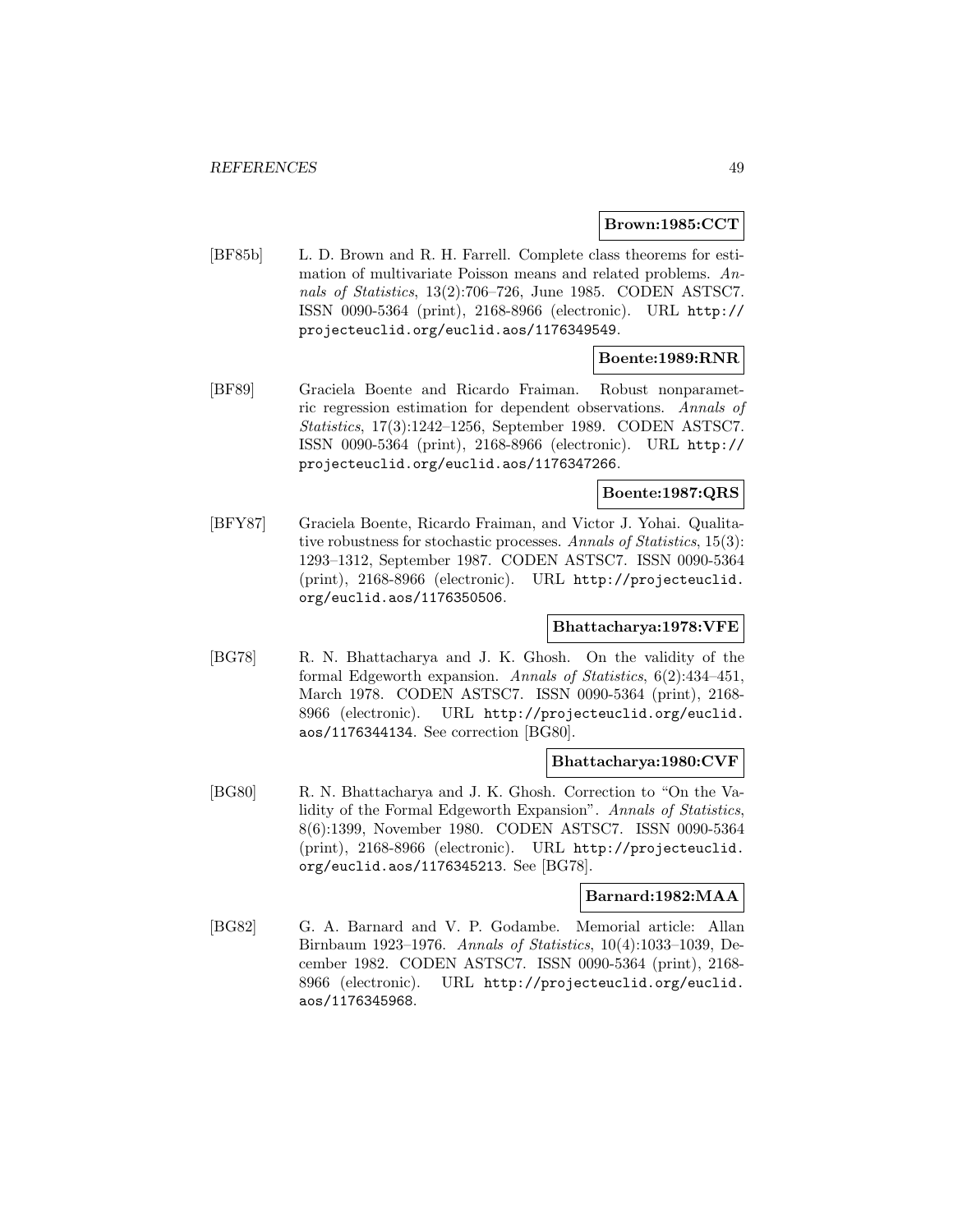**Brown:1985:CCT**

[BF85b] L. D. Brown and R. H. Farrell. Complete class theorems for estimation of multivariate Poisson means and related problems. *Annals of Statistics*, 13(2):706–726, June 1985. CODEN ASTSC7. ISSN 0090-5364 (print), 2168-8966 (electronic). URL http://projecteuclid.org/euclid.aos/1176349549.

**Boente:1989:RNR**

[BF89] Graciela Boente and Ricardo Fraiman. Robust nonparametric regression estimation for dependent observations. *Annals of Statistics*, 17(3):1242–1256, September 1989. CODEN ASTSC7. ISSN 0090-5364 (print), 2168-8966 (electronic). URL http://projecteuclid.org/euclid.aos/1176347266.

**Boente:1987:QRS**

[BFY87] Graciela Boente, Ricardo Fraiman, and Victor J. Yohai. Qualitative robustness for stochastic processes. *Annals of Statistics*, 15(3): 1293–1312, September 1987. CODEN ASTSC7. ISSN 0090-5364 (print), 2168-8966 (electronic). URL http://projecteuclid.org/euclid.aos/1176350506.

**Bhattacharya:1978:VFE**

[BG78] R. N. Bhattacharya and J. K. Ghosh. On the validity of the formal Edgeworth expansion. *Annals of Statistics*, 6(2):434–451, March 1978. CODEN ASTSC7. ISSN 0090-5364 (print), 2168-8966 (electronic). URL http://projecteuclid.org/euclid.aos/1176344134. See correction [BG80].

**Bhattacharya:1980:CVF**

[BG80] R. N. Bhattacharya and J. K. Ghosh. Correction to "On the Validity of the Formal Edgeworth Expansion". *Annals of Statistics*, 8(6):1399, November 1980. CODEN ASTSC7. ISSN 0090-5364 (print), 2168-8966 (electronic). URL http://projecteuclid.org/euclid.aos/1176345213. See [BG78].

**Barnard:1982:MAA**

[BG82] G. A. Barnard and V. P. Godambe. Memorial article: Allan Birnbaum 1923–1976. *Annals of Statistics*, 10(4):1033–1039, December 1982. CODEN ASTSC7. ISSN 0090-5364 (print), 2168-8966 (electronic). URL http://projecteuclid.org/euclid.aos/1176345968.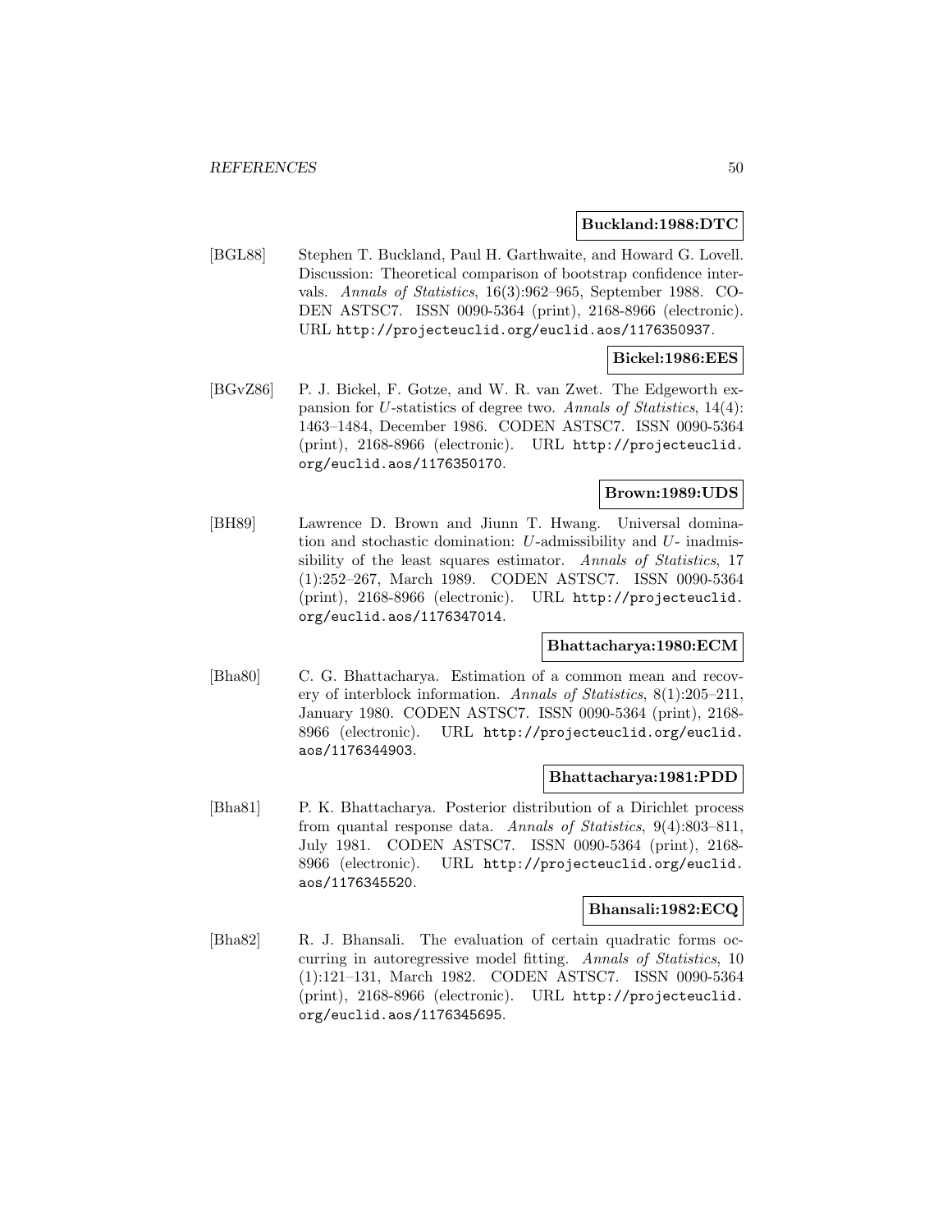**Buckland:1988:DTC**

[BGL88] Stephen T. Buckland, Paul H. Garthwaite, and Howard G. Lovell. Discussion: Theoretical comparison of bootstrap confidence intervals. *Annals of Statistics*, 16(3):962–965, September 1988. CODEN ASTSC7. ISSN 0090-5364 (print), 2168-8966 (electronic). URL http://projecteuclid.org/euclid.aos/1176350937.

**Bickel:1986:EES**

[BGvZ86] P. J. Bickel, F. Gotze, and W. R. van Zwet. The Edgeworth expansion for $U$-statistics of degree two. *Annals of Statistics*, 14(4): 1463–1484, December 1986. CODEN ASTSC7. ISSN 0090-5364 (print), 2168-8966 (electronic). URL http://projecteuclid.org/euclid.aos/1176350170.

**Brown:1989:UDS**

[BH89] Lawrence D. Brown and Jiunn T. Hwang. Universal domination and stochastic domination: $U$-admissibility and $U$- inadmissibility of the least squares estimator. *Annals of Statistics*, 17 (1):252–267, March 1989. CODEN ASTSC7. ISSN 0090-5364 (print), 2168-8966 (electronic). URL http://projecteuclid.org/euclid.aos/1176347014.

**Bhattacharya:1980:ECM**

[Bha80] C. G. Bhattacharya. Estimation of a common mean and recovery of interblock information. *Annals of Statistics*, 8(1):205–211, January 1980. CODEN ASTSC7. ISSN 0090-5364 (print), 2168-8966 (electronic). URL http://projecteuclid.org/euclid.aos/1176344903.

**Bhattacharya:1981:PDD**

[Bha81] P. K. Bhattacharya. Posterior distribution of a Dirichlet process from quantal response data. *Annals of Statistics*, 9(4):803–811, July 1981. CODEN ASTSC7. ISSN 0090-5364 (print), 2168-8966 (electronic). URL http://projecteuclid.org/euclid.aos/1176345520.

**Bhansali:1982:ECQ**

[Bha82] R. J. Bhansali. The evaluation of certain quadratic forms occurring in autoregressive model fitting. *Annals of Statistics*, 10 (1):121–131, March 1982. CODEN ASTSC7. ISSN 0090-5364 (print), 2168-8966 (electronic). URL http://projecteuclid.org/euclid.aos/1176345695.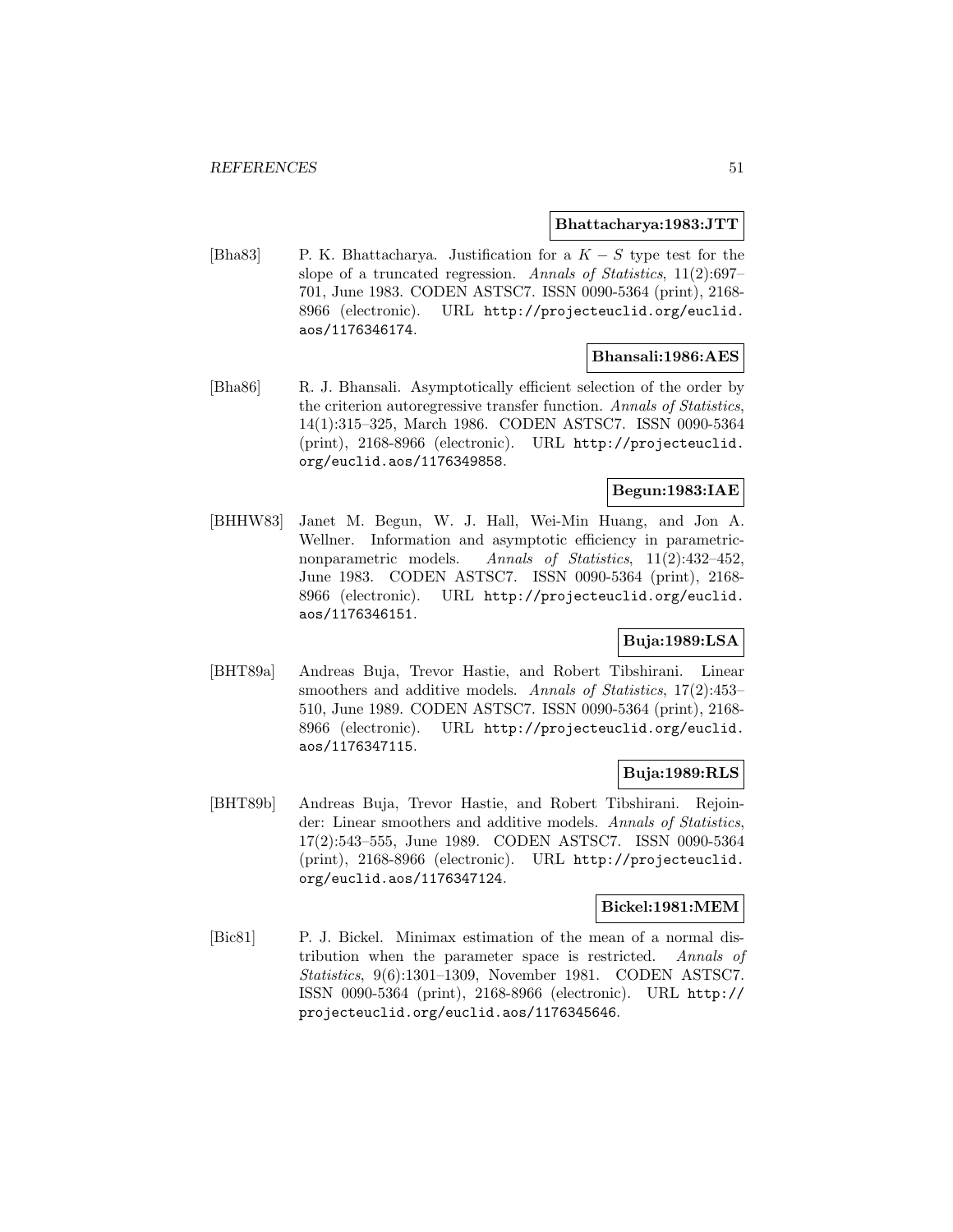**Bhattacharya:1983:JTT**

[Bha83] P. K. Bhattacharya. Justification for a $K - S$ type test for the slope of a truncated regression. *Annals of Statistics*, 11(2):697–701, June 1983. CODEN ASTSC7. ISSN 0090-5364 (print), 2168-8966 (electronic). URL http://projecteuclid.org/euclid.aos/1176346174.

**Bhansali:1986:AES**

[Bha86] R. J. Bhansali. Asymptotically efficient selection of the order by the criterion autoregressive transfer function. *Annals of Statistics*, 14(1):315–325, March 1986. CODEN ASTSC7. ISSN 0090-5364 (print), 2168-8966 (electronic). URL http://projecteuclid.org/euclid.aos/1176349858.

**Begun:1983:IAE**

[BHHW83] Janet M. Begun, W. J. Hall, Wei-Min Huang, and Jon A. Wellner. Information and asymptotic efficiency in parametric-nonparametric models. *Annals of Statistics*, 11(2):432–452, June 1983. CODEN ASTSC7. ISSN 0090-5364 (print), 2168-8966 (electronic). URL http://projecteuclid.org/euclid.aos/1176346151.

**Buja:1989:LSA**

[BHT89a] Andreas Buja, Trevor Hastie, and Robert Tibshirani. Linear smoothers and additive models. *Annals of Statistics*, 17(2):453–510, June 1989. CODEN ASTSC7. ISSN 0090-5364 (print), 2168-8966 (electronic). URL http://projecteuclid.org/euclid.aos/1176347115.

**Buja:1989:RLS**

[BHT89b] Andreas Buja, Trevor Hastie, and Robert Tibshirani. Rejoinder: Linear smoothers and additive models. *Annals of Statistics*, 17(2):543–555, June 1989. CODEN ASTSC7. ISSN 0090-5364 (print), 2168-8966 (electronic). URL http://projecteuclid.org/euclid.aos/1176347124.

**Bickel:1981:MEM**

[Bic81] P. J. Bickel. Minimax estimation of the mean of a normal distribution when the parameter space is restricted. *Annals of Statistics*, 9(6):1301–1309, November 1981. CODEN ASTSC7. ISSN 0090-5364 (print), 2168-8966 (electronic). URL http://projecteuclid.org/euclid.aos/1176345646.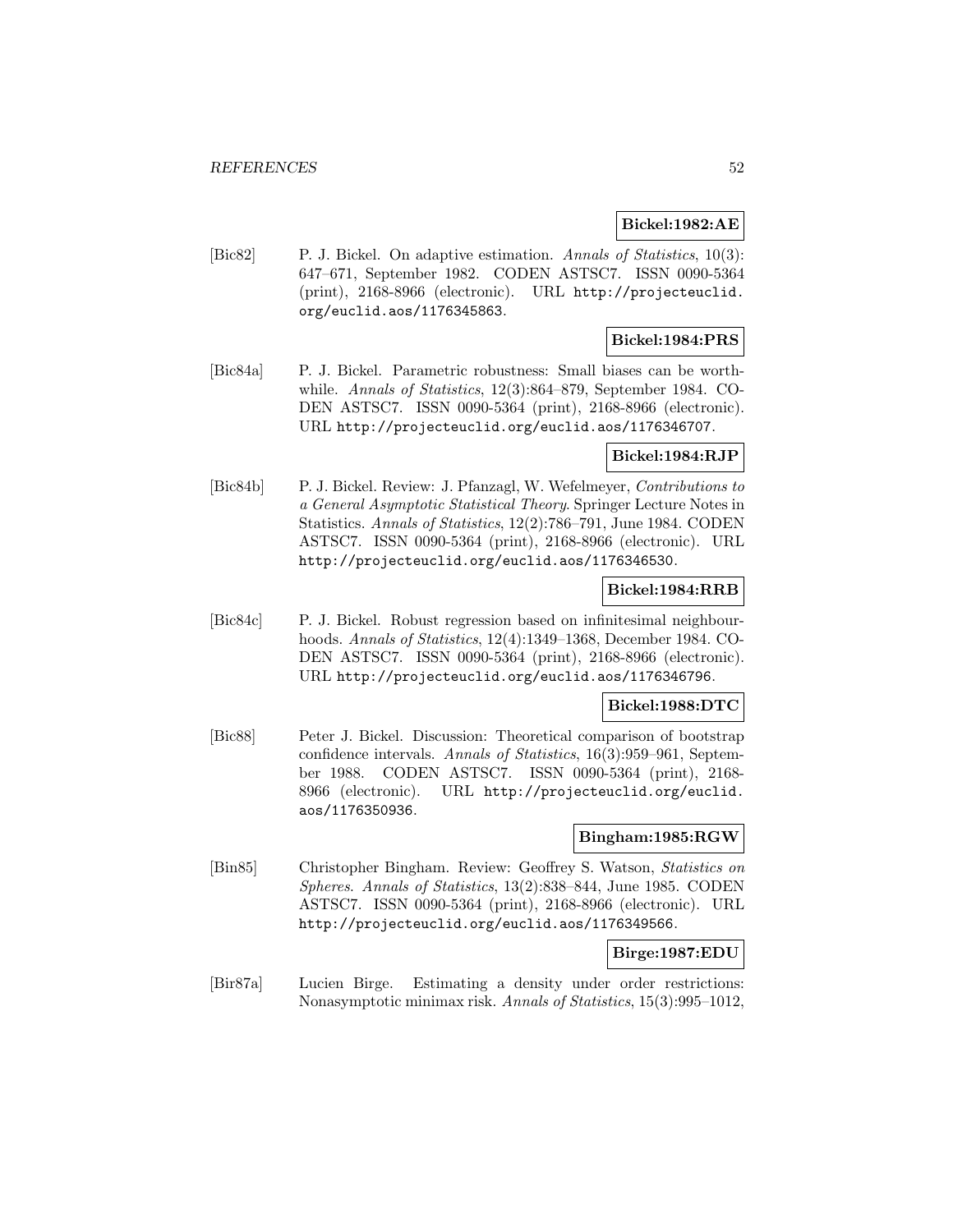**Bickel:1982:AE**

[Bic82] P. J. Bickel. On adaptive estimation. *Annals of Statistics*, 10(3): 647–671, September 1982. CODEN ASTSC7. ISSN 0090-5364 (print), 2168-8966 (electronic). URL http://projecteuclid.org/euclid.aos/1176345863.

**Bickel:1984:PRS**

[Bic84a] P. J. Bickel. Parametric robustness: Small biases can be worthwhile. *Annals of Statistics*, 12(3):864–879, September 1984. CODEN ASTSC7. ISSN 0090-5364 (print), 2168-8966 (electronic). URL http://projecteuclid.org/euclid.aos/1176346707.

**Bickel:1984:RJP**

[Bic84b] P. J. Bickel. Review: J. Pfanzagl, W. Wefelmeyer, *Contributions to a General Asymptotic Statistical Theory*. Springer Lecture Notes in Statistics. *Annals of Statistics*, 12(2):786–791, June 1984. CODEN ASTSC7. ISSN 0090-5364 (print), 2168-8966 (electronic). URL http://projecteuclid.org/euclid.aos/1176346530.

**Bickel:1984:RRB**

[Bic84c] P. J. Bickel. Robust regression based on infinitesimal neighbourhoods. *Annals of Statistics*, 12(4):1349–1368, December 1984. CODEN ASTSC7. ISSN 0090-5364 (print), 2168-8966 (electronic). URL http://projecteuclid.org/euclid.aos/1176346796.

**Bickel:1988:DTC**

[Bic88] Peter J. Bickel. Discussion: Theoretical comparison of bootstrap confidence intervals. *Annals of Statistics*, 16(3):959–961, September 1988. CODEN ASTSC7. ISSN 0090-5364 (print), 2168-8966 (electronic). URL http://projecteuclid.org/euclid.aos/1176350936.

**Bingham:1985:RGW**

[Bin85] Christopher Bingham. Review: Geoffrey S. Watson, *Statistics on Spheres*. *Annals of Statistics*, 13(2):838–844, June 1985. CODEN ASTSC7. ISSN 0090-5364 (print), 2168-8966 (electronic). URL http://projecteuclid.org/euclid.aos/1176349566.

**Birge:1987:EDU**

[Bir87a] Lucien Birge. Estimating a density under order restrictions: Nonasymptotic minimax risk. *Annals of Statistics*, 15(3):995–1012,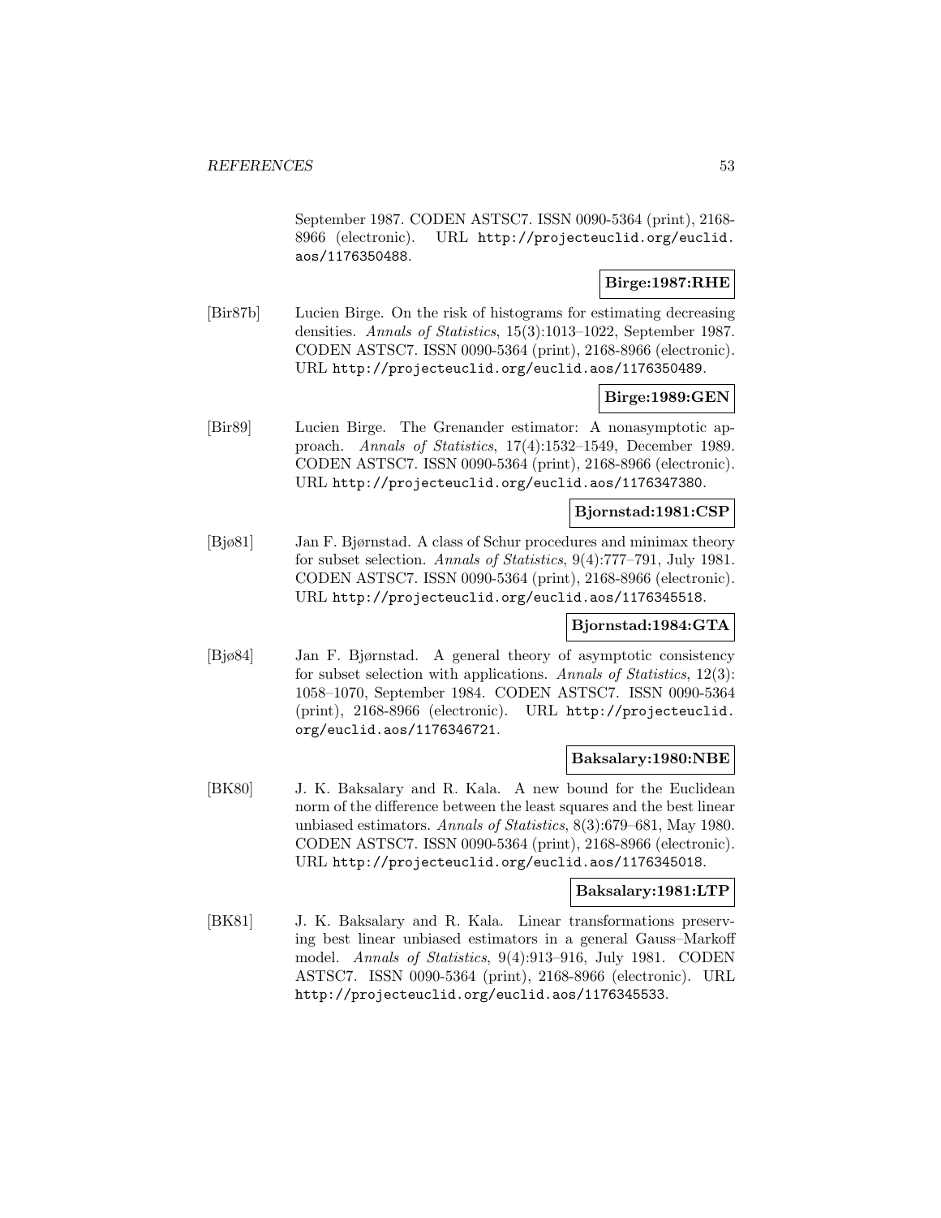September 1987. CODEN ASTSC7. ISSN 0090-5364 (print), 2168-8966 (electronic). URL http://projecteuclid.org/euclid.aos/1176350488.

**Birge:1987:RHE**

[Bir87b] Lucien Birge. On the risk of histograms for estimating decreasing densities. *Annals of Statistics*, 15(3):1013–1022, September 1987. CODEN ASTSC7. ISSN 0090-5364 (print), 2168-8966 (electronic). URL http://projecteuclid.org/euclid.aos/1176350489.

**Birge:1989:GEN**

[Bir89] Lucien Birge. The Grenander estimator: A nonasymptotic approach. *Annals of Statistics*, 17(4):1532–1549, December 1989. CODEN ASTSC7. ISSN 0090-5364 (print), 2168-8966 (electronic). URL http://projecteuclid.org/euclid.aos/1176347380.

**Bjornstad:1981:CSP**

[Bjø81] Jan F. Bjørnstad. A class of Schur procedures and minimax theory for subset selection. *Annals of Statistics*, 9(4):777–791, July 1981. CODEN ASTSC7. ISSN 0090-5364 (print), 2168-8966 (electronic). URL http://projecteuclid.org/euclid.aos/1176345518.

**Bjornstad:1984:GTA**

[Bjø84] Jan F. Bjørnstad. A general theory of asymptotic consistency for subset selection with applications. *Annals of Statistics*, 12(3): 1058–1070, September 1984. CODEN ASTSC7. ISSN 0090-5364 (print), 2168-8966 (electronic). URL http://projecteuclid.org/euclid.aos/1176346721.

**Baksalary:1980:NBE**

[BK80] J. K. Baksalary and R. Kala. A new bound for the Euclidean norm of the difference between the least squares and the best linear unbiased estimators. *Annals of Statistics*, 8(3):679–681, May 1980. CODEN ASTSC7. ISSN 0090-5364 (print), 2168-8966 (electronic). URL http://projecteuclid.org/euclid.aos/1176345018.

**Baksalary:1981:LTP**

[BK81] J. K. Baksalary and R. Kala. Linear transformations preserving best linear unbiased estimators in a general Gauss–Markoff model. *Annals of Statistics*, 9(4):913–916, July 1981. CODEN ASTSC7. ISSN 0090-5364 (print), 2168-8966 (electronic). URL http://projecteuclid.org/euclid.aos/1176345533.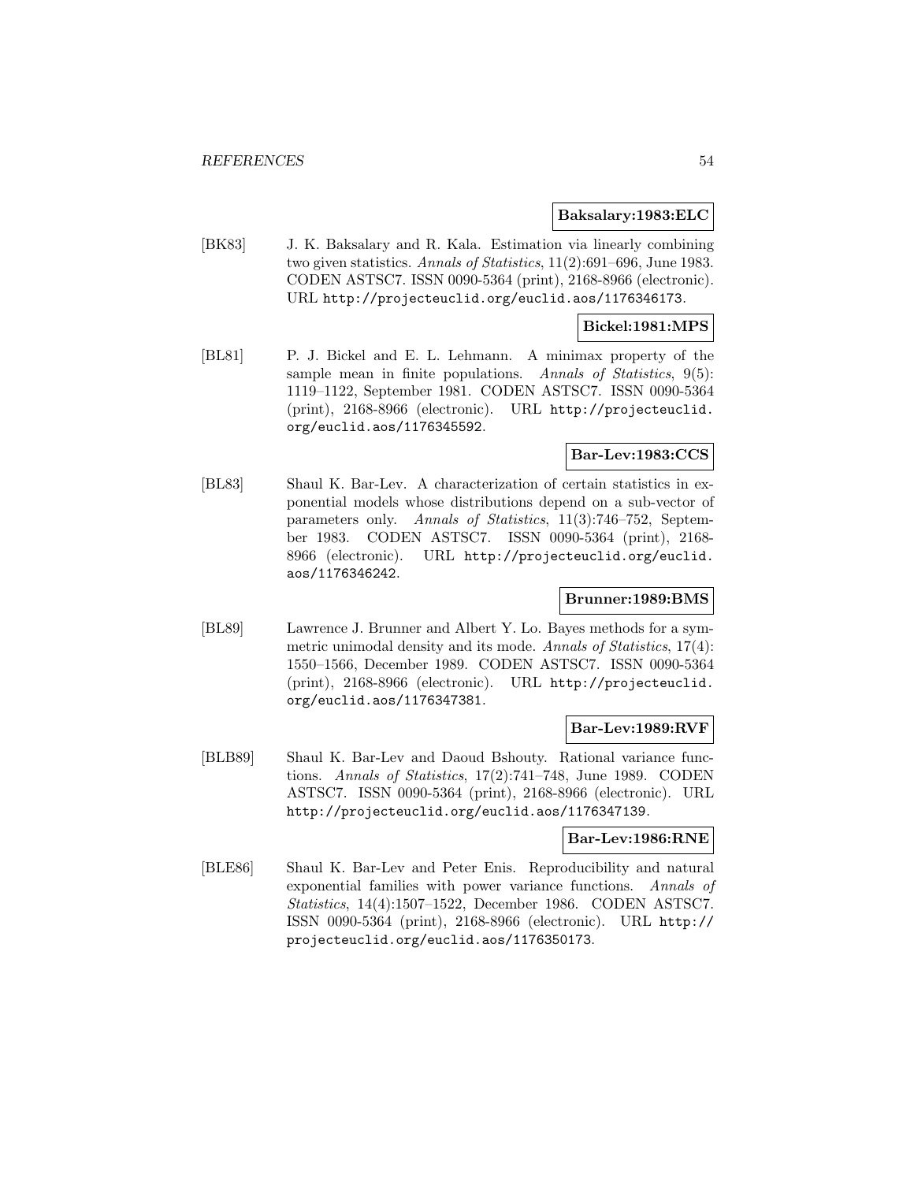**Baksalary:1983:ELC**

[BK83] J. K. Baksalary and R. Kala. Estimation via linearly combining two given statistics. *Annals of Statistics*, 11(2):691–696, June 1983. CODEN ASTSC7. ISSN 0090-5364 (print), 2168-8966 (electronic). URL http://projecteuclid.org/euclid.aos/1176346173.

**Bickel:1981:MPS**

[BL81] P. J. Bickel and E. L. Lehmann. A minimax property of the sample mean in finite populations. *Annals of Statistics*, 9(5): 1119–1122, September 1981. CODEN ASTSC7. ISSN 0090-5364 (print), 2168-8966 (electronic). URL http://projecteuclid.org/euclid.aos/1176345592.

**Bar-Lev:1983:CCS**

[BL83] Shaul K. Bar-Lev. A characterization of certain statistics in exponential models whose distributions depend on a sub-vector of parameters only. *Annals of Statistics*, 11(3):746–752, September 1983. CODEN ASTSC7. ISSN 0090-5364 (print), 2168-8966 (electronic). URL http://projecteuclid.org/euclid.aos/1176346242.

**Brunner:1989:BMS**

[BL89] Lawrence J. Brunner and Albert Y. Lo. Bayes methods for a symmetric unimodal density and its mode. *Annals of Statistics*, 17(4): 1550–1566, December 1989. CODEN ASTSC7. ISSN 0090-5364 (print), 2168-8966 (electronic). URL http://projecteuclid.org/euclid.aos/1176347381.

**Bar-Lev:1989:RVF**

[BLB89] Shaul K. Bar-Lev and Daoud Bshouty. Rational variance functions. *Annals of Statistics*, 17(2):741–748, June 1989. CODEN ASTSC7. ISSN 0090-5364 (print), 2168-8966 (electronic). URL http://projecteuclid.org/euclid.aos/1176347139.

**Bar-Lev:1986:RNE**

[BLE86] Shaul K. Bar-Lev and Peter Enis. Reproducibility and natural exponential families with power variance functions. *Annals of Statistics*, 14(4):1507–1522, December 1986. CODEN ASTSC7. ISSN 0090-5364 (print), 2168-8966 (electronic). URL http://projecteuclid.org/euclid.aos/1176350173.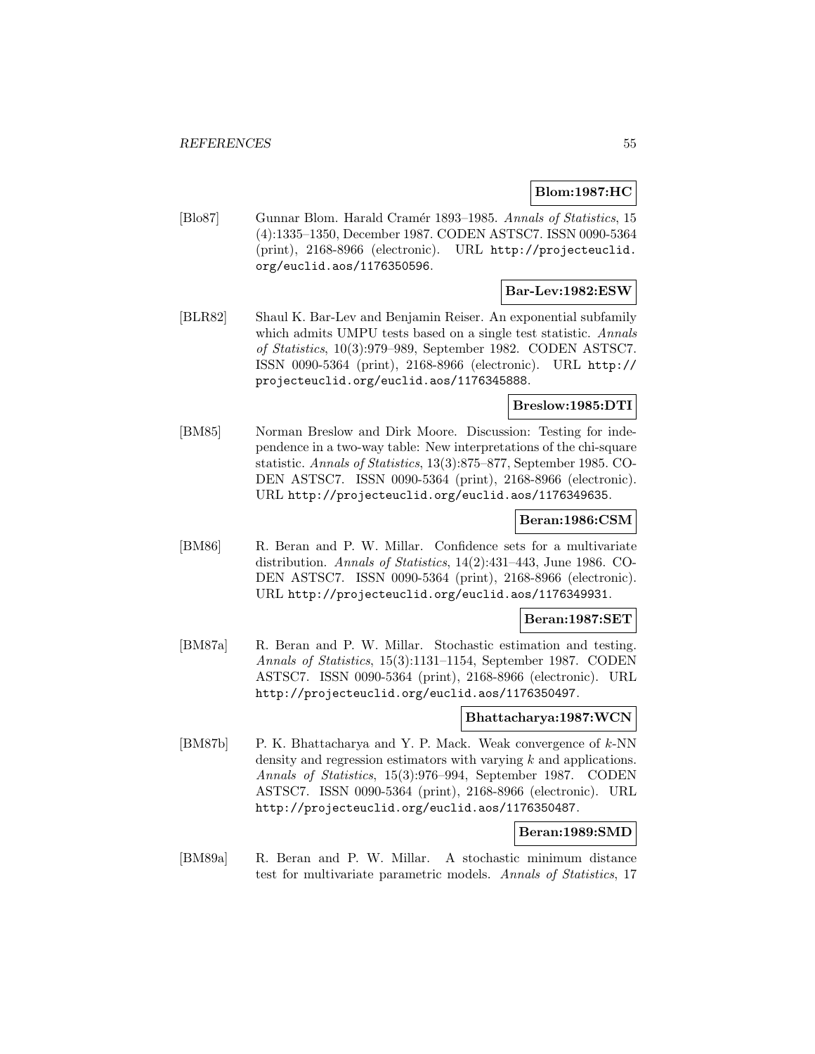**Blom:1987:HC**

[Blo87] Gunnar Blom. Harald Cramér 1893–1985. *Annals of Statistics*, 15 (4):1335–1350, December 1987. CODEN ASTSC7. ISSN 0090-5364 (print), 2168-8966 (electronic). URL http://projecteuclid.org/euclid.aos/1176350596.

**Bar-Lev:1982:ESW**

[BLR82] Shaul K. Bar-Lev and Benjamin Reiser. An exponential subfamily which admits UMPU tests based on a single test statistic. *Annals of Statistics*, 10(3):979–989, September 1982. CODEN ASTSC7. ISSN 0090-5364 (print), 2168-8966 (electronic). URL http://projecteuclid.org/euclid.aos/1176345888.

**Breslow:1985:DTI**

[BM85] Norman Breslow and Dirk Moore. Discussion: Testing for independence in a two-way table: New interpretations of the chi-square statistic. *Annals of Statistics*, 13(3):875–877, September 1985. CODEN ASTSC7. ISSN 0090-5364 (print), 2168-8966 (electronic). URL http://projecteuclid.org/euclid.aos/1176349635.

**Beran:1986:CSM**

[BM86] R. Beran and P. W. Millar. Confidence sets for a multivariate distribution. *Annals of Statistics*, 14(2):431–443, June 1986. CODEN ASTSC7. ISSN 0090-5364 (print), 2168-8966 (electronic). URL http://projecteuclid.org/euclid.aos/1176349931.

**Beran:1987:SET**

[BM87a] R. Beran and P. W. Millar. Stochastic estimation and testing. *Annals of Statistics*, 15(3):1131–1154, September 1987. CODEN ASTSC7. ISSN 0090-5364 (print), 2168-8966 (electronic). URL http://projecteuclid.org/euclid.aos/1176350497.

**Bhattacharya:1987:WCN**

[BM87b] P. K. Bhattacharya and Y. P. Mack. Weak convergence of $k$-NN density and regression estimators with varying $k$ and applications. *Annals of Statistics*, 15(3):976–994, September 1987. CODEN ASTSC7. ISSN 0090-5364 (print), 2168-8966 (electronic). URL http://projecteuclid.org/euclid.aos/1176350487.

**Beran:1989:SMD**

[BM89a] R. Beran and P. W. Millar. A stochastic minimum distance test for multivariate parametric models. *Annals of Statistics*, 17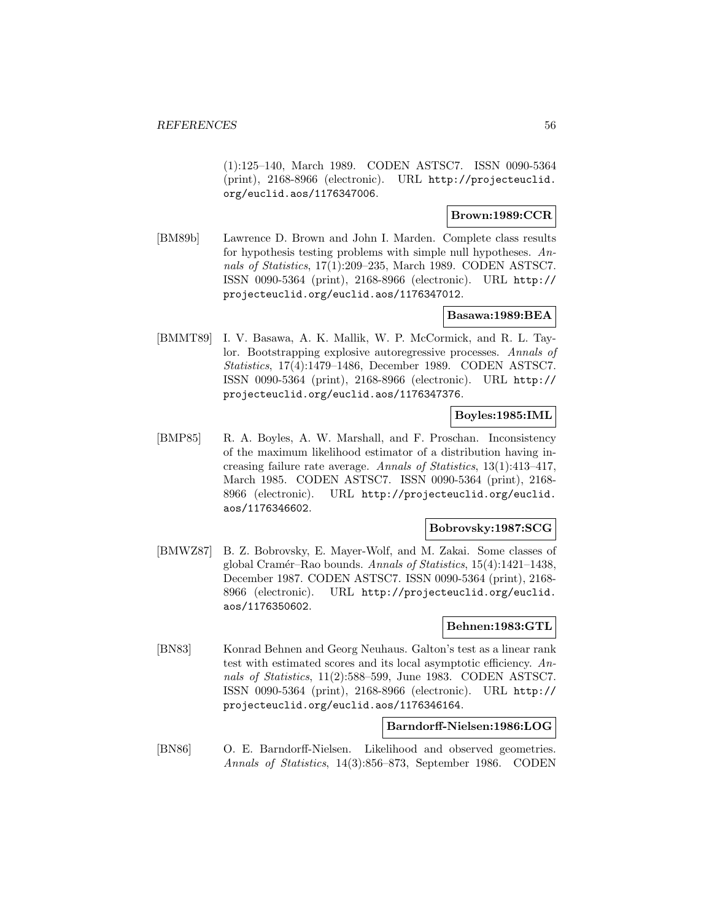(1):125–140, March 1989. CODEN ASTSC7. ISSN 0090-5364 (print), 2168-8966 (electronic). URL http://projecteuclid.org/euclid.aos/1176347006.

**Brown:1989:CCR**

[BM89b] Lawrence D. Brown and John I. Marden. Complete class results for hypothesis testing problems with simple null hypotheses. *Annals of Statistics*, 17(1):209–235, March 1989. CODEN ASTSC7. ISSN 0090-5364 (print), 2168-8966 (electronic). URL http://projecteuclid.org/euclid.aos/1176347012.

**Basawa:1989:BEA**

[BMMT89] I. V. Basawa, A. K. Mallik, W. P. McCormick, and R. L. Taylor. Bootstrapping explosive autoregressive processes. *Annals of Statistics*, 17(4):1479–1486, December 1989. CODEN ASTSC7. ISSN 0090-5364 (print), 2168-8966 (electronic). URL http://projecteuclid.org/euclid.aos/1176347376.

**Boyles:1985:IML**

[BMP85] R. A. Boyles, A. W. Marshall, and F. Proschan. Inconsistency of the maximum likelihood estimator of a distribution having increasing failure rate average. *Annals of Statistics*, 13(1):413–417, March 1985. CODEN ASTSC7. ISSN 0090-5364 (print), 2168-8966 (electronic). URL http://projecteuclid.org/euclid.aos/1176346602.

**Bobrovsky:1987:SCG**

[BMWZ87] B. Z. Bobrovsky, E. Mayer-Wolf, and M. Zakai. Some classes of global Cramér–Rao bounds. *Annals of Statistics*, 15(4):1421–1438, December 1987. CODEN ASTSC7. ISSN 0090-5364 (print), 2168-8966 (electronic). URL http://projecteuclid.org/euclid.aos/1176350602.

**Behnen:1983:GTL**

[BN83] Konrad Behnen and Georg Neuhaus. Galton's test as a linear rank test with estimated scores and its local asymptotic efficiency. *Annals of Statistics*, 11(2):588–599, June 1983. CODEN ASTSC7. ISSN 0090-5364 (print), 2168-8966 (electronic). URL http://projecteuclid.org/euclid.aos/1176346164.

**Barndorff-Nielsen:1986:LOG**

[BN86] O. E. Barndorff-Nielsen. Likelihood and observed geometries. *Annals of Statistics*, 14(3):856–873, September 1986. CODEN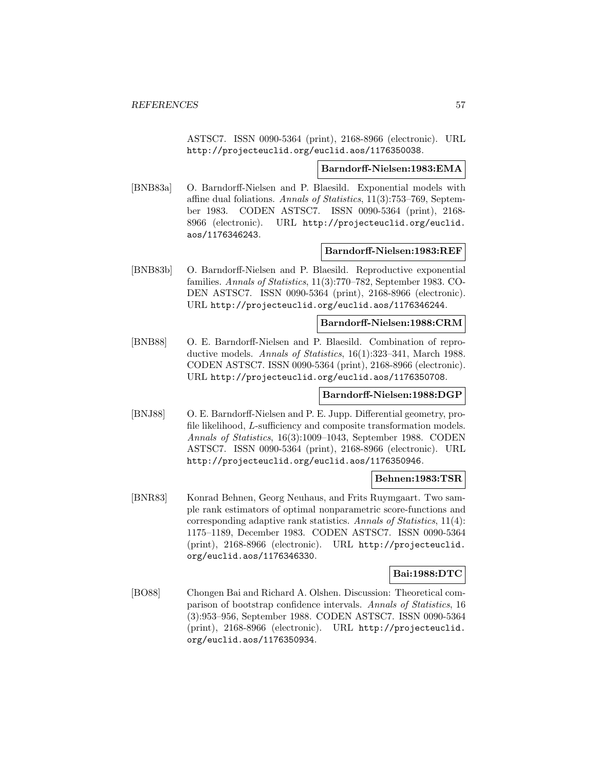ASTSC7. ISSN 0090-5364 (print), 2168-8966 (electronic). URL http://projecteuclid.org/euclid.aos/1176350038.

**Barndorff-Nielsen:1983:EMA**

[BNB83a] O. Barndorff-Nielsen and P. Blaesild. Exponential models with affine dual foliations. *Annals of Statistics*, 11(3):753–769, September 1983. CODEN ASTSC7. ISSN 0090-5364 (print), 2168-8966 (electronic). URL http://projecteuclid.org/euclid.aos/1176346243.

**Barndorff-Nielsen:1983:REF**

[BNB83b] O. Barndorff-Nielsen and P. Blaesild. Reproductive exponential families. *Annals of Statistics*, 11(3):770–782, September 1983. CODEN ASTSC7. ISSN 0090-5364 (print), 2168-8966 (electronic). URL http://projecteuclid.org/euclid.aos/1176346244.

**Barndorff-Nielsen:1988:CRM**

[BNB88] O. E. Barndorff-Nielsen and P. Blaesild. Combination of reproductive models. *Annals of Statistics*, 16(1):323–341, March 1988. CODEN ASTSC7. ISSN 0090-5364 (print), 2168-8966 (electronic). URL http://projecteuclid.org/euclid.aos/1176350708.

**Barndorff-Nielsen:1988:DGP**

[BNJ88] O. E. Barndorff-Nielsen and P. E. Jupp. Differential geometry, profile likelihood, $L$-sufficiency and composite transformation models. *Annals of Statistics*, 16(3):1009–1043, September 1988. CODEN ASTSC7. ISSN 0090-5364 (print), 2168-8966 (electronic). URL http://projecteuclid.org/euclid.aos/1176350946.

**Behnen:1983:TSR**

[BNR83] Konrad Behnen, Georg Neuhaus, and Frits Ruymgaart. Two sample rank estimators of optimal nonparametric score-functions and corresponding adaptive rank statistics. *Annals of Statistics*, 11(4): 1175–1189, December 1983. CODEN ASTSC7. ISSN 0090-5364 (print), 2168-8966 (electronic). URL http://projecteuclid.org/euclid.aos/1176346330.

**Bai:1988:DTC**

[BO88] Chongen Bai and Richard A. Olshen. Discussion: Theoretical comparison of bootstrap confidence intervals. *Annals of Statistics*, 16 (3):953–956, September 1988. CODEN ASTSC7. ISSN 0090-5364 (print), 2168-8966 (electronic). URL http://projecteuclid.org/euclid.aos/1176350934.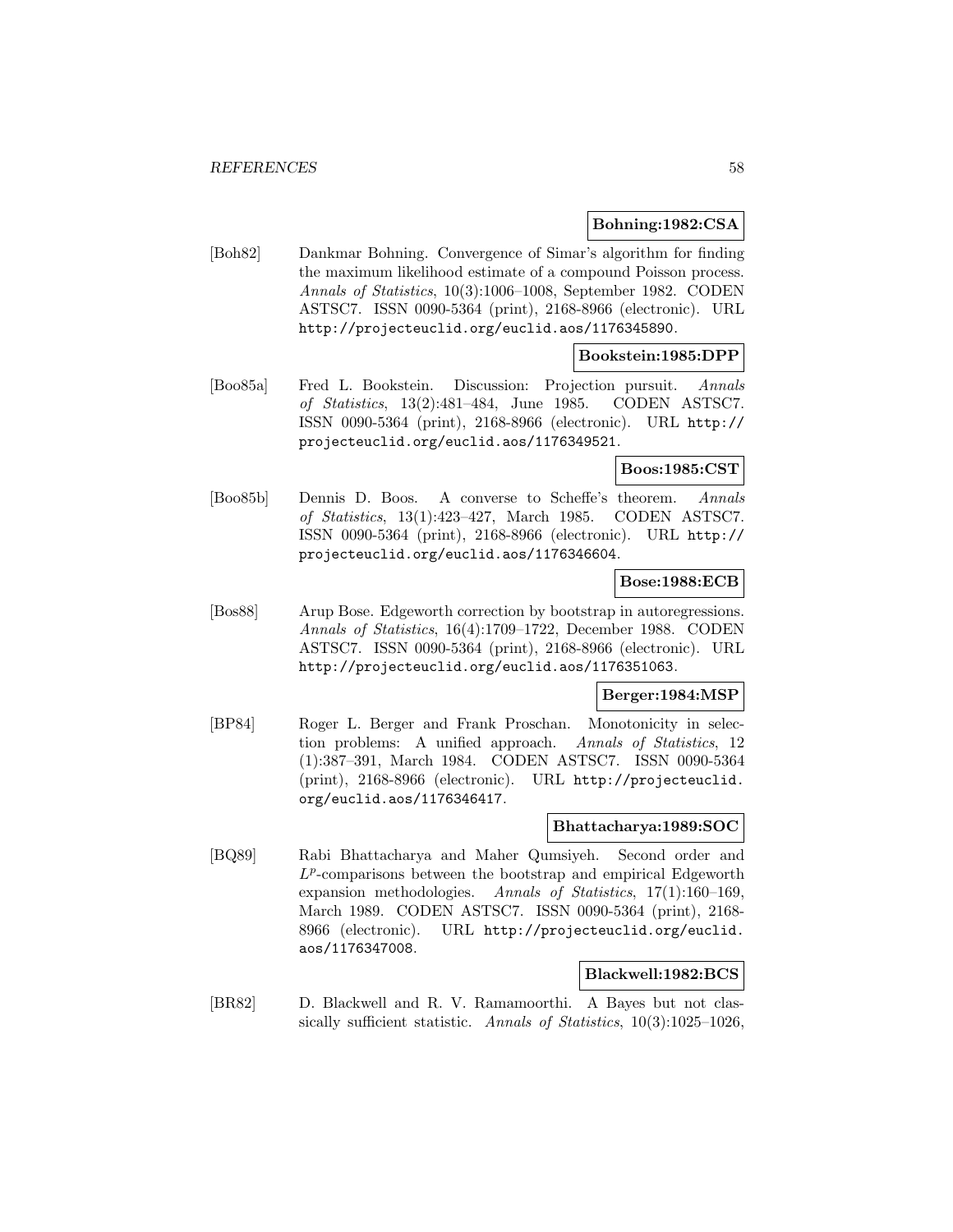**Bohning:1982:CSA**

[Boh82] Dankmar Bohning. Convergence of Simar's algorithm for finding the maximum likelihood estimate of a compound Poisson process. *Annals of Statistics*, 10(3):1006–1008, September 1982. CODEN ASTSC7. ISSN 0090-5364 (print), 2168-8966 (electronic). URL http://projecteuclid.org/euclid.aos/1176345890.

**Bookstein:1985:DPP**

[Boo85a] Fred L. Bookstein. Discussion: Projection pursuit. *Annals of Statistics*, 13(2):481–484, June 1985. CODEN ASTSC7. ISSN 0090-5364 (print), 2168-8966 (electronic). URL http://projecteuclid.org/euclid.aos/1176349521.

**Boos:1985:CST**

[Boo85b] Dennis D. Boos. A converse to Scheffe's theorem. *Annals of Statistics*, 13(1):423–427, March 1985. CODEN ASTSC7. ISSN 0090-5364 (print), 2168-8966 (electronic). URL http://projecteuclid.org/euclid.aos/1176346604.

**Bose:1988:ECB**

[Bos88] Arup Bose. Edgeworth correction by bootstrap in autoregressions. *Annals of Statistics*, 16(4):1709–1722, December 1988. CODEN ASTSC7. ISSN 0090-5364 (print), 2168-8966 (electronic). URL http://projecteuclid.org/euclid.aos/1176351063.

**Berger:1984:MSP**

[BP84] Roger L. Berger and Frank Proschan. Monotonicity in selection problems: A unified approach. *Annals of Statistics*, 12 (1):387–391, March 1984. CODEN ASTSC7. ISSN 0090-5364 (print), 2168-8966 (electronic). URL http://projecteuclid.org/euclid.aos/1176346417.

**Bhattacharya:1989:SOC**

[BQ89] Rabi Bhattacharya and Maher Qumsiyeh. Second order and $L^p$-comparisons between the bootstrap and empirical Edgeworth expansion methodologies. *Annals of Statistics*, 17(1):160–169, March 1989. CODEN ASTSC7. ISSN 0090-5364 (print), 2168-8966 (electronic). URL http://projecteuclid.org/euclid.aos/1176347008.

**Blackwell:1982:BCS**

[BR82] D. Blackwell and R. V. Ramamoorthi. A Bayes but not classically sufficient statistic. *Annals of Statistics*, 10(3):1025–1026,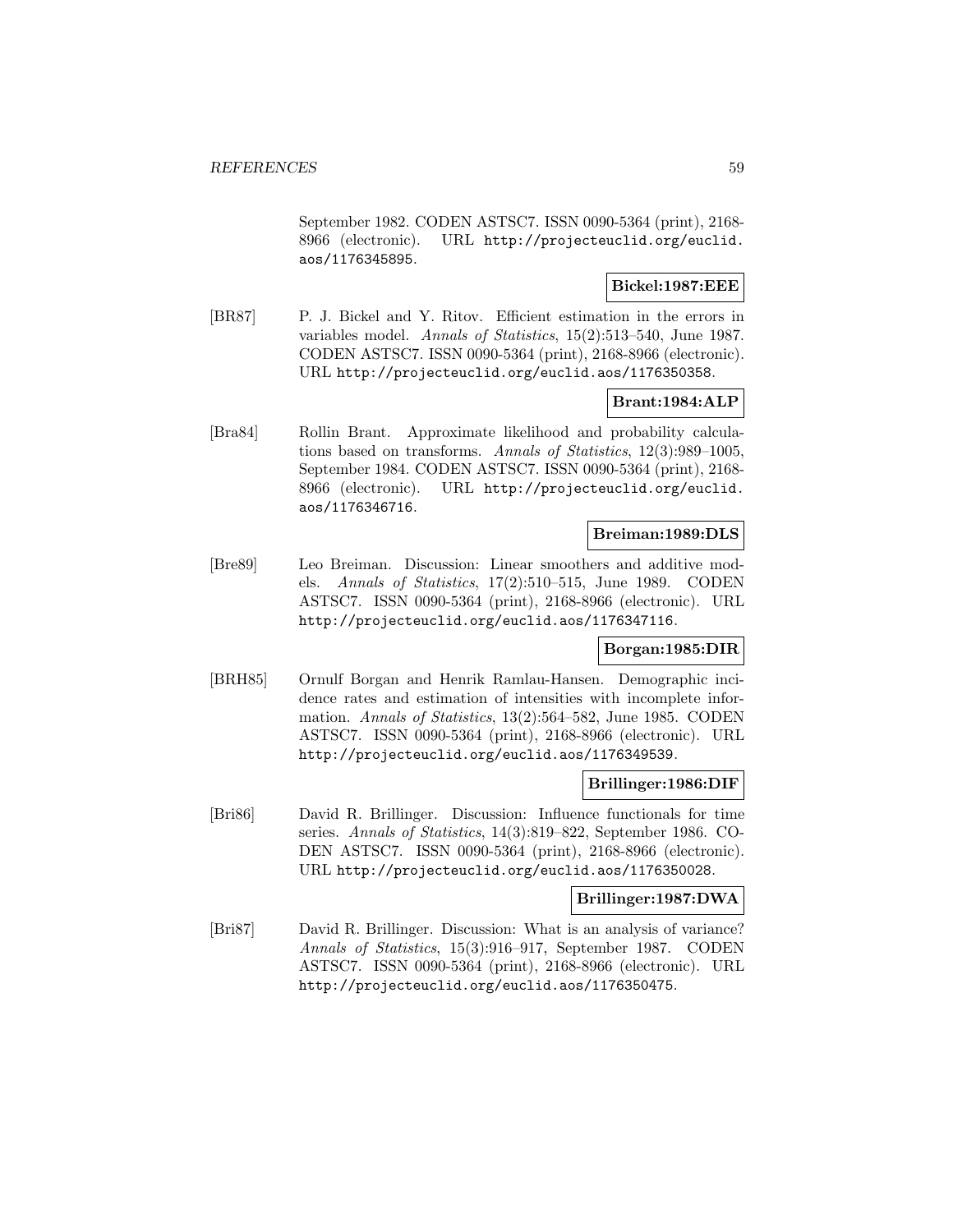September 1982. CODEN ASTSC7. ISSN 0090-5364 (print), 2168-8966 (electronic). URL http://projecteuclid.org/euclid.aos/1176345895.

**Bickel:1987:EEE**

[BR87] P. J. Bickel and Y. Ritov. Efficient estimation in the errors in variables model. *Annals of Statistics*, 15(2):513–540, June 1987. CODEN ASTSC7. ISSN 0090-5364 (print), 2168-8966 (electronic). URL http://projecteuclid.org/euclid.aos/1176350358.

**Brant:1984:ALP**

[Bra84] Rollin Brant. Approximate likelihood and probability calculations based on transforms. *Annals of Statistics*, 12(3):989–1005, September 1984. CODEN ASTSC7. ISSN 0090-5364 (print), 2168-8966 (electronic). URL http://projecteuclid.org/euclid.aos/1176346716.

**Breiman:1989:DLS**

[Bre89] Leo Breiman. Discussion: Linear smoothers and additive models. *Annals of Statistics*, 17(2):510–515, June 1989. CODEN ASTSC7. ISSN 0090-5364 (print), 2168-8966 (electronic). URL http://projecteuclid.org/euclid.aos/1176347116.

**Borgan:1985:DIR**

[BRH85] Ornulf Borgan and Henrik Ramlau-Hansen. Demographic incidence rates and estimation of intensities with incomplete information. *Annals of Statistics*, 13(2):564–582, June 1985. CODEN ASTSC7. ISSN 0090-5364 (print), 2168-8966 (electronic). URL http://projecteuclid.org/euclid.aos/1176349539.

**Brillinger:1986:DIF**

[Bri86] David R. Brillinger. Discussion: Influence functionals for time series. *Annals of Statistics*, 14(3):819–822, September 1986. CODEN ASTSC7. ISSN 0090-5364 (print), 2168-8966 (electronic). URL http://projecteuclid.org/euclid.aos/1176350028.

**Brillinger:1987:DWA**

[Bri87] David R. Brillinger. Discussion: What is an analysis of variance? *Annals of Statistics*, 15(3):916–917, September 1987. CODEN ASTSC7. ISSN 0090-5364 (print), 2168-8966 (electronic). URL http://projecteuclid.org/euclid.aos/1176350475.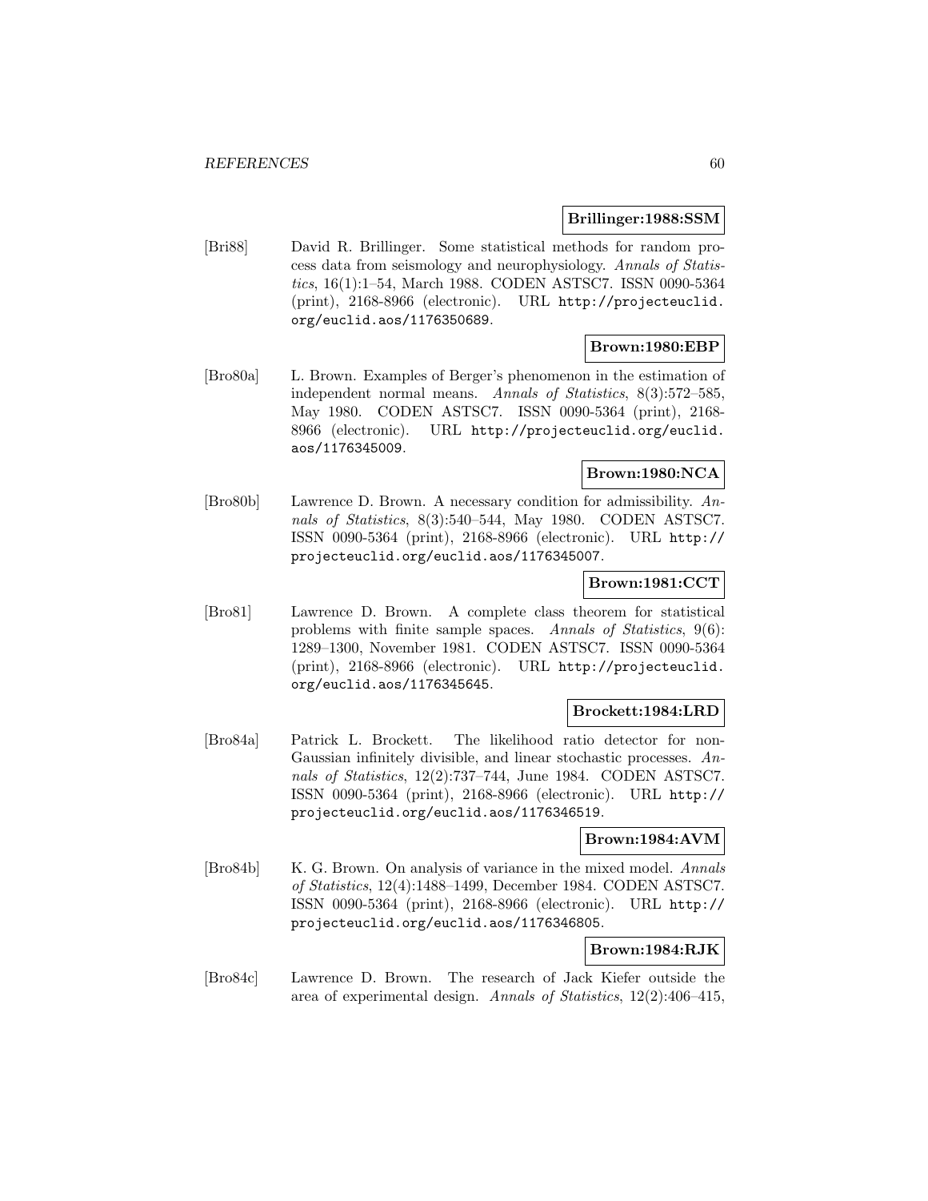**Brillinger:1988:SSM**

[Bri88] David R. Brillinger. Some statistical methods for random process data from seismology and neurophysiology. *Annals of Statistics*, 16(1):1–54, March 1988. CODEN ASTSC7. ISSN 0090-5364 (print), 2168-8966 (electronic). URL http://projecteuclid.org/euclid.aos/1176350689.

**Brown:1980:EBP**

[Bro80a] L. Brown. Examples of Berger's phenomenon in the estimation of independent normal means. *Annals of Statistics*, 8(3):572–585, May 1980. CODEN ASTSC7. ISSN 0090-5364 (print), 2168-8966 (electronic). URL http://projecteuclid.org/euclid.aos/1176345009.

**Brown:1980:NCA**

[Bro80b] Lawrence D. Brown. A necessary condition for admissibility. *Annals of Statistics*, 8(3):540–544, May 1980. CODEN ASTSC7. ISSN 0090-5364 (print), 2168-8966 (electronic). URL http://projecteuclid.org/euclid.aos/1176345007.

**Brown:1981:CCT**

[Bro81] Lawrence D. Brown. A complete class theorem for statistical problems with finite sample spaces. *Annals of Statistics*, 9(6):1289–1300, November 1981. CODEN ASTSC7. ISSN 0090-5364 (print), 2168-8966 (electronic). URL http://projecteuclid.org/euclid.aos/1176345645.

**Brockett:1984:LRD**

[Bro84a] Patrick L. Brockett. The likelihood ratio detector for non-Gaussian infinitely divisible, and linear stochastic processes. *Annals of Statistics*, 12(2):737–744, June 1984. CODEN ASTSC7. ISSN 0090-5364 (print), 2168-8966 (electronic). URL http://projecteuclid.org/euclid.aos/1176346519.

**Brown:1984:AVM**

[Bro84b] K. G. Brown. On analysis of variance in the mixed model. *Annals of Statistics*, 12(4):1488–1499, December 1984. CODEN ASTSC7. ISSN 0090-5364 (print), 2168-8966 (electronic). URL http://projecteuclid.org/euclid.aos/1176346805.

**Brown:1984:RJK**

[Bro84c] Lawrence D. Brown. The research of Jack Kiefer outside the area of experimental design. *Annals of Statistics*, 12(2):406–415,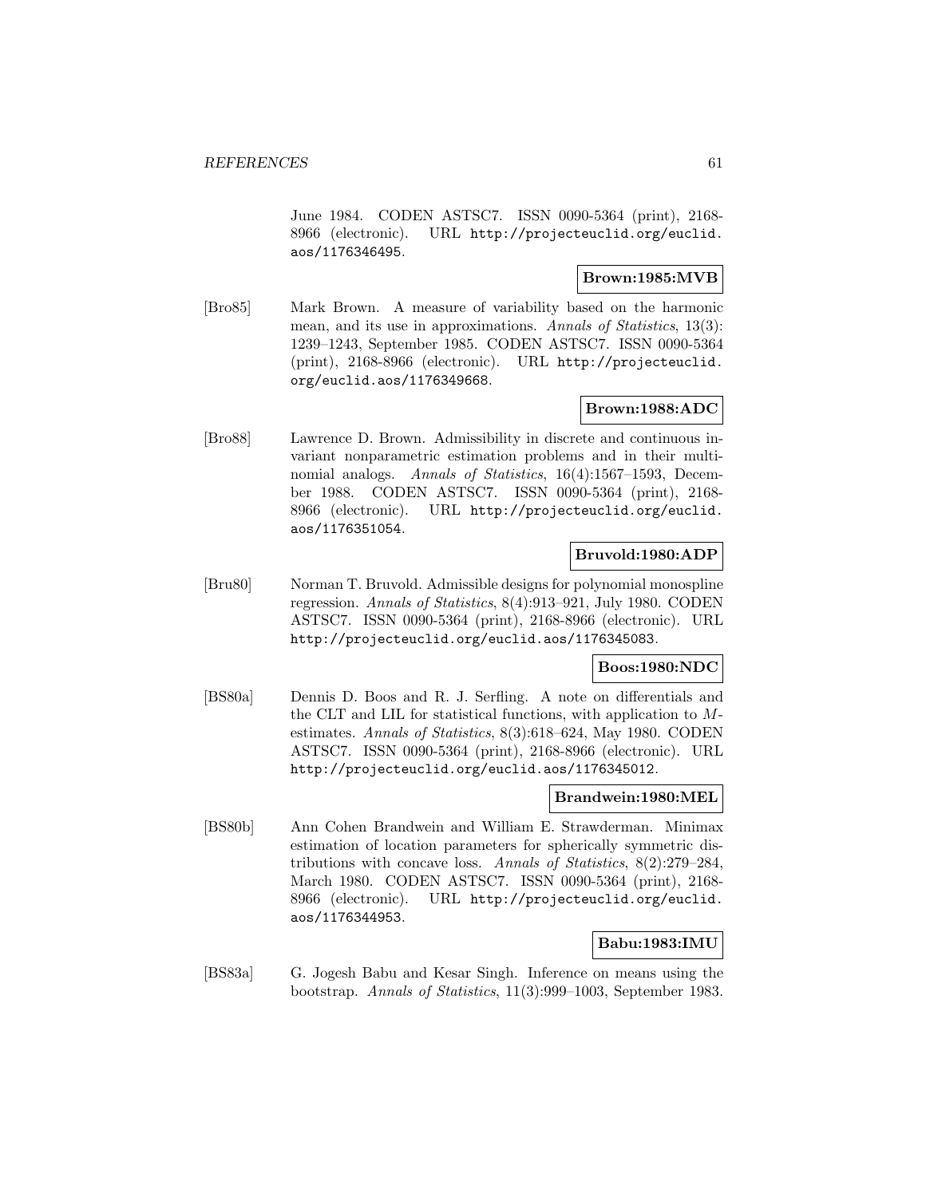June 1984. CODEN ASTSC7. ISSN 0090-5364 (print), 2168-8966 (electronic). URL http://projecteuclid.org/euclid.aos/1176346495.

**Brown:1985:MVB**

[Bro85] Mark Brown. A measure of variability based on the harmonic mean, and its use in approximations. *Annals of Statistics*, 13(3): 1239–1243, September 1985. CODEN ASTSC7. ISSN 0090-5364 (print), 2168-8966 (electronic). URL http://projecteuclid.org/euclid.aos/1176349668.

**Brown:1988:ADC**

[Bro88] Lawrence D. Brown. Admissibility in discrete and continuous invariant nonparametric estimation problems and in their multinomial analogs. *Annals of Statistics*, 16(4):1567–1593, December 1988. CODEN ASTSC7. ISSN 0090-5364 (print), 2168-8966 (electronic). URL http://projecteuclid.org/euclid.aos/1176351054.

**Bruvold:1980:ADP**

[Bru80] Norman T. Bruvold. Admissible designs for polynomial monospline regression. *Annals of Statistics*, 8(4):913–921, July 1980. CODEN ASTSC7. ISSN 0090-5364 (print), 2168-8966 (electronic). URL http://projecteuclid.org/euclid.aos/1176345083.

**Boos:1980:NDC**

[BS80a] Dennis D. Boos and R. J. Serfling. A note on differentials and the CLT and LIL for statistical functions, with application to $M$-estimates. *Annals of Statistics*, 8(3):618–624, May 1980. CODEN ASTSC7. ISSN 0090-5364 (print), 2168-8966 (electronic). URL http://projecteuclid.org/euclid.aos/1176345012.

**Brandwein:1980:MEL**

[BS80b] Ann Cohen Brandwein and William E. Strawderman. Minimax estimation of location parameters for spherically symmetric distributions with concave loss. *Annals of Statistics*, 8(2):279–284, March 1980. CODEN ASTSC7. ISSN 0090-5364 (print), 2168-8966 (electronic). URL http://projecteuclid.org/euclid.aos/1176344953.

**Babu:1983:IMU**

[BS83a] G. Jogesh Babu and Kesar Singh. Inference on means using the bootstrap. *Annals of Statistics*, 11(3):999–1003, September 1983.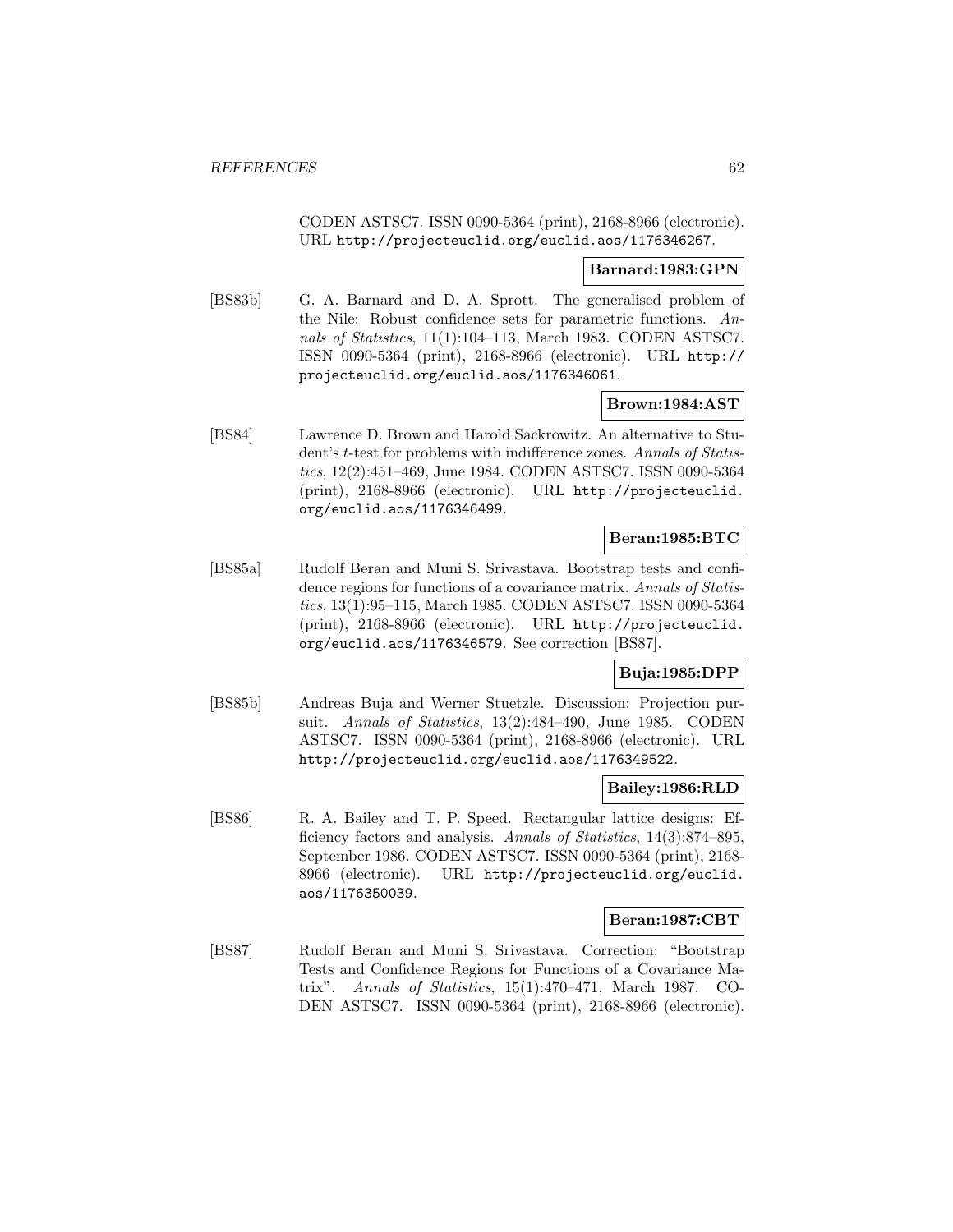CODEN ASTSC7. ISSN 0090-5364 (print), 2168-8966 (electronic). URL http://projecteuclid.org/euclid.aos/1176346267.

**Barnard:1983:GPN**

[BS83b] G. A. Barnard and D. A. Sprott. The generalised problem of the Nile: Robust confidence sets for parametric functions. *Annals of Statistics*, 11(1):104–113, March 1983. CODEN ASTSC7. ISSN 0090-5364 (print), 2168-8966 (electronic). URL http://projecteuclid.org/euclid.aos/1176346061.

**Brown:1984:AST**

[BS84] Lawrence D. Brown and Harold Sackrowitz. An alternative to Student's $t$-test for problems with indifference zones. *Annals of Statistics*, 12(2):451–469, June 1984. CODEN ASTSC7. ISSN 0090-5364 (print), 2168-8966 (electronic). URL http://projecteuclid.org/euclid.aos/1176346499.

**Beran:1985:BTC**

[BS85a] Rudolf Beran and Muni S. Srivastava. Bootstrap tests and confidence regions for functions of a covariance matrix. *Annals of Statistics*, 13(1):95–115, March 1985. CODEN ASTSC7. ISSN 0090-5364 (print), 2168-8966 (electronic). URL http://projecteuclid.org/euclid.aos/1176346579. See correction [BS87].

**Buja:1985:DPP**

[BS85b] Andreas Buja and Werner Stuetzle. Discussion: Projection pursuit. *Annals of Statistics*, 13(2):484–490, June 1985. CODEN ASTSC7. ISSN 0090-5364 (print), 2168-8966 (electronic). URL http://projecteuclid.org/euclid.aos/1176349522.

**Bailey:1986:RLD**

[BS86] R. A. Bailey and T. P. Speed. Rectangular lattice designs: Efficiency factors and analysis. *Annals of Statistics*, 14(3):874–895, September 1986. CODEN ASTSC7. ISSN 0090-5364 (print), 2168-8966 (electronic). URL http://projecteuclid.org/euclid.aos/1176350039.

**Beran:1987:CBT**

[BS87] Rudolf Beran and Muni S. Srivastava. Correction: "Bootstrap Tests and Confidence Regions for Functions of a Covariance Matrix". *Annals of Statistics*, 15(1):470–471, March 1987. CODEN ASTSC7. ISSN 0090-5364 (print), 2168-8966 (electronic).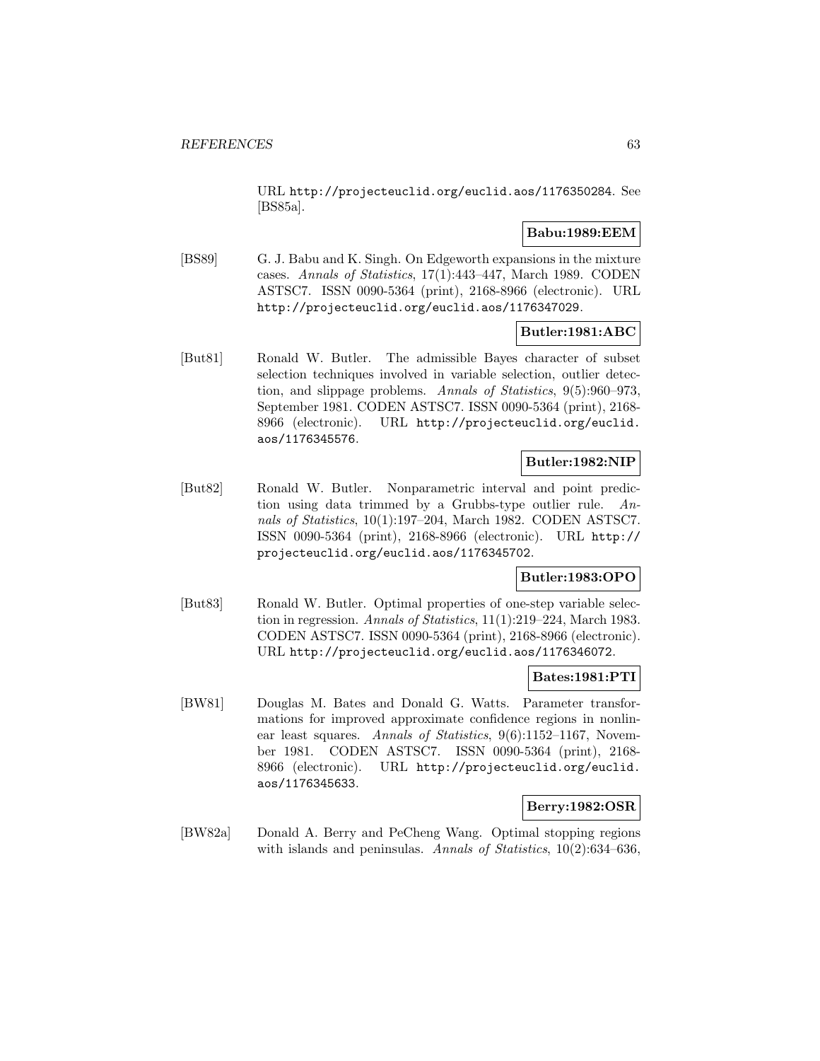URL http://projecteuclid.org/euclid.aos/1176350284. See [BS85a].

**Babu:1989:EEM**

[BS89] G. J. Babu and K. Singh. On Edgeworth expansions in the mixture cases. *Annals of Statistics*, 17(1):443–447, March 1989. CODEN ASTSC7. ISSN 0090-5364 (print), 2168-8966 (electronic). URL http://projecteuclid.org/euclid.aos/1176347029.

**Butler:1981:ABC**

[But81] Ronald W. Butler. The admissible Bayes character of subset selection techniques involved in variable selection, outlier detection, and slippage problems. *Annals of Statistics*, 9(5):960–973, September 1981. CODEN ASTSC7. ISSN 0090-5364 (print), 2168-8966 (electronic). URL http://projecteuclid.org/euclid.aos/1176345576.

**Butler:1982:NIP**

[But82] Ronald W. Butler. Nonparametric interval and point prediction using data trimmed by a Grubbs-type outlier rule. *Annals of Statistics*, 10(1):197–204, March 1982. CODEN ASTSC7. ISSN 0090-5364 (print), 2168-8966 (electronic). URL http://projecteuclid.org/euclid.aos/1176345702.

**Butler:1983:OPO**

[But83] Ronald W. Butler. Optimal properties of one-step variable selection in regression. *Annals of Statistics*, 11(1):219–224, March 1983. CODEN ASTSC7. ISSN 0090-5364 (print), 2168-8966 (electronic). URL http://projecteuclid.org/euclid.aos/1176346072.

**Bates:1981:PTI**

[BW81] Douglas M. Bates and Donald G. Watts. Parameter transformations for improved approximate confidence regions in nonlinear least squares. *Annals of Statistics*, 9(6):1152–1167, November 1981. CODEN ASTSC7. ISSN 0090-5364 (print), 2168-8966 (electronic). URL http://projecteuclid.org/euclid.aos/1176345633.

**Berry:1982:OSR**

[BW82a] Donald A. Berry and PeCheng Wang. Optimal stopping regions with islands and peninsulas. *Annals of Statistics*, 10(2):634–636,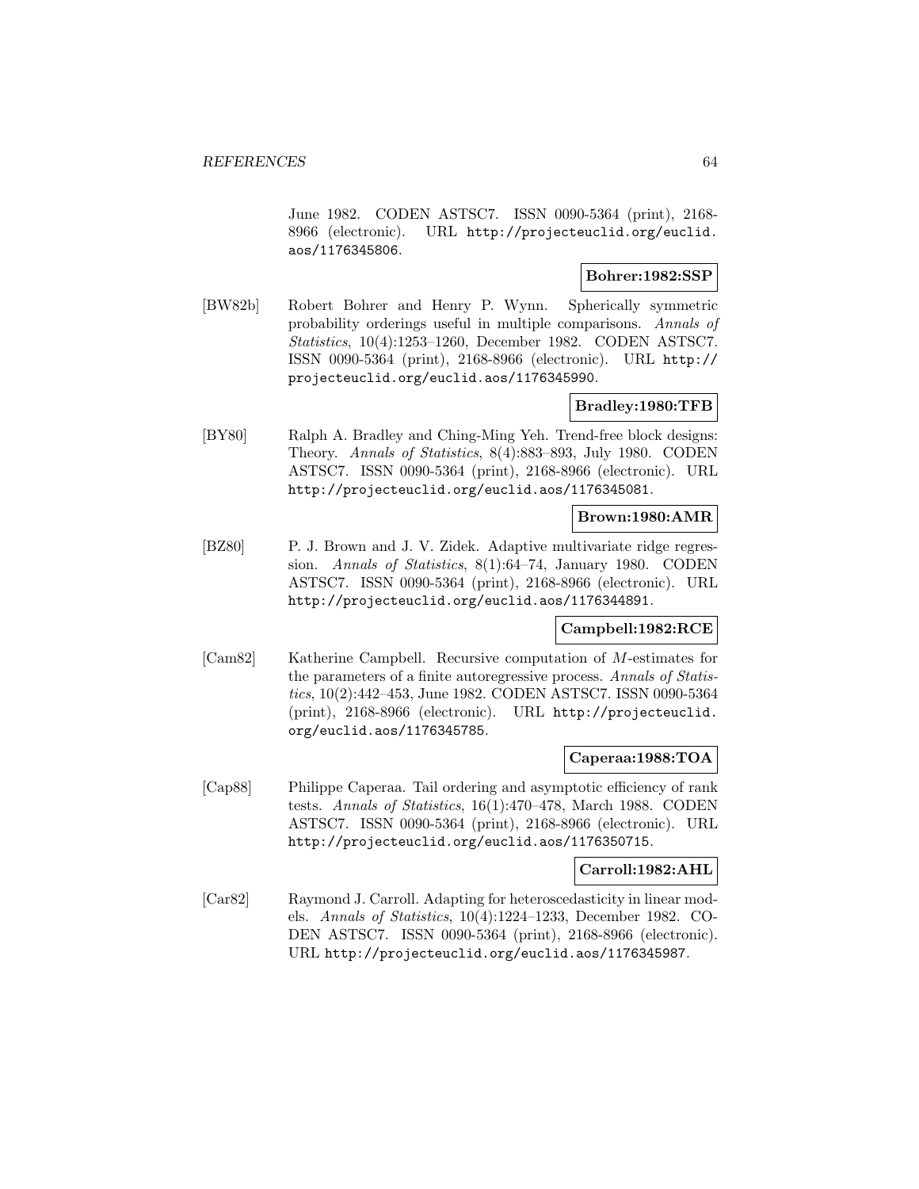June 1982. CODEN ASTSC7. ISSN 0090-5364 (print), 2168-8966 (electronic). URL http://projecteuclid.org/euclid.aos/1176345806.

**Bohrer:1982:SSP**

[BW82b] Robert Bohrer and Henry P. Wynn. Spherically symmetric probability orderings useful in multiple comparisons. *Annals of Statistics*, 10(4):1253–1260, December 1982. CODEN ASTSC7. ISSN 0090-5364 (print), 2168-8966 (electronic). URL http://projecteuclid.org/euclid.aos/1176345990.

**Bradley:1980:TFB**

[BY80] Ralph A. Bradley and Ching-Ming Yeh. Trend-free block designs: Theory. *Annals of Statistics*, 8(4):883–893, July 1980. CODEN ASTSC7. ISSN 0090-5364 (print), 2168-8966 (electronic). URL http://projecteuclid.org/euclid.aos/1176345081.

**Brown:1980:AMR**

[BZ80] P. J. Brown and J. V. Zidek. Adaptive multivariate ridge regression. *Annals of Statistics*, 8(1):64–74, January 1980. CODEN ASTSC7. ISSN 0090-5364 (print), 2168-8966 (electronic). URL http://projecteuclid.org/euclid.aos/1176344891.

**Campbell:1982:RCE**

[Cam82] Katherine Campbell. Recursive computation of $M$-estimates for the parameters of a finite autoregressive process. *Annals of Statistics*, 10(2):442–453, June 1982. CODEN ASTSC7. ISSN 0090-5364 (print), 2168-8966 (electronic). URL http://projecteuclid.org/euclid.aos/1176345785.

**Caperaa:1988:TOA**

[Cap88] Philippe Caperaa. Tail ordering and asymptotic efficiency of rank tests. *Annals of Statistics*, 16(1):470–478, March 1988. CODEN ASTSC7. ISSN 0090-5364 (print), 2168-8966 (electronic). URL http://projecteuclid.org/euclid.aos/1176350715.

**Carroll:1982:AHL**

[Car82] Raymond J. Carroll. Adapting for heteroscedasticity in linear models. *Annals of Statistics*, 10(4):1224–1233, December 1982. CODEN ASTSC7. ISSN 0090-5364 (print), 2168-8966 (electronic). URL http://projecteuclid.org/euclid.aos/1176345987.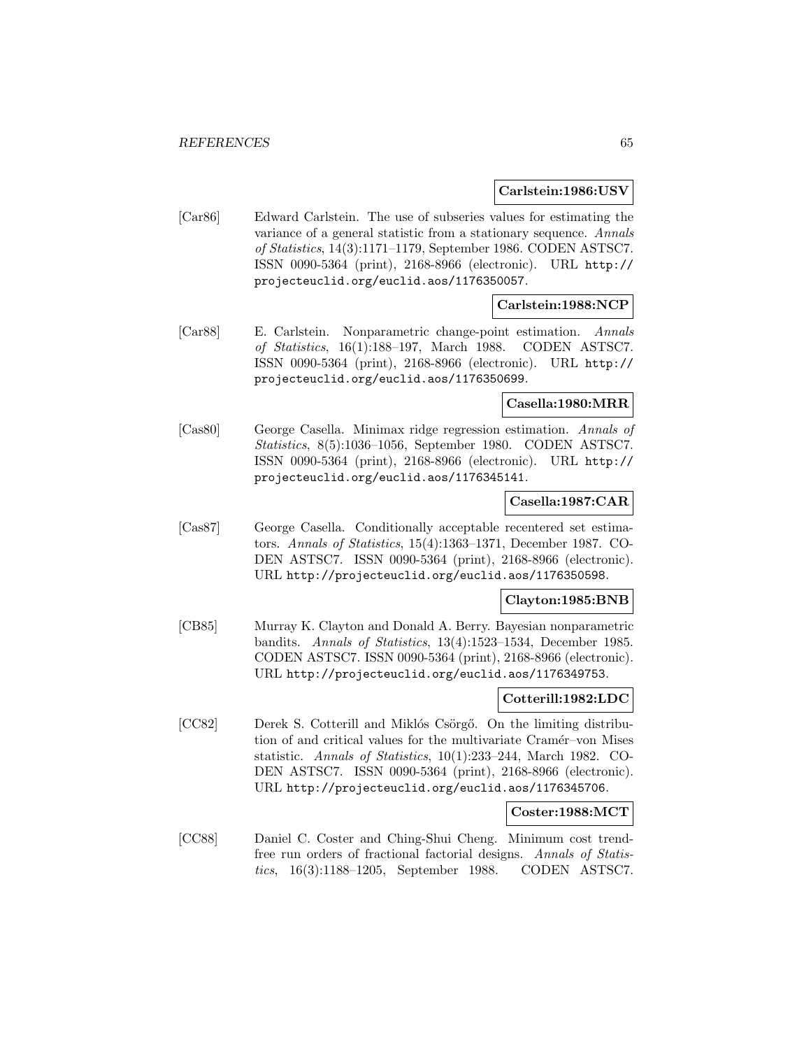**Carlstein:1986:USV**

[Car86] Edward Carlstein. The use of subseries values for estimating the variance of a general statistic from a stationary sequence. *Annals of Statistics*, 14(3):1171–1179, September 1986. CODEN ASTSC7. ISSN 0090-5364 (print), 2168-8966 (electronic). URL http://projecteuclid.org/euclid.aos/1176350057.

**Carlstein:1988:NCP**

[Car88] E. Carlstein. Nonparametric change-point estimation. *Annals of Statistics*, 16(1):188–197, March 1988. CODEN ASTSC7. ISSN 0090-5364 (print), 2168-8966 (electronic). URL http://projecteuclid.org/euclid.aos/1176350699.

**Casella:1980:MRR**

[Cas80] George Casella. Minimax ridge regression estimation. *Annals of Statistics*, 8(5):1036–1056, September 1980. CODEN ASTSC7. ISSN 0090-5364 (print), 2168-8966 (electronic). URL http://projecteuclid.org/euclid.aos/1176345141.

**Casella:1987:CAR**

[Cas87] George Casella. Conditionally acceptable recentered set estimators. *Annals of Statistics*, 15(4):1363–1371, December 1987. CODEN ASTSC7. ISSN 0090-5364 (print), 2168-8966 (electronic). URL http://projecteuclid.org/euclid.aos/1176350598.

**Clayton:1985:BNB**

[CB85] Murray K. Clayton and Donald A. Berry. Bayesian nonparametric bandits. *Annals of Statistics*, 13(4):1523–1534, December 1985. CODEN ASTSC7. ISSN 0090-5364 (print), 2168-8966 (electronic). URL http://projecteuclid.org/euclid.aos/1176349753.

**Cotterill:1982:LDC**

[CC82] Derek S. Cotterill and Miklós Csörgő. On the limiting distribution of and critical values for the multivariate Cramér–von Mises statistic. *Annals of Statistics*, 10(1):233–244, March 1982. CODEN ASTSC7. ISSN 0090-5364 (print), 2168-8966 (electronic). URL http://projecteuclid.org/euclid.aos/1176345706.

**Coster:1988:MCT**

[CC88] Daniel C. Coster and Ching-Shui Cheng. Minimum cost trend-free run orders of fractional factorial designs. *Annals of Statistics*, 16(3):1188–1205, September 1988. CODEN ASTSC7.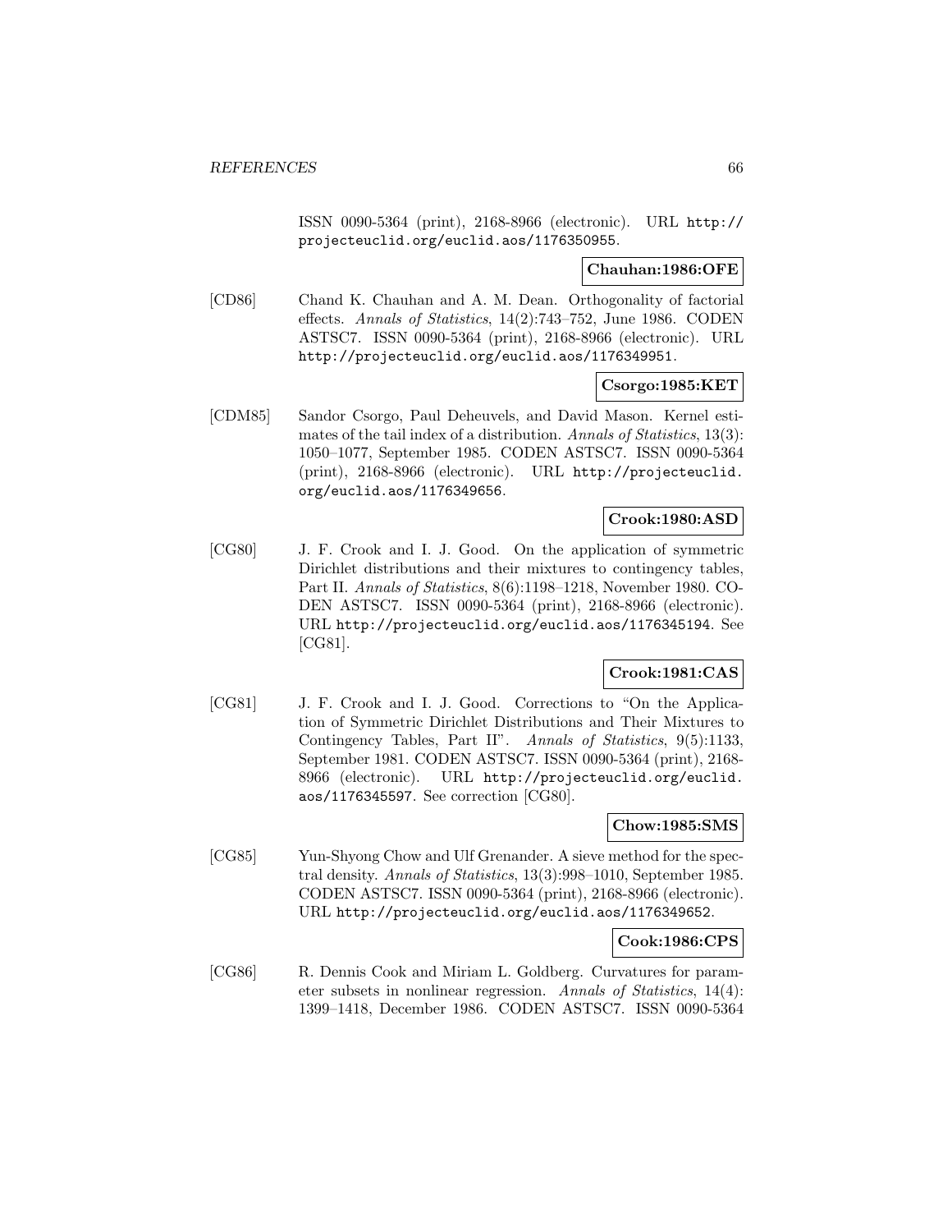ISSN 0090-5364 (print), 2168-8966 (electronic). URL http://projecteuclid.org/euclid.aos/1176350955.

**Chauhan:1986:OFE**

[CD86] Chand K. Chauhan and A. M. Dean. Orthogonality of factorial effects. *Annals of Statistics*, 14(2):743–752, June 1986. CODEN ASTSC7. ISSN 0090-5364 (print), 2168-8966 (electronic). URL http://projecteuclid.org/euclid.aos/1176349951.

**Csorgo:1985:KET**

[CDM85] Sandor Csorgo, Paul Deheuvels, and David Mason. Kernel estimates of the tail index of a distribution. *Annals of Statistics*, 13(3): 1050–1077, September 1985. CODEN ASTSC7. ISSN 0090-5364 (print), 2168-8966 (electronic). URL http://projecteuclid.org/euclid.aos/1176349656.

**Crook:1980:ASD**

[CG80] J. F. Crook and I. J. Good. On the application of symmetric Dirichlet distributions and their mixtures to contingency tables, Part II. *Annals of Statistics*, 8(6):1198–1218, November 1980. CODEN ASTSC7. ISSN 0090-5364 (print), 2168-8966 (electronic). URL http://projecteuclid.org/euclid.aos/1176345194. See [CG81].

**Crook:1981:CAS**

[CG81] J. F. Crook and I. J. Good. Corrections to "On the Application of Symmetric Dirichlet Distributions and Their Mixtures to Contingency Tables, Part II". *Annals of Statistics*, 9(5):1133, September 1981. CODEN ASTSC7. ISSN 0090-5364 (print), 2168-8966 (electronic). URL http://projecteuclid.org/euclid.aos/1176345597. See correction [CG80].

**Chow:1985:SMS**

[CG85] Yun-Shyong Chow and Ulf Grenander. A sieve method for the spectral density. *Annals of Statistics*, 13(3):998–1010, September 1985. CODEN ASTSC7. ISSN 0090-5364 (print), 2168-8966 (electronic). URL http://projecteuclid.org/euclid.aos/1176349652.

**Cook:1986:CPS**

[CG86] R. Dennis Cook and Miriam L. Goldberg. Curvatures for parameter subsets in nonlinear regression. *Annals of Statistics*, 14(4): 1399–1418, December 1986. CODEN ASTSC7. ISSN 0090-5364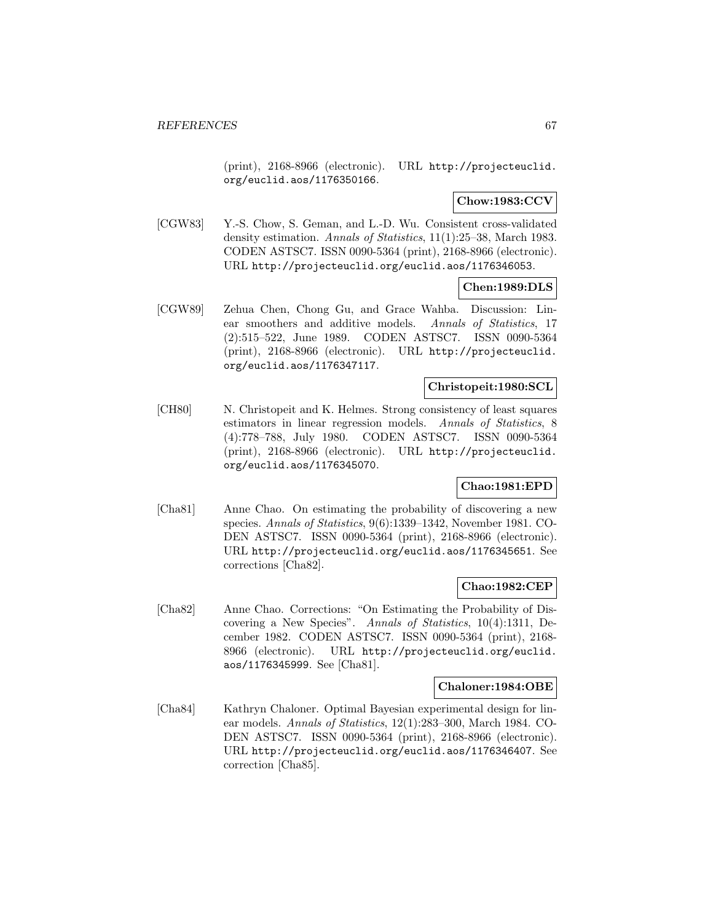(print), 2168-8966 (electronic). URL http://projecteuclid.org/euclid.aos/1176350166.

**Chow:1983:CCV**

[CGW83] Y.-S. Chow, S. Geman, and L.-D. Wu. Consistent cross-validated density estimation. *Annals of Statistics*, 11(1):25–38, March 1983. CODEN ASTSC7. ISSN 0090-5364 (print), 2168-8966 (electronic). URL http://projecteuclid.org/euclid.aos/1176346053.

**Chen:1989:DLS**

[CGW89] Zehua Chen, Chong Gu, and Grace Wahba. Discussion: Linear smoothers and additive models. *Annals of Statistics*, 17 (2):515–522, June 1989. CODEN ASTSC7. ISSN 0090-5364 (print), 2168-8966 (electronic). URL http://projecteuclid.org/euclid.aos/1176347117.

**Christopeit:1980:SCL**

[CH80] N. Christopeit and K. Helmes. Strong consistency of least squares estimators in linear regression models. *Annals of Statistics*, 8 (4):778–788, July 1980. CODEN ASTSC7. ISSN 0090-5364 (print), 2168-8966 (electronic). URL http://projecteuclid.org/euclid.aos/1176345070.

**Chao:1981:EPD**

[Cha81] Anne Chao. On estimating the probability of discovering a new species. *Annals of Statistics*, 9(6):1339–1342, November 1981. CODEN ASTSC7. ISSN 0090-5364 (print), 2168-8966 (electronic). URL http://projecteuclid.org/euclid.aos/1176345651. See corrections [Cha82].

**Chao:1982:CEP**

[Cha82] Anne Chao. Corrections: "On Estimating the Probability of Discovering a New Species". *Annals of Statistics*, 10(4):1311, December 1982. CODEN ASTSC7. ISSN 0090-5364 (print), 2168-8966 (electronic). URL http://projecteuclid.org/euclid.aos/1176345999. See [Cha81].

**Chaloner:1984:OBE**

[Cha84] Kathryn Chaloner. Optimal Bayesian experimental design for linear models. *Annals of Statistics*, 12(1):283–300, March 1984. CODEN ASTSC7. ISSN 0090-5364 (print), 2168-8966 (electronic). URL http://projecteuclid.org/euclid.aos/1176346407. See correction [Cha85].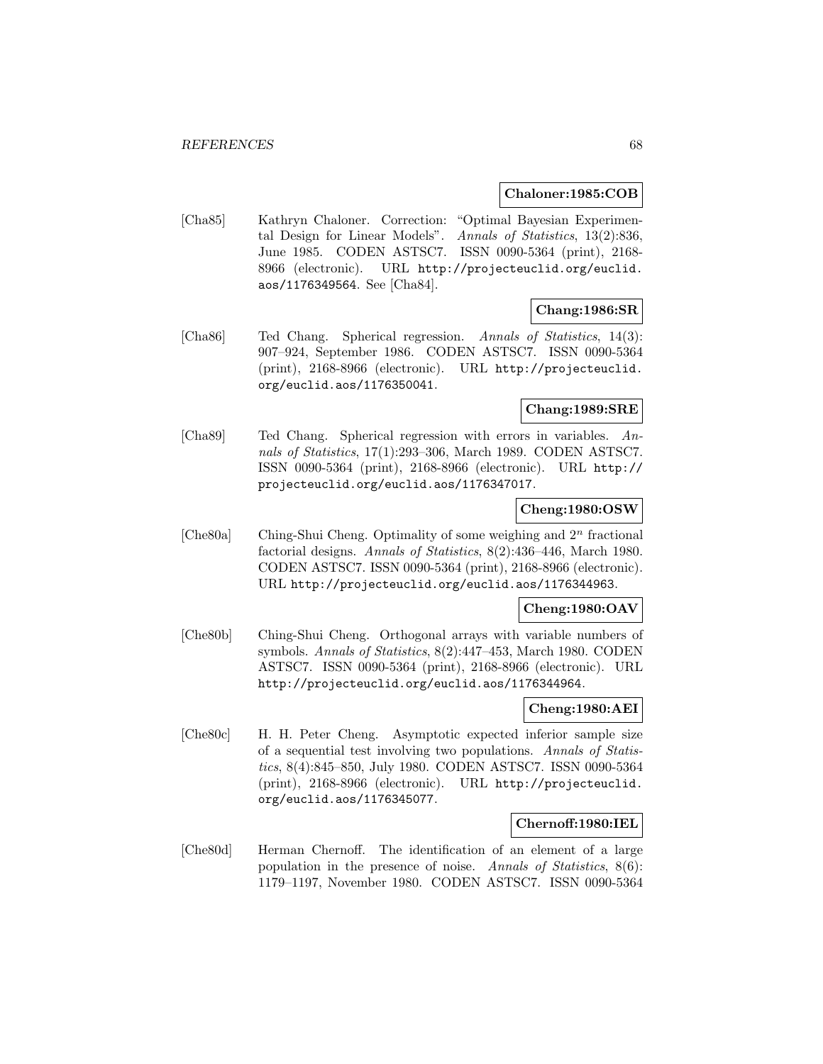**Chaloner:1985:COB**

[Cha85] Kathryn Chaloner. Correction: "Optimal Bayesian Experimental Design for Linear Models". *Annals of Statistics*, 13(2):836, June 1985. CODEN ASTSC7. ISSN 0090-5364 (print), 2168-8966 (electronic). URL http://projecteuclid.org/euclid.aos/1176349564. See [Cha84].

**Chang:1986:SR**

[Cha86] Ted Chang. Spherical regression. *Annals of Statistics*, 14(3): 907–924, September 1986. CODEN ASTSC7. ISSN 0090-5364 (print), 2168-8966 (electronic). URL http://projecteuclid.org/euclid.aos/1176350041.

**Chang:1989:SRE**

[Cha89] Ted Chang. Spherical regression with errors in variables. *Annals of Statistics*, 17(1):293–306, March 1989. CODEN ASTSC7. ISSN 0090-5364 (print), 2168-8966 (electronic). URL http://projecteuclid.org/euclid.aos/1176347017.

**Cheng:1980:OSW**

[Che80a] Ching-Shui Cheng. Optimality of some weighing and $2^n$ fractional factorial designs. *Annals of Statistics*, 8(2):436–446, March 1980. CODEN ASTSC7. ISSN 0090-5364 (print), 2168-8966 (electronic). URL http://projecteuclid.org/euclid.aos/1176344963.

**Cheng:1980:OAV**

[Che80b] Ching-Shui Cheng. Orthogonal arrays with variable numbers of symbols. *Annals of Statistics*, 8(2):447–453, March 1980. CODEN ASTSC7. ISSN 0090-5364 (print), 2168-8966 (electronic). URL http://projecteuclid.org/euclid.aos/1176344964.

**Cheng:1980:AEI**

[Che80c] H. H. Peter Cheng. Asymptotic expected inferior sample size of a sequential test involving two populations. *Annals of Statistics*, 8(4):845–850, July 1980. CODEN ASTSC7. ISSN 0090-5364 (print), 2168-8966 (electronic). URL http://projecteuclid.org/euclid.aos/1176345077.

**Chernoff:1980:IEL**

[Che80d] Herman Chernoff. The identification of an element of a large population in the presence of noise. *Annals of Statistics*, 8(6): 1179–1197, November 1980. CODEN ASTSC7. ISSN 0090-5364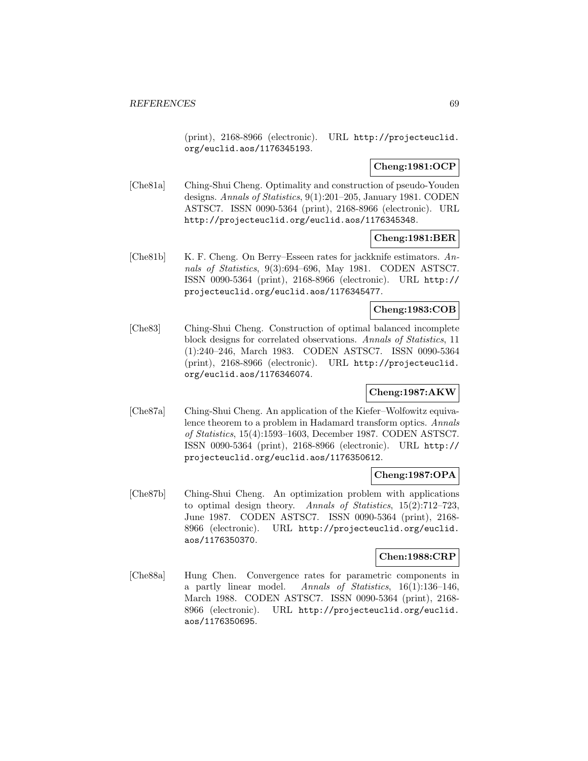(print), 2168-8966 (electronic). URL http://projecteuclid.org/euclid.aos/1176345193.

**Cheng:1981:OCP**

[Che81a] Ching-Shui Cheng. Optimality and construction of pseudo-Youden designs. *Annals of Statistics*, 9(1):201–205, January 1981. CODEN ASTSC7. ISSN 0090-5364 (print), 2168-8966 (electronic). URL http://projecteuclid.org/euclid.aos/1176345348.

**Cheng:1981:BER**

[Che81b] K. F. Cheng. On Berry–Esseen rates for jackknife estimators. *Annals of Statistics*, 9(3):694–696, May 1981. CODEN ASTSC7. ISSN 0090-5364 (print), 2168-8966 (electronic). URL http://projecteuclid.org/euclid.aos/1176345477.

**Cheng:1983:COB**

[Che83] Ching-Shui Cheng. Construction of optimal balanced incomplete block designs for correlated observations. *Annals of Statistics*, 11(1):240–246, March 1983. CODEN ASTSC7. ISSN 0090-5364 (print), 2168-8966 (electronic). URL http://projecteuclid.org/euclid.aos/1176346074.

**Cheng:1987:AKW**

[Che87a] Ching-Shui Cheng. An application of the Kiefer–Wolfowitz equivalence theorem to a problem in Hadamard transform optics. *Annals of Statistics*, 15(4):1593–1603, December 1987. CODEN ASTSC7. ISSN 0090-5364 (print), 2168-8966 (electronic). URL http://projecteuclid.org/euclid.aos/1176350612.

**Cheng:1987:OPA**

[Che87b] Ching-Shui Cheng. An optimization problem with applications to optimal design theory. *Annals of Statistics*, 15(2):712–723, June 1987. CODEN ASTSC7. ISSN 0090-5364 (print), 2168-8966 (electronic). URL http://projecteuclid.org/euclid.aos/1176350370.

**Chen:1988:CRP**

[Che88a] Hung Chen. Convergence rates for parametric components in a partly linear model. *Annals of Statistics*, 16(1):136–146, March 1988. CODEN ASTSC7. ISSN 0090-5364 (print), 2168-8966 (electronic). URL http://projecteuclid.org/euclid.aos/1176350695.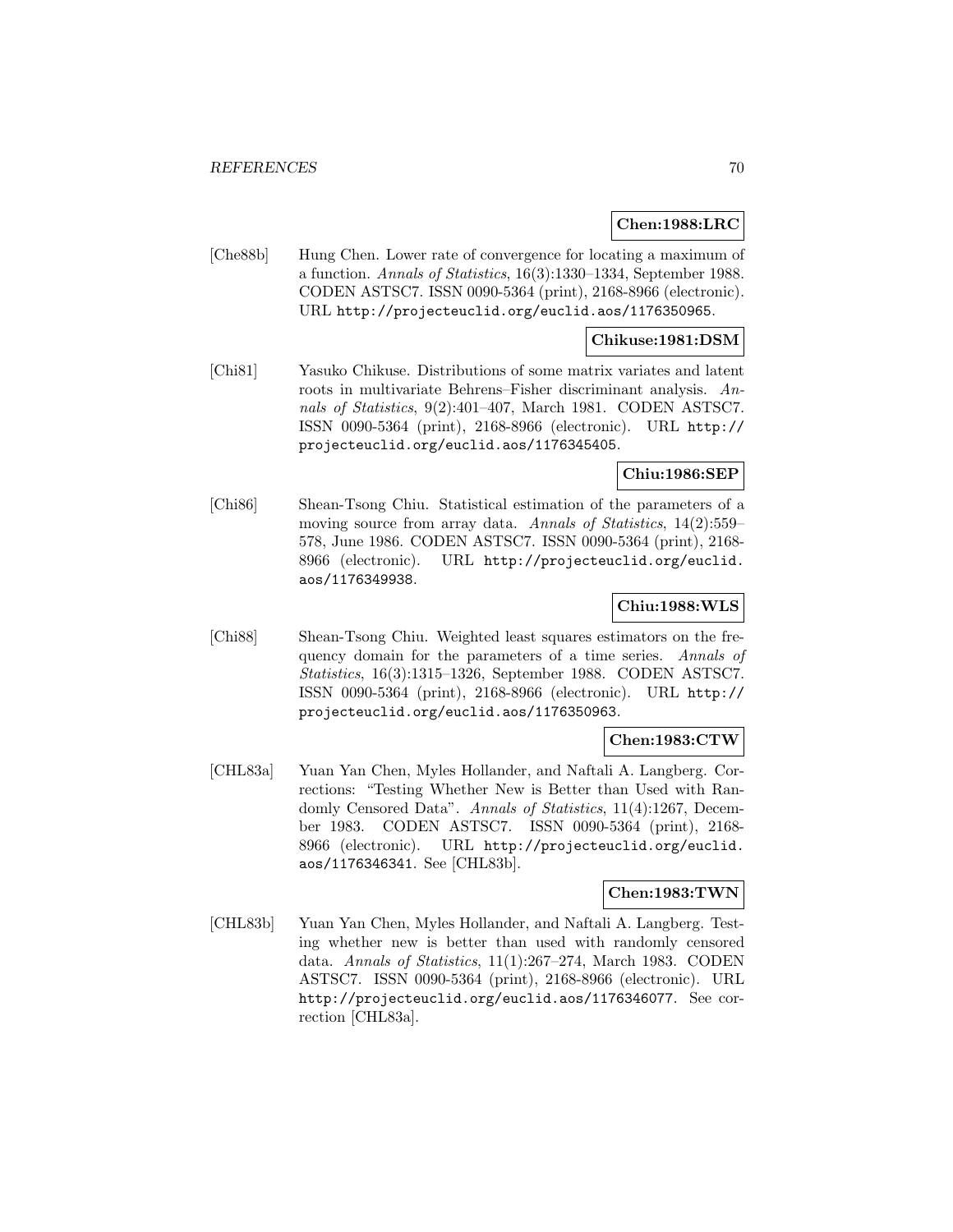**Chen:1988:LRC**

[Che88b] Hung Chen. Lower rate of convergence for locating a maximum of a function. *Annals of Statistics*, 16(3):1330–1334, September 1988. CODEN ASTSC7. ISSN 0090-5364 (print), 2168-8966 (electronic). URL http://projecteuclid.org/euclid.aos/1176350965.

**Chikuse:1981:DSM**

[Chi81] Yasuko Chikuse. Distributions of some matrix variates and latent roots in multivariate Behrens–Fisher discriminant analysis. *Annals of Statistics*, 9(2):401–407, March 1981. CODEN ASTSC7. ISSN 0090-5364 (print), 2168-8966 (electronic). URL http://projecteuclid.org/euclid.aos/1176345405.

**Chiu:1986:SEP**

[Chi86] Shean-Tsong Chiu. Statistical estimation of the parameters of a moving source from array data. *Annals of Statistics*, 14(2):559–578, June 1986. CODEN ASTSC7. ISSN 0090-5364 (print), 2168-8966 (electronic). URL http://projecteuclid.org/euclid.aos/1176349938.

**Chiu:1988:WLS**

[Chi88] Shean-Tsong Chiu. Weighted least squares estimators on the frequency domain for the parameters of a time series. *Annals of Statistics*, 16(3):1315–1326, September 1988. CODEN ASTSC7. ISSN 0090-5364 (print), 2168-8966 (electronic). URL http://projecteuclid.org/euclid.aos/1176350963.

**Chen:1983:CTW**

[CHL83a] Yuan Yan Chen, Myles Hollander, and Naftali A. Langberg. Corrections: "Testing Whether New is Better than Used with Randomly Censored Data". *Annals of Statistics*, 11(4):1267, December 1983. CODEN ASTSC7. ISSN 0090-5364 (print), 2168-8966 (electronic). URL http://projecteuclid.org/euclid.aos/1176346341. See [CHL83b].

**Chen:1983:TWN**

[CHL83b] Yuan Yan Chen, Myles Hollander, and Naftali A. Langberg. Testing whether new is better than used with randomly censored data. *Annals of Statistics*, 11(1):267–274, March 1983. CODEN ASTSC7. ISSN 0090-5364 (print), 2168-8966 (electronic). URL http://projecteuclid.org/euclid.aos/1176346077. See correction [CHL83a].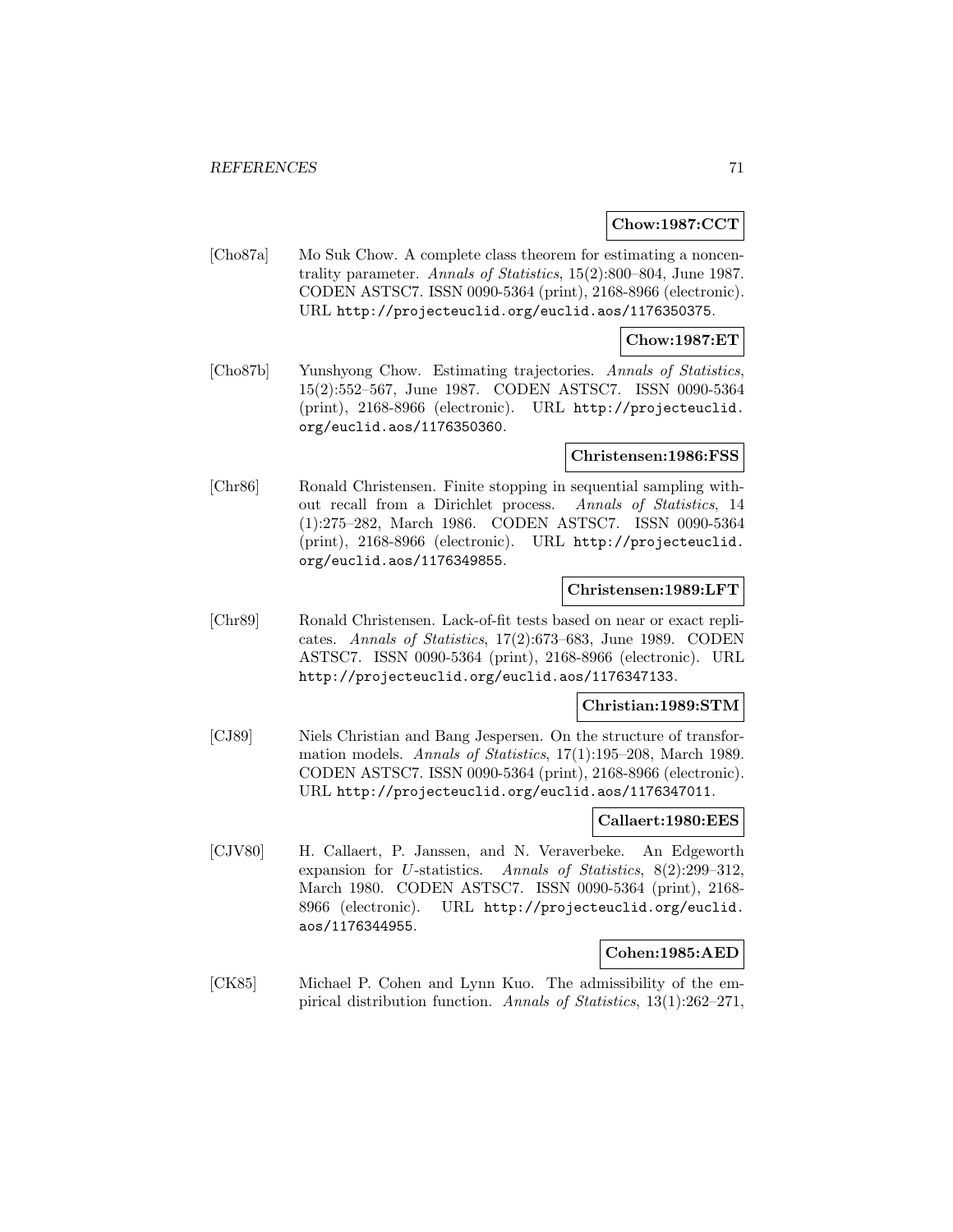**Chow:1987:CCT**

[Cho87a] Mo Suk Chow. A complete class theorem for estimating a noncentrality parameter. *Annals of Statistics*, 15(2):800–804, June 1987. CODEN ASTSC7. ISSN 0090-5364 (print), 2168-8966 (electronic). URL http://projecteuclid.org/euclid.aos/1176350375.

**Chow:1987:ET**

[Cho87b] Yunshyong Chow. Estimating trajectories. *Annals of Statistics*, 15(2):552–567, June 1987. CODEN ASTSC7. ISSN 0090-5364 (print), 2168-8966 (electronic). URL http://projecteuclid.org/euclid.aos/1176350360.

**Christensen:1986:FSS**

[Chr86] Ronald Christensen. Finite stopping in sequential sampling without recall from a Dirichlet process. *Annals of Statistics*, 14 (1):275–282, March 1986. CODEN ASTSC7. ISSN 0090-5364 (print), 2168-8966 (electronic). URL http://projecteuclid.org/euclid.aos/1176349855.

**Christensen:1989:LFT**

[Chr89] Ronald Christensen. Lack-of-fit tests based on near or exact replicates. *Annals of Statistics*, 17(2):673–683, June 1989. CODEN ASTSC7. ISSN 0090-5364 (print), 2168-8966 (electronic). URL http://projecteuclid.org/euclid.aos/1176347133.

**Christian:1989:STM**

[CJ89] Niels Christian and Bang Jespersen. On the structure of transformation models. *Annals of Statistics*, 17(1):195–208, March 1989. CODEN ASTSC7. ISSN 0090-5364 (print), 2168-8966 (electronic). URL http://projecteuclid.org/euclid.aos/1176347011.

**Callaert:1980:EES**

[CJV80] H. Callaert, P. Janssen, and N. Veraverbeke. An Edgeworth expansion for $U$-statistics. *Annals of Statistics*, 8(2):299–312, March 1980. CODEN ASTSC7. ISSN 0090-5364 (print), 2168-8966 (electronic). URL http://projecteuclid.org/euclid.aos/1176344955.

**Cohen:1985:AED**

[CK85] Michael P. Cohen and Lynn Kuo. The admissibility of the empirical distribution function. *Annals of Statistics*, 13(1):262–271,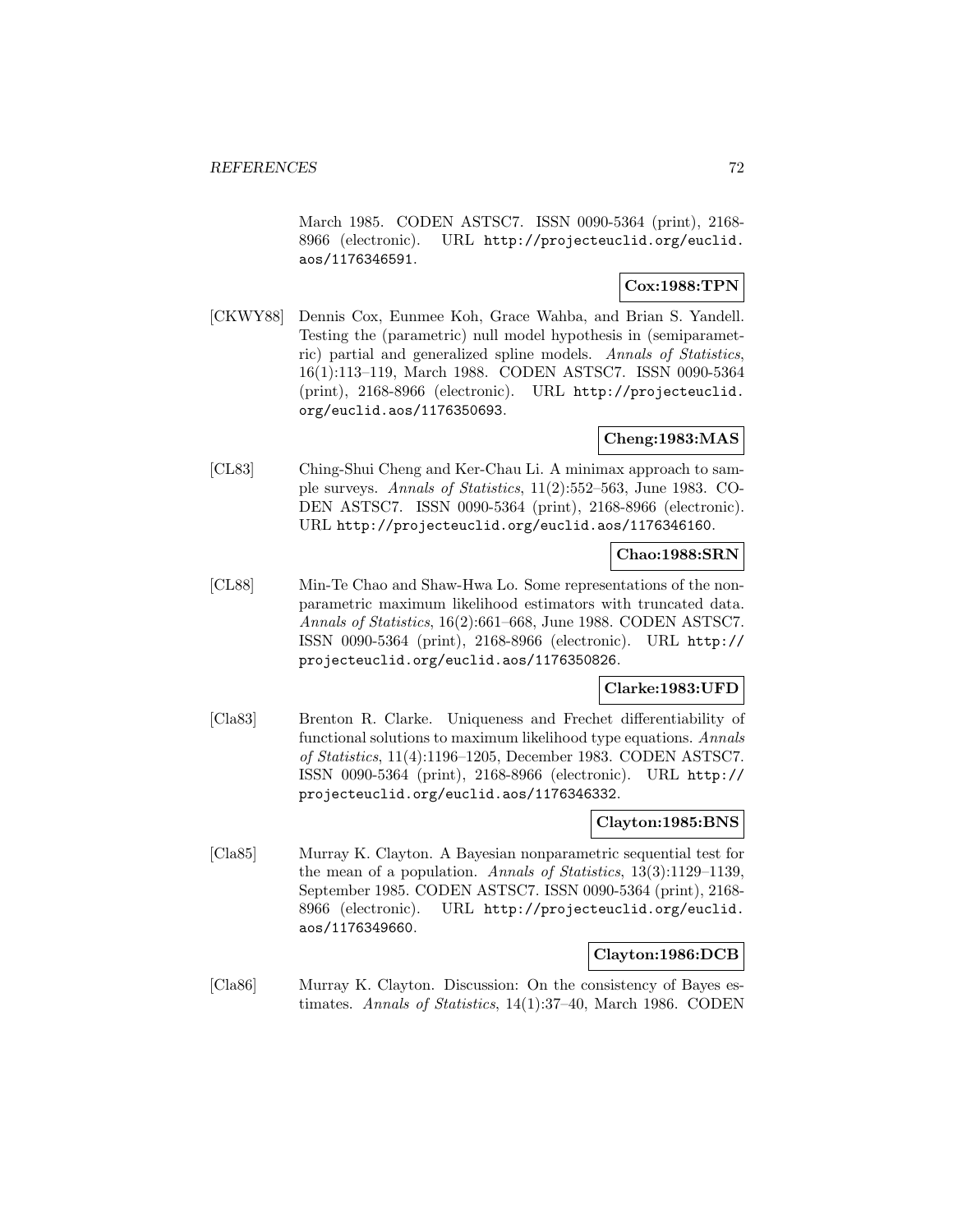March 1985. CODEN ASTSC7. ISSN 0090-5364 (print), 2168-8966 (electronic). URL http://projecteuclid.org/euclid.aos/1176346591.

**Cox:1988:TPN**

[CKWY88] Dennis Cox, Eunmee Koh, Grace Wahba, and Brian S. Yandell. Testing the (parametric) null model hypothesis in (semiparametric) partial and generalized spline models. *Annals of Statistics*, 16(1):113–119, March 1988. CODEN ASTSC7. ISSN 0090-5364 (print), 2168-8966 (electronic). URL http://projecteuclid.org/euclid.aos/1176350693.

**Cheng:1983:MAS**

[CL83] Ching-Shui Cheng and Ker-Chau Li. A minimax approach to sample surveys. *Annals of Statistics*, 11(2):552–563, June 1983. CODEN ASTSC7. ISSN 0090-5364 (print), 2168-8966 (electronic). URL http://projecteuclid.org/euclid.aos/1176346160.

**Chao:1988:SRN**

[CL88] Min-Te Chao and Shaw-Hwa Lo. Some representations of the nonparametric maximum likelihood estimators with truncated data. *Annals of Statistics*, 16(2):661–668, June 1988. CODEN ASTSC7. ISSN 0090-5364 (print), 2168-8966 (electronic). URL http://projecteuclid.org/euclid.aos/1176350826.

**Clarke:1983:UFD**

[Cla83] Brenton R. Clarke. Uniqueness and Frechet differentiability of functional solutions to maximum likelihood type equations. *Annals of Statistics*, 11(4):1196–1205, December 1983. CODEN ASTSC7. ISSN 0090-5364 (print), 2168-8966 (electronic). URL http://projecteuclid.org/euclid.aos/1176346332.

**Clayton:1985:BNS**

[Cla85] Murray K. Clayton. A Bayesian nonparametric sequential test for the mean of a population. *Annals of Statistics*, 13(3):1129–1139, September 1985. CODEN ASTSC7. ISSN 0090-5364 (print), 2168-8966 (electronic). URL http://projecteuclid.org/euclid.aos/1176349660.

**Clayton:1986:DCB**

[Cla86] Murray K. Clayton. Discussion: On the consistency of Bayes estimates. *Annals of Statistics*, 14(1):37–40, March 1986. CODEN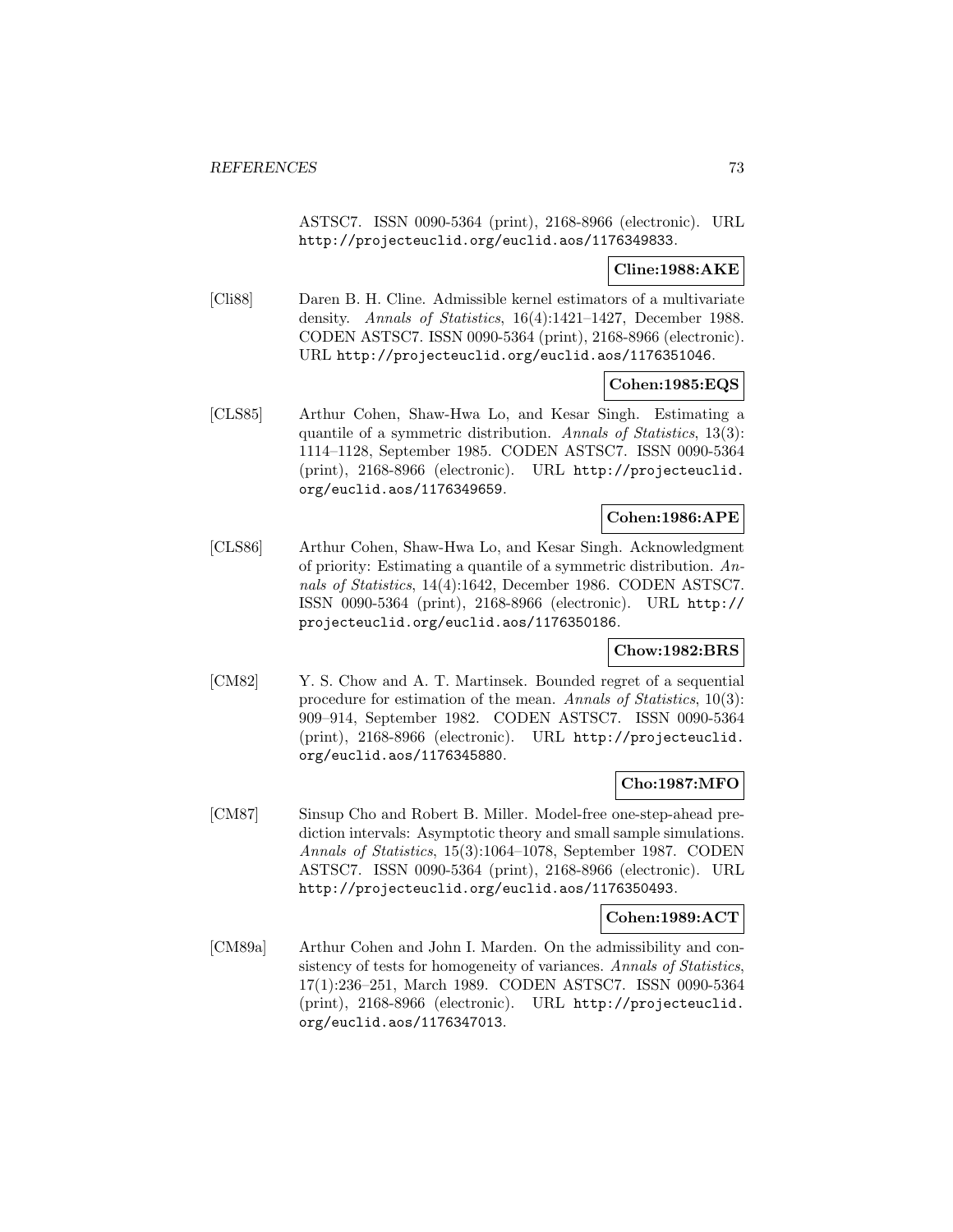ASTSC7. ISSN 0090-5364 (print), 2168-8966 (electronic). URL http://projecteuclid.org/euclid.aos/1176349833.

**Cline:1988:AKE**

[Cli88] Daren B. H. Cline. Admissible kernel estimators of a multivariate density. *Annals of Statistics*, 16(4):1421–1427, December 1988. CODEN ASTSC7. ISSN 0090-5364 (print), 2168-8966 (electronic). URL http://projecteuclid.org/euclid.aos/1176351046.

**Cohen:1985:EQS**

[CLS85] Arthur Cohen, Shaw-Hwa Lo, and Kesar Singh. Estimating a quantile of a symmetric distribution. *Annals of Statistics*, 13(3): 1114–1128, September 1985. CODEN ASTSC7. ISSN 0090-5364 (print), 2168-8966 (electronic). URL http://projecteuclid.org/euclid.aos/1176349659.

**Cohen:1986:APE**

[CLS86] Arthur Cohen, Shaw-Hwa Lo, and Kesar Singh. Acknowledgment of priority: Estimating a quantile of a symmetric distribution. *Annals of Statistics*, 14(4):1642, December 1986. CODEN ASTSC7. ISSN 0090-5364 (print), 2168-8966 (electronic). URL http://projecteuclid.org/euclid.aos/1176350186.

**Chow:1982:BRS**

[CM82] Y. S. Chow and A. T. Martinsek. Bounded regret of a sequential procedure for estimation of the mean. *Annals of Statistics*, 10(3): 909–914, September 1982. CODEN ASTSC7. ISSN 0090-5364 (print), 2168-8966 (electronic). URL http://projecteuclid.org/euclid.aos/1176345880.

**Cho:1987:MFO**

[CM87] Sinsup Cho and Robert B. Miller. Model-free one-step-ahead prediction intervals: Asymptotic theory and small sample simulations. *Annals of Statistics*, 15(3):1064–1078, September 1987. CODEN ASTSC7. ISSN 0090-5364 (print), 2168-8966 (electronic). URL http://projecteuclid.org/euclid.aos/1176350493.

**Cohen:1989:ACT**

[CM89a] Arthur Cohen and John I. Marden. On the admissibility and consistency of tests for homogeneity of variances. *Annals of Statistics*, 17(1):236–251, March 1989. CODEN ASTSC7. ISSN 0090-5364 (print), 2168-8966 (electronic). URL http://projecteuclid.org/euclid.aos/1176347013.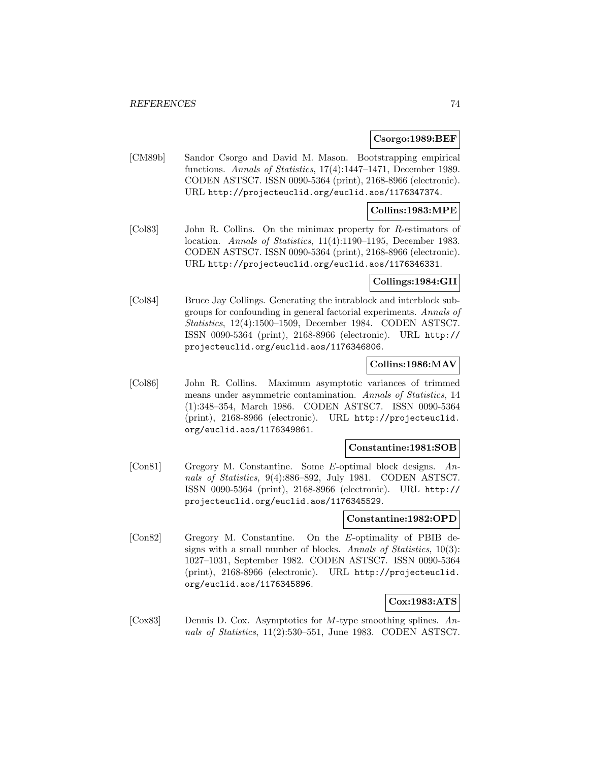**Csorgo:1989:BEF**

[CM89b] Sandor Csorgo and David M. Mason. Bootstrapping empirical functions. *Annals of Statistics*, 17(4):1447–1471, December 1989. CODEN ASTSC7. ISSN 0090-5364 (print), 2168-8966 (electronic). URL http://projecteuclid.org/euclid.aos/1176347374.

**Collins:1983:MPE**

[Col83] John R. Collins. On the minimax property for $R$-estimators of location. *Annals of Statistics*, 11(4):1190–1195, December 1983. CODEN ASTSC7. ISSN 0090-5364 (print), 2168-8966 (electronic). URL http://projecteuclid.org/euclid.aos/1176346331.

**Collings:1984:GII**

[Col84] Bruce Jay Collings. Generating the intrablock and interblock subgroups for confounding in general factorial experiments. *Annals of Statistics*, 12(4):1500–1509, December 1984. CODEN ASTSC7. ISSN 0090-5364 (print), 2168-8966 (electronic). URL http://projecteuclid.org/euclid.aos/1176346806.

**Collins:1986:MAV**

[Col86] John R. Collins. Maximum asymptotic variances of trimmed means under asymmetric contamination. *Annals of Statistics*, 14(1):348–354, March 1986. CODEN ASTSC7. ISSN 0090-5364 (print), 2168-8966 (electronic). URL http://projecteuclid.org/euclid.aos/1176349861.

**Constantine:1981:SOB**

[Con81] Gregory M. Constantine. Some $E$-optimal block designs. *Annals of Statistics*, 9(4):886–892, July 1981. CODEN ASTSC7. ISSN 0090-5364 (print), 2168-8966 (electronic). URL http://projecteuclid.org/euclid.aos/1176345529.

**Constantine:1982:OPD**

[Con82] Gregory M. Constantine. On the $E$-optimality of PBIB designs with a small number of blocks. *Annals of Statistics*, 10(3):1027–1031, September 1982. CODEN ASTSC7. ISSN 0090-5364 (print), 2168-8966 (electronic). URL http://projecteuclid.org/euclid.aos/1176345896.

**Cox:1983:ATS**

[Cox83] Dennis D. Cox. Asymptotics for $M$-type smoothing splines. *Annals of Statistics*, 11(2):530–551, June 1983. CODEN ASTSC7.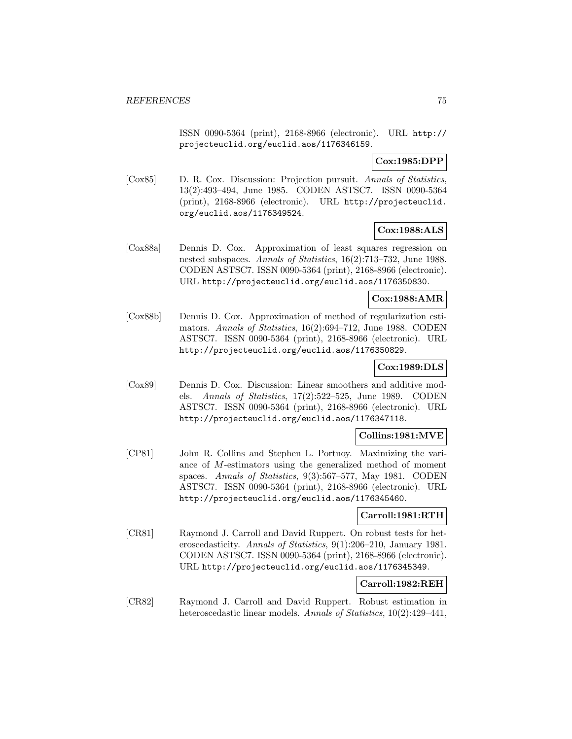ISSN 0090-5364 (print), 2168-8966 (electronic). URL http://projecteuclid.org/euclid.aos/1176346159.

**Cox:1985:DPP**

[Cox85] D. R. Cox. Discussion: Projection pursuit. *Annals of Statistics*, 13(2):493–494, June 1985. CODEN ASTSC7. ISSN 0090-5364 (print), 2168-8966 (electronic). URL http://projecteuclid.org/euclid.aos/1176349524.

**Cox:1988:ALS**

[Cox88a] Dennis D. Cox. Approximation of least squares regression on nested subspaces. *Annals of Statistics*, 16(2):713–732, June 1988. CODEN ASTSC7. ISSN 0090-5364 (print), 2168-8966 (electronic). URL http://projecteuclid.org/euclid.aos/1176350830.

**Cox:1988:AMR**

[Cox88b] Dennis D. Cox. Approximation of method of regularization estimators. *Annals of Statistics*, 16(2):694–712, June 1988. CODEN ASTSC7. ISSN 0090-5364 (print), 2168-8966 (electronic). URL http://projecteuclid.org/euclid.aos/1176350829.

**Cox:1989:DLS**

[Cox89] Dennis D. Cox. Discussion: Linear smoothers and additive models. *Annals of Statistics*, 17(2):522–525, June 1989. CODEN ASTSC7. ISSN 0090-5364 (print), 2168-8966 (electronic). URL http://projecteuclid.org/euclid.aos/1176347118.

**Collins:1981:MVE**

[CP81] John R. Collins and Stephen L. Portnoy. Maximizing the variance of $M$-estimators using the generalized method of moment spaces. *Annals of Statistics*, 9(3):567–577, May 1981. CODEN ASTSC7. ISSN 0090-5364 (print), 2168-8966 (electronic). URL http://projecteuclid.org/euclid.aos/1176345460.

**Carroll:1981:RTH**

[CR81] Raymond J. Carroll and David Ruppert. On robust tests for heteroscedasticity. *Annals of Statistics*, 9(1):206–210, January 1981. CODEN ASTSC7. ISSN 0090-5364 (print), 2168-8966 (electronic). URL http://projecteuclid.org/euclid.aos/1176345349.

**Carroll:1982:REH**

[CR82] Raymond J. Carroll and David Ruppert. Robust estimation in heteroscedastic linear models. *Annals of Statistics*, 10(2):429–441,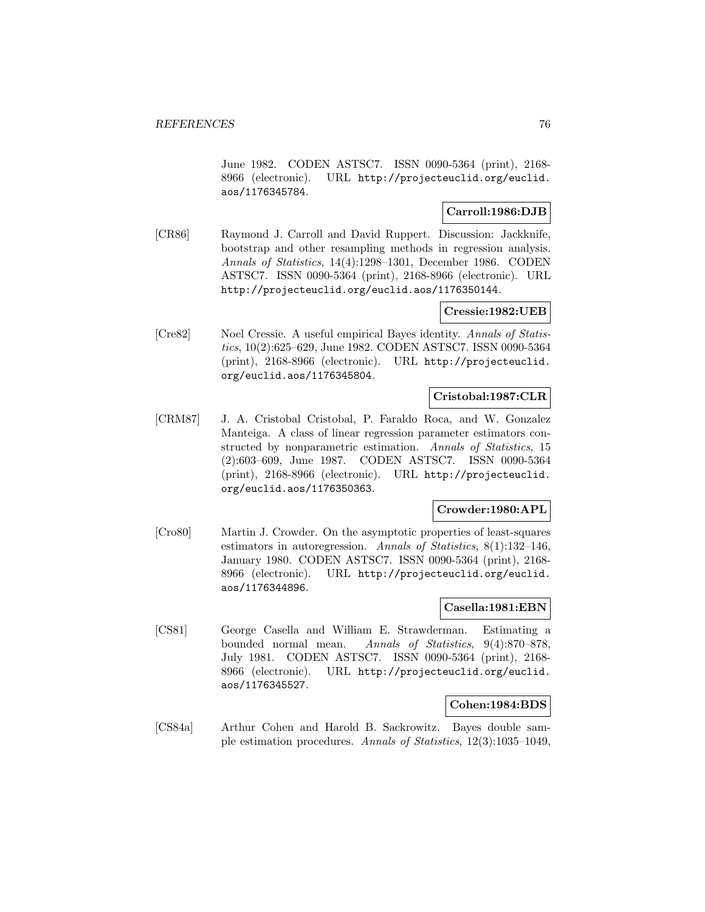June 1982. CODEN ASTSC7. ISSN 0090-5364 (print), 2168-8966 (electronic). URL http://projecteuclid.org/euclid.aos/1176345784.

**Carroll:1986:DJB**

[CR86] Raymond J. Carroll and David Ruppert. Discussion: Jackknife, bootstrap and other resampling methods in regression analysis. *Annals of Statistics*, 14(4):1298–1301, December 1986. CODEN ASTSC7. ISSN 0090-5364 (print), 2168-8966 (electronic). URL http://projecteuclid.org/euclid.aos/1176350144.

**Cressie:1982:UEB**

[Cre82] Noel Cressie. A useful empirical Bayes identity. *Annals of Statistics*, 10(2):625–629, June 1982. CODEN ASTSC7. ISSN 0090-5364 (print), 2168-8966 (electronic). URL http://projecteuclid.org/euclid.aos/1176345804.

**Cristobal:1987:CLR**

[CRM87] J. A. Cristobal Cristobal, P. Faraldo Roca, and W. Gonzalez Manteiga. A class of linear regression parameter estimators constructed by nonparametric estimation. *Annals of Statistics*, 15 (2):603–609, June 1987. CODEN ASTSC7. ISSN 0090-5364 (print), 2168-8966 (electronic). URL http://projecteuclid.org/euclid.aos/1176350363.

**Crowder:1980:APL**

[Cro80] Martin J. Crowder. On the asymptotic properties of least-squares estimators in autoregression. *Annals of Statistics*, 8(1):132–146, January 1980. CODEN ASTSC7. ISSN 0090-5364 (print), 2168-8966 (electronic). URL http://projecteuclid.org/euclid.aos/1176344896.

**Casella:1981:EBN**

[CS81] George Casella and William E. Strawderman. Estimating a bounded normal mean. *Annals of Statistics*, 9(4):870–878, July 1981. CODEN ASTSC7. ISSN 0090-5364 (print), 2168-8966 (electronic). URL http://projecteuclid.org/euclid.aos/1176345527.

**Cohen:1984:BDS**

[CS84a] Arthur Cohen and Harold B. Sackrowitz. Bayes double sample estimation procedures. *Annals of Statistics*, 12(3):1035–1049,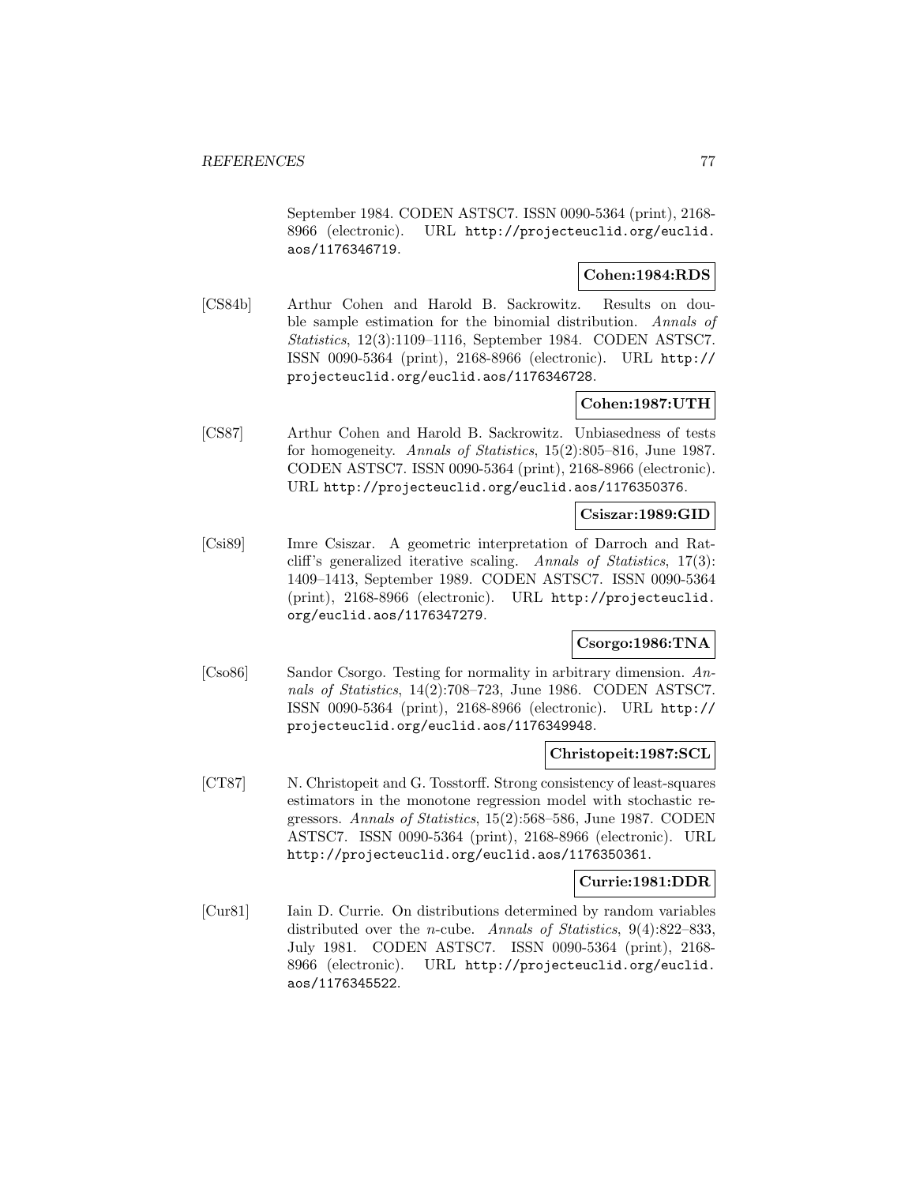September 1984. CODEN ASTSC7. ISSN 0090-5364 (print), 2168-8966 (electronic). URL http://projecteuclid.org/euclid.aos/1176346719.

**Cohen:1984:RDS**

[CS84b] Arthur Cohen and Harold B. Sackrowitz. Results on double sample estimation for the binomial distribution. *Annals of Statistics*, 12(3):1109–1116, September 1984. CODEN ASTSC7. ISSN 0090-5364 (print), 2168-8966 (electronic). URL http://projecteuclid.org/euclid.aos/1176346728.

**Cohen:1987:UTH**

[CS87] Arthur Cohen and Harold B. Sackrowitz. Unbiasedness of tests for homogeneity. *Annals of Statistics*, 15(2):805–816, June 1987. CODEN ASTSC7. ISSN 0090-5364 (print), 2168-8966 (electronic). URL http://projecteuclid.org/euclid.aos/1176350376.

**Csiszar:1989:GID**

[Csi89] Imre Csiszar. A geometric interpretation of Darroch and Ratcliff's generalized iterative scaling. *Annals of Statistics*, 17(3): 1409–1413, September 1989. CODEN ASTSC7. ISSN 0090-5364 (print), 2168-8966 (electronic). URL http://projecteuclid.org/euclid.aos/1176347279.

**Csorgo:1986:TNA**

[Cso86] Sandor Csorgo. Testing for normality in arbitrary dimension. *Annals of Statistics*, 14(2):708–723, June 1986. CODEN ASTSC7. ISSN 0090-5364 (print), 2168-8966 (electronic). URL http://projecteuclid.org/euclid.aos/1176349948.

**Christopeit:1987:SCL**

[CT87] N. Christopeit and G. Tosstorff. Strong consistency of least-squares estimators in the monotone regression model with stochastic regressors. *Annals of Statistics*, 15(2):568–586, June 1987. CODEN ASTSC7. ISSN 0090-5364 (print), 2168-8966 (electronic). URL http://projecteuclid.org/euclid.aos/1176350361.

**Currie:1981:DDR**

[Cur81] Iain D. Currie. On distributions determined by random variables distributed over the $n$-cube. *Annals of Statistics*, 9(4):822–833, July 1981. CODEN ASTSC7. ISSN 0090-5364 (print), 2168-8966 (electronic). URL http://projecteuclid.org/euclid.aos/1176345522.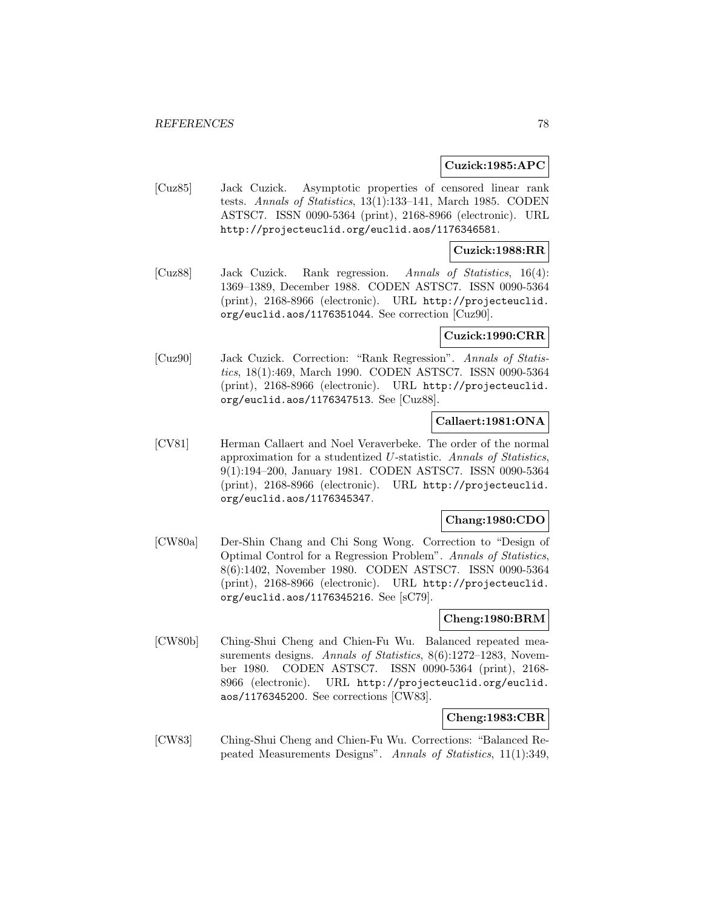**Cuzick:1985:APC**

[Cuz85] Jack Cuzick. Asymptotic properties of censored linear rank tests. *Annals of Statistics*, 13(1):133–141, March 1985. CODEN ASTSC7. ISSN 0090-5364 (print), 2168-8966 (electronic). URL http://projecteuclid.org/euclid.aos/1176346581.

**Cuzick:1988:RR**

[Cuz88] Jack Cuzick. Rank regression. *Annals of Statistics*, 16(4): 1369–1389, December 1988. CODEN ASTSC7. ISSN 0090-5364 (print), 2168-8966 (electronic). URL http://projecteuclid.org/euclid.aos/1176351044. See correction [Cuz90].

**Cuzick:1990:CRR**

[Cuz90] Jack Cuzick. Correction: "Rank Regression". *Annals of Statistics*, 18(1):469, March 1990. CODEN ASTSC7. ISSN 0090-5364 (print), 2168-8966 (electronic). URL http://projecteuclid.org/euclid.aos/1176347513. See [Cuz88].

**Callaert:1981:ONA**

[CV81] Herman Callaert and Noel Veraverbeke. The order of the normal approximation for a studentized $U$-statistic. *Annals of Statistics*, 9(1):194–200, January 1981. CODEN ASTSC7. ISSN 0090-5364 (print), 2168-8966 (electronic). URL http://projecteuclid.org/euclid.aos/1176345347.

**Chang:1980:CDO**

[CW80a] Der-Shin Chang and Chi Song Wong. Correction to "Design of Optimal Control for a Regression Problem". *Annals of Statistics*, 8(6):1402, November 1980. CODEN ASTSC7. ISSN 0090-5364 (print), 2168-8966 (electronic). URL http://projecteuclid.org/euclid.aos/1176345216. See [sC79].

**Cheng:1980:BRM**

[CW80b] Ching-Shui Cheng and Chien-Fu Wu. Balanced repeated measurements designs. *Annals of Statistics*, 8(6):1272–1283, November 1980. CODEN ASTSC7. ISSN 0090-5364 (print), 2168-8966 (electronic). URL http://projecteuclid.org/euclid.aos/1176345200. See corrections [CW83].

**Cheng:1983:CBR**

[CW83] Ching-Shui Cheng and Chien-Fu Wu. Corrections: "Balanced Repeated Measurements Designs". *Annals of Statistics*, 11(1):349,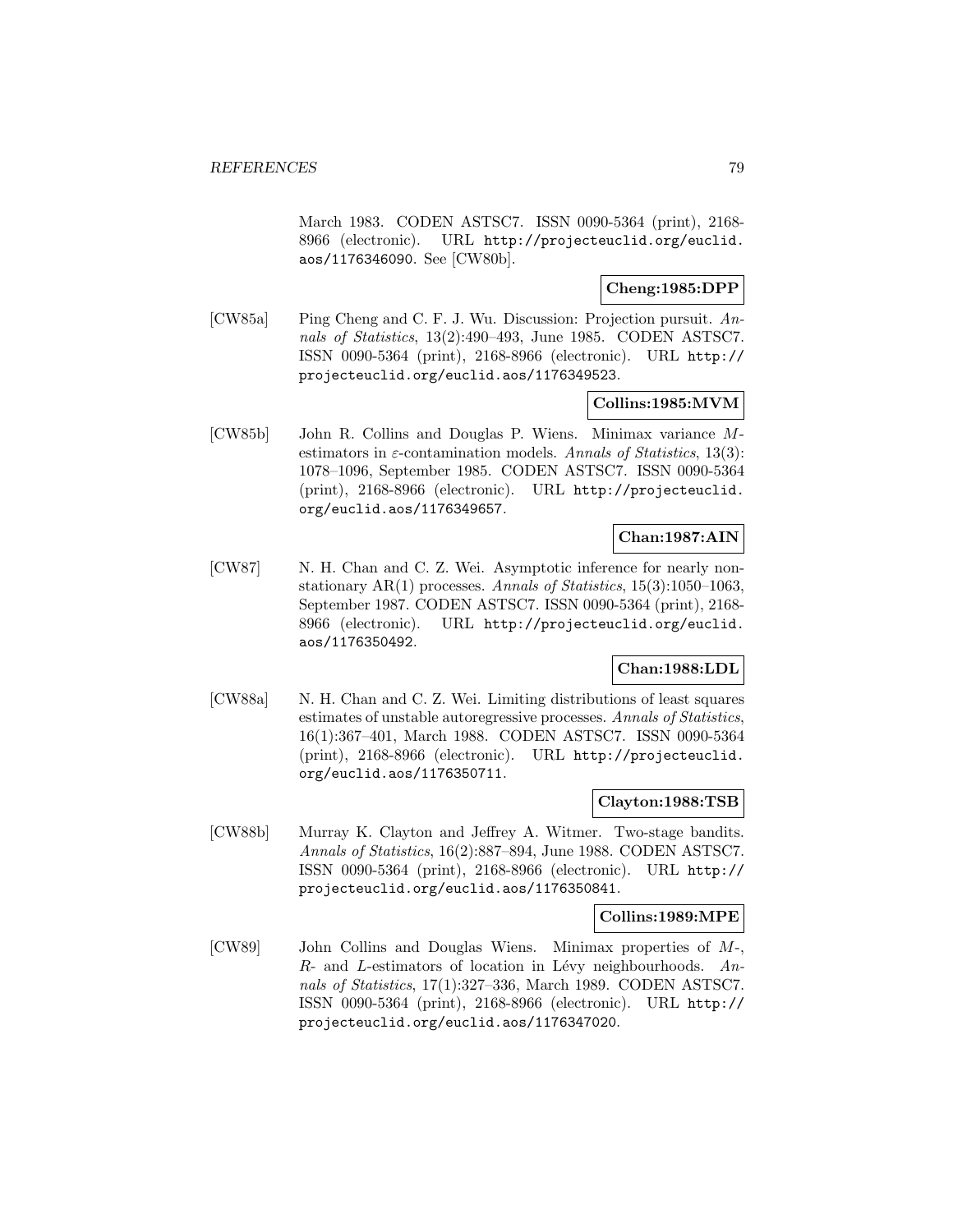March 1983. CODEN ASTSC7. ISSN 0090-5364 (print), 2168-8966 (electronic). URL http://projecteuclid.org/euclid.aos/1176346090. See [CW80b].

**Cheng:1985:DPP**

[CW85a] Ping Cheng and C. F. J. Wu. Discussion: Projection pursuit. *Annals of Statistics*, 13(2):490–493, June 1985. CODEN ASTSC7. ISSN 0090-5364 (print), 2168-8966 (electronic). URL http://projecteuclid.org/euclid.aos/1176349523.

**Collins:1985:MVM**

[CW85b] John R. Collins and Douglas P. Wiens. Minimax variance $M$-estimators in $\varepsilon$-contamination models. *Annals of Statistics*, 13(3): 1078–1096, September 1985. CODEN ASTSC7. ISSN 0090-5364 (print), 2168-8966 (electronic). URL http://projecteuclid.org/euclid.aos/1176349657.

**Chan:1987:AIN**

[CW87] N. H. Chan and C. Z. Wei. Asymptotic inference for nearly nonstationary AR(1) processes. *Annals of Statistics*, 15(3):1050–1063, September 1987. CODEN ASTSC7. ISSN 0090-5364 (print), 2168-8966 (electronic). URL http://projecteuclid.org/euclid.aos/1176350492.

**Chan:1988:LDL**

[CW88a] N. H. Chan and C. Z. Wei. Limiting distributions of least squares estimates of unstable autoregressive processes. *Annals of Statistics*, 16(1):367–401, March 1988. CODEN ASTSC7. ISSN 0090-5364 (print), 2168-8966 (electronic). URL http://projecteuclid.org/euclid.aos/1176350711.

**Clayton:1988:TSB**

[CW88b] Murray K. Clayton and Jeffrey A. Witmer. Two-stage bandits. *Annals of Statistics*, 16(2):887–894, June 1988. CODEN ASTSC7. ISSN 0090-5364 (print), 2168-8966 (electronic). URL http://projecteuclid.org/euclid.aos/1176350841.

**Collins:1989:MPE**

[CW89] John Collins and Douglas Wiens. Minimax properties of $M$-, $R$- and $L$-estimators of location in Lévy neighbourhoods. *Annals of Statistics*, 17(1):327–336, March 1989. CODEN ASTSC7. ISSN 0090-5364 (print), 2168-8966 (electronic). URL http://projecteuclid.org/euclid.aos/1176347020.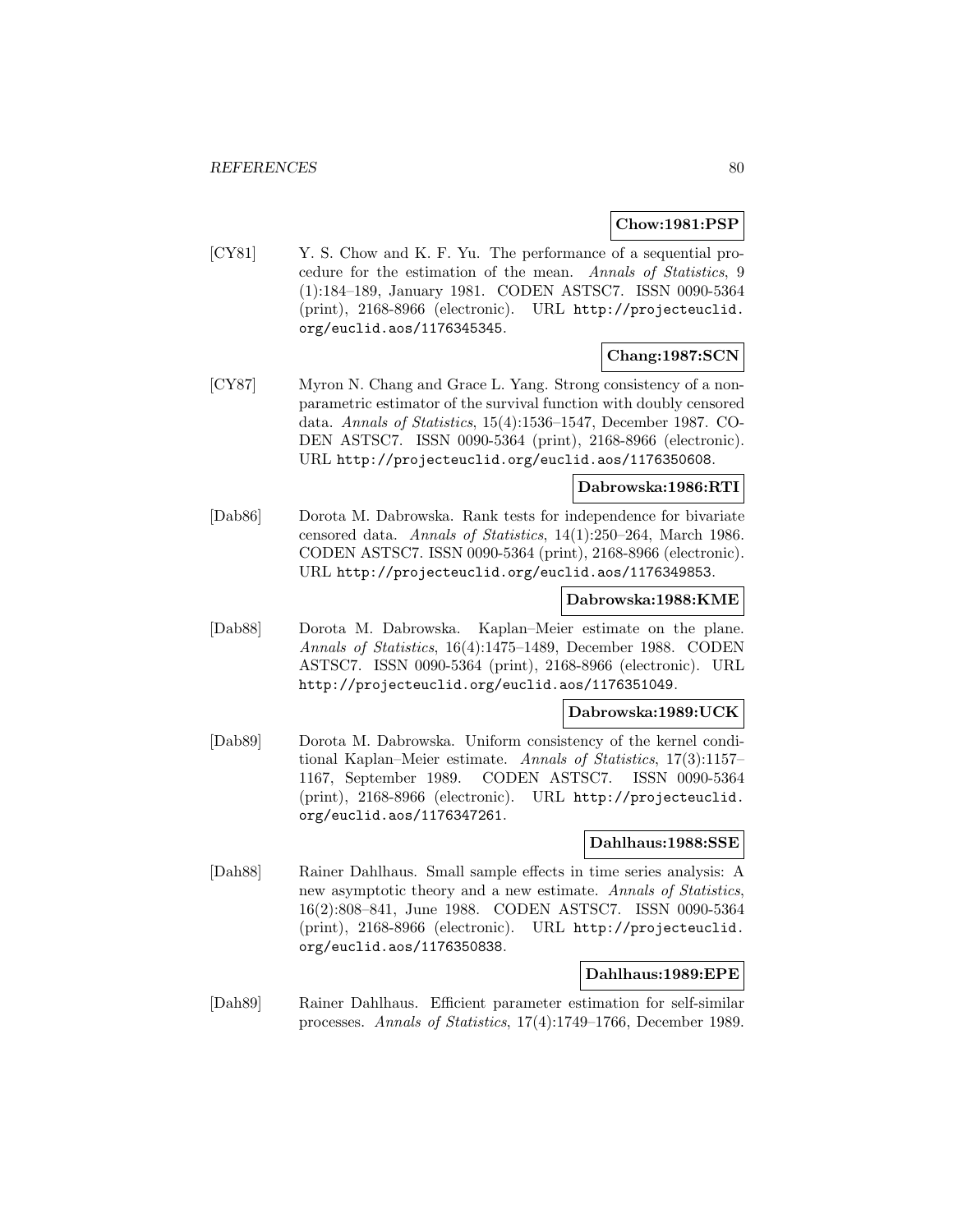**Chow:1981:PSP**

[CY81] Y. S. Chow and K. F. Yu. The performance of a sequential procedure for the estimation of the mean. *Annals of Statistics*, 9 (1):184–189, January 1981. CODEN ASTSC7. ISSN 0090-5364 (print), 2168-8966 (electronic). URL http://projecteuclid.org/euclid.aos/1176345345.

**Chang:1987:SCN**

[CY87] Myron N. Chang and Grace L. Yang. Strong consistency of a nonparametric estimator of the survival function with doubly censored data. *Annals of Statistics*, 15(4):1536–1547, December 1987. CODEN ASTSC7. ISSN 0090-5364 (print), 2168-8966 (electronic). URL http://projecteuclid.org/euclid.aos/1176350608.

**Dabrowska:1986:RTI**

[Dab86] Dorota M. Dabrowska. Rank tests for independence for bivariate censored data. *Annals of Statistics*, 14(1):250–264, March 1986. CODEN ASTSC7. ISSN 0090-5364 (print), 2168-8966 (electronic). URL http://projecteuclid.org/euclid.aos/1176349853.

**Dabrowska:1988:KME**

[Dab88] Dorota M. Dabrowska. Kaplan–Meier estimate on the plane. *Annals of Statistics*, 16(4):1475–1489, December 1988. CODEN ASTSC7. ISSN 0090-5364 (print), 2168-8966 (electronic). URL http://projecteuclid.org/euclid.aos/1176351049.

**Dabrowska:1989:UCK**

[Dab89] Dorota M. Dabrowska. Uniform consistency of the kernel conditional Kaplan–Meier estimate. *Annals of Statistics*, 17(3):1157–1167, September 1989. CODEN ASTSC7. ISSN 0090-5364 (print), 2168-8966 (electronic). URL http://projecteuclid.org/euclid.aos/1176347261.

**Dahlhaus:1988:SSE**

[Dah88] Rainer Dahlhaus. Small sample effects in time series analysis: A new asymptotic theory and a new estimate. *Annals of Statistics*, 16(2):808–841, June 1988. CODEN ASTSC7. ISSN 0090-5364 (print), 2168-8966 (electronic). URL http://projecteuclid.org/euclid.aos/1176350838.

**Dahlhaus:1989:EPE**

[Dah89] Rainer Dahlhaus. Efficient parameter estimation for self-similar processes. *Annals of Statistics*, 17(4):1749–1766, December 1989.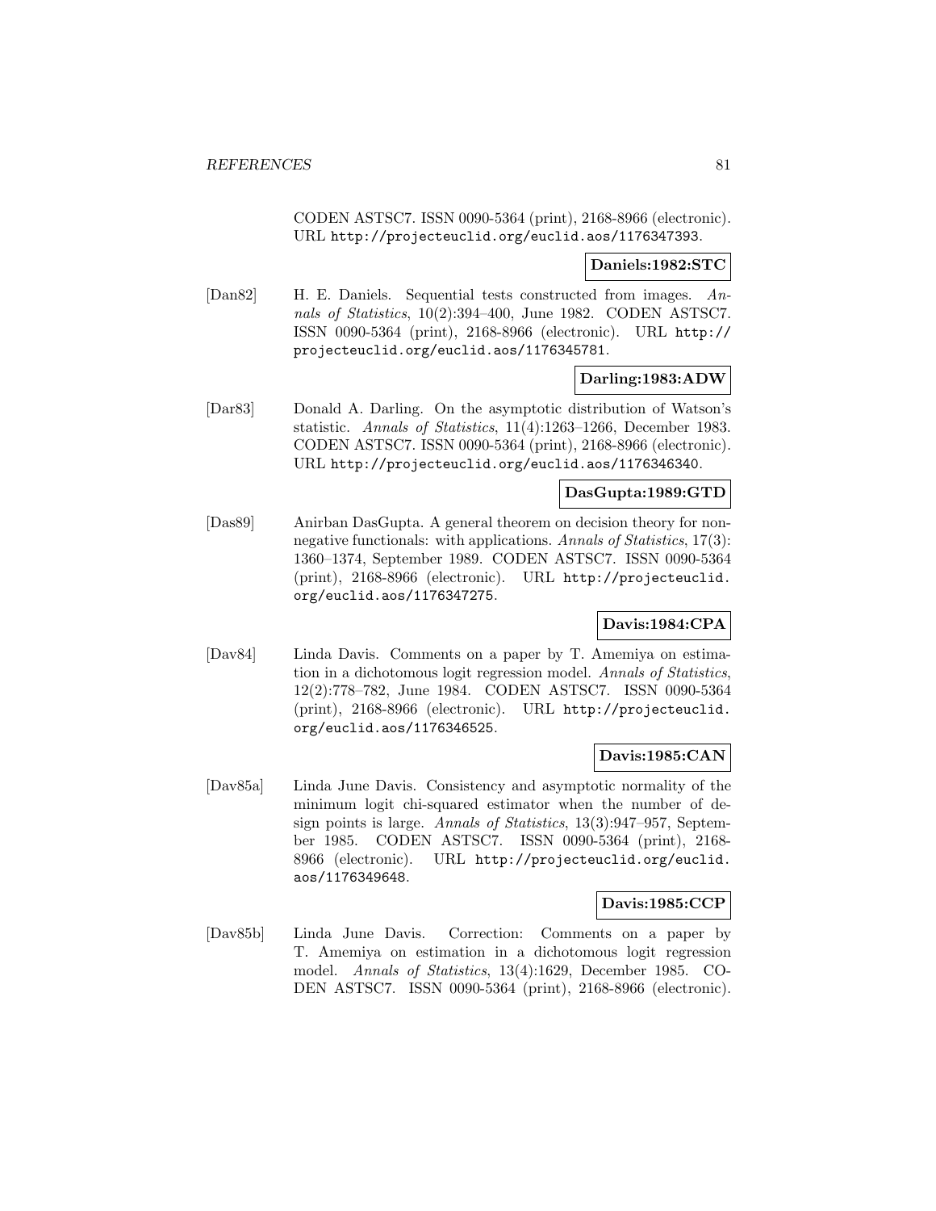CODEN ASTSC7. ISSN 0090-5364 (print), 2168-8966 (electronic). URL http://projecteuclid.org/euclid.aos/1176347393.

**Daniels:1982:STC**

[Dan82] H. E. Daniels. Sequential tests constructed from images. *Annals of Statistics*, 10(2):394–400, June 1982. CODEN ASTSC7. ISSN 0090-5364 (print), 2168-8966 (electronic). URL http://projecteuclid.org/euclid.aos/1176345781.

**Darling:1983:ADW**

[Dar83] Donald A. Darling. On the asymptotic distribution of Watson's statistic. *Annals of Statistics*, 11(4):1263–1266, December 1983. CODEN ASTSC7. ISSN 0090-5364 (print), 2168-8966 (electronic). URL http://projecteuclid.org/euclid.aos/1176346340.

**DasGupta:1989:GTD**

[Das89] Anirban DasGupta. A general theorem on decision theory for nonnegative functionals: with applications. *Annals of Statistics*, 17(3):1360–1374, September 1989. CODEN ASTSC7. ISSN 0090-5364 (print), 2168-8966 (electronic). URL http://projecteuclid.org/euclid.aos/1176347275.

**Davis:1984:CPA**

[Dav84] Linda Davis. Comments on a paper by T. Amemiya on estimation in a dichotomous logit regression model. *Annals of Statistics*, 12(2):778–782, June 1984. CODEN ASTSC7. ISSN 0090-5364 (print), 2168-8966 (electronic). URL http://projecteuclid.org/euclid.aos/1176346525.

**Davis:1985:CAN**

[Dav85a] Linda June Davis. Consistency and asymptotic normality of the minimum logit chi-squared estimator when the number of design points is large. *Annals of Statistics*, 13(3):947–957, September 1985. CODEN ASTSC7. ISSN 0090-5364 (print), 2168-8966 (electronic). URL http://projecteuclid.org/euclid.aos/1176349648.

**Davis:1985:CCP**

[Dav85b] Linda June Davis. Correction: Comments on a paper by T. Amemiya on estimation in a dichotomous logit regression model. *Annals of Statistics*, 13(4):1629, December 1985. CODEN ASTSC7. ISSN 0090-5364 (print), 2168-8966 (electronic).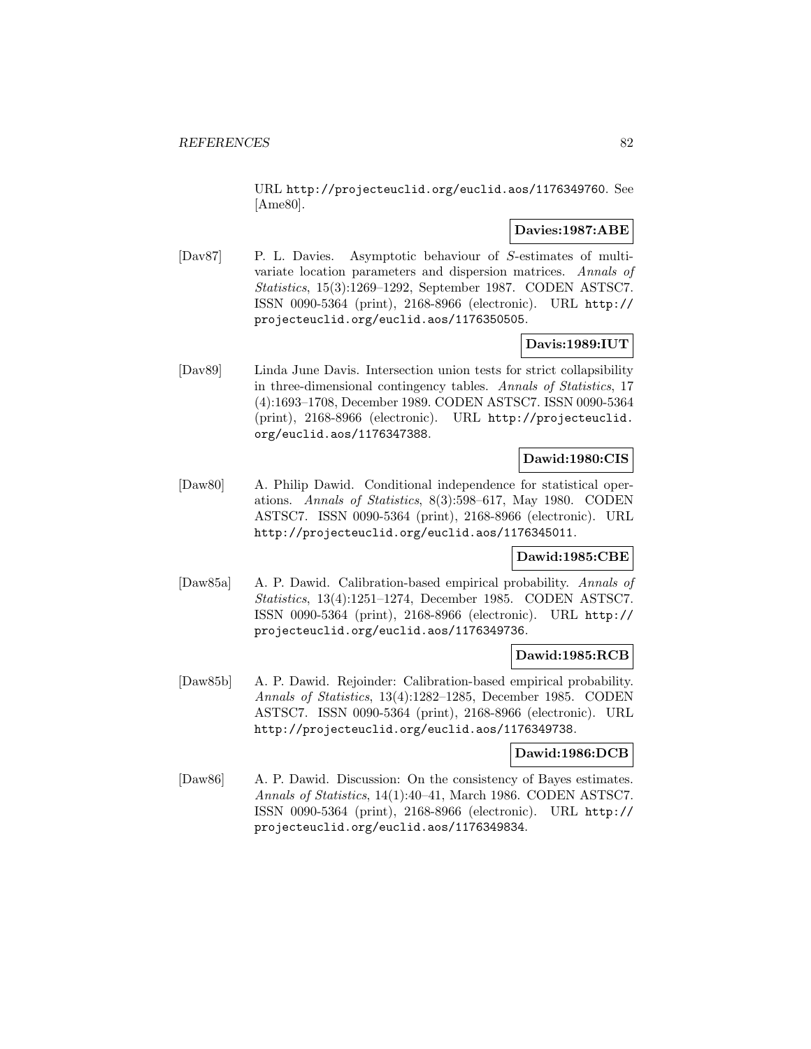URL http://projecteuclid.org/euclid.aos/1176349760. See [Ame80].

**Davies:1987:ABE**

[Dav87] P. L. Davies. Asymptotic behaviour of *S*-estimates of multivariate location parameters and dispersion matrices. *Annals of Statistics*, 15(3):1269–1292, September 1987. CODEN ASTSC7. ISSN 0090-5364 (print), 2168-8966 (electronic). URL http://projecteuclid.org/euclid.aos/1176350505.

**Davis:1989:IUT**

[Dav89] Linda June Davis. Intersection union tests for strict collapsibility in three-dimensional contingency tables. *Annals of Statistics*, 17 (4):1693–1708, December 1989. CODEN ASTSC7. ISSN 0090-5364 (print), 2168-8966 (electronic). URL http://projecteuclid.org/euclid.aos/1176347388.

**Dawid:1980:CIS**

[Daw80] A. Philip Dawid. Conditional independence for statistical operations. *Annals of Statistics*, 8(3):598–617, May 1980. CODEN ASTSC7. ISSN 0090-5364 (print), 2168-8966 (electronic). URL http://projecteuclid.org/euclid.aos/1176345011.

**Dawid:1985:CBE**

[Daw85a] A. P. Dawid. Calibration-based empirical probability. *Annals of Statistics*, 13(4):1251–1274, December 1985. CODEN ASTSC7. ISSN 0090-5364 (print), 2168-8966 (electronic). URL http://projecteuclid.org/euclid.aos/1176349736.

**Dawid:1985:RCB**

[Daw85b] A. P. Dawid. Rejoinder: Calibration-based empirical probability. *Annals of Statistics*, 13(4):1282–1285, December 1985. CODEN ASTSC7. ISSN 0090-5364 (print), 2168-8966 (electronic). URL http://projecteuclid.org/euclid.aos/1176349738.

**Dawid:1986:DCB**

[Daw86] A. P. Dawid. Discussion: On the consistency of Bayes estimates. *Annals of Statistics*, 14(1):40–41, March 1986. CODEN ASTSC7. ISSN 0090-5364 (print), 2168-8966 (electronic). URL http://projecteuclid.org/euclid.aos/1176349834.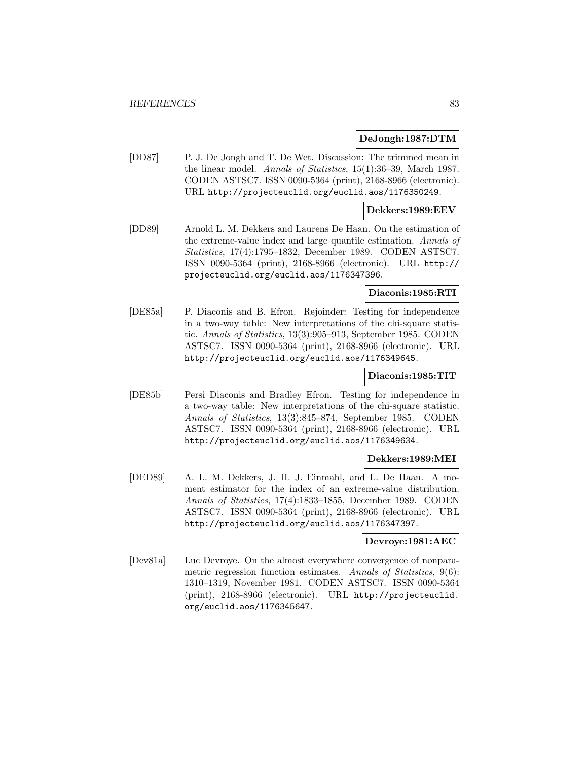**DeJongh:1987:DTM**

[DD87] P. J. De Jongh and T. De Wet. Discussion: The trimmed mean in the linear model. *Annals of Statistics*, 15(1):36–39, March 1987. CODEN ASTSC7. ISSN 0090-5364 (print), 2168-8966 (electronic). URL http://projecteuclid.org/euclid.aos/1176350249.

**Dekkers:1989:EEV**

[DD89] Arnold L. M. Dekkers and Laurens De Haan. On the estimation of the extreme-value index and large quantile estimation. *Annals of Statistics*, 17(4):1795–1832, December 1989. CODEN ASTSC7. ISSN 0090-5364 (print), 2168-8966 (electronic). URL http://projecteuclid.org/euclid.aos/1176347396.

**Diaconis:1985:RTI**

[DE85a] P. Diaconis and B. Efron. Rejoinder: Testing for independence in a two-way table: New interpretations of the chi-square statistic. *Annals of Statistics*, 13(3):905–913, September 1985. CODEN ASTSC7. ISSN 0090-5364 (print), 2168-8966 (electronic). URL http://projecteuclid.org/euclid.aos/1176349645.

**Diaconis:1985:TIT**

[DE85b] Persi Diaconis and Bradley Efron. Testing for independence in a two-way table: New interpretations of the chi-square statistic. *Annals of Statistics*, 13(3):845–874, September 1985. CODEN ASTSC7. ISSN 0090-5364 (print), 2168-8966 (electronic). URL http://projecteuclid.org/euclid.aos/1176349634.

**Dekkers:1989:MEI**

[DED89] A. L. M. Dekkers, J. H. J. Einmahl, and L. De Haan. A moment estimator for the index of an extreme-value distribution. *Annals of Statistics*, 17(4):1833–1855, December 1989. CODEN ASTSC7. ISSN 0090-5364 (print), 2168-8966 (electronic). URL http://projecteuclid.org/euclid.aos/1176347397.

**Devroye:1981:AEC**

[Dev81a] Luc Devroye. On the almost everywhere convergence of nonparametric regression function estimates. *Annals of Statistics*, 9(6): 1310–1319, November 1981. CODEN ASTSC7. ISSN 0090-5364 (print), 2168-8966 (electronic). URL http://projecteuclid.org/euclid.aos/1176345647.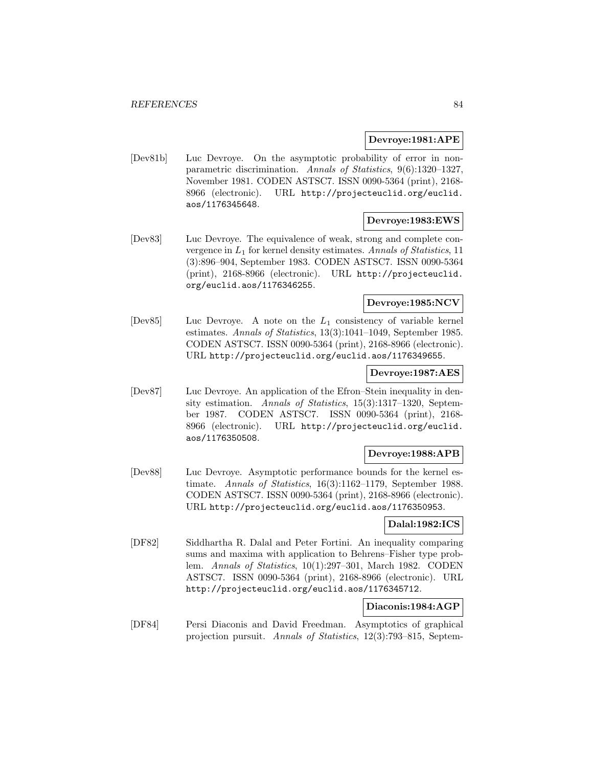**Devroye:1981:APE**

[Dev81b] Luc Devroye. On the asymptotic probability of error in nonparametric discrimination. *Annals of Statistics*, 9(6):1320–1327, November 1981. CODEN ASTSC7. ISSN 0090-5364 (print), 2168-8966 (electronic). URL http://projecteuclid.org/euclid.aos/1176345648.

**Devroye:1983:EWS**

[Dev83] Luc Devroye. The equivalence of weak, strong and complete convergence in $L_1$ for kernel density estimates. *Annals of Statistics*, 11 (3):896–904, September 1983. CODEN ASTSC7. ISSN 0090-5364 (print), 2168-8966 (electronic). URL http://projecteuclid.org/euclid.aos/1176346255.

**Devroye:1985:NCV**

[Dev85] Luc Devroye. A note on the $L_1$ consistency of variable kernel estimates. *Annals of Statistics*, 13(3):1041–1049, September 1985. CODEN ASTSC7. ISSN 0090-5364 (print), 2168-8966 (electronic). URL http://projecteuclid.org/euclid.aos/1176349655.

**Devroye:1987:AES**

[Dev87] Luc Devroye. An application of the Efron–Stein inequality in density estimation. *Annals of Statistics*, 15(3):1317–1320, September 1987. CODEN ASTSC7. ISSN 0090-5364 (print), 2168-8966 (electronic). URL http://projecteuclid.org/euclid.aos/1176350508.

**Devroye:1988:APB**

[Dev88] Luc Devroye. Asymptotic performance bounds for the kernel estimate. *Annals of Statistics*, 16(3):1162–1179, September 1988. CODEN ASTSC7. ISSN 0090-5364 (print), 2168-8966 (electronic). URL http://projecteuclid.org/euclid.aos/1176350953.

**Dalal:1982:ICS**

[DF82] Siddhartha R. Dalal and Peter Fortini. An inequality comparing sums and maxima with application to Behrens–Fisher type problem. *Annals of Statistics*, 10(1):297–301, March 1982. CODEN ASTSC7. ISSN 0090-5364 (print), 2168-8966 (electronic). URL http://projecteuclid.org/euclid.aos/1176345712.

**Diaconis:1984:AGP**

[DF84] Persi Diaconis and David Freedman. Asymptotics of graphical projection pursuit. *Annals of Statistics*, 12(3):793–815, Septem-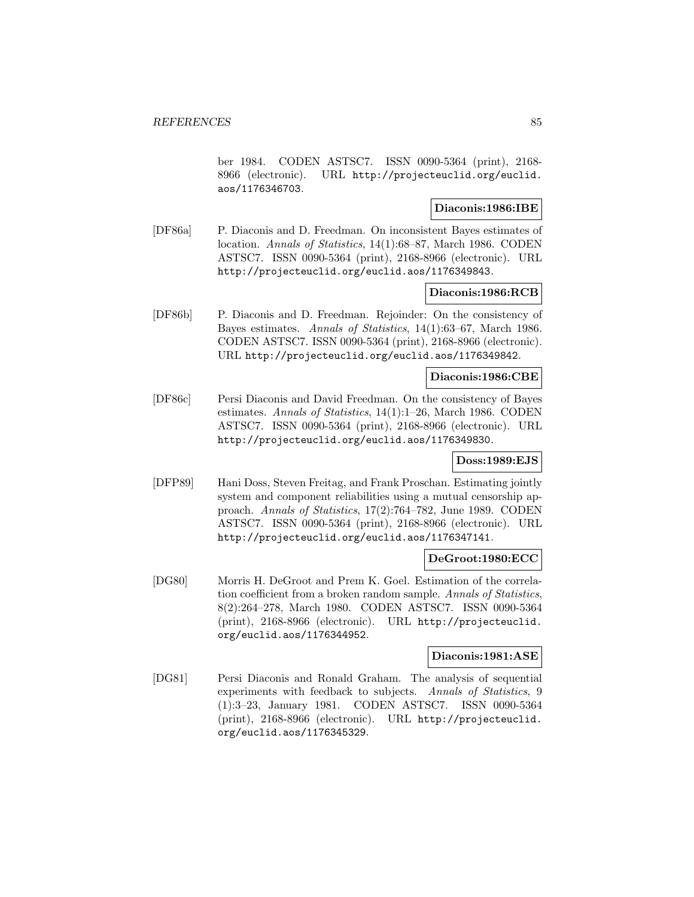ber 1984. CODEN ASTSC7. ISSN 0090-5364 (print), 2168-8966 (electronic). URL http://projecteuclid.org/euclid.aos/1176346703.

**Diaconis:1986:IBE**

[DF86a] P. Diaconis and D. Freedman. On inconsistent Bayes estimates of location. *Annals of Statistics*, 14(1):68–87, March 1986. CODEN ASTSC7. ISSN 0090-5364 (print), 2168-8966 (electronic). URL http://projecteuclid.org/euclid.aos/1176349843.

**Diaconis:1986:RCB**

[DF86b] P. Diaconis and D. Freedman. Rejoinder: On the consistency of Bayes estimates. *Annals of Statistics*, 14(1):63–67, March 1986. CODEN ASTSC7. ISSN 0090-5364 (print), 2168-8966 (electronic). URL http://projecteuclid.org/euclid.aos/1176349842.

**Diaconis:1986:CBE**

[DF86c] Persi Diaconis and David Freedman. On the consistency of Bayes estimates. *Annals of Statistics*, 14(1):1–26, March 1986. CODEN ASTSC7. ISSN 0090-5364 (print), 2168-8966 (electronic). URL http://projecteuclid.org/euclid.aos/1176349830.

**Doss:1989:EJS**

[DFP89] Hani Doss, Steven Freitag, and Frank Proschan. Estimating jointly system and component reliabilities using a mutual censorship approach. *Annals of Statistics*, 17(2):764–782, June 1989. CODEN ASTSC7. ISSN 0090-5364 (print), 2168-8966 (electronic). URL http://projecteuclid.org/euclid.aos/1176347141.

**DeGroot:1980:ECC**

[DG80] Morris H. DeGroot and Prem K. Goel. Estimation of the correlation coefficient from a broken random sample. *Annals of Statistics*, 8(2):264–278, March 1980. CODEN ASTSC7. ISSN 0090-5364 (print), 2168-8966 (electronic). URL http://projecteuclid.org/euclid.aos/1176344952.

**Diaconis:1981:ASE**

[DG81] Persi Diaconis and Ronald Graham. The analysis of sequential experiments with feedback to subjects. *Annals of Statistics*, 9 (1):3–23, January 1981. CODEN ASTSC7. ISSN 0090-5364 (print), 2168-8966 (electronic). URL http://projecteuclid.org/euclid.aos/1176345329.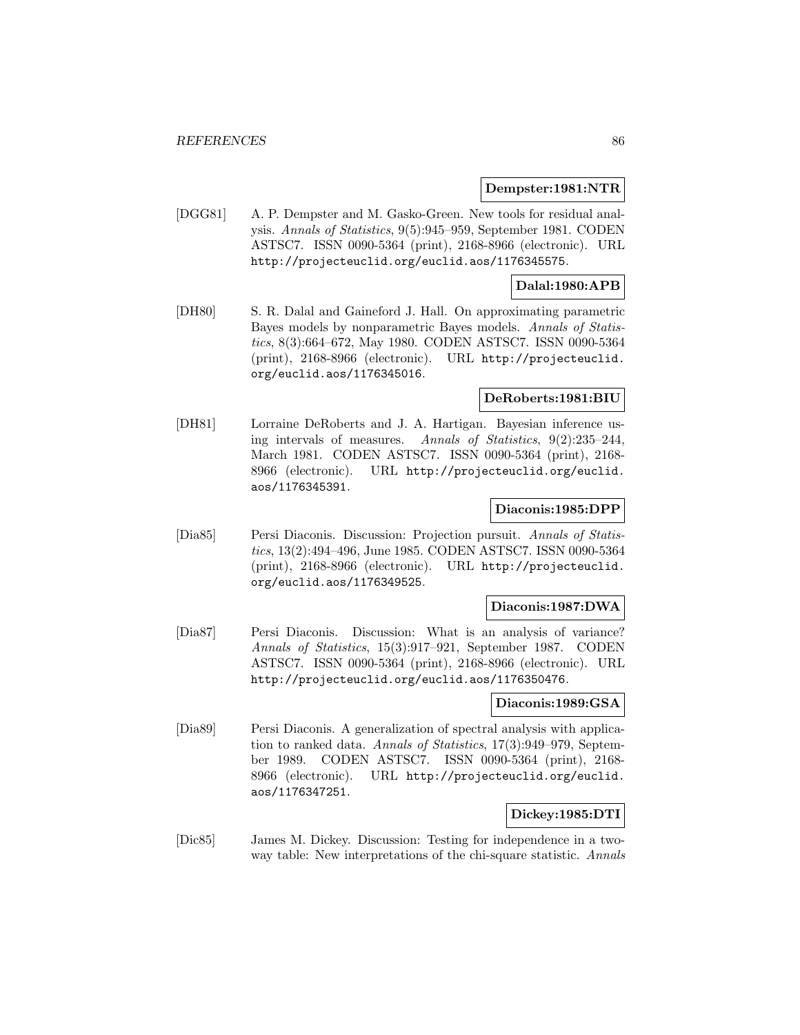**Dempster:1981:NTR**

[DGG81] A. P. Dempster and M. Gasko-Green. New tools for residual analysis. *Annals of Statistics*, 9(5):945–959, September 1981. CODEN ASTSC7. ISSN 0090-5364 (print), 2168-8966 (electronic). URL http://projecteuclid.org/euclid.aos/1176345575.

**Dalal:1980:APB**

[DH80] S. R. Dalal and Gaineford J. Hall. On approximating parametric Bayes models by nonparametric Bayes models. *Annals of Statistics*, 8(3):664–672, May 1980. CODEN ASTSC7. ISSN 0090-5364 (print), 2168-8966 (electronic). URL http://projecteuclid.org/euclid.aos/1176345016.

**DeRoberts:1981:BIU**

[DH81] Lorraine DeRoberts and J. A. Hartigan. Bayesian inference using intervals of measures. *Annals of Statistics*, 9(2):235–244, March 1981. CODEN ASTSC7. ISSN 0090-5364 (print), 2168-8966 (electronic). URL http://projecteuclid.org/euclid.aos/1176345391.

**Diaconis:1985:DPP**

[Dia85] Persi Diaconis. Discussion: Projection pursuit. *Annals of Statistics*, 13(2):494–496, June 1985. CODEN ASTSC7. ISSN 0090-5364 (print), 2168-8966 (electronic). URL http://projecteuclid.org/euclid.aos/1176349525.

**Diaconis:1987:DWA**

[Dia87] Persi Diaconis. Discussion: What is an analysis of variance? *Annals of Statistics*, 15(3):917–921, September 1987. CODEN ASTSC7. ISSN 0090-5364 (print), 2168-8966 (electronic). URL http://projecteuclid.org/euclid.aos/1176350476.

**Diaconis:1989:GSA**

[Dia89] Persi Diaconis. A generalization of spectral analysis with application to ranked data. *Annals of Statistics*, 17(3):949–979, September 1989. CODEN ASTSC7. ISSN 0090-5364 (print), 2168-8966 (electronic). URL http://projecteuclid.org/euclid.aos/1176347251.

**Dickey:1985:DTI**

[Dic85] James M. Dickey. Discussion: Testing for independence in a two-way table: New interpretations of the chi-square statistic. *Annals*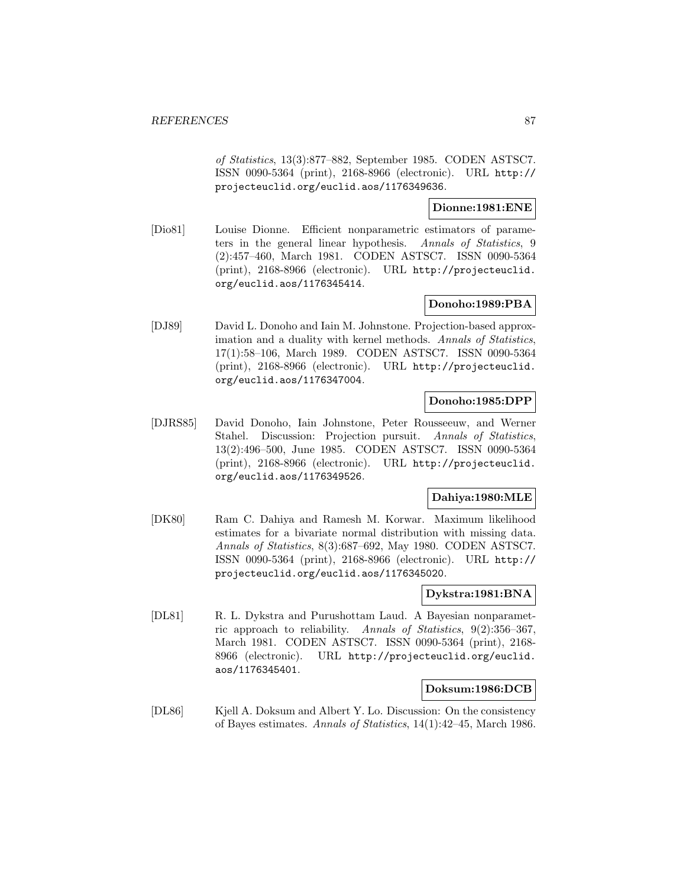*of Statistics*, 13(3):877–882, September 1985. CODEN ASTSC7. ISSN 0090-5364 (print), 2168-8966 (electronic). URL http://projecteuclid.org/euclid.aos/1176349636.

**Dionne:1981:ENE**

[Dio81] Louise Dionne. Efficient nonparametric estimators of parameters in the general linear hypothesis. *Annals of Statistics*, 9 (2):457–460, March 1981. CODEN ASTSC7. ISSN 0090-5364 (print), 2168-8966 (electronic). URL http://projecteuclid.org/euclid.aos/1176345414.

**Donoho:1989:PBA**

[DJ89] David L. Donoho and Iain M. Johnstone. Projection-based approximation and a duality with kernel methods. *Annals of Statistics*, 17(1):58–106, March 1989. CODEN ASTSC7. ISSN 0090-5364 (print), 2168-8966 (electronic). URL http://projecteuclid.org/euclid.aos/1176347004.

**Donoho:1985:DPP**

[DJRS85] David Donoho, Iain Johnstone, Peter Rousseeuw, and Werner Stahel. Discussion: Projection pursuit. *Annals of Statistics*, 13(2):496–500, June 1985. CODEN ASTSC7. ISSN 0090-5364 (print), 2168-8966 (electronic). URL http://projecteuclid.org/euclid.aos/1176349526.

**Dahiya:1980:MLE**

[DK80] Ram C. Dahiya and Ramesh M. Korwar. Maximum likelihood estimates for a bivariate normal distribution with missing data. *Annals of Statistics*, 8(3):687–692, May 1980. CODEN ASTSC7. ISSN 0090-5364 (print), 2168-8966 (electronic). URL http://projecteuclid.org/euclid.aos/1176345020.

**Dykstra:1981:BNA**

[DL81] R. L. Dykstra and Purushottam Laud. A Bayesian nonparametric approach to reliability. *Annals of Statistics*, 9(2):356–367, March 1981. CODEN ASTSC7. ISSN 0090-5364 (print), 2168-8966 (electronic). URL http://projecteuclid.org/euclid.aos/1176345401.

**Doksum:1986:DCB**

[DL86] Kjell A. Doksum and Albert Y. Lo. Discussion: On the consistency of Bayes estimates. *Annals of Statistics*, 14(1):42–45, March 1986.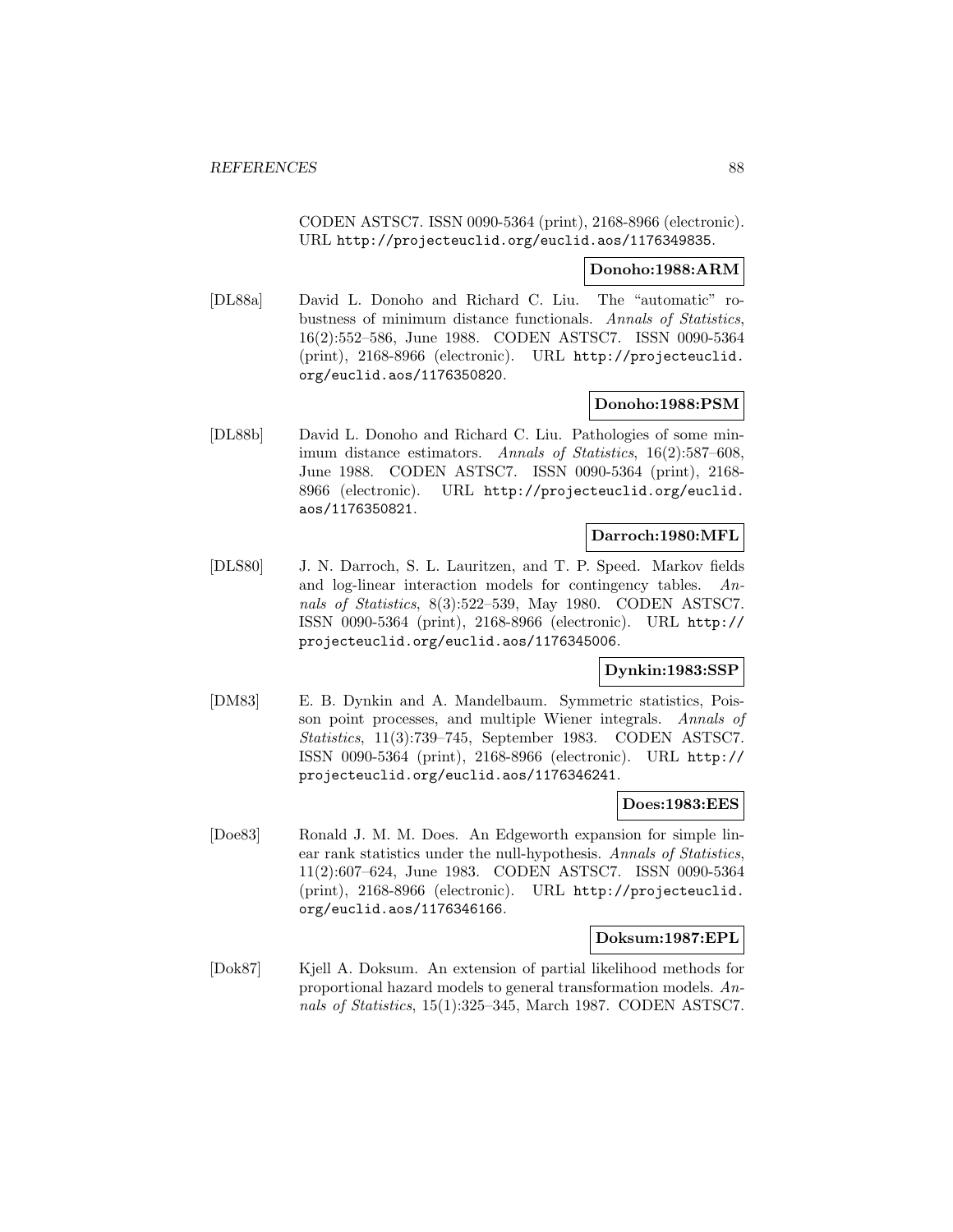CODEN ASTSC7. ISSN 0090-5364 (print), 2168-8966 (electronic). URL http://projecteuclid.org/euclid.aos/1176349835.

**Donoho:1988:ARM**

[DL88a] David L. Donoho and Richard C. Liu. The "automatic" robustness of minimum distance functionals. *Annals of Statistics*, 16(2):552–586, June 1988. CODEN ASTSC7. ISSN 0090-5364 (print), 2168-8966 (electronic). URL http://projecteuclid.org/euclid.aos/1176350820.

**Donoho:1988:PSM**

[DL88b] David L. Donoho and Richard C. Liu. Pathologies of some minimum distance estimators. *Annals of Statistics*, 16(2):587–608, June 1988. CODEN ASTSC7. ISSN 0090-5364 (print), 2168-8966 (electronic). URL http://projecteuclid.org/euclid.aos/1176350821.

**Darroch:1980:MFL**

[DLS80] J. N. Darroch, S. L. Lauritzen, and T. P. Speed. Markov fields and log-linear interaction models for contingency tables. *Annals of Statistics*, 8(3):522–539, May 1980. CODEN ASTSC7. ISSN 0090-5364 (print), 2168-8966 (electronic). URL http://projecteuclid.org/euclid.aos/1176345006.

**Dynkin:1983:SSP**

[DM83] E. B. Dynkin and A. Mandelbaum. Symmetric statistics, Poisson point processes, and multiple Wiener integrals. *Annals of Statistics*, 11(3):739–745, September 1983. CODEN ASTSC7. ISSN 0090-5364 (print), 2168-8966 (electronic). URL http://projecteuclid.org/euclid.aos/1176346241.

**Does:1983:EES**

[Doe83] Ronald J. M. M. Does. An Edgeworth expansion for simple linear rank statistics under the null-hypothesis. *Annals of Statistics*, 11(2):607–624, June 1983. CODEN ASTSC7. ISSN 0090-5364 (print), 2168-8966 (electronic). URL http://projecteuclid.org/euclid.aos/1176346166.

**Doksum:1987:EPL**

[Dok87] Kjell A. Doksum. An extension of partial likelihood methods for proportional hazard models to general transformation models. *Annals of Statistics*, 15(1):325–345, March 1987. CODEN ASTSC7.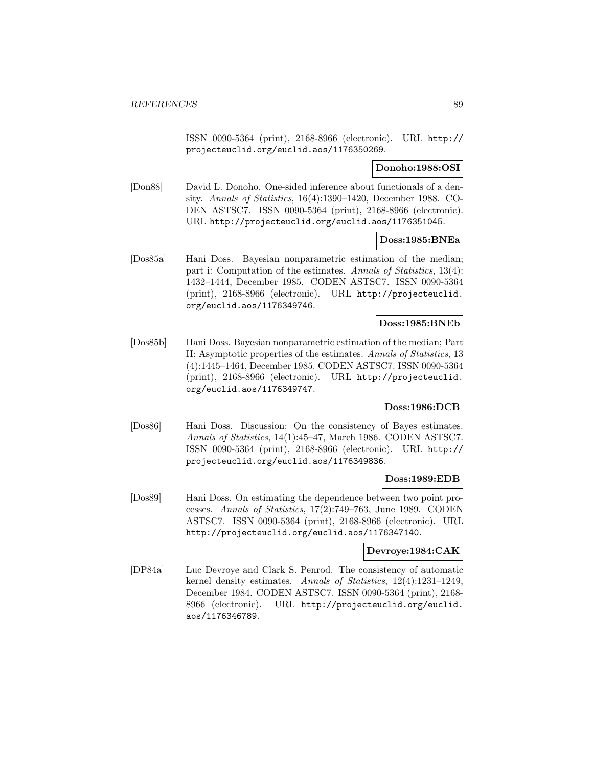ISSN 0090-5364 (print), 2168-8966 (electronic). URL http://projecteuclid.org/euclid.aos/1176350269.

**Donoho:1988:OSI**

[Don88] David L. Donoho. One-sided inference about functionals of a density. *Annals of Statistics*, 16(4):1390–1420, December 1988. CODEN ASTSC7. ISSN 0090-5364 (print), 2168-8966 (electronic). URL http://projecteuclid.org/euclid.aos/1176351045.

**Doss:1985:BNEa**

[Dos85a] Hani Doss. Bayesian nonparametric estimation of the median; part i: Computation of the estimates. *Annals of Statistics*, 13(4):1432–1444, December 1985. CODEN ASTSC7. ISSN 0090-5364 (print), 2168-8966 (electronic). URL http://projecteuclid.org/euclid.aos/1176349746.

**Doss:1985:BNEb**

[Dos85b] Hani Doss. Bayesian nonparametric estimation of the median; Part II: Asymptotic properties of the estimates. *Annals of Statistics*, 13(4):1445–1464, December 1985. CODEN ASTSC7. ISSN 0090-5364 (print), 2168-8966 (electronic). URL http://projecteuclid.org/euclid.aos/1176349747.

**Doss:1986:DCB**

[Dos86] Hani Doss. Discussion: On the consistency of Bayes estimates. *Annals of Statistics*, 14(1):45–47, March 1986. CODEN ASTSC7. ISSN 0090-5364 (print), 2168-8966 (electronic). URL http://projecteuclid.org/euclid.aos/1176349836.

**Doss:1989:EDB**

[Dos89] Hani Doss. On estimating the dependence between two point processes. *Annals of Statistics*, 17(2):749–763, June 1989. CODEN ASTSC7. ISSN 0090-5364 (print), 2168-8966 (electronic). URL http://projecteuclid.org/euclid.aos/1176347140.

**Devroye:1984:CAK**

[DP84a] Luc Devroye and Clark S. Penrod. The consistency of automatic kernel density estimates. *Annals of Statistics*, 12(4):1231–1249, December 1984. CODEN ASTSC7. ISSN 0090-5364 (print), 2168-8966 (electronic). URL http://projecteuclid.org/euclid.aos/1176346789.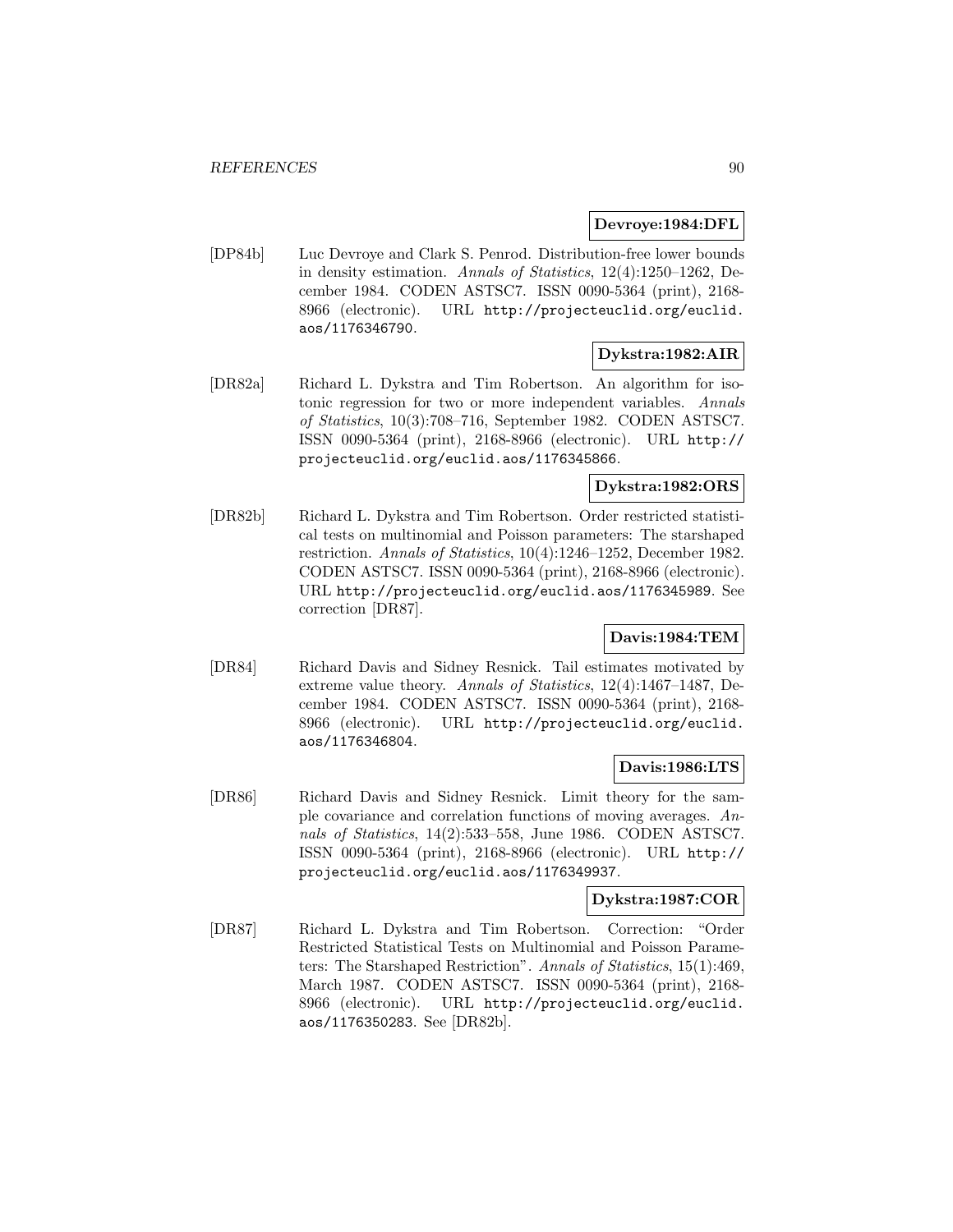**Devroye:1984:DFL**

[DP84b] Luc Devroye and Clark S. Penrod. Distribution-free lower bounds in density estimation. *Annals of Statistics*, 12(4):1250–1262, December 1984. CODEN ASTSC7. ISSN 0090-5364 (print), 2168-8966 (electronic). URL http://projecteuclid.org/euclid.aos/1176346790.

**Dykstra:1982:AIR**

[DR82a] Richard L. Dykstra and Tim Robertson. An algorithm for isotonic regression for two or more independent variables. *Annals of Statistics*, 10(3):708–716, September 1982. CODEN ASTSC7. ISSN 0090-5364 (print), 2168-8966 (electronic). URL http://projecteuclid.org/euclid.aos/1176345866.

**Dykstra:1982:ORS**

[DR82b] Richard L. Dykstra and Tim Robertson. Order restricted statistical tests on multinomial and Poisson parameters: The starshaped restriction. *Annals of Statistics*, 10(4):1246–1252, December 1982. CODEN ASTSC7. ISSN 0090-5364 (print), 2168-8966 (electronic). URL http://projecteuclid.org/euclid.aos/1176345989. See correction [DR87].

**Davis:1984:TEM**

[DR84] Richard Davis and Sidney Resnick. Tail estimates motivated by extreme value theory. *Annals of Statistics*, 12(4):1467–1487, December 1984. CODEN ASTSC7. ISSN 0090-5364 (print), 2168-8966 (electronic). URL http://projecteuclid.org/euclid.aos/1176346804.

**Davis:1986:LTS**

[DR86] Richard Davis and Sidney Resnick. Limit theory for the sample covariance and correlation functions of moving averages. *Annals of Statistics*, 14(2):533–558, June 1986. CODEN ASTSC7. ISSN 0090-5364 (print), 2168-8966 (electronic). URL http://projecteuclid.org/euclid.aos/1176349937.

**Dykstra:1987:COR**

[DR87] Richard L. Dykstra and Tim Robertson. Correction: "Order Restricted Statistical Tests on Multinomial and Poisson Parameters: The Starshaped Restriction". *Annals of Statistics*, 15(1):469, March 1987. CODEN ASTSC7. ISSN 0090-5364 (print), 2168-8966 (electronic). URL http://projecteuclid.org/euclid.aos/1176350283. See [DR82b].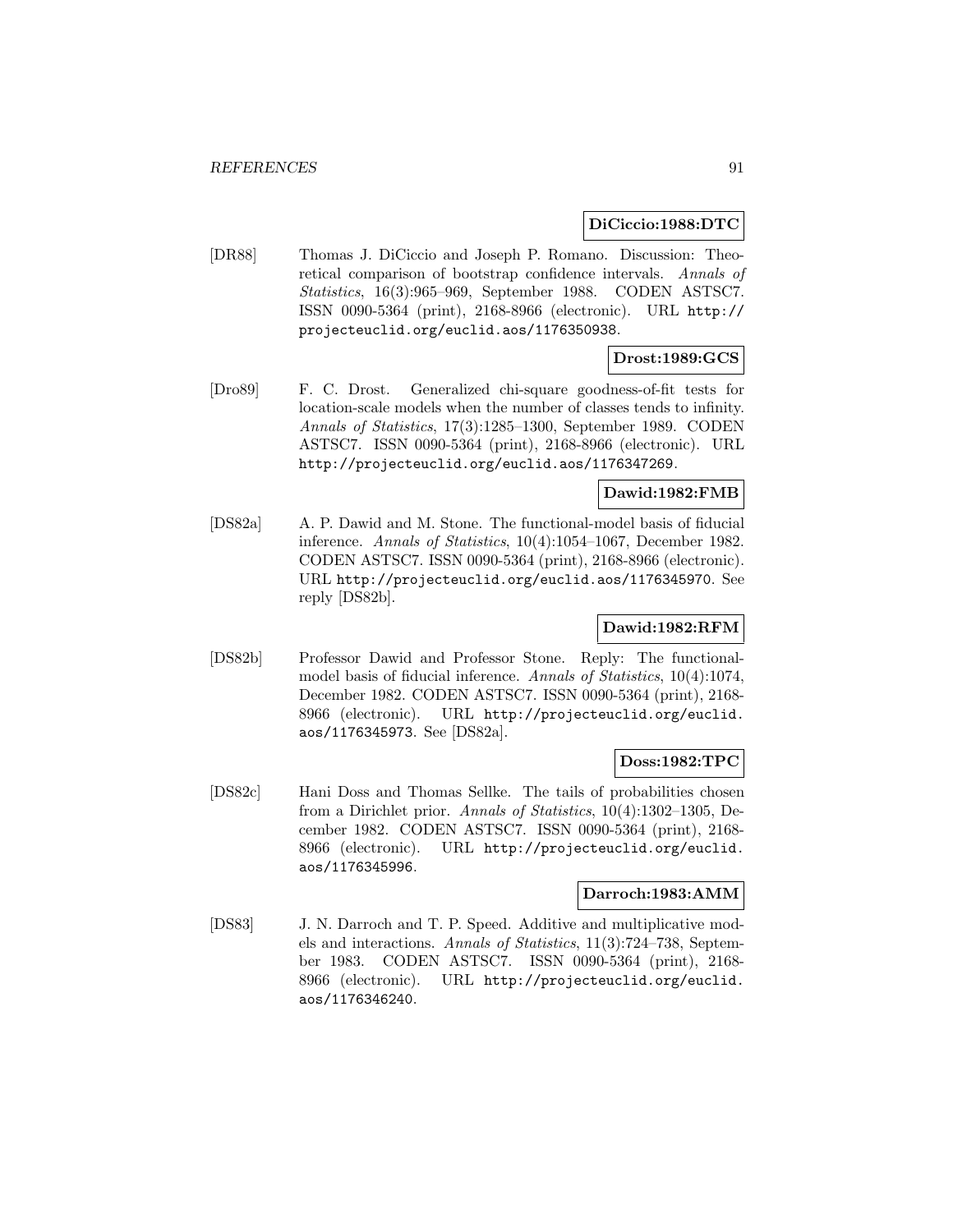**DiCiccio:1988:DTC**

[DR88] Thomas J. DiCiccio and Joseph P. Romano. Discussion: Theoretical comparison of bootstrap confidence intervals. *Annals of Statistics*, 16(3):965–969, September 1988. CODEN ASTSC7. ISSN 0090-5364 (print), 2168-8966 (electronic). URL http://projecteuclid.org/euclid.aos/1176350938.

**Drost:1989:GCS**

[Dro89] F. C. Drost. Generalized chi-square goodness-of-fit tests for location-scale models when the number of classes tends to infinity. *Annals of Statistics*, 17(3):1285–1300, September 1989. CODEN ASTSC7. ISSN 0090-5364 (print), 2168-8966 (electronic). URL http://projecteuclid.org/euclid.aos/1176347269.

**Dawid:1982:FMB**

[DS82a] A. P. Dawid and M. Stone. The functional-model basis of fiducial inference. *Annals of Statistics*, 10(4):1054–1067, December 1982. CODEN ASTSC7. ISSN 0090-5364 (print), 2168-8966 (electronic). URL http://projecteuclid.org/euclid.aos/1176345970. See reply [DS82b].

**Dawid:1982:RFM**

[DS82b] Professor Dawid and Professor Stone. Reply: The functional-model basis of fiducial inference. *Annals of Statistics*, 10(4):1074, December 1982. CODEN ASTSC7. ISSN 0090-5364 (print), 2168-8966 (electronic). URL http://projecteuclid.org/euclid.aos/1176345973. See [DS82a].

**Doss:1982:TPC**

[DS82c] Hani Doss and Thomas Sellke. The tails of probabilities chosen from a Dirichlet prior. *Annals of Statistics*, 10(4):1302–1305, December 1982. CODEN ASTSC7. ISSN 0090-5364 (print), 2168-8966 (electronic). URL http://projecteuclid.org/euclid.aos/1176345996.

**Darroch:1983:AMM**

[DS83] J. N. Darroch and T. P. Speed. Additive and multiplicative models and interactions. *Annals of Statistics*, 11(3):724–738, September 1983. CODEN ASTSC7. ISSN 0090-5364 (print), 2168-8966 (electronic). URL http://projecteuclid.org/euclid.aos/1176346240.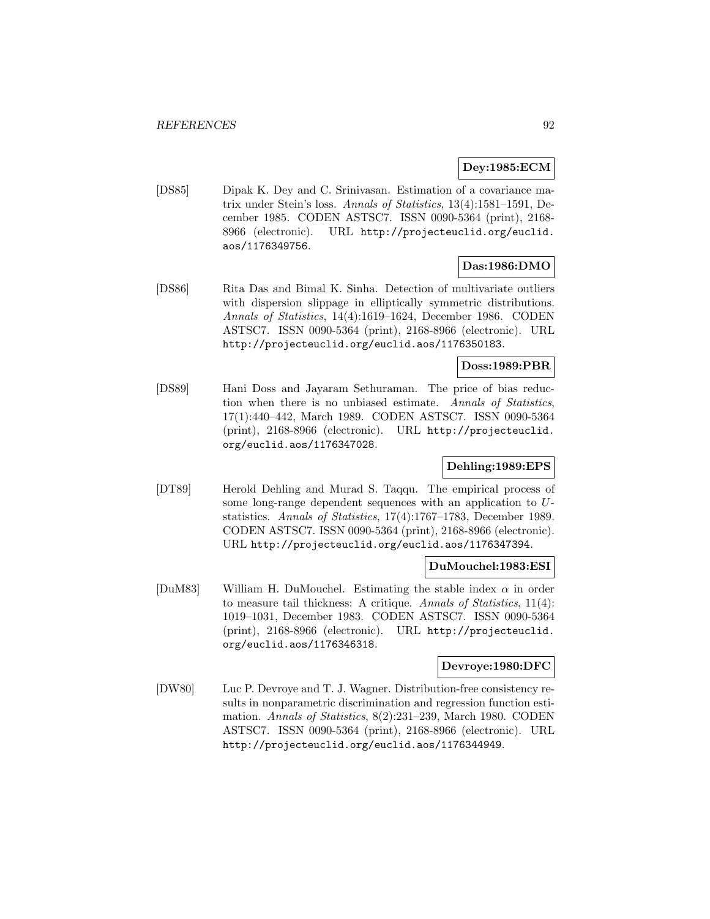**Dey:1985:ECM**

[DS85] Dipak K. Dey and C. Srinivasan. Estimation of a covariance matrix under Stein's loss. *Annals of Statistics*, 13(4):1581–1591, December 1985. CODEN ASTSC7. ISSN 0090-5364 (print), 2168-8966 (electronic). URL http://projecteuclid.org/euclid.aos/1176349756.

**Das:1986:DMO**

[DS86] Rita Das and Bimal K. Sinha. Detection of multivariate outliers with dispersion slippage in elliptically symmetric distributions. *Annals of Statistics*, 14(4):1619–1624, December 1986. CODEN ASTSC7. ISSN 0090-5364 (print), 2168-8966 (electronic). URL http://projecteuclid.org/euclid.aos/1176350183.

**Doss:1989:PBR**

[DS89] Hani Doss and Jayaram Sethuraman. The price of bias reduction when there is no unbiased estimate. *Annals of Statistics*, 17(1):440–442, March 1989. CODEN ASTSC7. ISSN 0090-5364 (print), 2168-8966 (electronic). URL http://projecteuclid.org/euclid.aos/1176347028.

**Dehling:1989:EPS**

[DT89] Herold Dehling and Murad S. Taqqu. The empirical process of some long-range dependent sequences with an application to $U$-statistics. *Annals of Statistics*, 17(4):1767–1783, December 1989. CODEN ASTSC7. ISSN 0090-5364 (print), 2168-8966 (electronic). URL http://projecteuclid.org/euclid.aos/1176347394.

**DuMouchel:1983:ESI**

[DuM83] William H. DuMouchel. Estimating the stable index $\alpha$ in order to measure tail thickness: A critique. *Annals of Statistics*, 11(4): 1019–1031, December 1983. CODEN ASTSC7. ISSN 0090-5364 (print), 2168-8966 (electronic). URL http://projecteuclid.org/euclid.aos/1176346318.

**Devroye:1980:DFC**

[DW80] Luc P. Devroye and T. J. Wagner. Distribution-free consistency results in nonparametric discrimination and regression function estimation. *Annals of Statistics*, 8(2):231–239, March 1980. CODEN ASTSC7. ISSN 0090-5364 (print), 2168-8966 (electronic). URL http://projecteuclid.org/euclid.aos/1176344949.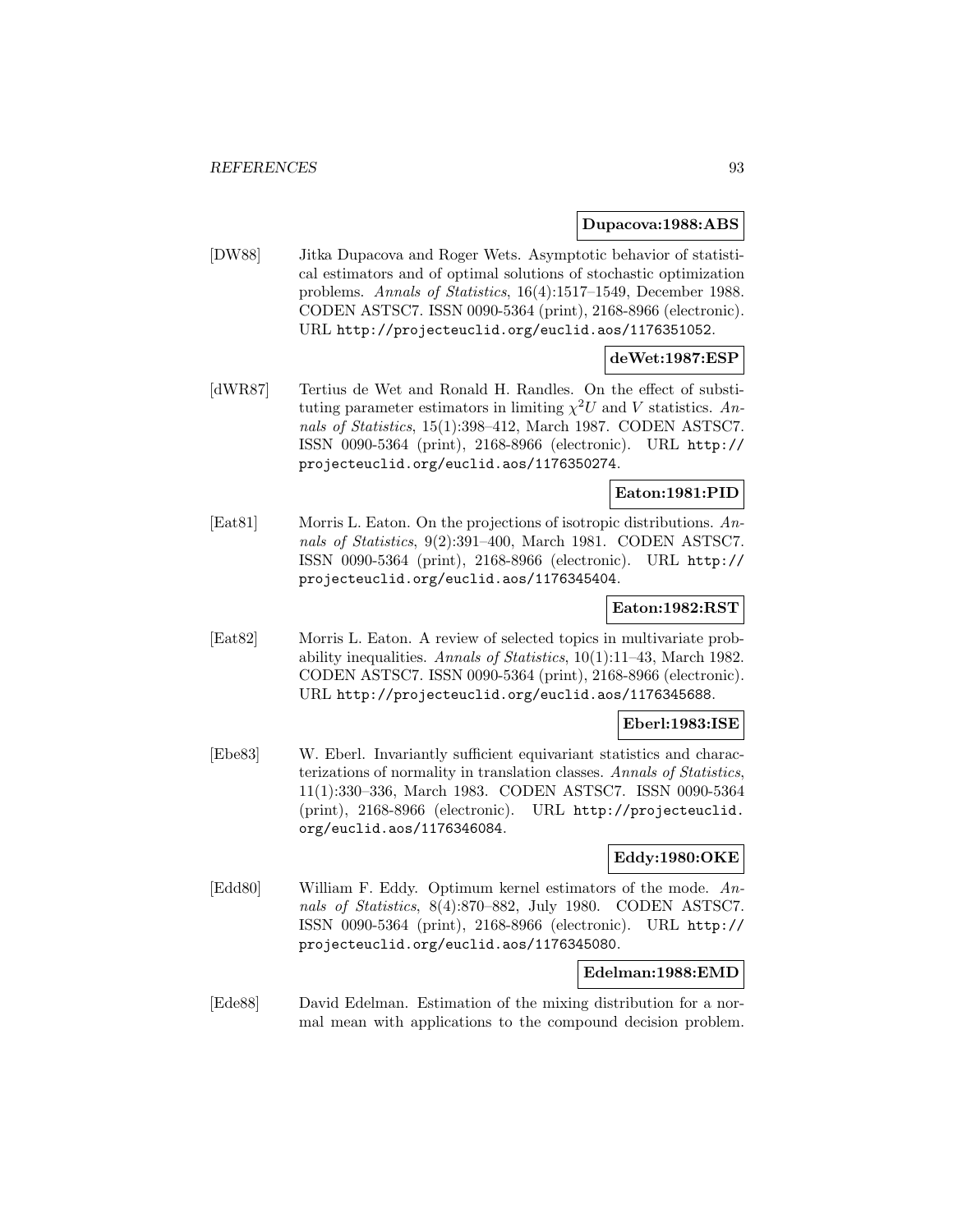**Dupacova:1988:ABS**

[DW88] Jitka Dupacova and Roger Wets. Asymptotic behavior of statistical estimators and of optimal solutions of stochastic optimization problems. *Annals of Statistics*, 16(4):1517–1549, December 1988. CODEN ASTSC7. ISSN 0090-5364 (print), 2168-8966 (electronic). URL http://projecteuclid.org/euclid.aos/1176351052.

**deWet:1987:ESP**

[dWR87] Tertius de Wet and Ronald H. Randles. On the effect of substituting parameter estimators in limiting $\chi^2 U$ and $V$ statistics. *Annals of Statistics*, 15(1):398–412, March 1987. CODEN ASTSC7. ISSN 0090-5364 (print), 2168-8966 (electronic). URL http://projecteuclid.org/euclid.aos/1176350274.

**Eaton:1981:PID**

[Eat81] Morris L. Eaton. On the projections of isotropic distributions. *Annals of Statistics*, 9(2):391–400, March 1981. CODEN ASTSC7. ISSN 0090-5364 (print), 2168-8966 (electronic). URL http://projecteuclid.org/euclid.aos/1176345404.

**Eaton:1982:RST**

[Eat82] Morris L. Eaton. A review of selected topics in multivariate probability inequalities. *Annals of Statistics*, 10(1):11–43, March 1982. CODEN ASTSC7. ISSN 0090-5364 (print), 2168-8966 (electronic). URL http://projecteuclid.org/euclid.aos/1176345688.

**Eberl:1983:ISE**

[Ebe83] W. Eberl. Invariantly sufficient equivariant statistics and characterizations of normality in translation classes. *Annals of Statistics*, 11(1):330–336, March 1983. CODEN ASTSC7. ISSN 0090-5364 (print), 2168-8966 (electronic). URL http://projecteuclid.org/euclid.aos/1176346084.

**Eddy:1980:OKE**

[Edd80] William F. Eddy. Optimum kernel estimators of the mode. *Annals of Statistics*, 8(4):870–882, July 1980. CODEN ASTSC7. ISSN 0090-5364 (print), 2168-8966 (electronic). URL http://projecteuclid.org/euclid.aos/1176345080.

**Edelman:1988:EMD**

[Ede88] David Edelman. Estimation of the mixing distribution for a normal mean with applications to the compound decision problem.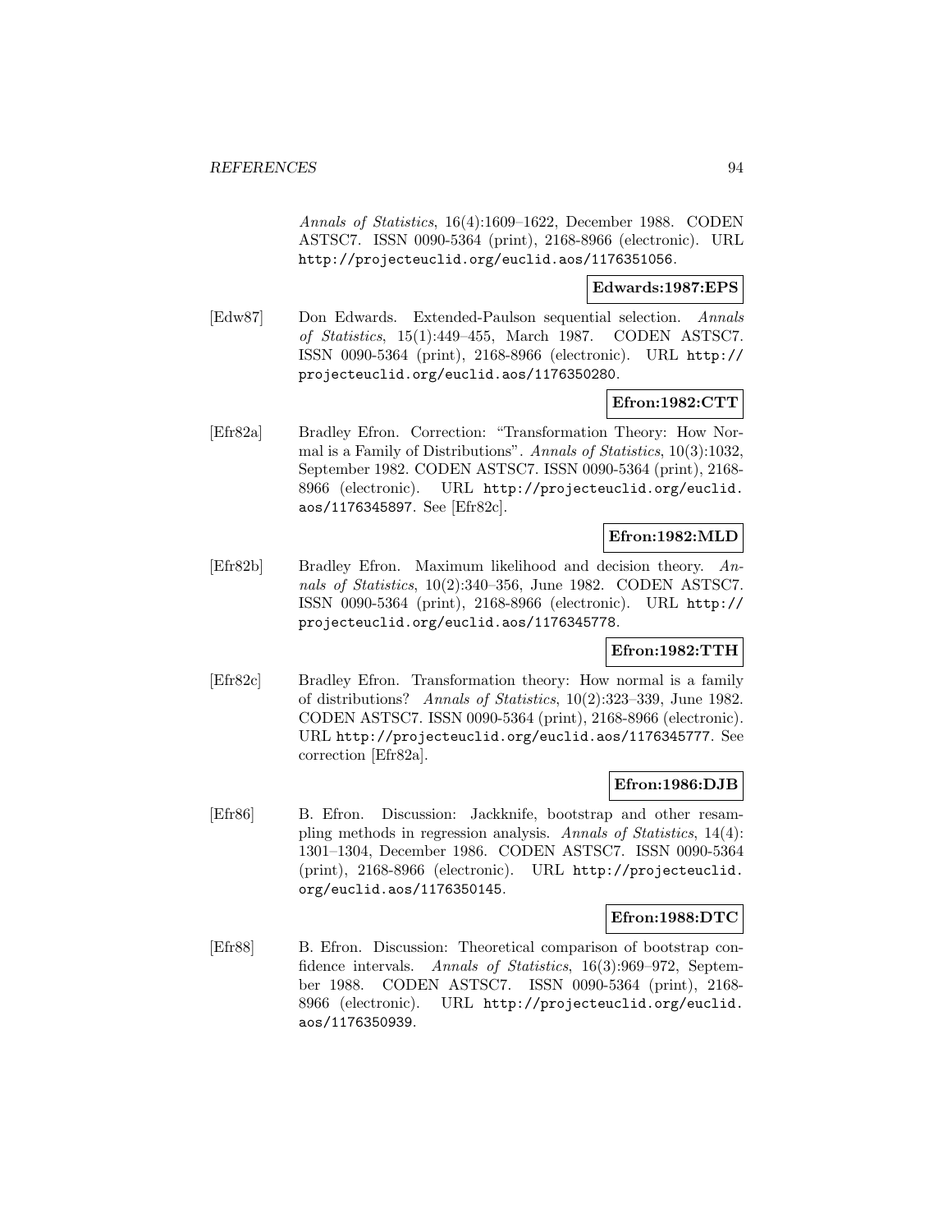*Annals of Statistics*, 16(4):1609–1622, December 1988. CODEN ASTSC7. ISSN 0090-5364 (print), 2168-8966 (electronic). URL http://projecteuclid.org/euclid.aos/1176351056.

**Edwards:1987:EPS**

[Edw87] Don Edwards. Extended-Paulson sequential selection. *Annals of Statistics*, 15(1):449–455, March 1987. CODEN ASTSC7. ISSN 0090-5364 (print), 2168-8966 (electronic). URL http://projecteuclid.org/euclid.aos/1176350280.

**Efron:1982:CTT**

[Efr82a] Bradley Efron. Correction: "Transformation Theory: How Normal is a Family of Distributions". *Annals of Statistics*, 10(3):1032, September 1982. CODEN ASTSC7. ISSN 0090-5364 (print), 2168-8966 (electronic). URL http://projecteuclid.org/euclid.aos/1176345897. See [Efr82c].

**Efron:1982:MLD**

[Efr82b] Bradley Efron. Maximum likelihood and decision theory. *Annals of Statistics*, 10(2):340–356, June 1982. CODEN ASTSC7. ISSN 0090-5364 (print), 2168-8966 (electronic). URL http://projecteuclid.org/euclid.aos/1176345778.

**Efron:1982:TTH**

[Efr82c] Bradley Efron. Transformation theory: How normal is a family of distributions? *Annals of Statistics*, 10(2):323–339, June 1982. CODEN ASTSC7. ISSN 0090-5364 (print), 2168-8966 (electronic). URL http://projecteuclid.org/euclid.aos/1176345777. See correction [Efr82a].

**Efron:1986:DJB**

[Efr86] B. Efron. Discussion: Jackknife, bootstrap and other resampling methods in regression analysis. *Annals of Statistics*, 14(4): 1301–1304, December 1986. CODEN ASTSC7. ISSN 0090-5364 (print), 2168-8966 (electronic). URL http://projecteuclid.org/euclid.aos/1176350145.

**Efron:1988:DTC**

[Efr88] B. Efron. Discussion: Theoretical comparison of bootstrap confidence intervals. *Annals of Statistics*, 16(3):969–972, September 1988. CODEN ASTSC7. ISSN 0090-5364 (print), 2168-8966 (electronic). URL http://projecteuclid.org/euclid.aos/1176350939.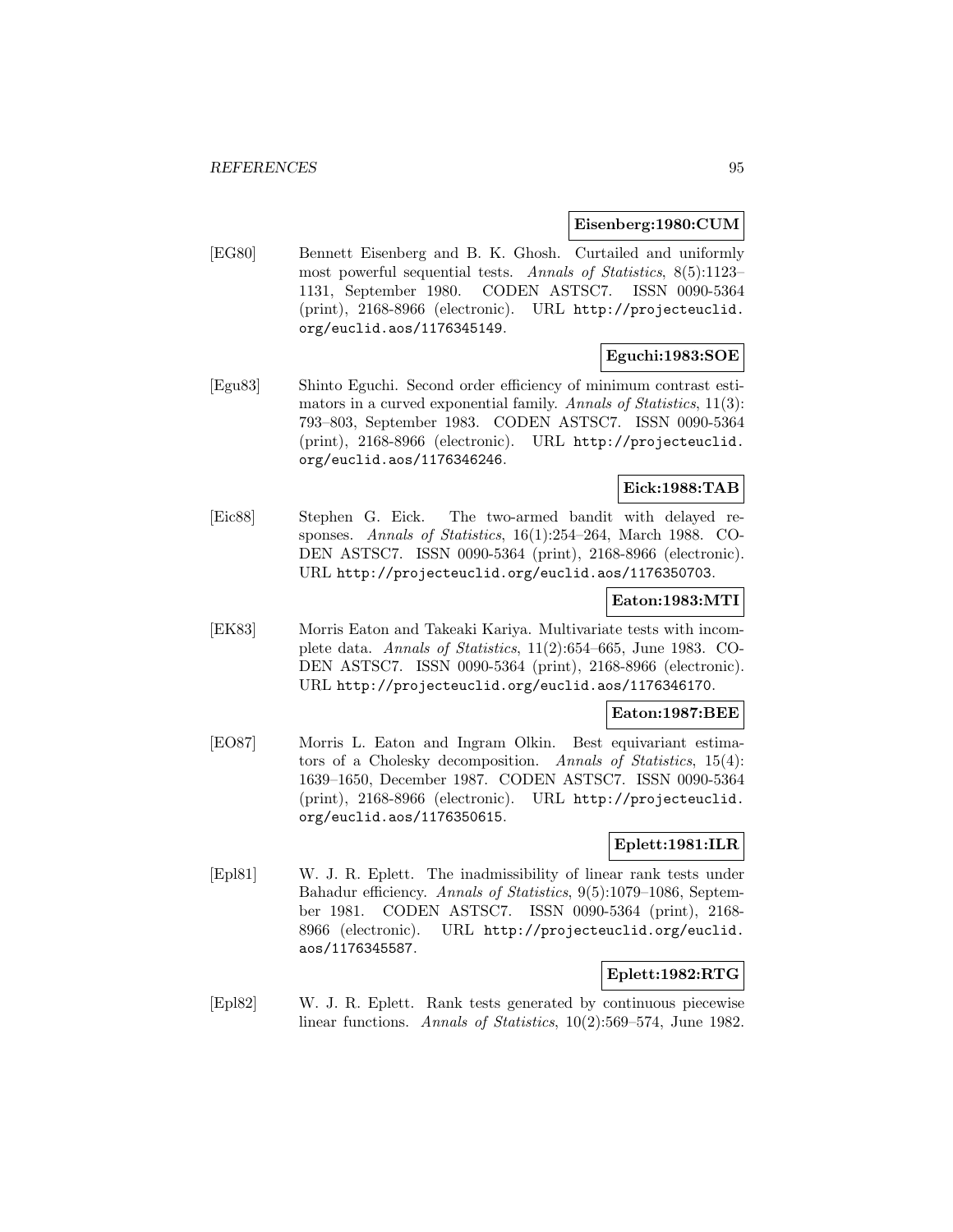**Eisenberg:1980:CUM**

[EG80] Bennett Eisenberg and B. K. Ghosh. Curtailed and uniformly most powerful sequential tests. *Annals of Statistics*, 8(5):1123–1131, September 1980. CODEN ASTSC7. ISSN 0090-5364 (print), 2168-8966 (electronic). URL http://projecteuclid.org/euclid.aos/1176345149.

**Eguchi:1983:SOE**

[Egu83] Shinto Eguchi. Second order efficiency of minimum contrast estimators in a curved exponential family. *Annals of Statistics*, 11(3): 793–803, September 1983. CODEN ASTSC7. ISSN 0090-5364 (print), 2168-8966 (electronic). URL http://projecteuclid.org/euclid.aos/1176346246.

**Eick:1988:TAB**

[Eic88] Stephen G. Eick. The two-armed bandit with delayed responses. *Annals of Statistics*, 16(1):254–264, March 1988. CODEN ASTSC7. ISSN 0090-5364 (print), 2168-8966 (electronic). URL http://projecteuclid.org/euclid.aos/1176350703.

**Eaton:1983:MTI**

[EK83] Morris Eaton and Takeaki Kariya. Multivariate tests with incomplete data. *Annals of Statistics*, 11(2):654–665, June 1983. CODEN ASTSC7. ISSN 0090-5364 (print), 2168-8966 (electronic). URL http://projecteuclid.org/euclid.aos/1176346170.

**Eaton:1987:BEE**

[EO87] Morris L. Eaton and Ingram Olkin. Best equivariant estimators of a Cholesky decomposition. *Annals of Statistics*, 15(4): 1639–1650, December 1987. CODEN ASTSC7. ISSN 0090-5364 (print), 2168-8966 (electronic). URL http://projecteuclid.org/euclid.aos/1176350615.

**Eplett:1981:ILR**

[Epl81] W. J. R. Eplett. The inadmissibility of linear rank tests under Bahadur efficiency. *Annals of Statistics*, 9(5):1079–1086, September 1981. CODEN ASTSC7. ISSN 0090-5364 (print), 2168-8966 (electronic). URL http://projecteuclid.org/euclid.aos/1176345587.

**Eplett:1982:RTG**

[Epl82] W. J. R. Eplett. Rank tests generated by continuous piecewise linear functions. *Annals of Statistics*, 10(2):569–574, June 1982.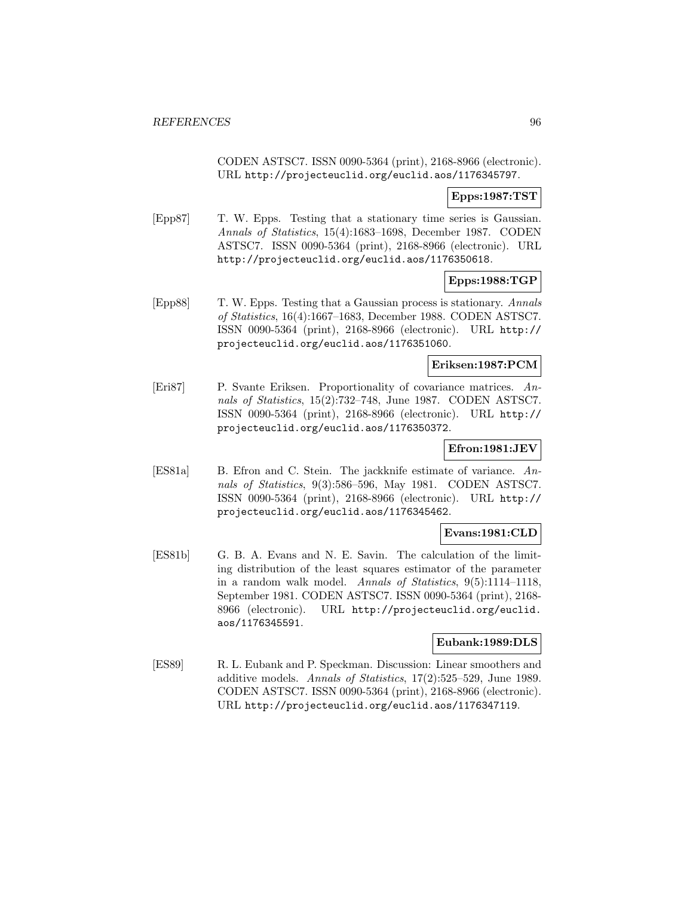CODEN ASTSC7. ISSN 0090-5364 (print), 2168-8966 (electronic). URL http://projecteuclid.org/euclid.aos/1176345797.

**Epps:1987:TST**

[Epp87] T. W. Epps. Testing that a stationary time series is Gaussian. *Annals of Statistics*, 15(4):1683–1698, December 1987. CODEN ASTSC7. ISSN 0090-5364 (print), 2168-8966 (electronic). URL http://projecteuclid.org/euclid.aos/1176350618.

**Epps:1988:TGP**

[Epp88] T. W. Epps. Testing that a Gaussian process is stationary. *Annals of Statistics*, 16(4):1667–1683, December 1988. CODEN ASTSC7. ISSN 0090-5364 (print), 2168-8966 (electronic). URL http://projecteuclid.org/euclid.aos/1176351060.

**Eriksen:1987:PCM**

[Eri87] P. Svante Eriksen. Proportionality of covariance matrices. *Annals of Statistics*, 15(2):732–748, June 1987. CODEN ASTSC7. ISSN 0090-5364 (print), 2168-8966 (electronic). URL http://projecteuclid.org/euclid.aos/1176350372.

**Efron:1981:JEV**

[ES81a] B. Efron and C. Stein. The jackknife estimate of variance. *Annals of Statistics*, 9(3):586–596, May 1981. CODEN ASTSC7. ISSN 0090-5364 (print), 2168-8966 (electronic). URL http://projecteuclid.org/euclid.aos/1176345462.

**Evans:1981:CLD**

[ES81b] G. B. A. Evans and N. E. Savin. The calculation of the limiting distribution of the least squares estimator of the parameter in a random walk model. *Annals of Statistics*, 9(5):1114–1118, September 1981. CODEN ASTSC7. ISSN 0090-5364 (print), 2168-8966 (electronic). URL http://projecteuclid.org/euclid.aos/1176345591.

**Eubank:1989:DLS**

[ES89] R. L. Eubank and P. Speckman. Discussion: Linear smoothers and additive models. *Annals of Statistics*, 17(2):525–529, June 1989. CODEN ASTSC7. ISSN 0090-5364 (print), 2168-8966 (electronic). URL http://projecteuclid.org/euclid.aos/1176347119.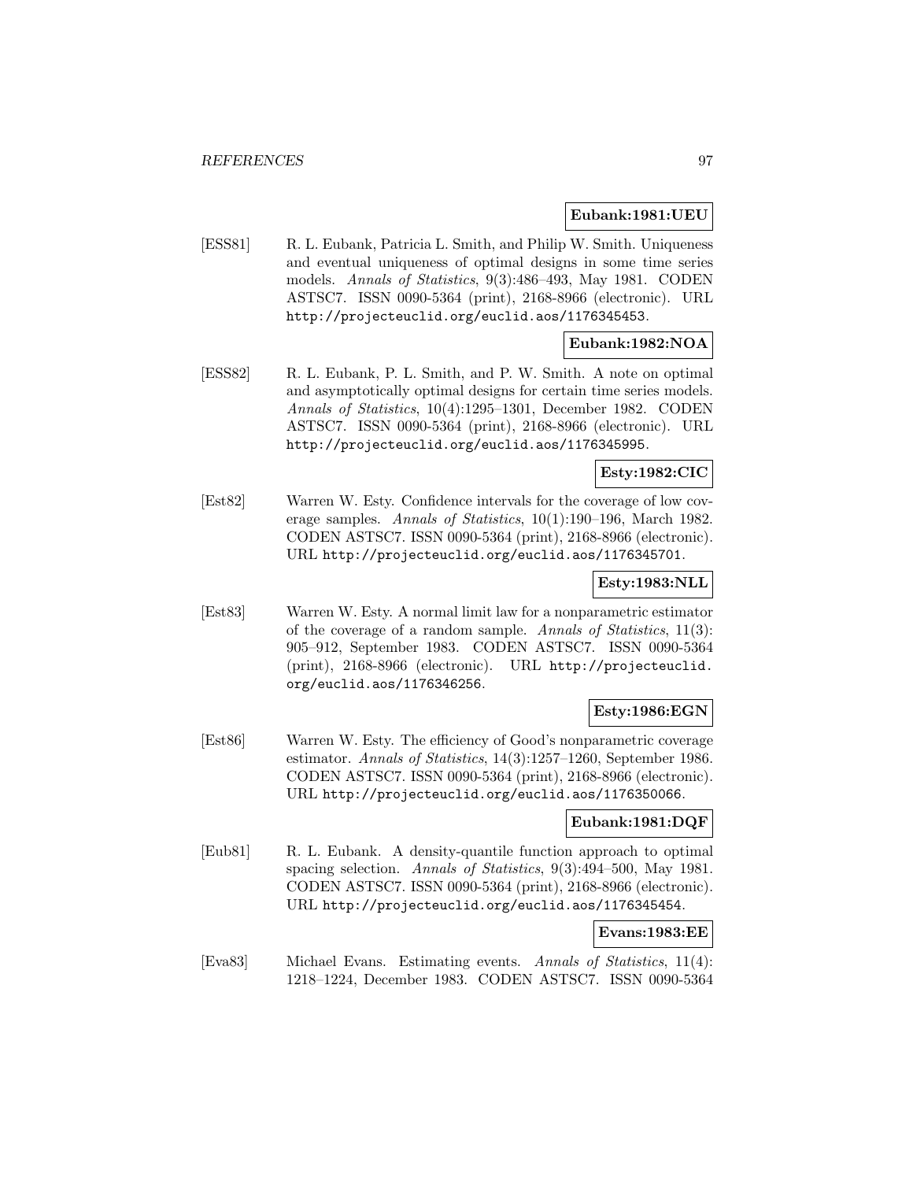**Eubank:1981:UEU**

[ESS81] R. L. Eubank, Patricia L. Smith, and Philip W. Smith. Uniqueness and eventual uniqueness of optimal designs in some time series models. *Annals of Statistics*, 9(3):486–493, May 1981. CODEN ASTSC7. ISSN 0090-5364 (print), 2168-8966 (electronic). URL http://projecteuclid.org/euclid.aos/1176345453.

**Eubank:1982:NOA**

[ESS82] R. L. Eubank, P. L. Smith, and P. W. Smith. A note on optimal and asymptotically optimal designs for certain time series models. *Annals of Statistics*, 10(4):1295–1301, December 1982. CODEN ASTSC7. ISSN 0090-5364 (print), 2168-8966 (electronic). URL http://projecteuclid.org/euclid.aos/1176345995.

**Esty:1982:CIC**

[Est82] Warren W. Esty. Confidence intervals for the coverage of low coverage samples. *Annals of Statistics*, 10(1):190–196, March 1982. CODEN ASTSC7. ISSN 0090-5364 (print), 2168-8966 (electronic). URL http://projecteuclid.org/euclid.aos/1176345701.

**Esty:1983:NLL**

[Est83] Warren W. Esty. A normal limit law for a nonparametric estimator of the coverage of a random sample. *Annals of Statistics*, 11(3): 905–912, September 1983. CODEN ASTSC7. ISSN 0090-5364 (print), 2168-8966 (electronic). URL http://projecteuclid.org/euclid.aos/1176346256.

**Esty:1986:EGN**

[Est86] Warren W. Esty. The efficiency of Good's nonparametric coverage estimator. *Annals of Statistics*, 14(3):1257–1260, September 1986. CODEN ASTSC7. ISSN 0090-5364 (print), 2168-8966 (electronic). URL http://projecteuclid.org/euclid.aos/1176350066.

**Eubank:1981:DQF**

[Eub81] R. L. Eubank. A density-quantile function approach to optimal spacing selection. *Annals of Statistics*, 9(3):494–500, May 1981. CODEN ASTSC7. ISSN 0090-5364 (print), 2168-8966 (electronic). URL http://projecteuclid.org/euclid.aos/1176345454.

**Evans:1983:EE**

[Eva83] Michael Evans. Estimating events. *Annals of Statistics*, 11(4): 1218–1224, December 1983. CODEN ASTSC7. ISSN 0090-5364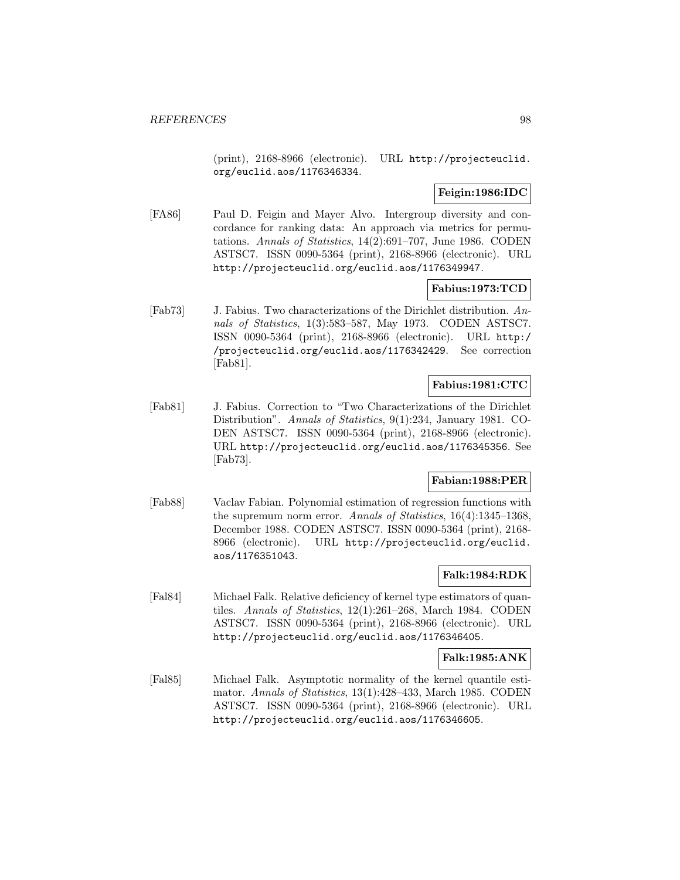(print), 2168-8966 (electronic). URL http://projecteuclid.org/euclid.aos/1176346334.

**Feigin:1986:IDC**

[FA86] Paul D. Feigin and Mayer Alvo. Intergroup diversity and concordance for ranking data: An approach via metrics for permutations. *Annals of Statistics*, 14(2):691–707, June 1986. CODEN ASTSC7. ISSN 0090-5364 (print), 2168-8966 (electronic). URL http://projecteuclid.org/euclid.aos/1176349947.

**Fabius:1973:TCD**

[Fab73] J. Fabius. Two characterizations of the Dirichlet distribution. *Annals of Statistics*, 1(3):583–587, May 1973. CODEN ASTSC7. ISSN 0090-5364 (print), 2168-8966 (electronic). URL http://projecteuclid.org/euclid.aos/1176342429. See correction [Fab81].

**Fabius:1981:CTC**

[Fab81] J. Fabius. Correction to "Two Characterizations of the Dirichlet Distribution". *Annals of Statistics*, 9(1):234, January 1981. CODEN ASTSC7. ISSN 0090-5364 (print), 2168-8966 (electronic). URL http://projecteuclid.org/euclid.aos/1176345356. See [Fab73].

**Fabian:1988:PER**

[Fab88] Vaclav Fabian. Polynomial estimation of regression functions with the supremum norm error. *Annals of Statistics*, 16(4):1345–1368, December 1988. CODEN ASTSC7. ISSN 0090-5364 (print), 2168-8966 (electronic). URL http://projecteuclid.org/euclid.aos/1176351043.

**Falk:1984:RDK**

[Fal84] Michael Falk. Relative deficiency of kernel type estimators of quantiles. *Annals of Statistics*, 12(1):261–268, March 1984. CODEN ASTSC7. ISSN 0090-5364 (print), 2168-8966 (electronic). URL http://projecteuclid.org/euclid.aos/1176346405.

**Falk:1985:ANK**

[Fal85] Michael Falk. Asymptotic normality of the kernel quantile estimator. *Annals of Statistics*, 13(1):428–433, March 1985. CODEN ASTSC7. ISSN 0090-5364 (print), 2168-8966 (electronic). URL http://projecteuclid.org/euclid.aos/1176346605.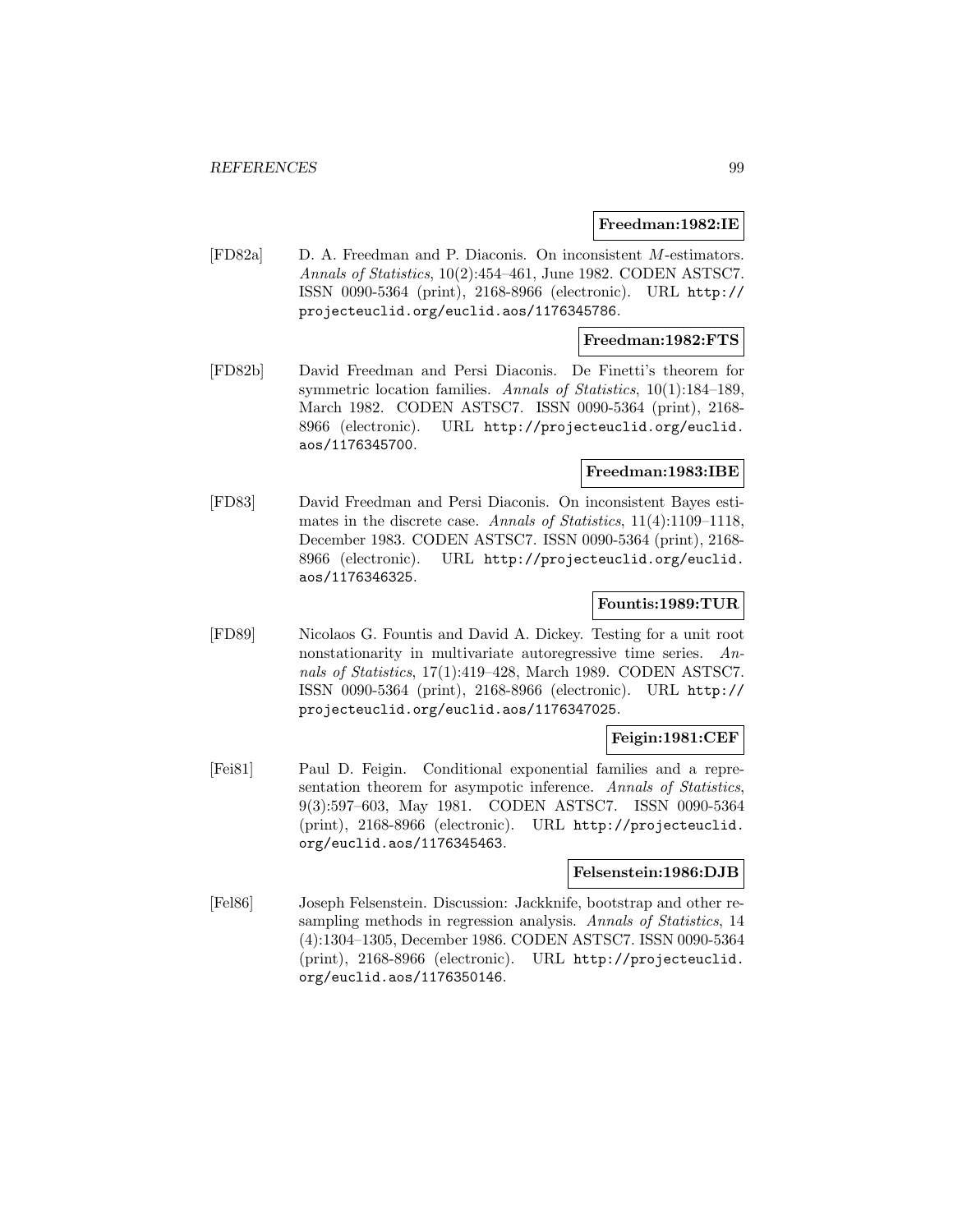**Freedman:1982:IE**

[FD82a] D. A. Freedman and P. Diaconis. On inconsistent $M$-estimators. *Annals of Statistics*, 10(2):454–461, June 1982. CODEN ASTSC7. ISSN 0090-5364 (print), 2168-8966 (electronic). URL http://projecteuclid.org/euclid.aos/1176345786.

**Freedman:1982:FTS**

[FD82b] David Freedman and Persi Diaconis. De Finetti's theorem for symmetric location families. *Annals of Statistics*, 10(1):184–189, March 1982. CODEN ASTSC7. ISSN 0090-5364 (print), 2168-8966 (electronic). URL http://projecteuclid.org/euclid.aos/1176345700.

**Freedman:1983:IBE**

[FD83] David Freedman and Persi Diaconis. On inconsistent Bayes estimates in the discrete case. *Annals of Statistics*, 11(4):1109–1118, December 1983. CODEN ASTSC7. ISSN 0090-5364 (print), 2168-8966 (electronic). URL http://projecteuclid.org/euclid.aos/1176346325.

**Fountis:1989:TUR**

[FD89] Nicolaos G. Fountis and David A. Dickey. Testing for a unit root nonstationarity in multivariate autoregressive time series. *Annals of Statistics*, 17(1):419–428, March 1989. CODEN ASTSC7. ISSN 0090-5364 (print), 2168-8966 (electronic). URL http://projecteuclid.org/euclid.aos/1176347025.

**Feigin:1981:CEF**

[Fei81] Paul D. Feigin. Conditional exponential families and a representation theorem for asympotic inference. *Annals of Statistics*, 9(3):597–603, May 1981. CODEN ASTSC7. ISSN 0090-5364 (print), 2168-8966 (electronic). URL http://projecteuclid.org/euclid.aos/1176345463.

**Felsenstein:1986:DJB**

[Fel86] Joseph Felsenstein. Discussion: Jackknife, bootstrap and other resampling methods in regression analysis. *Annals of Statistics*, 14 (4):1304–1305, December 1986. CODEN ASTSC7. ISSN 0090-5364 (print), 2168-8966 (electronic). URL http://projecteuclid.org/euclid.aos/1176350146.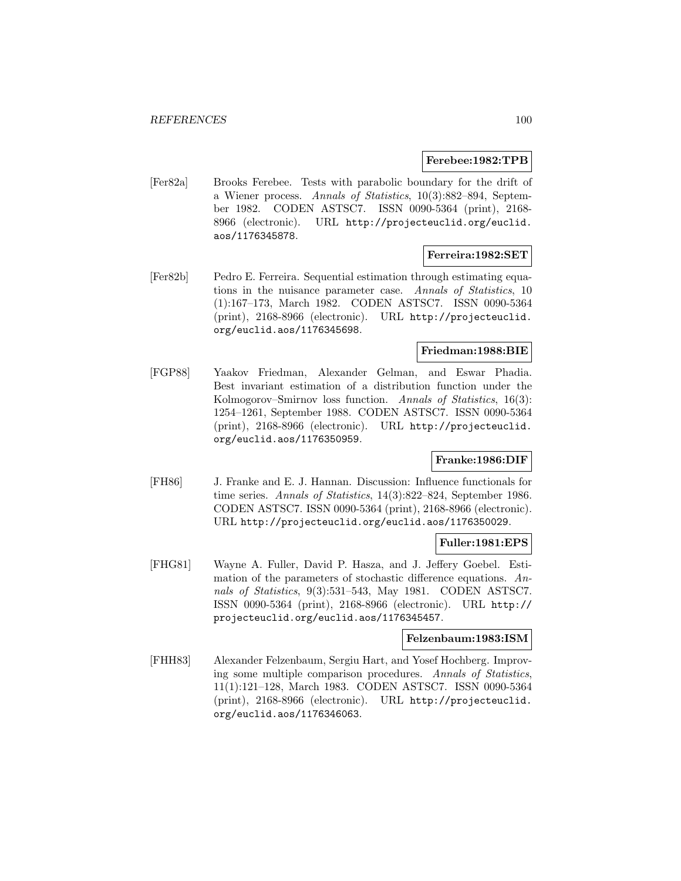**Ferebee:1982:TPB**

[Fer82a] Brooks Ferebee. Tests with parabolic boundary for the drift of a Wiener process. *Annals of Statistics*, 10(3):882–894, September 1982. CODEN ASTSC7. ISSN 0090-5364 (print), 2168-8966 (electronic). URL http://projecteuclid.org/euclid.aos/1176345878.

**Ferreira:1982:SET**

[Fer82b] Pedro E. Ferreira. Sequential estimation through estimating equations in the nuisance parameter case. *Annals of Statistics*, 10 (1):167–173, March 1982. CODEN ASTSC7. ISSN 0090-5364 (print), 2168-8966 (electronic). URL http://projecteuclid.org/euclid.aos/1176345698.

**Friedman:1988:BIE**

[FGP88] Yaakov Friedman, Alexander Gelman, and Eswar Phadia. Best invariant estimation of a distribution function under the Kolmogorov–Smirnov loss function. *Annals of Statistics*, 16(3): 1254–1261, September 1988. CODEN ASTSC7. ISSN 0090-5364 (print), 2168-8966 (electronic). URL http://projecteuclid.org/euclid.aos/1176350959.

**Franke:1986:DIF**

[FH86] J. Franke and E. J. Hannan. Discussion: Influence functionals for time series. *Annals of Statistics*, 14(3):822–824, September 1986. CODEN ASTSC7. ISSN 0090-5364 (print), 2168-8966 (electronic). URL http://projecteuclid.org/euclid.aos/1176350029.

**Fuller:1981:EPS**

[FHG81] Wayne A. Fuller, David P. Hasza, and J. Jeffery Goebel. Estimation of the parameters of stochastic difference equations. *Annals of Statistics*, 9(3):531–543, May 1981. CODEN ASTSC7. ISSN 0090-5364 (print), 2168-8966 (electronic). URL http://projecteuclid.org/euclid.aos/1176345457.

**Felzenbaum:1983:ISM**

[FHH83] Alexander Felzenbaum, Sergiu Hart, and Yosef Hochberg. Improving some multiple comparison procedures. *Annals of Statistics*, 11(1):121–128, March 1983. CODEN ASTSC7. ISSN 0090-5364 (print), 2168-8966 (electronic). URL http://projecteuclid.org/euclid.aos/1176346063.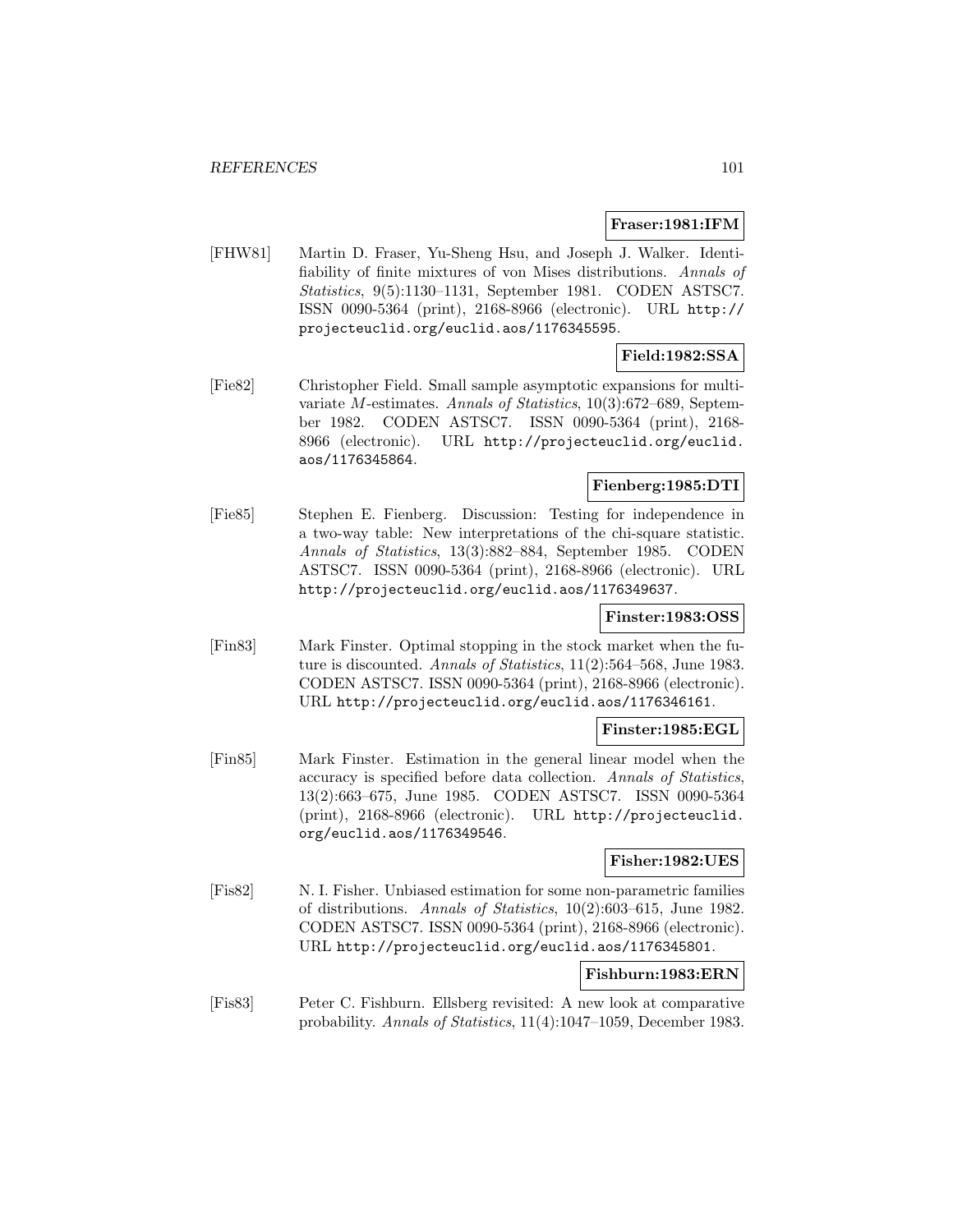**Fraser:1981:IFM**

[FHW81] Martin D. Fraser, Yu-Sheng Hsu, and Joseph J. Walker. Identifiability of finite mixtures of von Mises distributions. *Annals of Statistics*, 9(5):1130–1131, September 1981. CODEN ASTSC7. ISSN 0090-5364 (print), 2168-8966 (electronic). URL http://projecteuclid.org/euclid.aos/1176345595.

**Field:1982:SSA**

[Fie82] Christopher Field. Small sample asymptotic expansions for multivariate $M$-estimates. *Annals of Statistics*, 10(3):672–689, September 1982. CODEN ASTSC7. ISSN 0090-5364 (print), 2168-8966 (electronic). URL http://projecteuclid.org/euclid.aos/1176345864.

**Fienberg:1985:DTI**

[Fie85] Stephen E. Fienberg. Discussion: Testing for independence in a two-way table: New interpretations of the chi-square statistic. *Annals of Statistics*, 13(3):882–884, September 1985. CODEN ASTSC7. ISSN 0090-5364 (print), 2168-8966 (electronic). URL http://projecteuclid.org/euclid.aos/1176349637.

**Finster:1983:OSS**

[Fin83] Mark Finster. Optimal stopping in the stock market when the future is discounted. *Annals of Statistics*, 11(2):564–568, June 1983. CODEN ASTSC7. ISSN 0090-5364 (print), 2168-8966 (electronic). URL http://projecteuclid.org/euclid.aos/1176346161.

**Finster:1985:EGL**

[Fin85] Mark Finster. Estimation in the general linear model when the accuracy is specified before data collection. *Annals of Statistics*, 13(2):663–675, June 1985. CODEN ASTSC7. ISSN 0090-5364 (print), 2168-8966 (electronic). URL http://projecteuclid.org/euclid.aos/1176349546.

**Fisher:1982:UES**

[Fis82] N. I. Fisher. Unbiased estimation for some non-parametric families of distributions. *Annals of Statistics*, 10(2):603–615, June 1982. CODEN ASTSC7. ISSN 0090-5364 (print), 2168-8966 (electronic). URL http://projecteuclid.org/euclid.aos/1176345801.

**Fishburn:1983:ERN**

[Fis83] Peter C. Fishburn. Ellsberg revisited: A new look at comparative probability. *Annals of Statistics*, 11(4):1047–1059, December 1983.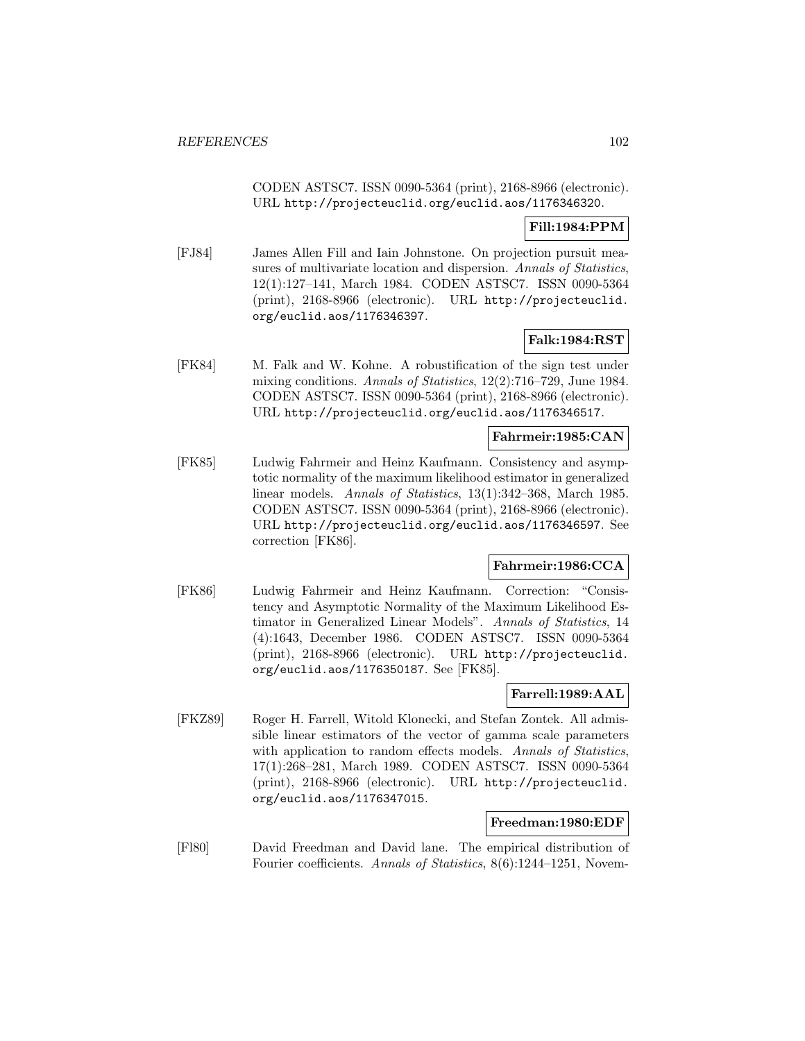CODEN ASTSC7. ISSN 0090-5364 (print), 2168-8966 (electronic). URL http://projecteuclid.org/euclid.aos/1176346320.

**Fill:1984:PPM**

[FJ84] James Allen Fill and Iain Johnstone. On projection pursuit measures of multivariate location and dispersion. *Annals of Statistics*, 12(1):127–141, March 1984. CODEN ASTSC7. ISSN 0090-5364 (print), 2168-8966 (electronic). URL http://projecteuclid.org/euclid.aos/1176346397.

**Falk:1984:RST**

[FK84] M. Falk and W. Kohne. A robustification of the sign test under mixing conditions. *Annals of Statistics*, 12(2):716–729, June 1984. CODEN ASTSC7. ISSN 0090-5364 (print), 2168-8966 (electronic). URL http://projecteuclid.org/euclid.aos/1176346517.

**Fahrmeir:1985:CAN**

[FK85] Ludwig Fahrmeir and Heinz Kaufmann. Consistency and asymptotic normality of the maximum likelihood estimator in generalized linear models. *Annals of Statistics*, 13(1):342–368, March 1985. CODEN ASTSC7. ISSN 0090-5364 (print), 2168-8966 (electronic). URL http://projecteuclid.org/euclid.aos/1176346597. See correction [FK86].

**Fahrmeir:1986:CCA**

[FK86] Ludwig Fahrmeir and Heinz Kaufmann. Correction: "Consistency and Asymptotic Normality of the Maximum Likelihood Estimator in Generalized Linear Models". *Annals of Statistics*, 14 (4):1643, December 1986. CODEN ASTSC7. ISSN 0090-5364 (print), 2168-8966 (electronic). URL http://projecteuclid.org/euclid.aos/1176350187. See [FK85].

**Farrell:1989:AAL**

[FKZ89] Roger H. Farrell, Witold Klonecki, and Stefan Zontek. All admissible linear estimators of the vector of gamma scale parameters with application to random effects models. *Annals of Statistics*, 17(1):268–281, March 1989. CODEN ASTSC7. ISSN 0090-5364 (print), 2168-8966 (electronic). URL http://projecteuclid.org/euclid.aos/1176347015.

**Freedman:1980:EDF**

[Fl80] David Freedman and David lane. The empirical distribution of Fourier coefficients. *Annals of Statistics*, 8(6):1244–1251, Novem-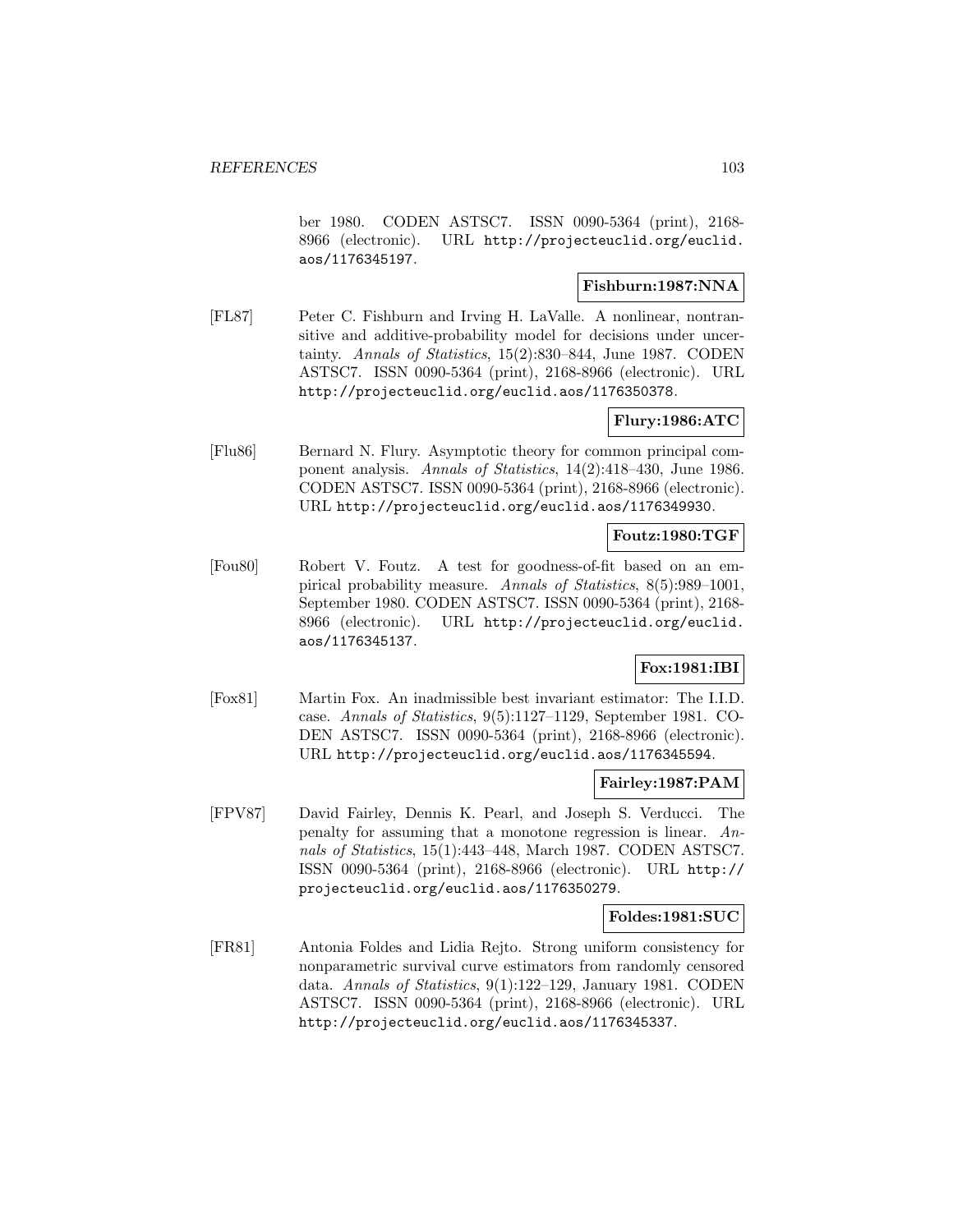ber 1980. CODEN ASTSC7. ISSN 0090-5364 (print), 2168-8966 (electronic). URL http://projecteuclid.org/euclid.aos/1176345197.

**Fishburn:1987:NNA**

[FL87] Peter C. Fishburn and Irving H. LaValle. A nonlinear, nontransitive and additive-probability model for decisions under uncertainty. *Annals of Statistics*, 15(2):830–844, June 1987. CODEN ASTSC7. ISSN 0090-5364 (print), 2168-8966 (electronic). URL http://projecteuclid.org/euclid.aos/1176350378.

**Flury:1986:ATC**

[Flu86] Bernard N. Flury. Asymptotic theory for common principal component analysis. *Annals of Statistics*, 14(2):418–430, June 1986. CODEN ASTSC7. ISSN 0090-5364 (print), 2168-8966 (electronic). URL http://projecteuclid.org/euclid.aos/1176349930.

**Foutz:1980:TGF**

[Fou80] Robert V. Foutz. A test for goodness-of-fit based on an empirical probability measure. *Annals of Statistics*, 8(5):989–1001, September 1980. CODEN ASTSC7. ISSN 0090-5364 (print), 2168-8966 (electronic). URL http://projecteuclid.org/euclid.aos/1176345137.

**Fox:1981:IBI**

[Fox81] Martin Fox. An inadmissible best invariant estimator: The I.I.D. case. *Annals of Statistics*, 9(5):1127–1129, September 1981. CODEN ASTSC7. ISSN 0090-5364 (print), 2168-8966 (electronic). URL http://projecteuclid.org/euclid.aos/1176345594.

**Fairley:1987:PAM**

[FPV87] David Fairley, Dennis K. Pearl, and Joseph S. Verducci. The penalty for assuming that a monotone regression is linear. *Annals of Statistics*, 15(1):443–448, March 1987. CODEN ASTSC7. ISSN 0090-5364 (print), 2168-8966 (electronic). URL http://projecteuclid.org/euclid.aos/1176350279.

**Foldes:1981:SUC**

[FR81] Antonia Foldes and Lidia Rejto. Strong uniform consistency for nonparametric survival curve estimators from randomly censored data. *Annals of Statistics*, 9(1):122–129, January 1981. CODEN ASTSC7. ISSN 0090-5364 (print), 2168-8966 (electronic). URL http://projecteuclid.org/euclid.aos/1176345337.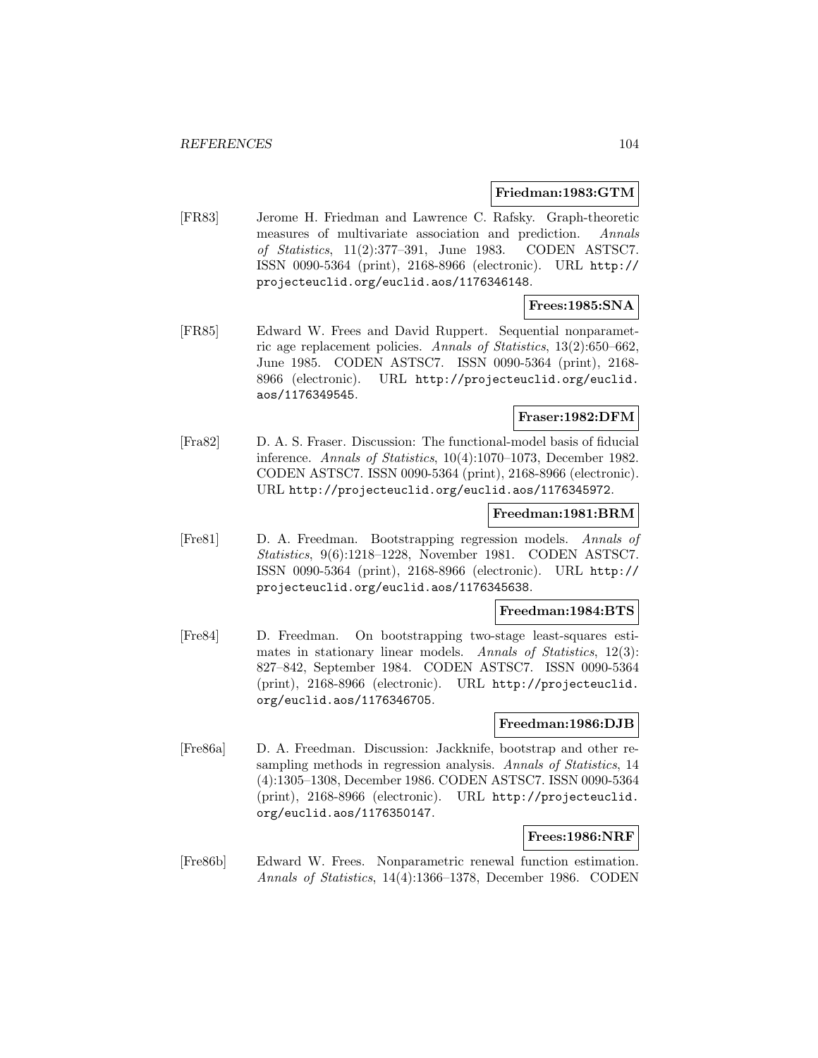**Friedman:1983:GTM**

[FR83] Jerome H. Friedman and Lawrence C. Rafsky. Graph-theoretic measures of multivariate association and prediction. *Annals of Statistics*, 11(2):377–391, June 1983. CODEN ASTSC7. ISSN 0090-5364 (print), 2168-8966 (electronic). URL http://projecteuclid.org/euclid.aos/1176346148.

**Frees:1985:SNA**

[FR85] Edward W. Frees and David Ruppert. Sequential nonparametric age replacement policies. *Annals of Statistics*, 13(2):650–662, June 1985. CODEN ASTSC7. ISSN 0090-5364 (print), 2168-8966 (electronic). URL http://projecteuclid.org/euclid.aos/1176349545.

**Fraser:1982:DFM**

[Fra82] D. A. S. Fraser. Discussion: The functional-model basis of fiducial inference. *Annals of Statistics*, 10(4):1070–1073, December 1982. CODEN ASTSC7. ISSN 0090-5364 (print), 2168-8966 (electronic). URL http://projecteuclid.org/euclid.aos/1176345972.

**Freedman:1981:BRM**

[Fre81] D. A. Freedman. Bootstrapping regression models. *Annals of Statistics*, 9(6):1218–1228, November 1981. CODEN ASTSC7. ISSN 0090-5364 (print), 2168-8966 (electronic). URL http://projecteuclid.org/euclid.aos/1176345638.

**Freedman:1984:BTS**

[Fre84] D. Freedman. On bootstrapping two-stage least-squares estimates in stationary linear models. *Annals of Statistics*, 12(3): 827–842, September 1984. CODEN ASTSC7. ISSN 0090-5364 (print), 2168-8966 (electronic). URL http://projecteuclid.org/euclid.aos/1176346705.

**Freedman:1986:DJB**

[Fre86a] D. A. Freedman. Discussion: Jackknife, bootstrap and other resampling methods in regression analysis. *Annals of Statistics*, 14 (4):1305–1308, December 1986. CODEN ASTSC7. ISSN 0090-5364 (print), 2168-8966 (electronic). URL http://projecteuclid.org/euclid.aos/1176350147.

**Frees:1986:NRF**

[Fre86b] Edward W. Frees. Nonparametric renewal function estimation. *Annals of Statistics*, 14(4):1366–1378, December 1986. CODEN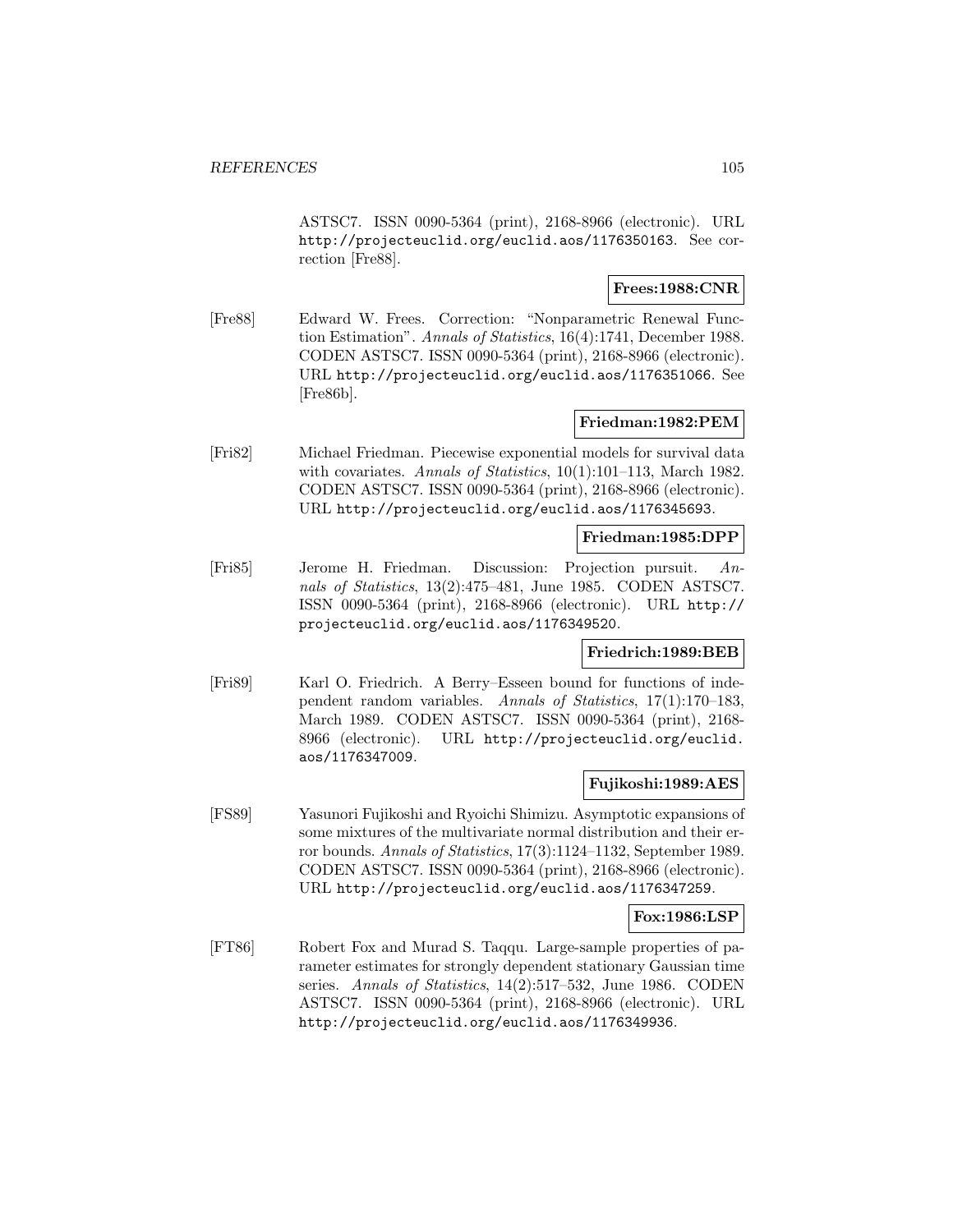ASTSC7. ISSN 0090-5364 (print), 2168-8966 (electronic). URL http://projecteuclid.org/euclid.aos/1176350163. See correction [Fre88].

**Frees:1988:CNR**

[Fre88] Edward W. Frees. Correction: "Nonparametric Renewal Function Estimation". *Annals of Statistics*, 16(4):1741, December 1988. CODEN ASTSC7. ISSN 0090-5364 (print), 2168-8966 (electronic). URL http://projecteuclid.org/euclid.aos/1176351066. See [Fre86b].

**Friedman:1982:PEM**

[Fri82] Michael Friedman. Piecewise exponential models for survival data with covariates. *Annals of Statistics*, 10(1):101–113, March 1982. CODEN ASTSC7. ISSN 0090-5364 (print), 2168-8966 (electronic). URL http://projecteuclid.org/euclid.aos/1176345693.

**Friedman:1985:DPP**

[Fri85] Jerome H. Friedman. Discussion: Projection pursuit. *Annals of Statistics*, 13(2):475–481, June 1985. CODEN ASTSC7. ISSN 0090-5364 (print), 2168-8966 (electronic). URL http://projecteuclid.org/euclid.aos/1176349520.

**Friedrich:1989:BEB**

[Fri89] Karl O. Friedrich. A Berry–Esseen bound for functions of independent random variables. *Annals of Statistics*, 17(1):170–183, March 1989. CODEN ASTSC7. ISSN 0090-5364 (print), 2168-8966 (electronic). URL http://projecteuclid.org/euclid.aos/1176347009.

**Fujikoshi:1989:AES**

[FS89] Yasunori Fujikoshi and Ryoichi Shimizu. Asymptotic expansions of some mixtures of the multivariate normal distribution and their error bounds. *Annals of Statistics*, 17(3):1124–1132, September 1989. CODEN ASTSC7. ISSN 0090-5364 (print), 2168-8966 (electronic). URL http://projecteuclid.org/euclid.aos/1176347259.

**Fox:1986:LSP**

[FT86] Robert Fox and Murad S. Taqqu. Large-sample properties of parameter estimates for strongly dependent stationary Gaussian time series. *Annals of Statistics*, 14(2):517–532, June 1986. CODEN ASTSC7. ISSN 0090-5364 (print), 2168-8966 (electronic). URL http://projecteuclid.org/euclid.aos/1176349936.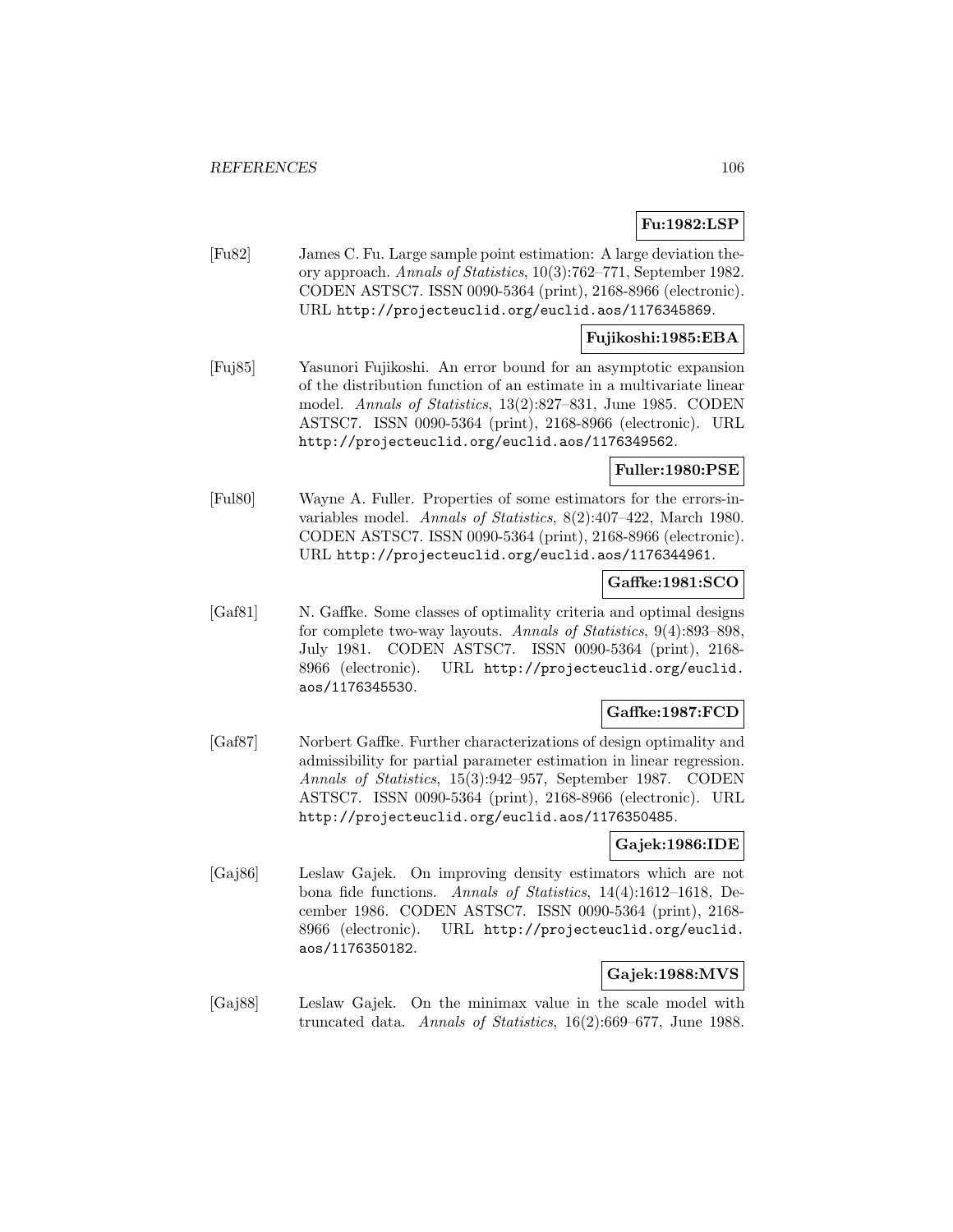**Fu:1982:LSP**

[Fu82] James C. Fu. Large sample point estimation: A large deviation theory approach. *Annals of Statistics*, 10(3):762–771, September 1982. CODEN ASTSC7. ISSN 0090-5364 (print), 2168-8966 (electronic). URL http://projecteuclid.org/euclid.aos/1176345869.

**Fujikoshi:1985:EBA**

[Fuj85] Yasunori Fujikoshi. An error bound for an asymptotic expansion of the distribution function of an estimate in a multivariate linear model. *Annals of Statistics*, 13(2):827–831, June 1985. CODEN ASTSC7. ISSN 0090-5364 (print), 2168-8966 (electronic). URL http://projecteuclid.org/euclid.aos/1176349562.

**Fuller:1980:PSE**

[Ful80] Wayne A. Fuller. Properties of some estimators for the errors-in-variables model. *Annals of Statistics*, 8(2):407–422, March 1980. CODEN ASTSC7. ISSN 0090-5364 (print), 2168-8966 (electronic). URL http://projecteuclid.org/euclid.aos/1176344961.

**Gaffke:1981:SCO**

[Gaf81] N. Gaffke. Some classes of optimality criteria and optimal designs for complete two-way layouts. *Annals of Statistics*, 9(4):893–898, July 1981. CODEN ASTSC7. ISSN 0090-5364 (print), 2168-8966 (electronic). URL http://projecteuclid.org/euclid.aos/1176345530.

**Gaffke:1987:FCD**

[Gaf87] Norbert Gaffke. Further characterizations of design optimality and admissibility for partial parameter estimation in linear regression. *Annals of Statistics*, 15(3):942–957, September 1987. CODEN ASTSC7. ISSN 0090-5364 (print), 2168-8966 (electronic). URL http://projecteuclid.org/euclid.aos/1176350485.

**Gajek:1986:IDE**

[Gaj86] Leslaw Gajek. On improving density estimators which are not bona fide functions. *Annals of Statistics*, 14(4):1612–1618, December 1986. CODEN ASTSC7. ISSN 0090-5364 (print), 2168-8966 (electronic). URL http://projecteuclid.org/euclid.aos/1176350182.

**Gajek:1988:MVS**

[Gaj88] Leslaw Gajek. On the minimax value in the scale model with truncated data. *Annals of Statistics*, 16(2):669–677, June 1988.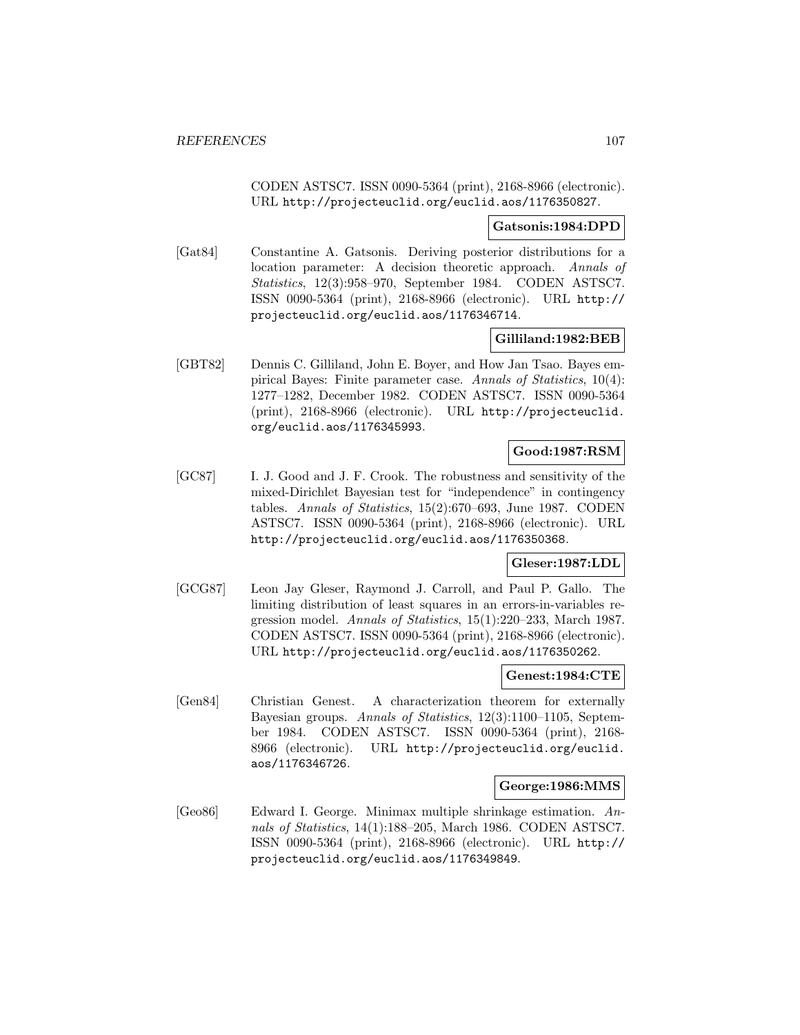CODEN ASTSC7. ISSN 0090-5364 (print), 2168-8966 (electronic). URL http://projecteuclid.org/euclid.aos/1176350827.

**Gatsonis:1984:DPD**

[Gat84] Constantine A. Gatsonis. Deriving posterior distributions for a location parameter: A decision theoretic approach. *Annals of Statistics*, 12(3):958–970, September 1984. CODEN ASTSC7. ISSN 0090-5364 (print), 2168-8966 (electronic). URL http://projecteuclid.org/euclid.aos/1176346714.

**Gilliland:1982:BEB**

[GBT82] Dennis C. Gilliland, John E. Boyer, and How Jan Tsao. Bayes empirical Bayes: Finite parameter case. *Annals of Statistics*, 10(4): 1277–1282, December 1982. CODEN ASTSC7. ISSN 0090-5364 (print), 2168-8966 (electronic). URL http://projecteuclid.org/euclid.aos/1176345993.

**Good:1987:RSM**

[GC87] I. J. Good and J. F. Crook. The robustness and sensitivity of the mixed-Dirichlet Bayesian test for "independence" in contingency tables. *Annals of Statistics*, 15(2):670–693, June 1987. CODEN ASTSC7. ISSN 0090-5364 (print), 2168-8966 (electronic). URL http://projecteuclid.org/euclid.aos/1176350368.

**Gleser:1987:LDL**

[GCG87] Leon Jay Gleser, Raymond J. Carroll, and Paul P. Gallo. The limiting distribution of least squares in an errors-in-variables regression model. *Annals of Statistics*, 15(1):220–233, March 1987. CODEN ASTSC7. ISSN 0090-5364 (print), 2168-8966 (electronic). URL http://projecteuclid.org/euclid.aos/1176350262.

**Genest:1984:CTE**

[Gen84] Christian Genest. A characterization theorem for externally Bayesian groups. *Annals of Statistics*, 12(3):1100–1105, September 1984. CODEN ASTSC7. ISSN 0090-5364 (print), 2168-8966 (electronic). URL http://projecteuclid.org/euclid.aos/1176346726.

**George:1986:MMS**

[Geo86] Edward I. George. Minimax multiple shrinkage estimation. *Annals of Statistics*, 14(1):188–205, March 1986. CODEN ASTSC7. ISSN 0090-5364 (print), 2168-8966 (electronic). URL http://projecteuclid.org/euclid.aos/1176349849.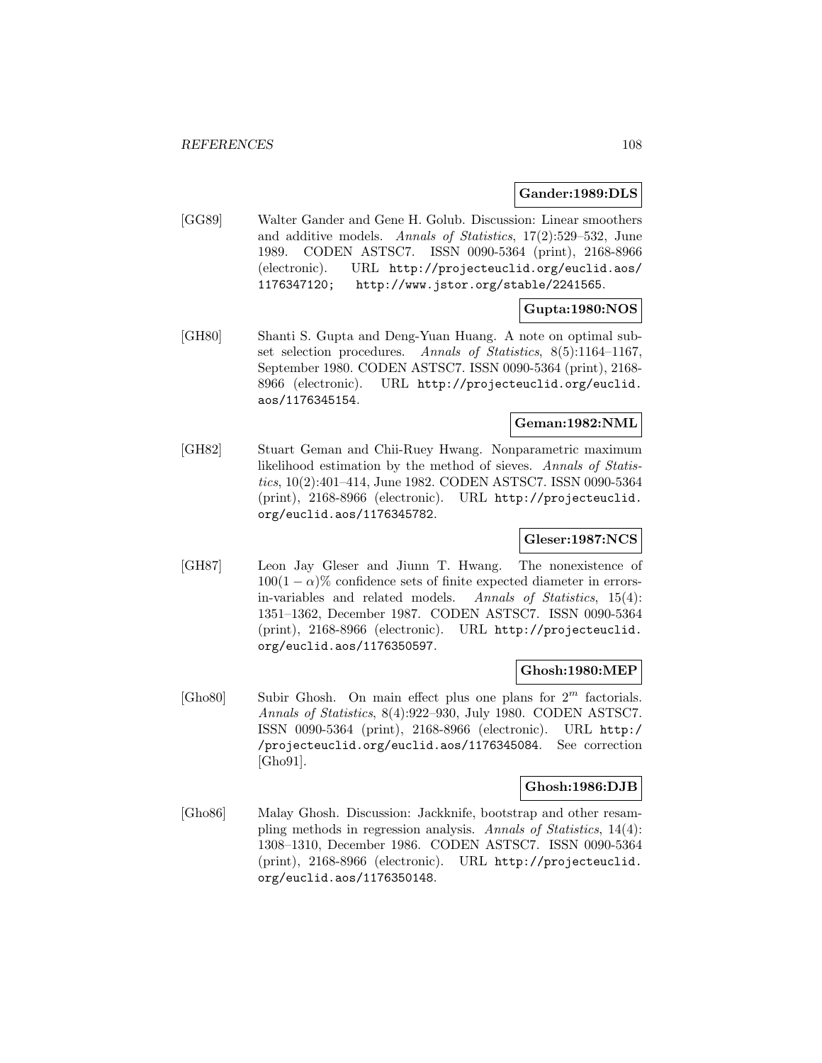**Gander:1989:DLS**

[GG89] Walter Gander and Gene H. Golub. Discussion: Linear smoothers and additive models. *Annals of Statistics*, 17(2):529–532, June 1989. CODEN ASTSC7. ISSN 0090-5364 (print), 2168-8966 (electronic). URL http://projecteuclid.org/euclid.aos/1176347120; http://www.jstor.org/stable/2241565.

**Gupta:1980:NOS**

[GH80] Shanti S. Gupta and Deng-Yuan Huang. A note on optimal subset selection procedures. *Annals of Statistics*, 8(5):1164–1167, September 1980. CODEN ASTSC7. ISSN 0090-5364 (print), 2168-8966 (electronic). URL http://projecteuclid.org/euclid.aos/1176345154.

**Geman:1982:NML**

[GH82] Stuart Geman and Chii-Ruey Hwang. Nonparametric maximum likelihood estimation by the method of sieves. *Annals of Statistics*, 10(2):401–414, June 1982. CODEN ASTSC7. ISSN 0090-5364 (print), 2168-8966 (electronic). URL http://projecteuclid.org/euclid.aos/1176345782.

**Gleser:1987:NCS**

[GH87] Leon Jay Gleser and Jiunn T. Hwang. The nonexistence of $100(1-\alpha)\%$ confidence sets of finite expected diameter in errors-in-variables and related models. *Annals of Statistics*, 15(4): 1351–1362, December 1987. CODEN ASTSC7. ISSN 0090-5364 (print), 2168-8966 (electronic). URL http://projecteuclid.org/euclid.aos/1176350597.

**Ghosh:1980:MEP**

[Gho80] Subir Ghosh. On main effect plus one plans for $2^m$ factorials. *Annals of Statistics*, 8(4):922–930, July 1980. CODEN ASTSC7. ISSN 0090-5364 (print), 2168-8966 (electronic). URL http://projecteuclid.org/euclid.aos/1176345084. See correction [Gho91].

**Ghosh:1986:DJB**

[Gho86] Malay Ghosh. Discussion: Jackknife, bootstrap and other resampling methods in regression analysis. *Annals of Statistics*, 14(4): 1308–1310, December 1986. CODEN ASTSC7. ISSN 0090-5364 (print), 2168-8966 (electronic). URL http://projecteuclid.org/euclid.aos/1176350148.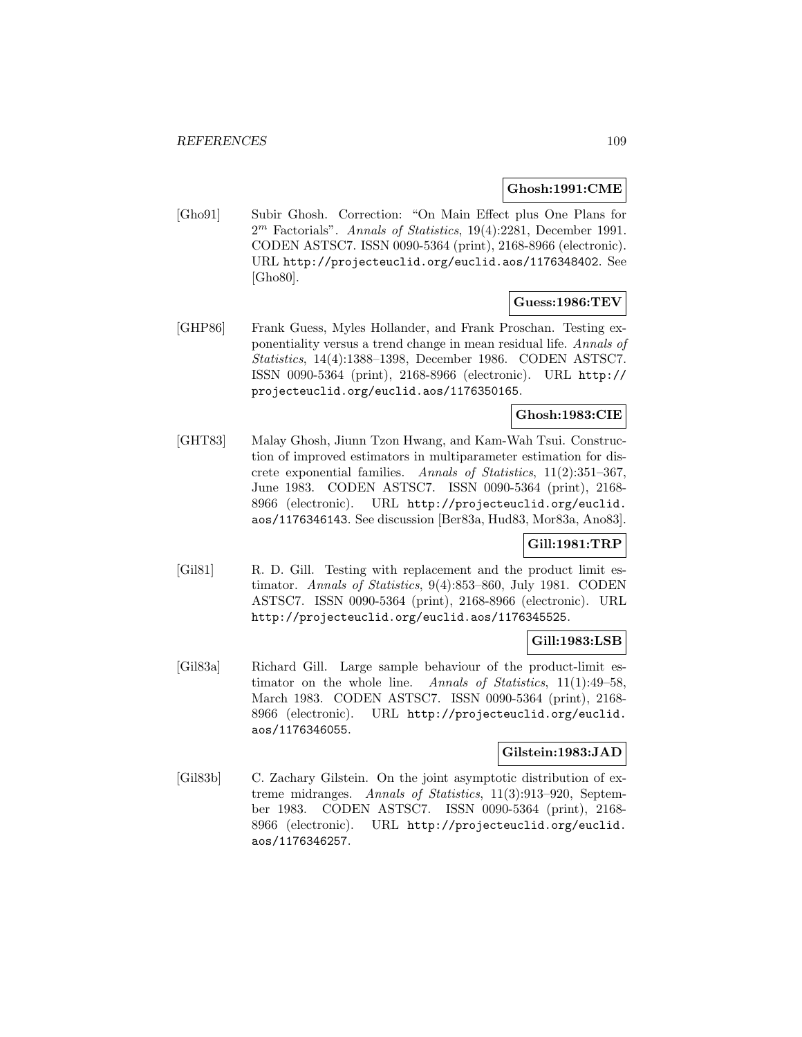**Ghosh:1991:CME**

[Gho91] Subir Ghosh. Correction: "On Main Effect plus One Plans for $2^m$ Factorials". *Annals of Statistics*, 19(4):2281, December 1991. CODEN ASTSC7. ISSN 0090-5364 (print), 2168-8966 (electronic). URL http://projecteuclid.org/euclid.aos/1176348402. See [Gho80].

**Guess:1986:TEV**

[GHP86] Frank Guess, Myles Hollander, and Frank Proschan. Testing exponentiality versus a trend change in mean residual life. *Annals of Statistics*, 14(4):1388–1398, December 1986. CODEN ASTSC7. ISSN 0090-5364 (print), 2168-8966 (electronic). URL http://projecteuclid.org/euclid.aos/1176350165.

**Ghosh:1983:CIE**

[GHT83] Malay Ghosh, Jiunn Tzon Hwang, and Kam-Wah Tsui. Construction of improved estimators in multiparameter estimation for discrete exponential families. *Annals of Statistics*, 11(2):351–367, June 1983. CODEN ASTSC7. ISSN 0090-5364 (print), 2168-8966 (electronic). URL http://projecteuclid.org/euclid.aos/1176346143. See discussion [Ber83a, Hud83, Mor83a, Ano83].

**Gill:1981:TRP**

[Gil81] R. D. Gill. Testing with replacement and the product limit estimator. *Annals of Statistics*, 9(4):853–860, July 1981. CODEN ASTSC7. ISSN 0090-5364 (print), 2168-8966 (electronic). URL http://projecteuclid.org/euclid.aos/1176345525.

**Gill:1983:LSB**

[Gil83a] Richard Gill. Large sample behaviour of the product-limit estimator on the whole line. *Annals of Statistics*, 11(1):49–58, March 1983. CODEN ASTSC7. ISSN 0090-5364 (print), 2168-8966 (electronic). URL http://projecteuclid.org/euclid.aos/1176346055.

**Gilstein:1983:JAD**

[Gil83b] C. Zachary Gilstein. On the joint asymptotic distribution of extreme midranges. *Annals of Statistics*, 11(3):913–920, September 1983. CODEN ASTSC7. ISSN 0090-5364 (print), 2168-8966 (electronic). URL http://projecteuclid.org/euclid.aos/1176346257.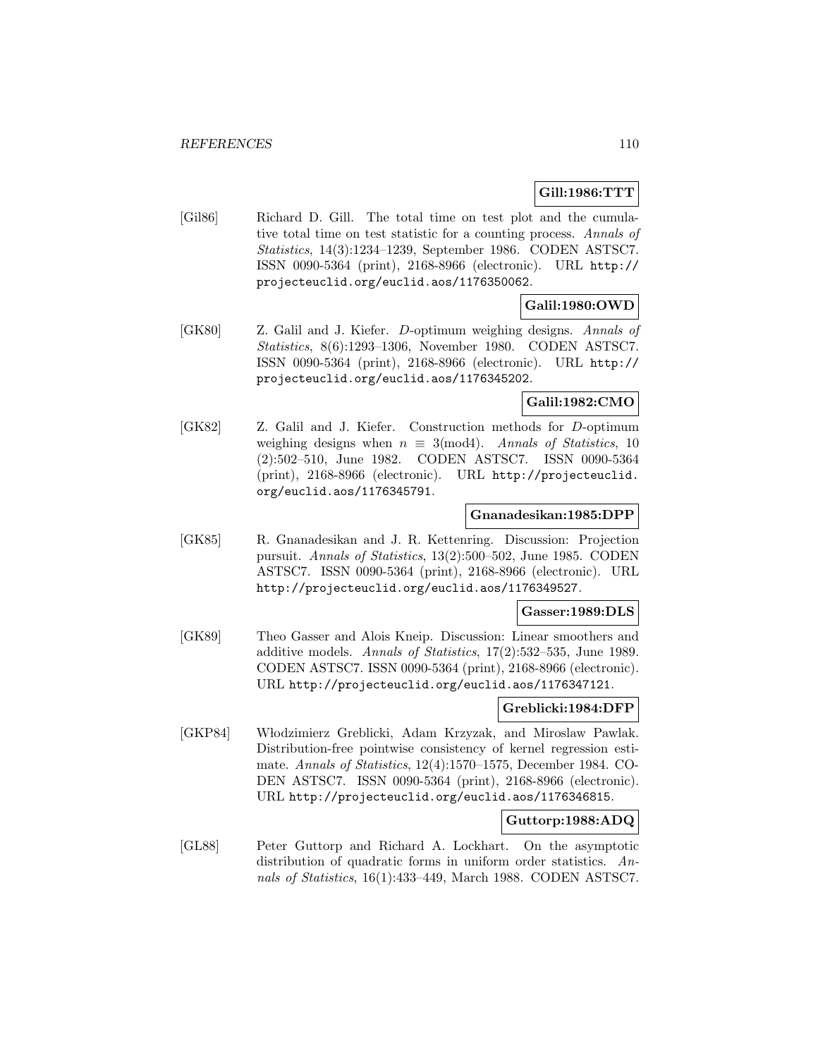**Gill:1986:TTT**

[Gil86] Richard D. Gill. The total time on test plot and the cumulative total time on test statistic for a counting process. *Annals of Statistics*, 14(3):1234–1239, September 1986. CODEN ASTSC7. ISSN 0090-5364 (print), 2168-8966 (electronic). URL http://projecteuclid.org/euclid.aos/1176350062.

**Galil:1980:OWD**

[GK80] Z. Galil and J. Kiefer. $D$-optimum weighing designs. *Annals of Statistics*, 8(6):1293–1306, November 1980. CODEN ASTSC7. ISSN 0090-5364 (print), 2168-8966 (electronic). URL http://projecteuclid.org/euclid.aos/1176345202.

**Galil:1982:CMO**

[GK82] Z. Galil and J. Kiefer. Construction methods for $D$-optimum weighing designs when $n \equiv 3(\text{mod}4)$. *Annals of Statistics*, 10(2):502–510, June 1982. CODEN ASTSC7. ISSN 0090-5364 (print), 2168-8966 (electronic). URL http://projecteuclid.org/euclid.aos/1176345791.

**Gnanadesikan:1985:DPP**

[GK85] R. Gnanadesikan and J. R. Kettenring. Discussion: Projection pursuit. *Annals of Statistics*, 13(2):500–502, June 1985. CODEN ASTSC7. ISSN 0090-5364 (print), 2168-8966 (electronic). URL http://projecteuclid.org/euclid.aos/1176349527.

**Gasser:1989:DLS**

[GK89] Theo Gasser and Alois Kneip. Discussion: Linear smoothers and additive models. *Annals of Statistics*, 17(2):532–535, June 1989. CODEN ASTSC7. ISSN 0090-5364 (print), 2168-8966 (electronic). URL http://projecteuclid.org/euclid.aos/1176347121.

**Greblicki:1984:DFP**

[GKP84] Włodzimierz Greblicki, Adam Krzyzak, and Miroslaw Pawlak. Distribution-free pointwise consistency of kernel regression estimate. *Annals of Statistics*, 12(4):1570–1575, December 1984. CODEN ASTSC7. ISSN 0090-5364 (print), 2168-8966 (electronic). URL http://projecteuclid.org/euclid.aos/1176346815.

**Guttorp:1988:ADQ**

[GL88] Peter Guttorp and Richard A. Lockhart. On the asymptotic distribution of quadratic forms in uniform order statistics. *Annals of Statistics*, 16(1):433–449, March 1988. CODEN ASTSC7.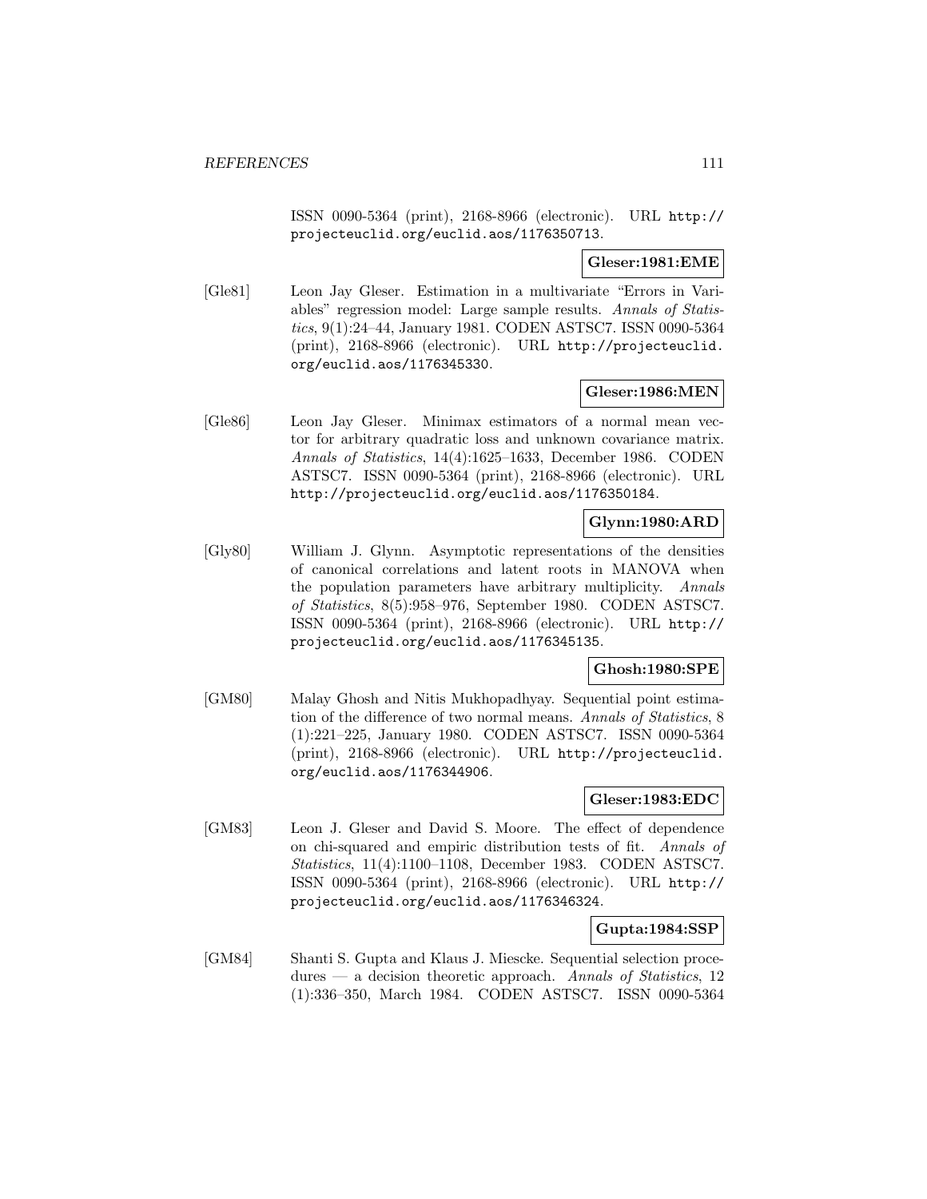ISSN 0090-5364 (print), 2168-8966 (electronic). URL http://projecteuclid.org/euclid.aos/1176350713.

**Gleser:1981:EME**

[Gle81] Leon Jay Gleser. Estimation in a multivariate "Errors in Variables" regression model: Large sample results. *Annals of Statistics*, 9(1):24–44, January 1981. CODEN ASTSC7. ISSN 0090-5364 (print), 2168-8966 (electronic). URL http://projecteuclid.org/euclid.aos/1176345330.

**Gleser:1986:MEN**

[Gle86] Leon Jay Gleser. Minimax estimators of a normal mean vector for arbitrary quadratic loss and unknown covariance matrix. *Annals of Statistics*, 14(4):1625–1633, December 1986. CODEN ASTSC7. ISSN 0090-5364 (print), 2168-8966 (electronic). URL http://projecteuclid.org/euclid.aos/1176350184.

**Glynn:1980:ARD**

[Gly80] William J. Glynn. Asymptotic representations of the densities of canonical correlations and latent roots in MANOVA when the population parameters have arbitrary multiplicity. *Annals of Statistics*, 8(5):958–976, September 1980. CODEN ASTSC7. ISSN 0090-5364 (print), 2168-8966 (electronic). URL http://projecteuclid.org/euclid.aos/1176345135.

**Ghosh:1980:SPE**

[GM80] Malay Ghosh and Nitis Mukhopadhyay. Sequential point estimation of the difference of two normal means. *Annals of Statistics*, 8(1):221–225, January 1980. CODEN ASTSC7. ISSN 0090-5364 (print), 2168-8966 (electronic). URL http://projecteuclid.org/euclid.aos/1176344906.

**Gleser:1983:EDC**

[GM83] Leon J. Gleser and David S. Moore. The effect of dependence on chi-squared and empiric distribution tests of fit. *Annals of Statistics*, 11(4):1100–1108, December 1983. CODEN ASTSC7. ISSN 0090-5364 (print), 2168-8966 (electronic). URL http://projecteuclid.org/euclid.aos/1176346324.

**Gupta:1984:SSP**

[GM84] Shanti S. Gupta and Klaus J. Miescke. Sequential selection procedures — a decision theoretic approach. *Annals of Statistics*, 12(1):336–350, March 1984. CODEN ASTSC7. ISSN 0090-5364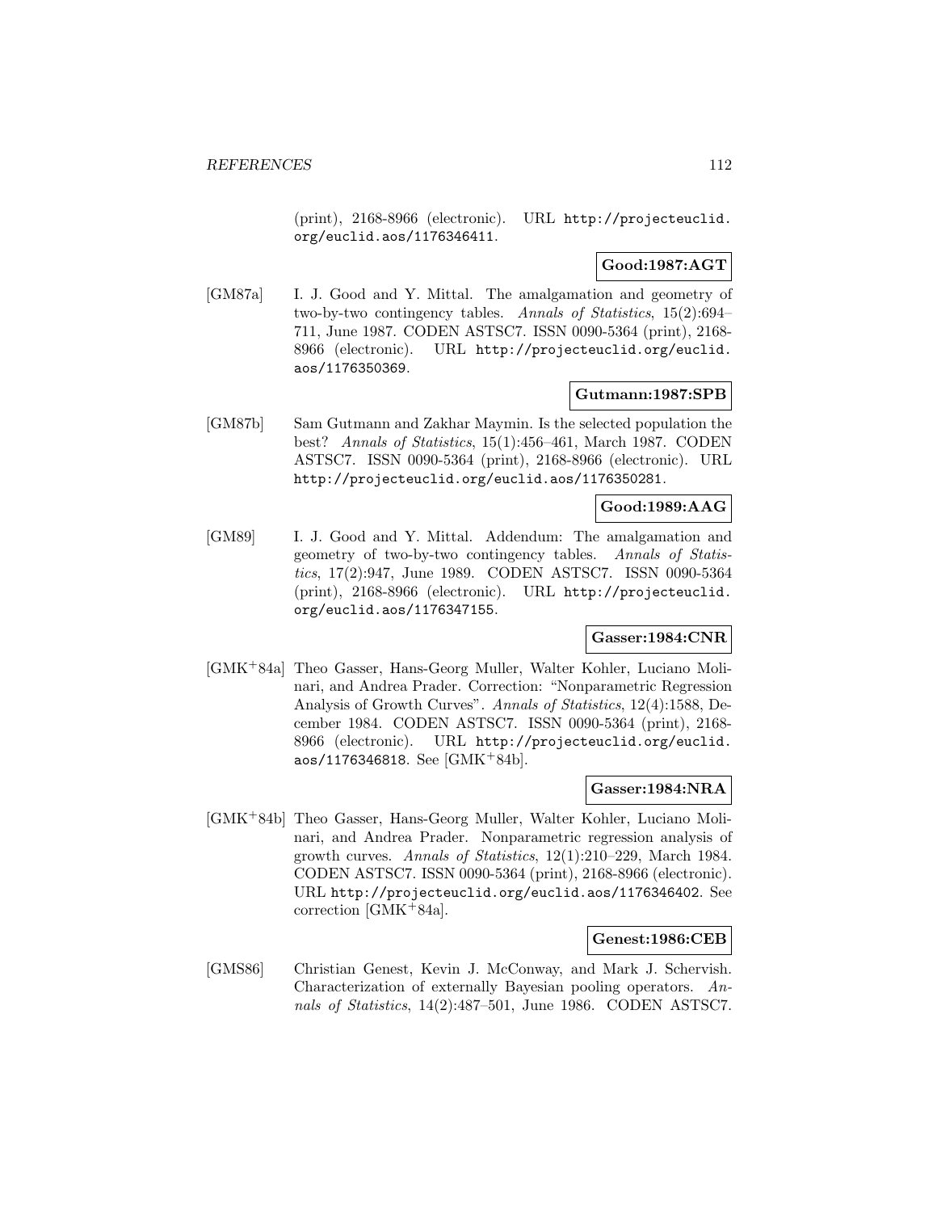(print), 2168-8966 (electronic). URL http://projecteuclid.org/euclid.aos/1176346411.

**Good:1987:AGT**

[GM87a] I. J. Good and Y. Mittal. The amalgamation and geometry of two-by-two contingency tables. *Annals of Statistics*, 15(2):694–711, June 1987. CODEN ASTSC7. ISSN 0090-5364 (print), 2168-8966 (electronic). URL http://projecteuclid.org/euclid.aos/1176350369.

**Gutmann:1987:SPB**

[GM87b] Sam Gutmann and Zakhar Maymin. Is the selected population the best? *Annals of Statistics*, 15(1):456–461, March 1987. CODEN ASTSC7. ISSN 0090-5364 (print), 2168-8966 (electronic). URL http://projecteuclid.org/euclid.aos/1176350281.

**Good:1989:AAG**

[GM89] I. J. Good and Y. Mittal. Addendum: The amalgamation and geometry of two-by-two contingency tables. *Annals of Statistics*, 17(2):947, June 1989. CODEN ASTSC7. ISSN 0090-5364 (print), 2168-8966 (electronic). URL http://projecteuclid.org/euclid.aos/1176347155.

**Gasser:1984:CNR**

[GMK+84a] Theo Gasser, Hans-Georg Muller, Walter Kohler, Luciano Molinari, and Andrea Prader. Correction: "Nonparametric Regression Analysis of Growth Curves". *Annals of Statistics*, 12(4):1588, December 1984. CODEN ASTSC7. ISSN 0090-5364 (print), 2168-8966 (electronic). URL http://projecteuclid.org/euclid.aos/1176346818. See [GMK+84b].

**Gasser:1984:NRA**

[GMK+84b] Theo Gasser, Hans-Georg Muller, Walter Kohler, Luciano Molinari, and Andrea Prader. Nonparametric regression analysis of growth curves. *Annals of Statistics*, 12(1):210–229, March 1984. CODEN ASTSC7. ISSN 0090-5364 (print), 2168-8966 (electronic). URL http://projecteuclid.org/euclid.aos/1176346402. See correction [GMK+84a].

**Genest:1986:CEB**

[GMS86] Christian Genest, Kevin J. McConway, and Mark J. Schervish. Characterization of externally Bayesian pooling operators. *Annals of Statistics*, 14(2):487–501, June 1986. CODEN ASTSC7.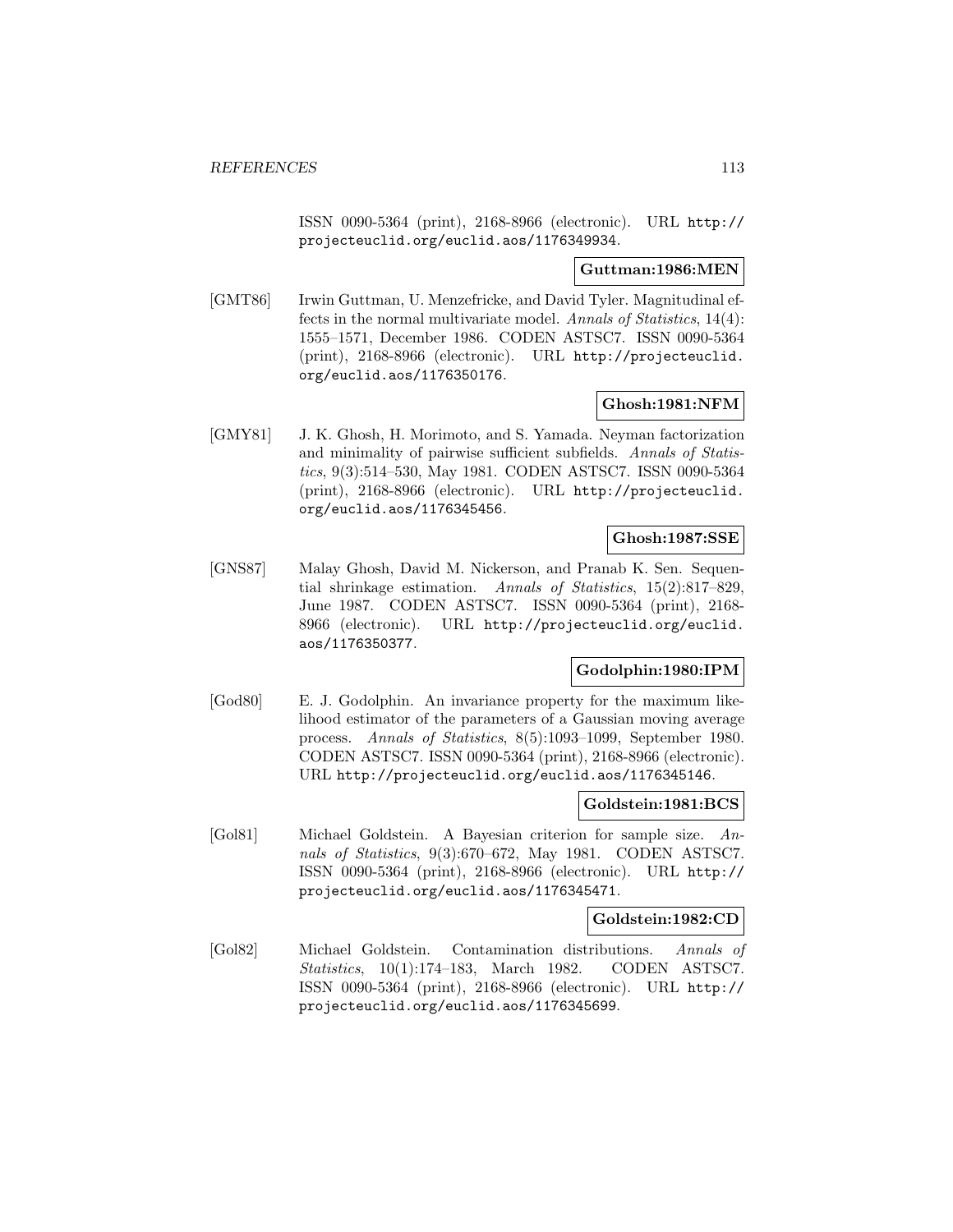ISSN 0090-5364 (print), 2168-8966 (electronic). URL http://projecteuclid.org/euclid.aos/1176349934.

**Guttman:1986:MEN**

[GMT86] Irwin Guttman, U. Menzefricke, and David Tyler. Magnitudinal effects in the normal multivariate model. *Annals of Statistics*, 14(4): 1555–1571, December 1986. CODEN ASTSC7. ISSN 0090-5364 (print), 2168-8966 (electronic). URL http://projecteuclid.org/euclid.aos/1176350176.

**Ghosh:1981:NFM**

[GMY81] J. K. Ghosh, H. Morimoto, and S. Yamada. Neyman factorization and minimality of pairwise sufficient subfields. *Annals of Statistics*, 9(3):514–530, May 1981. CODEN ASTSC7. ISSN 0090-5364 (print), 2168-8966 (electronic). URL http://projecteuclid.org/euclid.aos/1176345456.

**Ghosh:1987:SSE**

[GNS87] Malay Ghosh, David M. Nickerson, and Pranab K. Sen. Sequential shrinkage estimation. *Annals of Statistics*, 15(2):817–829, June 1987. CODEN ASTSC7. ISSN 0090-5364 (print), 2168-8966 (electronic). URL http://projecteuclid.org/euclid.aos/1176350377.

**Godolphin:1980:IPM**

[God80] E. J. Godolphin. An invariance property for the maximum likelihood estimator of the parameters of a Gaussian moving average process. *Annals of Statistics*, 8(5):1093–1099, September 1980. CODEN ASTSC7. ISSN 0090-5364 (print), 2168-8966 (electronic). URL http://projecteuclid.org/euclid.aos/1176345146.

**Goldstein:1981:BCS**

[Gol81] Michael Goldstein. A Bayesian criterion for sample size. *Annals of Statistics*, 9(3):670–672, May 1981. CODEN ASTSC7. ISSN 0090-5364 (print), 2168-8966 (electronic). URL http://projecteuclid.org/euclid.aos/1176345471.

**Goldstein:1982:CD**

[Gol82] Michael Goldstein. Contamination distributions. *Annals of Statistics*, 10(1):174–183, March 1982. CODEN ASTSC7. ISSN 0090-5364 (print), 2168-8966 (electronic). URL http://projecteuclid.org/euclid.aos/1176345699.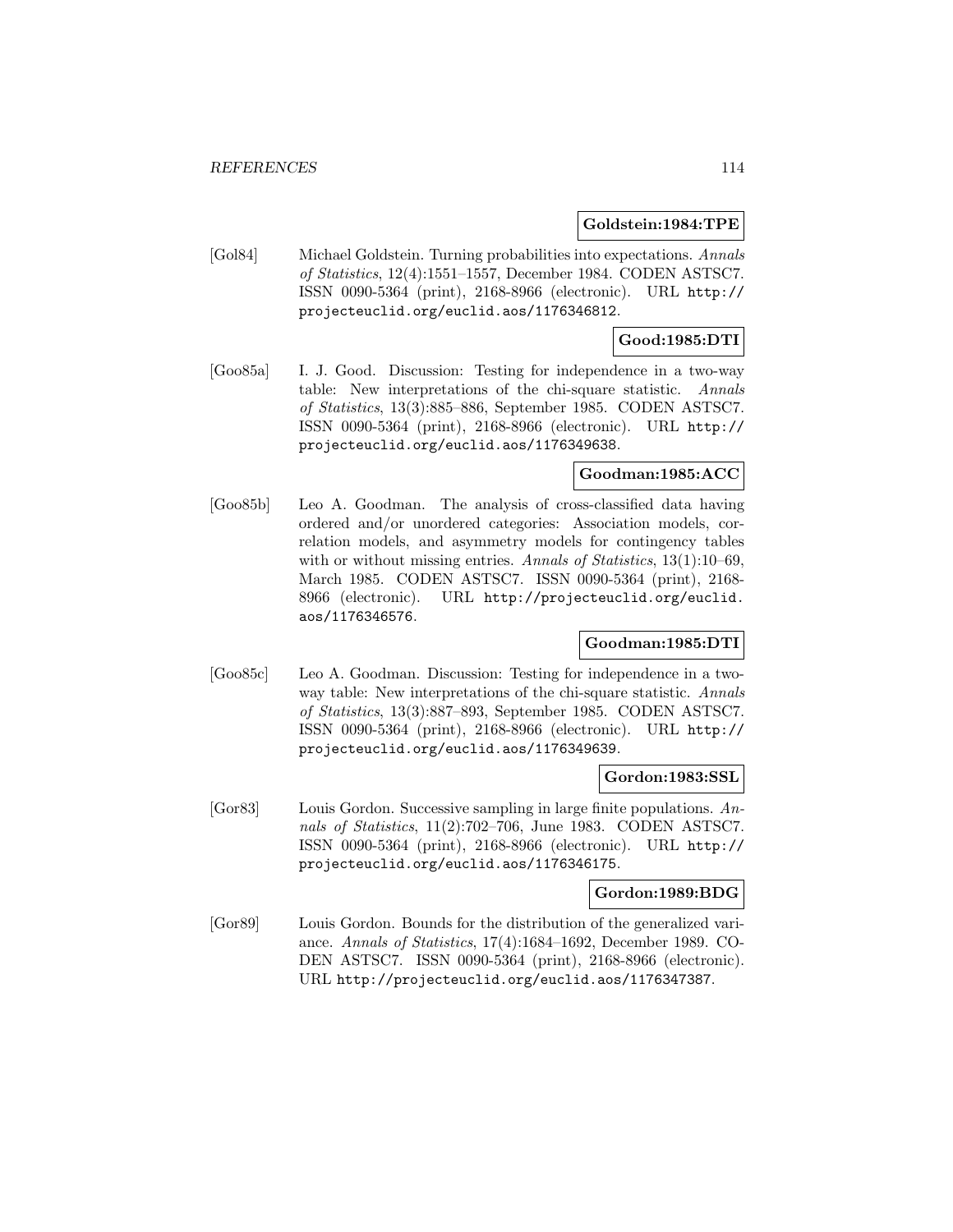**Goldstein:1984:TPE**

[Gol84] Michael Goldstein. Turning probabilities into expectations. *Annals of Statistics*, 12(4):1551–1557, December 1984. CODEN ASTSC7. ISSN 0090-5364 (print), 2168-8966 (electronic). URL http://projecteuclid.org/euclid.aos/1176346812.

**Good:1985:DTI**

[Goo85a] I. J. Good. Discussion: Testing for independence in a two-way table: New interpretations of the chi-square statistic. *Annals of Statistics*, 13(3):885–886, September 1985. CODEN ASTSC7. ISSN 0090-5364 (print), 2168-8966 (electronic). URL http://projecteuclid.org/euclid.aos/1176349638.

**Goodman:1985:ACC**

[Goo85b] Leo A. Goodman. The analysis of cross-classified data having ordered and/or unordered categories: Association models, correlation models, and asymmetry models for contingency tables with or without missing entries. *Annals of Statistics*, 13(1):10–69, March 1985. CODEN ASTSC7. ISSN 0090-5364 (print), 2168-8966 (electronic). URL http://projecteuclid.org/euclid.aos/1176346576.

**Goodman:1985:DTI**

[Goo85c] Leo A. Goodman. Discussion: Testing for independence in a two-way table: New interpretations of the chi-square statistic. *Annals of Statistics*, 13(3):887–893, September 1985. CODEN ASTSC7. ISSN 0090-5364 (print), 2168-8966 (electronic). URL http://projecteuclid.org/euclid.aos/1176349639.

**Gordon:1983:SSL**

[Gor83] Louis Gordon. Successive sampling in large finite populations. *Annals of Statistics*, 11(2):702–706, June 1983. CODEN ASTSC7. ISSN 0090-5364 (print), 2168-8966 (electronic). URL http://projecteuclid.org/euclid.aos/1176346175.

**Gordon:1989:BDG**

[Gor89] Louis Gordon. Bounds for the distribution of the generalized variance. *Annals of Statistics*, 17(4):1684–1692, December 1989. CODEN ASTSC7. ISSN 0090-5364 (print), 2168-8966 (electronic). URL http://projecteuclid.org/euclid.aos/1176347387.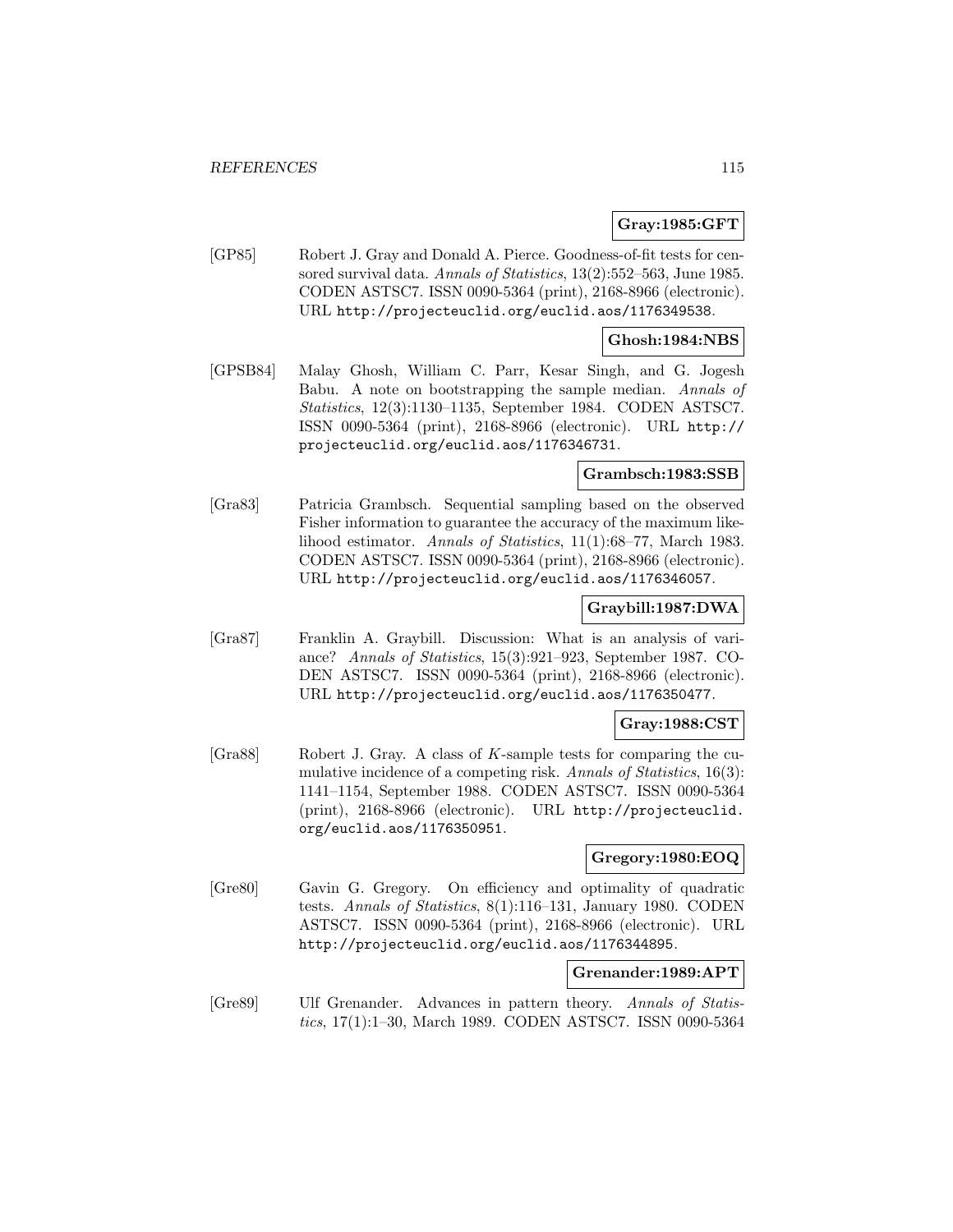**Gray:1985:GFT**

[GP85] Robert J. Gray and Donald A. Pierce. Goodness-of-fit tests for censored survival data. *Annals of Statistics*, 13(2):552–563, June 1985. CODEN ASTSC7. ISSN 0090-5364 (print), 2168-8966 (electronic). URL http://projecteuclid.org/euclid.aos/1176349538.

**Ghosh:1984:NBS**

[GPSB84] Malay Ghosh, William C. Parr, Kesar Singh, and G. Jogesh Babu. A note on bootstrapping the sample median. *Annals of Statistics*, 12(3):1130–1135, September 1984. CODEN ASTSC7. ISSN 0090-5364 (print), 2168-8966 (electronic). URL http://projecteuclid.org/euclid.aos/1176346731.

**Grambsch:1983:SSB**

[Gra83] Patricia Grambsch. Sequential sampling based on the observed Fisher information to guarantee the accuracy of the maximum likelihood estimator. *Annals of Statistics*, 11(1):68–77, March 1983. CODEN ASTSC7. ISSN 0090-5364 (print), 2168-8966 (electronic). URL http://projecteuclid.org/euclid.aos/1176346057.

**Graybill:1987:DWA**

[Gra87] Franklin A. Graybill. Discussion: What is an analysis of variance? *Annals of Statistics*, 15(3):921–923, September 1987. CODEN ASTSC7. ISSN 0090-5364 (print), 2168-8966 (electronic). URL http://projecteuclid.org/euclid.aos/1176350477.

**Gray:1988:CST**

[Gra88] Robert J. Gray. A class of $K$-sample tests for comparing the cumulative incidence of a competing risk. *Annals of Statistics*, 16(3): 1141–1154, September 1988. CODEN ASTSC7. ISSN 0090-5364 (print), 2168-8966 (electronic). URL http://projecteuclid.org/euclid.aos/1176350951.

**Gregory:1980:EOQ**

[Gre80] Gavin G. Gregory. On efficiency and optimality of quadratic tests. *Annals of Statistics*, 8(1):116–131, January 1980. CODEN ASTSC7. ISSN 0090-5364 (print), 2168-8966 (electronic). URL http://projecteuclid.org/euclid.aos/1176344895.

**Grenander:1989:APT**

[Gre89] Ulf Grenander. Advances in pattern theory. *Annals of Statistics*, 17(1):1–30, March 1989. CODEN ASTSC7. ISSN 0090-5364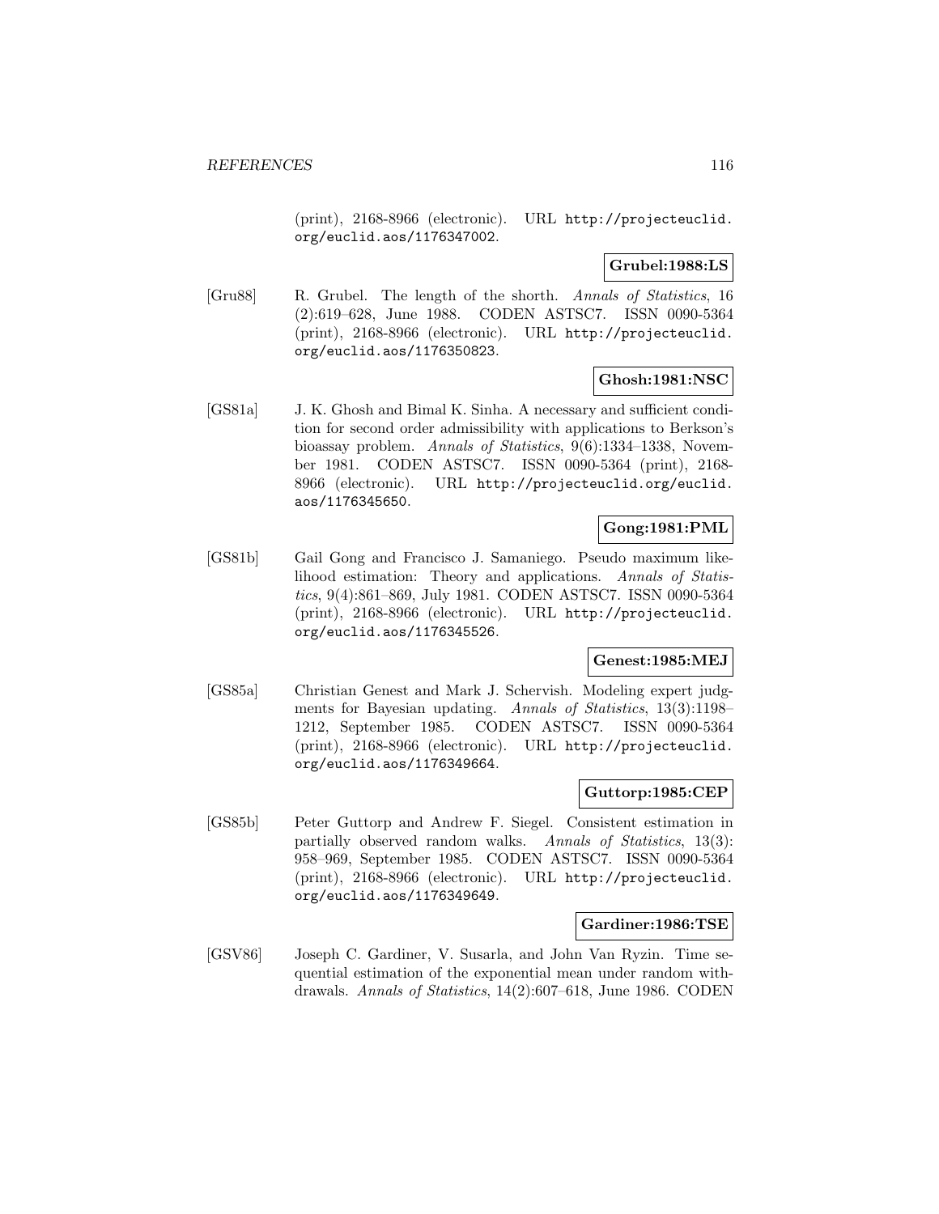(print), 2168-8966 (electronic). URL http://projecteuclid.org/euclid.aos/1176347002.

**Grubel:1988:LS**

[Gru88] R. Grubel. The length of the shorth. *Annals of Statistics*, 16 (2):619–628, June 1988. CODEN ASTSC7. ISSN 0090-5364 (print), 2168-8966 (electronic). URL http://projecteuclid.org/euclid.aos/1176350823.

**Ghosh:1981:NSC**

[GS81a] J. K. Ghosh and Bimal K. Sinha. A necessary and sufficient condition for second order admissibility with applications to Berkson's bioassay problem. *Annals of Statistics*, 9(6):1334–1338, November 1981. CODEN ASTSC7. ISSN 0090-5364 (print), 2168-8966 (electronic). URL http://projecteuclid.org/euclid.aos/1176345650.

**Gong:1981:PML**

[GS81b] Gail Gong and Francisco J. Samaniego. Pseudo maximum likelihood estimation: Theory and applications. *Annals of Statistics*, 9(4):861–869, July 1981. CODEN ASTSC7. ISSN 0090-5364 (print), 2168-8966 (electronic). URL http://projecteuclid.org/euclid.aos/1176345526.

**Genest:1985:MEJ**

[GS85a] Christian Genest and Mark J. Schervish. Modeling expert judgments for Bayesian updating. *Annals of Statistics*, 13(3):1198–1212, September 1985. CODEN ASTSC7. ISSN 0090-5364 (print), 2168-8966 (electronic). URL http://projecteuclid.org/euclid.aos/1176349664.

**Guttorp:1985:CEP**

[GS85b] Peter Guttorp and Andrew F. Siegel. Consistent estimation in partially observed random walks. *Annals of Statistics*, 13(3): 958–969, September 1985. CODEN ASTSC7. ISSN 0090-5364 (print), 2168-8966 (electronic). URL http://projecteuclid.org/euclid.aos/1176349649.

**Gardiner:1986:TSE**

[GSV86] Joseph C. Gardiner, V. Susarla, and John Van Ryzin. Time sequential estimation of the exponential mean under random withdrawals. *Annals of Statistics*, 14(2):607–618, June 1986. CODEN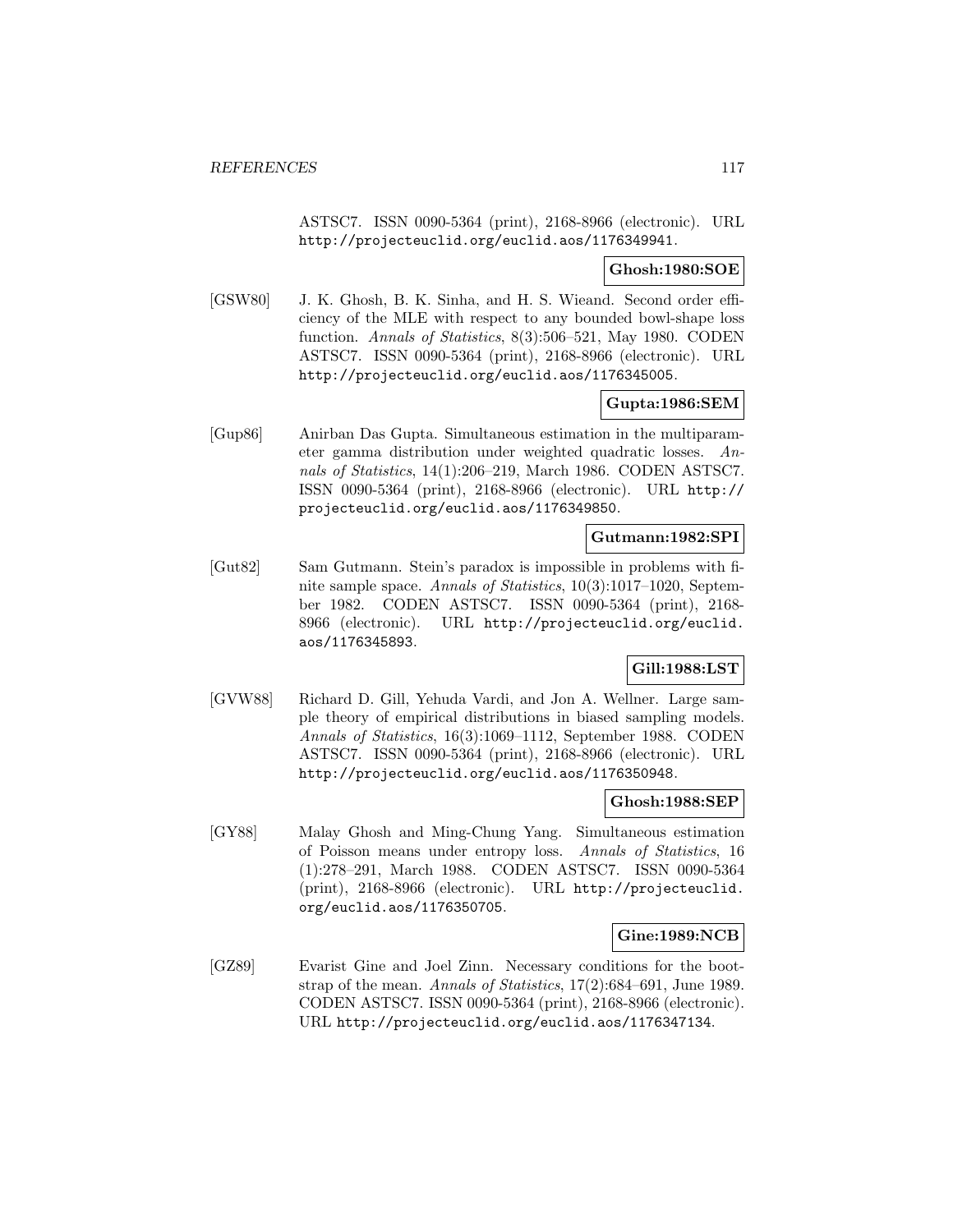ASTSC7. ISSN 0090-5364 (print), 2168-8966 (electronic). URL http://projecteuclid.org/euclid.aos/1176349941.

**Ghosh:1980:SOE**

[GSW80] J. K. Ghosh, B. K. Sinha, and H. S. Wieand. Second order efficiency of the MLE with respect to any bounded bowl-shape loss function. *Annals of Statistics*, 8(3):506–521, May 1980. CODEN ASTSC7. ISSN 0090-5364 (print), 2168-8966 (electronic). URL http://projecteuclid.org/euclid.aos/1176345005.

**Gupta:1986:SEM**

[Gup86] Anirban Das Gupta. Simultaneous estimation in the multiparameter gamma distribution under weighted quadratic losses. *Annals of Statistics*, 14(1):206–219, March 1986. CODEN ASTSC7. ISSN 0090-5364 (print), 2168-8966 (electronic). URL http://projecteuclid.org/euclid.aos/1176349850.

**Gutmann:1982:SPI**

[Gut82] Sam Gutmann. Stein's paradox is impossible in problems with finite sample space. *Annals of Statistics*, 10(3):1017–1020, September 1982. CODEN ASTSC7. ISSN 0090-5364 (print), 2168-8966 (electronic). URL http://projecteuclid.org/euclid.aos/1176345893.

**Gill:1988:LST**

[GVW88] Richard D. Gill, Yehuda Vardi, and Jon A. Wellner. Large sample theory of empirical distributions in biased sampling models. *Annals of Statistics*, 16(3):1069–1112, September 1988. CODEN ASTSC7. ISSN 0090-5364 (print), 2168-8966 (electronic). URL http://projecteuclid.org/euclid.aos/1176350948.

**Ghosh:1988:SEP**

[GY88] Malay Ghosh and Ming-Chung Yang. Simultaneous estimation of Poisson means under entropy loss. *Annals of Statistics*, 16 (1):278–291, March 1988. CODEN ASTSC7. ISSN 0090-5364 (print), 2168-8966 (electronic). URL http://projecteuclid.org/euclid.aos/1176350705.

**Gine:1989:NCB**

[GZ89] Evarist Gine and Joel Zinn. Necessary conditions for the bootstrap of the mean. *Annals of Statistics*, 17(2):684–691, June 1989. CODEN ASTSC7. ISSN 0090-5364 (print), 2168-8966 (electronic). URL http://projecteuclid.org/euclid.aos/1176347134.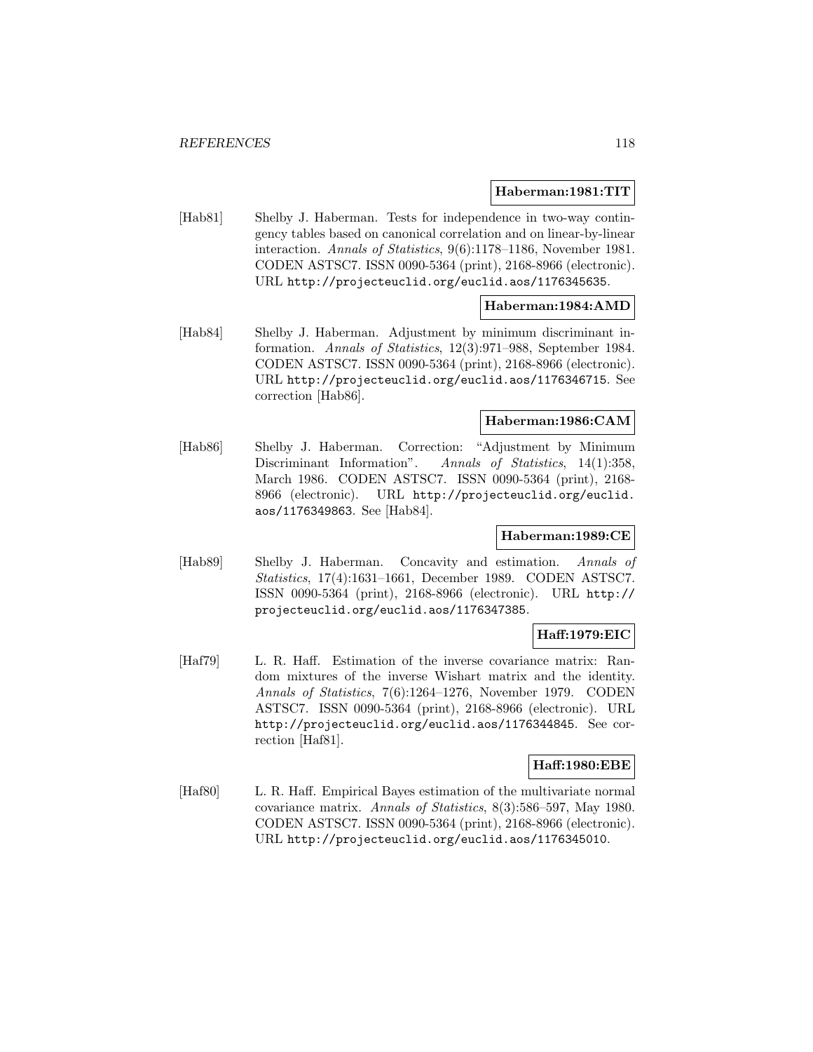**Haberman:1981:TIT**

[Hab81] Shelby J. Haberman. Tests for independence in two-way contingency tables based on canonical correlation and on linear-by-linear interaction. *Annals of Statistics*, 9(6):1178–1186, November 1981. CODEN ASTSC7. ISSN 0090-5364 (print), 2168-8966 (electronic). URL `http://projecteuclid.org/euclid.aos/1176345635`.

**Haberman:1984:AMD**

[Hab84] Shelby J. Haberman. Adjustment by minimum discriminant information. *Annals of Statistics*, 12(3):971–988, September 1984. CODEN ASTSC7. ISSN 0090-5364 (print), 2168-8966 (electronic). URL `http://projecteuclid.org/euclid.aos/1176346715`. See correction [Hab86].

**Haberman:1986:CAM**

[Hab86] Shelby J. Haberman. Correction: "Adjustment by Minimum Discriminant Information". *Annals of Statistics*, 14(1):358, March 1986. CODEN ASTSC7. ISSN 0090-5364 (print), 2168-8966 (electronic). URL `http://projecteuclid.org/euclid.aos/1176349863`. See [Hab84].

**Haberman:1989:CE**

[Hab89] Shelby J. Haberman. Concavity and estimation. *Annals of Statistics*, 17(4):1631–1661, December 1989. CODEN ASTSC7. ISSN 0090-5364 (print), 2168-8966 (electronic). URL `http://projecteuclid.org/euclid.aos/1176347385`.

**Haff:1979:EIC**

[Haf79] L. R. Haff. Estimation of the inverse covariance matrix: Random mixtures of the inverse Wishart matrix and the identity. *Annals of Statistics*, 7(6):1264–1276, November 1979. CODEN ASTSC7. ISSN 0090-5364 (print), 2168-8966 (electronic). URL `http://projecteuclid.org/euclid.aos/1176344845`. See correction [Haf81].

**Haff:1980:EBE**

[Haf80] L. R. Haff. Empirical Bayes estimation of the multivariate normal covariance matrix. *Annals of Statistics*, 8(3):586–597, May 1980. CODEN ASTSC7. ISSN 0090-5364 (print), 2168-8966 (electronic). URL `http://projecteuclid.org/euclid.aos/1176345010`.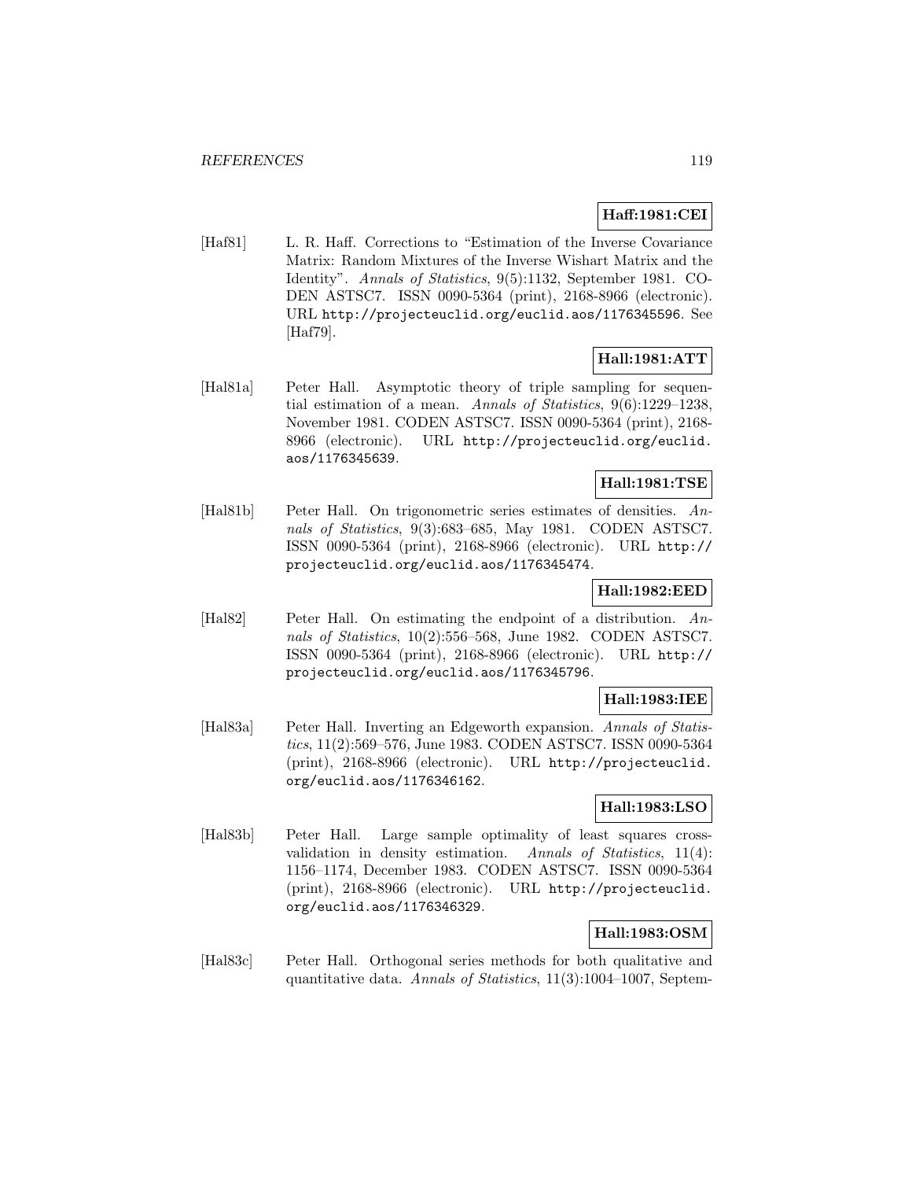**Haff:1981:CEI**

[Haf81] L. R. Haff. Corrections to “Estimation of the Inverse Covariance Matrix: Random Mixtures of the Inverse Wishart Matrix and the Identity”. *Annals of Statistics*, 9(5):1132, September 1981. CODEN ASTSC7. ISSN 0090-5364 (print), 2168-8966 (electronic). URL http://projecteuclid.org/euclid.aos/1176345596. See [Haf79].

**Hall:1981:ATT**

[Hal81a] Peter Hall. Asymptotic theory of triple sampling for sequential estimation of a mean. *Annals of Statistics*, 9(6):1229–1238, November 1981. CODEN ASTSC7. ISSN 0090-5364 (print), 2168-8966 (electronic). URL http://projecteuclid.org/euclid.aos/1176345639.

**Hall:1981:TSE**

[Hal81b] Peter Hall. On trigonometric series estimates of densities. *Annals of Statistics*, 9(3):683–685, May 1981. CODEN ASTSC7. ISSN 0090-5364 (print), 2168-8966 (electronic). URL http://projecteuclid.org/euclid.aos/1176345474.

**Hall:1982:EED**

[Hal82] Peter Hall. On estimating the endpoint of a distribution. *Annals of Statistics*, 10(2):556–568, June 1982. CODEN ASTSC7. ISSN 0090-5364 (print), 2168-8966 (electronic). URL http://projecteuclid.org/euclid.aos/1176345796.

**Hall:1983:IEE**

[Hal83a] Peter Hall. Inverting an Edgeworth expansion. *Annals of Statistics*, 11(2):569–576, June 1983. CODEN ASTSC7. ISSN 0090-5364 (print), 2168-8966 (electronic). URL http://projecteuclid.org/euclid.aos/1176346162.

**Hall:1983:LSO**

[Hal83b] Peter Hall. Large sample optimality of least squares cross-validation in density estimation. *Annals of Statistics*, 11(4):1156–1174, December 1983. CODEN ASTSC7. ISSN 0090-5364 (print), 2168-8966 (electronic). URL http://projecteuclid.org/euclid.aos/1176346329.

**Hall:1983:OSM**

[Hal83c] Peter Hall. Orthogonal series methods for both qualitative and quantitative data. *Annals of Statistics*, 11(3):1004–1007, Septem-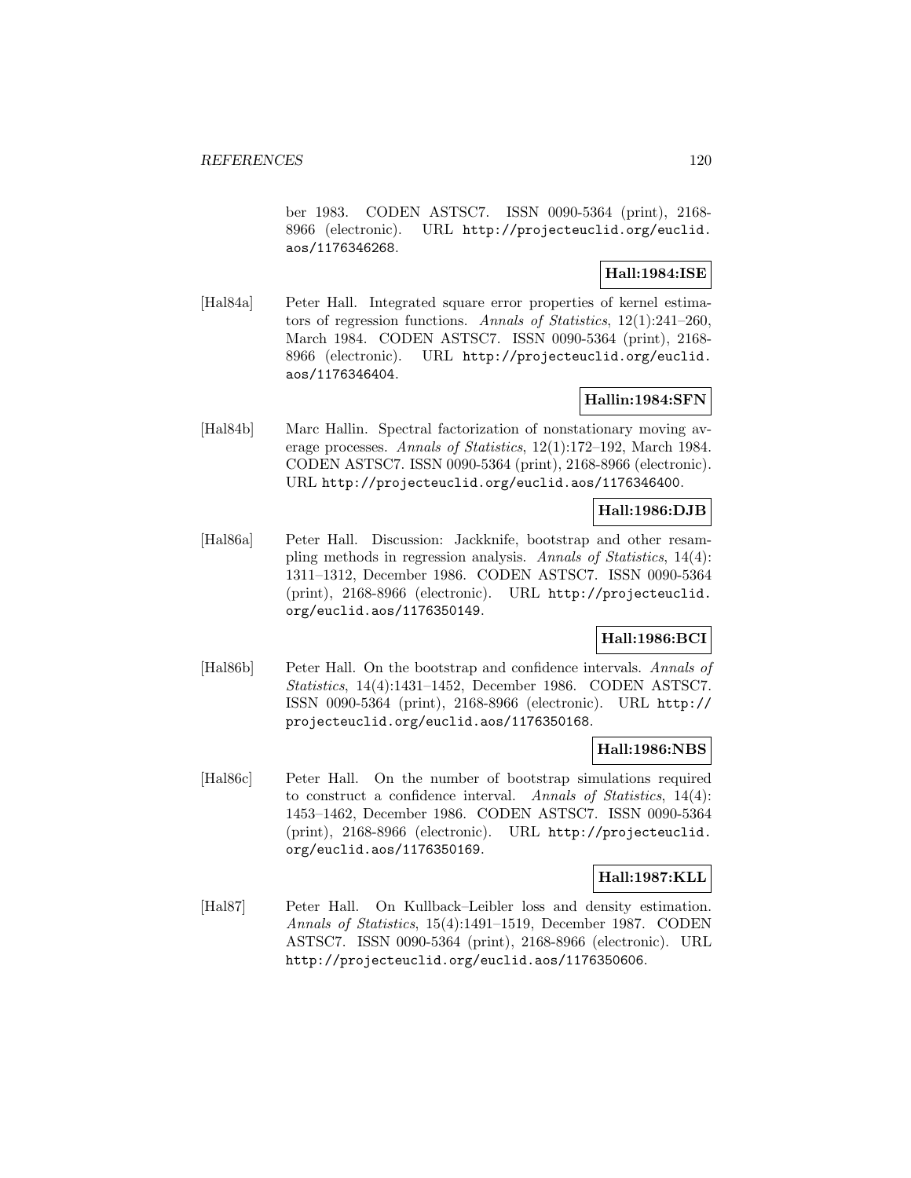ber 1983. CODEN ASTSC7. ISSN 0090-5364 (print), 2168-8966 (electronic). URL http://projecteuclid.org/euclid.aos/1176346268.

**Hall:1984:ISE**

[Hal84a] Peter Hall. Integrated square error properties of kernel estimators of regression functions. *Annals of Statistics*, 12(1):241–260, March 1984. CODEN ASTSC7. ISSN 0090-5364 (print), 2168-8966 (electronic). URL http://projecteuclid.org/euclid.aos/1176346404.

**Hallin:1984:SFN**

[Hal84b] Marc Hallin. Spectral factorization of nonstationary moving average processes. *Annals of Statistics*, 12(1):172–192, March 1984. CODEN ASTSC7. ISSN 0090-5364 (print), 2168-8966 (electronic). URL http://projecteuclid.org/euclid.aos/1176346400.

**Hall:1986:DJB**

[Hal86a] Peter Hall. Discussion: Jackknife, bootstrap and other resampling methods in regression analysis. *Annals of Statistics*, 14(4):1311–1312, December 1986. CODEN ASTSC7. ISSN 0090-5364 (print), 2168-8966 (electronic). URL http://projecteuclid.org/euclid.aos/1176350149.

**Hall:1986:BCI**

[Hal86b] Peter Hall. On the bootstrap and confidence intervals. *Annals of Statistics*, 14(4):1431–1452, December 1986. CODEN ASTSC7. ISSN 0090-5364 (print), 2168-8966 (electronic). URL http://projecteuclid.org/euclid.aos/1176350168.

**Hall:1986:NBS**

[Hal86c] Peter Hall. On the number of bootstrap simulations required to construct a confidence interval. *Annals of Statistics*, 14(4):1453–1462, December 1986. CODEN ASTSC7. ISSN 0090-5364 (print), 2168-8966 (electronic). URL http://projecteuclid.org/euclid.aos/1176350169.

**Hall:1987:KLL**

[Hal87] Peter Hall. On Kullback–Leibler loss and density estimation. *Annals of Statistics*, 15(4):1491–1519, December 1987. CODEN ASTSC7. ISSN 0090-5364 (print), 2168-8966 (electronic). URL http://projecteuclid.org/euclid.aos/1176350606.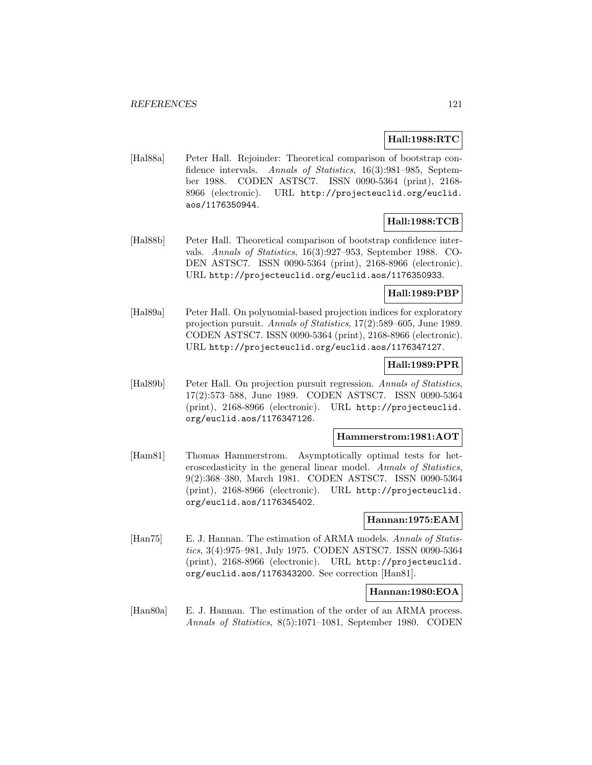**Hall:1988:RTC**

[Hal88a] Peter Hall. Rejoinder: Theoretical comparison of bootstrap confidence intervals. *Annals of Statistics*, 16(3):981–985, September 1988. CODEN ASTSC7. ISSN 0090-5364 (print), 2168-8966 (electronic). URL http://projecteuclid.org/euclid.aos/1176350944.

**Hall:1988:TCB**

[Hal88b] Peter Hall. Theoretical comparison of bootstrap confidence intervals. *Annals of Statistics*, 16(3):927–953, September 1988. CODEN ASTSC7. ISSN 0090-5364 (print), 2168-8966 (electronic). URL http://projecteuclid.org/euclid.aos/1176350933.

**Hall:1989:PBP**

[Hal89a] Peter Hall. On polynomial-based projection indices for exploratory projection pursuit. *Annals of Statistics*, 17(2):589–605, June 1989. CODEN ASTSC7. ISSN 0090-5364 (print), 2168-8966 (electronic). URL http://projecteuclid.org/euclid.aos/1176347127.

**Hall:1989:PPR**

[Hal89b] Peter Hall. On projection pursuit regression. *Annals of Statistics*, 17(2):573–588, June 1989. CODEN ASTSC7. ISSN 0090-5364 (print), 2168-8966 (electronic). URL http://projecteuclid.org/euclid.aos/1176347126.

**Hammerstrom:1981:AOT**

[Ham81] Thomas Hammerstrom. Asymptotically optimal tests for heteroscedasticity in the general linear model. *Annals of Statistics*, 9(2):368–380, March 1981. CODEN ASTSC7. ISSN 0090-5364 (print), 2168-8966 (electronic). URL http://projecteuclid.org/euclid.aos/1176345402.

**Hannan:1975:EAM**

[Han75] E. J. Hannan. The estimation of ARMA models. *Annals of Statistics*, 3(4):975–981, July 1975. CODEN ASTSC7. ISSN 0090-5364 (print), 2168-8966 (electronic). URL http://projecteuclid.org/euclid.aos/1176343200. See correction [Han81].

**Hannan:1980:EOA**

[Han80a] E. J. Hannan. The estimation of the order of an ARMA process. *Annals of Statistics*, 8(5):1071–1081, September 1980. CODEN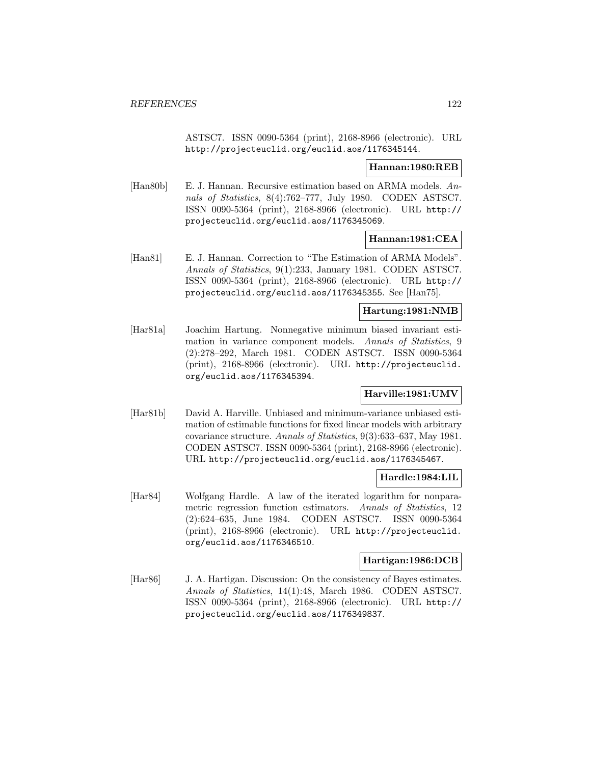ASTSC7. ISSN 0090-5364 (print), 2168-8966 (electronic). URL http://projecteuclid.org/euclid.aos/1176345144.

**Hannan:1980:REB**

[Han80b] E. J. Hannan. Recursive estimation based on ARMA models. *Annals of Statistics*, 8(4):762–777, July 1980. CODEN ASTSC7. ISSN 0090-5364 (print), 2168-8966 (electronic). URL http://projecteuclid.org/euclid.aos/1176345069.

**Hannan:1981:CEA**

[Han81] E. J. Hannan. Correction to "The Estimation of ARMA Models". *Annals of Statistics*, 9(1):233, January 1981. CODEN ASTSC7. ISSN 0090-5364 (print), 2168-8966 (electronic). URL http://projecteuclid.org/euclid.aos/1176345355. See [Han75].

**Hartung:1981:NMB**

[Har81a] Joachim Hartung. Nonnegative minimum biased invariant estimation in variance component models. *Annals of Statistics*, 9 (2):278–292, March 1981. CODEN ASTSC7. ISSN 0090-5364 (print), 2168-8966 (electronic). URL http://projecteuclid.org/euclid.aos/1176345394.

**Harville:1981:UMV**

[Har81b] David A. Harville. Unbiased and minimum-variance unbiased estimation of estimable functions for fixed linear models with arbitrary covariance structure. *Annals of Statistics*, 9(3):633–637, May 1981. CODEN ASTSC7. ISSN 0090-5364 (print), 2168-8966 (electronic). URL http://projecteuclid.org/euclid.aos/1176345467.

**Hardle:1984:LIL**

[Har84] Wolfgang Hardle. A law of the iterated logarithm for nonparametric regression function estimators. *Annals of Statistics*, 12 (2):624–635, June 1984. CODEN ASTSC7. ISSN 0090-5364 (print), 2168-8966 (electronic). URL http://projecteuclid.org/euclid.aos/1176346510.

**Hartigan:1986:DCB**

[Har86] J. A. Hartigan. Discussion: On the consistency of Bayes estimates. *Annals of Statistics*, 14(1):48, March 1986. CODEN ASTSC7. ISSN 0090-5364 (print), 2168-8966 (electronic). URL http://projecteuclid.org/euclid.aos/1176349837.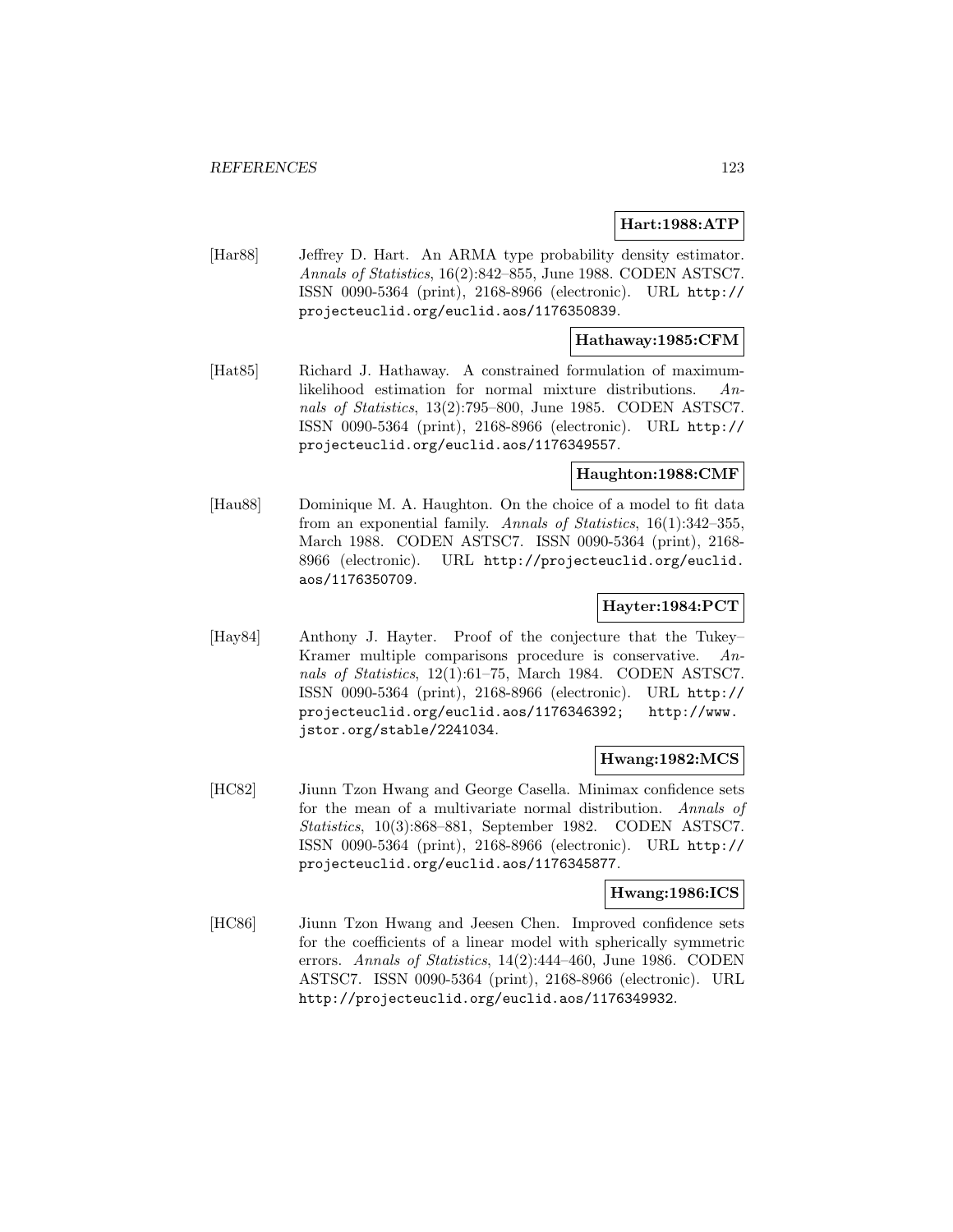**Hart:1988:ATP**

[Har88] Jeffrey D. Hart. An ARMA type probability density estimator. *Annals of Statistics*, 16(2):842–855, June 1988. CODEN ASTSC7. ISSN 0090-5364 (print), 2168-8966 (electronic). URL http://projecteuclid.org/euclid.aos/1176350839.

**Hathaway:1985:CFM**

[Hat85] Richard J. Hathaway. A constrained formulation of maximum-likelihood estimation for normal mixture distributions. *Annals of Statistics*, 13(2):795–800, June 1985. CODEN ASTSC7. ISSN 0090-5364 (print), 2168-8966 (electronic). URL http://projecteuclid.org/euclid.aos/1176349557.

**Haughton:1988:CMF**

[Hau88] Dominique M. A. Haughton. On the choice of a model to fit data from an exponential family. *Annals of Statistics*, 16(1):342–355, March 1988. CODEN ASTSC7. ISSN 0090-5364 (print), 2168-8966 (electronic). URL http://projecteuclid.org/euclid.aos/1176350709.

**Hayter:1984:PCT**

[Hay84] Anthony J. Hayter. Proof of the conjecture that the Tukey–Kramer multiple comparisons procedure is conservative. *Annals of Statistics*, 12(1):61–75, March 1984. CODEN ASTSC7. ISSN 0090-5364 (print), 2168-8966 (electronic). URL http://projecteuclid.org/euclid.aos/1176346392; http://www.jstor.org/stable/2241034.

**Hwang:1982:MCS**

[HC82] Jiunn Tzon Hwang and George Casella. Minimax confidence sets for the mean of a multivariate normal distribution. *Annals of Statistics*, 10(3):868–881, September 1982. CODEN ASTSC7. ISSN 0090-5364 (print), 2168-8966 (electronic). URL http://projecteuclid.org/euclid.aos/1176345877.

**Hwang:1986:ICS**

[HC86] Jiunn Tzon Hwang and Jeesen Chen. Improved confidence sets for the coefficients of a linear model with spherically symmetric errors. *Annals of Statistics*, 14(2):444–460, June 1986. CODEN ASTSC7. ISSN 0090-5364 (print), 2168-8966 (electronic). URL http://projecteuclid.org/euclid.aos/1176349932.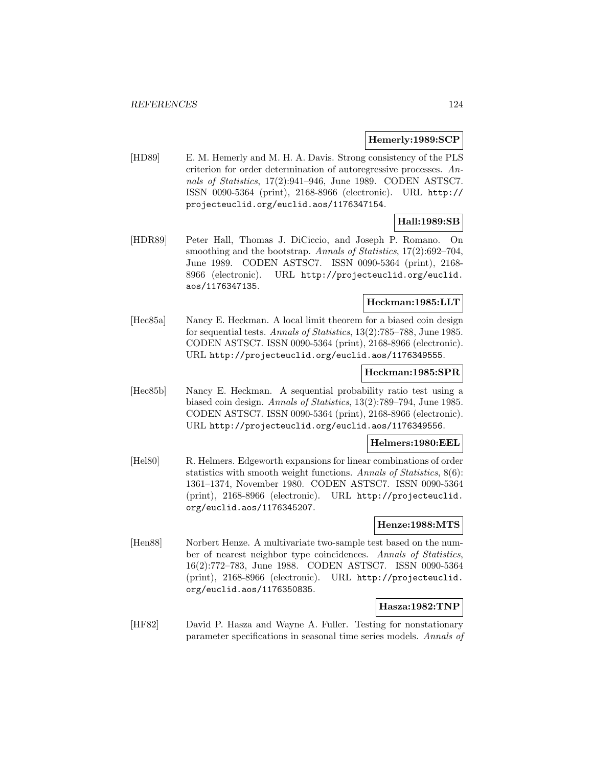**Hemerly:1989:SCP**

[HD89] E. M. Hemerly and M. H. A. Davis. Strong consistency of the PLS criterion for order determination of autoregressive processes. *Annals of Statistics*, 17(2):941–946, June 1989. CODEN ASTSC7. ISSN 0090-5364 (print), 2168-8966 (electronic). URL http://projecteuclid.org/euclid.aos/1176347154.

**Hall:1989:SB**

[HDR89] Peter Hall, Thomas J. DiCiccio, and Joseph P. Romano. On smoothing and the bootstrap. *Annals of Statistics*, 17(2):692–704, June 1989. CODEN ASTSC7. ISSN 0090-5364 (print), 2168-8966 (electronic). URL http://projecteuclid.org/euclid.aos/1176347135.

**Heckman:1985:LLT**

[Hec85a] Nancy E. Heckman. A local limit theorem for a biased coin design for sequential tests. *Annals of Statistics*, 13(2):785–788, June 1985. CODEN ASTSC7. ISSN 0090-5364 (print), 2168-8966 (electronic). URL http://projecteuclid.org/euclid.aos/1176349555.

**Heckman:1985:SPR**

[Hec85b] Nancy E. Heckman. A sequential probability ratio test using a biased coin design. *Annals of Statistics*, 13(2):789–794, June 1985. CODEN ASTSC7. ISSN 0090-5364 (print), 2168-8966 (electronic). URL http://projecteuclid.org/euclid.aos/1176349556.

**Helmers:1980:EEL**

[Hel80] R. Helmers. Edgeworth expansions for linear combinations of order statistics with smooth weight functions. *Annals of Statistics*, 8(6): 1361–1374, November 1980. CODEN ASTSC7. ISSN 0090-5364 (print), 2168-8966 (electronic). URL http://projecteuclid.org/euclid.aos/1176345207.

**Henze:1988:MTS**

[Hen88] Norbert Henze. A multivariate two-sample test based on the number of nearest neighbor type coincidences. *Annals of Statistics*, 16(2):772–783, June 1988. CODEN ASTSC7. ISSN 0090-5364 (print), 2168-8966 (electronic). URL http://projecteuclid.org/euclid.aos/1176350835.

**Hasza:1982:TNP**

[HF82] David P. Hasza and Wayne A. Fuller. Testing for nonstationary parameter specifications in seasonal time series models. *Annals of*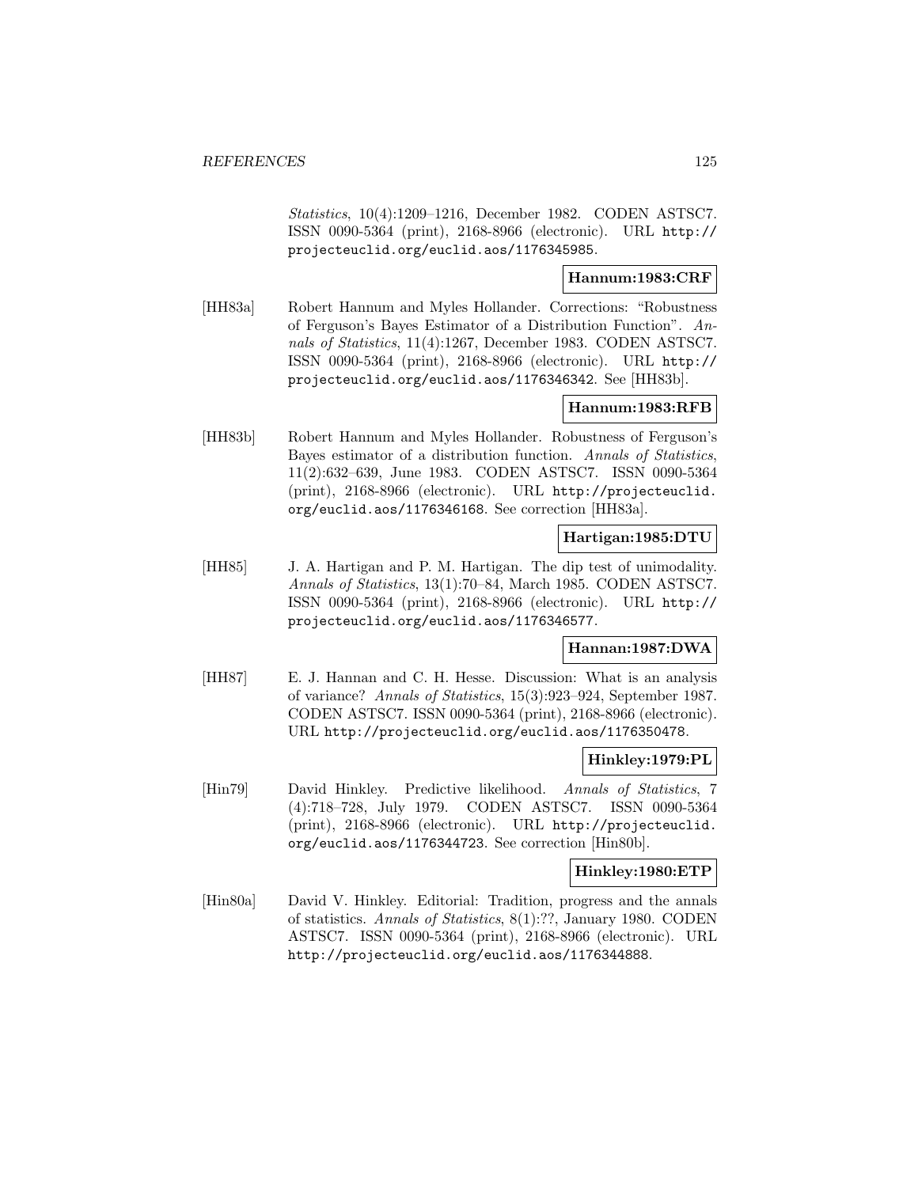*Statistics*, 10(4):1209–1216, December 1982. CODEN ASTSC7. ISSN 0090-5364 (print), 2168-8966 (electronic). URL http://projecteuclid.org/euclid.aos/1176345985.

**Hannum:1983:CRF**

[HH83a] Robert Hannum and Myles Hollander. Corrections: "Robustness of Ferguson's Bayes Estimator of a Distribution Function". *Annals of Statistics*, 11(4):1267, December 1983. CODEN ASTSC7. ISSN 0090-5364 (print), 2168-8966 (electronic). URL http://projecteuclid.org/euclid.aos/1176346342. See [HH83b].

**Hannum:1983:RFB**

[HH83b] Robert Hannum and Myles Hollander. Robustness of Ferguson's Bayes estimator of a distribution function. *Annals of Statistics*, 11(2):632–639, June 1983. CODEN ASTSC7. ISSN 0090-5364 (print), 2168-8966 (electronic). URL http://projecteuclid.org/euclid.aos/1176346168. See correction [HH83a].

**Hartigan:1985:DTU**

[HH85] J. A. Hartigan and P. M. Hartigan. The dip test of unimodality. *Annals of Statistics*, 13(1):70–84, March 1985. CODEN ASTSC7. ISSN 0090-5364 (print), 2168-8966 (electronic). URL http://projecteuclid.org/euclid.aos/1176346577.

**Hannan:1987:DWA**

[HH87] E. J. Hannan and C. H. Hesse. Discussion: What is an analysis of variance? *Annals of Statistics*, 15(3):923–924, September 1987. CODEN ASTSC7. ISSN 0090-5364 (print), 2168-8966 (electronic). URL http://projecteuclid.org/euclid.aos/1176350478.

**Hinkley:1979:PL**

[Hin79] David Hinkley. Predictive likelihood. *Annals of Statistics*, 7 (4):718–728, July 1979. CODEN ASTSC7. ISSN 0090-5364 (print), 2168-8966 (electronic). URL http://projecteuclid.org/euclid.aos/1176344723. See correction [Hin80b].

**Hinkley:1980:ETP**

[Hin80a] David V. Hinkley. Editorial: Tradition, progress and the annals of statistics. *Annals of Statistics*, 8(1):??, January 1980. CODEN ASTSC7. ISSN 0090-5364 (print), 2168-8966 (electronic). URL http://projecteuclid.org/euclid.aos/1176344888.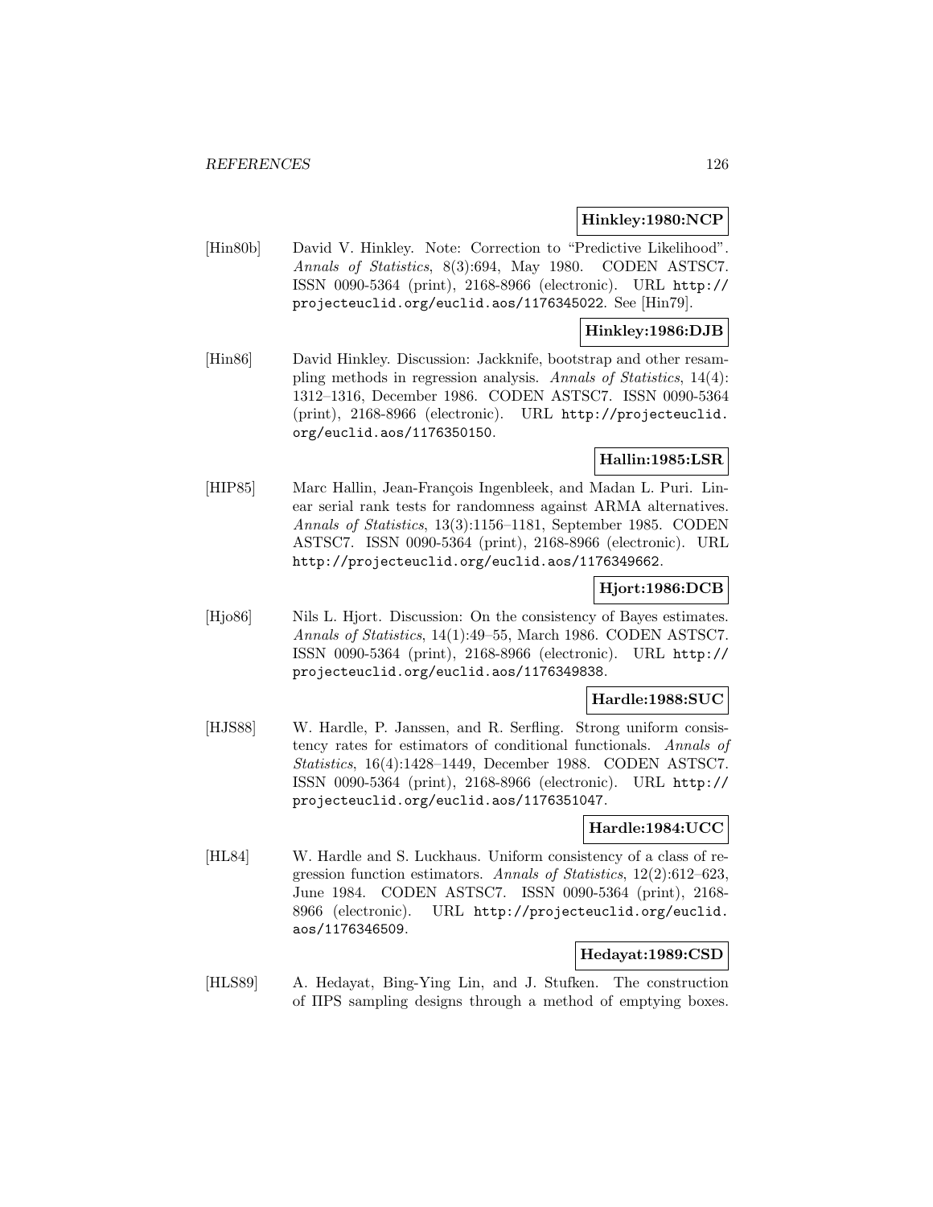**Hinkley:1980:NCP**

[Hin80b] David V. Hinkley. Note: Correction to “Predictive Likelihood”. *Annals of Statistics*, 8(3):694, May 1980. CODEN ASTSC7. ISSN 0090-5364 (print), 2168-8966 (electronic). URL http://projecteuclid.org/euclid.aos/1176345022. See [Hin79].

**Hinkley:1986:DJB**

[Hin86] David Hinkley. Discussion: Jackknife, bootstrap and other resampling methods in regression analysis. *Annals of Statistics*, 14(4): 1312–1316, December 1986. CODEN ASTSC7. ISSN 0090-5364 (print), 2168-8966 (electronic). URL http://projecteuclid.org/euclid.aos/1176350150.

**Hallin:1985:LSR**

[HIP85] Marc Hallin, Jean-François Ingenbleek, and Madan L. Puri. Linear serial rank tests for randomness against ARMA alternatives. *Annals of Statistics*, 13(3):1156–1181, September 1985. CODEN ASTSC7. ISSN 0090-5364 (print), 2168-8966 (electronic). URL http://projecteuclid.org/euclid.aos/1176349662.

**Hjort:1986:DCB**

[Hjo86] Nils L. Hjort. Discussion: On the consistency of Bayes estimates. *Annals of Statistics*, 14(1):49–55, March 1986. CODEN ASTSC7. ISSN 0090-5364 (print), 2168-8966 (electronic). URL http://projecteuclid.org/euclid.aos/1176349838.

**Hardle:1988:SUC**

[HJS88] W. Hardle, P. Janssen, and R. Serfling. Strong uniform consistency rates for estimators of conditional functionals. *Annals of Statistics*, 16(4):1428–1449, December 1988. CODEN ASTSC7. ISSN 0090-5364 (print), 2168-8966 (electronic). URL http://projecteuclid.org/euclid.aos/1176351047.

**Hardle:1984:UCC**

[HL84] W. Hardle and S. Luckhaus. Uniform consistency of a class of regression function estimators. *Annals of Statistics*, 12(2):612–623, June 1984. CODEN ASTSC7. ISSN 0090-5364 (print), 2168-8966 (electronic). URL http://projecteuclid.org/euclid.aos/1176346509.

**Hedayat:1989:CSD**

[HLS89] A. Hedayat, Bing-Ying Lin, and J. Stufken. The construction of ΠPS sampling designs through a method of emptying boxes.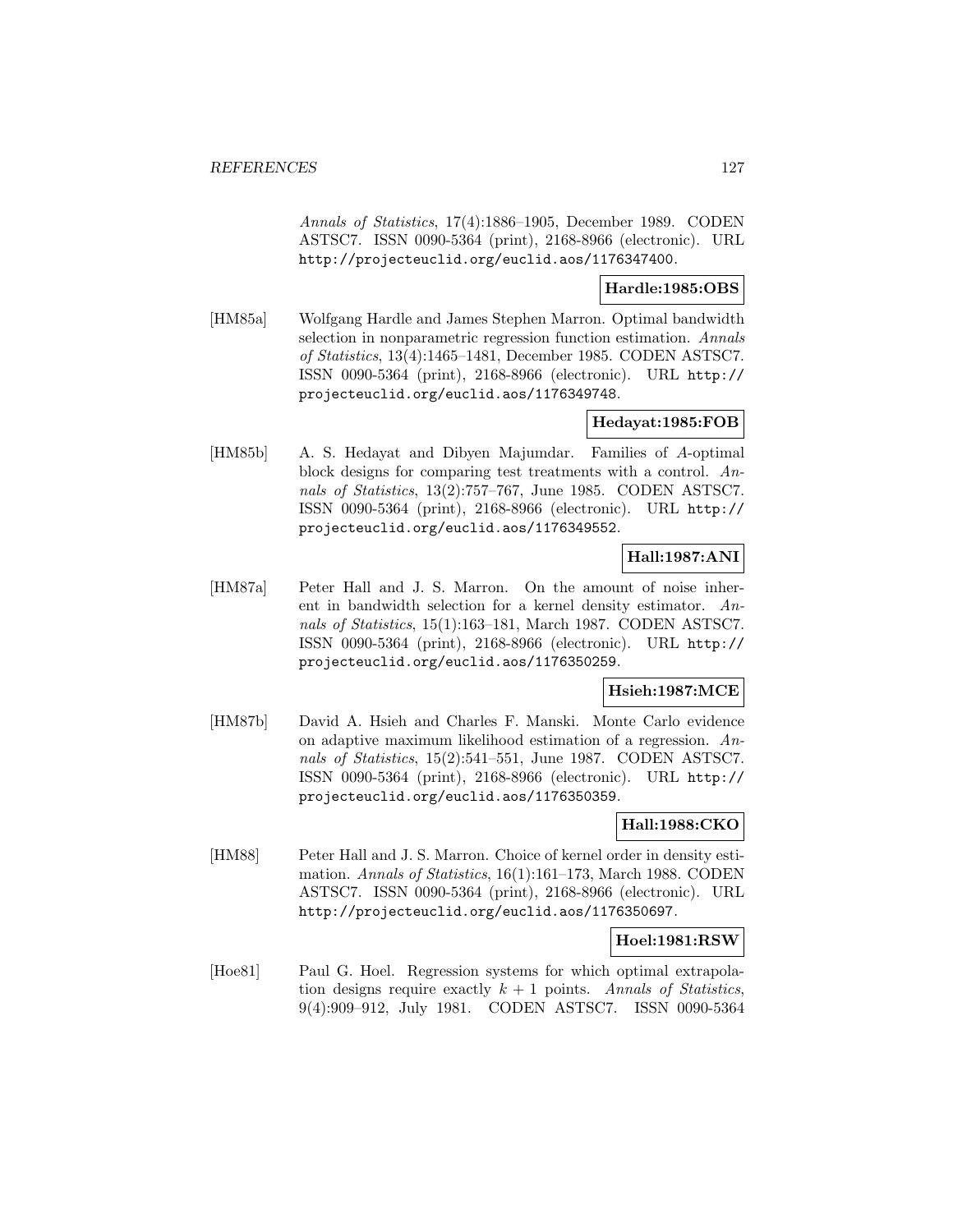*Annals of Statistics*, 17(4):1886–1905, December 1989. CODEN ASTSC7. ISSN 0090-5364 (print), 2168-8966 (electronic). URL http://projecteuclid.org/euclid.aos/1176347400.

**Hardle:1985:OBS**

[HM85a] Wolfgang Hardle and James Stephen Marron. Optimal bandwidth selection in nonparametric regression function estimation. *Annals of Statistics*, 13(4):1465–1481, December 1985. CODEN ASTSC7. ISSN 0090-5364 (print), 2168-8966 (electronic). URL http://projecteuclid.org/euclid.aos/1176349748.

**Hedayat:1985:FOB**

[HM85b] A. S. Hedayat and Dibyen Majumdar. Families of *A*-optimal block designs for comparing test treatments with a control. *Annals of Statistics*, 13(2):757–767, June 1985. CODEN ASTSC7. ISSN 0090-5364 (print), 2168-8966 (electronic). URL http://projecteuclid.org/euclid.aos/1176349552.

**Hall:1987:ANI**

[HM87a] Peter Hall and J. S. Marron. On the amount of noise inherent in bandwidth selection for a kernel density estimator. *Annals of Statistics*, 15(1):163–181, March 1987. CODEN ASTSC7. ISSN 0090-5364 (print), 2168-8966 (electronic). URL http://projecteuclid.org/euclid.aos/1176350259.

**Hsieh:1987:MCE**

[HM87b] David A. Hsieh and Charles F. Manski. Monte Carlo evidence on adaptive maximum likelihood estimation of a regression. *Annals of Statistics*, 15(2):541–551, June 1987. CODEN ASTSC7. ISSN 0090-5364 (print), 2168-8966 (electronic). URL http://projecteuclid.org/euclid.aos/1176350359.

**Hall:1988:CKO**

[HM88] Peter Hall and J. S. Marron. Choice of kernel order in density estimation. *Annals of Statistics*, 16(1):161–173, March 1988. CODEN ASTSC7. ISSN 0090-5364 (print), 2168-8966 (electronic). URL http://projecteuclid.org/euclid.aos/1176350697.

**Hoel:1981:RSW**

[Hoe81] Paul G. Hoel. Regression systems for which optimal extrapolation designs require exactly $k + 1$ points. *Annals of Statistics*, 9(4):909–912, July 1981. CODEN ASTSC7. ISSN 0090-5364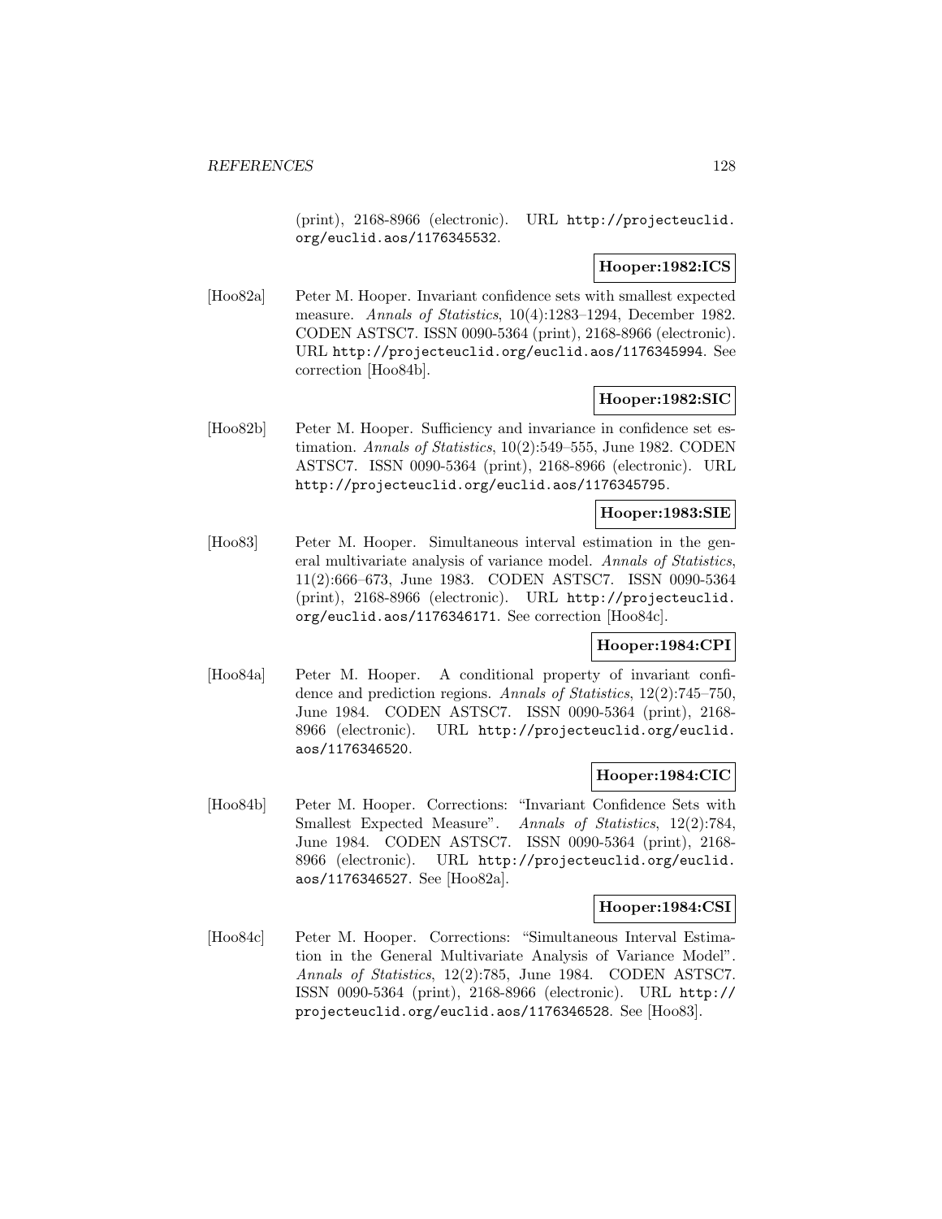(print), 2168-8966 (electronic). URL http://projecteuclid.org/euclid.aos/1176345532.

**Hooper:1982:ICS**

[Hoo82a] Peter M. Hooper. Invariant confidence sets with smallest expected measure. *Annals of Statistics*, 10(4):1283–1294, December 1982. CODEN ASTSC7. ISSN 0090-5364 (print), 2168-8966 (electronic). URL http://projecteuclid.org/euclid.aos/1176345994. See correction [Hoo84b].

**Hooper:1982:SIC**

[Hoo82b] Peter M. Hooper. Sufficiency and invariance in confidence set estimation. *Annals of Statistics*, 10(2):549–555, June 1982. CODEN ASTSC7. ISSN 0090-5364 (print), 2168-8966 (electronic). URL http://projecteuclid.org/euclid.aos/1176345795.

**Hooper:1983:SIE**

[Hoo83] Peter M. Hooper. Simultaneous interval estimation in the general multivariate analysis of variance model. *Annals of Statistics*, 11(2):666–673, June 1983. CODEN ASTSC7. ISSN 0090-5364 (print), 2168-8966 (electronic). URL http://projecteuclid.org/euclid.aos/1176346171. See correction [Hoo84c].

**Hooper:1984:CPI**

[Hoo84a] Peter M. Hooper. A conditional property of invariant confidence and prediction regions. *Annals of Statistics*, 12(2):745–750, June 1984. CODEN ASTSC7. ISSN 0090-5364 (print), 2168-8966 (electronic). URL http://projecteuclid.org/euclid.aos/1176346520.

**Hooper:1984:CIC**

[Hoo84b] Peter M. Hooper. Corrections: "Invariant Confidence Sets with Smallest Expected Measure". *Annals of Statistics*, 12(2):784, June 1984. CODEN ASTSC7. ISSN 0090-5364 (print), 2168-8966 (electronic). URL http://projecteuclid.org/euclid.aos/1176346527. See [Hoo82a].

**Hooper:1984:CSI**

[Hoo84c] Peter M. Hooper. Corrections: "Simultaneous Interval Estimation in the General Multivariate Analysis of Variance Model". *Annals of Statistics*, 12(2):785, June 1984. CODEN ASTSC7. ISSN 0090-5364 (print), 2168-8966 (electronic). URL http://projecteuclid.org/euclid.aos/1176346528. See [Hoo83].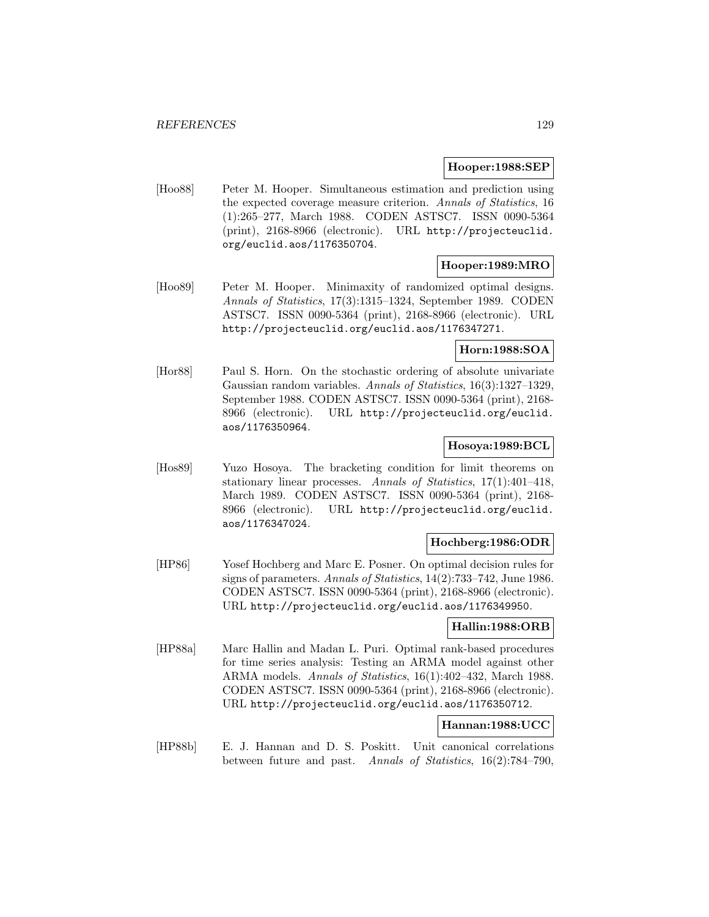**Hooper:1988:SEP**

[Hoo88] Peter M. Hooper. Simultaneous estimation and prediction using the expected coverage measure criterion. *Annals of Statistics*, 16 (1):265–277, March 1988. CODEN ASTSC7. ISSN 0090-5364 (print), 2168-8966 (electronic). URL http://projecteuclid.org/euclid.aos/1176350704.

**Hooper:1989:MRO**

[Hoo89] Peter M. Hooper. Minimaxity of randomized optimal designs. *Annals of Statistics*, 17(3):1315–1324, September 1989. CODEN ASTSC7. ISSN 0090-5364 (print), 2168-8966 (electronic). URL http://projecteuclid.org/euclid.aos/1176347271.

**Horn:1988:SOA**

[Hor88] Paul S. Horn. On the stochastic ordering of absolute univariate Gaussian random variables. *Annals of Statistics*, 16(3):1327–1329, September 1988. CODEN ASTSC7. ISSN 0090-5364 (print), 2168-8966 (electronic). URL http://projecteuclid.org/euclid.aos/1176350964.

**Hosoya:1989:BCL**

[Hos89] Yuzo Hosoya. The bracketing condition for limit theorems on stationary linear processes. *Annals of Statistics*, 17(1):401–418, March 1989. CODEN ASTSC7. ISSN 0090-5364 (print), 2168-8966 (electronic). URL http://projecteuclid.org/euclid.aos/1176347024.

**Hochberg:1986:ODR**

[HP86] Yosef Hochberg and Marc E. Posner. On optimal decision rules for signs of parameters. *Annals of Statistics*, 14(2):733–742, June 1986. CODEN ASTSC7. ISSN 0090-5364 (print), 2168-8966 (electronic). URL http://projecteuclid.org/euclid.aos/1176349950.

**Hallin:1988:ORB**

[HP88a] Marc Hallin and Madan L. Puri. Optimal rank-based procedures for time series analysis: Testing an ARMA model against other ARMA models. *Annals of Statistics*, 16(1):402–432, March 1988. CODEN ASTSC7. ISSN 0090-5364 (print), 2168-8966 (electronic). URL http://projecteuclid.org/euclid.aos/1176350712.

**Hannan:1988:UCC**

[HP88b] E. J. Hannan and D. S. Poskitt. Unit canonical correlations between future and past. *Annals of Statistics*, 16(2):784–790,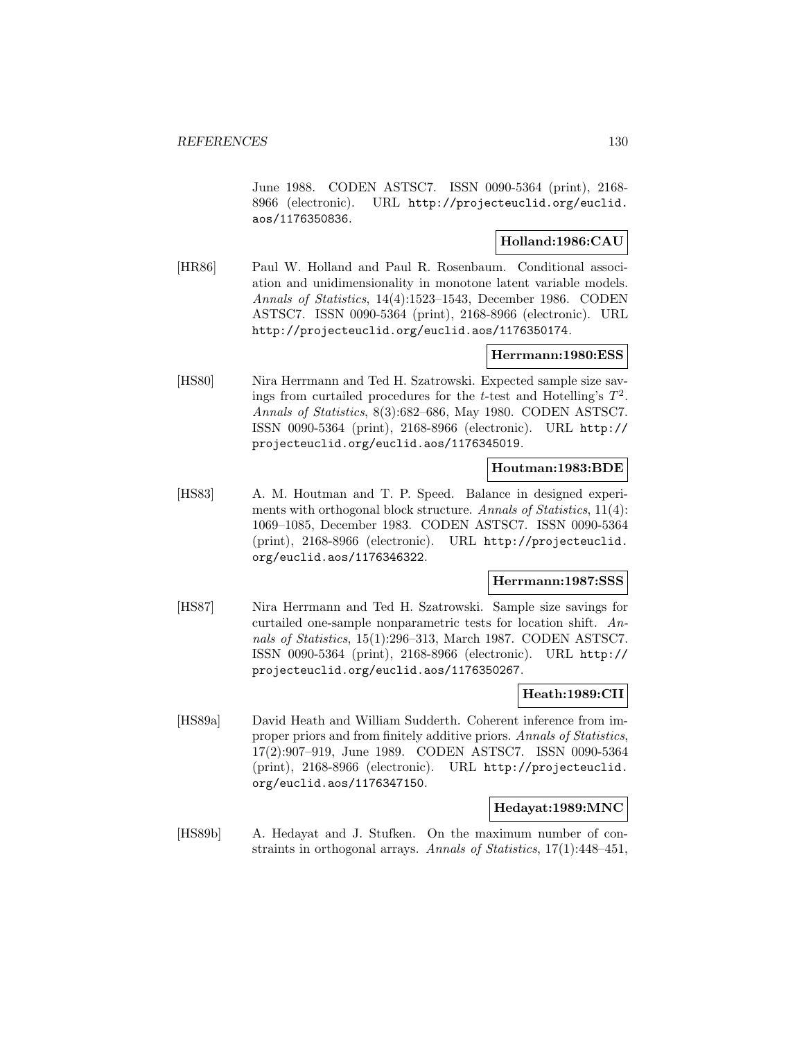June 1988. CODEN ASTSC7. ISSN 0090-5364 (print), 2168-8966 (electronic). URL http://projecteuclid.org/euclid.aos/1176350836.

**Holland:1986:CAU**

[HR86] Paul W. Holland and Paul R. Rosenbaum. Conditional association and unidimensionality in monotone latent variable models. *Annals of Statistics*, 14(4):1523–1543, December 1986. CODEN ASTSC7. ISSN 0090-5364 (print), 2168-8966 (electronic). URL http://projecteuclid.org/euclid.aos/1176350174.

**Herrmann:1980:ESS**

[HS80] Nira Herrmann and Ted H. Szatrowski. Expected sample size savings from curtailed procedures for the $t$-test and Hotelling's $T^2$. *Annals of Statistics*, 8(3):682–686, May 1980. CODEN ASTSC7. ISSN 0090-5364 (print), 2168-8966 (electronic). URL http://projecteuclid.org/euclid.aos/1176345019.

**Houtman:1983:BDE**

[HS83] A. M. Houtman and T. P. Speed. Balance in designed experiments with orthogonal block structure. *Annals of Statistics*, 11(4):1069–1085, December 1983. CODEN ASTSC7. ISSN 0090-5364 (print), 2168-8966 (electronic). URL http://projecteuclid.org/euclid.aos/1176346322.

**Herrmann:1987:SSS**

[HS87] Nira Herrmann and Ted H. Szatrowski. Sample size savings for curtailed one-sample nonparametric tests for location shift. *Annals of Statistics*, 15(1):296–313, March 1987. CODEN ASTSC7. ISSN 0090-5364 (print), 2168-8966 (electronic). URL http://projecteuclid.org/euclid.aos/1176350267.

**Heath:1989:CII**

[HS89a] David Heath and William Sudderth. Coherent inference from improper priors and from finitely additive priors. *Annals of Statistics*, 17(2):907–919, June 1989. CODEN ASTSC7. ISSN 0090-5364 (print), 2168-8966 (electronic). URL http://projecteuclid.org/euclid.aos/1176347150.

**Hedayat:1989:MNC**

[HS89b] A. Hedayat and J. Stufken. On the maximum number of constraints in orthogonal arrays. *Annals of Statistics*, 17(1):448–451,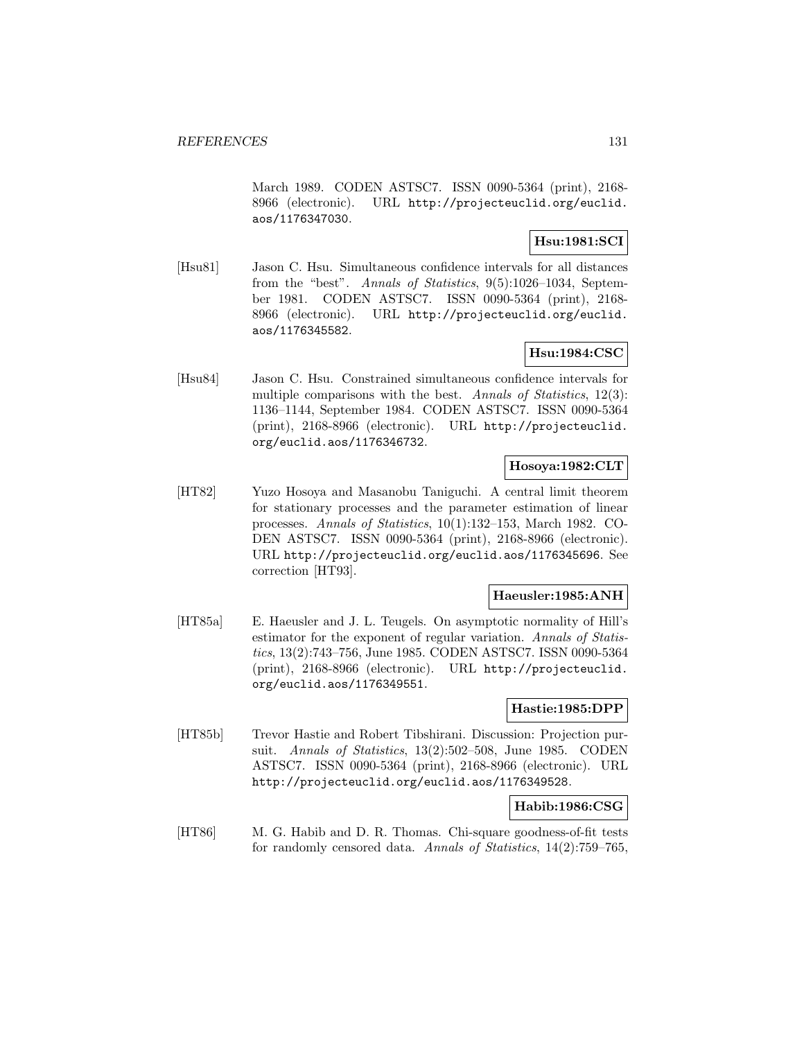March 1989. CODEN ASTSC7. ISSN 0090-5364 (print), 2168-8966 (electronic). URL http://projecteuclid.org/euclid.aos/1176347030.

**Hsu:1981:SCI**

[Hsu81] Jason C. Hsu. Simultaneous confidence intervals for all distances from the "best". *Annals of Statistics*, 9(5):1026–1034, September 1981. CODEN ASTSC7. ISSN 0090-5364 (print), 2168-8966 (electronic). URL http://projecteuclid.org/euclid.aos/1176345582.

**Hsu:1984:CSC**

[Hsu84] Jason C. Hsu. Constrained simultaneous confidence intervals for multiple comparisons with the best. *Annals of Statistics*, 12(3): 1136–1144, September 1984. CODEN ASTSC7. ISSN 0090-5364 (print), 2168-8966 (electronic). URL http://projecteuclid.org/euclid.aos/1176346732.

**Hosoya:1982:CLT**

[HT82] Yuzo Hosoya and Masanobu Taniguchi. A central limit theorem for stationary processes and the parameter estimation of linear processes. *Annals of Statistics*, 10(1):132–153, March 1982. CODEN ASTSC7. ISSN 0090-5364 (print), 2168-8966 (electronic). URL http://projecteuclid.org/euclid.aos/1176345696. See correction [HT93].

**Haeusler:1985:ANH**

[HT85a] E. Haeusler and J. L. Teugels. On asymptotic normality of Hill's estimator for the exponent of regular variation. *Annals of Statistics*, 13(2):743–756, June 1985. CODEN ASTSC7. ISSN 0090-5364 (print), 2168-8966 (electronic). URL http://projecteuclid.org/euclid.aos/1176349551.

**Hastie:1985:DPP**

[HT85b] Trevor Hastie and Robert Tibshirani. Discussion: Projection pursuit. *Annals of Statistics*, 13(2):502–508, June 1985. CODEN ASTSC7. ISSN 0090-5364 (print), 2168-8966 (electronic). URL http://projecteuclid.org/euclid.aos/1176349528.

**Habib:1986:CSG**

[HT86] M. G. Habib and D. R. Thomas. Chi-square goodness-of-fit tests for randomly censored data. *Annals of Statistics*, 14(2):759–765,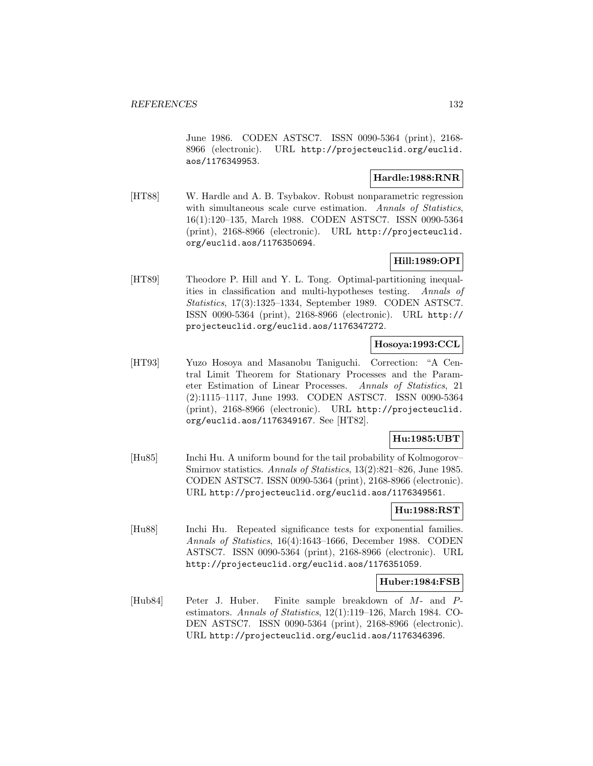June 1986. CODEN ASTSC7. ISSN 0090-5364 (print), 2168-8966 (electronic). URL http://projecteuclid.org/euclid.aos/1176349953.

**Hardle:1988:RNR**

[HT88] W. Hardle and A. B. Tsybakov. Robust nonparametric regression with simultaneous scale curve estimation. *Annals of Statistics*, 16(1):120–135, March 1988. CODEN ASTSC7. ISSN 0090-5364 (print), 2168-8966 (electronic). URL http://projecteuclid.org/euclid.aos/1176350694.

**Hill:1989:OPI**

[HT89] Theodore P. Hill and Y. L. Tong. Optimal-partitioning inequalities in classification and multi-hypotheses testing. *Annals of Statistics*, 17(3):1325–1334, September 1989. CODEN ASTSC7. ISSN 0090-5364 (print), 2168-8966 (electronic). URL http://projecteuclid.org/euclid.aos/1176347272.

**Hosoya:1993:CCL**

[HT93] Yuzo Hosoya and Masanobu Taniguchi. Correction: "A Central Limit Theorem for Stationary Processes and the Parameter Estimation of Linear Processes. *Annals of Statistics*, 21 (2):1115–1117, June 1993. CODEN ASTSC7. ISSN 0090-5364 (print), 2168-8966 (electronic). URL http://projecteuclid.org/euclid.aos/1176349167. See [HT82].

**Hu:1985:UBT**

[Hu85] Inchi Hu. A uniform bound for the tail probability of Kolmogorov–Smirnov statistics. *Annals of Statistics*, 13(2):821–826, June 1985. CODEN ASTSC7. ISSN 0090-5364 (print), 2168-8966 (electronic). URL http://projecteuclid.org/euclid.aos/1176349561.

**Hu:1988:RST**

[Hu88] Inchi Hu. Repeated significance tests for exponential families. *Annals of Statistics*, 16(4):1643–1666, December 1988. CODEN ASTSC7. ISSN 0090-5364 (print), 2168-8966 (electronic). URL http://projecteuclid.org/euclid.aos/1176351059.

**Huber:1984:FSB**

[Hub84] Peter J. Huber. Finite sample breakdown of $M$- and $P$-estimators. *Annals of Statistics*, 12(1):119–126, March 1984. CODEN ASTSC7. ISSN 0090-5364 (print), 2168-8966 (electronic). URL http://projecteuclid.org/euclid.aos/1176346396.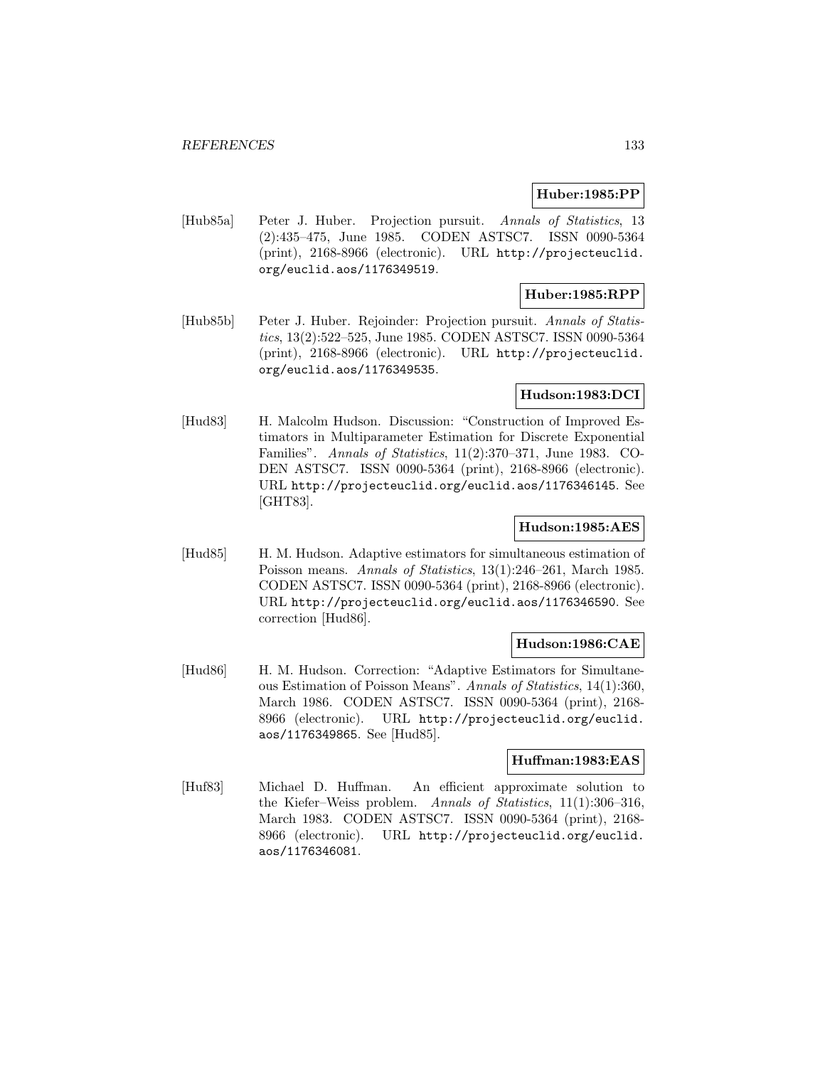**Huber:1985:PP**

[Hub85a] Peter J. Huber. Projection pursuit. *Annals of Statistics*, 13 (2):435–475, June 1985. CODEN ASTSC7. ISSN 0090-5364 (print), 2168-8966 (electronic). URL http://projecteuclid.org/euclid.aos/1176349519.

**Huber:1985:RPP**

[Hub85b] Peter J. Huber. Rejoinder: Projection pursuit. *Annals of Statistics*, 13(2):522–525, June 1985. CODEN ASTSC7. ISSN 0090-5364 (print), 2168-8966 (electronic). URL http://projecteuclid.org/euclid.aos/1176349535.

**Hudson:1983:DCI**

[Hud83] H. Malcolm Hudson. Discussion: "Construction of Improved Estimators in Multiparameter Estimation for Discrete Exponential Families". *Annals of Statistics*, 11(2):370–371, June 1983. CODEN ASTSC7. ISSN 0090-5364 (print), 2168-8966 (electronic). URL http://projecteuclid.org/euclid.aos/1176346145. See [GHT83].

**Hudson:1985:AES**

[Hud85] H. M. Hudson. Adaptive estimators for simultaneous estimation of Poisson means. *Annals of Statistics*, 13(1):246–261, March 1985. CODEN ASTSC7. ISSN 0090-5364 (print), 2168-8966 (electronic). URL http://projecteuclid.org/euclid.aos/1176346590. See correction [Hud86].

**Hudson:1986:CAE**

[Hud86] H. M. Hudson. Correction: "Adaptive Estimators for Simultaneous Estimation of Poisson Means". *Annals of Statistics*, 14(1):360, March 1986. CODEN ASTSC7. ISSN 0090-5364 (print), 2168-8966 (electronic). URL http://projecteuclid.org/euclid.aos/1176349865. See [Hud85].

**Huffman:1983:EAS**

[Huf83] Michael D. Huffman. An efficient approximate solution to the Kiefer–Weiss problem. *Annals of Statistics*, 11(1):306–316, March 1983. CODEN ASTSC7. ISSN 0090-5364 (print), 2168-8966 (electronic). URL http://projecteuclid.org/euclid.aos/1176346081.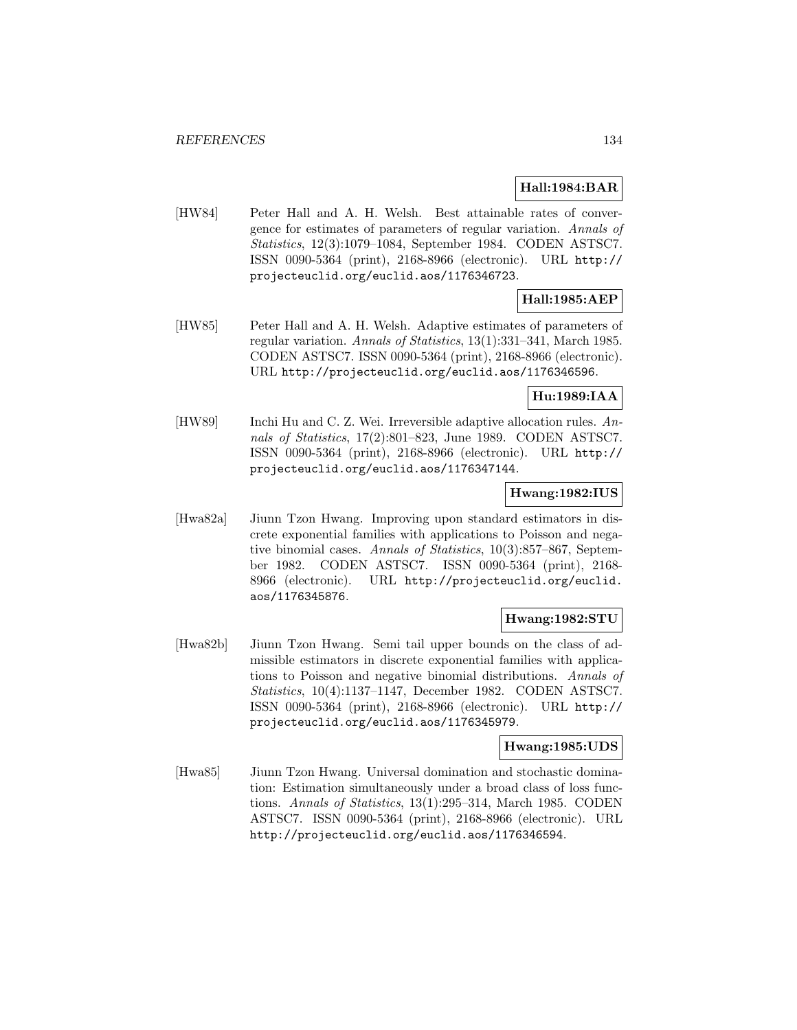**Hall:1984:BAR**

[HW84] Peter Hall and A. H. Welsh. Best attainable rates of convergence for estimates of parameters of regular variation. *Annals of Statistics*, 12(3):1079–1084, September 1984. CODEN ASTSC7. ISSN 0090-5364 (print), 2168-8966 (electronic). URL http://projecteuclid.org/euclid.aos/1176346723.

**Hall:1985:AEP**

[HW85] Peter Hall and A. H. Welsh. Adaptive estimates of parameters of regular variation. *Annals of Statistics*, 13(1):331–341, March 1985. CODEN ASTSC7. ISSN 0090-5364 (print), 2168-8966 (electronic). URL http://projecteuclid.org/euclid.aos/1176346596.

**Hu:1989:IAA**

[HW89] Inchi Hu and C. Z. Wei. Irreversible adaptive allocation rules. *Annals of Statistics*, 17(2):801–823, June 1989. CODEN ASTSC7. ISSN 0090-5364 (print), 2168-8966 (electronic). URL http://projecteuclid.org/euclid.aos/1176347144.

**Hwang:1982:IUS**

[Hwa82a] Jiunn Tzon Hwang. Improving upon standard estimators in discrete exponential families with applications to Poisson and negative binomial cases. *Annals of Statistics*, 10(3):857–867, September 1982. CODEN ASTSC7. ISSN 0090-5364 (print), 2168-8966 (electronic). URL http://projecteuclid.org/euclid.aos/1176345876.

**Hwang:1982:STU**

[Hwa82b] Jiunn Tzon Hwang. Semi tail upper bounds on the class of admissible estimators in discrete exponential families with applications to Poisson and negative binomial distributions. *Annals of Statistics*, 10(4):1137–1147, December 1982. CODEN ASTSC7. ISSN 0090-5364 (print), 2168-8966 (electronic). URL http://projecteuclid.org/euclid.aos/1176345979.

**Hwang:1985:UDS**

[Hwa85] Jiunn Tzon Hwang. Universal domination and stochastic domination: Estimation simultaneously under a broad class of loss functions. *Annals of Statistics*, 13(1):295–314, March 1985. CODEN ASTSC7. ISSN 0090-5364 (print), 2168-8966 (electronic). URL http://projecteuclid.org/euclid.aos/1176346594.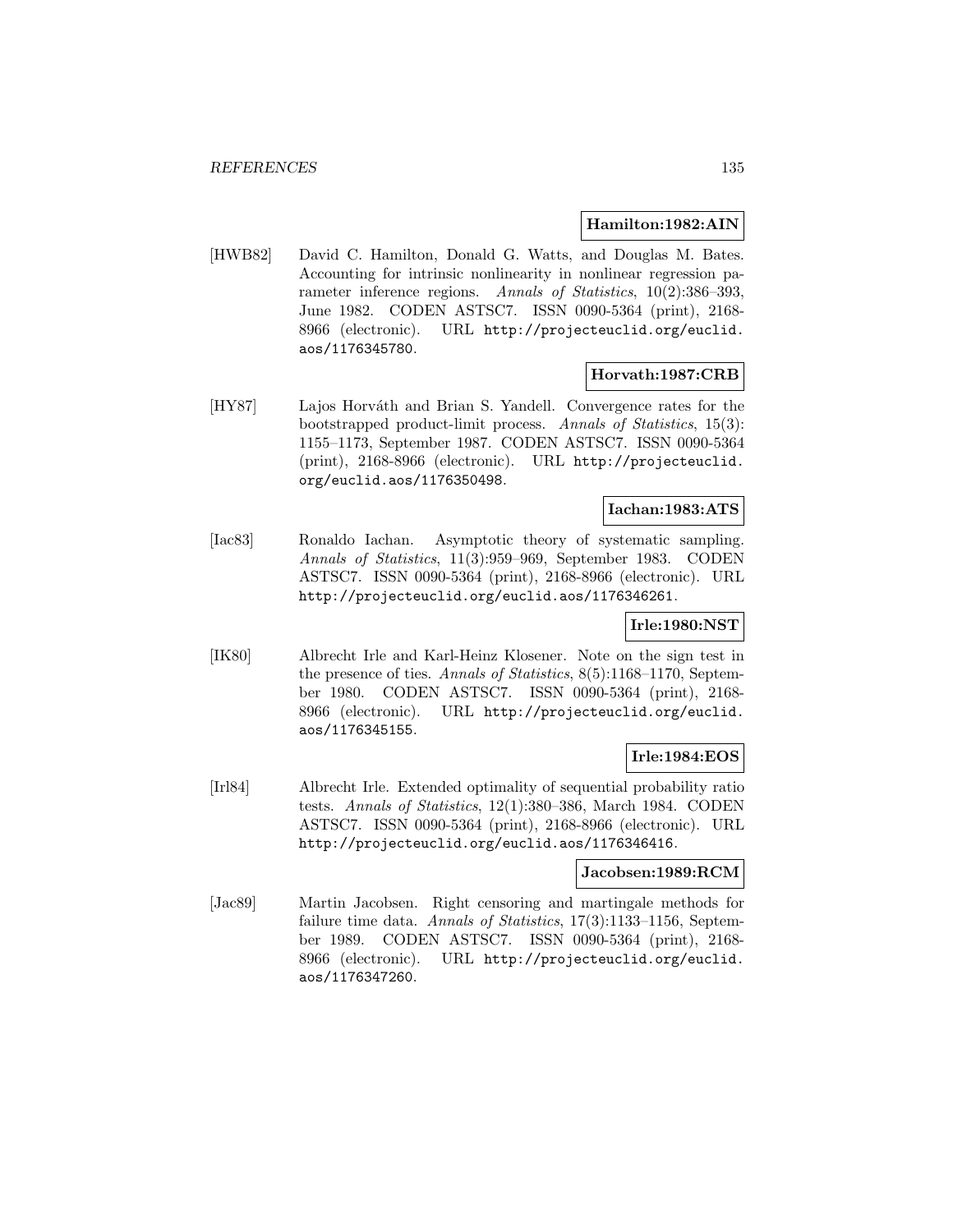**Hamilton:1982:AIN**

[HWB82] David C. Hamilton, Donald G. Watts, and Douglas M. Bates. Accounting for intrinsic nonlinearity in nonlinear regression parameter inference regions. *Annals of Statistics*, 10(2):386–393, June 1982. CODEN ASTSC7. ISSN 0090-5364 (print), 2168-8966 (electronic). URL http://projecteuclid.org/euclid.aos/1176345780.

**Horvath:1987:CRB**

[HY87] Lajos Horváth and Brian S. Yandell. Convergence rates for the bootstrapped product-limit process. *Annals of Statistics*, 15(3): 1155–1173, September 1987. CODEN ASTSC7. ISSN 0090-5364 (print), 2168-8966 (electronic). URL http://projecteuclid.org/euclid.aos/1176350498.

**Iachan:1983:ATS**

[Iac83] Ronaldo Iachan. Asymptotic theory of systematic sampling. *Annals of Statistics*, 11(3):959–969, September 1983. CODEN ASTSC7. ISSN 0090-5364 (print), 2168-8966 (electronic). URL http://projecteuclid.org/euclid.aos/1176346261.

**Irle:1980:NST**

[IK80] Albrecht Irle and Karl-Heinz Klosener. Note on the sign test in the presence of ties. *Annals of Statistics*, 8(5):1168–1170, September 1980. CODEN ASTSC7. ISSN 0090-5364 (print), 2168-8966 (electronic). URL http://projecteuclid.org/euclid.aos/1176345155.

**Irle:1984:EOS**

[Irl84] Albrecht Irle. Extended optimality of sequential probability ratio tests. *Annals of Statistics*, 12(1):380–386, March 1984. CODEN ASTSC7. ISSN 0090-5364 (print), 2168-8966 (electronic). URL http://projecteuclid.org/euclid.aos/1176346416.

**Jacobsen:1989:RCM**

[Jac89] Martin Jacobsen. Right censoring and martingale methods for failure time data. *Annals of Statistics*, 17(3):1133–1156, September 1989. CODEN ASTSC7. ISSN 0090-5364 (print), 2168-8966 (electronic). URL http://projecteuclid.org/euclid.aos/1176347260.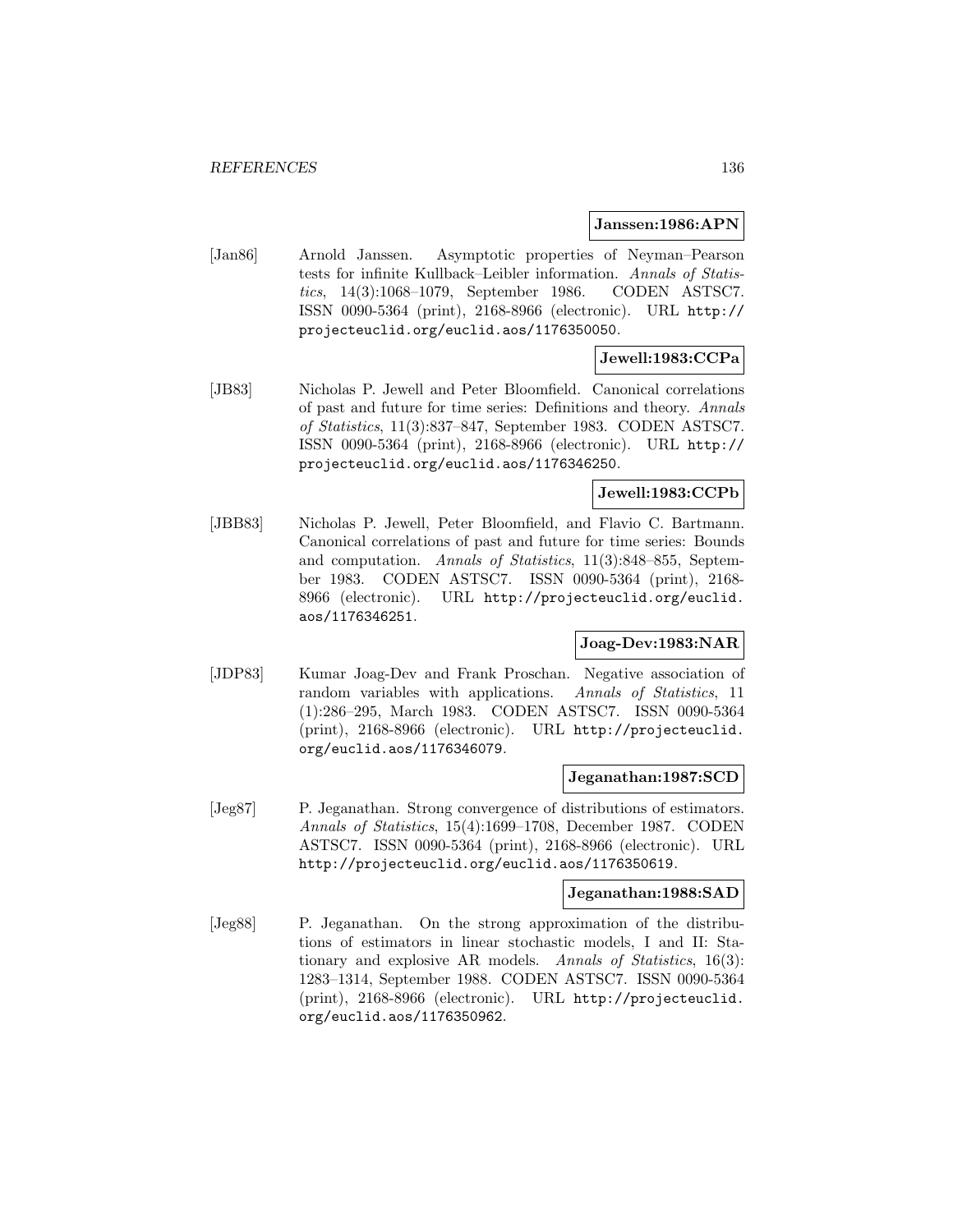**Janssen:1986:APN**

[Jan86] Arnold Janssen. Asymptotic properties of Neyman–Pearson tests for infinite Kullback–Leibler information. *Annals of Statistics*, 14(3):1068–1079, September 1986. CODEN ASTSC7. ISSN 0090-5364 (print), 2168-8966 (electronic). URL http://projecteuclid.org/euclid.aos/1176350050.

**Jewell:1983:CCPa**

[JB83] Nicholas P. Jewell and Peter Bloomfield. Canonical correlations of past and future for time series: Definitions and theory. *Annals of Statistics*, 11(3):837–847, September 1983. CODEN ASTSC7. ISSN 0090-5364 (print), 2168-8966 (electronic). URL http://projecteuclid.org/euclid.aos/1176346250.

**Jewell:1983:CCPb**

[JBB83] Nicholas P. Jewell, Peter Bloomfield, and Flavio C. Bartmann. Canonical correlations of past and future for time series: Bounds and computation. *Annals of Statistics*, 11(3):848–855, September 1983. CODEN ASTSC7. ISSN 0090-5364 (print), 2168-8966 (electronic). URL http://projecteuclid.org/euclid.aos/1176346251.

**Joag-Dev:1983:NAR**

[JDP83] Kumar Joag-Dev and Frank Proschan. Negative association of random variables with applications. *Annals of Statistics*, 11 (1):286–295, March 1983. CODEN ASTSC7. ISSN 0090-5364 (print), 2168-8966 (electronic). URL http://projecteuclid.org/euclid.aos/1176346079.

**Jeganathan:1987:SCD**

[Jeg87] P. Jeganathan. Strong convergence of distributions of estimators. *Annals of Statistics*, 15(4):1699–1708, December 1987. CODEN ASTSC7. ISSN 0090-5364 (print), 2168-8966 (electronic). URL http://projecteuclid.org/euclid.aos/1176350619.

**Jeganathan:1988:SAD**

[Jeg88] P. Jeganathan. On the strong approximation of the distributions of estimators in linear stochastic models, I and II: Stationary and explosive AR models. *Annals of Statistics*, 16(3): 1283–1314, September 1988. CODEN ASTSC7. ISSN 0090-5364 (print), 2168-8966 (electronic). URL http://projecteuclid.org/euclid.aos/1176350962.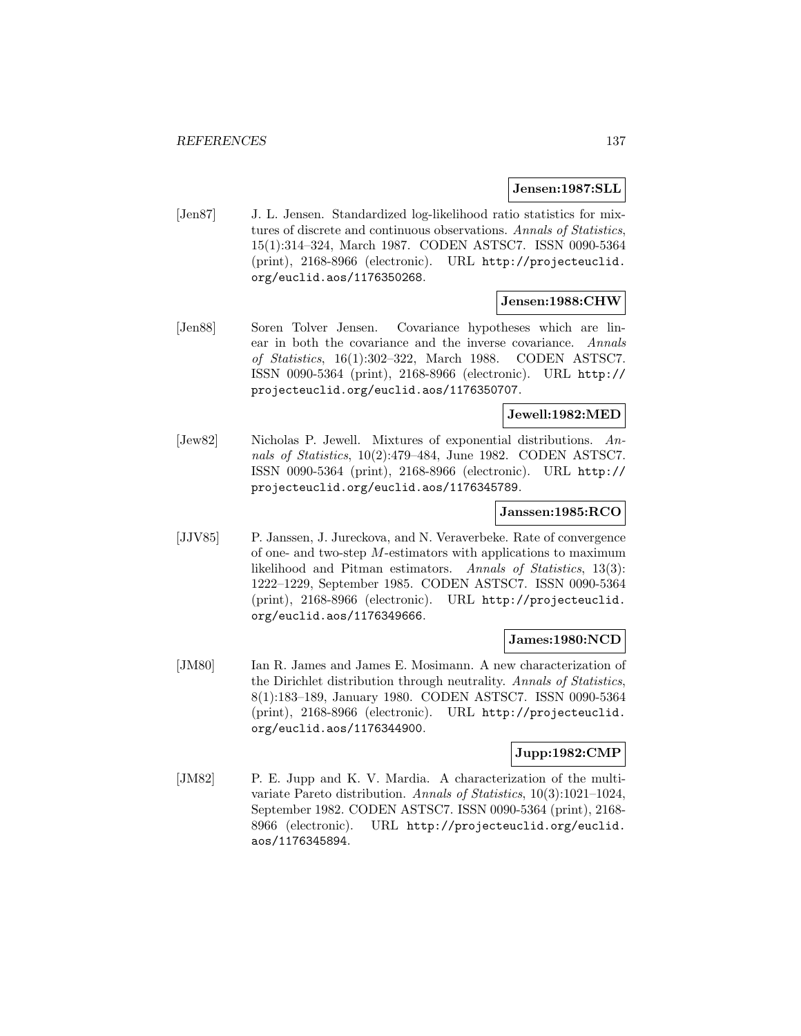**Jensen:1987:SLL**

[Jen87] J. L. Jensen. Standardized log-likelihood ratio statistics for mixtures of discrete and continuous observations. *Annals of Statistics*, 15(1):314–324, March 1987. CODEN ASTSC7. ISSN 0090-5364 (print), 2168-8966 (electronic). URL http://projecteuclid.org/euclid.aos/1176350268.

**Jensen:1988:CHW**

[Jen88] Soren Tolver Jensen. Covariance hypotheses which are linear in both the covariance and the inverse covariance. *Annals of Statistics*, 16(1):302–322, March 1988. CODEN ASTSC7. ISSN 0090-5364 (print), 2168-8966 (electronic). URL http://projecteuclid.org/euclid.aos/1176350707.

**Jewell:1982:MED**

[Jew82] Nicholas P. Jewell. Mixtures of exponential distributions. *Annals of Statistics*, 10(2):479–484, June 1982. CODEN ASTSC7. ISSN 0090-5364 (print), 2168-8966 (electronic). URL http://projecteuclid.org/euclid.aos/1176345789.

**Janssen:1985:RCO**

[JJV85] P. Janssen, J. Jureckova, and N. Veraverbeke. Rate of convergence of one- and two-step $M$-estimators with applications to maximum likelihood and Pitman estimators. *Annals of Statistics*, 13(3): 1222–1229, September 1985. CODEN ASTSC7. ISSN 0090-5364 (print), 2168-8966 (electronic). URL http://projecteuclid.org/euclid.aos/1176349666.

**James:1980:NCD**

[JM80] Ian R. James and James E. Mosimann. A new characterization of the Dirichlet distribution through neutrality. *Annals of Statistics*, 8(1):183–189, January 1980. CODEN ASTSC7. ISSN 0090-5364 (print), 2168-8966 (electronic). URL http://projecteuclid.org/euclid.aos/1176344900.

**Jupp:1982:CMP**

[JM82] P. E. Jupp and K. V. Mardia. A characterization of the multivariate Pareto distribution. *Annals of Statistics*, 10(3):1021–1024, September 1982. CODEN ASTSC7. ISSN 0090-5364 (print), 2168-8966 (electronic). URL http://projecteuclid.org/euclid.aos/1176345894.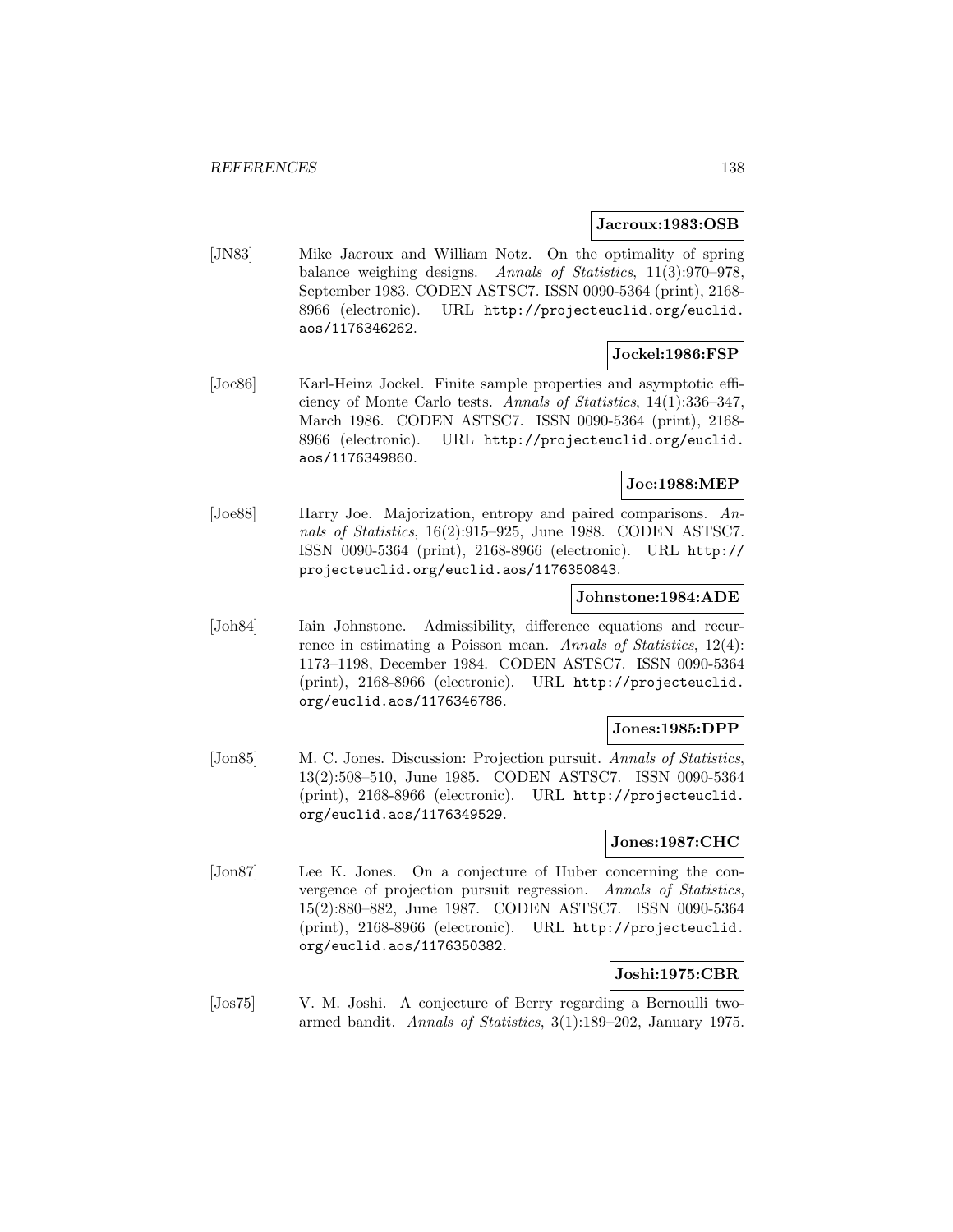**Jacroux:1983:OSB**

[JN83] Mike Jacroux and William Notz. On the optimality of spring balance weighing designs. *Annals of Statistics*, 11(3):970–978, September 1983. CODEN ASTSC7. ISSN 0090-5364 (print), 2168-8966 (electronic). URL http://projecteuclid.org/euclid.aos/1176346262.

**Jockel:1986:FSP**

[Joc86] Karl-Heinz Jockel. Finite sample properties and asymptotic efficiency of Monte Carlo tests. *Annals of Statistics*, 14(1):336–347, March 1986. CODEN ASTSC7. ISSN 0090-5364 (print), 2168-8966 (electronic). URL http://projecteuclid.org/euclid.aos/1176349860.

**Joe:1988:MEP**

[Joe88] Harry Joe. Majorization, entropy and paired comparisons. *Annals of Statistics*, 16(2):915–925, June 1988. CODEN ASTSC7. ISSN 0090-5364 (print), 2168-8966 (electronic). URL http://projecteuclid.org/euclid.aos/1176350843.

**Johnstone:1984:ADE**

[Joh84] Iain Johnstone. Admissibility, difference equations and recurrence in estimating a Poisson mean. *Annals of Statistics*, 12(4):1173–1198, December 1984. CODEN ASTSC7. ISSN 0090-5364 (print), 2168-8966 (electronic). URL http://projecteuclid.org/euclid.aos/1176346786.

**Jones:1985:DPP**

[Jon85] M. C. Jones. Discussion: Projection pursuit. *Annals of Statistics*, 13(2):508–510, June 1985. CODEN ASTSC7. ISSN 0090-5364 (print), 2168-8966 (electronic). URL http://projecteuclid.org/euclid.aos/1176349529.

**Jones:1987:CHC**

[Jon87] Lee K. Jones. On a conjecture of Huber concerning the convergence of projection pursuit regression. *Annals of Statistics*, 15(2):880–882, June 1987. CODEN ASTSC7. ISSN 0090-5364 (print), 2168-8966 (electronic). URL http://projecteuclid.org/euclid.aos/1176350382.

**Joshi:1975:CBR**

[Jos75] V. M. Joshi. A conjecture of Berry regarding a Bernoulli two-armed bandit. *Annals of Statistics*, 3(1):189–202, January 1975.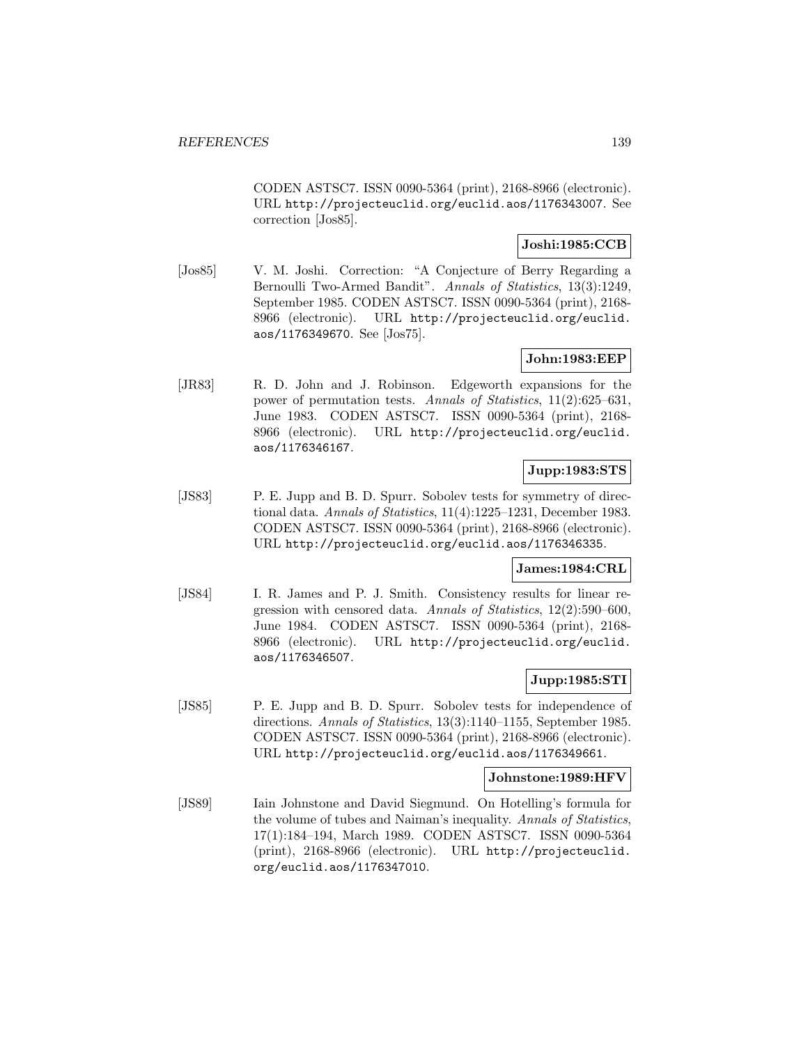CODEN ASTSC7. ISSN 0090-5364 (print), 2168-8966 (electronic). URL http://projecteuclid.org/euclid.aos/1176343007. See correction [Jos85].

**Joshi:1985:CCB**

[Jos85] V. M. Joshi. Correction: "A Conjecture of Berry Regarding a Bernoulli Two-Armed Bandit". *Annals of Statistics*, 13(3):1249, September 1985. CODEN ASTSC7. ISSN 0090-5364 (print), 2168-8966 (electronic). URL http://projecteuclid.org/euclid.aos/1176349670. See [Jos75].

**John:1983:EEP**

[JR83] R. D. John and J. Robinson. Edgeworth expansions for the power of permutation tests. *Annals of Statistics*, 11(2):625–631, June 1983. CODEN ASTSC7. ISSN 0090-5364 (print), 2168-8966 (electronic). URL http://projecteuclid.org/euclid.aos/1176346167.

**Jupp:1983:STS**

[JS83] P. E. Jupp and B. D. Spurr. Sobolev tests for symmetry of directional data. *Annals of Statistics*, 11(4):1225–1231, December 1983. CODEN ASTSC7. ISSN 0090-5364 (print), 2168-8966 (electronic). URL http://projecteuclid.org/euclid.aos/1176346335.

**James:1984:CRL**

[JS84] I. R. James and P. J. Smith. Consistency results for linear regression with censored data. *Annals of Statistics*, 12(2):590–600, June 1984. CODEN ASTSC7. ISSN 0090-5364 (print), 2168-8966 (electronic). URL http://projecteuclid.org/euclid.aos/1176346507.

**Jupp:1985:STI**

[JS85] P. E. Jupp and B. D. Spurr. Sobolev tests for independence of directions. *Annals of Statistics*, 13(3):1140–1155, September 1985. CODEN ASTSC7. ISSN 0090-5364 (print), 2168-8966 (electronic). URL http://projecteuclid.org/euclid.aos/1176349661.

**Johnstone:1989:HFV**

[JS89] Iain Johnstone and David Siegmund. On Hotelling's formula for the volume of tubes and Naiman's inequality. *Annals of Statistics*, 17(1):184–194, March 1989. CODEN ASTSC7. ISSN 0090-5364 (print), 2168-8966 (electronic). URL http://projecteuclid.org/euclid.aos/1176347010.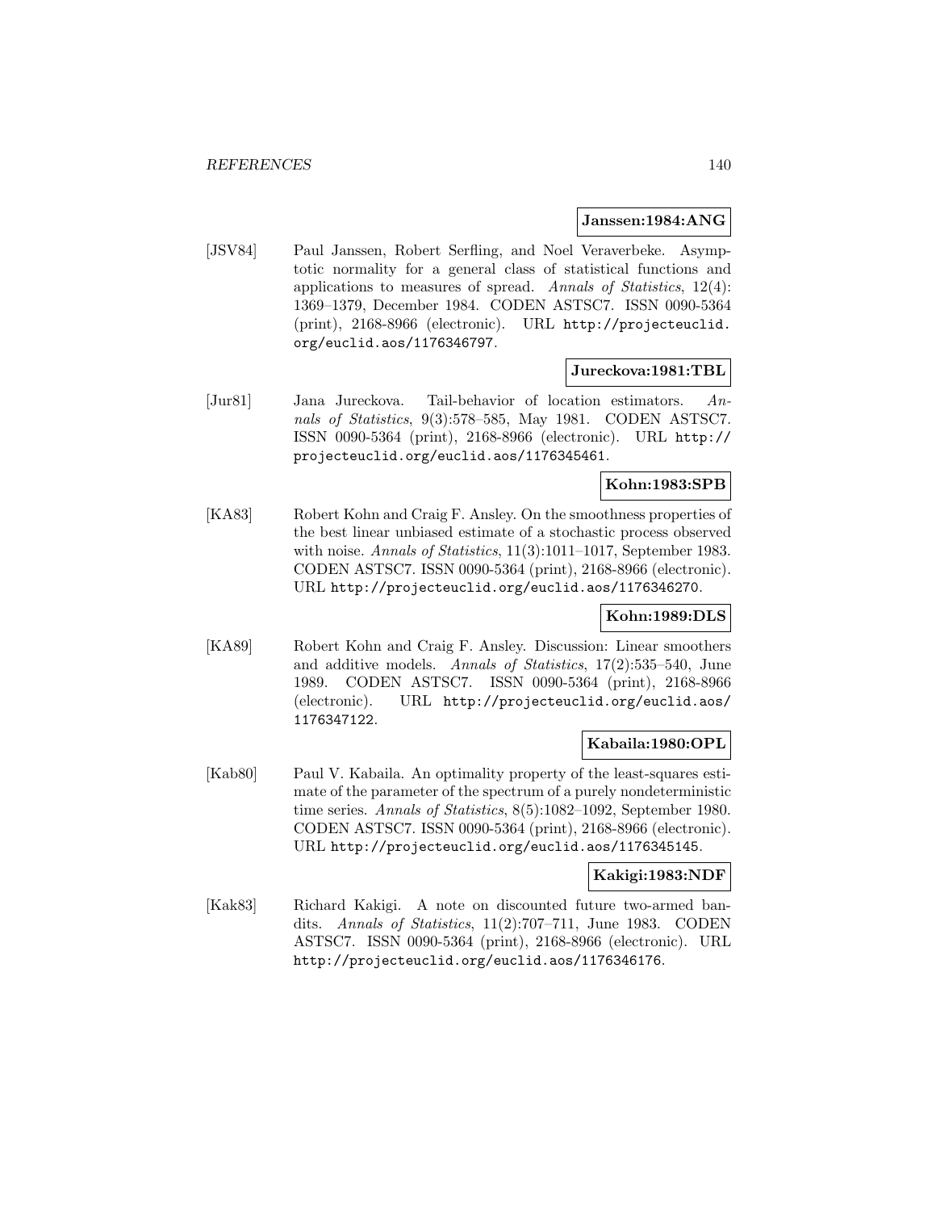**Janssen:1984:ANG**

[JSV84] Paul Janssen, Robert Serfling, and Noel Veraverbeke. Asymptotic normality for a general class of statistical functions and applications to measures of spread. *Annals of Statistics*, 12(4): 1369–1379, December 1984. CODEN ASTSC7. ISSN 0090-5364 (print), 2168-8966 (electronic). URL http://projecteuclid.org/euclid.aos/1176346797.

**Jureckova:1981:TBL**

[Jur81] Jana Jureckova. Tail-behavior of location estimators. *Annals of Statistics*, 9(3):578–585, May 1981. CODEN ASTSC7. ISSN 0090-5364 (print), 2168-8966 (electronic). URL http://projecteuclid.org/euclid.aos/1176345461.

**Kohn:1983:SPB**

[KA83] Robert Kohn and Craig F. Ansley. On the smoothness properties of the best linear unbiased estimate of a stochastic process observed with noise. *Annals of Statistics*, 11(3):1011–1017, September 1983. CODEN ASTSC7. ISSN 0090-5364 (print), 2168-8966 (electronic). URL http://projecteuclid.org/euclid.aos/1176346270.

**Kohn:1989:DLS**

[KA89] Robert Kohn and Craig F. Ansley. Discussion: Linear smoothers and additive models. *Annals of Statistics*, 17(2):535–540, June 1989. CODEN ASTSC7. ISSN 0090-5364 (print), 2168-8966 (electronic). URL http://projecteuclid.org/euclid.aos/1176347122.

**Kabaila:1980:OPL**

[Kab80] Paul V. Kabaila. An optimality property of the least-squares estimate of the parameter of the spectrum of a purely nondeterministic time series. *Annals of Statistics*, 8(5):1082–1092, September 1980. CODEN ASTSC7. ISSN 0090-5364 (print), 2168-8966 (electronic). URL http://projecteuclid.org/euclid.aos/1176345145.

**Kakigi:1983:NDF**

[Kak83] Richard Kakigi. A note on discounted future two-armed bandits. *Annals of Statistics*, 11(2):707–711, June 1983. CODEN ASTSC7. ISSN 0090-5364 (print), 2168-8966 (electronic). URL http://projecteuclid.org/euclid.aos/1176346176.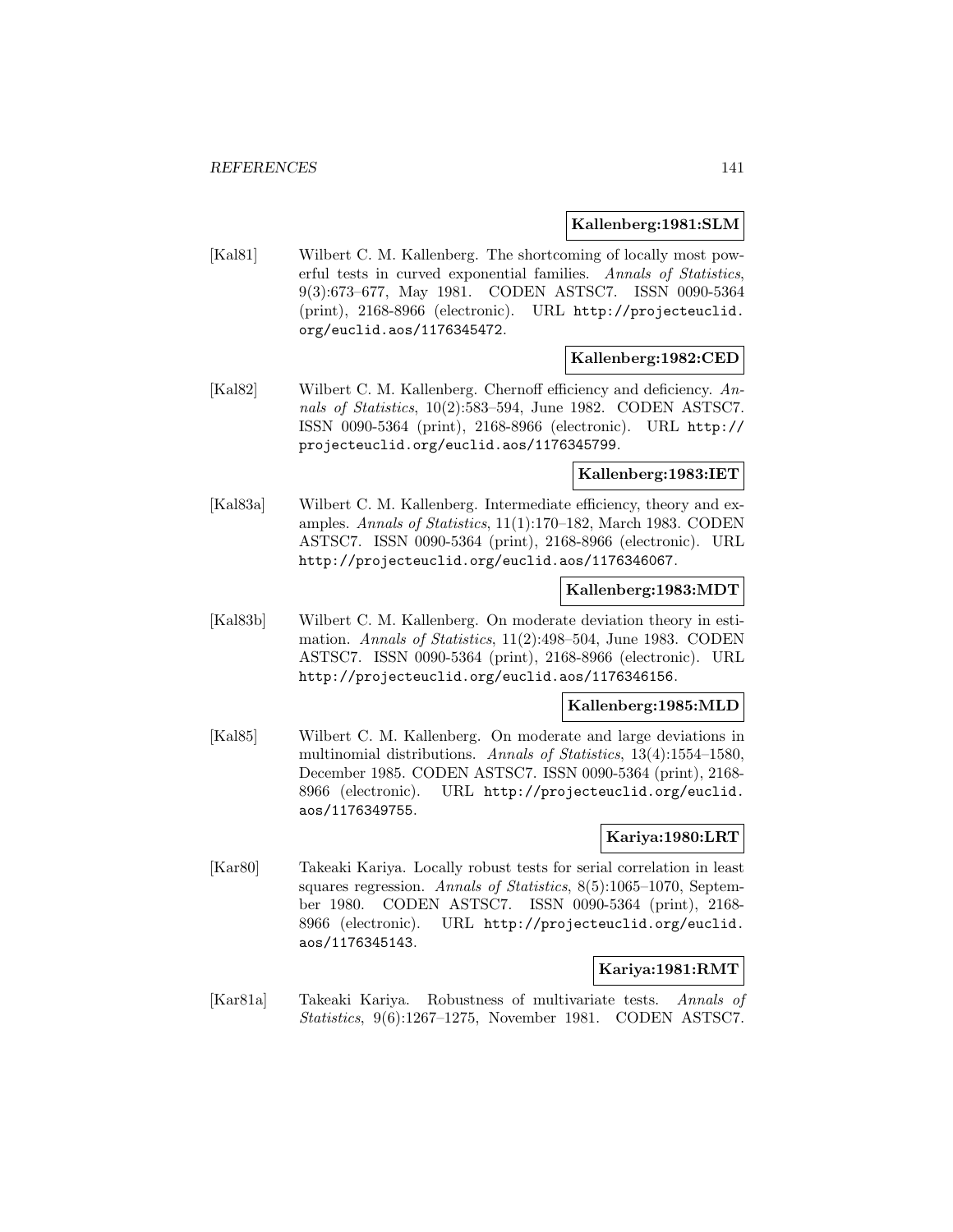**Kallenberg:1981:SLM**

[Kal81] Wilbert C. M. Kallenberg. The shortcoming of locally most powerful tests in curved exponential families. *Annals of Statistics*, 9(3):673–677, May 1981. CODEN ASTSC7. ISSN 0090-5364 (print), 2168-8966 (electronic). URL http://projecteuclid.org/euclid.aos/1176345472.

**Kallenberg:1982:CED**

[Kal82] Wilbert C. M. Kallenberg. Chernoff efficiency and deficiency. *Annals of Statistics*, 10(2):583–594, June 1982. CODEN ASTSC7. ISSN 0090-5364 (print), 2168-8966 (electronic). URL http://projecteuclid.org/euclid.aos/1176345799.

**Kallenberg:1983:IET**

[Kal83a] Wilbert C. M. Kallenberg. Intermediate efficiency, theory and examples. *Annals of Statistics*, 11(1):170–182, March 1983. CODEN ASTSC7. ISSN 0090-5364 (print), 2168-8966 (electronic). URL http://projecteuclid.org/euclid.aos/1176346067.

**Kallenberg:1983:MDT**

[Kal83b] Wilbert C. M. Kallenberg. On moderate deviation theory in estimation. *Annals of Statistics*, 11(2):498–504, June 1983. CODEN ASTSC7. ISSN 0090-5364 (print), 2168-8966 (electronic). URL http://projecteuclid.org/euclid.aos/1176346156.

**Kallenberg:1985:MLD**

[Kal85] Wilbert C. M. Kallenberg. On moderate and large deviations in multinomial distributions. *Annals of Statistics*, 13(4):1554–1580, December 1985. CODEN ASTSC7. ISSN 0090-5364 (print), 2168-8966 (electronic). URL http://projecteuclid.org/euclid.aos/1176349755.

**Kariya:1980:LRT**

[Kar80] Takeaki Kariya. Locally robust tests for serial correlation in least squares regression. *Annals of Statistics*, 8(5):1065–1070, September 1980. CODEN ASTSC7. ISSN 0090-5364 (print), 2168-8966 (electronic). URL http://projecteuclid.org/euclid.aos/1176345143.

**Kariya:1981:RMT**

[Kar81a] Takeaki Kariya. Robustness of multivariate tests. *Annals of Statistics*, 9(6):1267–1275, November 1981. CODEN ASTSC7.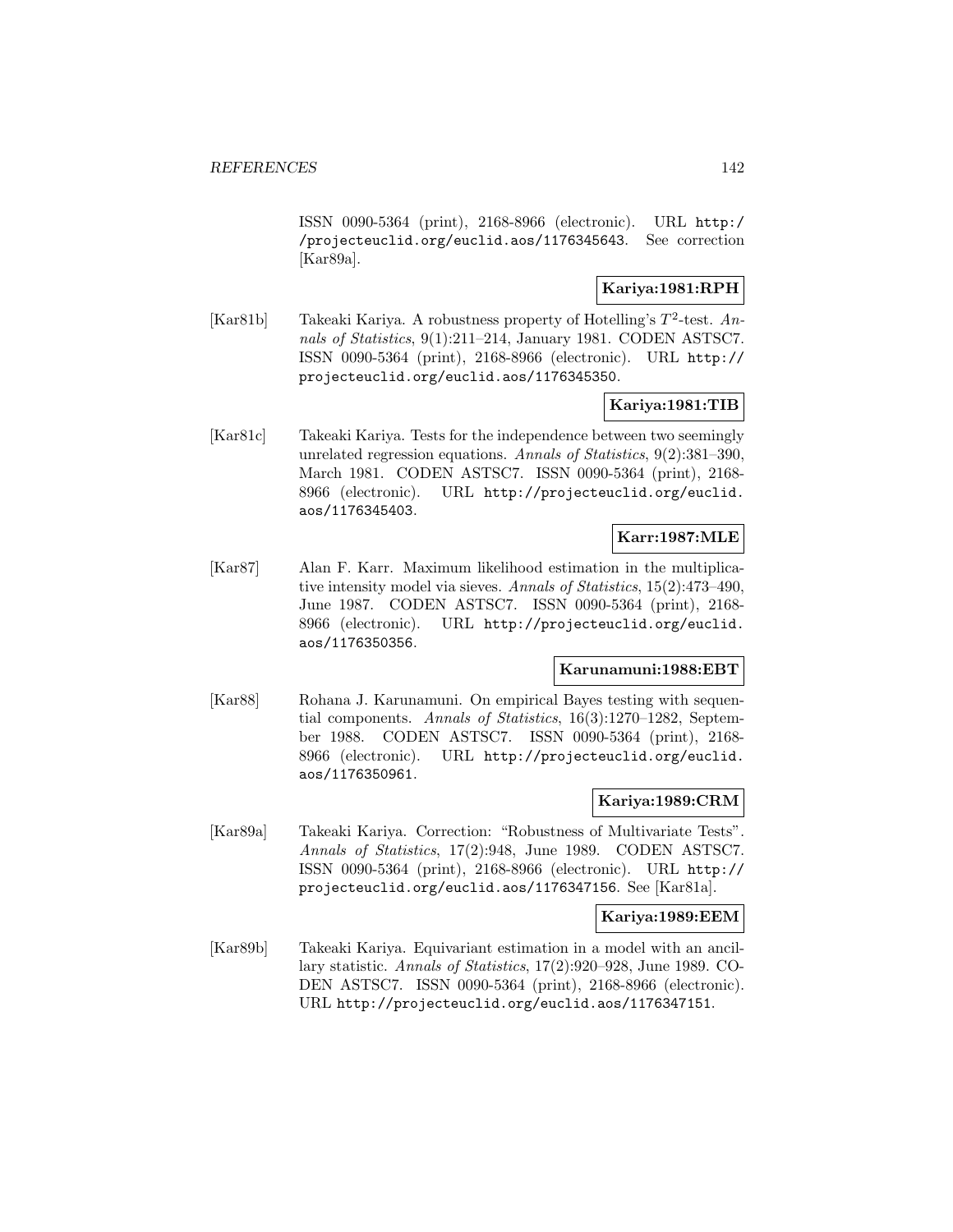ISSN 0090-5364 (print), 2168-8966 (electronic). URL http://projecteuclid.org/euclid.aos/1176345643. See correction [Kar89a].

**Kariya:1981:RPH**

[Kar81b] Takeaki Kariya. A robustness property of Hotelling's $T^2$-test. *Annals of Statistics*, 9(1):211–214, January 1981. CODEN ASTSC7. ISSN 0090-5364 (print), 2168-8966 (electronic). URL http://projecteuclid.org/euclid.aos/1176345350.

**Kariya:1981:TIB**

[Kar81c] Takeaki Kariya. Tests for the independence between two seemingly unrelated regression equations. *Annals of Statistics*, 9(2):381–390, March 1981. CODEN ASTSC7. ISSN 0090-5364 (print), 2168-8966 (electronic). URL http://projecteuclid.org/euclid.aos/1176345403.

**Karr:1987:MLE**

[Kar87] Alan F. Karr. Maximum likelihood estimation in the multiplicative intensity model via sieves. *Annals of Statistics*, 15(2):473–490, June 1987. CODEN ASTSC7. ISSN 0090-5364 (print), 2168-8966 (electronic). URL http://projecteuclid.org/euclid.aos/1176350356.

**Karunamuni:1988:EBT**

[Kar88] Rohana J. Karunamuni. On empirical Bayes testing with sequential components. *Annals of Statistics*, 16(3):1270–1282, September 1988. CODEN ASTSC7. ISSN 0090-5364 (print), 2168-8966 (electronic). URL http://projecteuclid.org/euclid.aos/1176350961.

**Kariya:1989:CRM**

[Kar89a] Takeaki Kariya. Correction: "Robustness of Multivariate Tests". *Annals of Statistics*, 17(2):948, June 1989. CODEN ASTSC7. ISSN 0090-5364 (print), 2168-8966 (electronic). URL http://projecteuclid.org/euclid.aos/1176347156. See [Kar81a].

**Kariya:1989:EEM**

[Kar89b] Takeaki Kariya. Equivariant estimation in a model with an ancillary statistic. *Annals of Statistics*, 17(2):920–928, June 1989. CODEN ASTSC7. ISSN 0090-5364 (print), 2168-8966 (electronic). URL http://projecteuclid.org/euclid.aos/1176347151.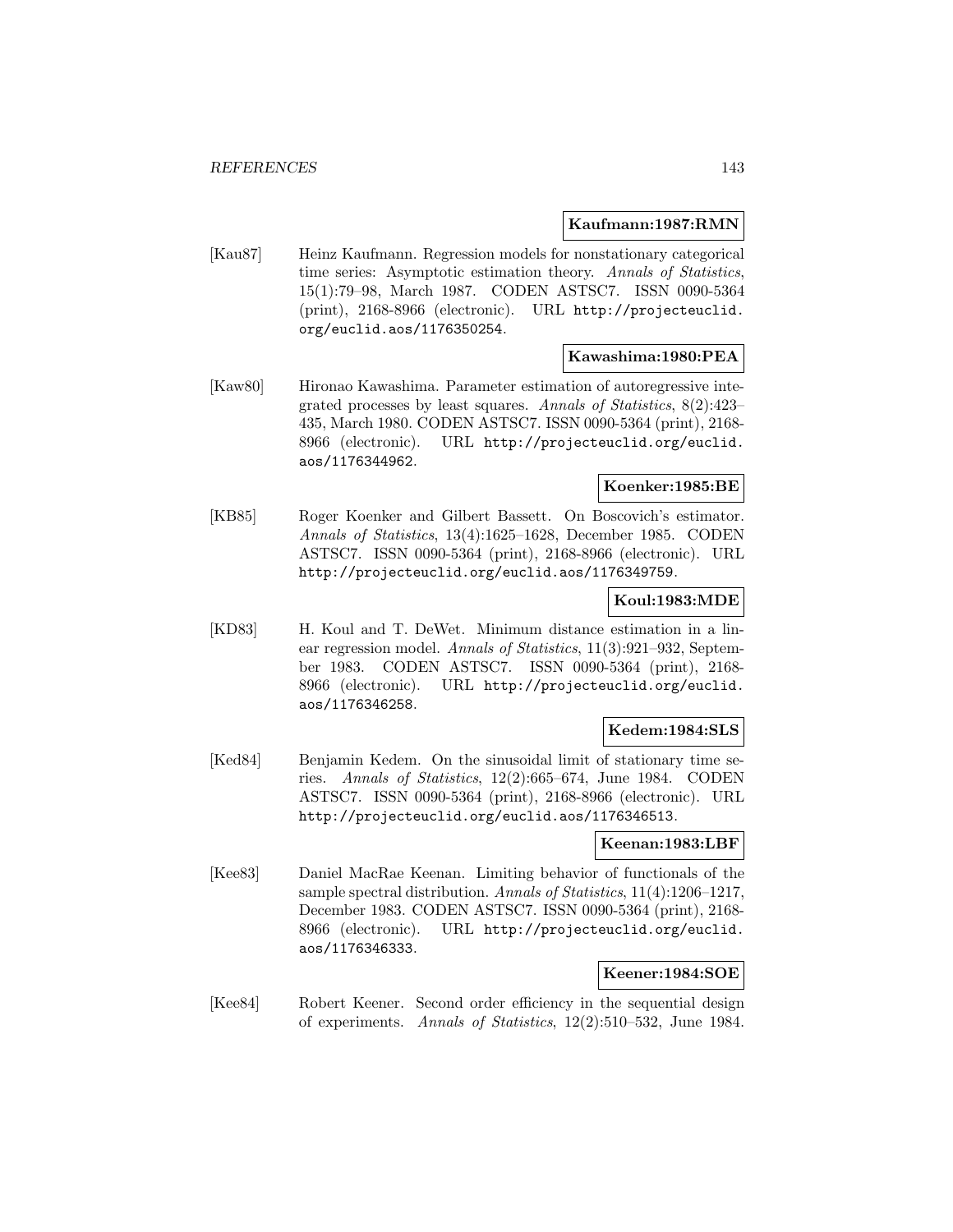**Kaufmann:1987:RMN**

[Kau87] Heinz Kaufmann. Regression models for nonstationary categorical time series: Asymptotic estimation theory. *Annals of Statistics*, 15(1):79–98, March 1987. CODEN ASTSC7. ISSN 0090-5364 (print), 2168-8966 (electronic). URL http://projecteuclid.org/euclid.aos/1176350254.

**Kawashima:1980:PEA**

[Kaw80] Hironao Kawashima. Parameter estimation of autoregressive integrated processes by least squares. *Annals of Statistics*, 8(2):423–435, March 1980. CODEN ASTSC7. ISSN 0090-5364 (print), 2168-8966 (electronic). URL http://projecteuclid.org/euclid.aos/1176344962.

**Koenker:1985:BE**

[KB85] Roger Koenker and Gilbert Bassett. On Boscovich's estimator. *Annals of Statistics*, 13(4):1625–1628, December 1985. CODEN ASTSC7. ISSN 0090-5364 (print), 2168-8966 (electronic). URL http://projecteuclid.org/euclid.aos/1176349759.

**Koul:1983:MDE**

[KD83] H. Koul and T. DeWet. Minimum distance estimation in a linear regression model. *Annals of Statistics*, 11(3):921–932, September 1983. CODEN ASTSC7. ISSN 0090-5364 (print), 2168-8966 (electronic). URL http://projecteuclid.org/euclid.aos/1176346258.

**Kedem:1984:SLS**

[Ked84] Benjamin Kedem. On the sinusoidal limit of stationary time series. *Annals of Statistics*, 12(2):665–674, June 1984. CODEN ASTSC7. ISSN 0090-5364 (print), 2168-8966 (electronic). URL http://projecteuclid.org/euclid.aos/1176346513.

**Keenan:1983:LBF**

[Kee83] Daniel MacRae Keenan. Limiting behavior of functionals of the sample spectral distribution. *Annals of Statistics*, 11(4):1206–1217, December 1983. CODEN ASTSC7. ISSN 0090-5364 (print), 2168-8966 (electronic). URL http://projecteuclid.org/euclid.aos/1176346333.

**Keener:1984:SOE**

[Kee84] Robert Keener. Second order efficiency in the sequential design of experiments. *Annals of Statistics*, 12(2):510–532, June 1984.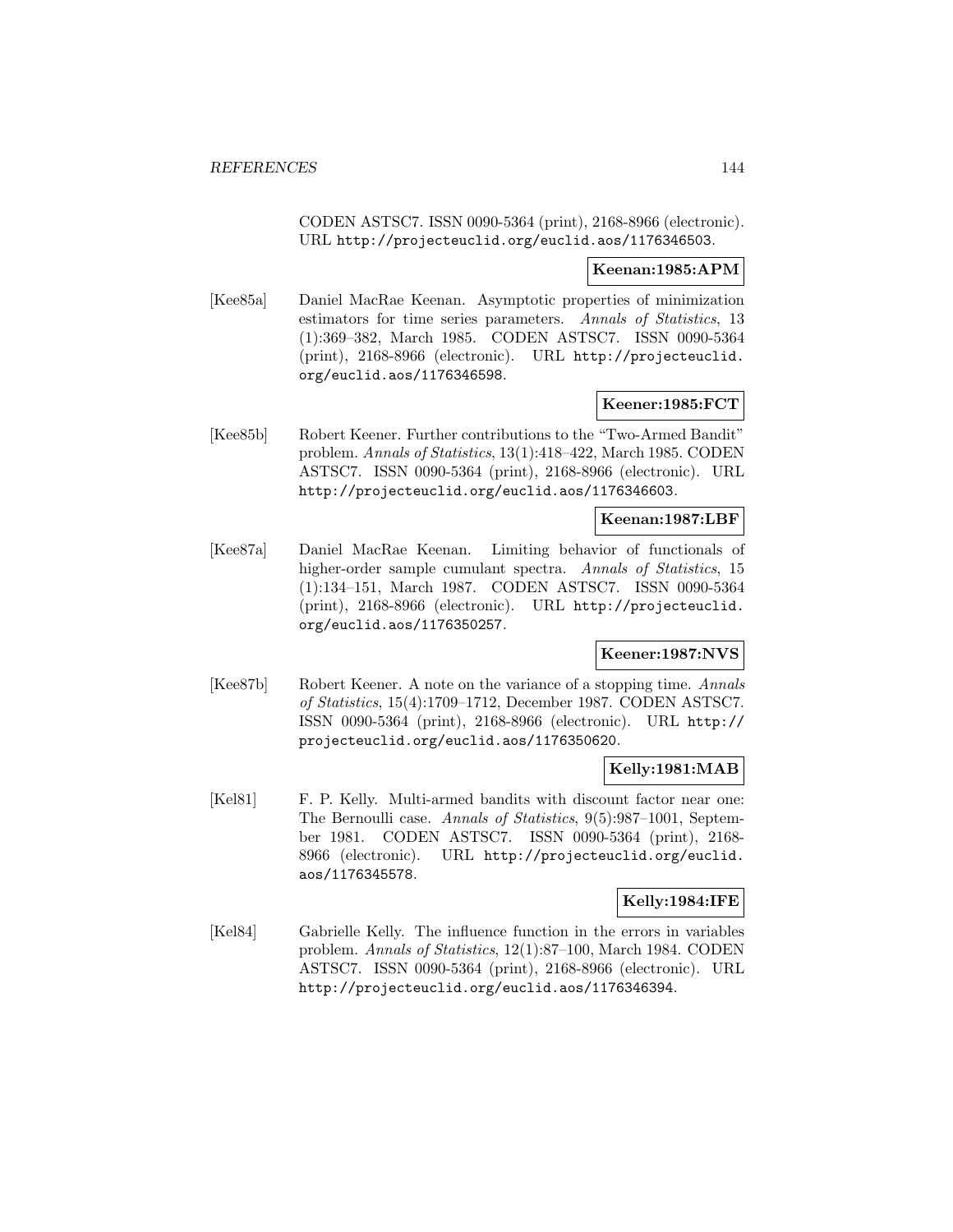CODEN ASTSC7. ISSN 0090-5364 (print), 2168-8966 (electronic). URL http://projecteuclid.org/euclid.aos/1176346503.

**Keenan:1985:APM**

[Kee85a] Daniel MacRae Keenan. Asymptotic properties of minimization estimators for time series parameters. *Annals of Statistics*, 13 (1):369–382, March 1985. CODEN ASTSC7. ISSN 0090-5364 (print), 2168-8966 (electronic). URL http://projecteuclid.org/euclid.aos/1176346598.

**Keener:1985:FCT**

[Kee85b] Robert Keener. Further contributions to the "Two-Armed Bandit" problem. *Annals of Statistics*, 13(1):418–422, March 1985. CODEN ASTSC7. ISSN 0090-5364 (print), 2168-8966 (electronic). URL http://projecteuclid.org/euclid.aos/1176346603.

**Keenan:1987:LBF**

[Kee87a] Daniel MacRae Keenan. Limiting behavior of functionals of higher-order sample cumulant spectra. *Annals of Statistics*, 15 (1):134–151, March 1987. CODEN ASTSC7. ISSN 0090-5364 (print), 2168-8966 (electronic). URL http://projecteuclid.org/euclid.aos/1176350257.

**Keener:1987:NVS**

[Kee87b] Robert Keener. A note on the variance of a stopping time. *Annals of Statistics*, 15(4):1709–1712, December 1987. CODEN ASTSC7. ISSN 0090-5364 (print), 2168-8966 (electronic). URL http://projecteuclid.org/euclid.aos/1176350620.

**Kelly:1981:MAB**

[Kel81] F. P. Kelly. Multi-armed bandits with discount factor near one: The Bernoulli case. *Annals of Statistics*, 9(5):987–1001, September 1981. CODEN ASTSC7. ISSN 0090-5364 (print), 2168-8966 (electronic). URL http://projecteuclid.org/euclid.aos/1176345578.

**Kelly:1984:IFE**

[Kel84] Gabrielle Kelly. The influence function in the errors in variables problem. *Annals of Statistics*, 12(1):87–100, March 1984. CODEN ASTSC7. ISSN 0090-5364 (print), 2168-8966 (electronic). URL http://projecteuclid.org/euclid.aos/1176346394.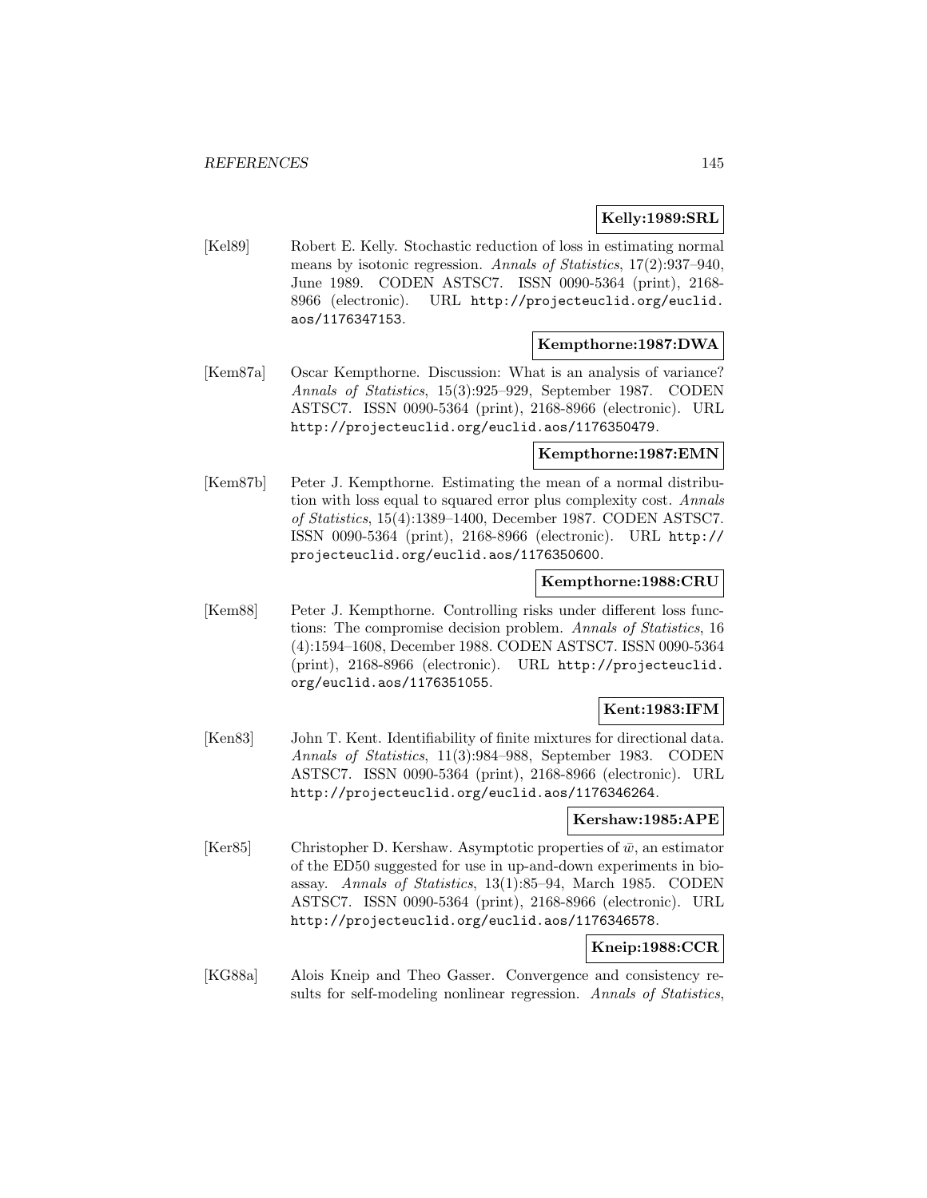**Kelly:1989:SRL**

[Kel89] Robert E. Kelly. Stochastic reduction of loss in estimating normal means by isotonic regression. *Annals of Statistics*, 17(2):937–940, June 1989. CODEN ASTSC7. ISSN 0090-5364 (print), 2168-8966 (electronic). URL http://projecteuclid.org/euclid.aos/1176347153.

**Kempthorne:1987:DWA**

[Kem87a] Oscar Kempthorne. Discussion: What is an analysis of variance? *Annals of Statistics*, 15(3):925–929, September 1987. CODEN ASTSC7. ISSN 0090-5364 (print), 2168-8966 (electronic). URL http://projecteuclid.org/euclid.aos/1176350479.

**Kempthorne:1987:EMN**

[Kem87b] Peter J. Kempthorne. Estimating the mean of a normal distribution with loss equal to squared error plus complexity cost. *Annals of Statistics*, 15(4):1389–1400, December 1987. CODEN ASTSC7. ISSN 0090-5364 (print), 2168-8966 (electronic). URL http://projecteuclid.org/euclid.aos/1176350600.

**Kempthorne:1988:CRU**

[Kem88] Peter J. Kempthorne. Controlling risks under different loss functions: The compromise decision problem. *Annals of Statistics*, 16 (4):1594–1608, December 1988. CODEN ASTSC7. ISSN 0090-5364 (print), 2168-8966 (electronic). URL http://projecteuclid.org/euclid.aos/1176351055.

**Kent:1983:IFM**

[Ken83] John T. Kent. Identifiability of finite mixtures for directional data. *Annals of Statistics*, 11(3):984–988, September 1983. CODEN ASTSC7. ISSN 0090-5364 (print), 2168-8966 (electronic). URL http://projecteuclid.org/euclid.aos/1176346264.

**Kershaw:1985:APE**

[Ker85] Christopher D. Kershaw. Asymptotic properties of $\bar{w}$, an estimator of the ED50 suggested for use in up-and-down experiments in bioassay. *Annals of Statistics*, 13(1):85–94, March 1985. CODEN ASTSC7. ISSN 0090-5364 (print), 2168-8966 (electronic). URL http://projecteuclid.org/euclid.aos/1176346578.

**Kneip:1988:CCR**

[KG88a] Alois Kneip and Theo Gasser. Convergence and consistency results for self-modeling nonlinear regression. *Annals of Statistics*,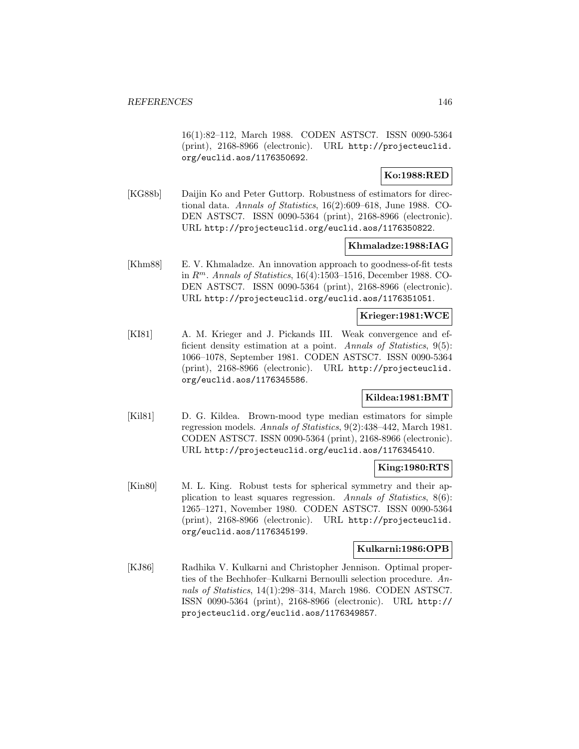16(1):82–112, March 1988. CODEN ASTSC7. ISSN 0090-5364 (print), 2168-8966 (electronic). URL http://projecteuclid.org/euclid.aos/1176350692.

**Ko:1988:RED**

[KG88b] Daijin Ko and Peter Guttorp. Robustness of estimators for directional data. *Annals of Statistics*, 16(2):609–618, June 1988. CODEN ASTSC7. ISSN 0090-5364 (print), 2168-8966 (electronic). URL http://projecteuclid.org/euclid.aos/1176350822.

**Khmaladze:1988:IAG**

[Khm88] E. V. Khmaladze. An innovation approach to goodness-of-fit tests in $R^m$. *Annals of Statistics*, 16(4):1503–1516, December 1988. CODEN ASTSC7. ISSN 0090-5364 (print), 2168-8966 (electronic). URL http://projecteuclid.org/euclid.aos/1176351051.

**Krieger:1981:WCE**

[KI81] A. M. Krieger and J. Pickands III. Weak convergence and efficient density estimation at a point. *Annals of Statistics*, 9(5): 1066–1078, September 1981. CODEN ASTSC7. ISSN 0090-5364 (print), 2168-8966 (electronic). URL http://projecteuclid.org/euclid.aos/1176345586.

**Kildea:1981:BMT**

[Kil81] D. G. Kildea. Brown-mood type median estimators for simple regression models. *Annals of Statistics*, 9(2):438–442, March 1981. CODEN ASTSC7. ISSN 0090-5364 (print), 2168-8966 (electronic). URL http://projecteuclid.org/euclid.aos/1176345410.

**King:1980:RTS**

[Kin80] M. L. King. Robust tests for spherical symmetry and their application to least squares regression. *Annals of Statistics*, 8(6): 1265–1271, November 1980. CODEN ASTSC7. ISSN 0090-5364 (print), 2168-8966 (electronic). URL http://projecteuclid.org/euclid.aos/1176345199.

**Kulkarni:1986:OPB**

[KJ86] Radhika V. Kulkarni and Christopher Jennison. Optimal properties of the Bechhofer–Kulkarni Bernoulli selection procedure. *Annals of Statistics*, 14(1):298–314, March 1986. CODEN ASTSC7. ISSN 0090-5364 (print), 2168-8966 (electronic). URL http://projecteuclid.org/euclid.aos/1176349857.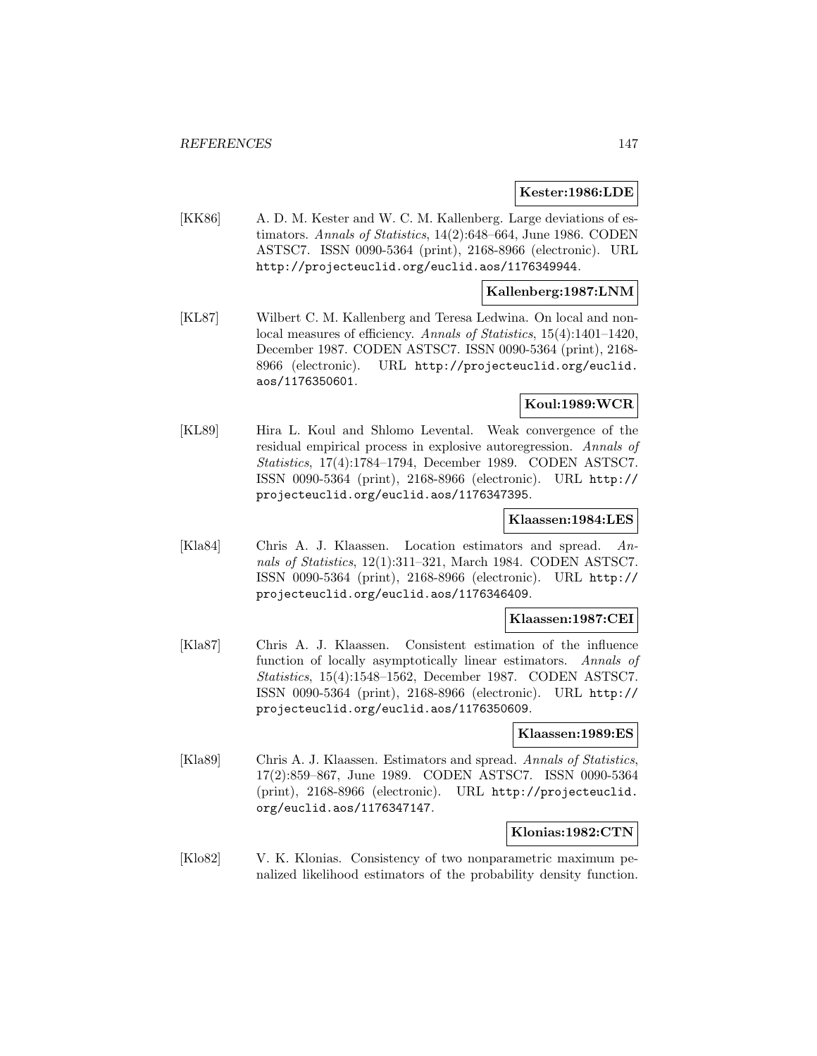**Kester:1986:LDE**

[KK86] A. D. M. Kester and W. C. M. Kallenberg. Large deviations of estimators. *Annals of Statistics*, 14(2):648–664, June 1986. CODEN ASTSC7. ISSN 0090-5364 (print), 2168-8966 (electronic). URL http://projecteuclid.org/euclid.aos/1176349944.

**Kallenberg:1987:LNM**

[KL87] Wilbert C. M. Kallenberg and Teresa Ledwina. On local and nonlocal measures of efficiency. *Annals of Statistics*, 15(4):1401–1420, December 1987. CODEN ASTSC7. ISSN 0090-5364 (print), 2168-8966 (electronic). URL http://projecteuclid.org/euclid.aos/1176350601.

**Koul:1989:WCR**

[KL89] Hira L. Koul and Shlomo Levental. Weak convergence of the residual empirical process in explosive autoregression. *Annals of Statistics*, 17(4):1784–1794, December 1989. CODEN ASTSC7. ISSN 0090-5364 (print), 2168-8966 (electronic). URL http://projecteuclid.org/euclid.aos/1176347395.

**Klaassen:1984:LES**

[Kla84] Chris A. J. Klaassen. Location estimators and spread. *Annals of Statistics*, 12(1):311–321, March 1984. CODEN ASTSC7. ISSN 0090-5364 (print), 2168-8966 (electronic). URL http://projecteuclid.org/euclid.aos/1176346409.

**Klaassen:1987:CEI**

[Kla87] Chris A. J. Klaassen. Consistent estimation of the influence function of locally asymptotically linear estimators. *Annals of Statistics*, 15(4):1548–1562, December 1987. CODEN ASTSC7. ISSN 0090-5364 (print), 2168-8966 (electronic). URL http://projecteuclid.org/euclid.aos/1176350609.

**Klaassen:1989:ES**

[Kla89] Chris A. J. Klaassen. Estimators and spread. *Annals of Statistics*, 17(2):859–867, June 1989. CODEN ASTSC7. ISSN 0090-5364 (print), 2168-8966 (electronic). URL http://projecteuclid.org/euclid.aos/1176347147.

**Klonias:1982:CTN**

[Klo82] V. K. Klonias. Consistency of two nonparametric maximum penalized likelihood estimators of the probability density function.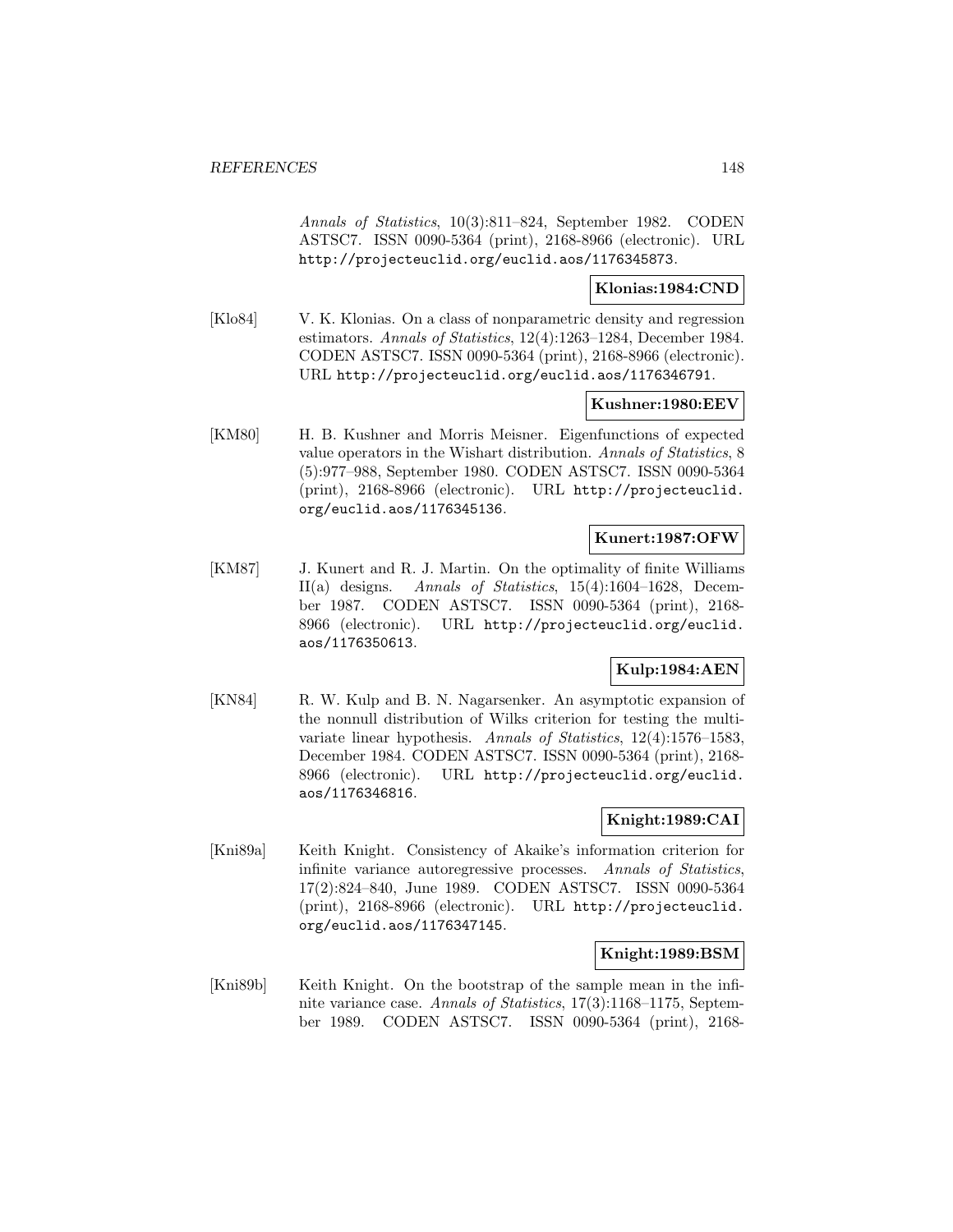*Annals of Statistics*, 10(3):811–824, September 1982. CODEN ASTSC7. ISSN 0090-5364 (print), 2168-8966 (electronic). URL http://projecteuclid.org/euclid.aos/1176345873.

**Klonias:1984:CND**

[Klo84] V. K. Klonias. On a class of nonparametric density and regression estimators. *Annals of Statistics*, 12(4):1263–1284, December 1984. CODEN ASTSC7. ISSN 0090-5364 (print), 2168-8966 (electronic). URL http://projecteuclid.org/euclid.aos/1176346791.

**Kushner:1980:EEV**

[KM80] H. B. Kushner and Morris Meisner. Eigenfunctions of expected value operators in the Wishart distribution. *Annals of Statistics*, 8 (5):977–988, September 1980. CODEN ASTSC7. ISSN 0090-5364 (print), 2168-8966 (electronic). URL http://projecteuclid.org/euclid.aos/1176345136.

**Kunert:1987:OFW**

[KM87] J. Kunert and R. J. Martin. On the optimality of finite Williams II(a) designs. *Annals of Statistics*, 15(4):1604–1628, December 1987. CODEN ASTSC7. ISSN 0090-5364 (print), 2168-8966 (electronic). URL http://projecteuclid.org/euclid.aos/1176350613.

**Kulp:1984:AEN**

[KN84] R. W. Kulp and B. N. Nagarsenker. An asymptotic expansion of the nonnull distribution of Wilks criterion for testing the multivariate linear hypothesis. *Annals of Statistics*, 12(4):1576–1583, December 1984. CODEN ASTSC7. ISSN 0090-5364 (print), 2168-8966 (electronic). URL http://projecteuclid.org/euclid.aos/1176346816.

**Knight:1989:CAI**

[Kni89a] Keith Knight. Consistency of Akaike's information criterion for infinite variance autoregressive processes. *Annals of Statistics*, 17(2):824–840, June 1989. CODEN ASTSC7. ISSN 0090-5364 (print), 2168-8966 (electronic). URL http://projecteuclid.org/euclid.aos/1176347145.

**Knight:1989:BSM**

[Kni89b] Keith Knight. On the bootstrap of the sample mean in the infinite variance case. *Annals of Statistics*, 17(3):1168–1175, September 1989. CODEN ASTSC7. ISSN 0090-5364 (print), 2168-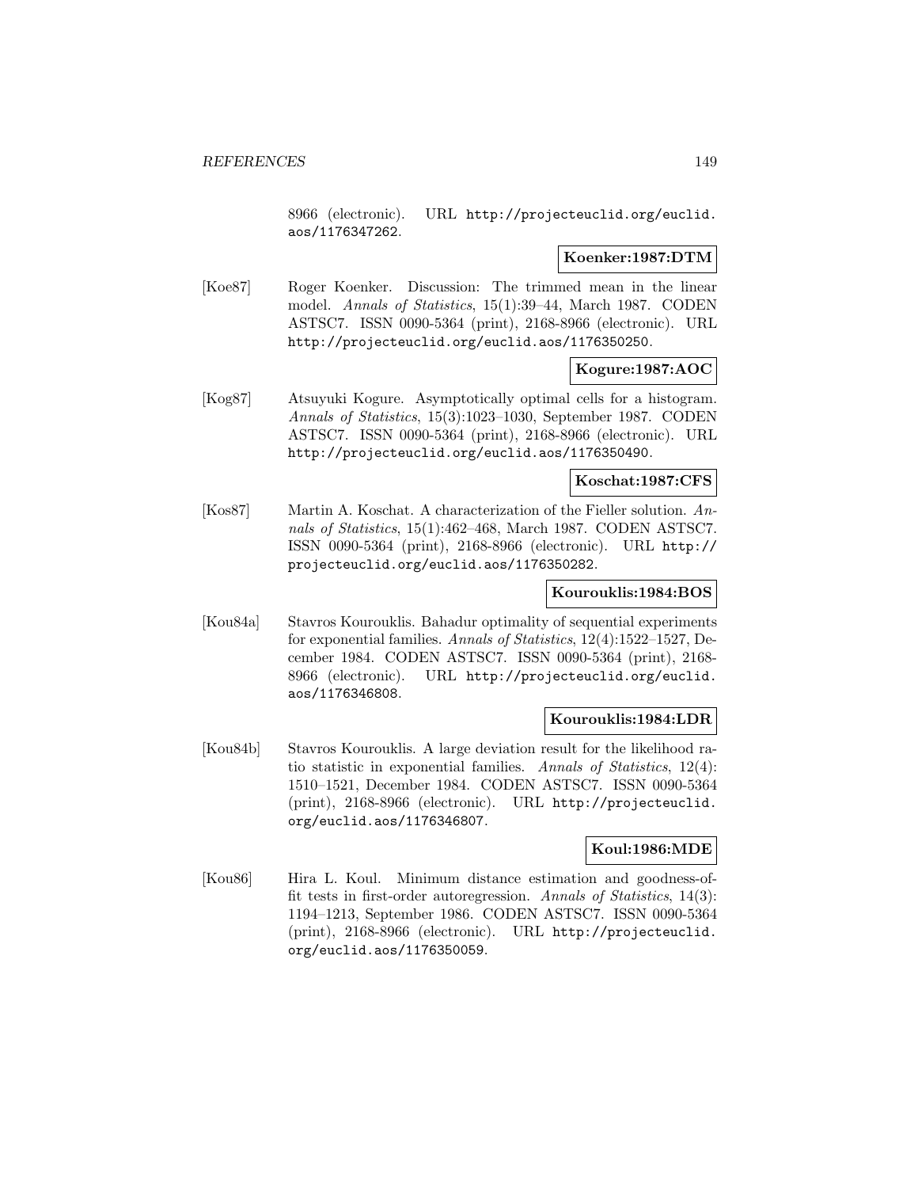8966 (electronic). URL http://projecteuclid.org/euclid.aos/1176347262.

**Koenker:1987:DTM**

[Koe87] Roger Koenker. Discussion: The trimmed mean in the linear model. *Annals of Statistics*, 15(1):39–44, March 1987. CODEN ASTSC7. ISSN 0090-5364 (print), 2168-8966 (electronic). URL http://projecteuclid.org/euclid.aos/1176350250.

**Kogure:1987:AOC**

[Kog87] Atsuyuki Kogure. Asymptotically optimal cells for a histogram. *Annals of Statistics*, 15(3):1023–1030, September 1987. CODEN ASTSC7. ISSN 0090-5364 (print), 2168-8966 (electronic). URL http://projecteuclid.org/euclid.aos/1176350490.

**Koschat:1987:CFS**

[Kos87] Martin A. Koschat. A characterization of the Fieller solution. *Annals of Statistics*, 15(1):462–468, March 1987. CODEN ASTSC7. ISSN 0090-5364 (print), 2168-8966 (electronic). URL http://projecteuclid.org/euclid.aos/1176350282.

**Kourouklis:1984:BOS**

[Kou84a] Stavros Kourouklis. Bahadur optimality of sequential experiments for exponential families. *Annals of Statistics*, 12(4):1522–1527, December 1984. CODEN ASTSC7. ISSN 0090-5364 (print), 2168-8966 (electronic). URL http://projecteuclid.org/euclid.aos/1176346808.

**Kourouklis:1984:LDR**

[Kou84b] Stavros Kourouklis. A large deviation result for the likelihood ratio statistic in exponential families. *Annals of Statistics*, 12(4):1510–1521, December 1984. CODEN ASTSC7. ISSN 0090-5364 (print), 2168-8966 (electronic). URL http://projecteuclid.org/euclid.aos/1176346807.

**Koul:1986:MDE**

[Kou86] Hira L. Koul. Minimum distance estimation and goodness-of-fit tests in first-order autoregression. *Annals of Statistics*, 14(3):1194–1213, September 1986. CODEN ASTSC7. ISSN 0090-5364 (print), 2168-8966 (electronic). URL http://projecteuclid.org/euclid.aos/1176350059.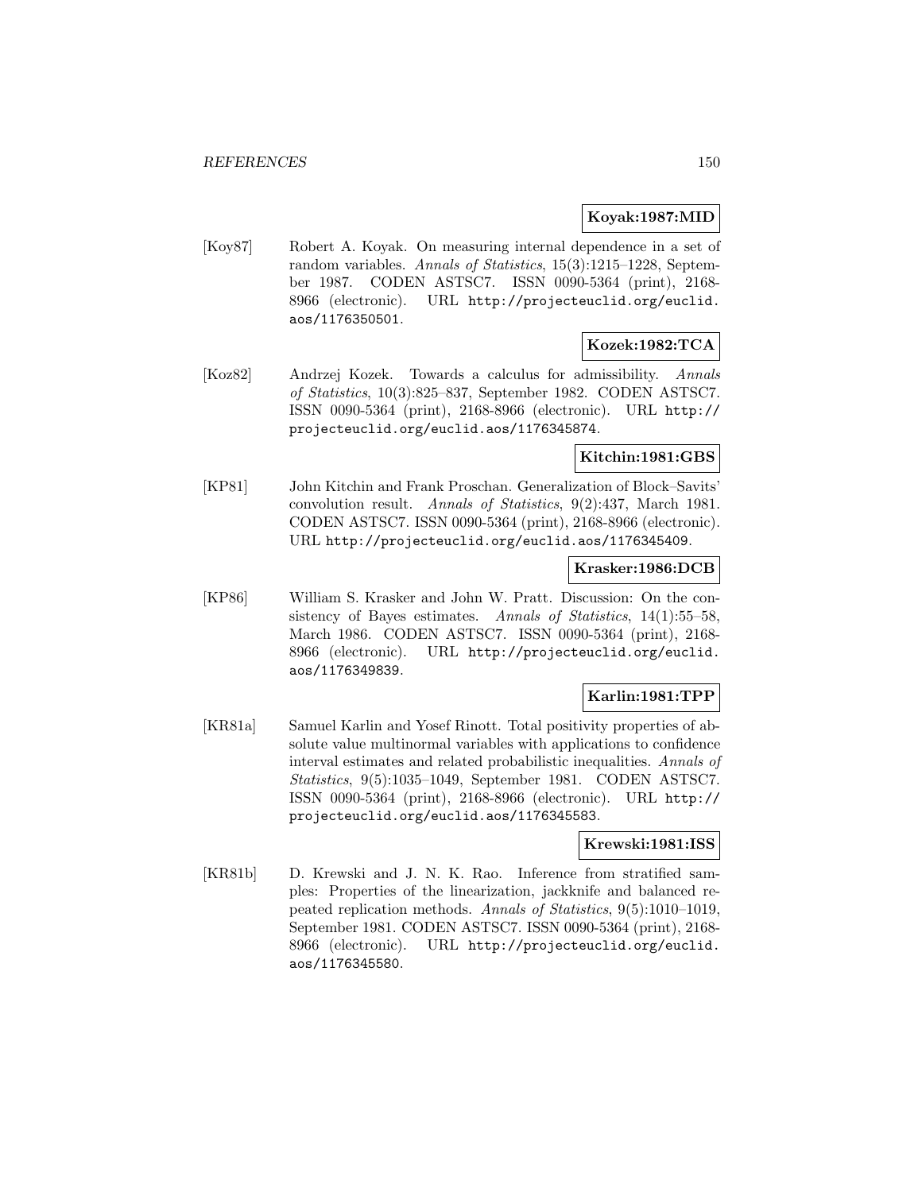**Koyak:1987:MID**

[Koy87] Robert A. Koyak. On measuring internal dependence in a set of random variables. *Annals of Statistics*, 15(3):1215–1228, September 1987. CODEN ASTSC7. ISSN 0090-5364 (print), 2168-8966 (electronic). URL http://projecteuclid.org/euclid.aos/1176350501.

**Kozek:1982:TCA**

[Koz82] Andrzej Kozek. Towards a calculus for admissibility. *Annals of Statistics*, 10(3):825–837, September 1982. CODEN ASTSC7. ISSN 0090-5364 (print), 2168-8966 (electronic). URL http://projecteuclid.org/euclid.aos/1176345874.

**Kitchin:1981:GBS**

[KP81] John Kitchin and Frank Proschan. Generalization of Block–Savits' convolution result. *Annals of Statistics*, 9(2):437, March 1981. CODEN ASTSC7. ISSN 0090-5364 (print), 2168-8966 (electronic). URL http://projecteuclid.org/euclid.aos/1176345409.

**Krasker:1986:DCB**

[KP86] William S. Krasker and John W. Pratt. Discussion: On the consistency of Bayes estimates. *Annals of Statistics*, 14(1):55–58, March 1986. CODEN ASTSC7. ISSN 0090-5364 (print), 2168-8966 (electronic). URL http://projecteuclid.org/euclid.aos/1176349839.

**Karlin:1981:TPP**

[KR81a] Samuel Karlin and Yosef Rinott. Total positivity properties of absolute value multinormal variables with applications to confidence interval estimates and related probabilistic inequalities. *Annals of Statistics*, 9(5):1035–1049, September 1981. CODEN ASTSC7. ISSN 0090-5364 (print), 2168-8966 (electronic). URL http://projecteuclid.org/euclid.aos/1176345583.

**Krewski:1981:ISS**

[KR81b] D. Krewski and J. N. K. Rao. Inference from stratified samples: Properties of the linearization, jackknife and balanced repeated replication methods. *Annals of Statistics*, 9(5):1010–1019, September 1981. CODEN ASTSC7. ISSN 0090-5364 (print), 2168-8966 (electronic). URL http://projecteuclid.org/euclid.aos/1176345580.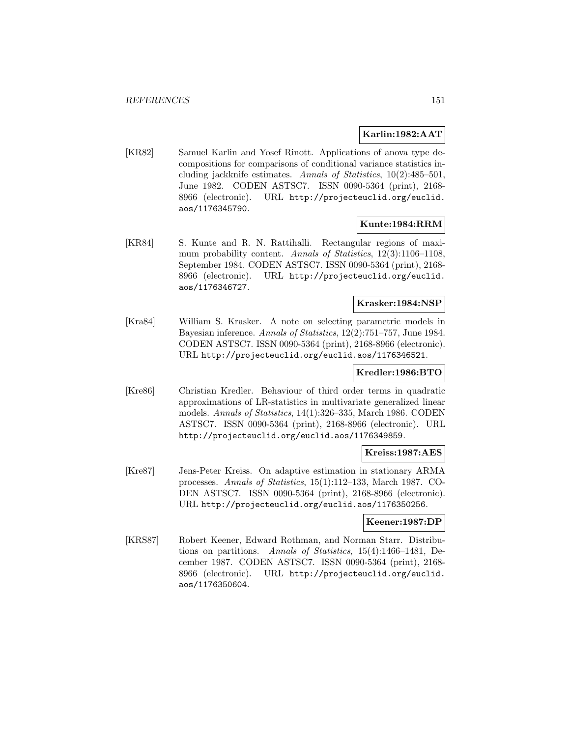**Karlin:1982:AAT**

[KR82] Samuel Karlin and Yosef Rinott. Applications of anova type decompositions for comparisons of conditional variance statistics including jackknife estimates. *Annals of Statistics*, 10(2):485–501, June 1982. CODEN ASTSC7. ISSN 0090-5364 (print), 2168-8966 (electronic). URL http://projecteuclid.org/euclid.aos/1176345790.

**Kunte:1984:RRM**

[KR84] S. Kunte and R. N. Rattihalli. Rectangular regions of maximum probability content. *Annals of Statistics*, 12(3):1106–1108, September 1984. CODEN ASTSC7. ISSN 0090-5364 (print), 2168-8966 (electronic). URL http://projecteuclid.org/euclid.aos/1176346727.

**Krasker:1984:NSP**

[Kra84] William S. Krasker. A note on selecting parametric models in Bayesian inference. *Annals of Statistics*, 12(2):751–757, June 1984. CODEN ASTSC7. ISSN 0090-5364 (print), 2168-8966 (electronic). URL http://projecteuclid.org/euclid.aos/1176346521.

**Kredler:1986:BTO**

[Kre86] Christian Kredler. Behaviour of third order terms in quadratic approximations of LR-statistics in multivariate generalized linear models. *Annals of Statistics*, 14(1):326–335, March 1986. CODEN ASTSC7. ISSN 0090-5364 (print), 2168-8966 (electronic). URL http://projecteuclid.org/euclid.aos/1176349859.

**Kreiss:1987:AES**

[Kre87] Jens-Peter Kreiss. On adaptive estimation in stationary ARMA processes. *Annals of Statistics*, 15(1):112–133, March 1987. CODEN ASTSC7. ISSN 0090-5364 (print), 2168-8966 (electronic). URL http://projecteuclid.org/euclid.aos/1176350256.

**Keener:1987:DP**

[KRS87] Robert Keener, Edward Rothman, and Norman Starr. Distributions on partitions. *Annals of Statistics*, 15(4):1466–1481, December 1987. CODEN ASTSC7. ISSN 0090-5364 (print), 2168-8966 (electronic). URL http://projecteuclid.org/euclid.aos/1176350604.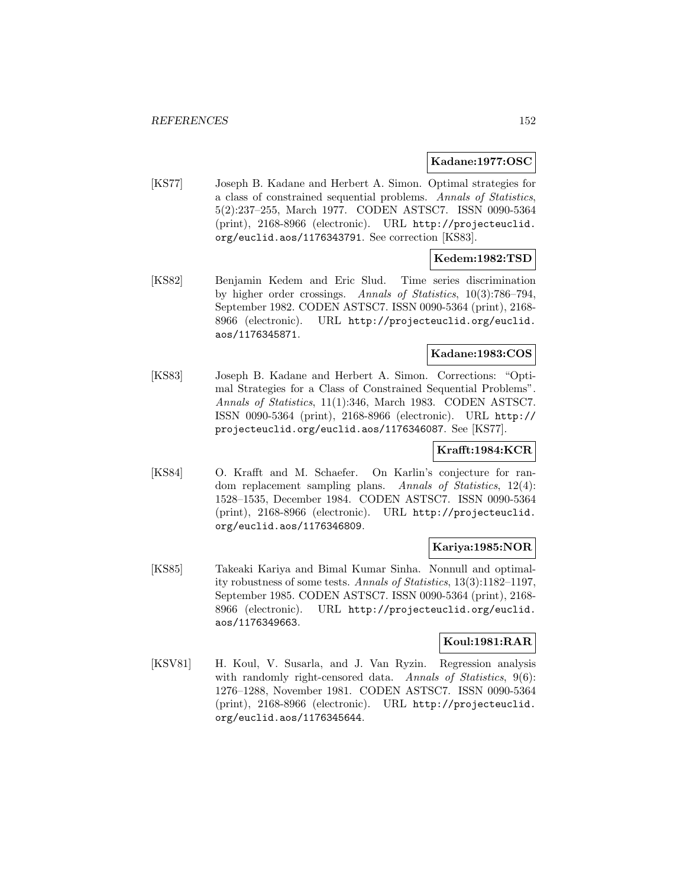**Kadane:1977:OSC**

[KS77] Joseph B. Kadane and Herbert A. Simon. Optimal strategies for a class of constrained sequential problems. *Annals of Statistics*, 5(2):237–255, March 1977. CODEN ASTSC7. ISSN 0090-5364 (print), 2168-8966 (electronic). URL http://projecteuclid.org/euclid.aos/1176343791. See correction [KS83].

**Kedem:1982:TSD**

[KS82] Benjamin Kedem and Eric Slud. Time series discrimination by higher order crossings. *Annals of Statistics*, 10(3):786–794, September 1982. CODEN ASTSC7. ISSN 0090-5364 (print), 2168-8966 (electronic). URL http://projecteuclid.org/euclid.aos/1176345871.

**Kadane:1983:COS**

[KS83] Joseph B. Kadane and Herbert A. Simon. Corrections: "Optimal Strategies for a Class of Constrained Sequential Problems". *Annals of Statistics*, 11(1):346, March 1983. CODEN ASTSC7. ISSN 0090-5364 (print), 2168-8966 (electronic). URL http://projecteuclid.org/euclid.aos/1176346087. See [KS77].

**Krafft:1984:KCR**

[KS84] O. Krafft and M. Schaefer. On Karlin's conjecture for random replacement sampling plans. *Annals of Statistics*, 12(4): 1528–1535, December 1984. CODEN ASTSC7. ISSN 0090-5364 (print), 2168-8966 (electronic). URL http://projecteuclid.org/euclid.aos/1176346809.

**Kariya:1985:NOR**

[KS85] Takeaki Kariya and Bimal Kumar Sinha. Nonnull and optimality robustness of some tests. *Annals of Statistics*, 13(3):1182–1197, September 1985. CODEN ASTSC7. ISSN 0090-5364 (print), 2168-8966 (electronic). URL http://projecteuclid.org/euclid.aos/1176349663.

**Koul:1981:RAR**

[KSV81] H. Koul, V. Susarla, and J. Van Ryzin. Regression analysis with randomly right-censored data. *Annals of Statistics*, 9(6): 1276–1288, November 1981. CODEN ASTSC7. ISSN 0090-5364 (print), 2168-8966 (electronic). URL http://projecteuclid.org/euclid.aos/1176345644.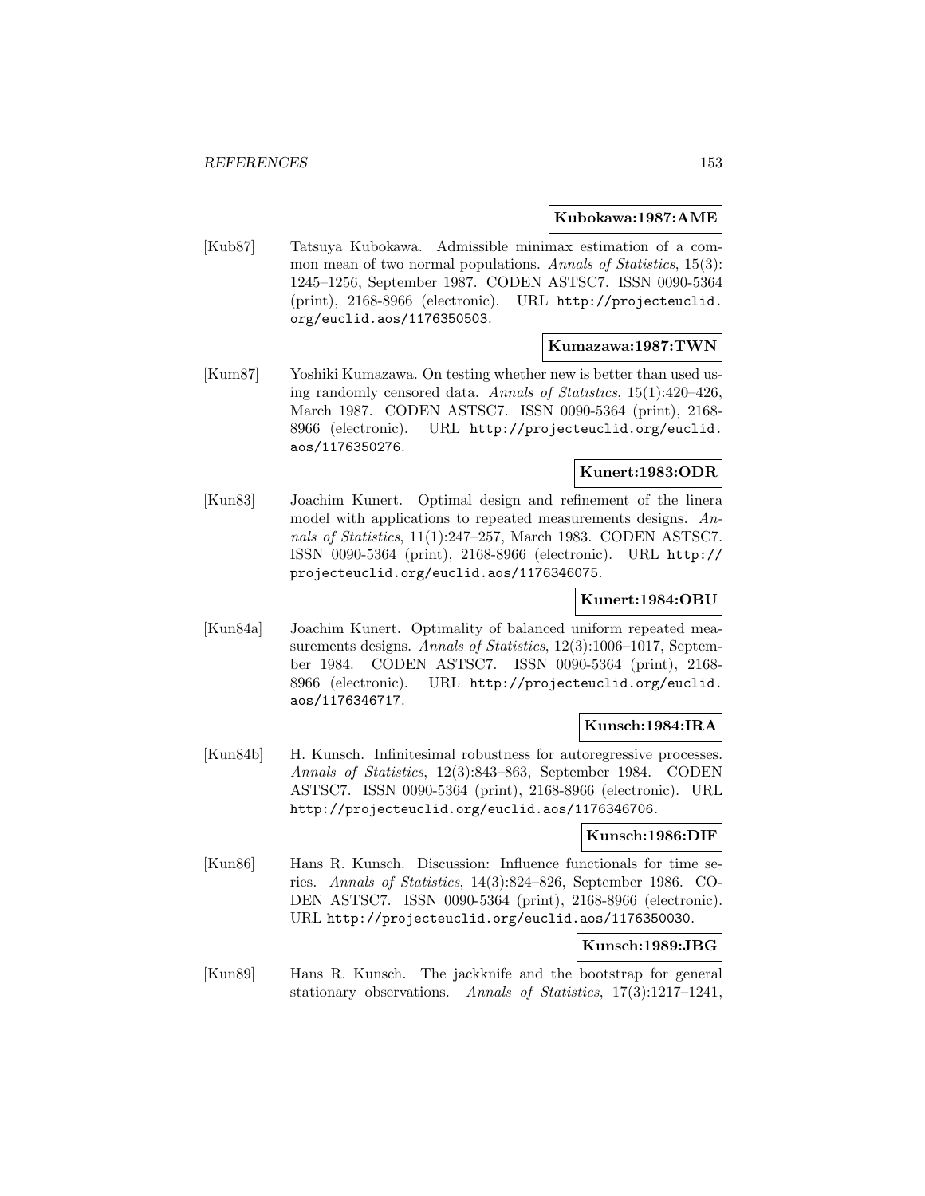**Kubokawa:1987:AME**

[Kub87] Tatsuya Kubokawa. Admissible minimax estimation of a common mean of two normal populations. *Annals of Statistics*, 15(3): 1245–1256, September 1987. CODEN ASTSC7. ISSN 0090-5364 (print), 2168-8966 (electronic). URL http://projecteuclid.org/euclid.aos/1176350503.

**Kumazawa:1987:TWN**

[Kum87] Yoshiki Kumazawa. On testing whether new is better than used using randomly censored data. *Annals of Statistics*, 15(1):420–426, March 1987. CODEN ASTSC7. ISSN 0090-5364 (print), 2168-8966 (electronic). URL http://projecteuclid.org/euclid.aos/1176350276.

**Kunert:1983:ODR**

[Kun83] Joachim Kunert. Optimal design and refinement of the linera model with applications to repeated measurements designs. *Annals of Statistics*, 11(1):247–257, March 1983. CODEN ASTSC7. ISSN 0090-5364 (print), 2168-8966 (electronic). URL http://projecteuclid.org/euclid.aos/1176346075.

**Kunert:1984:OBU**

[Kun84a] Joachim Kunert. Optimality of balanced uniform repeated measurements designs. *Annals of Statistics*, 12(3):1006–1017, September 1984. CODEN ASTSC7. ISSN 0090-5364 (print), 2168-8966 (electronic). URL http://projecteuclid.org/euclid.aos/1176346717.

**Kunsch:1984:IRA**

[Kun84b] H. Kunsch. Infinitesimal robustness for autoregressive processes. *Annals of Statistics*, 12(3):843–863, September 1984. CODEN ASTSC7. ISSN 0090-5364 (print), 2168-8966 (electronic). URL http://projecteuclid.org/euclid.aos/1176346706.

**Kunsch:1986:DIF**

[Kun86] Hans R. Kunsch. Discussion: Influence functionals for time series. *Annals of Statistics*, 14(3):824–826, September 1986. CODEN ASTSC7. ISSN 0090-5364 (print), 2168-8966 (electronic). URL http://projecteuclid.org/euclid.aos/1176350030.

**Kunsch:1989:JBG**

[Kun89] Hans R. Kunsch. The jackknife and the bootstrap for general stationary observations. *Annals of Statistics*, 17(3):1217–1241,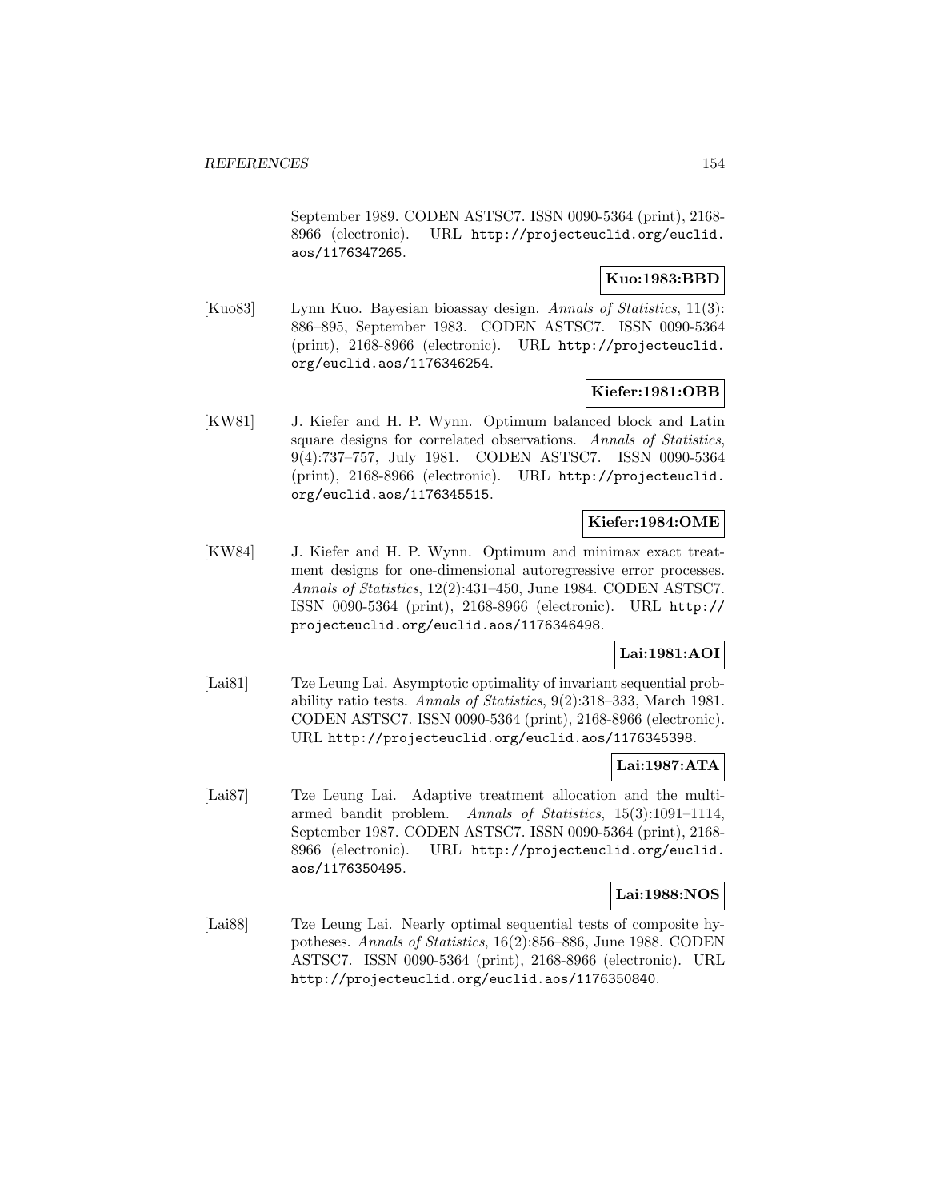September 1989. CODEN ASTSC7. ISSN 0090-5364 (print), 2168-8966 (electronic). URL http://projecteuclid.org/euclid.aos/1176347265.

**Kuo:1983:BBD**

[Kuo83] Lynn Kuo. Bayesian bioassay design. *Annals of Statistics*, 11(3): 886–895, September 1983. CODEN ASTSC7. ISSN 0090-5364 (print), 2168-8966 (electronic). URL http://projecteuclid.org/euclid.aos/1176346254.

**Kiefer:1981:OBB**

[KW81] J. Kiefer and H. P. Wynn. Optimum balanced block and Latin square designs for correlated observations. *Annals of Statistics*, 9(4):737–757, July 1981. CODEN ASTSC7. ISSN 0090-5364 (print), 2168-8966 (electronic). URL http://projecteuclid.org/euclid.aos/1176345515.

**Kiefer:1984:OME**

[KW84] J. Kiefer and H. P. Wynn. Optimum and minimax exact treatment designs for one-dimensional autoregressive error processes. *Annals of Statistics*, 12(2):431–450, June 1984. CODEN ASTSC7. ISSN 0090-5364 (print), 2168-8966 (electronic). URL http://projecteuclid.org/euclid.aos/1176346498.

**Lai:1981:AOI**

[Lai81] Tze Leung Lai. Asymptotic optimality of invariant sequential probability ratio tests. *Annals of Statistics*, 9(2):318–333, March 1981. CODEN ASTSC7. ISSN 0090-5364 (print), 2168-8966 (electronic). URL http://projecteuclid.org/euclid.aos/1176345398.

**Lai:1987:ATA**

[Lai87] Tze Leung Lai. Adaptive treatment allocation and the multi-armed bandit problem. *Annals of Statistics*, 15(3):1091–1114, September 1987. CODEN ASTSC7. ISSN 0090-5364 (print), 2168-8966 (electronic). URL http://projecteuclid.org/euclid.aos/1176350495.

**Lai:1988:NOS**

[Lai88] Tze Leung Lai. Nearly optimal sequential tests of composite hypotheses. *Annals of Statistics*, 16(2):856–886, June 1988. CODEN ASTSC7. ISSN 0090-5364 (print), 2168-8966 (electronic). URL http://projecteuclid.org/euclid.aos/1176350840.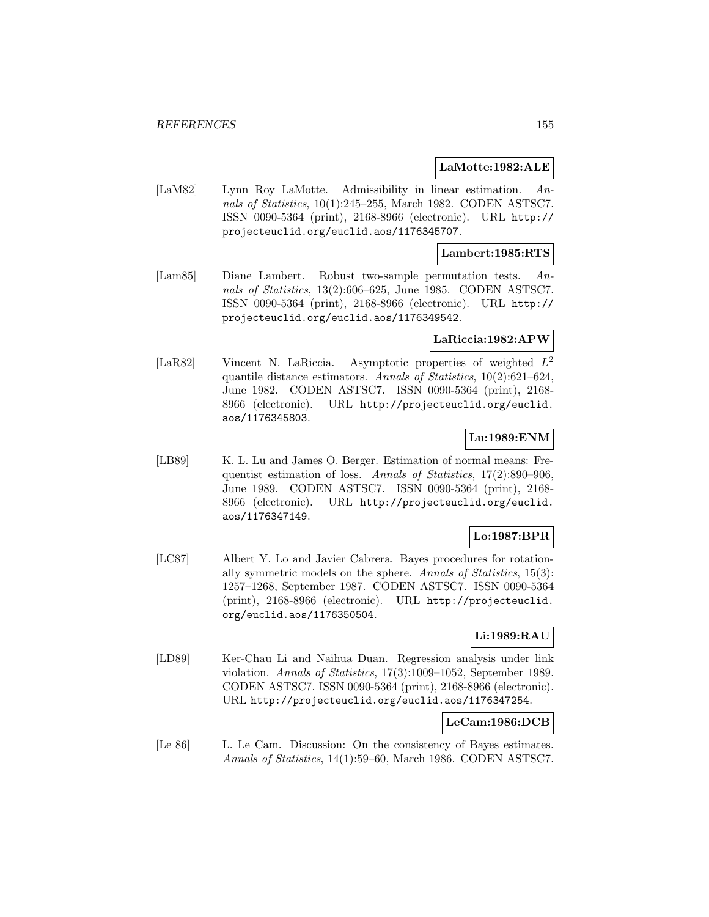**LaMotte:1982:ALE**

[LaM82] Lynn Roy LaMotte. Admissibility in linear estimation. *Annals of Statistics*, 10(1):245–255, March 1982. CODEN ASTSC7. ISSN 0090-5364 (print), 2168-8966 (electronic). URL `http://projecteuclid.org/euclid.aos/1176345707`.

**Lambert:1985:RTS**

[Lam85] Diane Lambert. Robust two-sample permutation tests. *Annals of Statistics*, 13(2):606–625, June 1985. CODEN ASTSC7. ISSN 0090-5364 (print), 2168-8966 (electronic). URL `http://projecteuclid.org/euclid.aos/1176349542`.

**LaRiccia:1982:APW**

[LaR82] Vincent N. LaRiccia. Asymptotic properties of weighted $L^2$ quantile distance estimators. *Annals of Statistics*, 10(2):621–624, June 1982. CODEN ASTSC7. ISSN 0090-5364 (print), 2168-8966 (electronic). URL `http://projecteuclid.org/euclid.aos/1176345803`.

**Lu:1989:ENM**

[LB89] K. L. Lu and James O. Berger. Estimation of normal means: Frequentist estimation of loss. *Annals of Statistics*, 17(2):890–906, June 1989. CODEN ASTSC7. ISSN 0090-5364 (print), 2168-8966 (electronic). URL `http://projecteuclid.org/euclid.aos/1176347149`.

**Lo:1987:BPR**

[LC87] Albert Y. Lo and Javier Cabrera. Bayes procedures for rotationally symmetric models on the sphere. *Annals of Statistics*, 15(3):1257–1268, September 1987. CODEN ASTSC7. ISSN 0090-5364 (print), 2168-8966 (electronic). URL `http://projecteuclid.org/euclid.aos/1176350504`.

**Li:1989:RAU**

[LD89] Ker-Chau Li and Naihua Duan. Regression analysis under link violation. *Annals of Statistics*, 17(3):1009–1052, September 1989. CODEN ASTSC7. ISSN 0090-5364 (print), 2168-8966 (electronic). URL `http://projecteuclid.org/euclid.aos/1176347254`.

**LeCam:1986:DCB**

[Le 86] L. Le Cam. Discussion: On the consistency of Bayes estimates. *Annals of Statistics*, 14(1):59–60, March 1986. CODEN ASTSC7.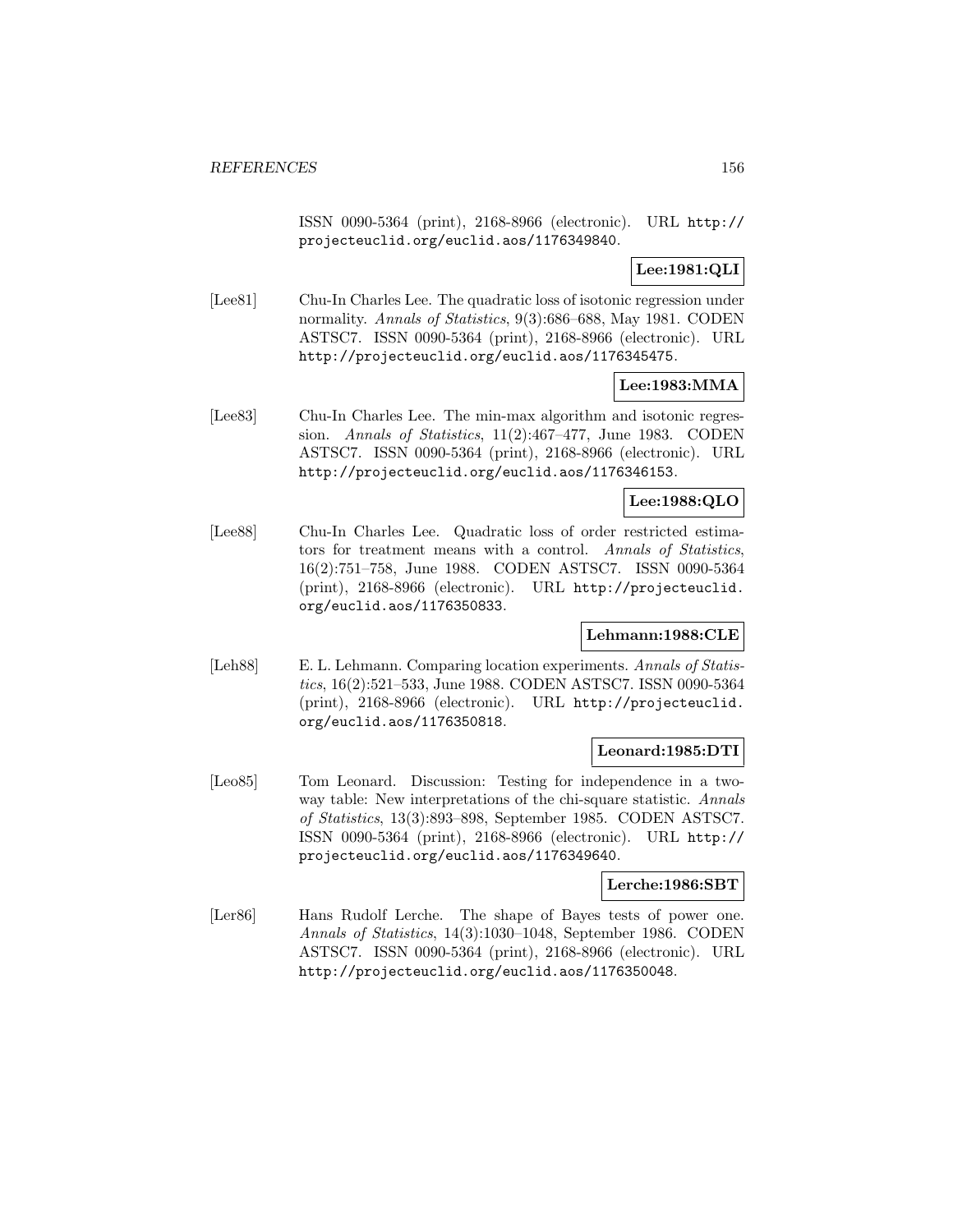ISSN 0090-5364 (print), 2168-8966 (electronic). URL http://projecteuclid.org/euclid.aos/1176349840.

**Lee:1981:QLI**

[Lee81] Chu-In Charles Lee. The quadratic loss of isotonic regression under normality. *Annals of Statistics*, 9(3):686–688, May 1981. CODEN ASTSC7. ISSN 0090-5364 (print), 2168-8966 (electronic). URL http://projecteuclid.org/euclid.aos/1176345475.

**Lee:1983:MMA**

[Lee83] Chu-In Charles Lee. The min-max algorithm and isotonic regression. *Annals of Statistics*, 11(2):467–477, June 1983. CODEN ASTSC7. ISSN 0090-5364 (print), 2168-8966 (electronic). URL http://projecteuclid.org/euclid.aos/1176346153.

**Lee:1988:QLO**

[Lee88] Chu-In Charles Lee. Quadratic loss of order restricted estimators for treatment means with a control. *Annals of Statistics*, 16(2):751–758, June 1988. CODEN ASTSC7. ISSN 0090-5364 (print), 2168-8966 (electronic). URL http://projecteuclid.org/euclid.aos/1176350833.

**Lehmann:1988:CLE**

[Leh88] E. L. Lehmann. Comparing location experiments. *Annals of Statistics*, 16(2):521–533, June 1988. CODEN ASTSC7. ISSN 0090-5364 (print), 2168-8966 (electronic). URL http://projecteuclid.org/euclid.aos/1176350818.

**Leonard:1985:DTI**

[Leo85] Tom Leonard. Discussion: Testing for independence in a two-way table: New interpretations of the chi-square statistic. *Annals of Statistics*, 13(3):893–898, September 1985. CODEN ASTSC7. ISSN 0090-5364 (print), 2168-8966 (electronic). URL http://projecteuclid.org/euclid.aos/1176349640.

**Lerche:1986:SBT**

[Ler86] Hans Rudolf Lerche. The shape of Bayes tests of power one. *Annals of Statistics*, 14(3):1030–1048, September 1986. CODEN ASTSC7. ISSN 0090-5364 (print), 2168-8966 (electronic). URL http://projecteuclid.org/euclid.aos/1176350048.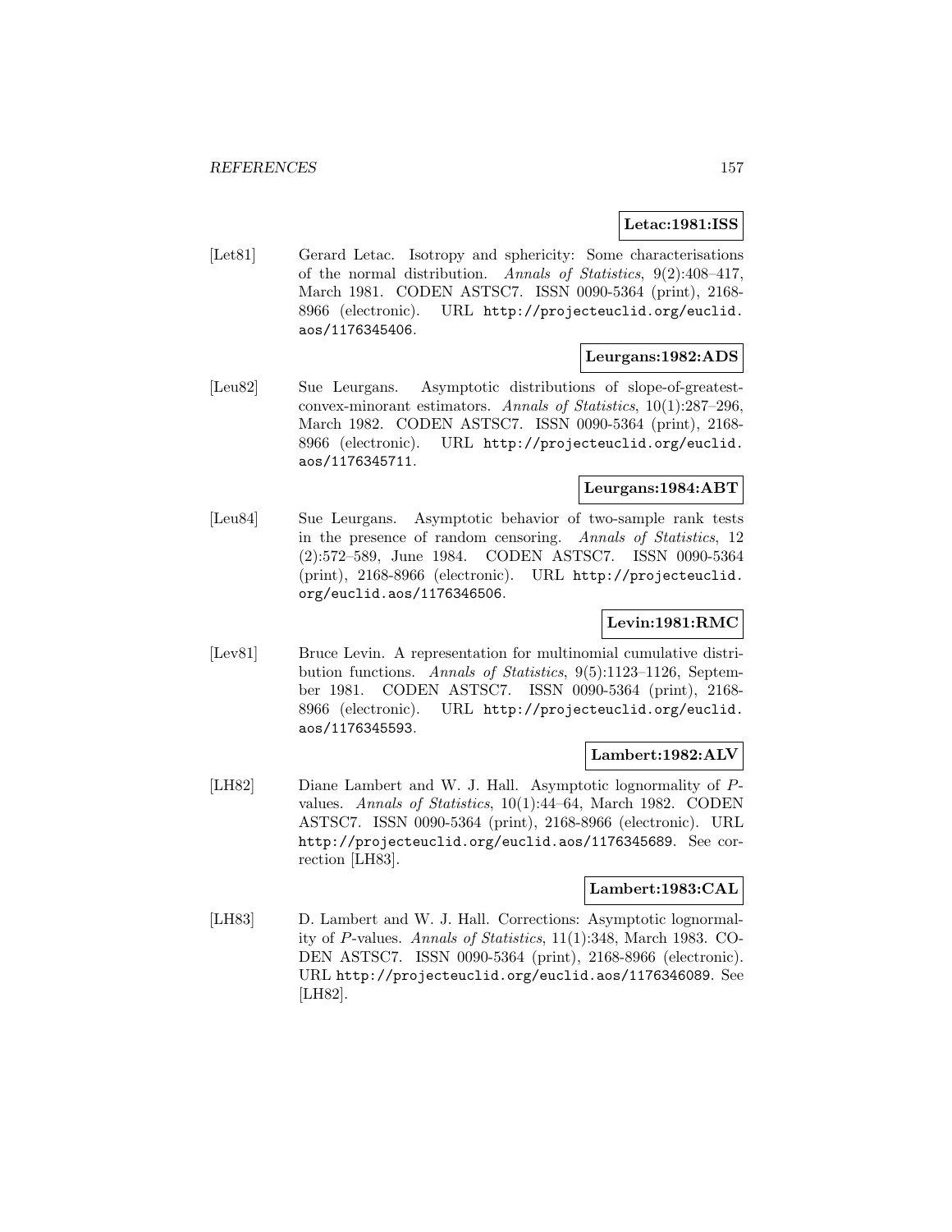**Letac:1981:ISS**

[Let81] Gerard Letac. Isotropy and sphericity: Some characterisations of the normal distribution. *Annals of Statistics*, 9(2):408–417, March 1981. CODEN ASTSC7. ISSN 0090-5364 (print), 2168-8966 (electronic). URL http://projecteuclid.org/euclid.aos/1176345406.

**Leurgans:1982:ADS**

[Leu82] Sue Leurgans. Asymptotic distributions of slope-of-greatest-convex-minorant estimators. *Annals of Statistics*, 10(1):287–296, March 1982. CODEN ASTSC7. ISSN 0090-5364 (print), 2168-8966 (electronic). URL http://projecteuclid.org/euclid.aos/1176345711.

**Leurgans:1984:ABT**

[Leu84] Sue Leurgans. Asymptotic behavior of two-sample rank tests in the presence of random censoring. *Annals of Statistics*, 12 (2):572–589, June 1984. CODEN ASTSC7. ISSN 0090-5364 (print), 2168-8966 (electronic). URL http://projecteuclid.org/euclid.aos/1176346506.

**Levin:1981:RMC**

[Lev81] Bruce Levin. A representation for multinomial cumulative distribution functions. *Annals of Statistics*, 9(5):1123–1126, September 1981. CODEN ASTSC7. ISSN 0090-5364 (print), 2168-8966 (electronic). URL http://projecteuclid.org/euclid.aos/1176345593.

**Lambert:1982:ALV**

[LH82] Diane Lambert and W. J. Hall. Asymptotic lognormality of $P$-values. *Annals of Statistics*, 10(1):44–64, March 1982. CODEN ASTSC7. ISSN 0090-5364 (print), 2168-8966 (electronic). URL http://projecteuclid.org/euclid.aos/1176345689. See correction [LH83].

**Lambert:1983:CAL**

[LH83] D. Lambert and W. J. Hall. Corrections: Asymptotic lognormality of $P$-values. *Annals of Statistics*, 11(1):348, March 1983. CODEN ASTSC7. ISSN 0090-5364 (print), 2168-8966 (electronic). URL http://projecteuclid.org/euclid.aos/1176346089. See [LH82].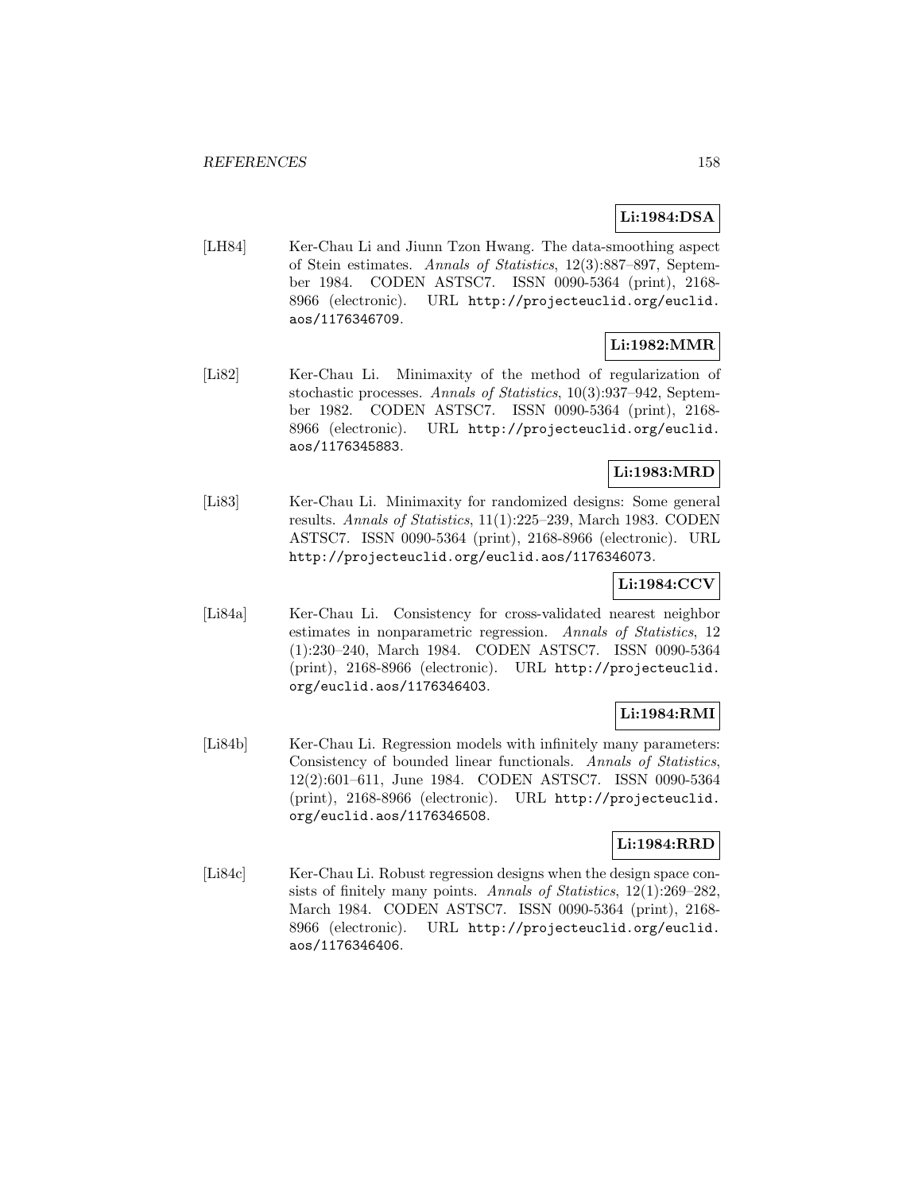**Li:1984:DSA**

[LH84] Ker-Chau Li and Jiunn Tzon Hwang. The data-smoothing aspect of Stein estimates. *Annals of Statistics*, 12(3):887–897, September 1984. CODEN ASTSC7. ISSN 0090-5364 (print), 2168-8966 (electronic). URL http://projecteuclid.org/euclid.aos/1176346709.

**Li:1982:MMR**

[Li82] Ker-Chau Li. Minimaxity of the method of regularization of stochastic processes. *Annals of Statistics*, 10(3):937–942, September 1982. CODEN ASTSC7. ISSN 0090-5364 (print), 2168-8966 (electronic). URL http://projecteuclid.org/euclid.aos/1176345883.

**Li:1983:MRD**

[Li83] Ker-Chau Li. Minimaxity for randomized designs: Some general results. *Annals of Statistics*, 11(1):225–239, March 1983. CODEN ASTSC7. ISSN 0090-5364 (print), 2168-8966 (electronic). URL http://projecteuclid.org/euclid.aos/1176346073.

**Li:1984:CCV**

[Li84a] Ker-Chau Li. Consistency for cross-validated nearest neighbor estimates in nonparametric regression. *Annals of Statistics*, 12 (1):230–240, March 1984. CODEN ASTSC7. ISSN 0090-5364 (print), 2168-8966 (electronic). URL http://projecteuclid.org/euclid.aos/1176346403.

**Li:1984:RMI**

[Li84b] Ker-Chau Li. Regression models with infinitely many parameters: Consistency of bounded linear functionals. *Annals of Statistics*, 12(2):601–611, June 1984. CODEN ASTSC7. ISSN 0090-5364 (print), 2168-8966 (electronic). URL http://projecteuclid.org/euclid.aos/1176346508.

**Li:1984:RRD**

[Li84c] Ker-Chau Li. Robust regression designs when the design space consists of finitely many points. *Annals of Statistics*, 12(1):269–282, March 1984. CODEN ASTSC7. ISSN 0090-5364 (print), 2168-8966 (electronic). URL http://projecteuclid.org/euclid.aos/1176346406.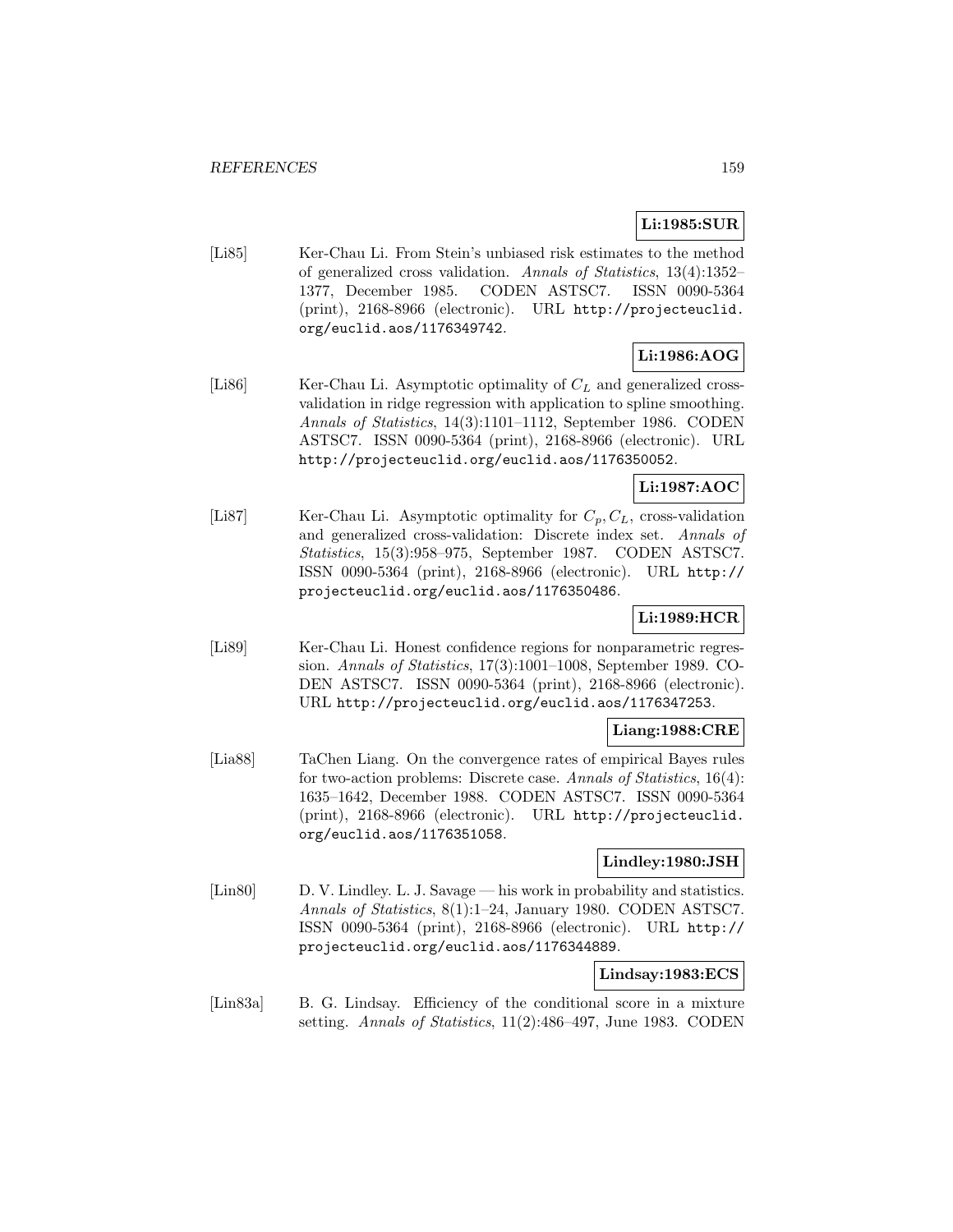**Li:1985:SUR**

[Li85] Ker-Chau Li. From Stein's unbiased risk estimates to the method of generalized cross validation. *Annals of Statistics*, 13(4):1352–1377, December 1985. CODEN ASTSC7. ISSN 0090-5364 (print), 2168-8966 (electronic). URL http://projecteuclid.org/euclid.aos/1176349742.

**Li:1986:AOG**

[Li86] Ker-Chau Li. Asymptotic optimality of $C_L$ and generalized cross-validation in ridge regression with application to spline smoothing. *Annals of Statistics*, 14(3):1101–1112, September 1986. CODEN ASTSC7. ISSN 0090-5364 (print), 2168-8966 (electronic). URL http://projecteuclid.org/euclid.aos/1176350052.

**Li:1987:AOC**

[Li87] Ker-Chau Li. Asymptotic optimality for $C_p, C_L$, cross-validation and generalized cross-validation: Discrete index set. *Annals of Statistics*, 15(3):958–975, September 1987. CODEN ASTSC7. ISSN 0090-5364 (print), 2168-8966 (electronic). URL http://projecteuclid.org/euclid.aos/1176350486.

**Li:1989:HCR**

[Li89] Ker-Chau Li. Honest confidence regions for nonparametric regression. *Annals of Statistics*, 17(3):1001–1008, September 1989. CODEN ASTSC7. ISSN 0090-5364 (print), 2168-8966 (electronic). URL http://projecteuclid.org/euclid.aos/1176347253.

**Liang:1988:CRE**

[Lia88] TaChen Liang. On the convergence rates of empirical Bayes rules for two-action problems: Discrete case. *Annals of Statistics*, 16(4):1635–1642, December 1988. CODEN ASTSC7. ISSN 0090-5364 (print), 2168-8966 (electronic). URL http://projecteuclid.org/euclid.aos/1176351058.

**Lindley:1980:JSH**

[Lin80] D. V. Lindley. L. J. Savage — his work in probability and statistics. *Annals of Statistics*, 8(1):1–24, January 1980. CODEN ASTSC7. ISSN 0090-5364 (print), 2168-8966 (electronic). URL http://projecteuclid.org/euclid.aos/1176344889.

**Lindsay:1983:ECS**

[Lin83a] B. G. Lindsay. Efficiency of the conditional score in a mixture setting. *Annals of Statistics*, 11(2):486–497, June 1983. CODEN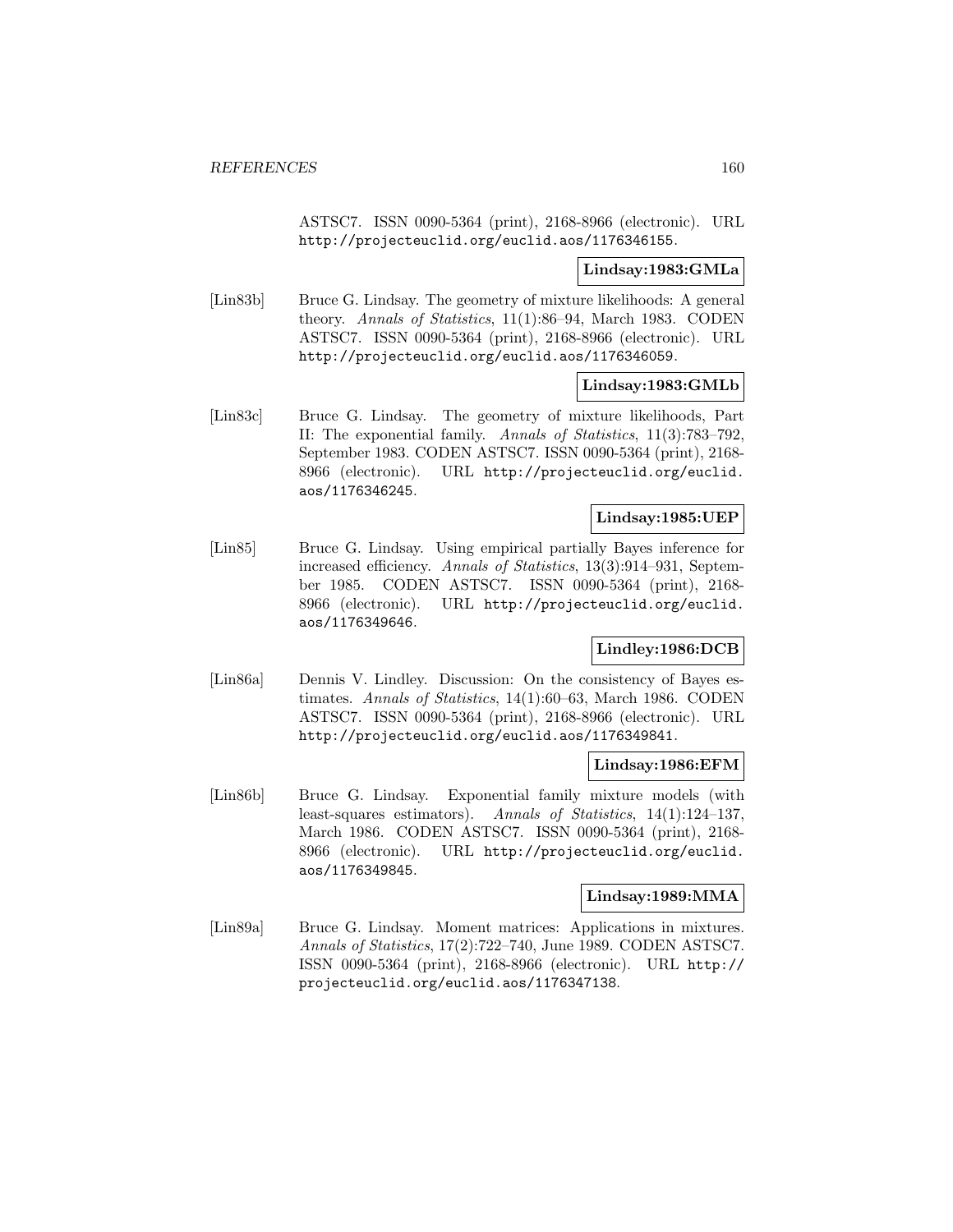ASTSC7. ISSN 0090-5364 (print), 2168-8966 (electronic). URL http://projecteuclid.org/euclid.aos/1176346155.

**Lindsay:1983:GMLa**

[Lin83b] Bruce G. Lindsay. The geometry of mixture likelihoods: A general theory. *Annals of Statistics*, 11(1):86–94, March 1983. CODEN ASTSC7. ISSN 0090-5364 (print), 2168-8966 (electronic). URL http://projecteuclid.org/euclid.aos/1176346059.

**Lindsay:1983:GMLb**

[Lin83c] Bruce G. Lindsay. The geometry of mixture likelihoods, Part II: The exponential family. *Annals of Statistics*, 11(3):783–792, September 1983. CODEN ASTSC7. ISSN 0090-5364 (print), 2168-8966 (electronic). URL http://projecteuclid.org/euclid.aos/1176346245.

**Lindsay:1985:UEP**

[Lin85] Bruce G. Lindsay. Using empirical partially Bayes inference for increased efficiency. *Annals of Statistics*, 13(3):914–931, September 1985. CODEN ASTSC7. ISSN 0090-5364 (print), 2168-8966 (electronic). URL http://projecteuclid.org/euclid.aos/1176349646.

**Lindley:1986:DCB**

[Lin86a] Dennis V. Lindley. Discussion: On the consistency of Bayes estimates. *Annals of Statistics*, 14(1):60–63, March 1986. CODEN ASTSC7. ISSN 0090-5364 (print), 2168-8966 (electronic). URL http://projecteuclid.org/euclid.aos/1176349841.

**Lindsay:1986:EFM**

[Lin86b] Bruce G. Lindsay. Exponential family mixture models (with least-squares estimators). *Annals of Statistics*, 14(1):124–137, March 1986. CODEN ASTSC7. ISSN 0090-5364 (print), 2168-8966 (electronic). URL http://projecteuclid.org/euclid.aos/1176349845.

**Lindsay:1989:MMA**

[Lin89a] Bruce G. Lindsay. Moment matrices: Applications in mixtures. *Annals of Statistics*, 17(2):722–740, June 1989. CODEN ASTSC7. ISSN 0090-5364 (print), 2168-8966 (electronic). URL http://projecteuclid.org/euclid.aos/1176347138.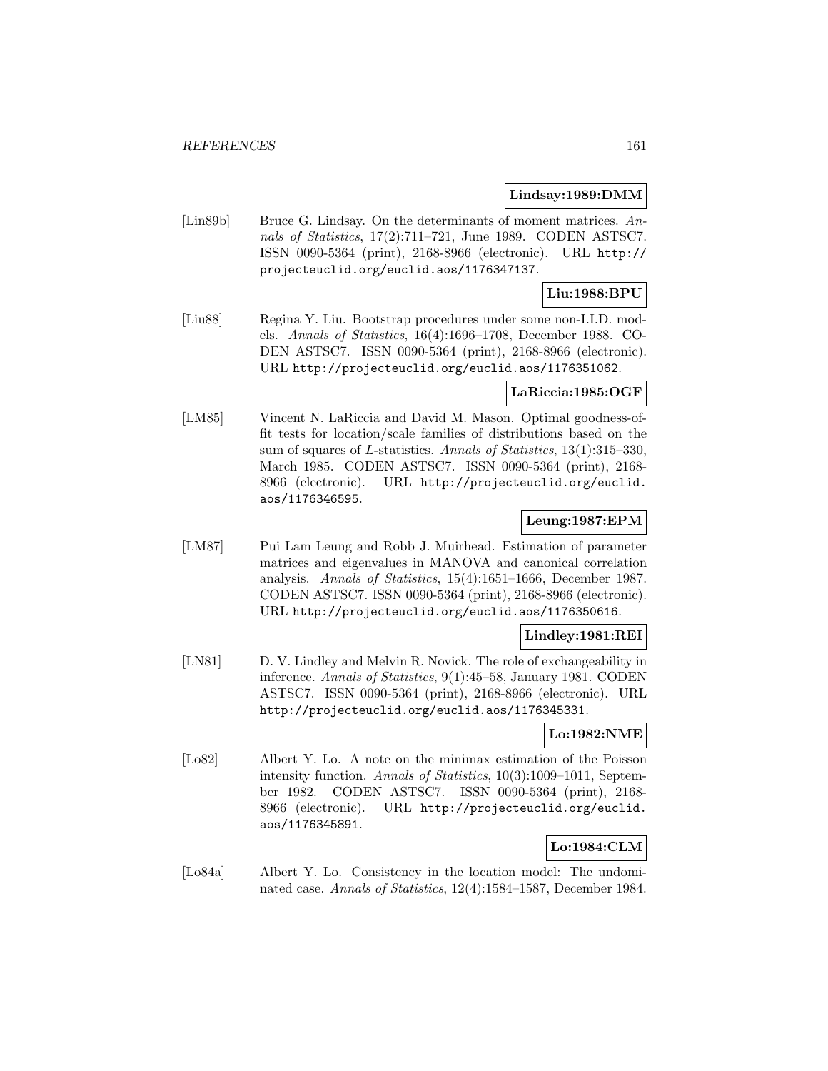**Lindsay:1989:DMM**

[Lin89b] Bruce G. Lindsay. On the determinants of moment matrices. *Annals of Statistics*, 17(2):711–721, June 1989. CODEN ASTSC7. ISSN 0090-5364 (print), 2168-8966 (electronic). URL http://projecteuclid.org/euclid.aos/1176347137.

**Liu:1988:BPU**

[Liu88] Regina Y. Liu. Bootstrap procedures under some non-I.I.D. models. *Annals of Statistics*, 16(4):1696–1708, December 1988. CODEN ASTSC7. ISSN 0090-5364 (print), 2168-8966 (electronic). URL http://projecteuclid.org/euclid.aos/1176351062.

**LaRiccia:1985:OGF**

[LM85] Vincent N. LaRiccia and David M. Mason. Optimal goodness-of-fit tests for location/scale families of distributions based on the sum of squares of $L$-statistics. *Annals of Statistics*, 13(1):315–330, March 1985. CODEN ASTSC7. ISSN 0090-5364 (print), 2168-8966 (electronic). URL http://projecteuclid.org/euclid.aos/1176346595.

**Leung:1987:EPM**

[LM87] Pui Lam Leung and Robb J. Muirhead. Estimation of parameter matrices and eigenvalues in MANOVA and canonical correlation analysis. *Annals of Statistics*, 15(4):1651–1666, December 1987. CODEN ASTSC7. ISSN 0090-5364 (print), 2168-8966 (electronic). URL http://projecteuclid.org/euclid.aos/1176350616.

**Lindley:1981:REI**

[LN81] D. V. Lindley and Melvin R. Novick. The role of exchangeability in inference. *Annals of Statistics*, 9(1):45–58, January 1981. CODEN ASTSC7. ISSN 0090-5364 (print), 2168-8966 (electronic). URL http://projecteuclid.org/euclid.aos/1176345331.

**Lo:1982:NME**

[Lo82] Albert Y. Lo. A note on the minimax estimation of the Poisson intensity function. *Annals of Statistics*, 10(3):1009–1011, September 1982. CODEN ASTSC7. ISSN 0090-5364 (print), 2168-8966 (electronic). URL http://projecteuclid.org/euclid.aos/1176345891.

**Lo:1984:CLM**

[Lo84a] Albert Y. Lo. Consistency in the location model: The undominated case. *Annals of Statistics*, 12(4):1584–1587, December 1984.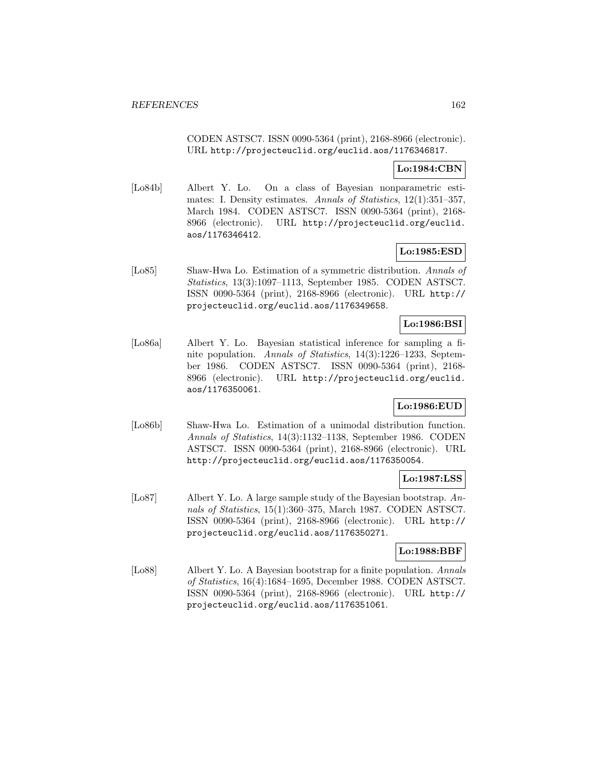CODEN ASTSC7. ISSN 0090-5364 (print), 2168-8966 (electronic). URL http://projecteuclid.org/euclid.aos/1176346817.

**Lo:1984:CBN**

[Lo84b] Albert Y. Lo. On a class of Bayesian nonparametric estimates: I. Density estimates. *Annals of Statistics*, 12(1):351–357, March 1984. CODEN ASTSC7. ISSN 0090-5364 (print), 2168-8966 (electronic). URL http://projecteuclid.org/euclid.aos/1176346412.

**Lo:1985:ESD**

[Lo85] Shaw-Hwa Lo. Estimation of a symmetric distribution. *Annals of Statistics*, 13(3):1097–1113, September 1985. CODEN ASTSC7. ISSN 0090-5364 (print), 2168-8966 (electronic). URL http://projecteuclid.org/euclid.aos/1176349658.

**Lo:1986:BSI**

[Lo86a] Albert Y. Lo. Bayesian statistical inference for sampling a finite population. *Annals of Statistics*, 14(3):1226–1233, September 1986. CODEN ASTSC7. ISSN 0090-5364 (print), 2168-8966 (electronic). URL http://projecteuclid.org/euclid.aos/1176350061.

**Lo:1986:EUD**

[Lo86b] Shaw-Hwa Lo. Estimation of a unimodal distribution function. *Annals of Statistics*, 14(3):1132–1138, September 1986. CODEN ASTSC7. ISSN 0090-5364 (print), 2168-8966 (electronic). URL http://projecteuclid.org/euclid.aos/1176350054.

**Lo:1987:LSS**

[Lo87] Albert Y. Lo. A large sample study of the Bayesian bootstrap. *Annals of Statistics*, 15(1):360–375, March 1987. CODEN ASTSC7. ISSN 0090-5364 (print), 2168-8966 (electronic). URL http://projecteuclid.org/euclid.aos/1176350271.

**Lo:1988:BBF**

[Lo88] Albert Y. Lo. A Bayesian bootstrap for a finite population. *Annals of Statistics*, 16(4):1684–1695, December 1988. CODEN ASTSC7. ISSN 0090-5364 (print), 2168-8966 (electronic). URL http://projecteuclid.org/euclid.aos/1176351061.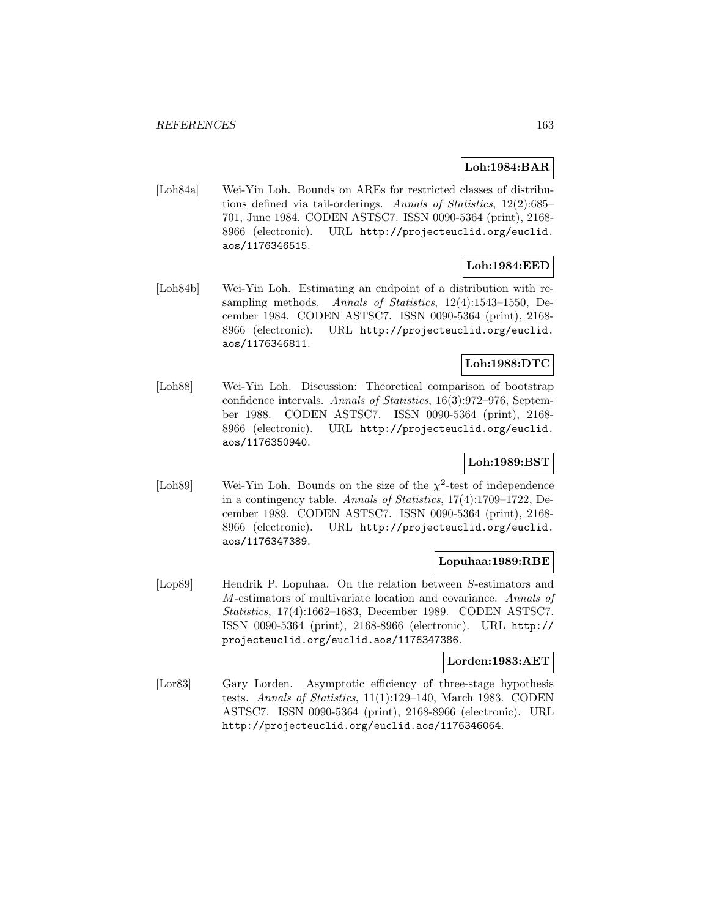**Loh:1984:BAR**

[Loh84a] Wei-Yin Loh. Bounds on AREs for restricted classes of distributions defined via tail-orderings. *Annals of Statistics*, 12(2):685–701, June 1984. CODEN ASTSC7. ISSN 0090-5364 (print), 2168-8966 (electronic). URL http://projecteuclid.org/euclid.aos/1176346515.

**Loh:1984:EED**

[Loh84b] Wei-Yin Loh. Estimating an endpoint of a distribution with resampling methods. *Annals of Statistics*, 12(4):1543–1550, December 1984. CODEN ASTSC7. ISSN 0090-5364 (print), 2168-8966 (electronic). URL http://projecteuclid.org/euclid.aos/1176346811.

**Loh:1988:DTC**

[Loh88] Wei-Yin Loh. Discussion: Theoretical comparison of bootstrap confidence intervals. *Annals of Statistics*, 16(3):972–976, September 1988. CODEN ASTSC7. ISSN 0090-5364 (print), 2168-8966 (electronic). URL http://projecteuclid.org/euclid.aos/1176350940.

**Loh:1989:BST**

[Loh89] Wei-Yin Loh. Bounds on the size of the $\chi^2$-test of independence in a contingency table. *Annals of Statistics*, 17(4):1709–1722, December 1989. CODEN ASTSC7. ISSN 0090-5364 (print), 2168-8966 (electronic). URL http://projecteuclid.org/euclid.aos/1176347389.

**Lopuhaa:1989:RBE**

[Lop89] Hendrik P. Lopuhaa. On the relation between $S$-estimators and $M$-estimators of multivariate location and covariance. *Annals of Statistics*, 17(4):1662–1683, December 1989. CODEN ASTSC7. ISSN 0090-5364 (print), 2168-8966 (electronic). URL http://projecteuclid.org/euclid.aos/1176347386.

**Lorden:1983:AET**

[Lor83] Gary Lorden. Asymptotic efficiency of three-stage hypothesis tests. *Annals of Statistics*, 11(1):129–140, March 1983. CODEN ASTSC7. ISSN 0090-5364 (print), 2168-8966 (electronic). URL http://projecteuclid.org/euclid.aos/1176346064.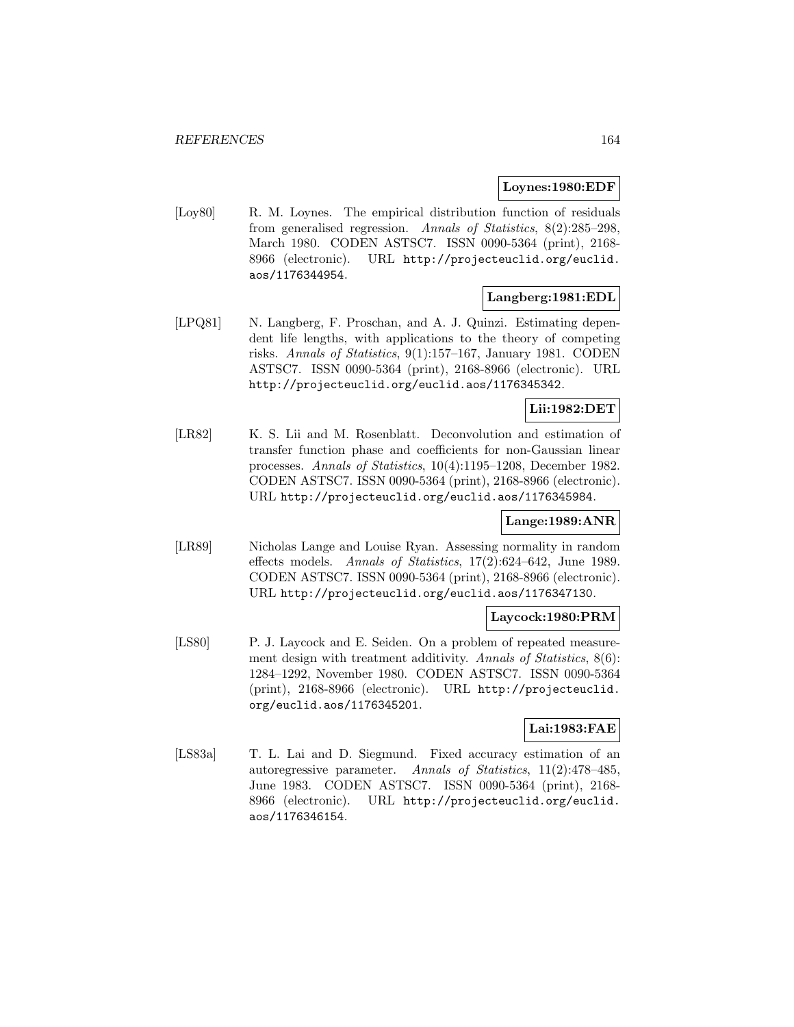**Loynes:1980:EDF**

[Loy80] R. M. Loynes. The empirical distribution function of residuals from generalised regression. *Annals of Statistics*, 8(2):285–298, March 1980. CODEN ASTSC7. ISSN 0090-5364 (print), 2168-8966 (electronic). URL http://projecteuclid.org/euclid.aos/1176344954.

**Langberg:1981:EDL**

[LPQ81] N. Langberg, F. Proschan, and A. J. Quinzi. Estimating dependent life lengths, with applications to the theory of competing risks. *Annals of Statistics*, 9(1):157–167, January 1981. CODEN ASTSC7. ISSN 0090-5364 (print), 2168-8966 (electronic). URL http://projecteuclid.org/euclid.aos/1176345342.

**Lii:1982:DET**

[LR82] K. S. Lii and M. Rosenblatt. Deconvolution and estimation of transfer function phase and coefficients for non-Gaussian linear processes. *Annals of Statistics*, 10(4):1195–1208, December 1982. CODEN ASTSC7. ISSN 0090-5364 (print), 2168-8966 (electronic). URL http://projecteuclid.org/euclid.aos/1176345984.

**Lange:1989:ANR**

[LR89] Nicholas Lange and Louise Ryan. Assessing normality in random effects models. *Annals of Statistics*, 17(2):624–642, June 1989. CODEN ASTSC7. ISSN 0090-5364 (print), 2168-8966 (electronic). URL http://projecteuclid.org/euclid.aos/1176347130.

**Laycock:1980:PRM**

[LS80] P. J. Laycock and E. Seiden. On a problem of repeated measurement design with treatment additivity. *Annals of Statistics*, 8(6): 1284–1292, November 1980. CODEN ASTSC7. ISSN 0090-5364 (print), 2168-8966 (electronic). URL http://projecteuclid.org/euclid.aos/1176345201.

**Lai:1983:FAE**

[LS83a] T. L. Lai and D. Siegmund. Fixed accuracy estimation of an autoregressive parameter. *Annals of Statistics*, 11(2):478–485, June 1983. CODEN ASTSC7. ISSN 0090-5364 (print), 2168-8966 (electronic). URL http://projecteuclid.org/euclid.aos/1176346154.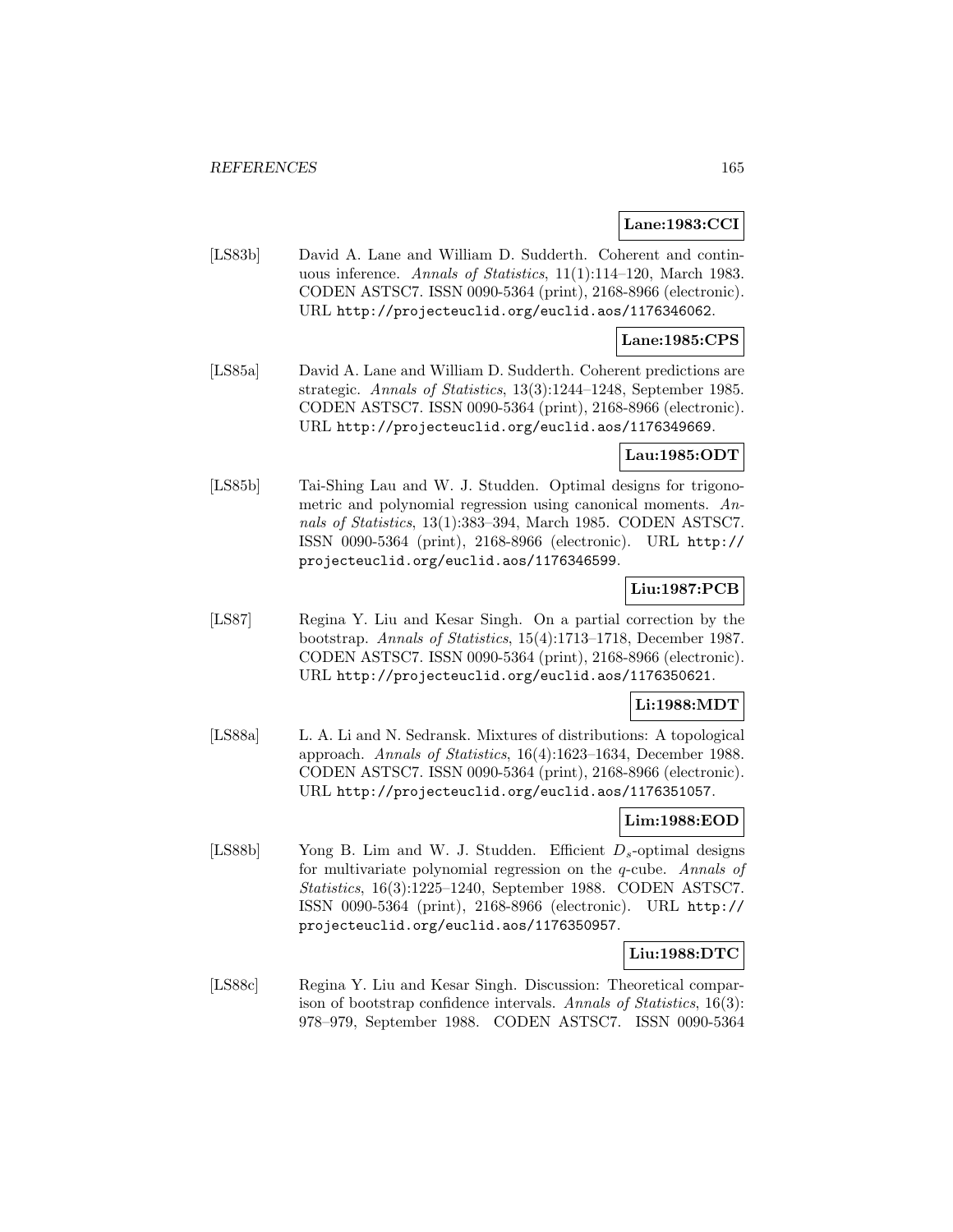**Lane:1983:CCI**

[LS83b] David A. Lane and William D. Sudderth. Coherent and continuous inference. *Annals of Statistics*, 11(1):114–120, March 1983. CODEN ASTSC7. ISSN 0090-5364 (print), 2168-8966 (electronic). URL http://projecteuclid.org/euclid.aos/1176346062.

**Lane:1985:CPS**

[LS85a] David A. Lane and William D. Sudderth. Coherent predictions are strategic. *Annals of Statistics*, 13(3):1244–1248, September 1985. CODEN ASTSC7. ISSN 0090-5364 (print), 2168-8966 (electronic). URL http://projecteuclid.org/euclid.aos/1176349669.

**Lau:1985:ODT**

[LS85b] Tai-Shing Lau and W. J. Studden. Optimal designs for trigonometric and polynomial regression using canonical moments. *Annals of Statistics*, 13(1):383–394, March 1985. CODEN ASTSC7. ISSN 0090-5364 (print), 2168-8966 (electronic). URL http://projecteuclid.org/euclid.aos/1176346599.

**Liu:1987:PCB**

[LS87] Regina Y. Liu and Kesar Singh. On a partial correction by the bootstrap. *Annals of Statistics*, 15(4):1713–1718, December 1987. CODEN ASTSC7. ISSN 0090-5364 (print), 2168-8966 (electronic). URL http://projecteuclid.org/euclid.aos/1176350621.

**Li:1988:MDT**

[LS88a] L. A. Li and N. Sedransk. Mixtures of distributions: A topological approach. *Annals of Statistics*, 16(4):1623–1634, December 1988. CODEN ASTSC7. ISSN 0090-5364 (print), 2168-8966 (electronic). URL http://projecteuclid.org/euclid.aos/1176351057.

**Lim:1988:EOD**

[LS88b] Yong B. Lim and W. J. Studden. Efficient $D_s$-optimal designs for multivariate polynomial regression on the $q$-cube. *Annals of Statistics*, 16(3):1225–1240, September 1988. CODEN ASTSC7. ISSN 0090-5364 (print), 2168-8966 (electronic). URL http://projecteuclid.org/euclid.aos/1176350957.

**Liu:1988:DTC**

[LS88c] Regina Y. Liu and Kesar Singh. Discussion: Theoretical comparison of bootstrap confidence intervals. *Annals of Statistics*, 16(3): 978–979, September 1988. CODEN ASTSC7. ISSN 0090-5364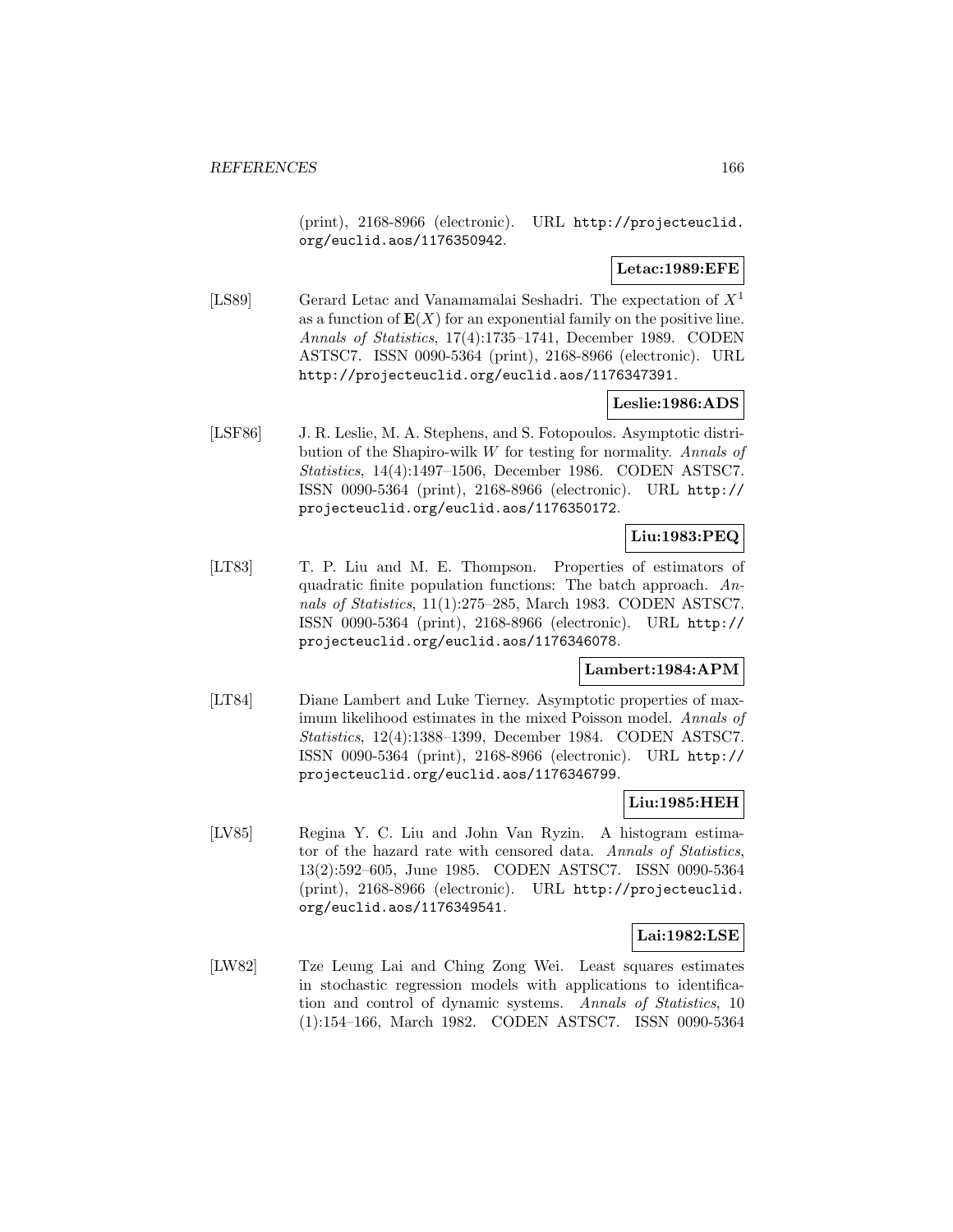(print), 2168-8966 (electronic). URL http://projecteuclid.org/euclid.aos/1176350942.

**Letac:1989:EFE**

[LS89] Gerard Letac and Vanamamalai Seshadri. The expectation of $X^1$ as a function of $\mathbf{E}(X)$ for an exponential family on the positive line. *Annals of Statistics*, 17(4):1735–1741, December 1989. CODEN ASTSC7. ISSN 0090-5364 (print), 2168-8966 (electronic). URL http://projecteuclid.org/euclid.aos/1176347391.

**Leslie:1986:ADS**

[LSF86] J. R. Leslie, M. A. Stephens, and S. Fotopoulos. Asymptotic distribution of the Shapiro-wilk $W$ for testing for normality. *Annals of Statistics*, 14(4):1497–1506, December 1986. CODEN ASTSC7. ISSN 0090-5364 (print), 2168-8966 (electronic). URL http://projecteuclid.org/euclid.aos/1176350172.

**Liu:1983:PEQ**

[LT83] T. P. Liu and M. E. Thompson. Properties of estimators of quadratic finite population functions: The batch approach. *Annals of Statistics*, 11(1):275–285, March 1983. CODEN ASTSC7. ISSN 0090-5364 (print), 2168-8966 (electronic). URL http://projecteuclid.org/euclid.aos/1176346078.

**Lambert:1984:APM**

[LT84] Diane Lambert and Luke Tierney. Asymptotic properties of maximum likelihood estimates in the mixed Poisson model. *Annals of Statistics*, 12(4):1388–1399, December 1984. CODEN ASTSC7. ISSN 0090-5364 (print), 2168-8966 (electronic). URL http://projecteuclid.org/euclid.aos/1176346799.

**Liu:1985:HEH**

[LV85] Regina Y. C. Liu and John Van Ryzin. A histogram estimator of the hazard rate with censored data. *Annals of Statistics*, 13(2):592–605, June 1985. CODEN ASTSC7. ISSN 0090-5364 (print), 2168-8966 (electronic). URL http://projecteuclid.org/euclid.aos/1176349541.

**Lai:1982:LSE**

[LW82] Tze Leung Lai and Ching Zong Wei. Least squares estimates in stochastic regression models with applications to identification and control of dynamic systems. *Annals of Statistics*, 10 (1):154–166, March 1982. CODEN ASTSC7. ISSN 0090-5364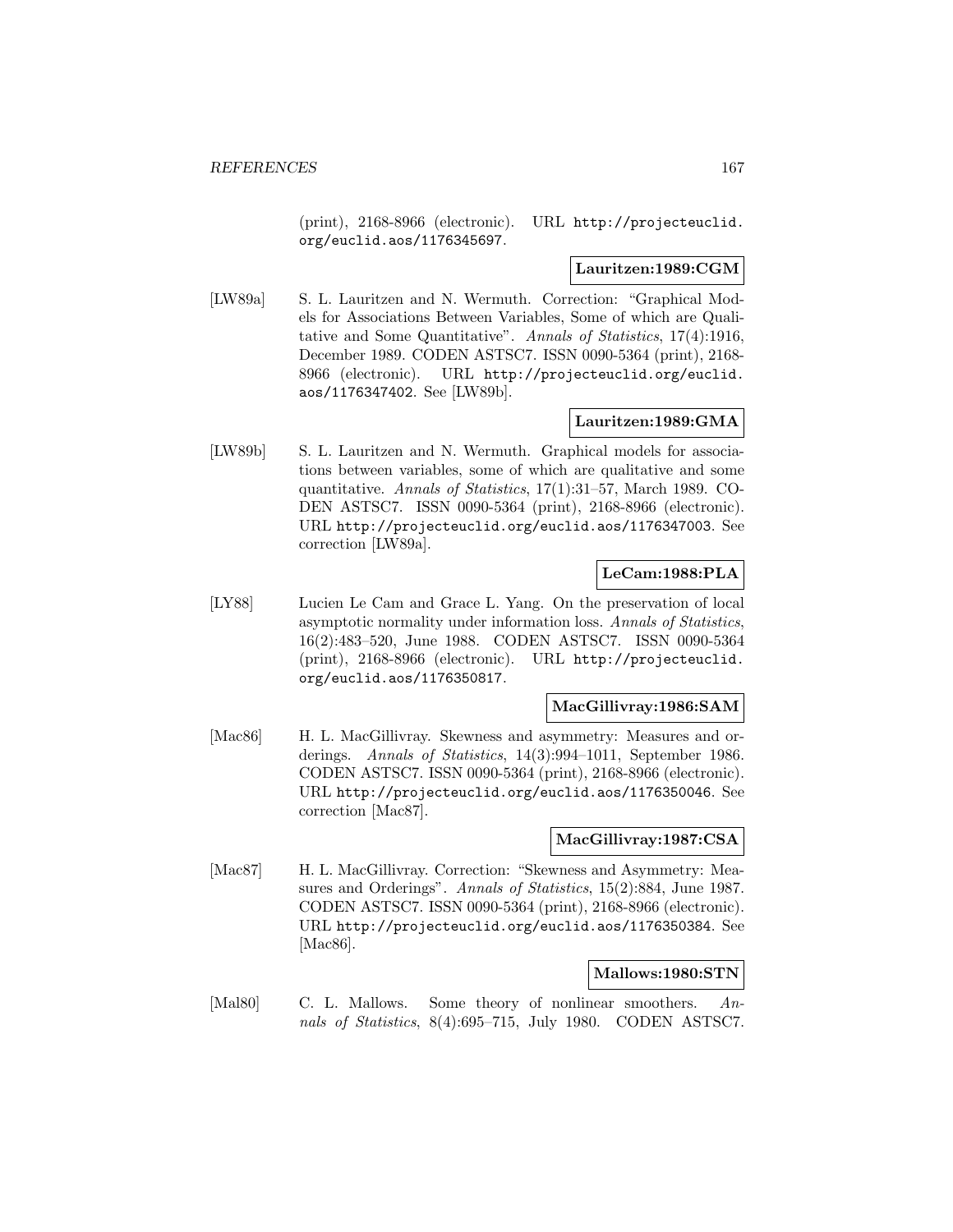(print), 2168-8966 (electronic). URL http://projecteuclid.org/euclid.aos/1176345697.

**Lauritzen:1989:CGM**

[LW89a] S. L. Lauritzen and N. Wermuth. Correction: "Graphical Models for Associations Between Variables, Some of which are Qualitative and Some Quantitative". *Annals of Statistics*, 17(4):1916, December 1989. CODEN ASTSC7. ISSN 0090-5364 (print), 2168-8966 (electronic). URL http://projecteuclid.org/euclid.aos/1176347402. See [LW89b].

**Lauritzen:1989:GMA**

[LW89b] S. L. Lauritzen and N. Wermuth. Graphical models for associations between variables, some of which are qualitative and some quantitative. *Annals of Statistics*, 17(1):31–57, March 1989. CODEN ASTSC7. ISSN 0090-5364 (print), 2168-8966 (electronic). URL http://projecteuclid.org/euclid.aos/1176347003. See correction [LW89a].

**LeCam:1988:PLA**

[LY88] Lucien Le Cam and Grace L. Yang. On the preservation of local asymptotic normality under information loss. *Annals of Statistics*, 16(2):483–520, June 1988. CODEN ASTSC7. ISSN 0090-5364 (print), 2168-8966 (electronic). URL http://projecteuclid.org/euclid.aos/1176350817.

**MacGillivray:1986:SAM**

[Mac86] H. L. MacGillivray. Skewness and asymmetry: Measures and orderings. *Annals of Statistics*, 14(3):994–1011, September 1986. CODEN ASTSC7. ISSN 0090-5364 (print), 2168-8966 (electronic). URL http://projecteuclid.org/euclid.aos/1176350046. See correction [Mac87].

**MacGillivray:1987:CSA**

[Mac87] H. L. MacGillivray. Correction: "Skewness and Asymmetry: Measures and Orderings". *Annals of Statistics*, 15(2):884, June 1987. CODEN ASTSC7. ISSN 0090-5364 (print), 2168-8966 (electronic). URL http://projecteuclid.org/euclid.aos/1176350384. See [Mac86].

**Mallows:1980:STN**

[Mal80] C. L. Mallows. Some theory of nonlinear smoothers. *Annals of Statistics*, 8(4):695–715, July 1980. CODEN ASTSC7.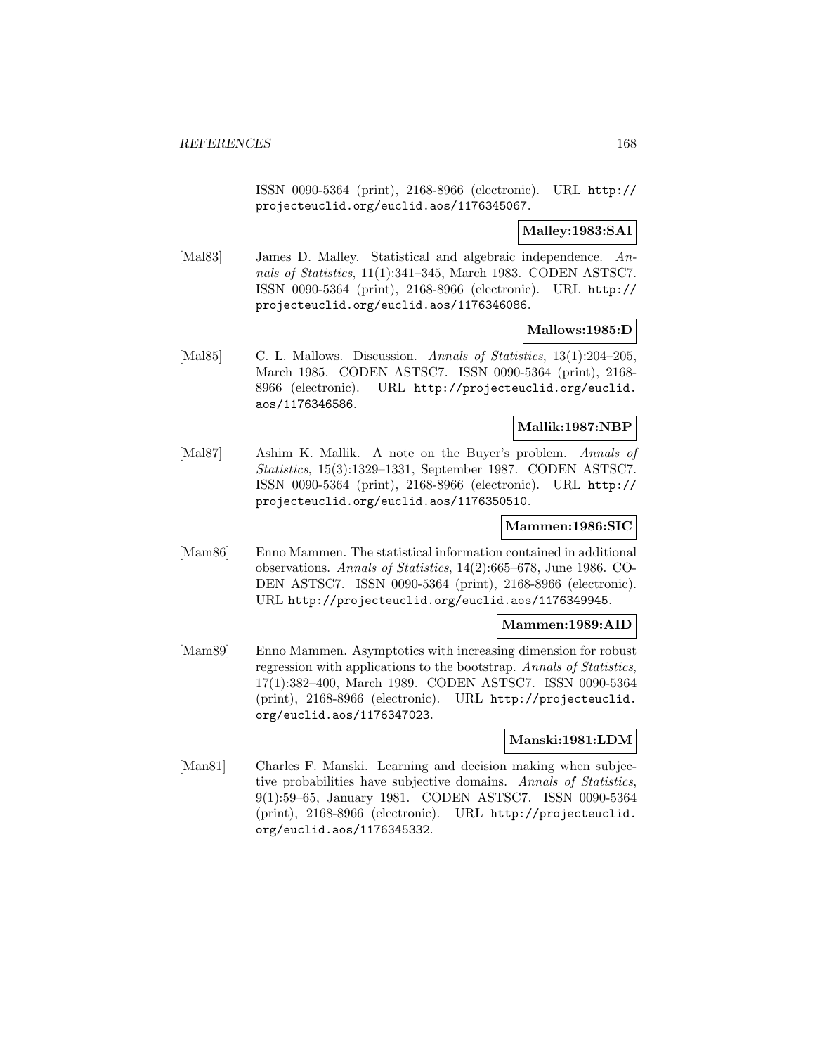ISSN 0090-5364 (print), 2168-8966 (electronic). URL http://projecteuclid.org/euclid.aos/1176345067.

**Malley:1983:SAI**

[Mal83] James D. Malley. Statistical and algebraic independence. *Annals of Statistics*, 11(1):341–345, March 1983. CODEN ASTSC7. ISSN 0090-5364 (print), 2168-8966 (electronic). URL http://projecteuclid.org/euclid.aos/1176346086.

**Mallows:1985:D**

[Mal85] C. L. Mallows. Discussion. *Annals of Statistics*, 13(1):204–205, March 1985. CODEN ASTSC7. ISSN 0090-5364 (print), 2168-8966 (electronic). URL http://projecteuclid.org/euclid.aos/1176346586.

**Mallik:1987:NBP**

[Mal87] Ashim K. Mallik. A note on the Buyer's problem. *Annals of Statistics*, 15(3):1329–1331, September 1987. CODEN ASTSC7. ISSN 0090-5364 (print), 2168-8966 (electronic). URL http://projecteuclid.org/euclid.aos/1176350510.

**Mammen:1986:SIC**

[Mam86] Enno Mammen. The statistical information contained in additional observations. *Annals of Statistics*, 14(2):665–678, June 1986. CODEN ASTSC7. ISSN 0090-5364 (print), 2168-8966 (electronic). URL http://projecteuclid.org/euclid.aos/1176349945.

**Mammen:1989:AID**

[Mam89] Enno Mammen. Asymptotics with increasing dimension for robust regression with applications to the bootstrap. *Annals of Statistics*, 17(1):382–400, March 1989. CODEN ASTSC7. ISSN 0090-5364 (print), 2168-8966 (electronic). URL http://projecteuclid.org/euclid.aos/1176347023.

**Manski:1981:LDM**

[Man81] Charles F. Manski. Learning and decision making when subjective probabilities have subjective domains. *Annals of Statistics*, 9(1):59–65, January 1981. CODEN ASTSC7. ISSN 0090-5364 (print), 2168-8966 (electronic). URL http://projecteuclid.org/euclid.aos/1176345332.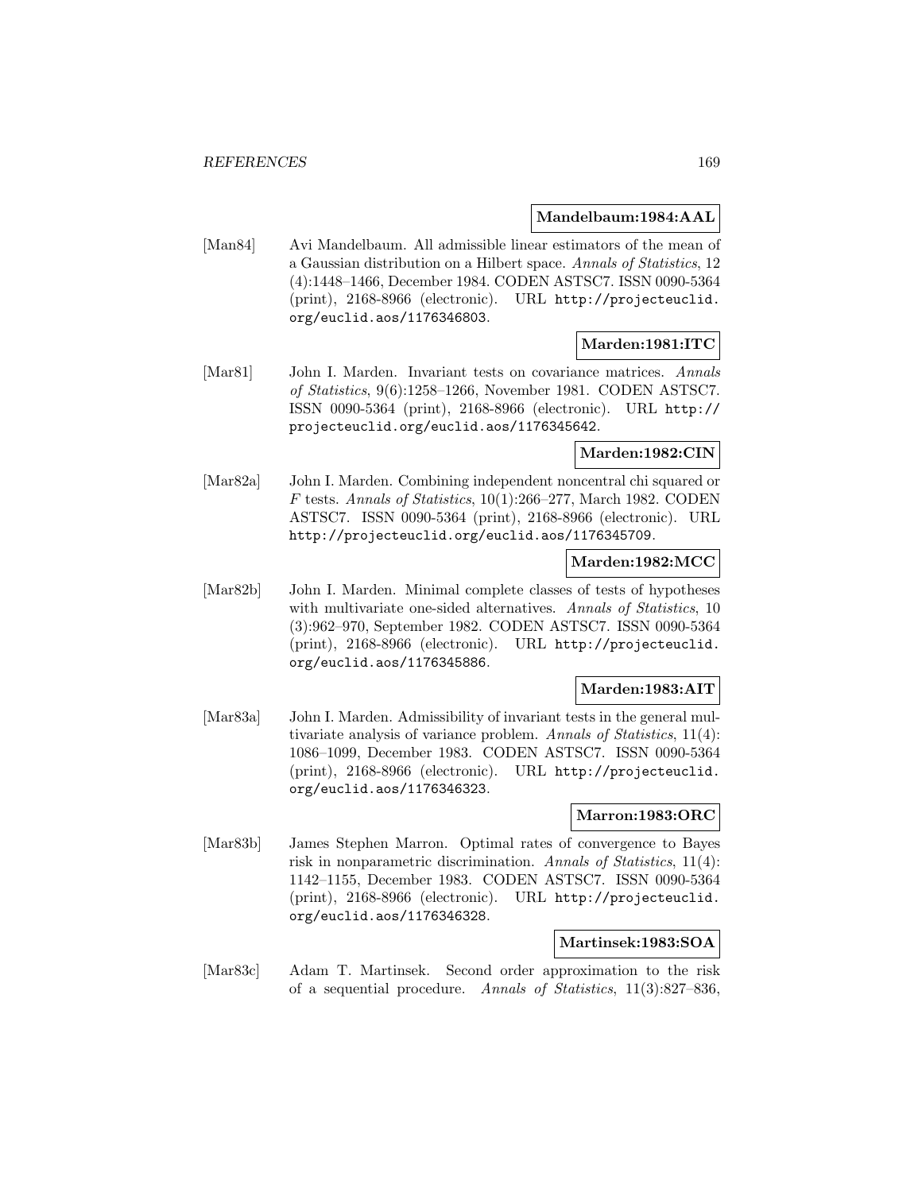**Mandelbaum:1984:AAL**

[Man84] Avi Mandelbaum. All admissible linear estimators of the mean of a Gaussian distribution on a Hilbert space. *Annals of Statistics*, 12 (4):1448–1466, December 1984. CODEN ASTSC7. ISSN 0090-5364 (print), 2168-8966 (electronic). URL http://projecteuclid.org/euclid.aos/1176346803.

**Marden:1981:ITC**

[Mar81] John I. Marden. Invariant tests on covariance matrices. *Annals of Statistics*, 9(6):1258–1266, November 1981. CODEN ASTSC7. ISSN 0090-5364 (print), 2168-8966 (electronic). URL http://projecteuclid.org/euclid.aos/1176345642.

**Marden:1982:CIN**

[Mar82a] John I. Marden. Combining independent noncentral chi squared or $F$ tests. *Annals of Statistics*, 10(1):266–277, March 1982. CODEN ASTSC7. ISSN 0090-5364 (print), 2168-8966 (electronic). URL http://projecteuclid.org/euclid.aos/1176345709.

**Marden:1982:MCC**

[Mar82b] John I. Marden. Minimal complete classes of tests of hypotheses with multivariate one-sided alternatives. *Annals of Statistics*, 10 (3):962–970, September 1982. CODEN ASTSC7. ISSN 0090-5364 (print), 2168-8966 (electronic). URL http://projecteuclid.org/euclid.aos/1176345886.

**Marden:1983:AIT**

[Mar83a] John I. Marden. Admissibility of invariant tests in the general multivariate analysis of variance problem. *Annals of Statistics*, 11(4): 1086–1099, December 1983. CODEN ASTSC7. ISSN 0090-5364 (print), 2168-8966 (electronic). URL http://projecteuclid.org/euclid.aos/1176346323.

**Marron:1983:ORC**

[Mar83b] James Stephen Marron. Optimal rates of convergence to Bayes risk in nonparametric discrimination. *Annals of Statistics*, 11(4): 1142–1155, December 1983. CODEN ASTSC7. ISSN 0090-5364 (print), 2168-8966 (electronic). URL http://projecteuclid.org/euclid.aos/1176346328.

**Martinsek:1983:SOA**

[Mar83c] Adam T. Martinsek. Second order approximation to the risk of a sequential procedure. *Annals of Statistics*, 11(3):827–836,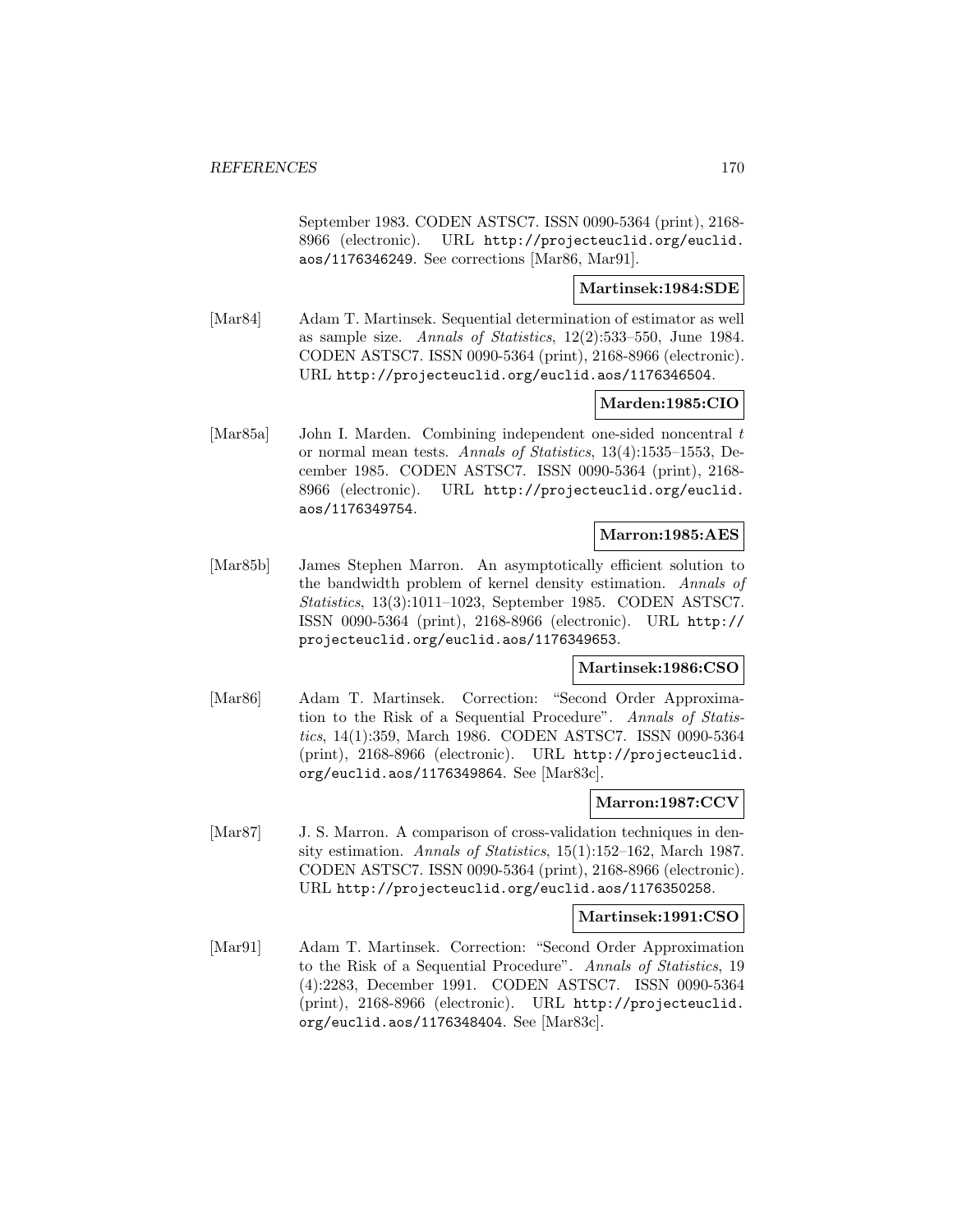September 1983. CODEN ASTSC7. ISSN 0090-5364 (print), 2168-8966 (electronic). URL http://projecteuclid.org/euclid.aos/1176346249. See corrections [Mar86, Mar91].

**Martinsek:1984:SDE**

[Mar84] Adam T. Martinsek. Sequential determination of estimator as well as sample size. *Annals of Statistics*, 12(2):533–550, June 1984. CODEN ASTSC7. ISSN 0090-5364 (print), 2168-8966 (electronic). URL http://projecteuclid.org/euclid.aos/1176346504.

**Marden:1985:CIO**

[Mar85a] John I. Marden. Combining independent one-sided noncentral $t$ or normal mean tests. *Annals of Statistics*, 13(4):1535–1553, December 1985. CODEN ASTSC7. ISSN 0090-5364 (print), 2168-8966 (electronic). URL http://projecteuclid.org/euclid.aos/1176349754.

**Marron:1985:AES**

[Mar85b] James Stephen Marron. An asymptotically efficient solution to the bandwidth problem of kernel density estimation. *Annals of Statistics*, 13(3):1011–1023, September 1985. CODEN ASTSC7. ISSN 0090-5364 (print), 2168-8966 (electronic). URL http://projecteuclid.org/euclid.aos/1176349653.

**Martinsek:1986:CSO**

[Mar86] Adam T. Martinsek. Correction: "Second Order Approximation to the Risk of a Sequential Procedure". *Annals of Statistics*, 14(1):359, March 1986. CODEN ASTSC7. ISSN 0090-5364 (print), 2168-8966 (electronic). URL http://projecteuclid.org/euclid.aos/1176349864. See [Mar83c].

**Marron:1987:CCV**

[Mar87] J. S. Marron. A comparison of cross-validation techniques in density estimation. *Annals of Statistics*, 15(1):152–162, March 1987. CODEN ASTSC7. ISSN 0090-5364 (print), 2168-8966 (electronic). URL http://projecteuclid.org/euclid.aos/1176350258.

**Martinsek:1991:CSO**

[Mar91] Adam T. Martinsek. Correction: "Second Order Approximation to the Risk of a Sequential Procedure". *Annals of Statistics*, 19 (4):2283, December 1991. CODEN ASTSC7. ISSN 0090-5364 (print), 2168-8966 (electronic). URL http://projecteuclid.org/euclid.aos/1176348404. See [Mar83c].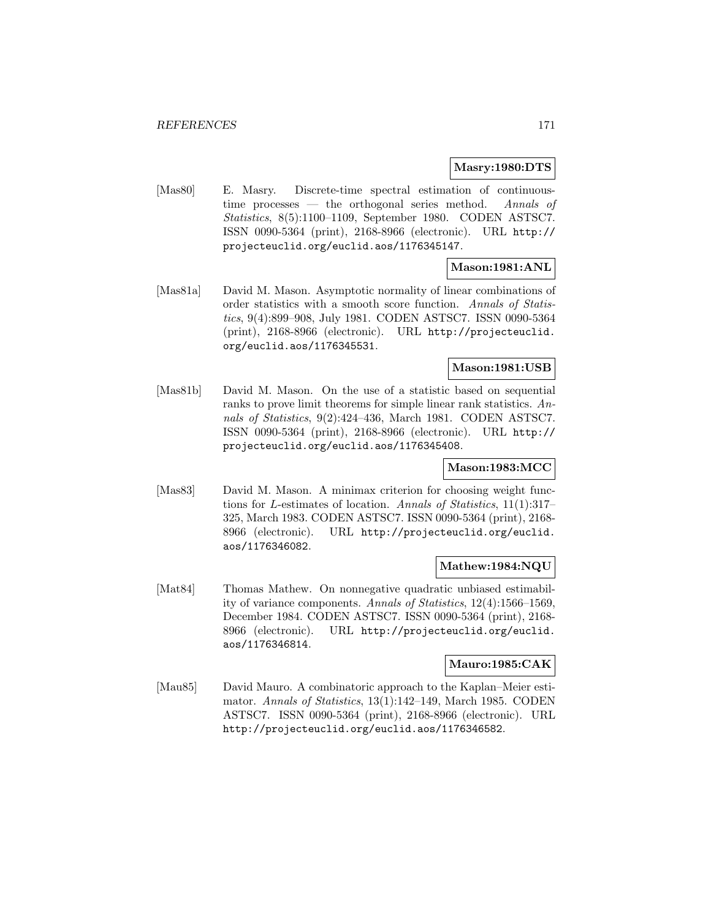**Masry:1980:DTS**

[Mas80] E. Masry. Discrete-time spectral estimation of continuous-time processes — the orthogonal series method. *Annals of Statistics*, 8(5):1100–1109, September 1980. CODEN ASTSC7. ISSN 0090-5364 (print), 2168-8966 (electronic). URL http://projecteuclid.org/euclid.aos/1176345147.

**Mason:1981:ANL**

[Mas81a] David M. Mason. Asymptotic normality of linear combinations of order statistics with a smooth score function. *Annals of Statistics*, 9(4):899–908, July 1981. CODEN ASTSC7. ISSN 0090-5364 (print), 2168-8966 (electronic). URL http://projecteuclid.org/euclid.aos/1176345531.

**Mason:1981:USB**

[Mas81b] David M. Mason. On the use of a statistic based on sequential ranks to prove limit theorems for simple linear rank statistics. *Annals of Statistics*, 9(2):424–436, March 1981. CODEN ASTSC7. ISSN 0090-5364 (print), 2168-8966 (electronic). URL http://projecteuclid.org/euclid.aos/1176345408.

**Mason:1983:MCC**

[Mas83] David M. Mason. A minimax criterion for choosing weight functions for $L$-estimates of location. *Annals of Statistics*, 11(1):317–325, March 1983. CODEN ASTSC7. ISSN 0090-5364 (print), 2168-8966 (electronic). URL http://projecteuclid.org/euclid.aos/1176346082.

**Mathew:1984:NQU**

[Mat84] Thomas Mathew. On nonnegative quadratic unbiased estimability of variance components. *Annals of Statistics*, 12(4):1566–1569, December 1984. CODEN ASTSC7. ISSN 0090-5364 (print), 2168-8966 (electronic). URL http://projecteuclid.org/euclid.aos/1176346814.

**Mauro:1985:CAK**

[Mau85] David Mauro. A combinatoric approach to the Kaplan–Meier estimator. *Annals of Statistics*, 13(1):142–149, March 1985. CODEN ASTSC7. ISSN 0090-5364 (print), 2168-8966 (electronic). URL http://projecteuclid.org/euclid.aos/1176346582.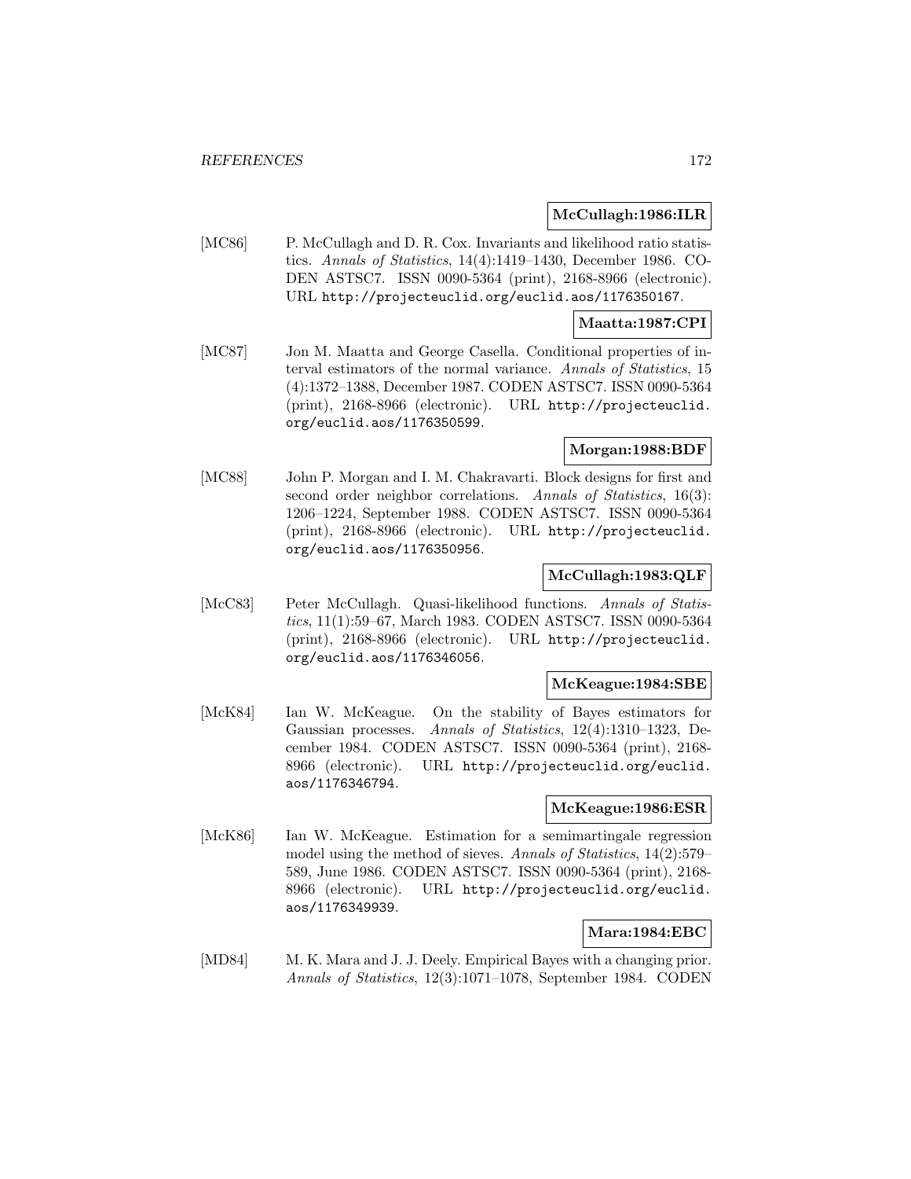**McCullagh:1986:ILR**

[MC86] P. McCullagh and D. R. Cox. Invariants and likelihood ratio statistics. *Annals of Statistics*, 14(4):1419–1430, December 1986. CODEN ASTSC7. ISSN 0090-5364 (print), 2168-8966 (electronic). URL http://projecteuclid.org/euclid.aos/1176350167.

**Maatta:1987:CPI**

[MC87] Jon M. Maatta and George Casella. Conditional properties of interval estimators of the normal variance. *Annals of Statistics*, 15 (4):1372–1388, December 1987. CODEN ASTSC7. ISSN 0090-5364 (print), 2168-8966 (electronic). URL http://projecteuclid.org/euclid.aos/1176350599.

**Morgan:1988:BDF**

[MC88] John P. Morgan and I. M. Chakravarti. Block designs for first and second order neighbor correlations. *Annals of Statistics*, 16(3): 1206–1224, September 1988. CODEN ASTSC7. ISSN 0090-5364 (print), 2168-8966 (electronic). URL http://projecteuclid.org/euclid.aos/1176350956.

**McCullagh:1983:QLF**

[McC83] Peter McCullagh. Quasi-likelihood functions. *Annals of Statistics*, 11(1):59–67, March 1983. CODEN ASTSC7. ISSN 0090-5364 (print), 2168-8966 (electronic). URL http://projecteuclid.org/euclid.aos/1176346056.

**McKeague:1984:SBE**

[McK84] Ian W. McKeague. On the stability of Bayes estimators for Gaussian processes. *Annals of Statistics*, 12(4):1310–1323, December 1984. CODEN ASTSC7. ISSN 0090-5364 (print), 2168-8966 (electronic). URL http://projecteuclid.org/euclid.aos/1176346794.

**McKeague:1986:ESR**

[McK86] Ian W. McKeague. Estimation for a semimartingale regression model using the method of sieves. *Annals of Statistics*, 14(2):579–589, June 1986. CODEN ASTSC7. ISSN 0090-5364 (print), 2168-8966 (electronic). URL http://projecteuclid.org/euclid.aos/1176349939.

**Mara:1984:EBC**

[MD84] M. K. Mara and J. J. Deely. Empirical Bayes with a changing prior. *Annals of Statistics*, 12(3):1071–1078, September 1984. CODEN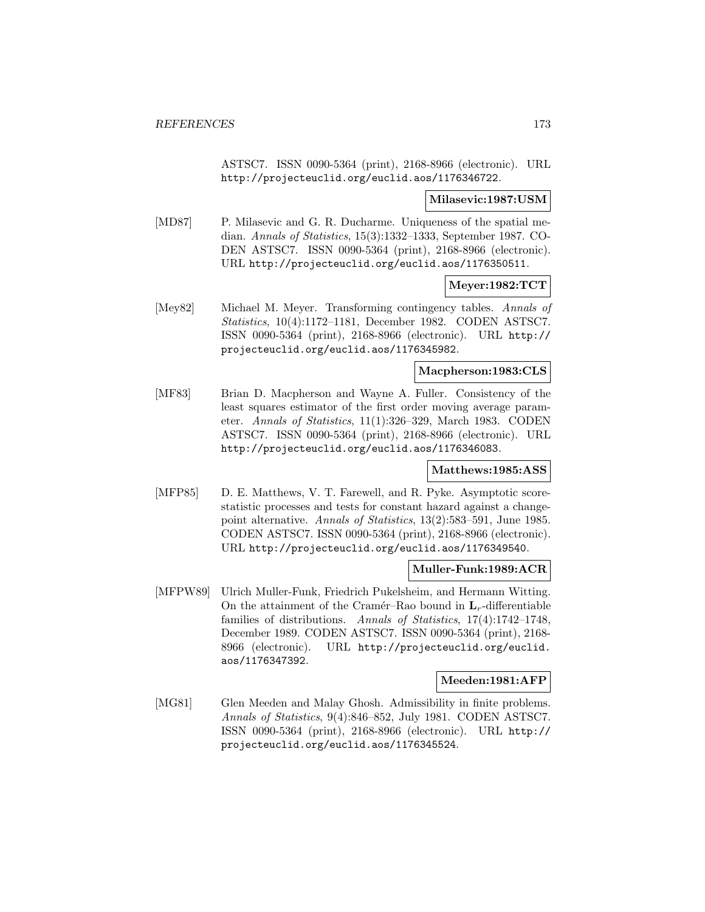ASTSC7. ISSN 0090-5364 (print), 2168-8966 (electronic). URL http://projecteuclid.org/euclid.aos/1176346722.

**Milasevic:1987:USM**

[MD87] P. Milasevic and G. R. Ducharme. Uniqueness of the spatial median. *Annals of Statistics*, 15(3):1332–1333, September 1987. CODEN ASTSC7. ISSN 0090-5364 (print), 2168-8966 (electronic). URL http://projecteuclid.org/euclid.aos/1176350511.

**Meyer:1982:TCT**

[Mey82] Michael M. Meyer. Transforming contingency tables. *Annals of Statistics*, 10(4):1172–1181, December 1982. CODEN ASTSC7. ISSN 0090-5364 (print), 2168-8966 (electronic). URL http://projecteuclid.org/euclid.aos/1176345982.

**Macpherson:1983:CLS**

[MF83] Brian D. Macpherson and Wayne A. Fuller. Consistency of the least squares estimator of the first order moving average parameter. *Annals of Statistics*, 11(1):326–329, March 1983. CODEN ASTSC7. ISSN 0090-5364 (print), 2168-8966 (electronic). URL http://projecteuclid.org/euclid.aos/1176346083.

**Matthews:1985:ASS**

[MFP85] D. E. Matthews, V. T. Farewell, and R. Pyke. Asymptotic score-statistic processes and tests for constant hazard against a change-point alternative. *Annals of Statistics*, 13(2):583–591, June 1985. CODEN ASTSC7. ISSN 0090-5364 (print), 2168-8966 (electronic). URL http://projecteuclid.org/euclid.aos/1176349540.

**Muller-Funk:1989:ACR**

[MFPW89] Ulrich Muller-Funk, Friedrich Pukelsheim, and Hermann Witting. On the attainment of the Cramér–Rao bound in $\mathbf{L}_r$-differentiable families of distributions. *Annals of Statistics*, 17(4):1742–1748, December 1989. CODEN ASTSC7. ISSN 0090-5364 (print), 2168-8966 (electronic). URL http://projecteuclid.org/euclid.aos/1176347392.

**Meeden:1981:AFP**

[MG81] Glen Meeden and Malay Ghosh. Admissibility in finite problems. *Annals of Statistics*, 9(4):846–852, July 1981. CODEN ASTSC7. ISSN 0090-5364 (print), 2168-8966 (electronic). URL http://projecteuclid.org/euclid.aos/1176345524.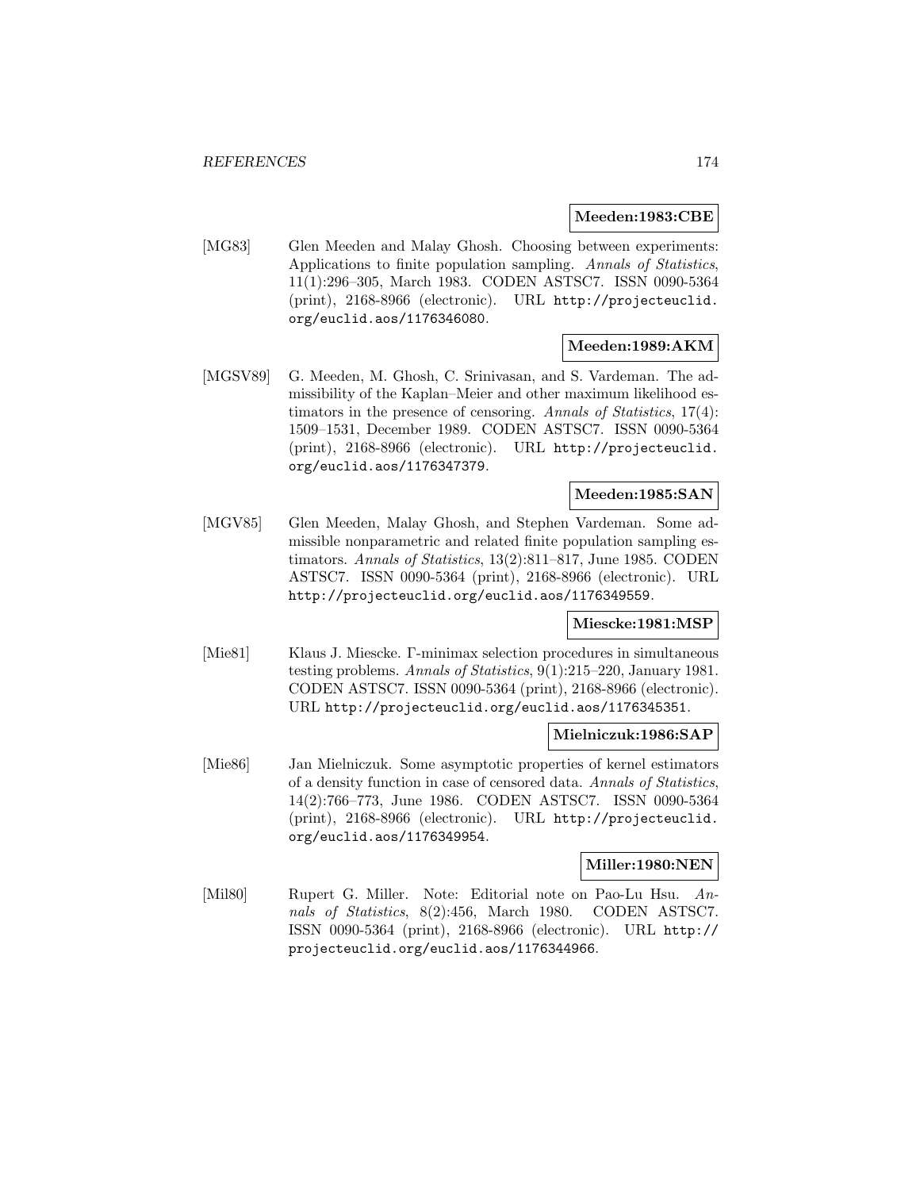**Meeden:1983:CBE**

[MG83] Glen Meeden and Malay Ghosh. Choosing between experiments: Applications to finite population sampling. *Annals of Statistics*, 11(1):296–305, March 1983. CODEN ASTSC7. ISSN 0090-5364 (print), 2168-8966 (electronic). URL http://projecteuclid.org/euclid.aos/1176346080.

**Meeden:1989:AKM**

[MGSV89] G. Meeden, M. Ghosh, C. Srinivasan, and S. Vardeman. The admissibility of the Kaplan–Meier and other maximum likelihood estimators in the presence of censoring. *Annals of Statistics*, 17(4): 1509–1531, December 1989. CODEN ASTSC7. ISSN 0090-5364 (print), 2168-8966 (electronic). URL http://projecteuclid.org/euclid.aos/1176347379.

**Meeden:1985:SAN**

[MGV85] Glen Meeden, Malay Ghosh, and Stephen Vardeman. Some admissible nonparametric and related finite population sampling estimators. *Annals of Statistics*, 13(2):811–817, June 1985. CODEN ASTSC7. ISSN 0090-5364 (print), 2168-8966 (electronic). URL http://projecteuclid.org/euclid.aos/1176349559.

**Miescke:1981:MSP**

[Mie81] Klaus J. Miescke. Γ-minimax selection procedures in simultaneous testing problems. *Annals of Statistics*, 9(1):215–220, January 1981. CODEN ASTSC7. ISSN 0090-5364 (print), 2168-8966 (electronic). URL http://projecteuclid.org/euclid.aos/1176345351.

**Mielniczuk:1986:SAP**

[Mie86] Jan Mielniczuk. Some asymptotic properties of kernel estimators of a density function in case of censored data. *Annals of Statistics*, 14(2):766–773, June 1986. CODEN ASTSC7. ISSN 0090-5364 (print), 2168-8966 (electronic). URL http://projecteuclid.org/euclid.aos/1176349954.

**Miller:1980:NEN**

[Mil80] Rupert G. Miller. Note: Editorial note on Pao-Lu Hsu. *Annals of Statistics*, 8(2):456, March 1980. CODEN ASTSC7. ISSN 0090-5364 (print), 2168-8966 (electronic). URL http://projecteuclid.org/euclid.aos/1176344966.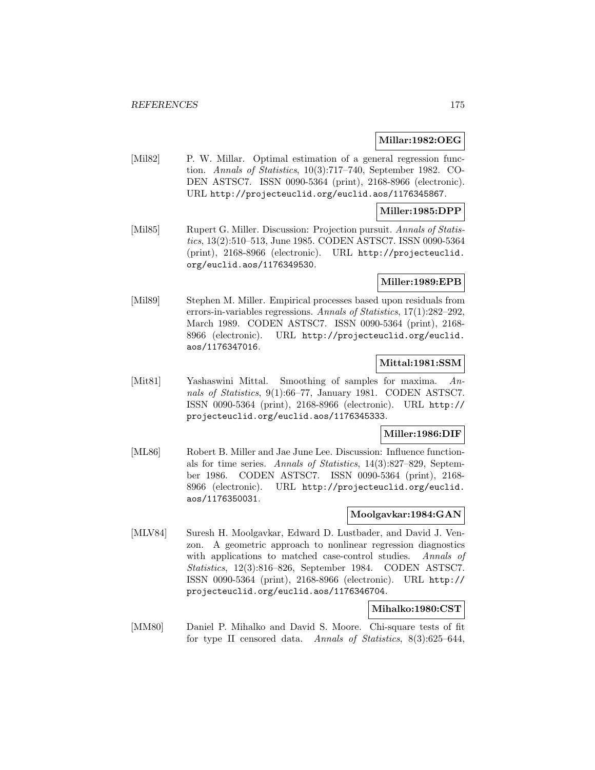**Millar:1982:OEG**

[Mil82] P. W. Millar. Optimal estimation of a general regression function. *Annals of Statistics*, 10(3):717–740, September 1982. CODEN ASTSC7. ISSN 0090-5364 (print), 2168-8966 (electronic). URL http://projecteuclid.org/euclid.aos/1176345867.

**Miller:1985:DPP**

[Mil85] Rupert G. Miller. Discussion: Projection pursuit. *Annals of Statistics*, 13(2):510–513, June 1985. CODEN ASTSC7. ISSN 0090-5364 (print), 2168-8966 (electronic). URL http://projecteuclid.org/euclid.aos/1176349530.

**Miller:1989:EPB**

[Mil89] Stephen M. Miller. Empirical processes based upon residuals from errors-in-variables regressions. *Annals of Statistics*, 17(1):282–292, March 1989. CODEN ASTSC7. ISSN 0090-5364 (print), 2168-8966 (electronic). URL http://projecteuclid.org/euclid.aos/1176347016.

**Mittal:1981:SSM**

[Mit81] Yashaswini Mittal. Smoothing of samples for maxima. *Annals of Statistics*, 9(1):66–77, January 1981. CODEN ASTSC7. ISSN 0090-5364 (print), 2168-8966 (electronic). URL http://projecteuclid.org/euclid.aos/1176345333.

**Miller:1986:DIF**

[ML86] Robert B. Miller and Jae June Lee. Discussion: Influence functionals for time series. *Annals of Statistics*, 14(3):827–829, September 1986. CODEN ASTSC7. ISSN 0090-5364 (print), 2168-8966 (electronic). URL http://projecteuclid.org/euclid.aos/1176350031.

**Moolgavkar:1984:GAN**

[MLV84] Suresh H. Moolgavkar, Edward D. Lustbader, and David J. Venzon. A geometric approach to nonlinear regression diagnostics with applications to matched case-control studies. *Annals of Statistics*, 12(3):816–826, September 1984. CODEN ASTSC7. ISSN 0090-5364 (print), 2168-8966 (electronic). URL http://projecteuclid.org/euclid.aos/1176346704.

**Mihalko:1980:CST**

[MM80] Daniel P. Mihalko and David S. Moore. Chi-square tests of fit for type II censored data. *Annals of Statistics*, 8(3):625–644,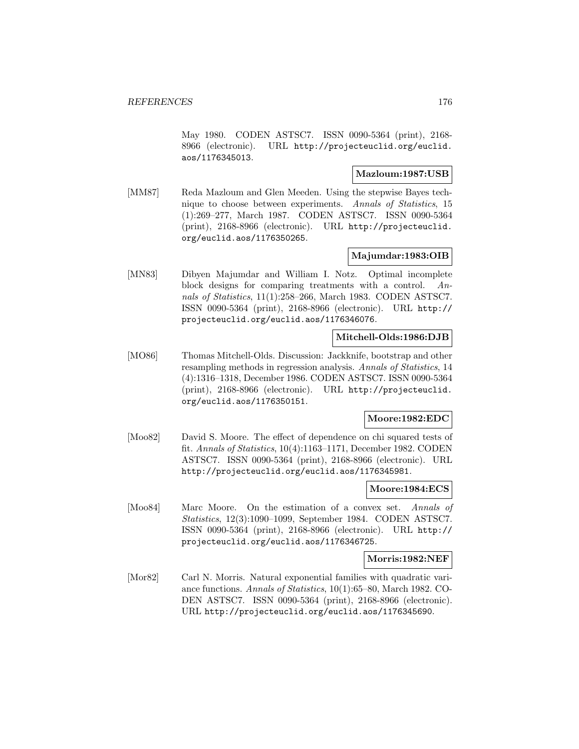May 1980. CODEN ASTSC7. ISSN 0090-5364 (print), 2168-8966 (electronic). URL http://projecteuclid.org/euclid.aos/1176345013.

**Mazloum:1987:USB**

[MM87] Reda Mazloum and Glen Meeden. Using the stepwise Bayes technique to choose between experiments. *Annals of Statistics*, 15 (1):269–277, March 1987. CODEN ASTSC7. ISSN 0090-5364 (print), 2168-8966 (electronic). URL http://projecteuclid.org/euclid.aos/1176350265.

**Majumdar:1983:OIB**

[MN83] Dibyen Majumdar and William I. Notz. Optimal incomplete block designs for comparing treatments with a control. *Annals of Statistics*, 11(1):258–266, March 1983. CODEN ASTSC7. ISSN 0090-5364 (print), 2168-8966 (electronic). URL http://projecteuclid.org/euclid.aos/1176346076.

**Mitchell-Olds:1986:DJB**

[MO86] Thomas Mitchell-Olds. Discussion: Jackknife, bootstrap and other resampling methods in regression analysis. *Annals of Statistics*, 14 (4):1316–1318, December 1986. CODEN ASTSC7. ISSN 0090-5364 (print), 2168-8966 (electronic). URL http://projecteuclid.org/euclid.aos/1176350151.

**Moore:1982:EDC**

[Moo82] David S. Moore. The effect of dependence on chi squared tests of fit. *Annals of Statistics*, 10(4):1163–1171, December 1982. CODEN ASTSC7. ISSN 0090-5364 (print), 2168-8966 (electronic). URL http://projecteuclid.org/euclid.aos/1176345981.

**Moore:1984:ECS**

[Moo84] Marc Moore. On the estimation of a convex set. *Annals of Statistics*, 12(3):1090–1099, September 1984. CODEN ASTSC7. ISSN 0090-5364 (print), 2168-8966 (electronic). URL http://projecteuclid.org/euclid.aos/1176346725.

**Morris:1982:NEF**

[Mor82] Carl N. Morris. Natural exponential families with quadratic variance functions. *Annals of Statistics*, 10(1):65–80, March 1982. CODEN ASTSC7. ISSN 0090-5364 (print), 2168-8966 (electronic). URL http://projecteuclid.org/euclid.aos/1176345690.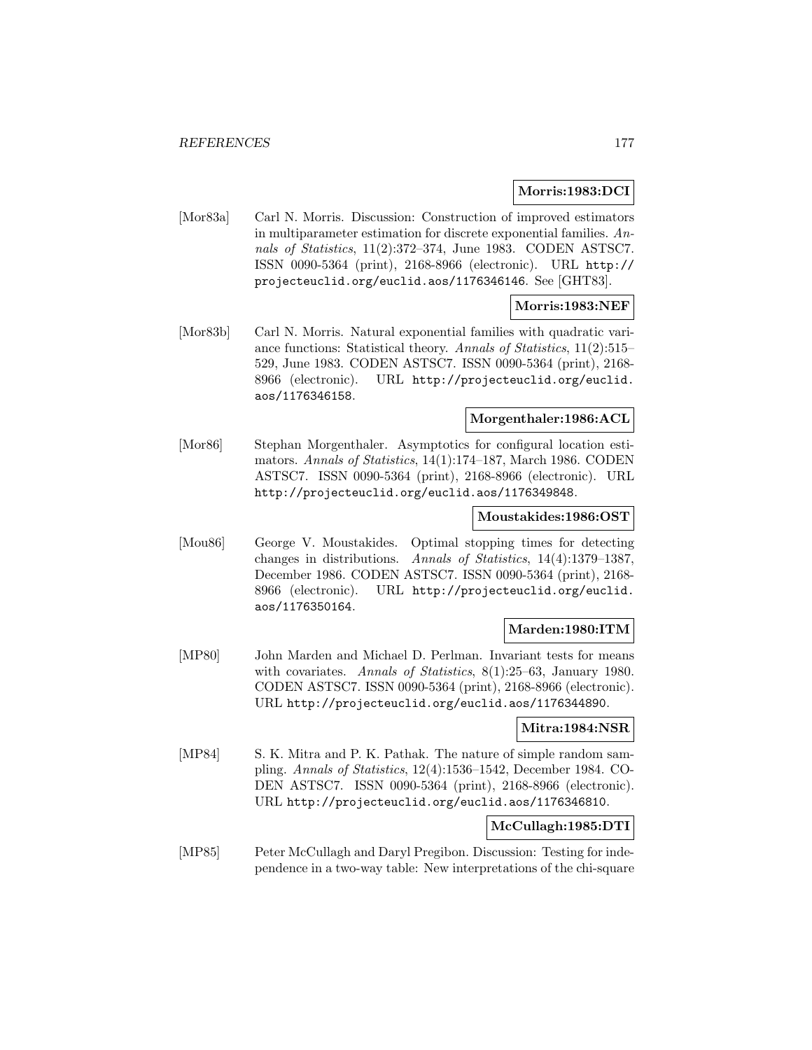**Morris:1983:DCI**

[Mor83a] Carl N. Morris. Discussion: Construction of improved estimators in multiparameter estimation for discrete exponential families. *Annals of Statistics*, 11(2):372–374, June 1983. CODEN ASTSC7. ISSN 0090-5364 (print), 2168-8966 (electronic). URL http://projecteuclid.org/euclid.aos/1176346146. See [GHT83].

**Morris:1983:NEF**

[Mor83b] Carl N. Morris. Natural exponential families with quadratic variance functions: Statistical theory. *Annals of Statistics*, 11(2):515–529, June 1983. CODEN ASTSC7. ISSN 0090-5364 (print), 2168-8966 (electronic). URL http://projecteuclid.org/euclid.aos/1176346158.

**Morgenthaler:1986:ACL**

[Mor86] Stephan Morgenthaler. Asymptotics for configural location estimators. *Annals of Statistics*, 14(1):174–187, March 1986. CODEN ASTSC7. ISSN 0090-5364 (print), 2168-8966 (electronic). URL http://projecteuclid.org/euclid.aos/1176349848.

**Moustakides:1986:OST**

[Mou86] George V. Moustakides. Optimal stopping times for detecting changes in distributions. *Annals of Statistics*, 14(4):1379–1387, December 1986. CODEN ASTSC7. ISSN 0090-5364 (print), 2168-8966 (electronic). URL http://projecteuclid.org/euclid.aos/1176350164.

**Marden:1980:ITM**

[MP80] John Marden and Michael D. Perlman. Invariant tests for means with covariates. *Annals of Statistics*, 8(1):25–63, January 1980. CODEN ASTSC7. ISSN 0090-5364 (print), 2168-8966 (electronic). URL http://projecteuclid.org/euclid.aos/1176344890.

**Mitra:1984:NSR**

[MP84] S. K. Mitra and P. K. Pathak. The nature of simple random sampling. *Annals of Statistics*, 12(4):1536–1542, December 1984. CODEN ASTSC7. ISSN 0090-5364 (print), 2168-8966 (electronic). URL http://projecteuclid.org/euclid.aos/1176346810.

**McCullagh:1985:DTI**

[MP85] Peter McCullagh and Daryl Pregibon. Discussion: Testing for independence in a two-way table: New interpretations of the chi-square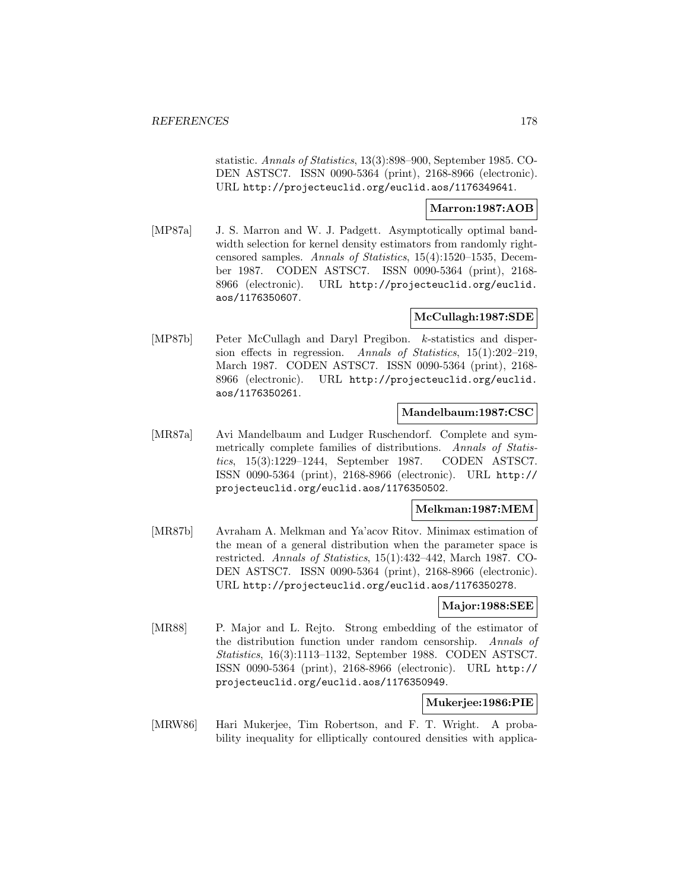statistic. *Annals of Statistics*, 13(3):898–900, September 1985. CODEN ASTSC7. ISSN 0090-5364 (print), 2168-8966 (electronic). URL http://projecteuclid.org/euclid.aos/1176349641.

**Marron:1987:AOB**

[MP87a] J. S. Marron and W. J. Padgett. Asymptotically optimal bandwidth selection for kernel density estimators from randomly right-censored samples. *Annals of Statistics*, 15(4):1520–1535, December 1987. CODEN ASTSC7. ISSN 0090-5364 (print), 2168-8966 (electronic). URL http://projecteuclid.org/euclid.aos/1176350607.

**McCullagh:1987:SDE**

[MP87b] Peter McCullagh and Daryl Pregibon. *k*-statistics and dispersion effects in regression. *Annals of Statistics*, 15(1):202–219, March 1987. CODEN ASTSC7. ISSN 0090-5364 (print), 2168-8966 (electronic). URL http://projecteuclid.org/euclid.aos/1176350261.

**Mandelbaum:1987:CSC**

[MR87a] Avi Mandelbaum and Ludger Ruschendorf. Complete and symmetrically complete families of distributions. *Annals of Statistics*, 15(3):1229–1244, September 1987. CODEN ASTSC7. ISSN 0090-5364 (print), 2168-8966 (electronic). URL http://projecteuclid.org/euclid.aos/1176350502.

**Melkman:1987:MEM**

[MR87b] Avraham A. Melkman and Ya'acov Ritov. Minimax estimation of the mean of a general distribution when the parameter space is restricted. *Annals of Statistics*, 15(1):432–442, March 1987. CODEN ASTSC7. ISSN 0090-5364 (print), 2168-8966 (electronic). URL http://projecteuclid.org/euclid.aos/1176350278.

**Major:1988:SEE**

[MR88] P. Major and L. Rejto. Strong embedding of the estimator of the distribution function under random censorship. *Annals of Statistics*, 16(3):1113–1132, September 1988. CODEN ASTSC7. ISSN 0090-5364 (print), 2168-8966 (electronic). URL http://projecteuclid.org/euclid.aos/1176350949.

**Mukerjee:1986:PIE**

[MRW86] Hari Mukerjee, Tim Robertson, and F. T. Wright. A probability inequality for elliptically contoured densities with applica-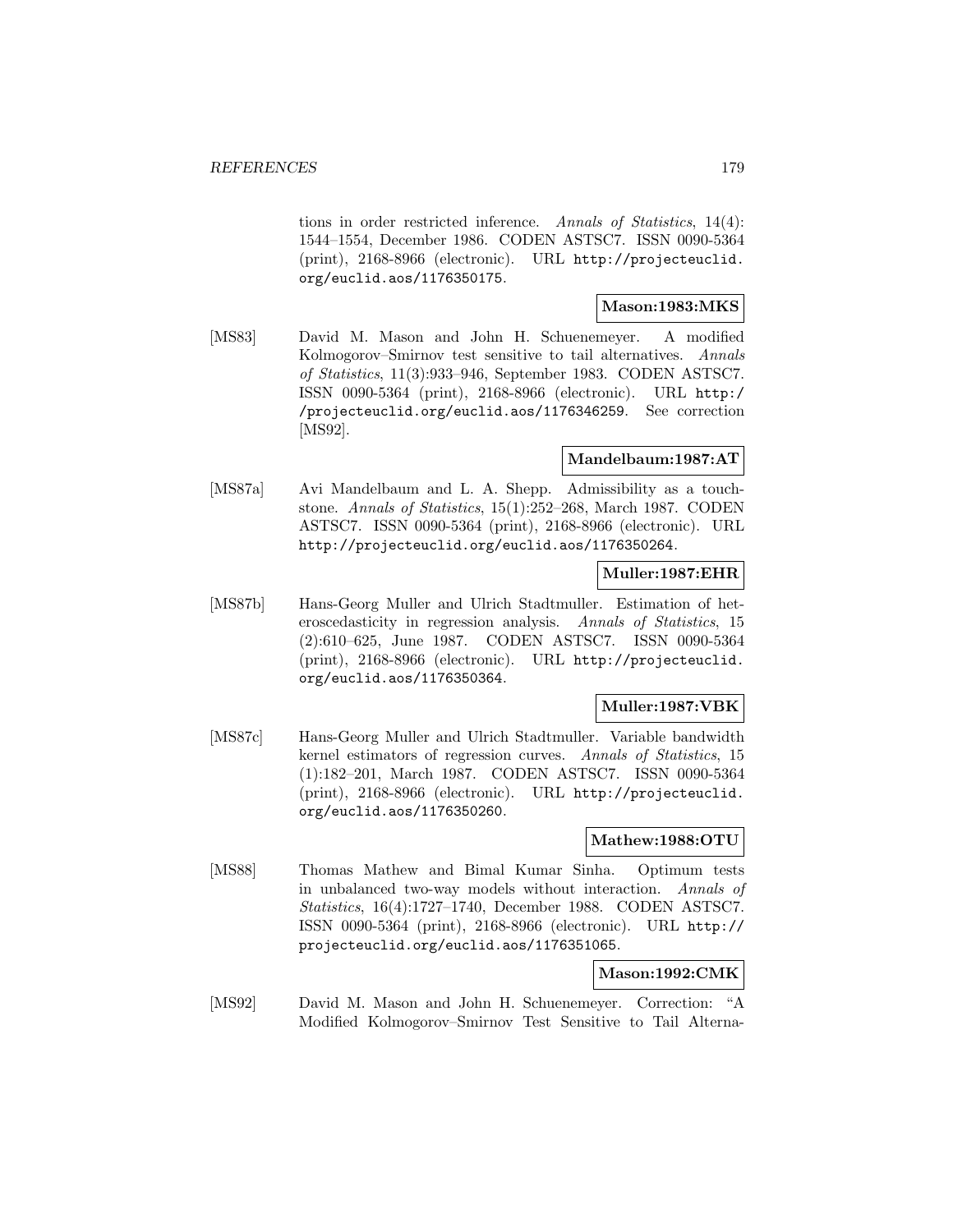tions in order restricted inference. *Annals of Statistics*, 14(4): 1544–1554, December 1986. CODEN ASTSC7. ISSN 0090-5364 (print), 2168-8966 (electronic). URL http://projecteuclid.org/euclid.aos/1176350175.

**Mason:1983:MKS**

[MS83] David M. Mason and John H. Schuenemeyer. A modified Kolmogorov–Smirnov test sensitive to tail alternatives. *Annals of Statistics*, 11(3):933–946, September 1983. CODEN ASTSC7. ISSN 0090-5364 (print), 2168-8966 (electronic). URL http://projecteuclid.org/euclid.aos/1176346259. See correction [MS92].

**Mandelbaum:1987:AT**

[MS87a] Avi Mandelbaum and L. A. Shepp. Admissibility as a touchstone. *Annals of Statistics*, 15(1):252–268, March 1987. CODEN ASTSC7. ISSN 0090-5364 (print), 2168-8966 (electronic). URL http://projecteuclid.org/euclid.aos/1176350264.

**Muller:1987:EHR**

[MS87b] Hans-Georg Muller and Ulrich Stadtmuller. Estimation of heteroscedasticity in regression analysis. *Annals of Statistics*, 15 (2):610–625, June 1987. CODEN ASTSC7. ISSN 0090-5364 (print), 2168-8966 (electronic). URL http://projecteuclid.org/euclid.aos/1176350364.

**Muller:1987:VBK**

[MS87c] Hans-Georg Muller and Ulrich Stadtmuller. Variable bandwidth kernel estimators of regression curves. *Annals of Statistics*, 15 (1):182–201, March 1987. CODEN ASTSC7. ISSN 0090-5364 (print), 2168-8966 (electronic). URL http://projecteuclid.org/euclid.aos/1176350260.

**Mathew:1988:OTU**

[MS88] Thomas Mathew and Bimal Kumar Sinha. Optimum tests in unbalanced two-way models without interaction. *Annals of Statistics*, 16(4):1727–1740, December 1988. CODEN ASTSC7. ISSN 0090-5364 (print), 2168-8966 (electronic). URL http://projecteuclid.org/euclid.aos/1176351065.

**Mason:1992:CMK**

[MS92] David M. Mason and John H. Schuenemeyer. Correction: "A Modified Kolmogorov–Smirnov Test Sensitive to Tail Alterna-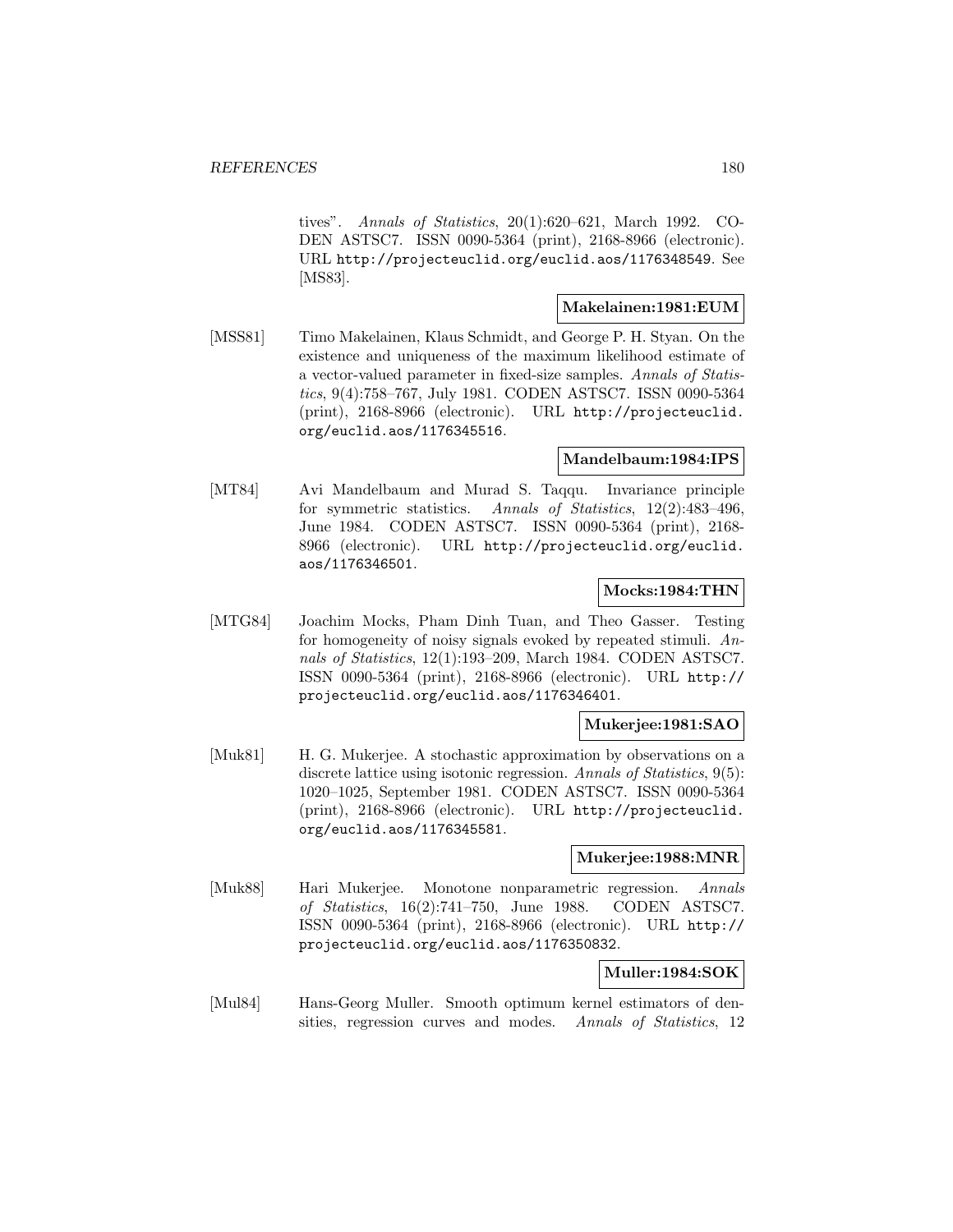tives". *Annals of Statistics*, 20(1):620–621, March 1992. CODEN ASTSC7. ISSN 0090-5364 (print), 2168-8966 (electronic). URL `http://projecteuclid.org/euclid.aos/1176348549`. See [MS83].

**Makelainen:1981:EUM**

[MSS81] Timo Makelainen, Klaus Schmidt, and George P. H. Styan. On the existence and uniqueness of the maximum likelihood estimate of a vector-valued parameter in fixed-size samples. *Annals of Statistics*, 9(4):758–767, July 1981. CODEN ASTSC7. ISSN 0090-5364 (print), 2168-8966 (electronic). URL `http://projecteuclid.org/euclid.aos/1176345516`.

**Mandelbaum:1984:IPS**

[MT84] Avi Mandelbaum and Murad S. Taqqu. Invariance principle for symmetric statistics. *Annals of Statistics*, 12(2):483–496, June 1984. CODEN ASTSC7. ISSN 0090-5364 (print), 2168-8966 (electronic). URL `http://projecteuclid.org/euclid.aos/1176346501`.

**Mocks:1984:THN**

[MTG84] Joachim Mocks, Pham Dinh Tuan, and Theo Gasser. Testing for homogeneity of noisy signals evoked by repeated stimuli. *Annals of Statistics*, 12(1):193–209, March 1984. CODEN ASTSC7. ISSN 0090-5364 (print), 2168-8966 (electronic). URL `http://projecteuclid.org/euclid.aos/1176346401`.

**Mukerjee:1981:SAO**

[Muk81] H. G. Mukerjee. A stochastic approximation by observations on a discrete lattice using isotonic regression. *Annals of Statistics*, 9(5): 1020–1025, September 1981. CODEN ASTSC7. ISSN 0090-5364 (print), 2168-8966 (electronic). URL `http://projecteuclid.org/euclid.aos/1176345581`.

**Mukerjee:1988:MNR**

[Muk88] Hari Mukerjee. Monotone nonparametric regression. *Annals of Statistics*, 16(2):741–750, June 1988. CODEN ASTSC7. ISSN 0090-5364 (print), 2168-8966 (electronic). URL `http://projecteuclid.org/euclid.aos/1176350832`.

**Muller:1984:SOK**

[Mul84] Hans-Georg Muller. Smooth optimum kernel estimators of densities, regression curves and modes. *Annals of Statistics*, 12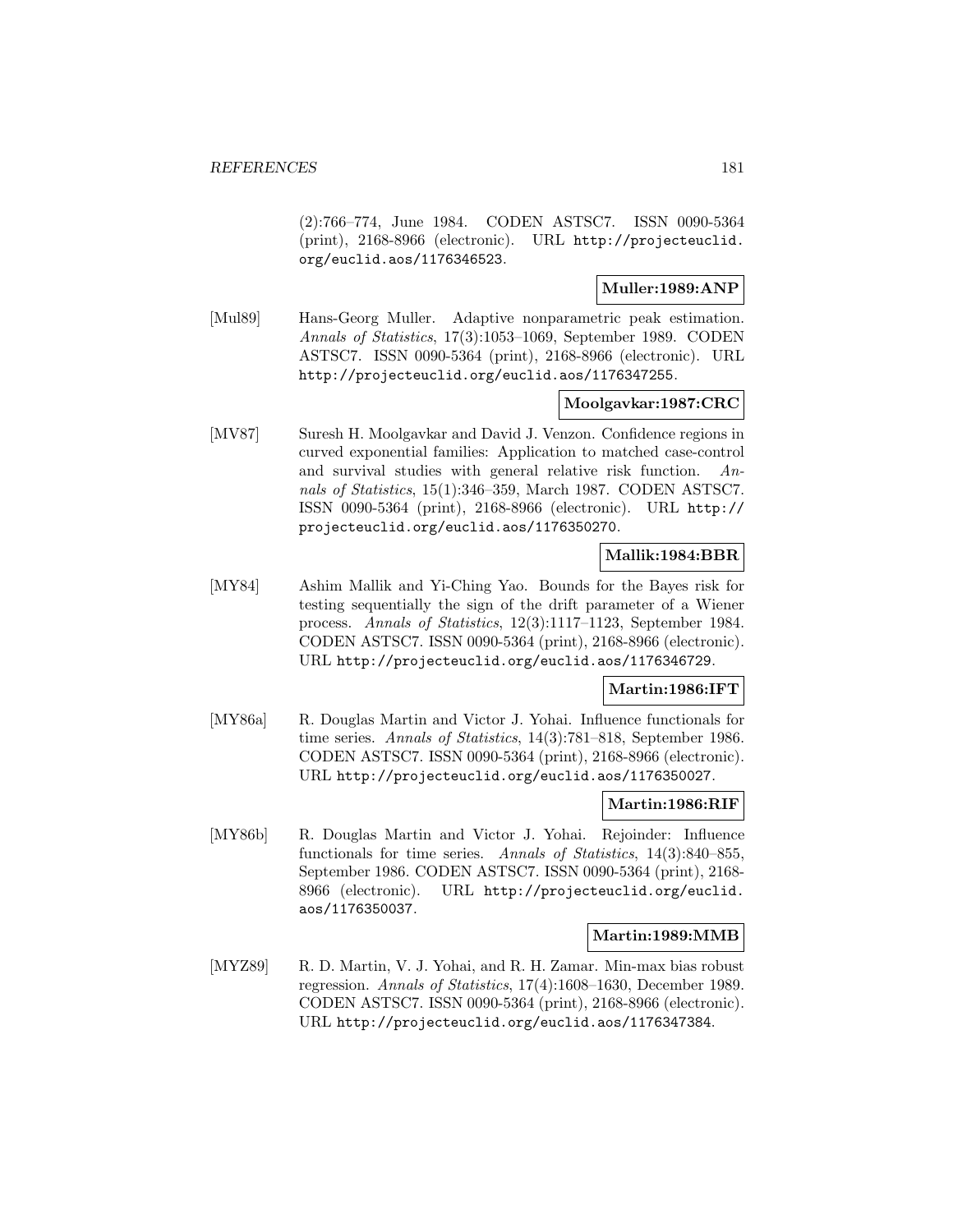(2):766–774, June 1984. CODEN ASTSC7. ISSN 0090-5364 (print), 2168-8966 (electronic). URL http://projecteuclid.org/euclid.aos/1176346523.

**Muller:1989:ANP**

[Mul89] Hans-Georg Muller. Adaptive nonparametric peak estimation. *Annals of Statistics*, 17(3):1053–1069, September 1989. CODEN ASTSC7. ISSN 0090-5364 (print), 2168-8966 (electronic). URL http://projecteuclid.org/euclid.aos/1176347255.

**Moolgavkar:1987:CRC**

[MV87] Suresh H. Moolgavkar and David J. Venzon. Confidence regions in curved exponential families: Application to matched case-control and survival studies with general relative risk function. *Annals of Statistics*, 15(1):346–359, March 1987. CODEN ASTSC7. ISSN 0090-5364 (print), 2168-8966 (electronic). URL http://projecteuclid.org/euclid.aos/1176350270.

**Mallik:1984:BBR**

[MY84] Ashim Mallik and Yi-Ching Yao. Bounds for the Bayes risk for testing sequentially the sign of the drift parameter of a Wiener process. *Annals of Statistics*, 12(3):1117–1123, September 1984. CODEN ASTSC7. ISSN 0090-5364 (print), 2168-8966 (electronic). URL http://projecteuclid.org/euclid.aos/1176346729.

**Martin:1986:IFT**

[MY86a] R. Douglas Martin and Victor J. Yohai. Influence functionals for time series. *Annals of Statistics*, 14(3):781–818, September 1986. CODEN ASTSC7. ISSN 0090-5364 (print), 2168-8966 (electronic). URL http://projecteuclid.org/euclid.aos/1176350027.

**Martin:1986:RIF**

[MY86b] R. Douglas Martin and Victor J. Yohai. Rejoinder: Influence functionals for time series. *Annals of Statistics*, 14(3):840–855, September 1986. CODEN ASTSC7. ISSN 0090-5364 (print), 2168-8966 (electronic). URL http://projecteuclid.org/euclid.aos/1176350037.

**Martin:1989:MMB**

[MYZ89] R. D. Martin, V. J. Yohai, and R. H. Zamar. Min-max bias robust regression. *Annals of Statistics*, 17(4):1608–1630, December 1989. CODEN ASTSC7. ISSN 0090-5364 (print), 2168-8966 (electronic). URL http://projecteuclid.org/euclid.aos/1176347384.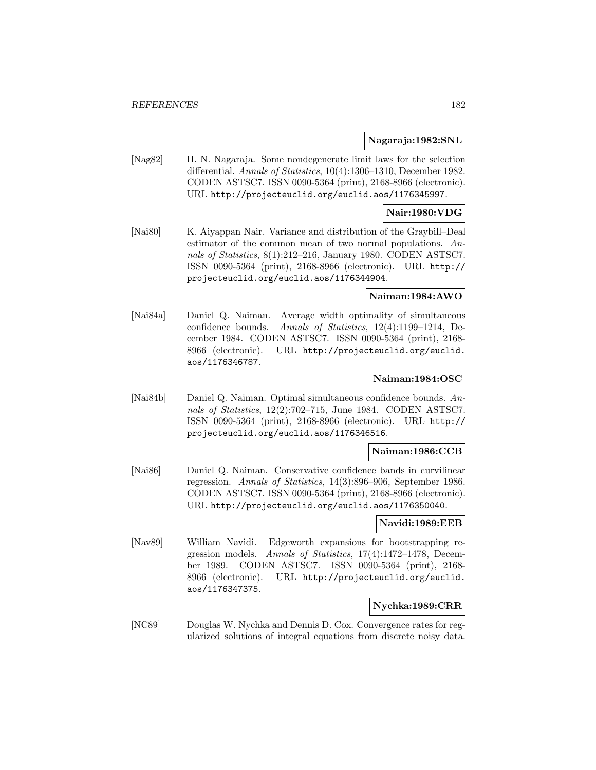**Nagaraja:1982:SNL**

[Nag82] H. N. Nagaraja. Some nondegenerate limit laws for the selection differential. *Annals of Statistics*, 10(4):1306–1310, December 1982. CODEN ASTSC7. ISSN 0090-5364 (print), 2168-8966 (electronic). URL http://projecteuclid.org/euclid.aos/1176345997.

**Nair:1980:VDG**

[Nai80] K. Aiyappan Nair. Variance and distribution of the Graybill–Deal estimator of the common mean of two normal populations. *Annals of Statistics*, 8(1):212–216, January 1980. CODEN ASTSC7. ISSN 0090-5364 (print), 2168-8966 (electronic). URL http://projecteuclid.org/euclid.aos/1176344904.

**Naiman:1984:AWO**

[Nai84a] Daniel Q. Naiman. Average width optimality of simultaneous confidence bounds. *Annals of Statistics*, 12(4):1199–1214, December 1984. CODEN ASTSC7. ISSN 0090-5364 (print), 2168-8966 (electronic). URL http://projecteuclid.org/euclid.aos/1176346787.

**Naiman:1984:OSC**

[Nai84b] Daniel Q. Naiman. Optimal simultaneous confidence bounds. *Annals of Statistics*, 12(2):702–715, June 1984. CODEN ASTSC7. ISSN 0090-5364 (print), 2168-8966 (electronic). URL http://projecteuclid.org/euclid.aos/1176346516.

**Naiman:1986:CCB**

[Nai86] Daniel Q. Naiman. Conservative confidence bands in curvilinear regression. *Annals of Statistics*, 14(3):896–906, September 1986. CODEN ASTSC7. ISSN 0090-5364 (print), 2168-8966 (electronic). URL http://projecteuclid.org/euclid.aos/1176350040.

**Navidi:1989:EEB**

[Nav89] William Navidi. Edgeworth expansions for bootstrapping regression models. *Annals of Statistics*, 17(4):1472–1478, December 1989. CODEN ASTSC7. ISSN 0090-5364 (print), 2168-8966 (electronic). URL http://projecteuclid.org/euclid.aos/1176347375.

**Nychka:1989:CRR**

[NC89] Douglas W. Nychka and Dennis D. Cox. Convergence rates for regularized solutions of integral equations from discrete noisy data.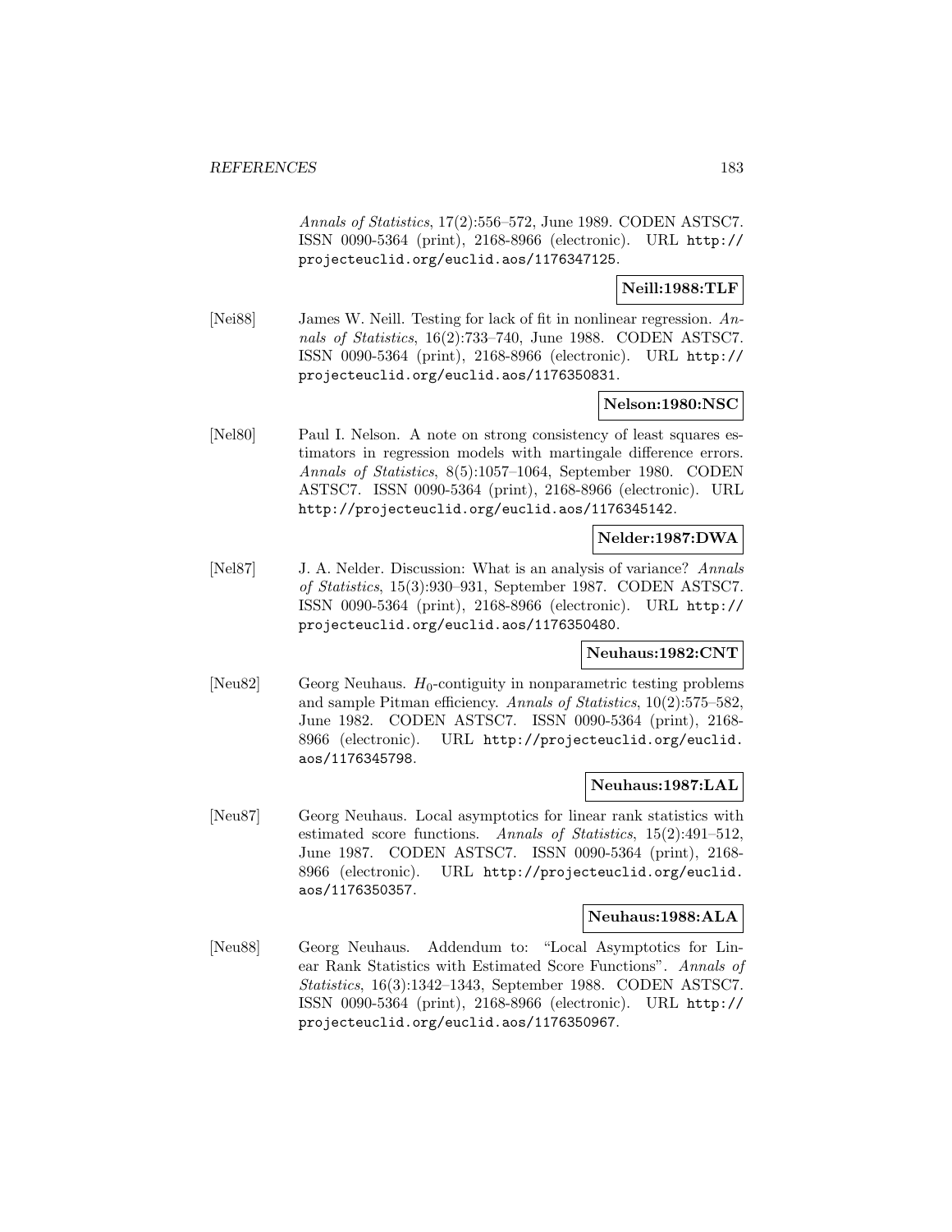*Annals of Statistics*, 17(2):556–572, June 1989. CODEN ASTSC7. ISSN 0090-5364 (print), 2168-8966 (electronic). URL http://projecteuclid.org/euclid.aos/1176347125.

**Neill:1988:TLF**

[Nei88] James W. Neill. Testing for lack of fit in nonlinear regression. *Annals of Statistics*, 16(2):733–740, June 1988. CODEN ASTSC7. ISSN 0090-5364 (print), 2168-8966 (electronic). URL http://projecteuclid.org/euclid.aos/1176350831.

**Nelson:1980:NSC**

[Nel80] Paul I. Nelson. A note on strong consistency of least squares estimators in regression models with martingale difference errors. *Annals of Statistics*, 8(5):1057–1064, September 1980. CODEN ASTSC7. ISSN 0090-5364 (print), 2168-8966 (electronic). URL http://projecteuclid.org/euclid.aos/1176345142.

**Nelder:1987:DWA**

[Nel87] J. A. Nelder. Discussion: What is an analysis of variance? *Annals of Statistics*, 15(3):930–931, September 1987. CODEN ASTSC7. ISSN 0090-5364 (print), 2168-8966 (electronic). URL http://projecteuclid.org/euclid.aos/1176350480.

**Neuhaus:1982:CNT**

[Neu82] Georg Neuhaus. $H_0$-contiguity in nonparametric testing problems and sample Pitman efficiency. *Annals of Statistics*, 10(2):575–582, June 1982. CODEN ASTSC7. ISSN 0090-5364 (print), 2168-8966 (electronic). URL http://projecteuclid.org/euclid.aos/1176345798.

**Neuhaus:1987:LAL**

[Neu87] Georg Neuhaus. Local asymptotics for linear rank statistics with estimated score functions. *Annals of Statistics*, 15(2):491–512, June 1987. CODEN ASTSC7. ISSN 0090-5364 (print), 2168-8966 (electronic). URL http://projecteuclid.org/euclid.aos/1176350357.

**Neuhaus:1988:ALA**

[Neu88] Georg Neuhaus. Addendum to: "Local Asymptotics for Linear Rank Statistics with Estimated Score Functions". *Annals of Statistics*, 16(3):1342–1343, September 1988. CODEN ASTSC7. ISSN 0090-5364 (print), 2168-8966 (electronic). URL http://projecteuclid.org/euclid.aos/1176350967.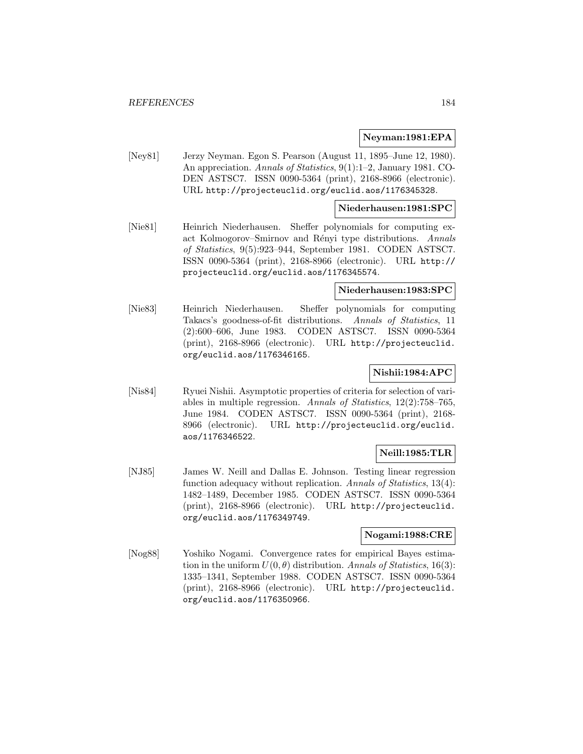**Neyman:1981:EPA**

[Ney81] Jerzy Neyman. Egon S. Pearson (August 11, 1895–June 12, 1980). An appreciation. *Annals of Statistics*, 9(1):1–2, January 1981. CODEN ASTSC7. ISSN 0090-5364 (print), 2168-8966 (electronic). URL http://projecteuclid.org/euclid.aos/1176345328.

**Niederhausen:1981:SPC**

[Nie81] Heinrich Niederhausen. Sheffer polynomials for computing exact Kolmogorov–Smirnov and Rényi type distributions. *Annals of Statistics*, 9(5):923–944, September 1981. CODEN ASTSC7. ISSN 0090-5364 (print), 2168-8966 (electronic). URL http://projecteuclid.org/euclid.aos/1176345574.

**Niederhausen:1983:SPC**

[Nie83] Heinrich Niederhausen. Sheffer polynomials for computing Takacs's goodness-of-fit distributions. *Annals of Statistics*, 11 (2):600–606, June 1983. CODEN ASTSC7. ISSN 0090-5364 (print), 2168-8966 (electronic). URL http://projecteuclid.org/euclid.aos/1176346165.

**Nishii:1984:APC**

[Nis84] Ryuei Nishii. Asymptotic properties of criteria for selection of variables in multiple regression. *Annals of Statistics*, 12(2):758–765, June 1984. CODEN ASTSC7. ISSN 0090-5364 (print), 2168-8966 (electronic). URL http://projecteuclid.org/euclid.aos/1176346522.

**Neill:1985:TLR**

[NJ85] James W. Neill and Dallas E. Johnson. Testing linear regression function adequacy without replication. *Annals of Statistics*, 13(4): 1482–1489, December 1985. CODEN ASTSC7. ISSN 0090-5364 (print), 2168-8966 (electronic). URL http://projecteuclid.org/euclid.aos/1176349749.

**Nogami:1988:CRE**

[Nog88] Yoshiko Nogami. Convergence rates for empirical Bayes estimation in the uniform $U(0, \theta)$ distribution. *Annals of Statistics*, 16(3): 1335–1341, September 1988. CODEN ASTSC7. ISSN 0090-5364 (print), 2168-8966 (electronic). URL http://projecteuclid.org/euclid.aos/1176350966.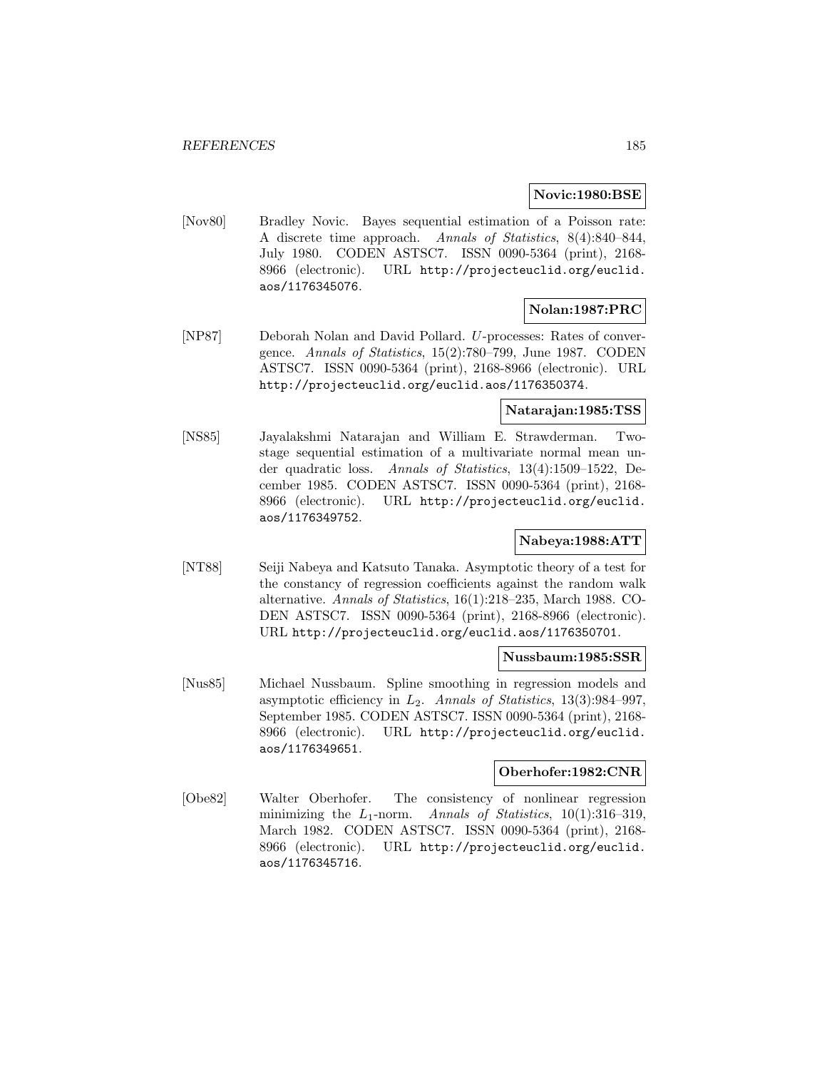**Novic:1980:BSE**

[Nov80] Bradley Novic. Bayes sequential estimation of a Poisson rate: A discrete time approach. *Annals of Statistics*, 8(4):840–844, July 1980. CODEN ASTSC7. ISSN 0090-5364 (print), 2168-8966 (electronic). URL http://projecteuclid.org/euclid.aos/1176345076.

**Nolan:1987:PRC**

[NP87] Deborah Nolan and David Pollard. $U$-processes: Rates of convergence. *Annals of Statistics*, 15(2):780–799, June 1987. CODEN ASTSC7. ISSN 0090-5364 (print), 2168-8966 (electronic). URL http://projecteuclid.org/euclid.aos/1176350374.

**Natarajan:1985:TSS**

[NS85] Jayalakshmi Natarajan and William E. Strawderman. Two-stage sequential estimation of a multivariate normal mean under quadratic loss. *Annals of Statistics*, 13(4):1509–1522, December 1985. CODEN ASTSC7. ISSN 0090-5364 (print), 2168-8966 (electronic). URL http://projecteuclid.org/euclid.aos/1176349752.

**Nabeya:1988:ATT**

[NT88] Seiji Nabeya and Katsuto Tanaka. Asymptotic theory of a test for the constancy of regression coefficients against the random walk alternative. *Annals of Statistics*, 16(1):218–235, March 1988. CODEN ASTSC7. ISSN 0090-5364 (print), 2168-8966 (electronic). URL http://projecteuclid.org/euclid.aos/1176350701.

**Nussbaum:1985:SSR**

[Nus85] Michael Nussbaum. Spline smoothing in regression models and asymptotic efficiency in $L_2$. *Annals of Statistics*, 13(3):984–997, September 1985. CODEN ASTSC7. ISSN 0090-5364 (print), 2168-8966 (electronic). URL http://projecteuclid.org/euclid.aos/1176349651.

**Oberhofer:1982:CNR**

[Obe82] Walter Oberhofer. The consistency of nonlinear regression minimizing the $L_1$-norm. *Annals of Statistics*, 10(1):316–319, March 1982. CODEN ASTSC7. ISSN 0090-5364 (print), 2168-8966 (electronic). URL http://projecteuclid.org/euclid.aos/1176345716.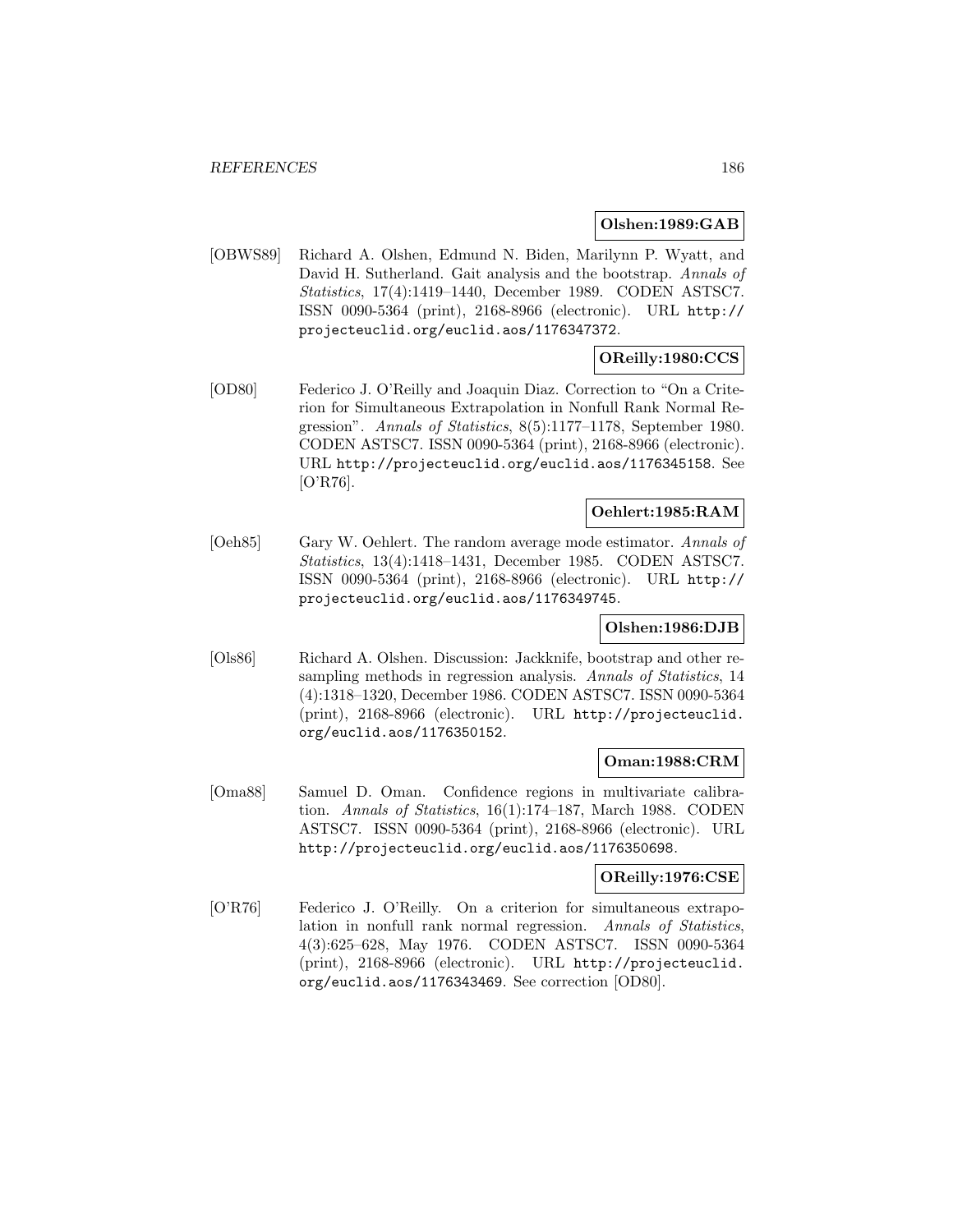**Olshen:1989:GAB**

[OBWS89] Richard A. Olshen, Edmund N. Biden, Marilynn P. Wyatt, and David H. Sutherland. Gait analysis and the bootstrap. *Annals of Statistics*, 17(4):1419–1440, December 1989. CODEN ASTSC7. ISSN 0090-5364 (print), 2168-8966 (electronic). URL http://projecteuclid.org/euclid.aos/1176347372.

**OReilly:1980:CCS**

[OD80] Federico J. O'Reilly and Joaquin Diaz. Correction to "On a Criterion for Simultaneous Extrapolation in Nonfull Rank Normal Regression". *Annals of Statistics*, 8(5):1177–1178, September 1980. CODEN ASTSC7. ISSN 0090-5364 (print), 2168-8966 (electronic). URL http://projecteuclid.org/euclid.aos/1176345158. See [O'R76].

**Oehlert:1985:RAM**

[Oeh85] Gary W. Oehlert. The random average mode estimator. *Annals of Statistics*, 13(4):1418–1431, December 1985. CODEN ASTSC7. ISSN 0090-5364 (print), 2168-8966 (electronic). URL http://projecteuclid.org/euclid.aos/1176349745.

**Olshen:1986:DJB**

[Ols86] Richard A. Olshen. Discussion: Jackknife, bootstrap and other resampling methods in regression analysis. *Annals of Statistics*, 14 (4):1318–1320, December 1986. CODEN ASTSC7. ISSN 0090-5364 (print), 2168-8966 (electronic). URL http://projecteuclid.org/euclid.aos/1176350152.

**Oman:1988:CRM**

[Oma88] Samuel D. Oman. Confidence regions in multivariate calibration. *Annals of Statistics*, 16(1):174–187, March 1988. CODEN ASTSC7. ISSN 0090-5364 (print), 2168-8966 (electronic). URL http://projecteuclid.org/euclid.aos/1176350698.

**OReilly:1976:CSE**

[O'R76] Federico J. O'Reilly. On a criterion for simultaneous extrapolation in nonfull rank normal regression. *Annals of Statistics*, 4(3):625–628, May 1976. CODEN ASTSC7. ISSN 0090-5364 (print), 2168-8966 (electronic). URL http://projecteuclid.org/euclid.aos/1176343469. See correction [OD80].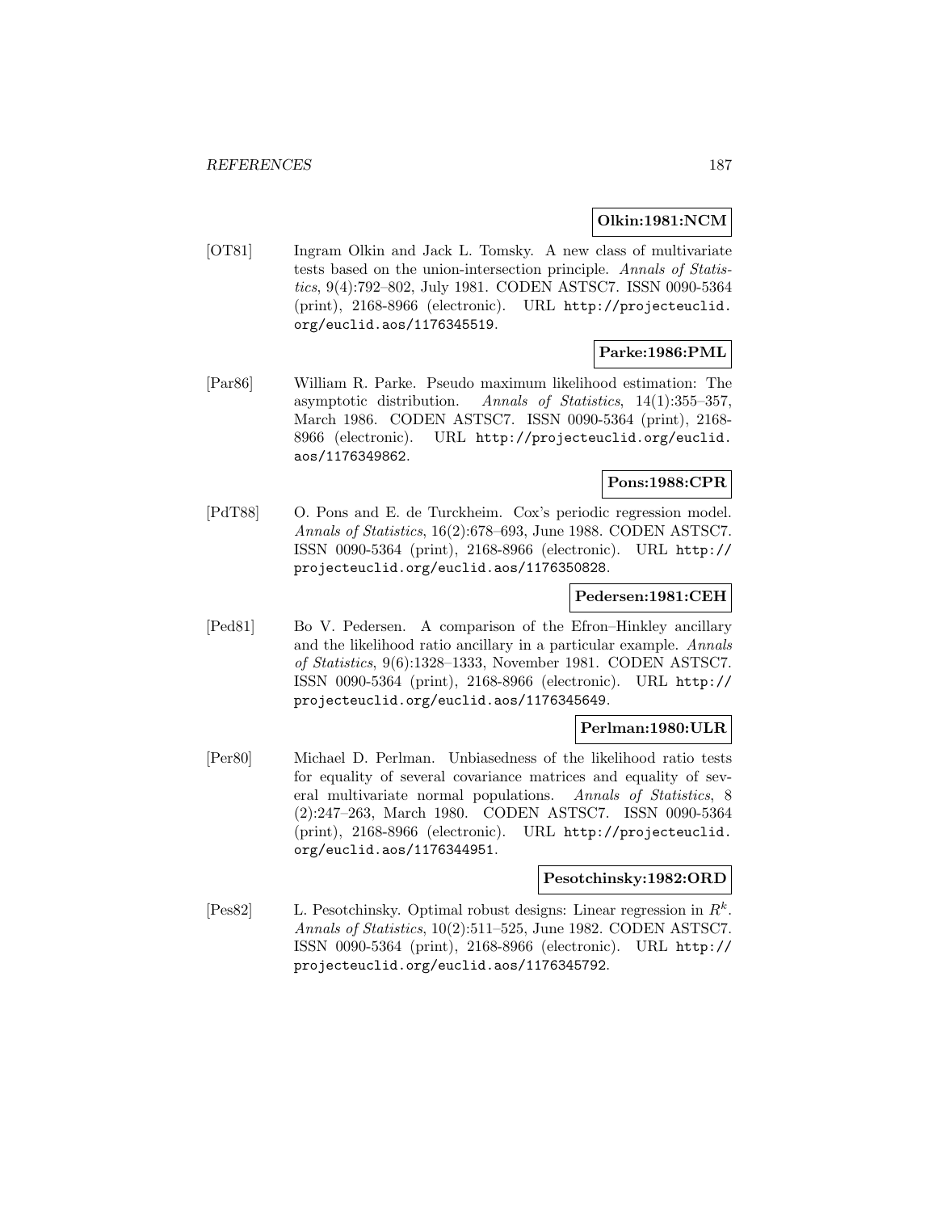**Olkin:1981:NCM**

[OT81] Ingram Olkin and Jack L. Tomsky. A new class of multivariate tests based on the union-intersection principle. *Annals of Statistics*, 9(4):792–802, July 1981. CODEN ASTSC7. ISSN 0090-5364 (print), 2168-8966 (electronic). URL http://projecteuclid.org/euclid.aos/1176345519.

**Parke:1986:PML**

[Par86] William R. Parke. Pseudo maximum likelihood estimation: The asymptotic distribution. *Annals of Statistics*, 14(1):355–357, March 1986. CODEN ASTSC7. ISSN 0090-5364 (print), 2168-8966 (electronic). URL http://projecteuclid.org/euclid.aos/1176349862.

**Pons:1988:CPR**

[PdT88] O. Pons and E. de Turckheim. Cox's periodic regression model. *Annals of Statistics*, 16(2):678–693, June 1988. CODEN ASTSC7. ISSN 0090-5364 (print), 2168-8966 (electronic). URL http://projecteuclid.org/euclid.aos/1176350828.

**Pedersen:1981:CEH**

[Ped81] Bo V. Pedersen. A comparison of the Efron–Hinkley ancillary and the likelihood ratio ancillary in a particular example. *Annals of Statistics*, 9(6):1328–1333, November 1981. CODEN ASTSC7. ISSN 0090-5364 (print), 2168-8966 (electronic). URL http://projecteuclid.org/euclid.aos/1176345649.

**Perlman:1980:ULR**

[Per80] Michael D. Perlman. Unbiasedness of the likelihood ratio tests for equality of several covariance matrices and equality of several multivariate normal populations. *Annals of Statistics*, 8 (2):247–263, March 1980. CODEN ASTSC7. ISSN 0090-5364 (print), 2168-8966 (electronic). URL http://projecteuclid.org/euclid.aos/1176344951.

**Pesotchinsky:1982:ORD**

[Pes82] L. Pesotchinsky. Optimal robust designs: Linear regression in $R^k$. *Annals of Statistics*, 10(2):511–525, June 1982. CODEN ASTSC7. ISSN 0090-5364 (print), 2168-8966 (electronic). URL http://projecteuclid.org/euclid.aos/1176345792.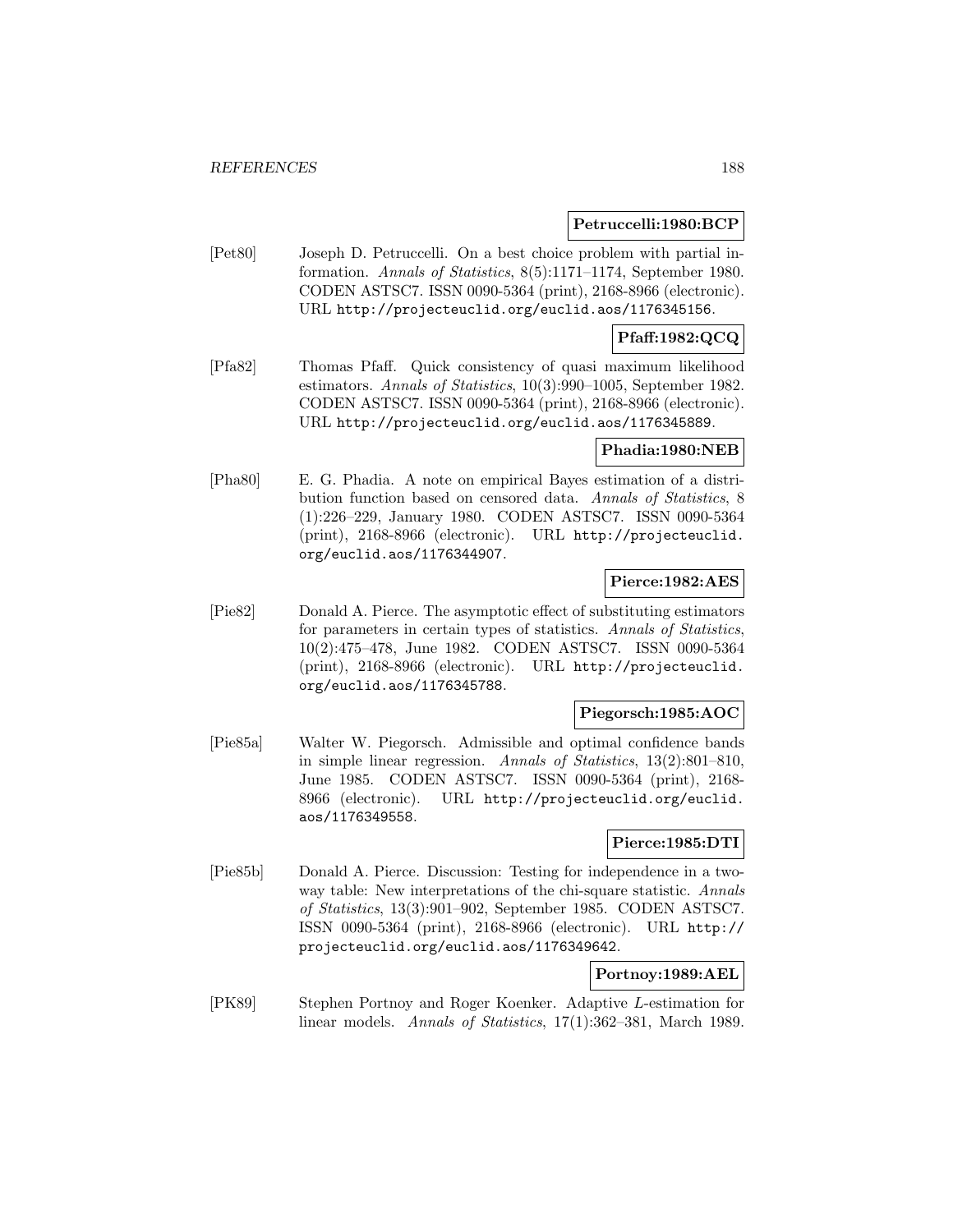**Petruccelli:1980:BCP**

[Pet80] Joseph D. Petruccelli. On a best choice problem with partial information. *Annals of Statistics*, 8(5):1171–1174, September 1980. CODEN ASTSC7. ISSN 0090-5364 (print), 2168-8966 (electronic). URL http://projecteuclid.org/euclid.aos/1176345156.

**Pfaff:1982:QCQ**

[Pfa82] Thomas Pfaff. Quick consistency of quasi maximum likelihood estimators. *Annals of Statistics*, 10(3):990–1005, September 1982. CODEN ASTSC7. ISSN 0090-5364 (print), 2168-8966 (electronic). URL http://projecteuclid.org/euclid.aos/1176345889.

**Phadia:1980:NEB**

[Pha80] E. G. Phadia. A note on empirical Bayes estimation of a distribution function based on censored data. *Annals of Statistics*, 8 (1):226–229, January 1980. CODEN ASTSC7. ISSN 0090-5364 (print), 2168-8966 (electronic). URL http://projecteuclid.org/euclid.aos/1176344907.

**Pierce:1982:AES**

[Pie82] Donald A. Pierce. The asymptotic effect of substituting estimators for parameters in certain types of statistics. *Annals of Statistics*, 10(2):475–478, June 1982. CODEN ASTSC7. ISSN 0090-5364 (print), 2168-8966 (electronic). URL http://projecteuclid.org/euclid.aos/1176345788.

**Piegorsch:1985:AOC**

[Pie85a] Walter W. Piegorsch. Admissible and optimal confidence bands in simple linear regression. *Annals of Statistics*, 13(2):801–810, June 1985. CODEN ASTSC7. ISSN 0090-5364 (print), 2168-8966 (electronic). URL http://projecteuclid.org/euclid.aos/1176349558.

**Pierce:1985:DTI**

[Pie85b] Donald A. Pierce. Discussion: Testing for independence in a two-way table: New interpretations of the chi-square statistic. *Annals of Statistics*, 13(3):901–902, September 1985. CODEN ASTSC7. ISSN 0090-5364 (print), 2168-8966 (electronic). URL http://projecteuclid.org/euclid.aos/1176349642.

**Portnoy:1989:AEL**

[PK89] Stephen Portnoy and Roger Koenker. Adaptive $L$-estimation for linear models. *Annals of Statistics*, 17(1):362–381, March 1989.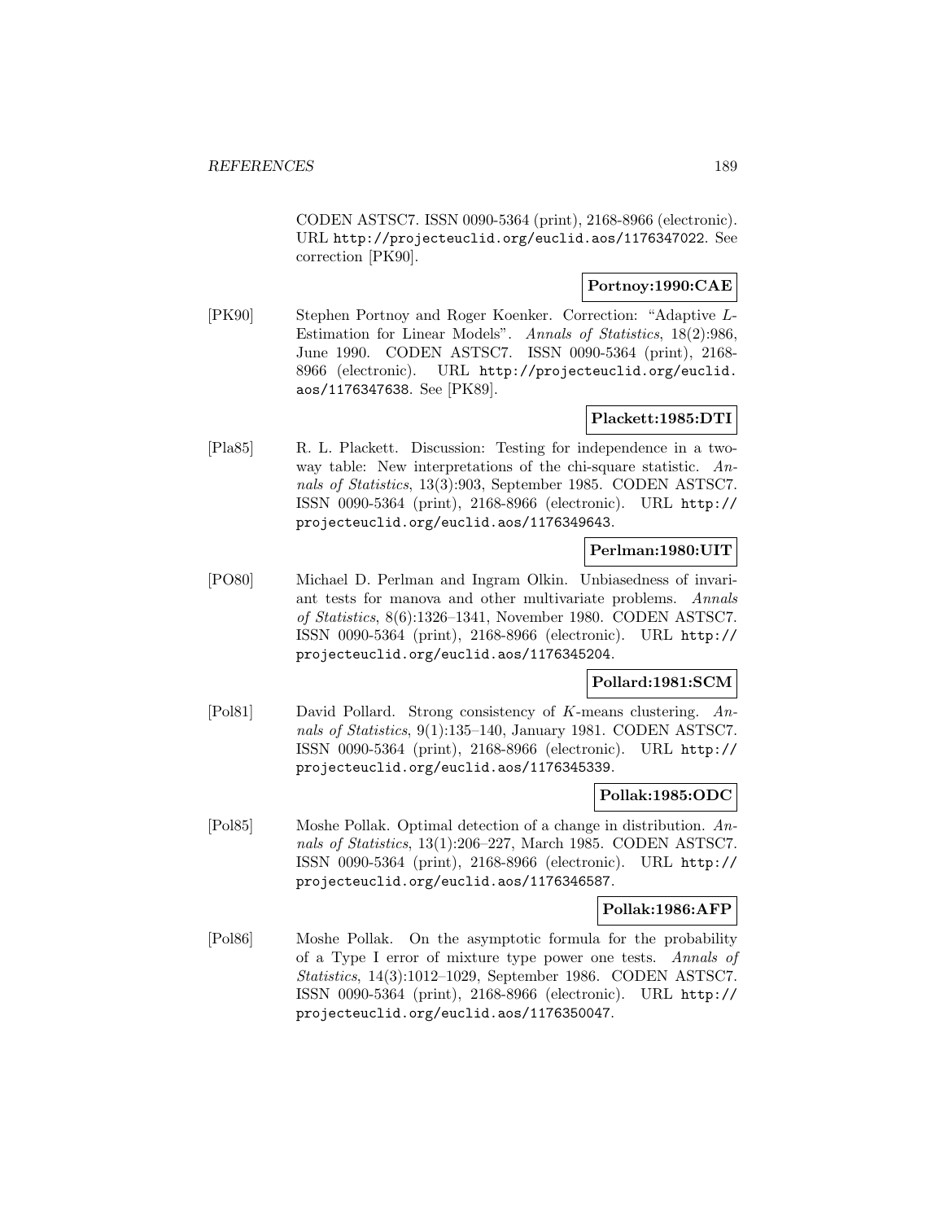CODEN ASTSC7. ISSN 0090-5364 (print), 2168-8966 (electronic). URL http://projecteuclid.org/euclid.aos/1176347022. See correction [PK90].

**Portnoy:1990:CAE**

[PK90] Stephen Portnoy and Roger Koenker. Correction: "Adaptive $L$-Estimation for Linear Models". *Annals of Statistics*, 18(2):986, June 1990. CODEN ASTSC7. ISSN 0090-5364 (print), 2168-8966 (electronic). URL http://projecteuclid.org/euclid.aos/1176347638. See [PK89].

**Plackett:1985:DTI**

[Pla85] R. L. Plackett. Discussion: Testing for independence in a two-way table: New interpretations of the chi-square statistic. *Annals of Statistics*, 13(3):903, September 1985. CODEN ASTSC7. ISSN 0090-5364 (print), 2168-8966 (electronic). URL http://projecteuclid.org/euclid.aos/1176349643.

**Perlman:1980:UIT**

[PO80] Michael D. Perlman and Ingram Olkin. Unbiasedness of invariant tests for manova and other multivariate problems. *Annals of Statistics*, 8(6):1326–1341, November 1980. CODEN ASTSC7. ISSN 0090-5364 (print), 2168-8966 (electronic). URL http://projecteuclid.org/euclid.aos/1176345204.

**Pollard:1981:SCM**

[Pol81] David Pollard. Strong consistency of $K$-means clustering. *Annals of Statistics*, 9(1):135–140, January 1981. CODEN ASTSC7. ISSN 0090-5364 (print), 2168-8966 (electronic). URL http://projecteuclid.org/euclid.aos/1176345339.

**Pollak:1985:ODC**

[Pol85] Moshe Pollak. Optimal detection of a change in distribution. *Annals of Statistics*, 13(1):206–227, March 1985. CODEN ASTSC7. ISSN 0090-5364 (print), 2168-8966 (electronic). URL http://projecteuclid.org/euclid.aos/1176346587.

**Pollak:1986:AFP**

[Pol86] Moshe Pollak. On the asymptotic formula for the probability of a Type I error of mixture type power one tests. *Annals of Statistics*, 14(3):1012–1029, September 1986. CODEN ASTSC7. ISSN 0090-5364 (print), 2168-8966 (electronic). URL http://projecteuclid.org/euclid.aos/1176350047.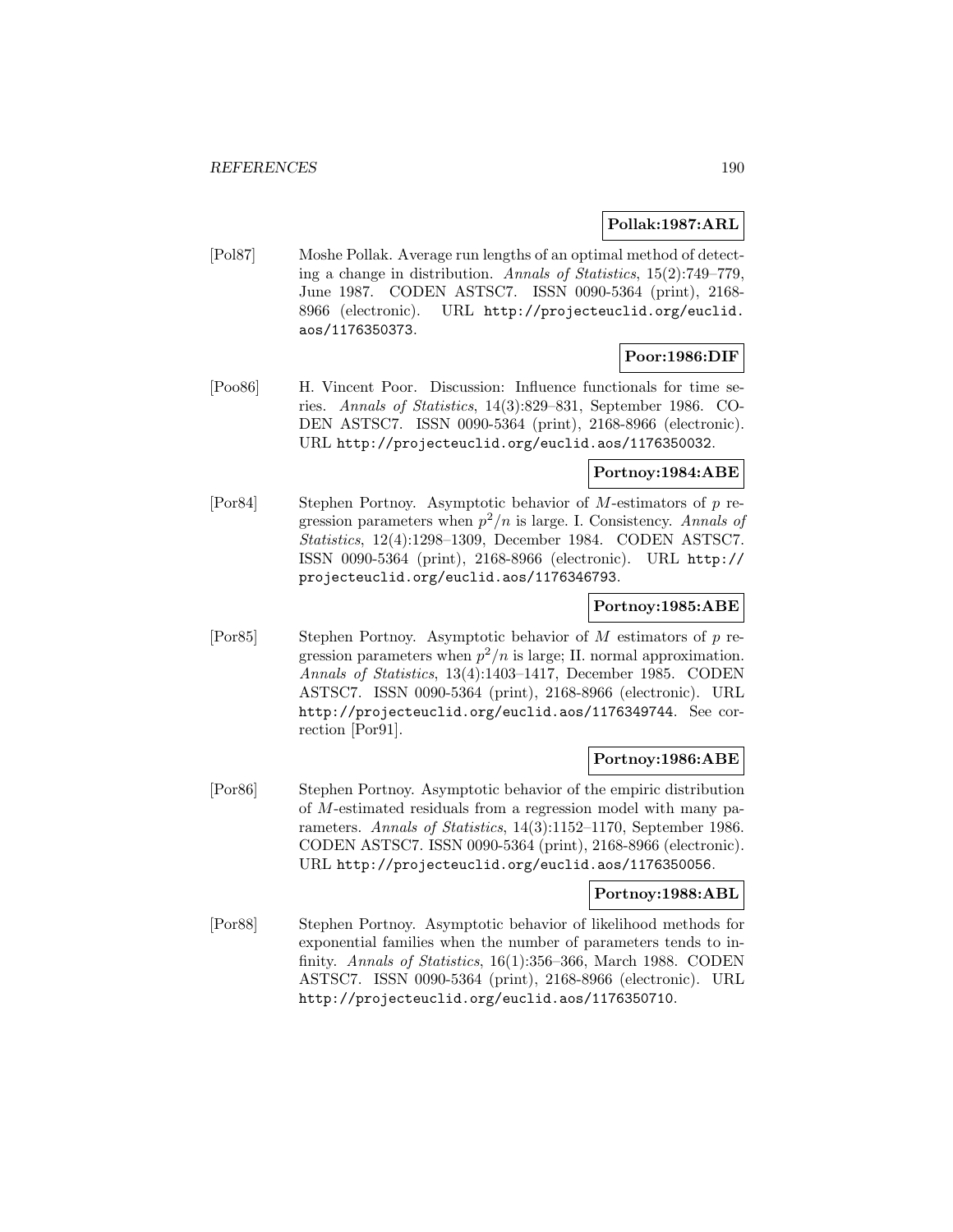**Pollak:1987:ARL**

[Pol87] Moshe Pollak. Average run lengths of an optimal method of detecting a change in distribution. *Annals of Statistics*, 15(2):749–779, June 1987. CODEN ASTSC7. ISSN 0090-5364 (print), 2168-8966 (electronic). URL http://projecteuclid.org/euclid.aos/1176350373.

**Poor:1986:DIF**

[Poo86] H. Vincent Poor. Discussion: Influence functionals for time series. *Annals of Statistics*, 14(3):829–831, September 1986. CODEN ASTSC7. ISSN 0090-5364 (print), 2168-8966 (electronic). URL http://projecteuclid.org/euclid.aos/1176350032.

**Portnoy:1984:ABE**

[Por84] Stephen Portnoy. Asymptotic behavior of $M$-estimators of $p$ regression parameters when $p^2/n$ is large. I. Consistency. *Annals of Statistics*, 12(4):1298–1309, December 1984. CODEN ASTSC7. ISSN 0090-5364 (print), 2168-8966 (electronic). URL http://projecteuclid.org/euclid.aos/1176346793.

**Portnoy:1985:ABE**

[Por85] Stephen Portnoy. Asymptotic behavior of $M$ estimators of $p$ regression parameters when $p^2/n$ is large; II. normal approximation. *Annals of Statistics*, 13(4):1403–1417, December 1985. CODEN ASTSC7. ISSN 0090-5364 (print), 2168-8966 (electronic). URL http://projecteuclid.org/euclid.aos/1176349744. See correction [Por91].

**Portnoy:1986:ABE**

[Por86] Stephen Portnoy. Asymptotic behavior of the empiric distribution of $M$-estimated residuals from a regression model with many parameters. *Annals of Statistics*, 14(3):1152–1170, September 1986. CODEN ASTSC7. ISSN 0090-5364 (print), 2168-8966 (electronic). URL http://projecteuclid.org/euclid.aos/1176350056.

**Portnoy:1988:ABL**

[Por88] Stephen Portnoy. Asymptotic behavior of likelihood methods for exponential families when the number of parameters tends to infinity. *Annals of Statistics*, 16(1):356–366, March 1988. CODEN ASTSC7. ISSN 0090-5364 (print), 2168-8966 (electronic). URL http://projecteuclid.org/euclid.aos/1176350710.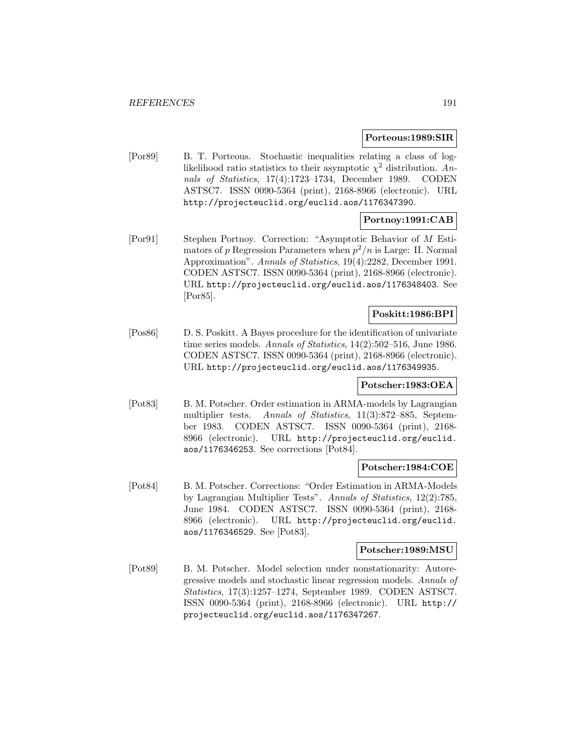**Porteous:1989:SIR**

[Por89] B. T. Porteous. Stochastic inequalities relating a class of log-likelihood ratio statistics to their asymptotic $\chi^2$ distribution. *Annals of Statistics*, 17(4):1723–1734, December 1989. CODEN ASTSC7. ISSN 0090-5364 (print), 2168-8966 (electronic). URL `http://projecteuclid.org/euclid.aos/1176347390`.

**Portnoy:1991:CAB**

[Por91] Stephen Portnoy. Correction: "Asymptotic Behavior of $M$ Estimators of $p$ Regression Parameters when $p^2/n$ is Large: II. Normal Approximation". *Annals of Statistics*, 19(4):2282, December 1991. CODEN ASTSC7. ISSN 0090-5364 (print), 2168-8966 (electronic). URL `http://projecteuclid.org/euclid.aos/1176348403`. See [Por85].

**Poskitt:1986:BPI**

[Pos86] D. S. Poskitt. A Bayes procedure for the identification of univariate time series models. *Annals of Statistics*, 14(2):502–516, June 1986. CODEN ASTSC7. ISSN 0090-5364 (print), 2168-8966 (electronic). URL `http://projecteuclid.org/euclid.aos/1176349935`.

**Potscher:1983:OEA**

[Pot83] B. M. Potscher. Order estimation in ARMA-models by Lagrangian multiplier tests. *Annals of Statistics*, 11(3):872–885, September 1983. CODEN ASTSC7. ISSN 0090-5364 (print), 2168-8966 (electronic). URL `http://projecteuclid.org/euclid.aos/1176346253`. See corrections [Pot84].

**Potscher:1984:COE**

[Pot84] B. M. Potscher. Corrections: "Order Estimation in ARMA-Models by Lagrangian Multiplier Tests". *Annals of Statistics*, 12(2):785, June 1984. CODEN ASTSC7. ISSN 0090-5364 (print), 2168-8966 (electronic). URL `http://projecteuclid.org/euclid.aos/1176346529`. See [Pot83].

**Potscher:1989:MSU**

[Pot89] B. M. Potscher. Model selection under nonstationarity: Autoregressive models and stochastic linear regression models. *Annals of Statistics*, 17(3):1257–1274, September 1989. CODEN ASTSC7. ISSN 0090-5364 (print), 2168-8966 (electronic). URL `http://projecteuclid.org/euclid.aos/1176347267`.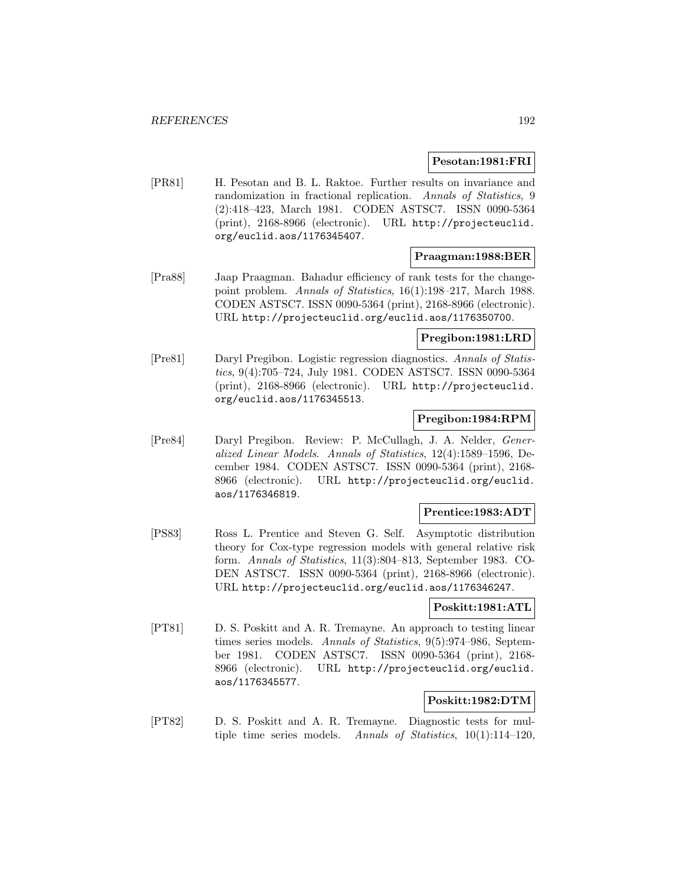**Pesotan:1981:FRI**

[PR81] H. Pesotan and B. L. Raktoe. Further results on invariance and randomization in fractional replication. *Annals of Statistics*, 9 (2):418–423, March 1981. CODEN ASTSC7. ISSN 0090-5364 (print), 2168-8966 (electronic). URL http://projecteuclid.org/euclid.aos/1176345407.

**Praagman:1988:BER**

[Pra88] Jaap Praagman. Bahadur efficiency of rank tests for the change-point problem. *Annals of Statistics*, 16(1):198–217, March 1988. CODEN ASTSC7. ISSN 0090-5364 (print), 2168-8966 (electronic). URL http://projecteuclid.org/euclid.aos/1176350700.

**Pregibon:1981:LRD**

[Pre81] Daryl Pregibon. Logistic regression diagnostics. *Annals of Statistics*, 9(4):705–724, July 1981. CODEN ASTSC7. ISSN 0090-5364 (print), 2168-8966 (electronic). URL http://projecteuclid.org/euclid.aos/1176345513.

**Pregibon:1984:RPM**

[Pre84] Daryl Pregibon. Review: P. McCullagh, J. A. Nelder, *Generalized Linear Models*. *Annals of Statistics*, 12(4):1589–1596, December 1984. CODEN ASTSC7. ISSN 0090-5364 (print), 2168-8966 (electronic). URL http://projecteuclid.org/euclid.aos/1176346819.

**Prentice:1983:ADT**

[PS83] Ross L. Prentice and Steven G. Self. Asymptotic distribution theory for Cox-type regression models with general relative risk form. *Annals of Statistics*, 11(3):804–813, September 1983. CODEN ASTSC7. ISSN 0090-5364 (print), 2168-8966 (electronic). URL http://projecteuclid.org/euclid.aos/1176346247.

**Poskitt:1981:ATL**

[PT81] D. S. Poskitt and A. R. Tremayne. An approach to testing linear times series models. *Annals of Statistics*, 9(5):974–986, September 1981. CODEN ASTSC7. ISSN 0090-5364 (print), 2168-8966 (electronic). URL http://projecteuclid.org/euclid.aos/1176345577.

**Poskitt:1982:DTM**

[PT82] D. S. Poskitt and A. R. Tremayne. Diagnostic tests for multiple time series models. *Annals of Statistics*, 10(1):114–120,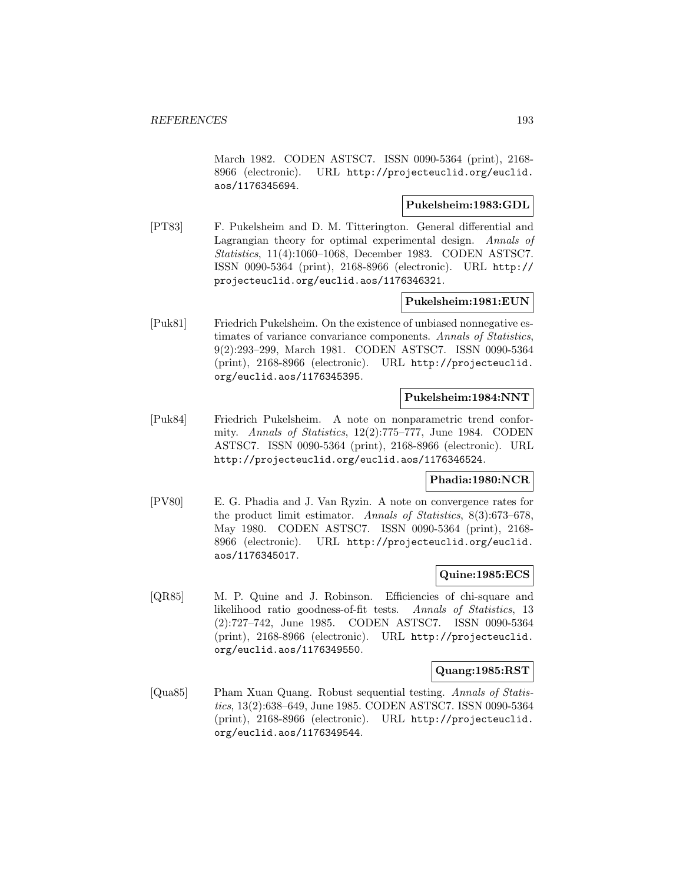March 1982. CODEN ASTSC7. ISSN 0090-5364 (print), 2168-8966 (electronic). URL http://projecteuclid.org/euclid.aos/1176345694.

**Pukelsheim:1983:GDL**

[PT83] F. Pukelsheim and D. M. Titterington. General differential and Lagrangian theory for optimal experimental design. *Annals of Statistics*, 11(4):1060–1068, December 1983. CODEN ASTSC7. ISSN 0090-5364 (print), 2168-8966 (electronic). URL http://projecteuclid.org/euclid.aos/1176346321.

**Pukelsheim:1981:EUN**

[Puk81] Friedrich Pukelsheim. On the existence of unbiased nonnegative estimates of variance convariance components. *Annals of Statistics*, 9(2):293–299, March 1981. CODEN ASTSC7. ISSN 0090-5364 (print), 2168-8966 (electronic). URL http://projecteuclid.org/euclid.aos/1176345395.

**Pukelsheim:1984:NNT**

[Puk84] Friedrich Pukelsheim. A note on nonparametric trend conformity. *Annals of Statistics*, 12(2):775–777, June 1984. CODEN ASTSC7. ISSN 0090-5364 (print), 2168-8966 (electronic). URL http://projecteuclid.org/euclid.aos/1176346524.

**Phadia:1980:NCR**

[PV80] E. G. Phadia and J. Van Ryzin. A note on convergence rates for the product limit estimator. *Annals of Statistics*, 8(3):673–678, May 1980. CODEN ASTSC7. ISSN 0090-5364 (print), 2168-8966 (electronic). URL http://projecteuclid.org/euclid.aos/1176345017.

**Quine:1985:ECS**

[QR85] M. P. Quine and J. Robinson. Efficiencies of chi-square and likelihood ratio goodness-of-fit tests. *Annals of Statistics*, 13 (2):727–742, June 1985. CODEN ASTSC7. ISSN 0090-5364 (print), 2168-8966 (electronic). URL http://projecteuclid.org/euclid.aos/1176349550.

**Quang:1985:RST**

[Qua85] Pham Xuan Quang. Robust sequential testing. *Annals of Statistics*, 13(2):638–649, June 1985. CODEN ASTSC7. ISSN 0090-5364 (print), 2168-8966 (electronic). URL http://projecteuclid.org/euclid.aos/1176349544.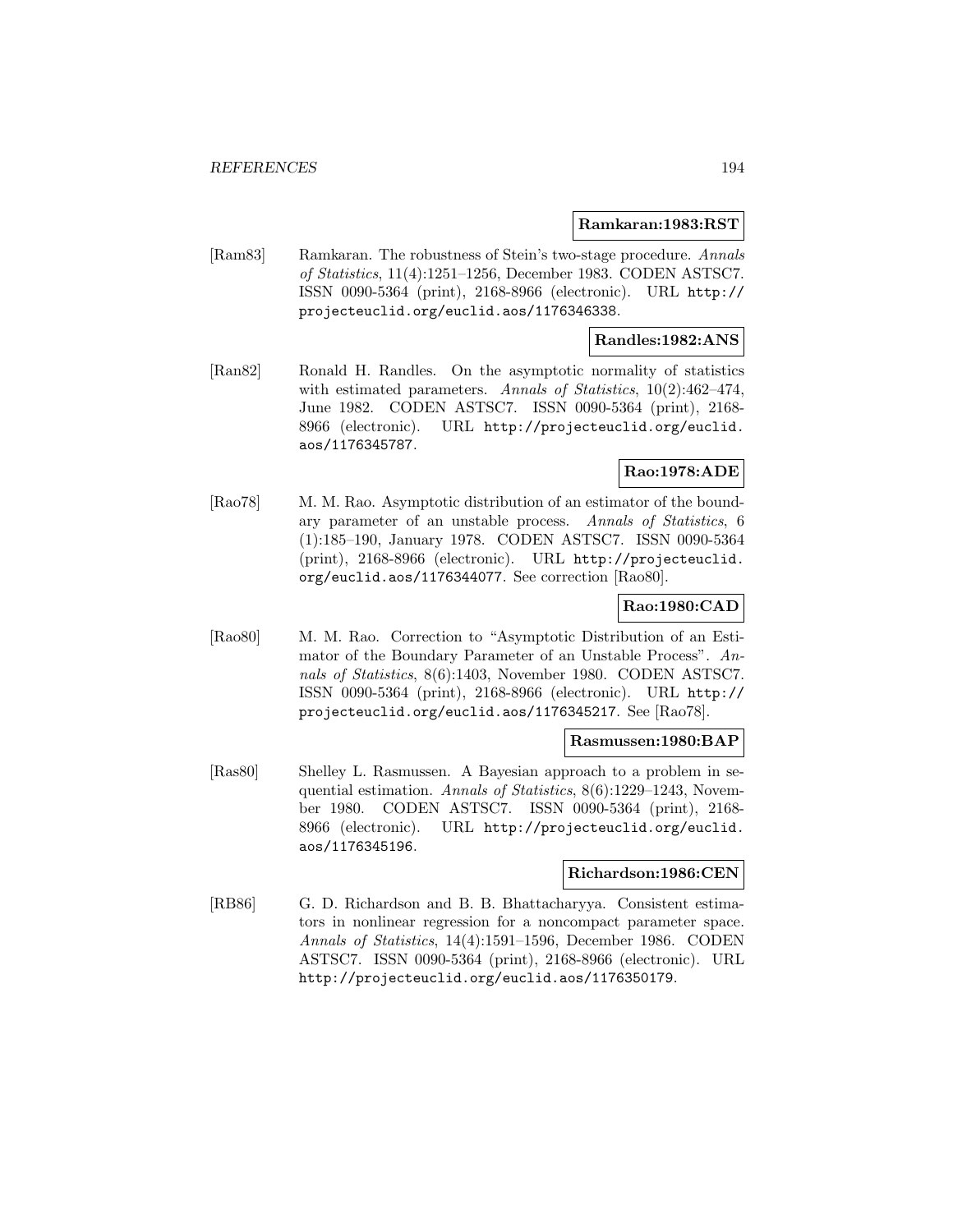**Ramkaran:1983:RST**

[Ram83] Ramkaran. The robustness of Stein's two-stage procedure. *Annals of Statistics*, 11(4):1251–1256, December 1983. CODEN ASTSC7. ISSN 0090-5364 (print), 2168-8966 (electronic). URL http://projecteuclid.org/euclid.aos/1176346338.

**Randles:1982:ANS**

[Ran82] Ronald H. Randles. On the asymptotic normality of statistics with estimated parameters. *Annals of Statistics*, 10(2):462–474, June 1982. CODEN ASTSC7. ISSN 0090-5364 (print), 2168-8966 (electronic). URL http://projecteuclid.org/euclid.aos/1176345787.

**Rao:1978:ADE**

[Rao78] M. M. Rao. Asymptotic distribution of an estimator of the boundary parameter of an unstable process. *Annals of Statistics*, 6 (1):185–190, January 1978. CODEN ASTSC7. ISSN 0090-5364 (print), 2168-8966 (electronic). URL http://projecteuclid.org/euclid.aos/1176344077. See correction [Rao80].

**Rao:1980:CAD**

[Rao80] M. M. Rao. Correction to "Asymptotic Distribution of an Estimator of the Boundary Parameter of an Unstable Process". *Annals of Statistics*, 8(6):1403, November 1980. CODEN ASTSC7. ISSN 0090-5364 (print), 2168-8966 (electronic). URL http://projecteuclid.org/euclid.aos/1176345217. See [Rao78].

**Rasmussen:1980:BAP**

[Ras80] Shelley L. Rasmussen. A Bayesian approach to a problem in sequential estimation. *Annals of Statistics*, 8(6):1229–1243, November 1980. CODEN ASTSC7. ISSN 0090-5364 (print), 2168-8966 (electronic). URL http://projecteuclid.org/euclid.aos/1176345196.

**Richardson:1986:CEN**

[RB86] G. D. Richardson and B. B. Bhattacharyya. Consistent estimators in nonlinear regression for a noncompact parameter space. *Annals of Statistics*, 14(4):1591–1596, December 1986. CODEN ASTSC7. ISSN 0090-5364 (print), 2168-8966 (electronic). URL http://projecteuclid.org/euclid.aos/1176350179.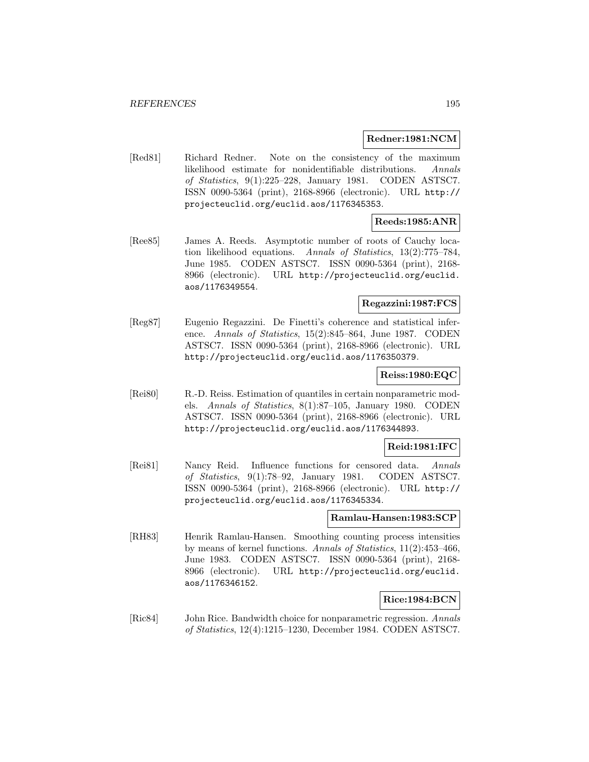**Redner:1981:NCM**

[Red81] Richard Redner. Note on the consistency of the maximum likelihood estimate for nonidentifiable distributions. *Annals of Statistics*, 9(1):225–228, January 1981. CODEN ASTSC7. ISSN 0090-5364 (print), 2168-8966 (electronic). URL http://projecteuclid.org/euclid.aos/1176345353.

**Reeds:1985:ANR**

[Ree85] James A. Reeds. Asymptotic number of roots of Cauchy location likelihood equations. *Annals of Statistics*, 13(2):775–784, June 1985. CODEN ASTSC7. ISSN 0090-5364 (print), 2168-8966 (electronic). URL http://projecteuclid.org/euclid.aos/1176349554.

**Regazzini:1987:FCS**

[Reg87] Eugenio Regazzini. De Finetti's coherence and statistical inference. *Annals of Statistics*, 15(2):845–864, June 1987. CODEN ASTSC7. ISSN 0090-5364 (print), 2168-8966 (electronic). URL http://projecteuclid.org/euclid.aos/1176350379.

**Reiss:1980:EQC**

[Rei80] R.-D. Reiss. Estimation of quantiles in certain nonparametric models. *Annals of Statistics*, 8(1):87–105, January 1980. CODEN ASTSC7. ISSN 0090-5364 (print), 2168-8966 (electronic). URL http://projecteuclid.org/euclid.aos/1176344893.

**Reid:1981:IFC**

[Rei81] Nancy Reid. Influence functions for censored data. *Annals of Statistics*, 9(1):78–92, January 1981. CODEN ASTSC7. ISSN 0090-5364 (print), 2168-8966 (electronic). URL http://projecteuclid.org/euclid.aos/1176345334.

**Ramlau-Hansen:1983:SCP**

[RH83] Henrik Ramlau-Hansen. Smoothing counting process intensities by means of kernel functions. *Annals of Statistics*, 11(2):453–466, June 1983. CODEN ASTSC7. ISSN 0090-5364 (print), 2168-8966 (electronic). URL http://projecteuclid.org/euclid.aos/1176346152.

**Rice:1984:BCN**

[Ric84] John Rice. Bandwidth choice for nonparametric regression. *Annals of Statistics*, 12(4):1215–1230, December 1984. CODEN ASTSC7.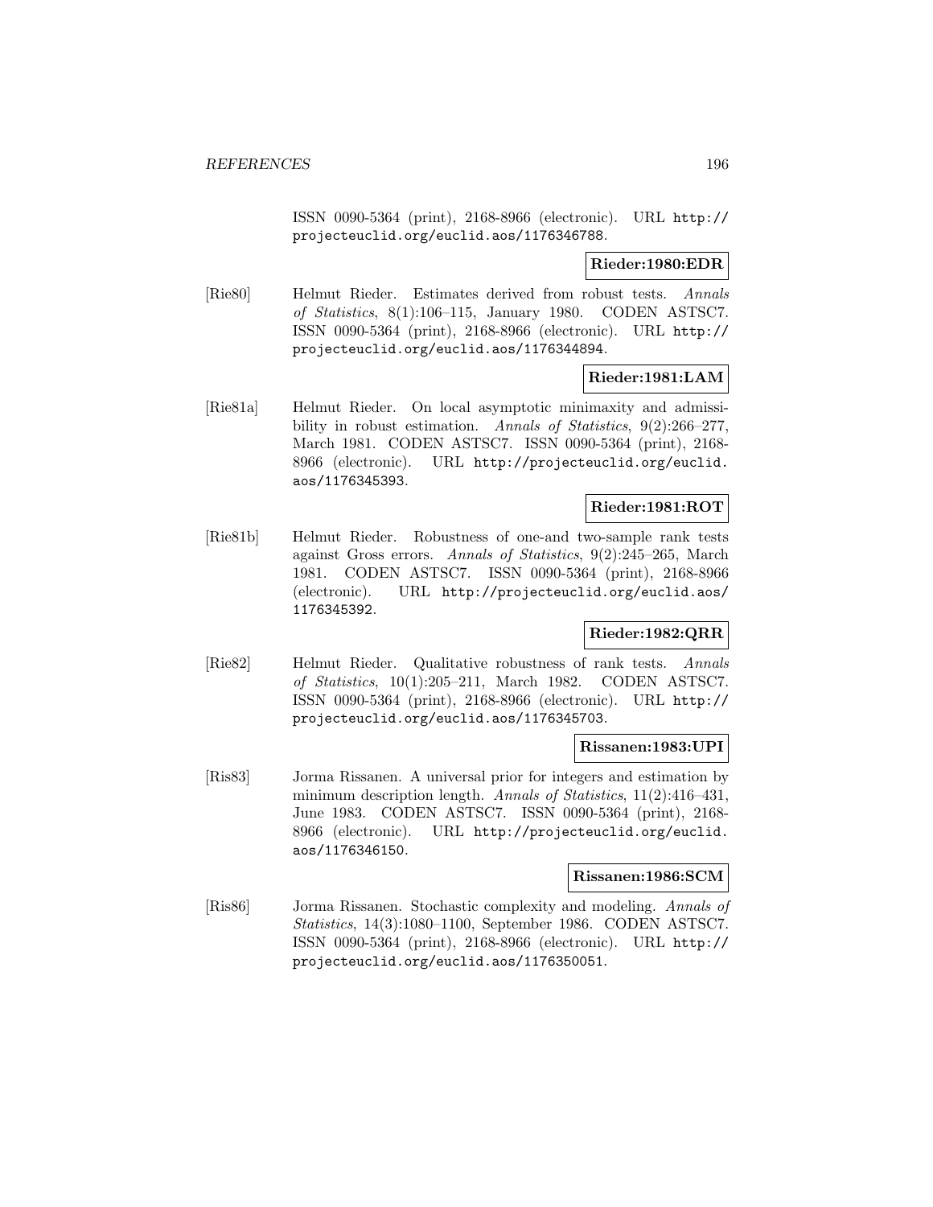ISSN 0090-5364 (print), 2168-8966 (electronic). URL http://projecteuclid.org/euclid.aos/1176346788.

**Rieder:1980:EDR**

[Rie80] Helmut Rieder. Estimates derived from robust tests. *Annals of Statistics*, 8(1):106–115, January 1980. CODEN ASTSC7. ISSN 0090-5364 (print), 2168-8966 (electronic). URL http://projecteuclid.org/euclid.aos/1176344894.

**Rieder:1981:LAM**

[Rie81a] Helmut Rieder. On local asymptotic minimaxity and admissibility in robust estimation. *Annals of Statistics*, 9(2):266–277, March 1981. CODEN ASTSC7. ISSN 0090-5364 (print), 2168-8966 (electronic). URL http://projecteuclid.org/euclid.aos/1176345393.

**Rieder:1981:ROT**

[Rie81b] Helmut Rieder. Robustness of one-and two-sample rank tests against Gross errors. *Annals of Statistics*, 9(2):245–265, March 1981. CODEN ASTSC7. ISSN 0090-5364 (print), 2168-8966 (electronic). URL http://projecteuclid.org/euclid.aos/1176345392.

**Rieder:1982:QRR**

[Rie82] Helmut Rieder. Qualitative robustness of rank tests. *Annals of Statistics*, 10(1):205–211, March 1982. CODEN ASTSC7. ISSN 0090-5364 (print), 2168-8966 (electronic). URL http://projecteuclid.org/euclid.aos/1176345703.

**Rissanen:1983:UPI**

[Ris83] Jorma Rissanen. A universal prior for integers and estimation by minimum description length. *Annals of Statistics*, 11(2):416–431, June 1983. CODEN ASTSC7. ISSN 0090-5364 (print), 2168-8966 (electronic). URL http://projecteuclid.org/euclid.aos/1176346150.

**Rissanen:1986:SCM**

[Ris86] Jorma Rissanen. Stochastic complexity and modeling. *Annals of Statistics*, 14(3):1080–1100, September 1986. CODEN ASTSC7. ISSN 0090-5364 (print), 2168-8966 (electronic). URL http://projecteuclid.org/euclid.aos/1176350051.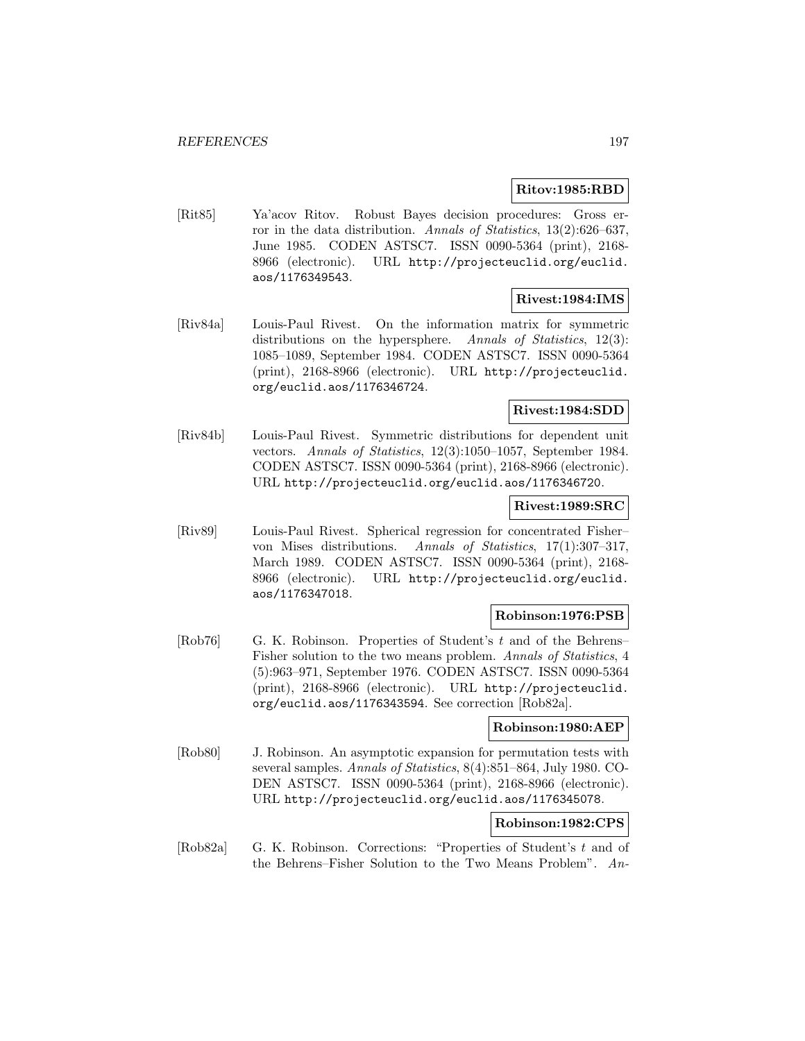**Ritov:1985:RBD**

[Rit85] Ya'acov Ritov. Robust Bayes decision procedures: Gross error in the data distribution. *Annals of Statistics*, 13(2):626–637, June 1985. CODEN ASTSC7. ISSN 0090-5364 (print), 2168-8966 (electronic). URL http://projecteuclid.org/euclid.aos/1176349543.

**Rivest:1984:IMS**

[Riv84a] Louis-Paul Rivest. On the information matrix for symmetric distributions on the hypersphere. *Annals of Statistics*, 12(3): 1085–1089, September 1984. CODEN ASTSC7. ISSN 0090-5364 (print), 2168-8966 (electronic). URL http://projecteuclid.org/euclid.aos/1176346724.

**Rivest:1984:SDD**

[Riv84b] Louis-Paul Rivest. Symmetric distributions for dependent unit vectors. *Annals of Statistics*, 12(3):1050–1057, September 1984. CODEN ASTSC7. ISSN 0090-5364 (print), 2168-8966 (electronic). URL http://projecteuclid.org/euclid.aos/1176346720.

**Rivest:1989:SRC**

[Riv89] Louis-Paul Rivest. Spherical regression for concentrated Fisher–von Mises distributions. *Annals of Statistics*, 17(1):307–317, March 1989. CODEN ASTSC7. ISSN 0090-5364 (print), 2168-8966 (electronic). URL http://projecteuclid.org/euclid.aos/1176347018.

**Robinson:1976:PSB**

[Rob76] G. K. Robinson. Properties of Student's $t$ and of the Behrens–Fisher solution to the two means problem. *Annals of Statistics*, 4 (5):963–971, September 1976. CODEN ASTSC7. ISSN 0090-5364 (print), 2168-8966 (electronic). URL http://projecteuclid.org/euclid.aos/1176343594. See correction [Rob82a].

**Robinson:1980:AEP**

[Rob80] J. Robinson. An asymptotic expansion for permutation tests with several samples. *Annals of Statistics*, 8(4):851–864, July 1980. CODEN ASTSC7. ISSN 0090-5364 (print), 2168-8966 (electronic). URL http://projecteuclid.org/euclid.aos/1176345078.

**Robinson:1982:CPS**

[Rob82a] G. K. Robinson. Corrections: "Properties of Student's $t$ and of the Behrens–Fisher Solution to the Two Means Problem". *An-*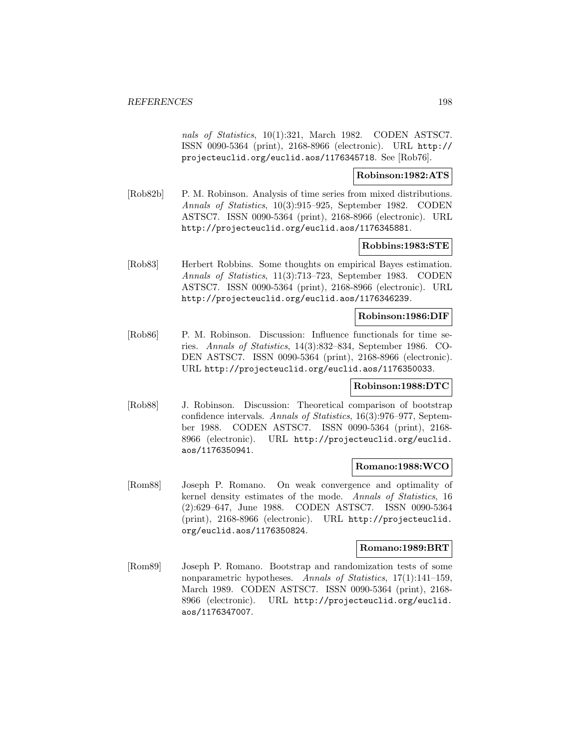*nals of Statistics*, 10(1):321, March 1982. CODEN ASTSC7. ISSN 0090-5364 (print), 2168-8966 (electronic). URL http://projecteuclid.org/euclid.aos/1176345718. See [Rob76].

**Robinson:1982:ATS**

[Rob82b] P. M. Robinson. Analysis of time series from mixed distributions. *Annals of Statistics*, 10(3):915–925, September 1982. CODEN ASTSC7. ISSN 0090-5364 (print), 2168-8966 (electronic). URL http://projecteuclid.org/euclid.aos/1176345881.

**Robbins:1983:STE**

[Rob83] Herbert Robbins. Some thoughts on empirical Bayes estimation. *Annals of Statistics*, 11(3):713–723, September 1983. CODEN ASTSC7. ISSN 0090-5364 (print), 2168-8966 (electronic). URL http://projecteuclid.org/euclid.aos/1176346239.

**Robinson:1986:DIF**

[Rob86] P. M. Robinson. Discussion: Influence functionals for time series. *Annals of Statistics*, 14(3):832–834, September 1986. CODEN ASTSC7. ISSN 0090-5364 (print), 2168-8966 (electronic). URL http://projecteuclid.org/euclid.aos/1176350033.

**Robinson:1988:DTC**

[Rob88] J. Robinson. Discussion: Theoretical comparison of bootstrap confidence intervals. *Annals of Statistics*, 16(3):976–977, September 1988. CODEN ASTSC7. ISSN 0090-5364 (print), 2168-8966 (electronic). URL http://projecteuclid.org/euclid.aos/1176350941.

**Romano:1988:WCO**

[Rom88] Joseph P. Romano. On weak convergence and optimality of kernel density estimates of the mode. *Annals of Statistics*, 16 (2):629–647, June 1988. CODEN ASTSC7. ISSN 0090-5364 (print), 2168-8966 (electronic). URL http://projecteuclid.org/euclid.aos/1176350824.

**Romano:1989:BRT**

[Rom89] Joseph P. Romano. Bootstrap and randomization tests of some nonparametric hypotheses. *Annals of Statistics*, 17(1):141–159, March 1989. CODEN ASTSC7. ISSN 0090-5364 (print), 2168-8966 (electronic). URL http://projecteuclid.org/euclid.aos/1176347007.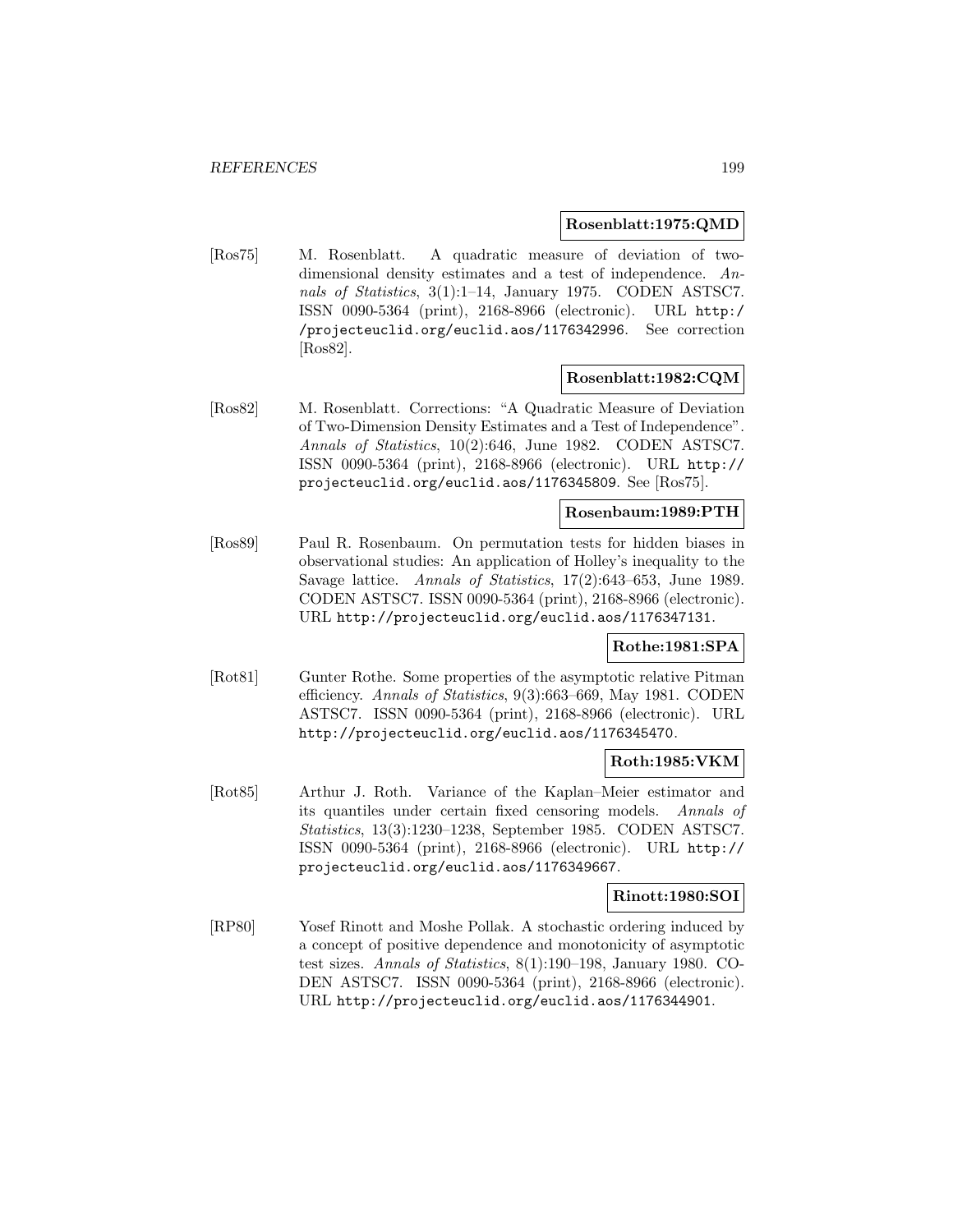**Rosenblatt:1975:QMD**

[Ros75] M. Rosenblatt. A quadratic measure of deviation of two-dimensional density estimates and a test of independence. *Annals of Statistics*, 3(1):1–14, January 1975. CODEN ASTSC7. ISSN 0090-5364 (print), 2168-8966 (electronic). URL http://projecteuclid.org/euclid.aos/1176342996. See correction [Ros82].

**Rosenblatt:1982:CQM**

[Ros82] M. Rosenblatt. Corrections: "A Quadratic Measure of Deviation of Two-Dimension Density Estimates and a Test of Independence". *Annals of Statistics*, 10(2):646, June 1982. CODEN ASTSC7. ISSN 0090-5364 (print), 2168-8966 (electronic). URL http://projecteuclid.org/euclid.aos/1176345809. See [Ros75].

**Rosenbaum:1989:PTH**

[Ros89] Paul R. Rosenbaum. On permutation tests for hidden biases in observational studies: An application of Holley's inequality to the Savage lattice. *Annals of Statistics*, 17(2):643–653, June 1989. CODEN ASTSC7. ISSN 0090-5364 (print), 2168-8966 (electronic). URL http://projecteuclid.org/euclid.aos/1176347131.

**Rothe:1981:SPA**

[Rot81] Gunter Rothe. Some properties of the asymptotic relative Pitman efficiency. *Annals of Statistics*, 9(3):663–669, May 1981. CODEN ASTSC7. ISSN 0090-5364 (print), 2168-8966 (electronic). URL http://projecteuclid.org/euclid.aos/1176345470.

**Roth:1985:VKM**

[Rot85] Arthur J. Roth. Variance of the Kaplan–Meier estimator and its quantiles under certain fixed censoring models. *Annals of Statistics*, 13(3):1230–1238, September 1985. CODEN ASTSC7. ISSN 0090-5364 (print), 2168-8966 (electronic). URL http://projecteuclid.org/euclid.aos/1176349667.

**Rinott:1980:SOI**

[RP80] Yosef Rinott and Moshe Pollak. A stochastic ordering induced by a concept of positive dependence and monotonicity of asymptotic test sizes. *Annals of Statistics*, 8(1):190–198, January 1980. CODEN ASTSC7. ISSN 0090-5364 (print), 2168-8966 (electronic). URL http://projecteuclid.org/euclid.aos/1176344901.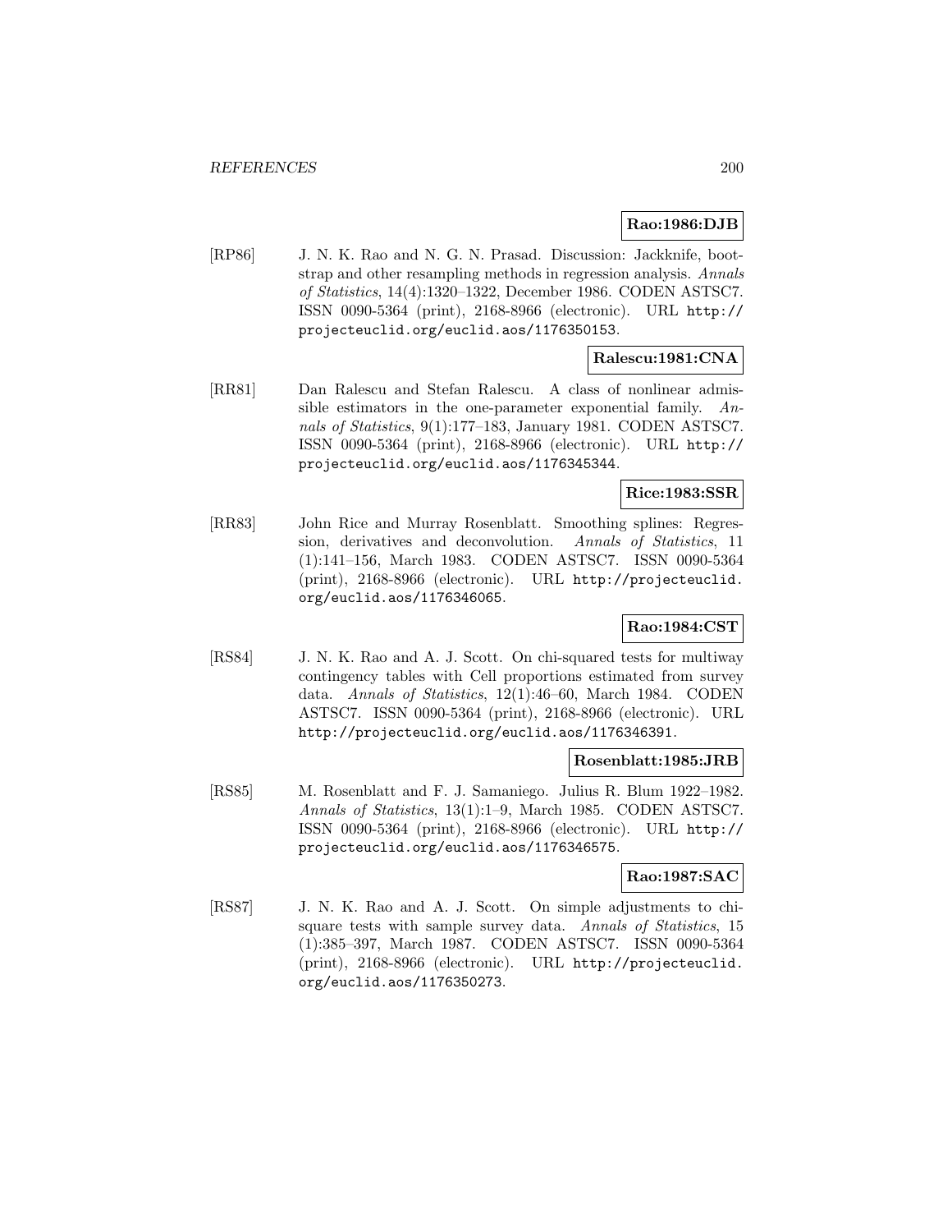**Rao:1986:DJB**

[RP86] J. N. K. Rao and N. G. N. Prasad. Discussion: Jackknife, bootstrap and other resampling methods in regression analysis. *Annals of Statistics*, 14(4):1320–1322, December 1986. CODEN ASTSC7. ISSN 0090-5364 (print), 2168-8966 (electronic). URL http://projecteuclid.org/euclid.aos/1176350153.

**Ralescu:1981:CNA**

[RR81] Dan Ralescu and Stefan Ralescu. A class of nonlinear admissible estimators in the one-parameter exponential family. *Annals of Statistics*, 9(1):177–183, January 1981. CODEN ASTSC7. ISSN 0090-5364 (print), 2168-8966 (electronic). URL http://projecteuclid.org/euclid.aos/1176345344.

**Rice:1983:SSR**

[RR83] John Rice and Murray Rosenblatt. Smoothing splines: Regression, derivatives and deconvolution. *Annals of Statistics*, 11 (1):141–156, March 1983. CODEN ASTSC7. ISSN 0090-5364 (print), 2168-8966 (electronic). URL http://projecteuclid.org/euclid.aos/1176346065.

**Rao:1984:CST**

[RS84] J. N. K. Rao and A. J. Scott. On chi-squared tests for multiway contingency tables with Cell proportions estimated from survey data. *Annals of Statistics*, 12(1):46–60, March 1984. CODEN ASTSC7. ISSN 0090-5364 (print), 2168-8966 (electronic). URL http://projecteuclid.org/euclid.aos/1176346391.

**Rosenblatt:1985:JRB**

[RS85] M. Rosenblatt and F. J. Samaniego. Julius R. Blum 1922–1982. *Annals of Statistics*, 13(1):1–9, March 1985. CODEN ASTSC7. ISSN 0090-5364 (print), 2168-8966 (electronic). URL http://projecteuclid.org/euclid.aos/1176346575.

**Rao:1987:SAC**

[RS87] J. N. K. Rao and A. J. Scott. On simple adjustments to chi-square tests with sample survey data. *Annals of Statistics*, 15 (1):385–397, March 1987. CODEN ASTSC7. ISSN 0090-5364 (print), 2168-8966 (electronic). URL http://projecteuclid.org/euclid.aos/1176350273.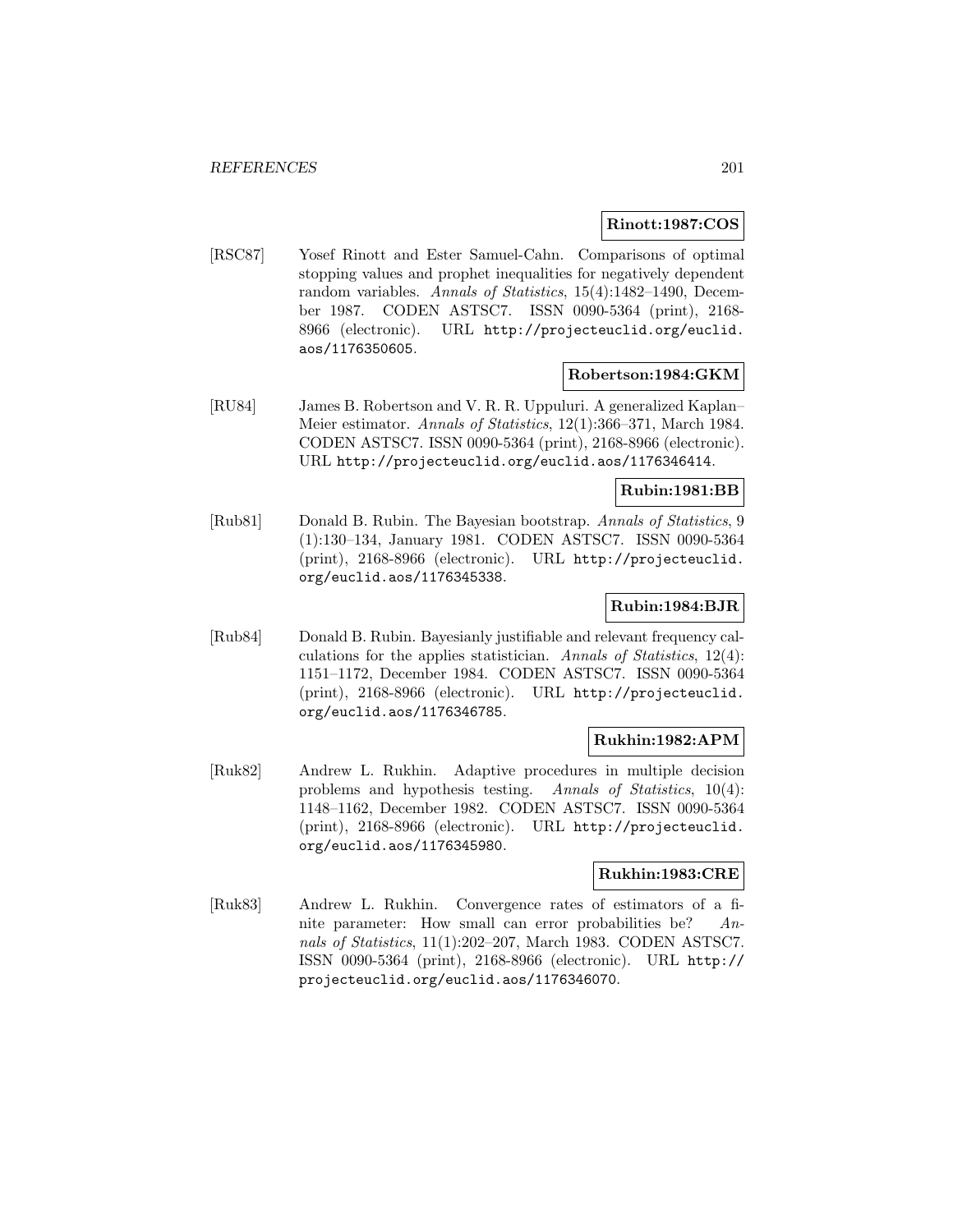**Rinott:1987:COS**

[RSC87] Yosef Rinott and Ester Samuel-Cahn. Comparisons of optimal stopping values and prophet inequalities for negatively dependent random variables. *Annals of Statistics*, 15(4):1482–1490, December 1987. CODEN ASTSC7. ISSN 0090-5364 (print), 2168-8966 (electronic). URL http://projecteuclid.org/euclid.aos/1176350605.

**Robertson:1984:GKM**

[RU84] James B. Robertson and V. R. R. Uppuluri. A generalized Kaplan–Meier estimator. *Annals of Statistics*, 12(1):366–371, March 1984. CODEN ASTSC7. ISSN 0090-5364 (print), 2168-8966 (electronic). URL http://projecteuclid.org/euclid.aos/1176346414.

**Rubin:1981:BB**

[Rub81] Donald B. Rubin. The Bayesian bootstrap. *Annals of Statistics*, 9 (1):130–134, January 1981. CODEN ASTSC7. ISSN 0090-5364 (print), 2168-8966 (electronic). URL http://projecteuclid.org/euclid.aos/1176345338.

**Rubin:1984:BJR**

[Rub84] Donald B. Rubin. Bayesianly justifiable and relevant frequency calculations for the applies statistician. *Annals of Statistics*, 12(4): 1151–1172, December 1984. CODEN ASTSC7. ISSN 0090-5364 (print), 2168-8966 (electronic). URL http://projecteuclid.org/euclid.aos/1176346785.

**Rukhin:1982:APM**

[Ruk82] Andrew L. Rukhin. Adaptive procedures in multiple decision problems and hypothesis testing. *Annals of Statistics*, 10(4): 1148–1162, December 1982. CODEN ASTSC7. ISSN 0090-5364 (print), 2168-8966 (electronic). URL http://projecteuclid.org/euclid.aos/1176345980.

**Rukhin:1983:CRE**

[Ruk83] Andrew L. Rukhin. Convergence rates of estimators of a finite parameter: How small can error probabilities be? *Annals of Statistics*, 11(1):202–207, March 1983. CODEN ASTSC7. ISSN 0090-5364 (print), 2168-8966 (electronic). URL http://projecteuclid.org/euclid.aos/1176346070.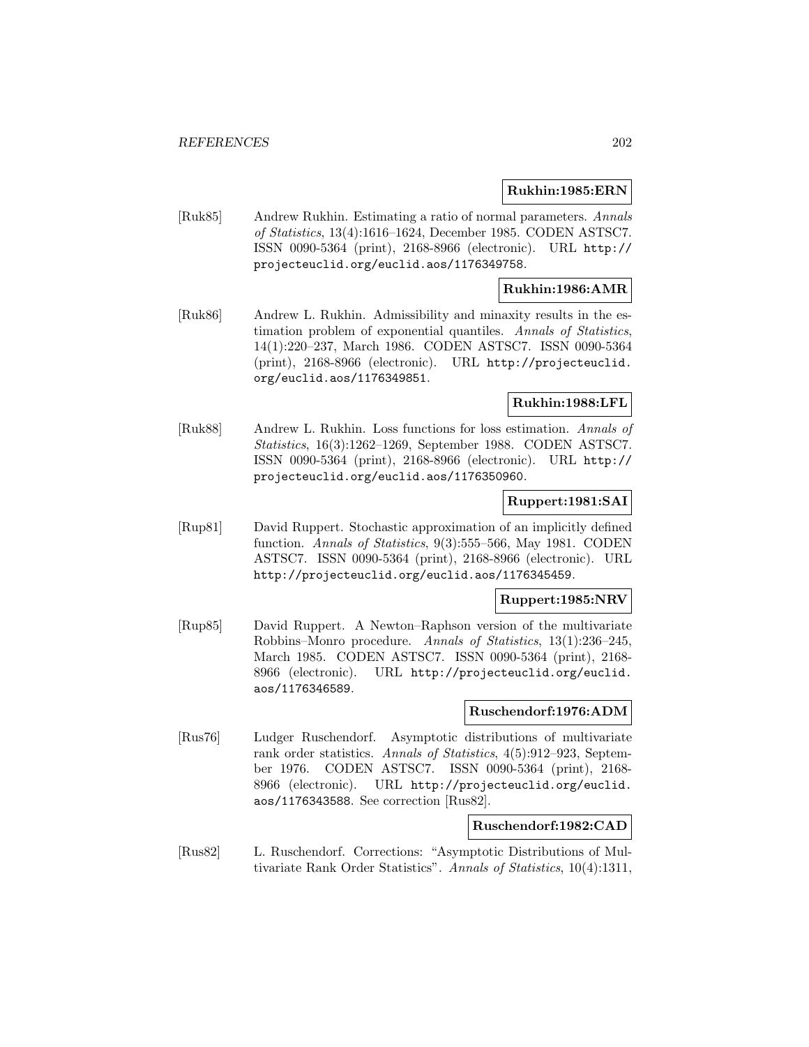**Rukhin:1985:ERN**

[Ruk85] Andrew Rukhin. Estimating a ratio of normal parameters. *Annals of Statistics*, 13(4):1616–1624, December 1985. CODEN ASTSC7. ISSN 0090-5364 (print), 2168-8966 (electronic). URL http://projecteuclid.org/euclid.aos/1176349758.

**Rukhin:1986:AMR**

[Ruk86] Andrew L. Rukhin. Admissibility and minaxity results in the estimation problem of exponential quantiles. *Annals of Statistics*, 14(1):220–237, March 1986. CODEN ASTSC7. ISSN 0090-5364 (print), 2168-8966 (electronic). URL http://projecteuclid.org/euclid.aos/1176349851.

**Rukhin:1988:LFL**

[Ruk88] Andrew L. Rukhin. Loss functions for loss estimation. *Annals of Statistics*, 16(3):1262–1269, September 1988. CODEN ASTSC7. ISSN 0090-5364 (print), 2168-8966 (electronic). URL http://projecteuclid.org/euclid.aos/1176350960.

**Ruppert:1981:SAI**

[Rup81] David Ruppert. Stochastic approximation of an implicitly defined function. *Annals of Statistics*, 9(3):555–566, May 1981. CODEN ASTSC7. ISSN 0090-5364 (print), 2168-8966 (electronic). URL http://projecteuclid.org/euclid.aos/1176345459.

**Ruppert:1985:NRV**

[Rup85] David Ruppert. A Newton–Raphson version of the multivariate Robbins–Monro procedure. *Annals of Statistics*, 13(1):236–245, March 1985. CODEN ASTSC7. ISSN 0090-5364 (print), 2168-8966 (electronic). URL http://projecteuclid.org/euclid.aos/1176346589.

**Ruschendorf:1976:ADM**

[Rus76] Ludger Ruschendorf. Asymptotic distributions of multivariate rank order statistics. *Annals of Statistics*, 4(5):912–923, September 1976. CODEN ASTSC7. ISSN 0090-5364 (print), 2168-8966 (electronic). URL http://projecteuclid.org/euclid.aos/1176343588. See correction [Rus82].

**Ruschendorf:1982:CAD**

[Rus82] L. Ruschendorf. Corrections: "Asymptotic Distributions of Multivariate Rank Order Statistics". *Annals of Statistics*, 10(4):1311,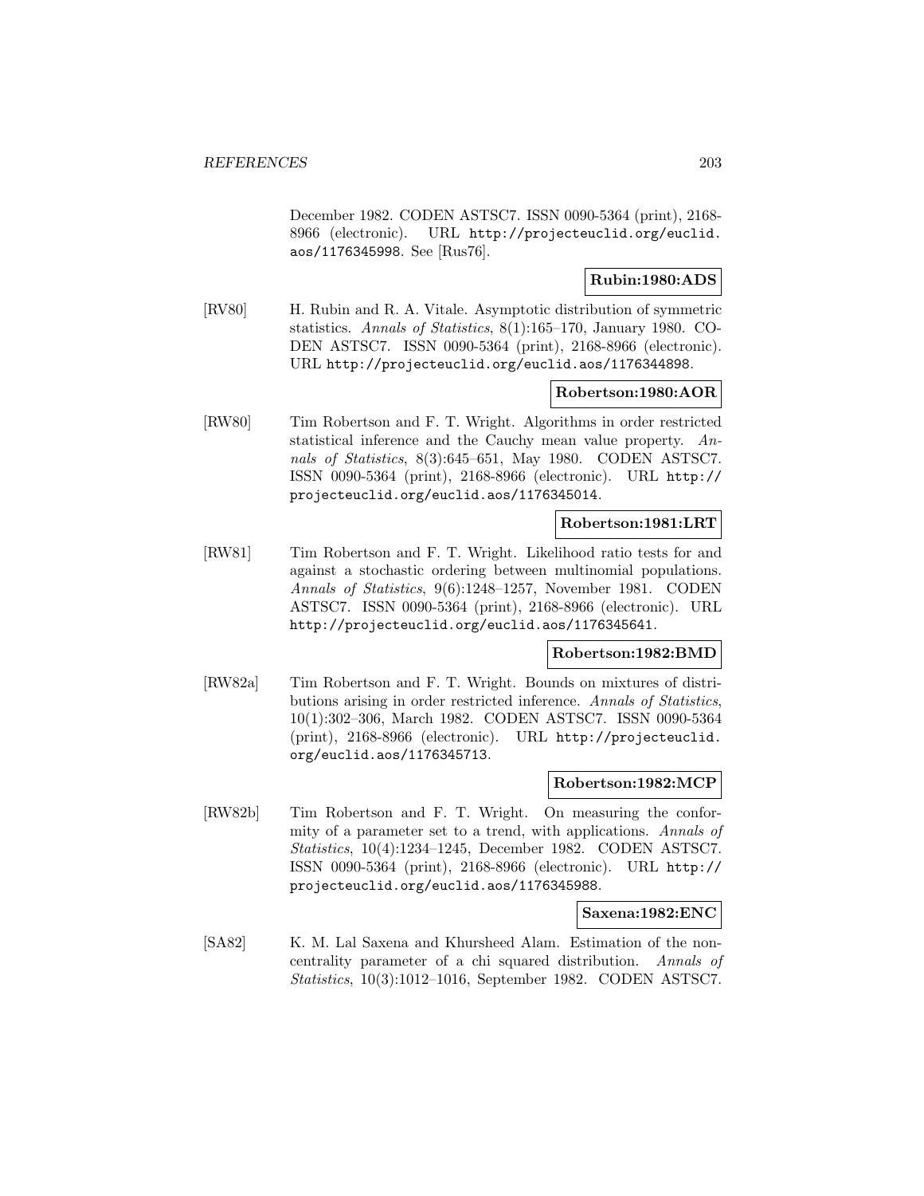December 1982. CODEN ASTSC7. ISSN 0090-5364 (print), 2168-8966 (electronic). URL http://projecteuclid.org/euclid.aos/1176345998. See [Rus76].

**Rubin:1980:ADS**

[RV80] H. Rubin and R. A. Vitale. Asymptotic distribution of symmetric statistics. *Annals of Statistics*, 8(1):165–170, January 1980. CODEN ASTSC7. ISSN 0090-5364 (print), 2168-8966 (electronic). URL http://projecteuclid.org/euclid.aos/1176344898.

**Robertson:1980:AOR**

[RW80] Tim Robertson and F. T. Wright. Algorithms in order restricted statistical inference and the Cauchy mean value property. *Annals of Statistics*, 8(3):645–651, May 1980. CODEN ASTSC7. ISSN 0090-5364 (print), 2168-8966 (electronic). URL http://projecteuclid.org/euclid.aos/1176345014.

**Robertson:1981:LRT**

[RW81] Tim Robertson and F. T. Wright. Likelihood ratio tests for and against a stochastic ordering between multinomial populations. *Annals of Statistics*, 9(6):1248–1257, November 1981. CODEN ASTSC7. ISSN 0090-5364 (print), 2168-8966 (electronic). URL http://projecteuclid.org/euclid.aos/1176345641.

**Robertson:1982:BMD**

[RW82a] Tim Robertson and F. T. Wright. Bounds on mixtures of distributions arising in order restricted inference. *Annals of Statistics*, 10(1):302–306, March 1982. CODEN ASTSC7. ISSN 0090-5364 (print), 2168-8966 (electronic). URL http://projecteuclid.org/euclid.aos/1176345713.

**Robertson:1982:MCP**

[RW82b] Tim Robertson and F. T. Wright. On measuring the conformity of a parameter set to a trend, with applications. *Annals of Statistics*, 10(4):1234–1245, December 1982. CODEN ASTSC7. ISSN 0090-5364 (print), 2168-8966 (electronic). URL http://projecteuclid.org/euclid.aos/1176345988.

**Saxena:1982:ENC**

[SA82] K. M. Lal Saxena and Khursheed Alam. Estimation of the noncentrality parameter of a chi squared distribution. *Annals of Statistics*, 10(3):1012–1016, September 1982. CODEN ASTSC7.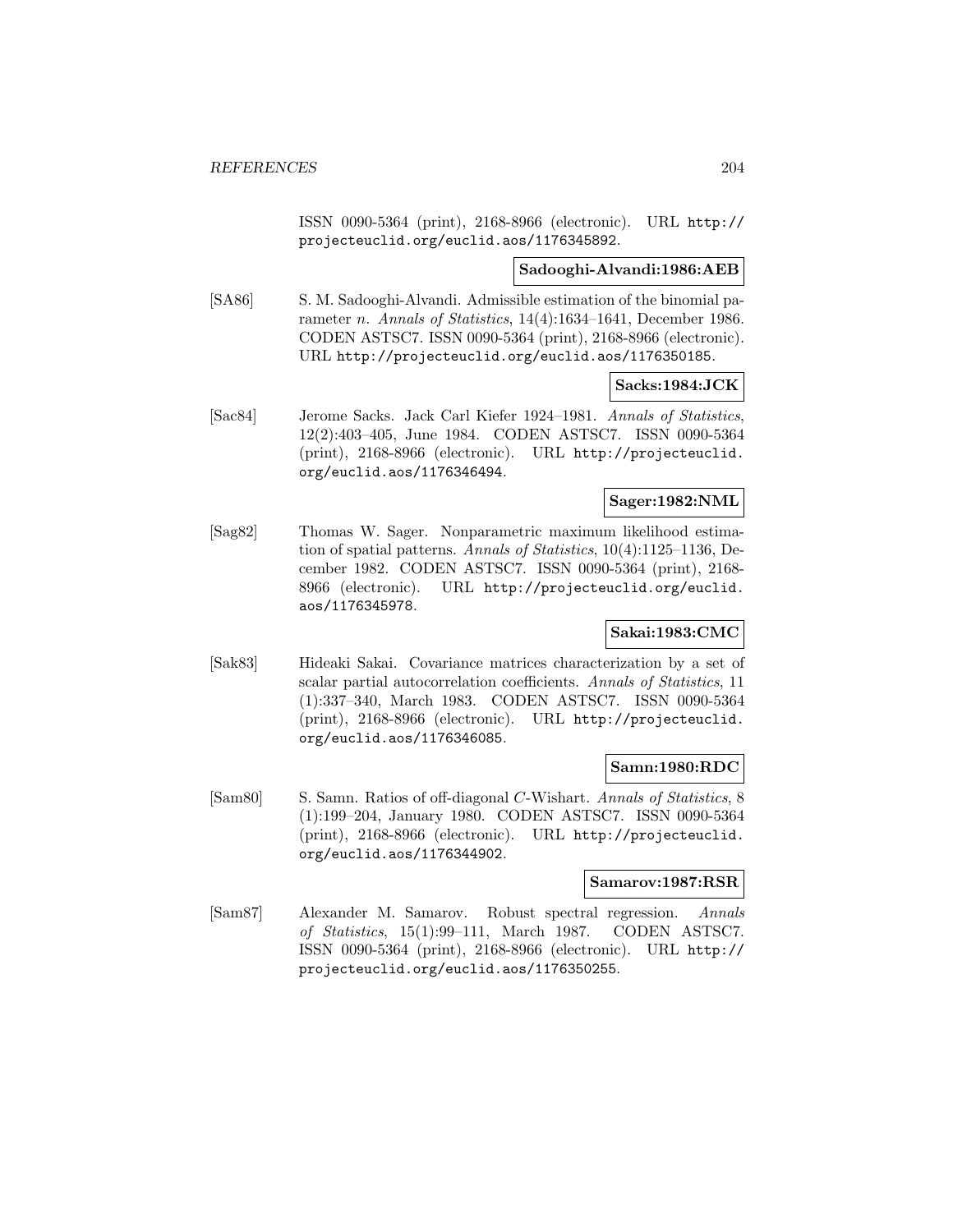ISSN 0090-5364 (print), 2168-8966 (electronic). URL http://projecteuclid.org/euclid.aos/1176345892.

**Sadooghi-Alvandi:1986:AEB**

[SA86] S. M. Sadooghi-Alvandi. Admissible estimation of the binomial parameter $n$. *Annals of Statistics*, 14(4):1634–1641, December 1986. CODEN ASTSC7. ISSN 0090-5364 (print), 2168-8966 (electronic). URL http://projecteuclid.org/euclid.aos/1176350185.

**Sacks:1984:JCK**

[Sac84] Jerome Sacks. Jack Carl Kiefer 1924–1981. *Annals of Statistics*, 12(2):403–405, June 1984. CODEN ASTSC7. ISSN 0090-5364 (print), 2168-8966 (electronic). URL http://projecteuclid.org/euclid.aos/1176346494.

**Sager:1982:NML**

[Sag82] Thomas W. Sager. Nonparametric maximum likelihood estimation of spatial patterns. *Annals of Statistics*, 10(4):1125–1136, December 1982. CODEN ASTSC7. ISSN 0090-5364 (print), 2168-8966 (electronic). URL http://projecteuclid.org/euclid.aos/1176345978.

**Sakai:1983:CMC**

[Sak83] Hideaki Sakai. Covariance matrices characterization by a set of scalar partial autocorrelation coefficients. *Annals of Statistics*, 11(1):337–340, March 1983. CODEN ASTSC7. ISSN 0090-5364 (print), 2168-8966 (electronic). URL http://projecteuclid.org/euclid.aos/1176346085.

**Samn:1980:RDC**

[Sam80] S. Samn. Ratios of off-diagonal $C$-Wishart. *Annals of Statistics*, 8(1):199–204, January 1980. CODEN ASTSC7. ISSN 0090-5364 (print), 2168-8966 (electronic). URL http://projecteuclid.org/euclid.aos/1176344902.

**Samarov:1987:RSR**

[Sam87] Alexander M. Samarov. Robust spectral regression. *Annals of Statistics*, 15(1):99–111, March 1987. CODEN ASTSC7. ISSN 0090-5364 (print), 2168-8966 (electronic). URL http://projecteuclid.org/euclid.aos/1176350255.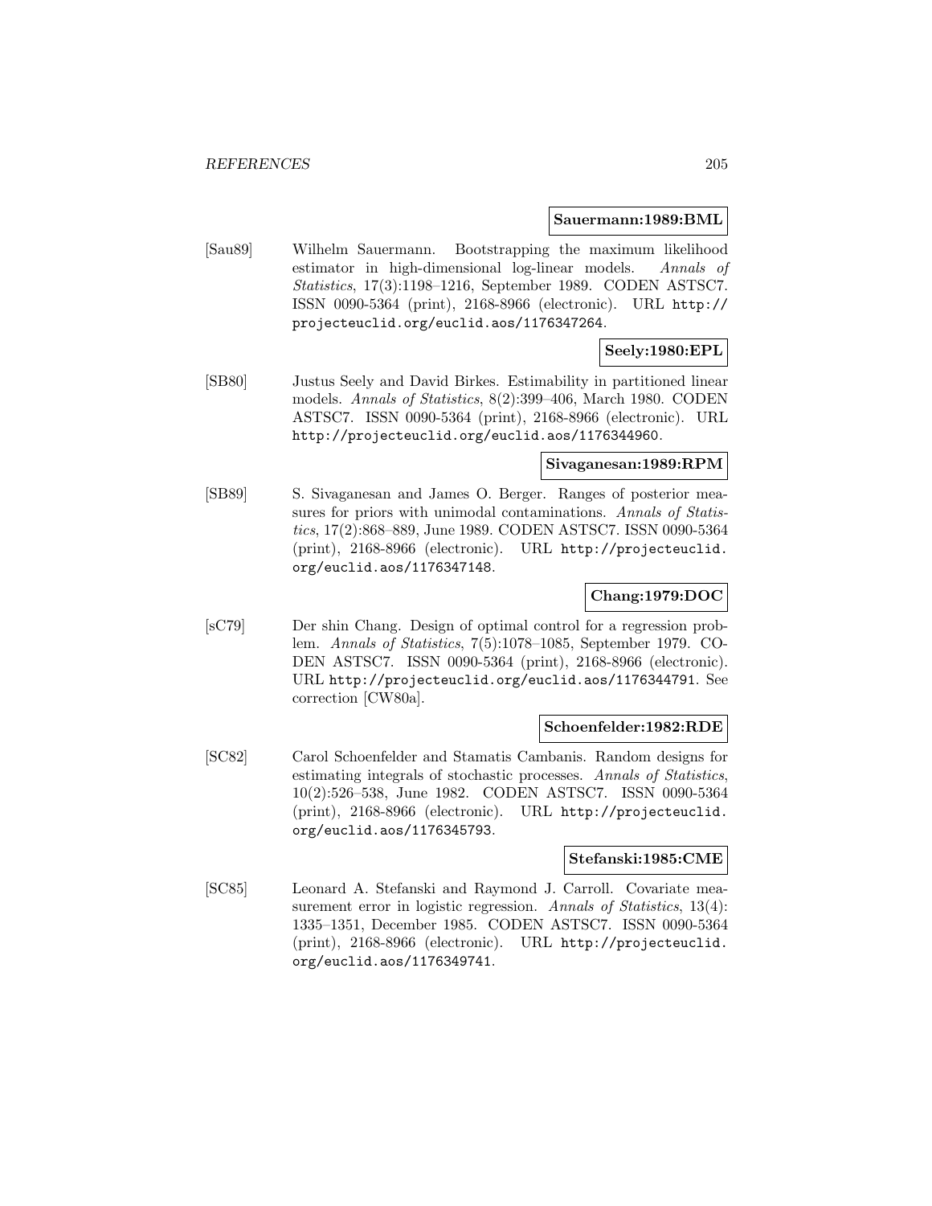**Sauermann:1989:BML**

[Sau89] Wilhelm Sauermann. Bootstrapping the maximum likelihood estimator in high-dimensional log-linear models. *Annals of Statistics*, 17(3):1198–1216, September 1989. CODEN ASTSC7. ISSN 0090-5364 (print), 2168-8966 (electronic). URL `http://projecteuclid.org/euclid.aos/1176347264`.

**Seely:1980:EPL**

[SB80] Justus Seely and David Birkes. Estimability in partitioned linear models. *Annals of Statistics*, 8(2):399–406, March 1980. CODEN ASTSC7. ISSN 0090-5364 (print), 2168-8966 (electronic). URL `http://projecteuclid.org/euclid.aos/1176344960`.

**Sivaganesan:1989:RPM**

[SB89] S. Sivaganesan and James O. Berger. Ranges of posterior measures for priors with unimodal contaminations. *Annals of Statistics*, 17(2):868–889, June 1989. CODEN ASTSC7. ISSN 0090-5364 (print), 2168-8966 (electronic). URL `http://projecteuclid.org/euclid.aos/1176347148`.

**Chang:1979:DOC**

[sC79] Der shin Chang. Design of optimal control for a regression problem. *Annals of Statistics*, 7(5):1078–1085, September 1979. CODEN ASTSC7. ISSN 0090-5364 (print), 2168-8966 (electronic). URL `http://projecteuclid.org/euclid.aos/1176344791`. See correction [CW80a].

**Schoenfelder:1982:RDE**

[SC82] Carol Schoenfelder and Stamatis Cambanis. Random designs for estimating integrals of stochastic processes. *Annals of Statistics*, 10(2):526–538, June 1982. CODEN ASTSC7. ISSN 0090-5364 (print), 2168-8966 (electronic). URL `http://projecteuclid.org/euclid.aos/1176345793`.

**Stefanski:1985:CME**

[SC85] Leonard A. Stefanski and Raymond J. Carroll. Covariate measurement error in logistic regression. *Annals of Statistics*, 13(4): 1335–1351, December 1985. CODEN ASTSC7. ISSN 0090-5364 (print), 2168-8966 (electronic). URL `http://projecteuclid.org/euclid.aos/1176349741`.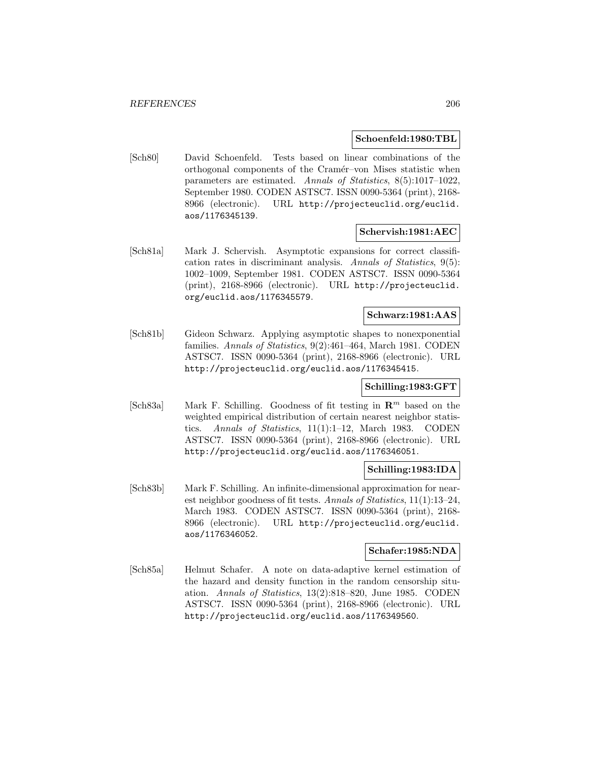**Schoenfeld:1980:TBL**

[Sch80] David Schoenfeld. Tests based on linear combinations of the orthogonal components of the Cramér–von Mises statistic when parameters are estimated. *Annals of Statistics*, 8(5):1017–1022, September 1980. CODEN ASTSC7. ISSN 0090-5364 (print), 2168-8966 (electronic). URL http://projecteuclid.org/euclid.aos/1176345139.

**Schervish:1981:AEC**

[Sch81a] Mark J. Schervish. Asymptotic expansions for correct classification rates in discriminant analysis. *Annals of Statistics*, 9(5):1002–1009, September 1981. CODEN ASTSC7. ISSN 0090-5364 (print), 2168-8966 (electronic). URL http://projecteuclid.org/euclid.aos/1176345579.

**Schwarz:1981:AAS**

[Sch81b] Gideon Schwarz. Applying asymptotic shapes to nonexponential families. *Annals of Statistics*, 9(2):461–464, March 1981. CODEN ASTSC7. ISSN 0090-5364 (print), 2168-8966 (electronic). URL http://projecteuclid.org/euclid.aos/1176345415.

**Schilling:1983:GFT**

[Sch83a] Mark F. Schilling. Goodness of fit testing in $\mathbf{R}^m$ based on the weighted empirical distribution of certain nearest neighbor statistics. *Annals of Statistics*, 11(1):1–12, March 1983. CODEN ASTSC7. ISSN 0090-5364 (print), 2168-8966 (electronic). URL http://projecteuclid.org/euclid.aos/1176346051.

**Schilling:1983:IDA**

[Sch83b] Mark F. Schilling. An infinite-dimensional approximation for nearest neighbor goodness of fit tests. *Annals of Statistics*, 11(1):13–24, March 1983. CODEN ASTSC7. ISSN 0090-5364 (print), 2168-8966 (electronic). URL http://projecteuclid.org/euclid.aos/1176346052.

**Schafer:1985:NDA**

[Sch85a] Helmut Schafer. A note on data-adaptive kernel estimation of the hazard and density function in the random censorship situation. *Annals of Statistics*, 13(2):818–820, June 1985. CODEN ASTSC7. ISSN 0090-5364 (print), 2168-8966 (electronic). URL http://projecteuclid.org/euclid.aos/1176349560.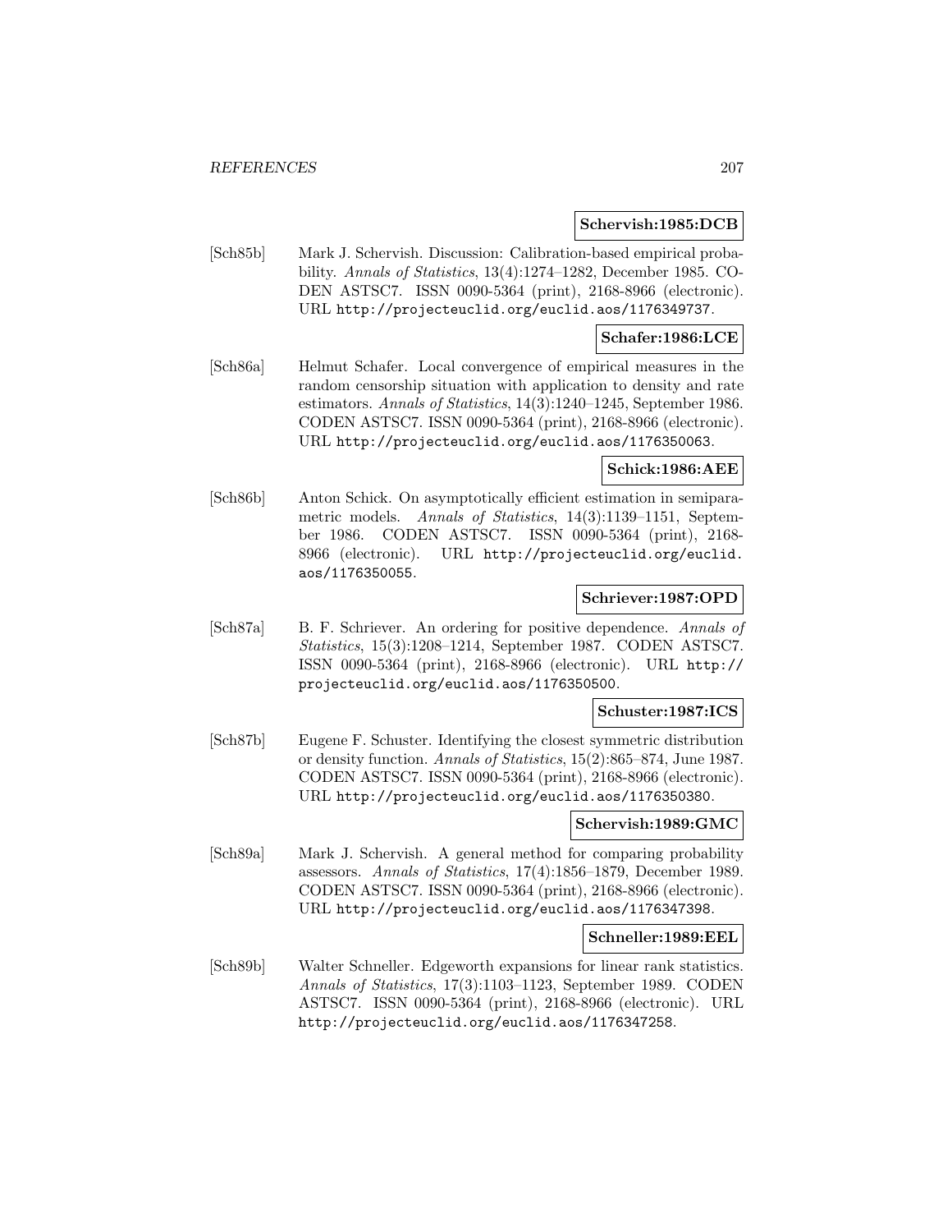**Schervish:1985:DCB**

[Sch85b] Mark J. Schervish. Discussion: Calibration-based empirical probability. *Annals of Statistics*, 13(4):1274–1282, December 1985. CODEN ASTSC7. ISSN 0090-5364 (print), 2168-8966 (electronic). URL http://projecteuclid.org/euclid.aos/1176349737.

**Schafer:1986:LCE**

[Sch86a] Helmut Schafer. Local convergence of empirical measures in the random censorship situation with application to density and rate estimators. *Annals of Statistics*, 14(3):1240–1245, September 1986. CODEN ASTSC7. ISSN 0090-5364 (print), 2168-8966 (electronic). URL http://projecteuclid.org/euclid.aos/1176350063.

**Schick:1986:AEE**

[Sch86b] Anton Schick. On asymptotically efficient estimation in semiparametric models. *Annals of Statistics*, 14(3):1139–1151, September 1986. CODEN ASTSC7. ISSN 0090-5364 (print), 2168-8966 (electronic). URL http://projecteuclid.org/euclid.aos/1176350055.

**Schriever:1987:OPD**

[Sch87a] B. F. Schriever. An ordering for positive dependence. *Annals of Statistics*, 15(3):1208–1214, September 1987. CODEN ASTSC7. ISSN 0090-5364 (print), 2168-8966 (electronic). URL http://projecteuclid.org/euclid.aos/1176350500.

**Schuster:1987:ICS**

[Sch87b] Eugene F. Schuster. Identifying the closest symmetric distribution or density function. *Annals of Statistics*, 15(2):865–874, June 1987. CODEN ASTSC7. ISSN 0090-5364 (print), 2168-8966 (electronic). URL http://projecteuclid.org/euclid.aos/1176350380.

**Schervish:1989:GMC**

[Sch89a] Mark J. Schervish. A general method for comparing probability assessors. *Annals of Statistics*, 17(4):1856–1879, December 1989. CODEN ASTSC7. ISSN 0090-5364 (print), 2168-8966 (electronic). URL http://projecteuclid.org/euclid.aos/1176347398.

**Schneller:1989:EEL**

[Sch89b] Walter Schneller. Edgeworth expansions for linear rank statistics. *Annals of Statistics*, 17(3):1103–1123, September 1989. CODEN ASTSC7. ISSN 0090-5364 (print), 2168-8966 (electronic). URL http://projecteuclid.org/euclid.aos/1176347258.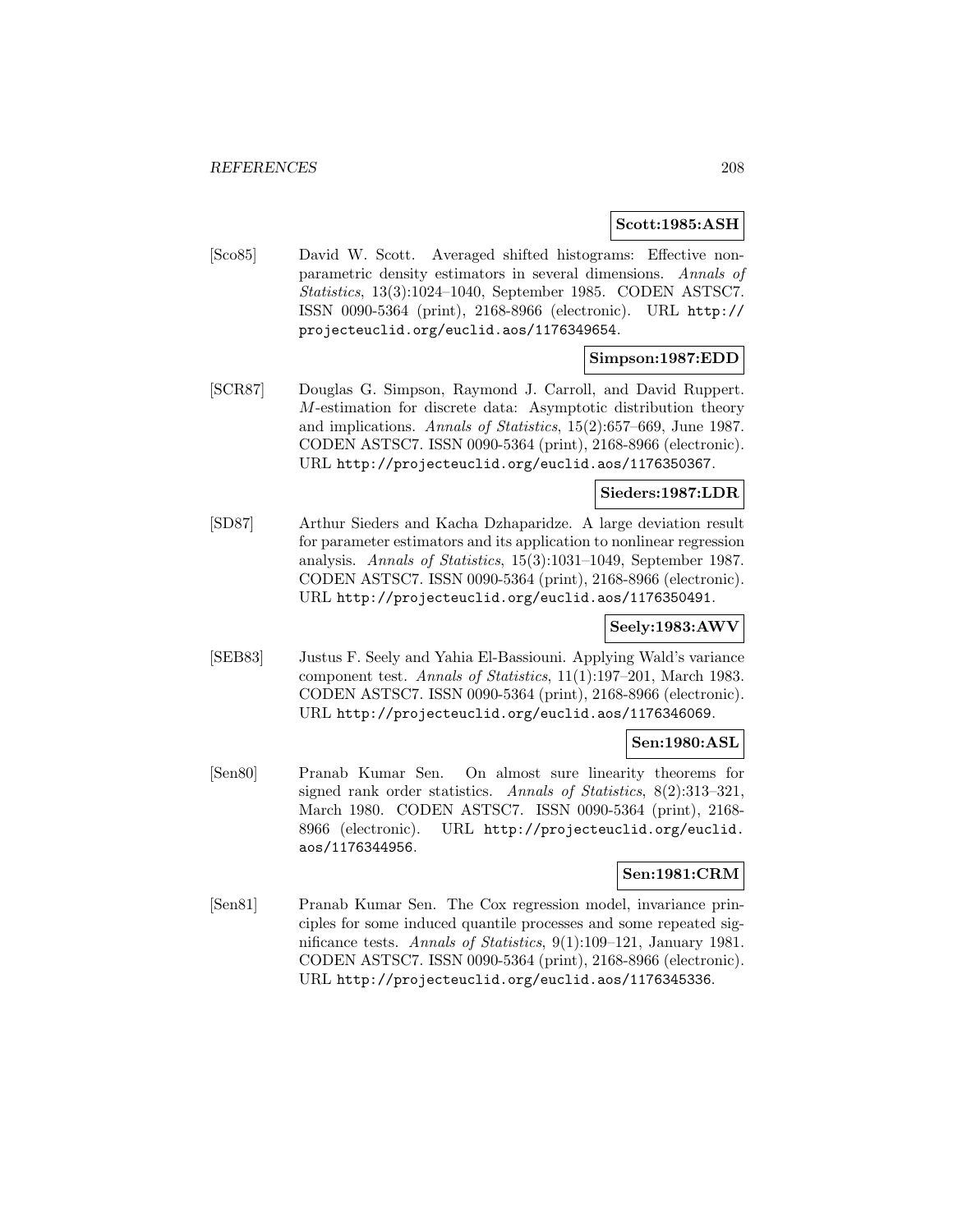**Scott:1985:ASH**

[Sco85] David W. Scott. Averaged shifted histograms: Effective nonparametric density estimators in several dimensions. *Annals of Statistics*, 13(3):1024–1040, September 1985. CODEN ASTSC7. ISSN 0090-5364 (print), 2168-8966 (electronic). URL http://projecteuclid.org/euclid.aos/1176349654.

**Simpson:1987:EDD**

[SCR87] Douglas G. Simpson, Raymond J. Carroll, and David Ruppert. *M*-estimation for discrete data: Asymptotic distribution theory and implications. *Annals of Statistics*, 15(2):657–669, June 1987. CODEN ASTSC7. ISSN 0090-5364 (print), 2168-8966 (electronic). URL http://projecteuclid.org/euclid.aos/1176350367.

**Sieders:1987:LDR**

[SD87] Arthur Sieders and Kacha Dzhaparidze. A large deviation result for parameter estimators and its application to nonlinear regression analysis. *Annals of Statistics*, 15(3):1031–1049, September 1987. CODEN ASTSC7. ISSN 0090-5364 (print), 2168-8966 (electronic). URL http://projecteuclid.org/euclid.aos/1176350491.

**Seely:1983:AWV**

[SEB83] Justus F. Seely and Yahia El-Bassiouni. Applying Wald's variance component test. *Annals of Statistics*, 11(1):197–201, March 1983. CODEN ASTSC7. ISSN 0090-5364 (print), 2168-8966 (electronic). URL http://projecteuclid.org/euclid.aos/1176346069.

**Sen:1980:ASL**

[Sen80] Pranab Kumar Sen. On almost sure linearity theorems for signed rank order statistics. *Annals of Statistics*, 8(2):313–321, March 1980. CODEN ASTSC7. ISSN 0090-5364 (print), 2168-8966 (electronic). URL http://projecteuclid.org/euclid.aos/1176344956.

**Sen:1981:CRM**

[Sen81] Pranab Kumar Sen. The Cox regression model, invariance principles for some induced quantile processes and some repeated significance tests. *Annals of Statistics*, 9(1):109–121, January 1981. CODEN ASTSC7. ISSN 0090-5364 (print), 2168-8966 (electronic). URL http://projecteuclid.org/euclid.aos/1176345336.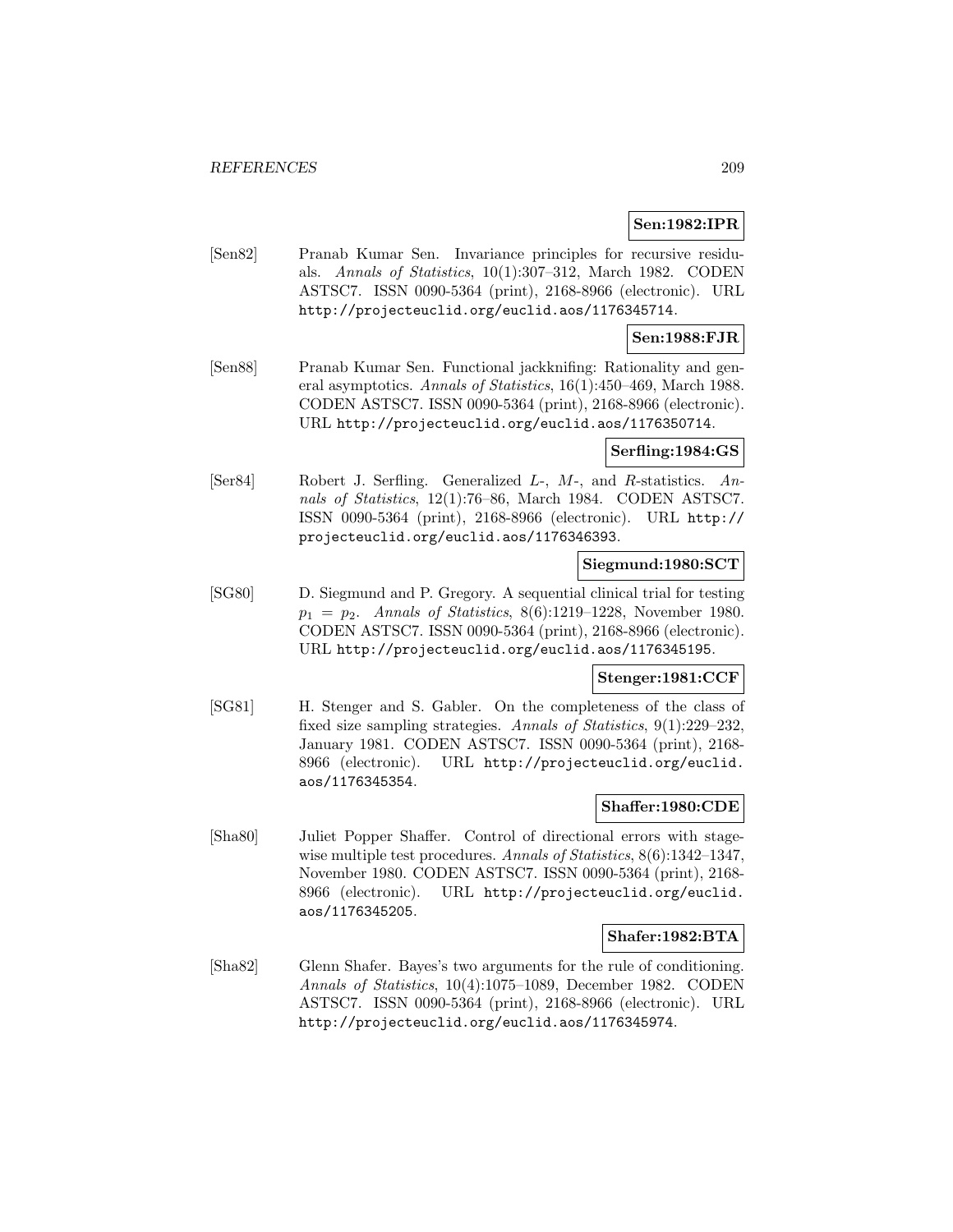**Sen:1982:IPR**

[Sen82] Pranab Kumar Sen. Invariance principles for recursive residuals. *Annals of Statistics*, 10(1):307–312, March 1982. CODEN ASTSC7. ISSN 0090-5364 (print), 2168-8966 (electronic). URL http://projecteuclid.org/euclid.aos/1176345714.

**Sen:1988:FJR**

[Sen88] Pranab Kumar Sen. Functional jackknifing: Rationality and general asymptotics. *Annals of Statistics*, 16(1):450–469, March 1988. CODEN ASTSC7. ISSN 0090-5364 (print), 2168-8966 (electronic). URL http://projecteuclid.org/euclid.aos/1176350714.

**Serfling:1984:GS**

[Ser84] Robert J. Serfling. Generalized $L$-, $M$-, and $R$-statistics. *Annals of Statistics*, 12(1):76–86, March 1984. CODEN ASTSC7. ISSN 0090-5364 (print), 2168-8966 (electronic). URL http://projecteuclid.org/euclid.aos/1176346393.

**Siegmund:1980:SCT**

[SG80] D. Siegmund and P. Gregory. A sequential clinical trial for testing $p_1 = p_2$. *Annals of Statistics*, 8(6):1219–1228, November 1980. CODEN ASTSC7. ISSN 0090-5364 (print), 2168-8966 (electronic). URL http://projecteuclid.org/euclid.aos/1176345195.

**Stenger:1981:CCF**

[SG81] H. Stenger and S. Gabler. On the completeness of the class of fixed size sampling strategies. *Annals of Statistics*, 9(1):229–232, January 1981. CODEN ASTSC7. ISSN 0090-5364 (print), 2168-8966 (electronic). URL http://projecteuclid.org/euclid.aos/1176345354.

**Shaffer:1980:CDE**

[Sha80] Juliet Popper Shaffer. Control of directional errors with stagewise multiple test procedures. *Annals of Statistics*, 8(6):1342–1347, November 1980. CODEN ASTSC7. ISSN 0090-5364 (print), 2168-8966 (electronic). URL http://projecteuclid.org/euclid.aos/1176345205.

**Shafer:1982:BTA**

[Sha82] Glenn Shafer. Bayes's two arguments for the rule of conditioning. *Annals of Statistics*, 10(4):1075–1089, December 1982. CODEN ASTSC7. ISSN 0090-5364 (print), 2168-8966 (electronic). URL http://projecteuclid.org/euclid.aos/1176345974.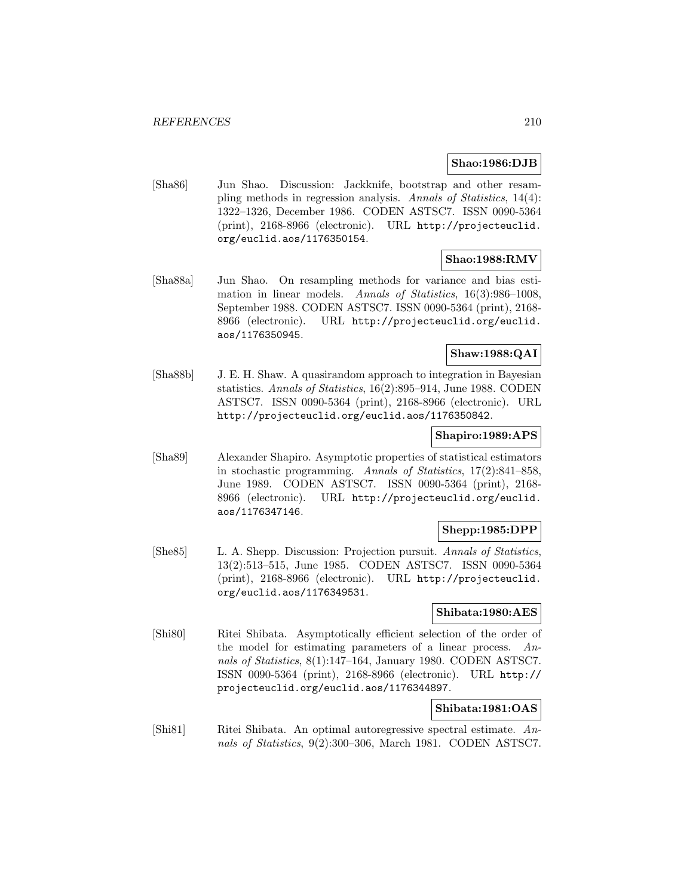**Shao:1986:DJB**

[Sha86] Jun Shao. Discussion: Jackknife, bootstrap and other resampling methods in regression analysis. *Annals of Statistics*, 14(4): 1322–1326, December 1986. CODEN ASTSC7. ISSN 0090-5364 (print), 2168-8966 (electronic). URL http://projecteuclid.org/euclid.aos/1176350154.

**Shao:1988:RMV**

[Sha88a] Jun Shao. On resampling methods for variance and bias estimation in linear models. *Annals of Statistics*, 16(3):986–1008, September 1988. CODEN ASTSC7. ISSN 0090-5364 (print), 2168-8966 (electronic). URL http://projecteuclid.org/euclid.aos/1176350945.

**Shaw:1988:QAI**

[Sha88b] J. E. H. Shaw. A quasirandom approach to integration in Bayesian statistics. *Annals of Statistics*, 16(2):895–914, June 1988. CODEN ASTSC7. ISSN 0090-5364 (print), 2168-8966 (electronic). URL http://projecteuclid.org/euclid.aos/1176350842.

**Shapiro:1989:APS**

[Sha89] Alexander Shapiro. Asymptotic properties of statistical estimators in stochastic programming. *Annals of Statistics*, 17(2):841–858, June 1989. CODEN ASTSC7. ISSN 0090-5364 (print), 2168-8966 (electronic). URL http://projecteuclid.org/euclid.aos/1176347146.

**Shepp:1985:DPP**

[She85] L. A. Shepp. Discussion: Projection pursuit. *Annals of Statistics*, 13(2):513–515, June 1985. CODEN ASTSC7. ISSN 0090-5364 (print), 2168-8966 (electronic). URL http://projecteuclid.org/euclid.aos/1176349531.

**Shibata:1980:AES**

[Shi80] Ritei Shibata. Asymptotically efficient selection of the order of the model for estimating parameters of a linear process. *Annals of Statistics*, 8(1):147–164, January 1980. CODEN ASTSC7. ISSN 0090-5364 (print), 2168-8966 (electronic). URL http://projecteuclid.org/euclid.aos/1176344897.

**Shibata:1981:OAS**

[Shi81] Ritei Shibata. An optimal autoregressive spectral estimate. *Annals of Statistics*, 9(2):300–306, March 1981. CODEN ASTSC7.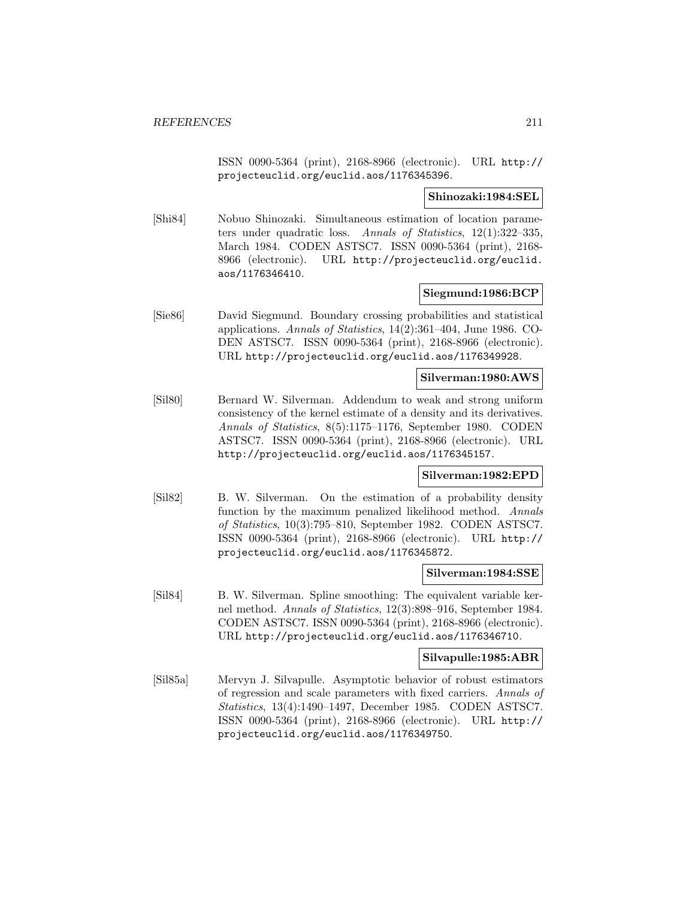ISSN 0090-5364 (print), 2168-8966 (electronic). URL http://projecteuclid.org/euclid.aos/1176345396.

**Shinozaki:1984:SEL**

[Shi84] Nobuo Shinozaki. Simultaneous estimation of location parameters under quadratic loss. *Annals of Statistics*, 12(1):322–335, March 1984. CODEN ASTSC7. ISSN 0090-5364 (print), 2168-8966 (electronic). URL http://projecteuclid.org/euclid.aos/1176346410.

**Siegmund:1986:BCP**

[Sie86] David Siegmund. Boundary crossing probabilities and statistical applications. *Annals of Statistics*, 14(2):361–404, June 1986. CODEN ASTSC7. ISSN 0090-5364 (print), 2168-8966 (electronic). URL http://projecteuclid.org/euclid.aos/1176349928.

**Silverman:1980:AWS**

[Sil80] Bernard W. Silverman. Addendum to weak and strong uniform consistency of the kernel estimate of a density and its derivatives. *Annals of Statistics*, 8(5):1175–1176, September 1980. CODEN ASTSC7. ISSN 0090-5364 (print), 2168-8966 (electronic). URL http://projecteuclid.org/euclid.aos/1176345157.

**Silverman:1982:EPD**

[Sil82] B. W. Silverman. On the estimation of a probability density function by the maximum penalized likelihood method. *Annals of Statistics*, 10(3):795–810, September 1982. CODEN ASTSC7. ISSN 0090-5364 (print), 2168-8966 (electronic). URL http://projecteuclid.org/euclid.aos/1176345872.

**Silverman:1984:SSE**

[Sil84] B. W. Silverman. Spline smoothing: The equivalent variable kernel method. *Annals of Statistics*, 12(3):898–916, September 1984. CODEN ASTSC7. ISSN 0090-5364 (print), 2168-8966 (electronic). URL http://projecteuclid.org/euclid.aos/1176346710.

**Silvapulle:1985:ABR**

[Sil85a] Mervyn J. Silvapulle. Asymptotic behavior of robust estimators of regression and scale parameters with fixed carriers. *Annals of Statistics*, 13(4):1490–1497, December 1985. CODEN ASTSC7. ISSN 0090-5364 (print), 2168-8966 (electronic). URL http://projecteuclid.org/euclid.aos/1176349750.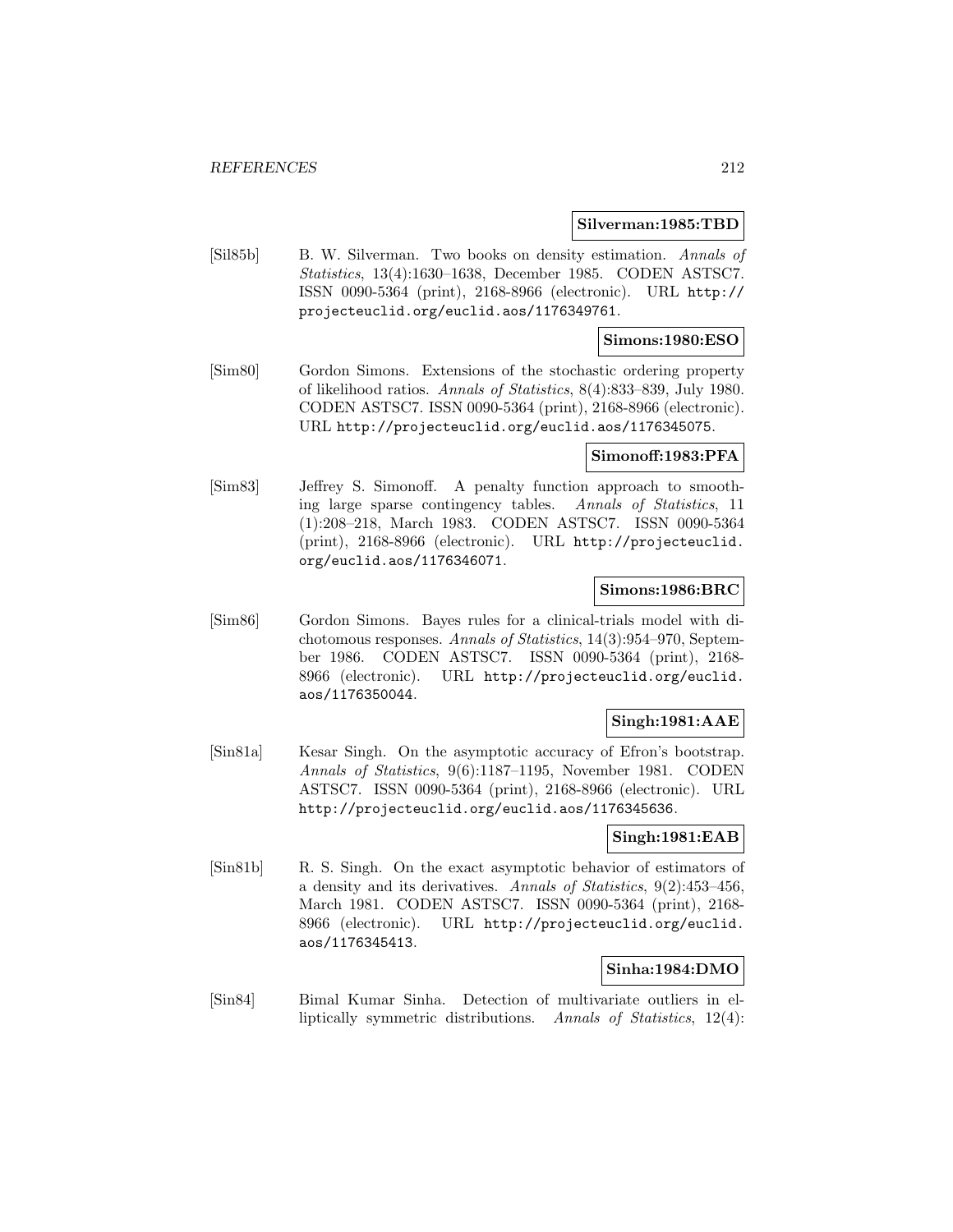**Silverman:1985:TBD**

[Sil85b] B. W. Silverman. Two books on density estimation. *Annals of Statistics*, 13(4):1630–1638, December 1985. CODEN ASTSC7. ISSN 0090-5364 (print), 2168-8966 (electronic). URL http://projecteuclid.org/euclid.aos/1176349761.

**Simons:1980:ESO**

[Sim80] Gordon Simons. Extensions of the stochastic ordering property of likelihood ratios. *Annals of Statistics*, 8(4):833–839, July 1980. CODEN ASTSC7. ISSN 0090-5364 (print), 2168-8966 (electronic). URL http://projecteuclid.org/euclid.aos/1176345075.

**Simonoff:1983:PFA**

[Sim83] Jeffrey S. Simonoff. A penalty function approach to smoothing large sparse contingency tables. *Annals of Statistics*, 11 (1):208–218, March 1983. CODEN ASTSC7. ISSN 0090-5364 (print), 2168-8966 (electronic). URL http://projecteuclid.org/euclid.aos/1176346071.

**Simons:1986:BRC**

[Sim86] Gordon Simons. Bayes rules for a clinical-trials model with dichotomous responses. *Annals of Statistics*, 14(3):954–970, September 1986. CODEN ASTSC7. ISSN 0090-5364 (print), 2168-8966 (electronic). URL http://projecteuclid.org/euclid.aos/1176350044.

**Singh:1981:AAE**

[Sin81a] Kesar Singh. On the asymptotic accuracy of Efron's bootstrap. *Annals of Statistics*, 9(6):1187–1195, November 1981. CODEN ASTSC7. ISSN 0090-5364 (print), 2168-8966 (electronic). URL http://projecteuclid.org/euclid.aos/1176345636.

**Singh:1981:EAB**

[Sin81b] R. S. Singh. On the exact asymptotic behavior of estimators of a density and its derivatives. *Annals of Statistics*, 9(2):453–456, March 1981. CODEN ASTSC7. ISSN 0090-5364 (print), 2168-8966 (electronic). URL http://projecteuclid.org/euclid.aos/1176345413.

**Sinha:1984:DMO**

[Sin84] Bimal Kumar Sinha. Detection of multivariate outliers in elliptically symmetric distributions. *Annals of Statistics*, 12(4):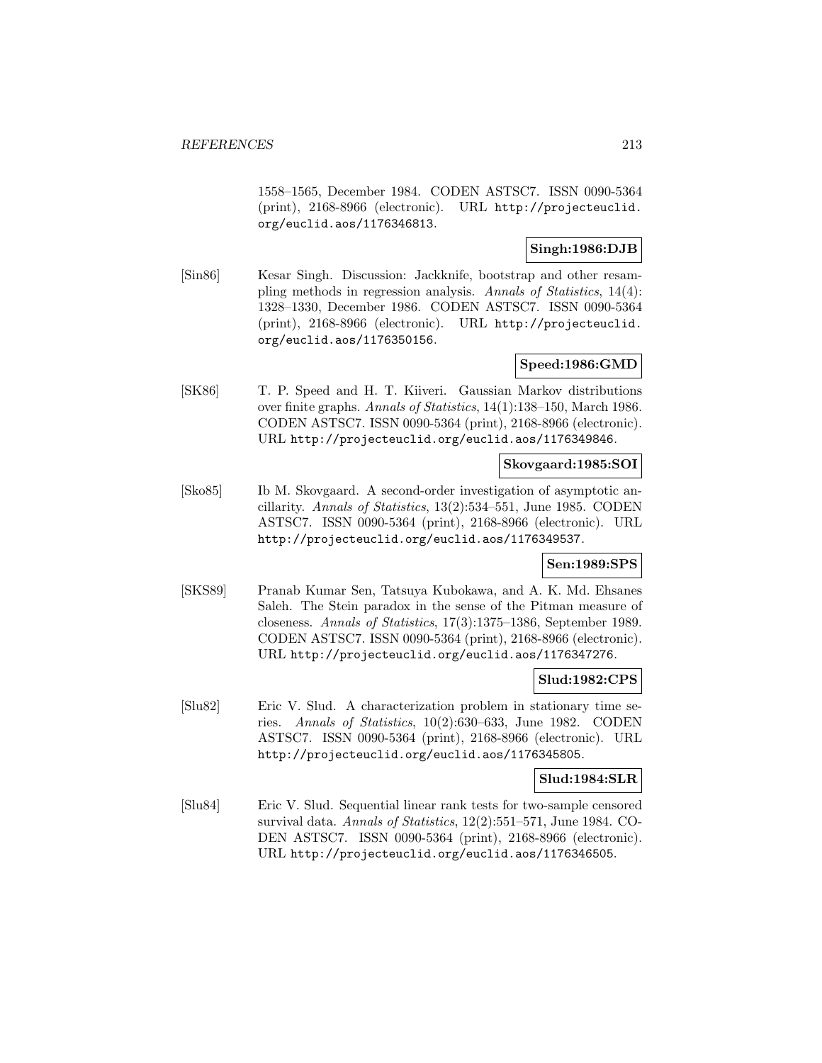1558–1565, December 1984. CODEN ASTSC7. ISSN 0090-5364 (print), 2168-8966 (electronic). URL http://projecteuclid.org/euclid.aos/1176346813.

**Singh:1986:DJB**

[Sin86] Kesar Singh. Discussion: Jackknife, bootstrap and other resampling methods in regression analysis. *Annals of Statistics*, 14(4): 1328–1330, December 1986. CODEN ASTSC7. ISSN 0090-5364 (print), 2168-8966 (electronic). URL http://projecteuclid.org/euclid.aos/1176350156.

**Speed:1986:GMD**

[SK86] T. P. Speed and H. T. Kiiveri. Gaussian Markov distributions over finite graphs. *Annals of Statistics*, 14(1):138–150, March 1986. CODEN ASTSC7. ISSN 0090-5364 (print), 2168-8966 (electronic). URL http://projecteuclid.org/euclid.aos/1176349846.

**Skovgaard:1985:SOI**

[Sko85] Ib M. Skovgaard. A second-order investigation of asymptotic ancillarity. *Annals of Statistics*, 13(2):534–551, June 1985. CODEN ASTSC7. ISSN 0090-5364 (print), 2168-8966 (electronic). URL http://projecteuclid.org/euclid.aos/1176349537.

**Sen:1989:SPS**

[SKS89] Pranab Kumar Sen, Tatsuya Kubokawa, and A. K. Md. Ehsanes Saleh. The Stein paradox in the sense of the Pitman measure of closeness. *Annals of Statistics*, 17(3):1375–1386, September 1989. CODEN ASTSC7. ISSN 0090-5364 (print), 2168-8966 (electronic). URL http://projecteuclid.org/euclid.aos/1176347276.

**Slud:1982:CPS**

[Slu82] Eric V. Slud. A characterization problem in stationary time series. *Annals of Statistics*, 10(2):630–633, June 1982. CODEN ASTSC7. ISSN 0090-5364 (print), 2168-8966 (electronic). URL http://projecteuclid.org/euclid.aos/1176345805.

**Slud:1984:SLR**

[Slu84] Eric V. Slud. Sequential linear rank tests for two-sample censored survival data. *Annals of Statistics*, 12(2):551–571, June 1984. CODEN ASTSC7. ISSN 0090-5364 (print), 2168-8966 (electronic). URL http://projecteuclid.org/euclid.aos/1176346505.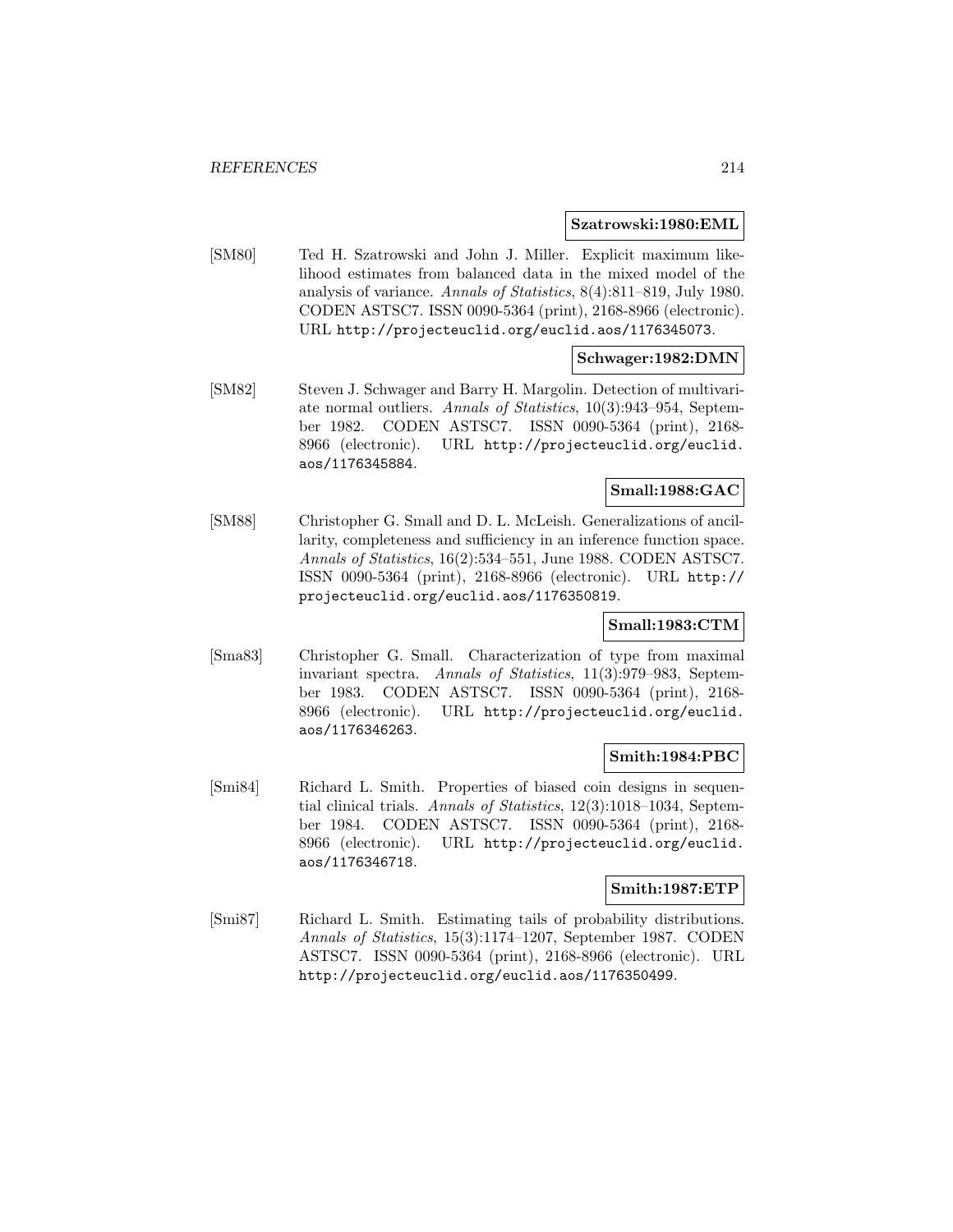**Szatrowski:1980:EML**

[SM80] Ted H. Szatrowski and John J. Miller. Explicit maximum likelihood estimates from balanced data in the mixed model of the analysis of variance. *Annals of Statistics*, 8(4):811–819, July 1980. CODEN ASTSC7. ISSN 0090-5364 (print), 2168-8966 (electronic). URL http://projecteuclid.org/euclid.aos/1176345073.

**Schwager:1982:DMN**

[SM82] Steven J. Schwager and Barry H. Margolin. Detection of multivariate normal outliers. *Annals of Statistics*, 10(3):943–954, September 1982. CODEN ASTSC7. ISSN 0090-5364 (print), 2168-8966 (electronic). URL http://projecteuclid.org/euclid.aos/1176345884.

**Small:1988:GAC**

[SM88] Christopher G. Small and D. L. McLeish. Generalizations of ancillarity, completeness and sufficiency in an inference function space. *Annals of Statistics*, 16(2):534–551, June 1988. CODEN ASTSC7. ISSN 0090-5364 (print), 2168-8966 (electronic). URL http://projecteuclid.org/euclid.aos/1176350819.

**Small:1983:CTM**

[Sma83] Christopher G. Small. Characterization of type from maximal invariant spectra. *Annals of Statistics*, 11(3):979–983, September 1983. CODEN ASTSC7. ISSN 0090-5364 (print), 2168-8966 (electronic). URL http://projecteuclid.org/euclid.aos/1176346263.

**Smith:1984:PBC**

[Smi84] Richard L. Smith. Properties of biased coin designs in sequential clinical trials. *Annals of Statistics*, 12(3):1018–1034, September 1984. CODEN ASTSC7. ISSN 0090-5364 (print), 2168-8966 (electronic). URL http://projecteuclid.org/euclid.aos/1176346718.

**Smith:1987:ETP**

[Smi87] Richard L. Smith. Estimating tails of probability distributions. *Annals of Statistics*, 15(3):1174–1207, September 1987. CODEN ASTSC7. ISSN 0090-5364 (print), 2168-8966 (electronic). URL http://projecteuclid.org/euclid.aos/1176350499.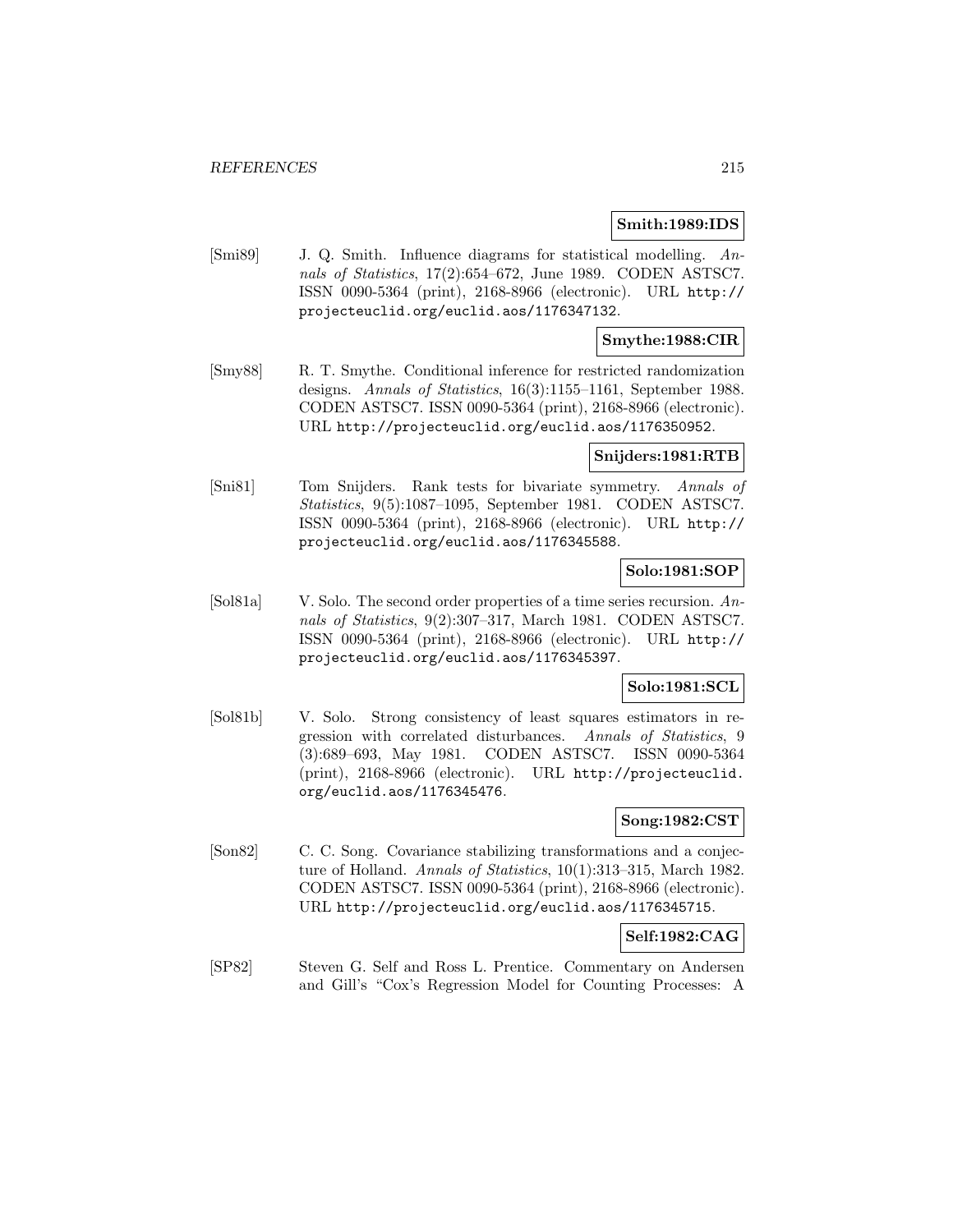**Smith:1989:IDS**

[Smi89] J. Q. Smith. Influence diagrams for statistical modelling. *Annals of Statistics*, 17(2):654–672, June 1989. CODEN ASTSC7. ISSN 0090-5364 (print), 2168-8966 (electronic). URL http://projecteuclid.org/euclid.aos/1176347132.

**Smythe:1988:CIR**

[Smy88] R. T. Smythe. Conditional inference for restricted randomization designs. *Annals of Statistics*, 16(3):1155–1161, September 1988. CODEN ASTSC7. ISSN 0090-5364 (print), 2168-8966 (electronic). URL http://projecteuclid.org/euclid.aos/1176350952.

**Snijders:1981:RTB**

[Sni81] Tom Snijders. Rank tests for bivariate symmetry. *Annals of Statistics*, 9(5):1087–1095, September 1981. CODEN ASTSC7. ISSN 0090-5364 (print), 2168-8966 (electronic). URL http://projecteuclid.org/euclid.aos/1176345588.

**Solo:1981:SOP**

[Sol81a] V. Solo. The second order properties of a time series recursion. *Annals of Statistics*, 9(2):307–317, March 1981. CODEN ASTSC7. ISSN 0090-5364 (print), 2168-8966 (electronic). URL http://projecteuclid.org/euclid.aos/1176345397.

**Solo:1981:SCL**

[Sol81b] V. Solo. Strong consistency of least squares estimators in regression with correlated disturbances. *Annals of Statistics*, 9 (3):689–693, May 1981. CODEN ASTSC7. ISSN 0090-5364 (print), 2168-8966 (electronic). URL http://projecteuclid.org/euclid.aos/1176345476.

**Song:1982:CST**

[Son82] C. C. Song. Covariance stabilizing transformations and a conjecture of Holland. *Annals of Statistics*, 10(1):313–315, March 1982. CODEN ASTSC7. ISSN 0090-5364 (print), 2168-8966 (electronic). URL http://projecteuclid.org/euclid.aos/1176345715.

**Self:1982:CAG**

[SP82] Steven G. Self and Ross L. Prentice. Commentary on Andersen and Gill's "Cox's Regression Model for Counting Processes: A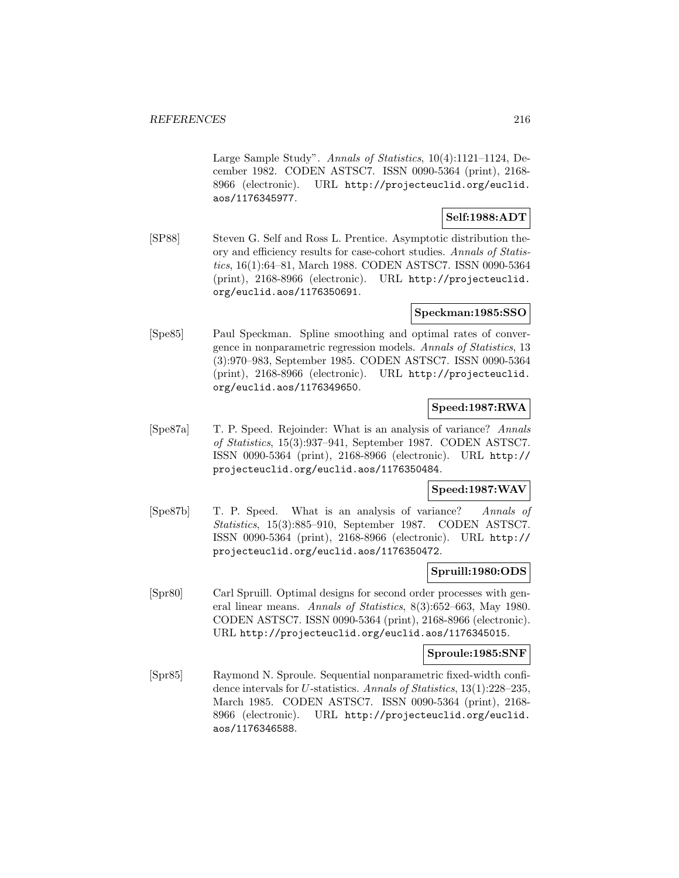Large Sample Study". *Annals of Statistics*, 10(4):1121–1124, December 1982. CODEN ASTSC7. ISSN 0090-5364 (print), 2168-8966 (electronic). URL http://projecteuclid.org/euclid.aos/1176345977.

**Self:1988:ADT**

[SP88] Steven G. Self and Ross L. Prentice. Asymptotic distribution theory and efficiency results for case-cohort studies. *Annals of Statistics*, 16(1):64–81, March 1988. CODEN ASTSC7. ISSN 0090-5364 (print), 2168-8966 (electronic). URL http://projecteuclid.org/euclid.aos/1176350691.

**Speckman:1985:SSO**

[Spe85] Paul Speckman. Spline smoothing and optimal rates of convergence in nonparametric regression models. *Annals of Statistics*, 13(3):970–983, September 1985. CODEN ASTSC7. ISSN 0090-5364 (print), 2168-8966 (electronic). URL http://projecteuclid.org/euclid.aos/1176349650.

**Speed:1987:RWA**

[Spe87a] T. P. Speed. Rejoinder: What is an analysis of variance? *Annals of Statistics*, 15(3):937–941, September 1987. CODEN ASTSC7. ISSN 0090-5364 (print), 2168-8966 (electronic). URL http://projecteuclid.org/euclid.aos/1176350484.

**Speed:1987:WAV**

[Spe87b] T. P. Speed. What is an analysis of variance? *Annals of Statistics*, 15(3):885–910, September 1987. CODEN ASTSC7. ISSN 0090-5364 (print), 2168-8966 (electronic). URL http://projecteuclid.org/euclid.aos/1176350472.

**Spruill:1980:ODS**

[Spr80] Carl Spruill. Optimal designs for second order processes with general linear means. *Annals of Statistics*, 8(3):652–663, May 1980. CODEN ASTSC7. ISSN 0090-5364 (print), 2168-8966 (electronic). URL http://projecteuclid.org/euclid.aos/1176345015.

**Sproule:1985:SNF**

[Spr85] Raymond N. Sproule. Sequential nonparametric fixed-width confidence intervals for $U$-statistics. *Annals of Statistics*, 13(1):228–235, March 1985. CODEN ASTSC7. ISSN 0090-5364 (print), 2168-8966 (electronic). URL http://projecteuclid.org/euclid.aos/1176346588.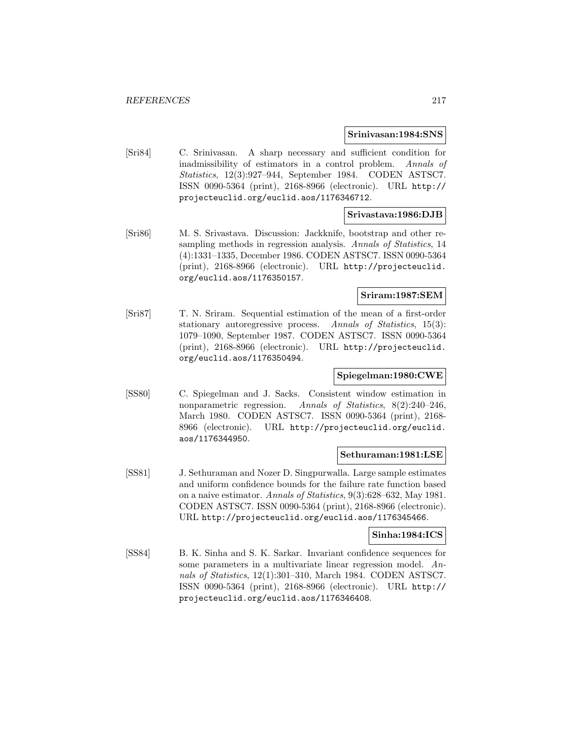**Srinivasan:1984:SNS**

[Sri84] C. Srinivasan. A sharp necessary and sufficient condition for inadmissibility of estimators in a control problem. *Annals of Statistics*, 12(3):927–944, September 1984. CODEN ASTSC7. ISSN 0090-5364 (print), 2168-8966 (electronic). URL http://projecteuclid.org/euclid.aos/1176346712.

**Srivastava:1986:DJB**

[Sri86] M. S. Srivastava. Discussion: Jackknife, bootstrap and other resampling methods in regression analysis. *Annals of Statistics*, 14 (4):1331–1335, December 1986. CODEN ASTSC7. ISSN 0090-5364 (print), 2168-8966 (electronic). URL http://projecteuclid.org/euclid.aos/1176350157.

**Sriram:1987:SEM**

[Sri87] T. N. Sriram. Sequential estimation of the mean of a first-order stationary autoregressive process. *Annals of Statistics*, 15(3): 1079–1090, September 1987. CODEN ASTSC7. ISSN 0090-5364 (print), 2168-8966 (electronic). URL http://projecteuclid.org/euclid.aos/1176350494.

**Spiegelman:1980:CWE**

[SS80] C. Spiegelman and J. Sacks. Consistent window estimation in nonparametric regression. *Annals of Statistics*, 8(2):240–246, March 1980. CODEN ASTSC7. ISSN 0090-5364 (print), 2168-8966 (electronic). URL http://projecteuclid.org/euclid.aos/1176344950.

**Sethuraman:1981:LSE**

[SS81] J. Sethuraman and Nozer D. Singpurwalla. Large sample estimates and uniform confidence bounds for the failure rate function based on a naive estimator. *Annals of Statistics*, 9(3):628–632, May 1981. CODEN ASTSC7. ISSN 0090-5364 (print), 2168-8966 (electronic). URL http://projecteuclid.org/euclid.aos/1176345466.

**Sinha:1984:ICS**

[SS84] B. K. Sinha and S. K. Sarkar. Invariant confidence sequences for some parameters in a multivariate linear regression model. *Annals of Statistics*, 12(1):301–310, March 1984. CODEN ASTSC7. ISSN 0090-5364 (print), 2168-8966 (electronic). URL http://projecteuclid.org/euclid.aos/1176346408.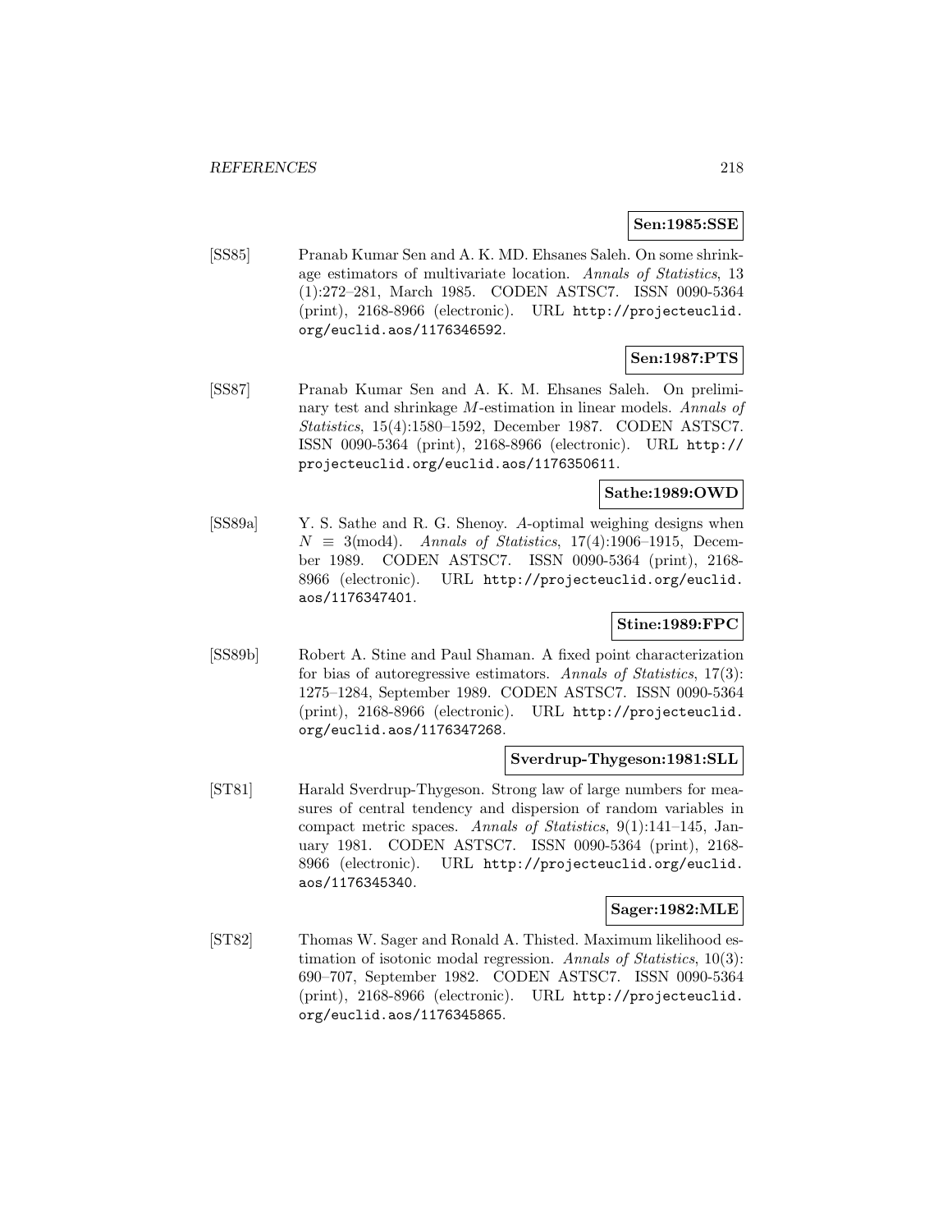**Sen:1985:SSE**

[SS85] Pranab Kumar Sen and A. K. MD. Ehsanes Saleh. On some shrinkage estimators of multivariate location. *Annals of Statistics*, 13 (1):272–281, March 1985. CODEN ASTSC7. ISSN 0090-5364 (print), 2168-8966 (electronic). URL http://projecteuclid.org/euclid.aos/1176346592.

**Sen:1987:PTS**

[SS87] Pranab Kumar Sen and A. K. M. Ehsanes Saleh. On preliminary test and shrinkage $M$-estimation in linear models. *Annals of Statistics*, 15(4):1580–1592, December 1987. CODEN ASTSC7. ISSN 0090-5364 (print), 2168-8966 (electronic). URL http://projecteuclid.org/euclid.aos/1176350611.

**Sathe:1989:OWD**

[SS89a] Y. S. Sathe and R. G. Shenoy. $A$-optimal weighing designs when $N \equiv 3(\text{mod}4)$. *Annals of Statistics*, 17(4):1906–1915, December 1989. CODEN ASTSC7. ISSN 0090-5364 (print), 2168-8966 (electronic). URL http://projecteuclid.org/euclid.aos/1176347401.

**Stine:1989:FPC**

[SS89b] Robert A. Stine and Paul Shaman. A fixed point characterization for bias of autoregressive estimators. *Annals of Statistics*, 17(3): 1275–1284, September 1989. CODEN ASTSC7. ISSN 0090-5364 (print), 2168-8966 (electronic). URL http://projecteuclid.org/euclid.aos/1176347268.

**Sverdrup-Thygeson:1981:SLL**

[ST81] Harald Sverdrup-Thygeson. Strong law of large numbers for measures of central tendency and dispersion of random variables in compact metric spaces. *Annals of Statistics*, 9(1):141–145, January 1981. CODEN ASTSC7. ISSN 0090-5364 (print), 2168-8966 (electronic). URL http://projecteuclid.org/euclid.aos/1176345340.

**Sager:1982:MLE**

[ST82] Thomas W. Sager and Ronald A. Thisted. Maximum likelihood estimation of isotonic modal regression. *Annals of Statistics*, 10(3): 690–707, September 1982. CODEN ASTSC7. ISSN 0090-5364 (print), 2168-8966 (electronic). URL http://projecteuclid.org/euclid.aos/1176345865.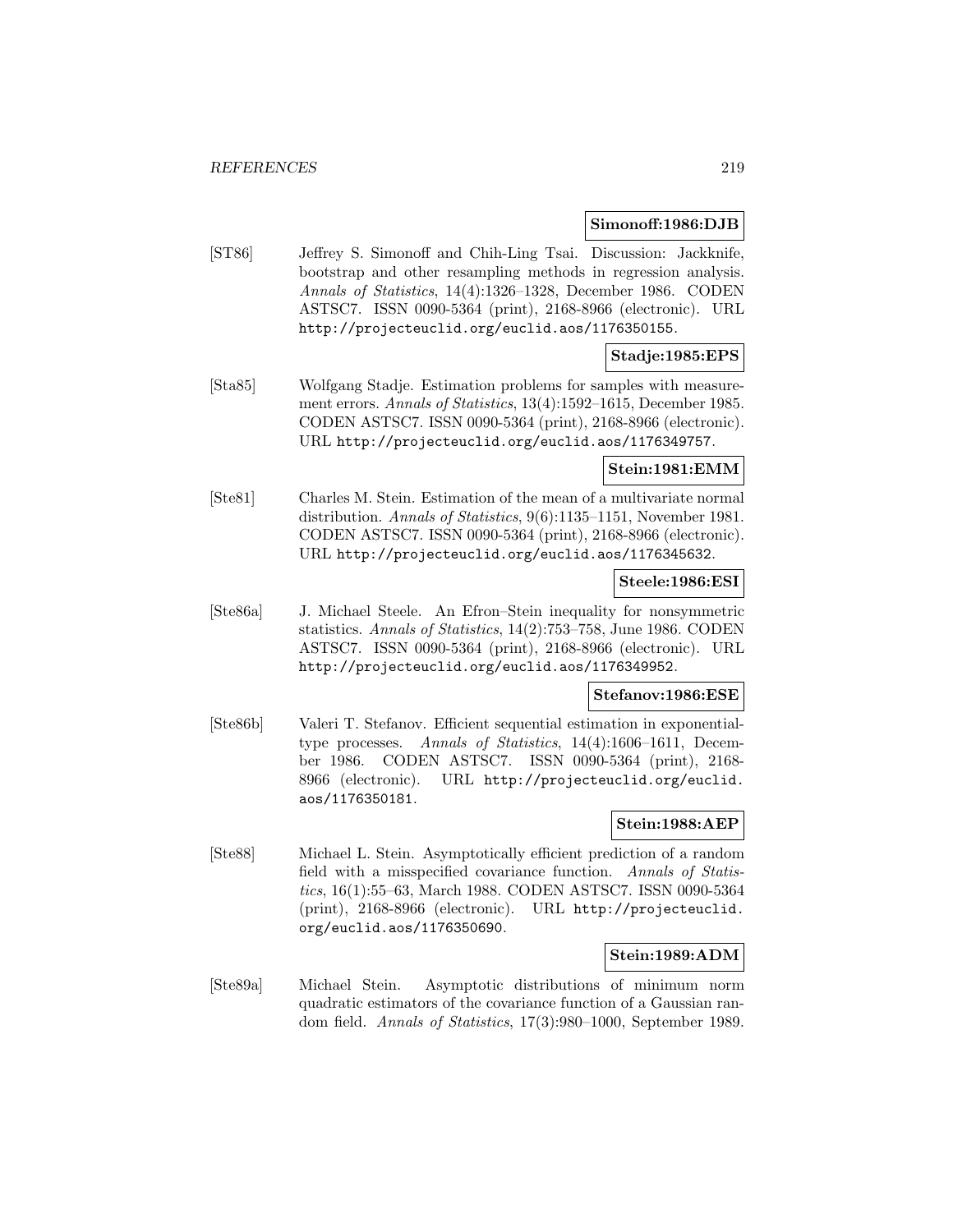**Simonoff:1986:DJB**

[ST86] Jeffrey S. Simonoff and Chih-Ling Tsai. Discussion: Jackknife, bootstrap and other resampling methods in regression analysis. *Annals of Statistics*, 14(4):1326–1328, December 1986. CODEN ASTSC7. ISSN 0090-5364 (print), 2168-8966 (electronic). URL http://projecteuclid.org/euclid.aos/1176350155.

**Stadje:1985:EPS**

[Sta85] Wolfgang Stadje. Estimation problems for samples with measurement errors. *Annals of Statistics*, 13(4):1592–1615, December 1985. CODEN ASTSC7. ISSN 0090-5364 (print), 2168-8966 (electronic). URL http://projecteuclid.org/euclid.aos/1176349757.

**Stein:1981:EMM**

[Ste81] Charles M. Stein. Estimation of the mean of a multivariate normal distribution. *Annals of Statistics*, 9(6):1135–1151, November 1981. CODEN ASTSC7. ISSN 0090-5364 (print), 2168-8966 (electronic). URL http://projecteuclid.org/euclid.aos/1176345632.

**Steele:1986:ESI**

[Ste86a] J. Michael Steele. An Efron–Stein inequality for nonsymmetric statistics. *Annals of Statistics*, 14(2):753–758, June 1986. CODEN ASTSC7. ISSN 0090-5364 (print), 2168-8966 (electronic). URL http://projecteuclid.org/euclid.aos/1176349952.

**Stefanov:1986:ESE**

[Ste86b] Valeri T. Stefanov. Efficient sequential estimation in exponential-type processes. *Annals of Statistics*, 14(4):1606–1611, December 1986. CODEN ASTSC7. ISSN 0090-5364 (print), 2168-8966 (electronic). URL http://projecteuclid.org/euclid.aos/1176350181.

**Stein:1988:AEP**

[Ste88] Michael L. Stein. Asymptotically efficient prediction of a random field with a misspecified covariance function. *Annals of Statistics*, 16(1):55–63, March 1988. CODEN ASTSC7. ISSN 0090-5364 (print), 2168-8966 (electronic). URL http://projecteuclid.org/euclid.aos/1176350690.

**Stein:1989:ADM**

[Ste89a] Michael Stein. Asymptotic distributions of minimum norm quadratic estimators of the covariance function of a Gaussian random field. *Annals of Statistics*, 17(3):980–1000, September 1989.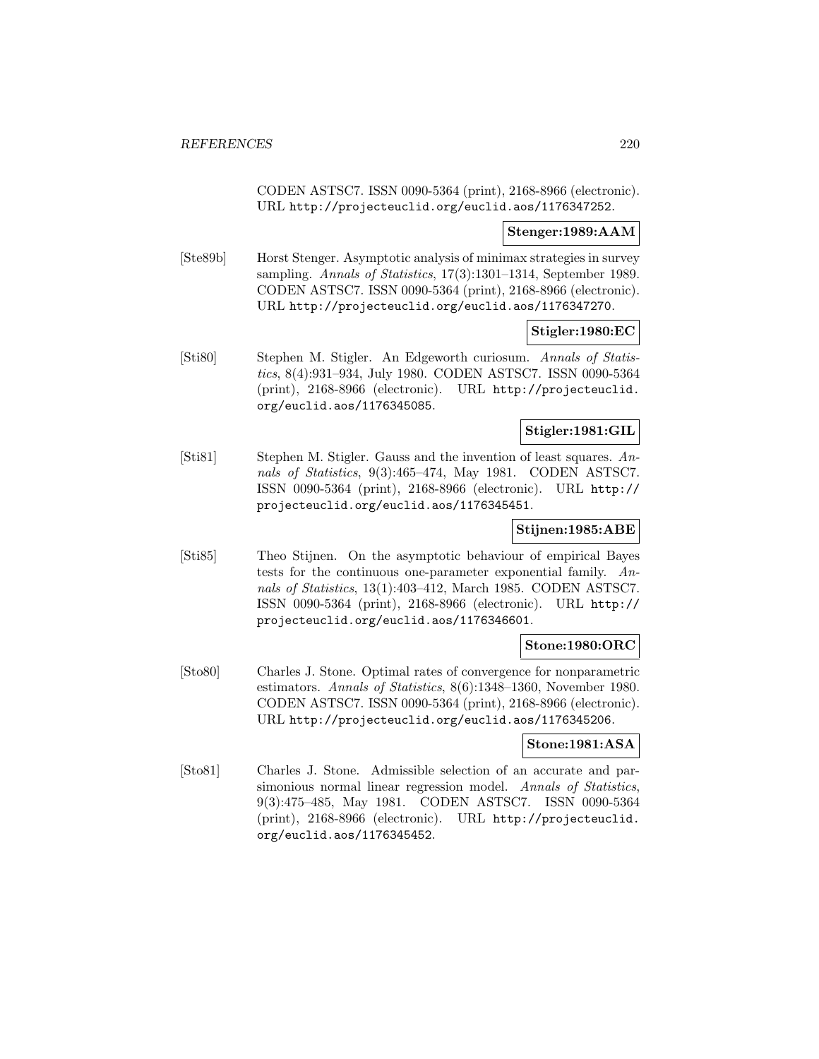CODEN ASTSC7. ISSN 0090-5364 (print), 2168-8966 (electronic). URL http://projecteuclid.org/euclid.aos/1176347252.

**Stenger:1989:AAM**

[Ste89b] Horst Stenger. Asymptotic analysis of minimax strategies in survey sampling. *Annals of Statistics*, 17(3):1301–1314, September 1989. CODEN ASTSC7. ISSN 0090-5364 (print), 2168-8966 (electronic). URL http://projecteuclid.org/euclid.aos/1176347270.

**Stigler:1980:EC**

[Sti80] Stephen M. Stigler. An Edgeworth curiosum. *Annals of Statistics*, 8(4):931–934, July 1980. CODEN ASTSC7. ISSN 0090-5364 (print), 2168-8966 (electronic). URL http://projecteuclid.org/euclid.aos/1176345085.

**Stigler:1981:GIL**

[Sti81] Stephen M. Stigler. Gauss and the invention of least squares. *Annals of Statistics*, 9(3):465–474, May 1981. CODEN ASTSC7. ISSN 0090-5364 (print), 2168-8966 (electronic). URL http://projecteuclid.org/euclid.aos/1176345451.

**Stijnen:1985:ABE**

[Sti85] Theo Stijnen. On the asymptotic behaviour of empirical Bayes tests for the continuous one-parameter exponential family. *Annals of Statistics*, 13(1):403–412, March 1985. CODEN ASTSC7. ISSN 0090-5364 (print), 2168-8966 (electronic). URL http://projecteuclid.org/euclid.aos/1176346601.

**Stone:1980:ORC**

[Sto80] Charles J. Stone. Optimal rates of convergence for nonparametric estimators. *Annals of Statistics*, 8(6):1348–1360, November 1980. CODEN ASTSC7. ISSN 0090-5364 (print), 2168-8966 (electronic). URL http://projecteuclid.org/euclid.aos/1176345206.

**Stone:1981:ASA**

[Sto81] Charles J. Stone. Admissible selection of an accurate and parsimonious normal linear regression model. *Annals of Statistics*, 9(3):475–485, May 1981. CODEN ASTSC7. ISSN 0090-5364 (print), 2168-8966 (electronic). URL http://projecteuclid.org/euclid.aos/1176345452.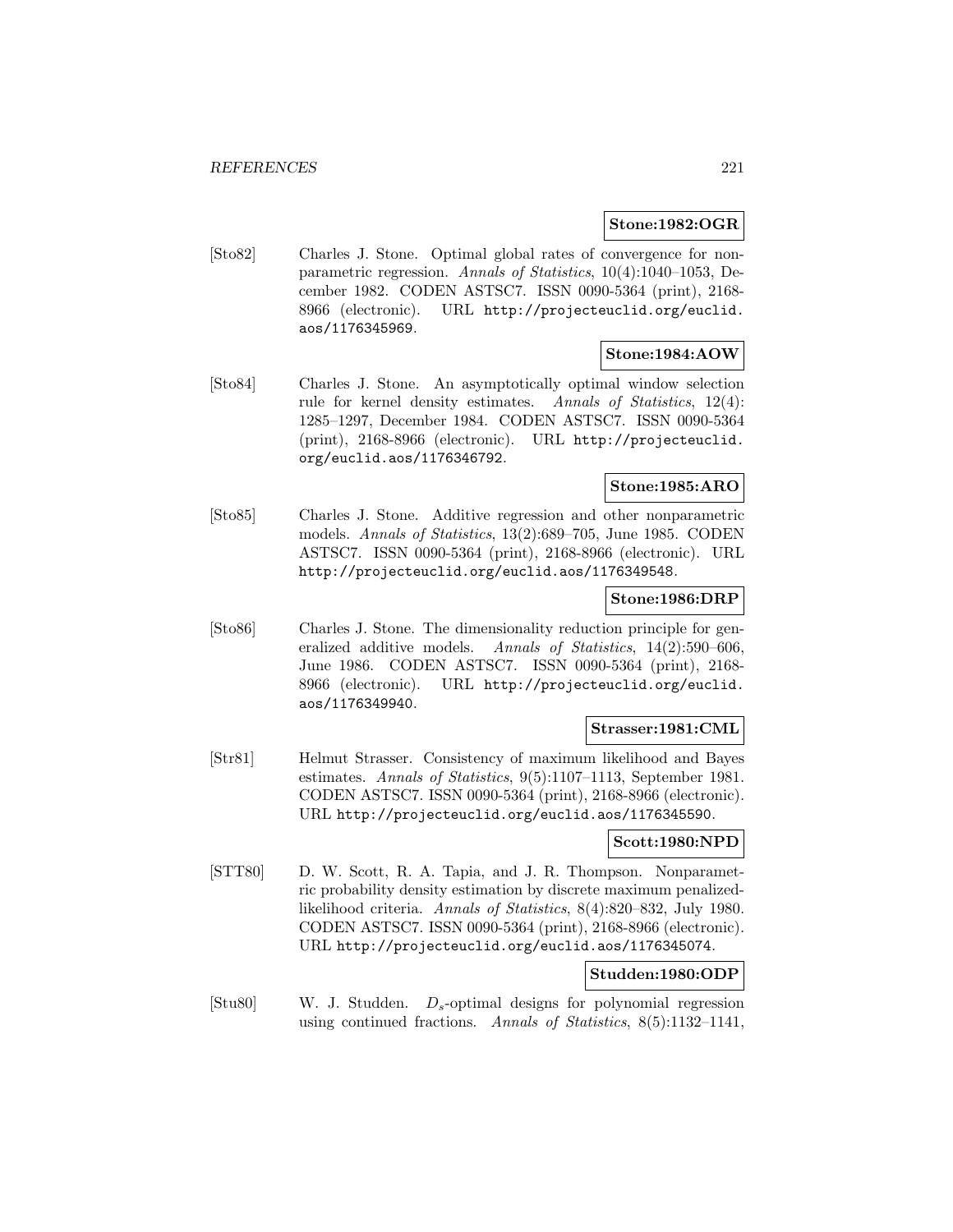**Stone:1982:OGR**

[Sto82] Charles J. Stone. Optimal global rates of convergence for nonparametric regression. *Annals of Statistics*, 10(4):1040–1053, December 1982. CODEN ASTSC7. ISSN 0090-5364 (print), 2168-8966 (electronic). URL http://projecteuclid.org/euclid.aos/1176345969.

**Stone:1984:AOW**

[Sto84] Charles J. Stone. An asymptotically optimal window selection rule for kernel density estimates. *Annals of Statistics*, 12(4): 1285–1297, December 1984. CODEN ASTSC7. ISSN 0090-5364 (print), 2168-8966 (electronic). URL http://projecteuclid.org/euclid.aos/1176346792.

**Stone:1985:ARO**

[Sto85] Charles J. Stone. Additive regression and other nonparametric models. *Annals of Statistics*, 13(2):689–705, June 1985. CODEN ASTSC7. ISSN 0090-5364 (print), 2168-8966 (electronic). URL http://projecteuclid.org/euclid.aos/1176349548.

**Stone:1986:DRP**

[Sto86] Charles J. Stone. The dimensionality reduction principle for generalized additive models. *Annals of Statistics*, 14(2):590–606, June 1986. CODEN ASTSC7. ISSN 0090-5364 (print), 2168-8966 (electronic). URL http://projecteuclid.org/euclid.aos/1176349940.

**Strasser:1981:CML**

[Str81] Helmut Strasser. Consistency of maximum likelihood and Bayes estimates. *Annals of Statistics*, 9(5):1107–1113, September 1981. CODEN ASTSC7. ISSN 0090-5364 (print), 2168-8966 (electronic). URL http://projecteuclid.org/euclid.aos/1176345590.

**Scott:1980:NPD**

[STT80] D. W. Scott, R. A. Tapia, and J. R. Thompson. Nonparametric probability density estimation by discrete maximum penalized-likelihood criteria. *Annals of Statistics*, 8(4):820–832, July 1980. CODEN ASTSC7. ISSN 0090-5364 (print), 2168-8966 (electronic). URL http://projecteuclid.org/euclid.aos/1176345074.

**Studden:1980:ODP**

[Stu80] W. J. Studden. $D_s$-optimal designs for polynomial regression using continued fractions. *Annals of Statistics*, 8(5):1132–1141,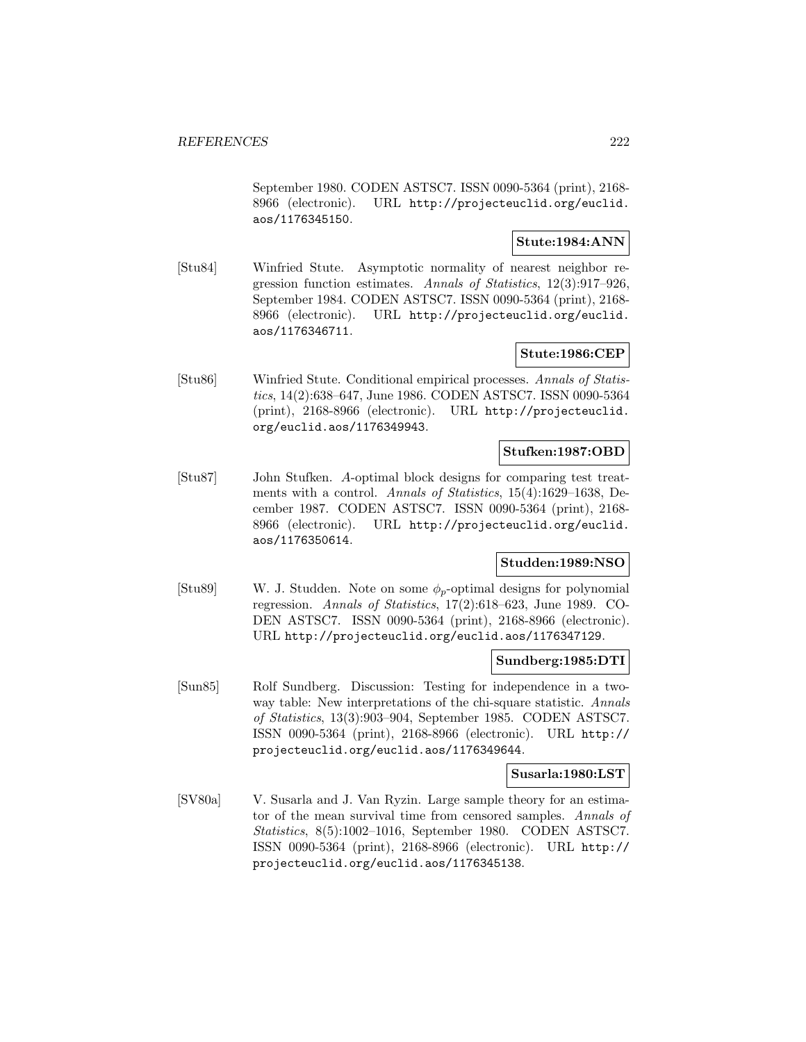September 1980. CODEN ASTSC7. ISSN 0090-5364 (print), 2168-8966 (electronic). URL http://projecteuclid.org/euclid.aos/1176345150.

**Stute:1984:ANN**

[Stu84] Winfried Stute. Asymptotic normality of nearest neighbor regression function estimates. *Annals of Statistics*, 12(3):917–926, September 1984. CODEN ASTSC7. ISSN 0090-5364 (print), 2168-8966 (electronic). URL http://projecteuclid.org/euclid.aos/1176346711.

**Stute:1986:CEP**

[Stu86] Winfried Stute. Conditional empirical processes. *Annals of Statistics*, 14(2):638–647, June 1986. CODEN ASTSC7. ISSN 0090-5364 (print), 2168-8966 (electronic). URL http://projecteuclid.org/euclid.aos/1176349943.

**Stufken:1987:OBD**

[Stu87] John Stufken. *A*-optimal block designs for comparing test treatments with a control. *Annals of Statistics*, 15(4):1629–1638, December 1987. CODEN ASTSC7. ISSN 0090-5364 (print), 2168-8966 (electronic). URL http://projecteuclid.org/euclid.aos/1176350614.

**Studden:1989:NSO**

[Stu89] W. J. Studden. Note on some $\phi_p$-optimal designs for polynomial regression. *Annals of Statistics*, 17(2):618–623, June 1989. CODEN ASTSC7. ISSN 0090-5364 (print), 2168-8966 (electronic). URL http://projecteuclid.org/euclid.aos/1176347129.

**Sundberg:1985:DTI**

[Sun85] Rolf Sundberg. Discussion: Testing for independence in a two-way table: New interpretations of the chi-square statistic. *Annals of Statistics*, 13(3):903–904, September 1985. CODEN ASTSC7. ISSN 0090-5364 (print), 2168-8966 (electronic). URL http://projecteuclid.org/euclid.aos/1176349644.

**Susarla:1980:LST**

[SV80a] V. Susarla and J. Van Ryzin. Large sample theory for an estimator of the mean survival time from censored samples. *Annals of Statistics*, 8(5):1002–1016, September 1980. CODEN ASTSC7. ISSN 0090-5364 (print), 2168-8966 (electronic). URL http://projecteuclid.org/euclid.aos/1176345138.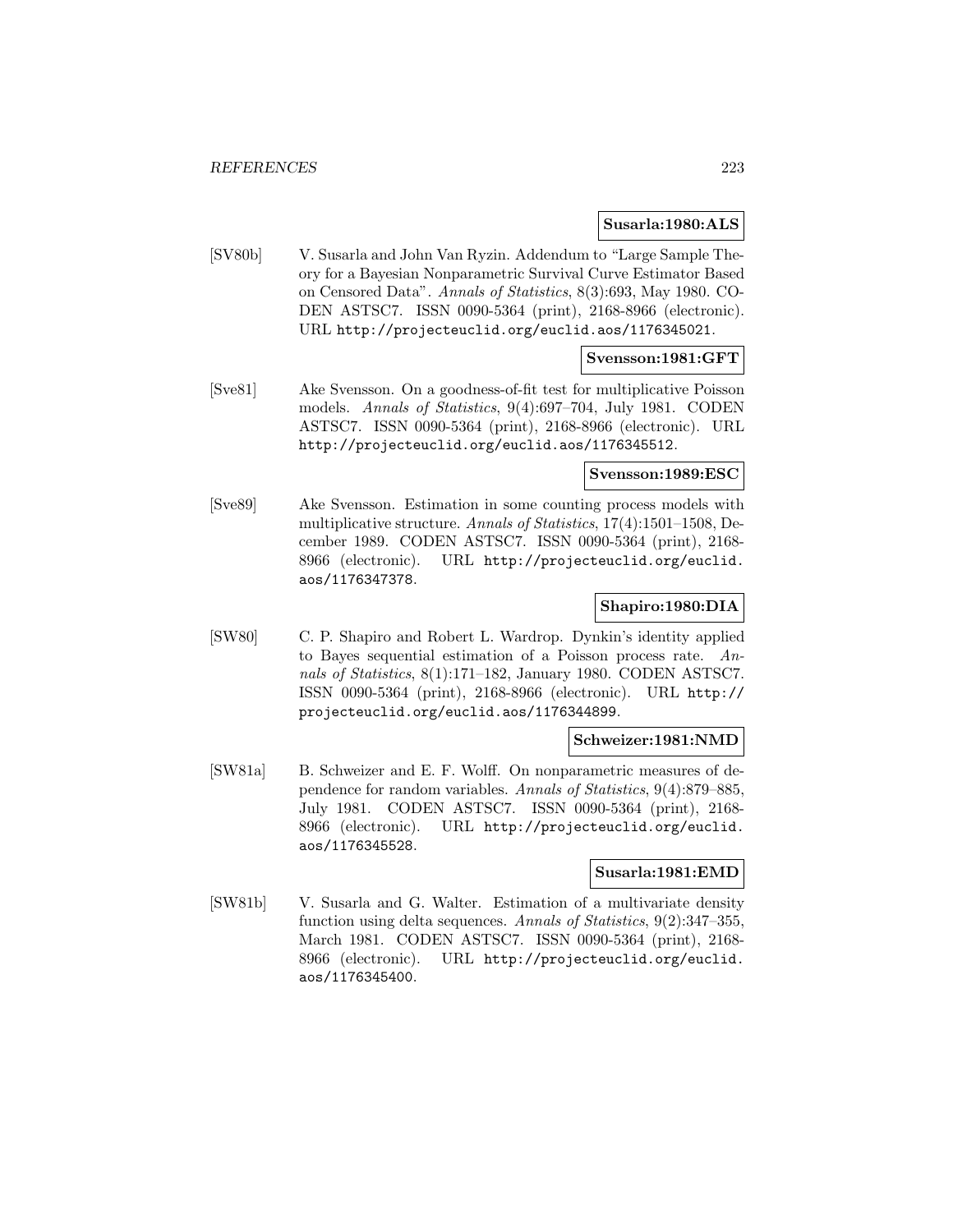**Susarla:1980:ALS**

[SV80b] V. Susarla and John Van Ryzin. Addendum to "Large Sample Theory for a Bayesian Nonparametric Survival Curve Estimator Based on Censored Data". *Annals of Statistics*, 8(3):693, May 1980. CODEN ASTSC7. ISSN 0090-5364 (print), 2168-8966 (electronic). URL http://projecteuclid.org/euclid.aos/1176345021.

**Svensson:1981:GFT**

[Sve81] Ake Svensson. On a goodness-of-fit test for multiplicative Poisson models. *Annals of Statistics*, 9(4):697–704, July 1981. CODEN ASTSC7. ISSN 0090-5364 (print), 2168-8966 (electronic). URL http://projecteuclid.org/euclid.aos/1176345512.

**Svensson:1989:ESC**

[Sve89] Ake Svensson. Estimation in some counting process models with multiplicative structure. *Annals of Statistics*, 17(4):1501–1508, December 1989. CODEN ASTSC7. ISSN 0090-5364 (print), 2168-8966 (electronic). URL http://projecteuclid.org/euclid.aos/1176347378.

**Shapiro:1980:DIA**

[SW80] C. P. Shapiro and Robert L. Wardrop. Dynkin's identity applied to Bayes sequential estimation of a Poisson process rate. *Annals of Statistics*, 8(1):171–182, January 1980. CODEN ASTSC7. ISSN 0090-5364 (print), 2168-8966 (electronic). URL http://projecteuclid.org/euclid.aos/1176344899.

**Schweizer:1981:NMD**

[SW81a] B. Schweizer and E. F. Wolff. On nonparametric measures of dependence for random variables. *Annals of Statistics*, 9(4):879–885, July 1981. CODEN ASTSC7. ISSN 0090-5364 (print), 2168-8966 (electronic). URL http://projecteuclid.org/euclid.aos/1176345528.

**Susarla:1981:EMD**

[SW81b] V. Susarla and G. Walter. Estimation of a multivariate density function using delta sequences. *Annals of Statistics*, 9(2):347–355, March 1981. CODEN ASTSC7. ISSN 0090-5364 (print), 2168-8966 (electronic). URL http://projecteuclid.org/euclid.aos/1176345400.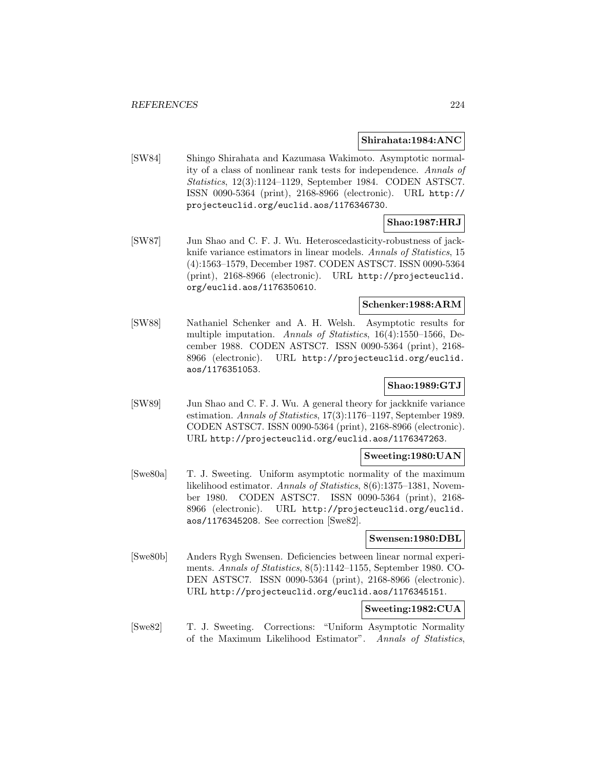**Shirahata:1984:ANC**

[SW84] Shingo Shirahata and Kazumasa Wakimoto. Asymptotic normality of a class of nonlinear rank tests for independence. *Annals of Statistics*, 12(3):1124–1129, September 1984. CODEN ASTSC7. ISSN 0090-5364 (print), 2168-8966 (electronic). URL http://projecteuclid.org/euclid.aos/1176346730.

**Shao:1987:HRJ**

[SW87] Jun Shao and C. F. J. Wu. Heteroscedasticity-robustness of jackknife variance estimators in linear models. *Annals of Statistics*, 15(4):1563–1579, December 1987. CODEN ASTSC7. ISSN 0090-5364 (print), 2168-8966 (electronic). URL http://projecteuclid.org/euclid.aos/1176350610.

**Schenker:1988:ARM**

[SW88] Nathaniel Schenker and A. H. Welsh. Asymptotic results for multiple imputation. *Annals of Statistics*, 16(4):1550–1566, December 1988. CODEN ASTSC7. ISSN 0090-5364 (print), 2168-8966 (electronic). URL http://projecteuclid.org/euclid.aos/1176351053.

**Shao:1989:GTJ**

[SW89] Jun Shao and C. F. J. Wu. A general theory for jackknife variance estimation. *Annals of Statistics*, 17(3):1176–1197, September 1989. CODEN ASTSC7. ISSN 0090-5364 (print), 2168-8966 (electronic). URL http://projecteuclid.org/euclid.aos/1176347263.

**Sweeting:1980:UAN**

[Swe80a] T. J. Sweeting. Uniform asymptotic normality of the maximum likelihood estimator. *Annals of Statistics*, 8(6):1375–1381, November 1980. CODEN ASTSC7. ISSN 0090-5364 (print), 2168-8966 (electronic). URL http://projecteuclid.org/euclid.aos/1176345208. See correction [Swe82].

**Swensen:1980:DBL**

[Swe80b] Anders Rygh Swensen. Deficiencies between linear normal experiments. *Annals of Statistics*, 8(5):1142–1155, September 1980. CODEN ASTSC7. ISSN 0090-5364 (print), 2168-8966 (electronic). URL http://projecteuclid.org/euclid.aos/1176345151.

**Sweeting:1982:CUA**

[Swe82] T. J. Sweeting. Corrections: "Uniform Asymptotic Normality of the Maximum Likelihood Estimator". *Annals of Statistics*,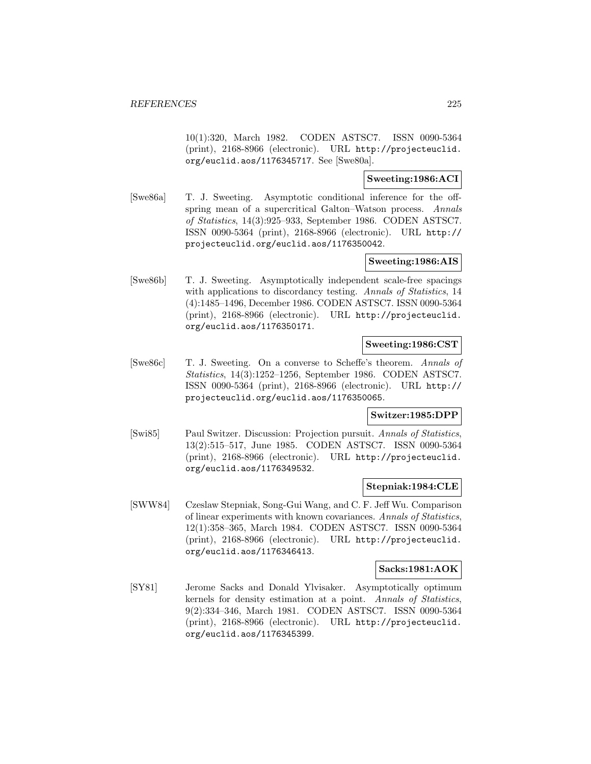10(1):320, March 1982. CODEN ASTSC7. ISSN 0090-5364 (print), 2168-8966 (electronic). URL http://projecteuclid.org/euclid.aos/1176345717. See [Swe80a].

**Sweeting:1986:ACI**

[Swe86a] T. J. Sweeting. Asymptotic conditional inference for the offspring mean of a supercritical Galton–Watson process. *Annals of Statistics*, 14(3):925–933, September 1986. CODEN ASTSC7. ISSN 0090-5364 (print), 2168-8966 (electronic). URL http://projecteuclid.org/euclid.aos/1176350042.

**Sweeting:1986:AIS**

[Swe86b] T. J. Sweeting. Asymptotically independent scale-free spacings with applications to discordancy testing. *Annals of Statistics*, 14(4):1485–1496, December 1986. CODEN ASTSC7. ISSN 0090-5364 (print), 2168-8966 (electronic). URL http://projecteuclid.org/euclid.aos/1176350171.

**Sweeting:1986:CST**

[Swe86c] T. J. Sweeting. On a converse to Scheffe's theorem. *Annals of Statistics*, 14(3):1252–1256, September 1986. CODEN ASTSC7. ISSN 0090-5364 (print), 2168-8966 (electronic). URL http://projecteuclid.org/euclid.aos/1176350065.

**Switzer:1985:DPP**

[Swi85] Paul Switzer. Discussion: Projection pursuit. *Annals of Statistics*, 13(2):515–517, June 1985. CODEN ASTSC7. ISSN 0090-5364 (print), 2168-8966 (electronic). URL http://projecteuclid.org/euclid.aos/1176349532.

**Stepniak:1984:CLE**

[SWW84] Czeslaw Stepniak, Song-Gui Wang, and C. F. Jeff Wu. Comparison of linear experiments with known covariances. *Annals of Statistics*, 12(1):358–365, March 1984. CODEN ASTSC7. ISSN 0090-5364 (print), 2168-8966 (electronic). URL http://projecteuclid.org/euclid.aos/1176346413.

**Sacks:1981:AOK**

[SY81] Jerome Sacks and Donald Ylvisaker. Asymptotically optimum kernels for density estimation at a point. *Annals of Statistics*, 9(2):334–346, March 1981. CODEN ASTSC7. ISSN 0090-5364 (print), 2168-8966 (electronic). URL http://projecteuclid.org/euclid.aos/1176345399.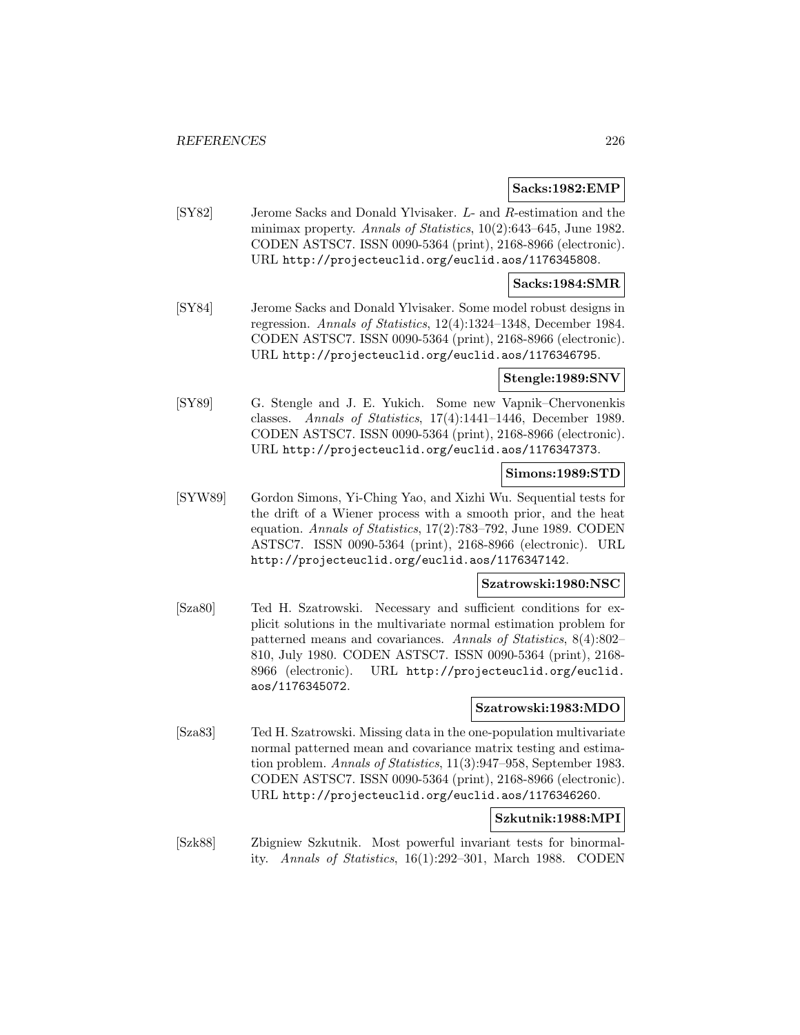**Sacks:1982:EMP**

[SY82] Jerome Sacks and Donald Ylvisaker. $L$- and $R$-estimation and the minimax property. *Annals of Statistics*, 10(2):643–645, June 1982. CODEN ASTSC7. ISSN 0090-5364 (print), 2168-8966 (electronic). URL http://projecteuclid.org/euclid.aos/1176345808.

**Sacks:1984:SMR**

[SY84] Jerome Sacks and Donald Ylvisaker. Some model robust designs in regression. *Annals of Statistics*, 12(4):1324–1348, December 1984. CODEN ASTSC7. ISSN 0090-5364 (print), 2168-8966 (electronic). URL http://projecteuclid.org/euclid.aos/1176346795.

**Stengle:1989:SNV**

[SY89] G. Stengle and J. E. Yukich. Some new Vapnik–Chervonenkis classes. *Annals of Statistics*, 17(4):1441–1446, December 1989. CODEN ASTSC7. ISSN 0090-5364 (print), 2168-8966 (electronic). URL http://projecteuclid.org/euclid.aos/1176347373.

**Simons:1989:STD**

[SYW89] Gordon Simons, Yi-Ching Yao, and Xizhi Wu. Sequential tests for the drift of a Wiener process with a smooth prior, and the heat equation. *Annals of Statistics*, 17(2):783–792, June 1989. CODEN ASTSC7. ISSN 0090-5364 (print), 2168-8966 (electronic). URL http://projecteuclid.org/euclid.aos/1176347142.

**Szatrowski:1980:NSC**

[Sza80] Ted H. Szatrowski. Necessary and sufficient conditions for explicit solutions in the multivariate normal estimation problem for patterned means and covariances. *Annals of Statistics*, 8(4):802–810, July 1980. CODEN ASTSC7. ISSN 0090-5364 (print), 2168-8966 (electronic). URL http://projecteuclid.org/euclid.aos/1176345072.

**Szatrowski:1983:MDO**

[Sza83] Ted H. Szatrowski. Missing data in the one-population multivariate normal patterned mean and covariance matrix testing and estimation problem. *Annals of Statistics*, 11(3):947–958, September 1983. CODEN ASTSC7. ISSN 0090-5364 (print), 2168-8966 (electronic). URL http://projecteuclid.org/euclid.aos/1176346260.

**Szkutnik:1988:MPI**

[Szk88] Zbigniew Szkutnik. Most powerful invariant tests for binormality. *Annals of Statistics*, 16(1):292–301, March 1988. CODEN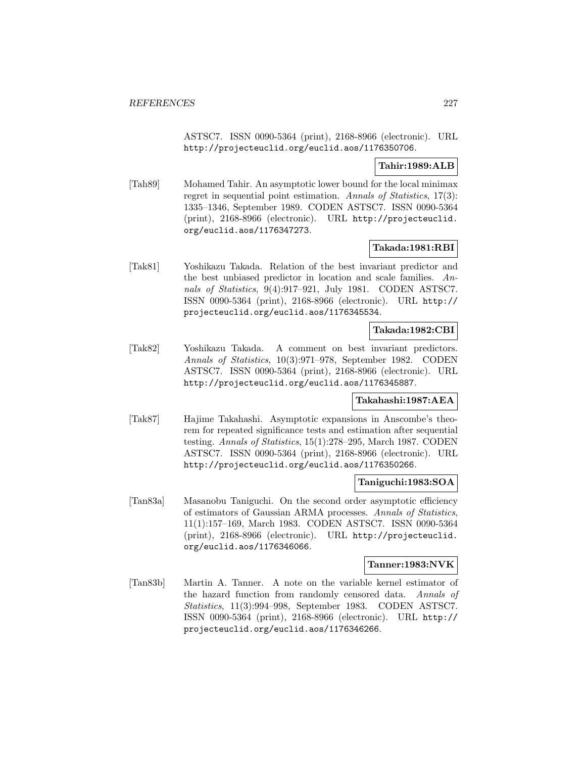ASTSC7. ISSN 0090-5364 (print), 2168-8966 (electronic). URL http://projecteuclid.org/euclid.aos/1176350706.

**Tahir:1989:ALB**

[Tah89] Mohamed Tahir. An asymptotic lower bound for the local minimax regret in sequential point estimation. *Annals of Statistics*, 17(3): 1335–1346, September 1989. CODEN ASTSC7. ISSN 0090-5364 (print), 2168-8966 (electronic). URL http://projecteuclid.org/euclid.aos/1176347273.

**Takada:1981:RBI**

[Tak81] Yoshikazu Takada. Relation of the best invariant predictor and the best unbiased predictor in location and scale families. *Annals of Statistics*, 9(4):917–921, July 1981. CODEN ASTSC7. ISSN 0090-5364 (print), 2168-8966 (electronic). URL http://projecteuclid.org/euclid.aos/1176345534.

**Takada:1982:CBI**

[Tak82] Yoshikazu Takada. A comment on best invariant predictors. *Annals of Statistics*, 10(3):971–978, September 1982. CODEN ASTSC7. ISSN 0090-5364 (print), 2168-8966 (electronic). URL http://projecteuclid.org/euclid.aos/1176345887.

**Takahashi:1987:AEA**

[Tak87] Hajime Takahashi. Asymptotic expansions in Anscombe's theorem for repeated significance tests and estimation after sequential testing. *Annals of Statistics*, 15(1):278–295, March 1987. CODEN ASTSC7. ISSN 0090-5364 (print), 2168-8966 (electronic). URL http://projecteuclid.org/euclid.aos/1176350266.

**Taniguchi:1983:SOA**

[Tan83a] Masanobu Taniguchi. On the second order asymptotic efficiency of estimators of Gaussian ARMA processes. *Annals of Statistics*, 11(1):157–169, March 1983. CODEN ASTSC7. ISSN 0090-5364 (print), 2168-8966 (electronic). URL http://projecteuclid.org/euclid.aos/1176346066.

**Tanner:1983:NVK**

[Tan83b] Martin A. Tanner. A note on the variable kernel estimator of the hazard function from randomly censored data. *Annals of Statistics*, 11(3):994–998, September 1983. CODEN ASTSC7. ISSN 0090-5364 (print), 2168-8966 (electronic). URL http://projecteuclid.org/euclid.aos/1176346266.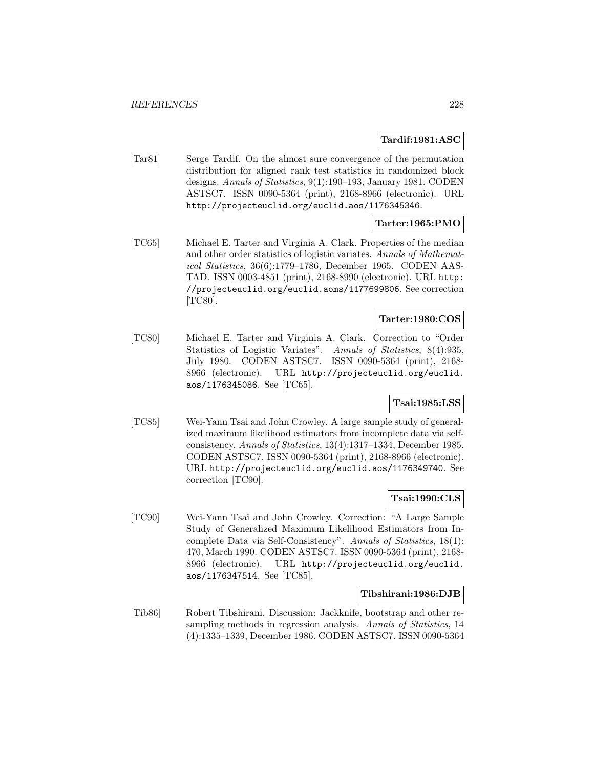**Tardif:1981:ASC**

[Tar81] Serge Tardif. On the almost sure convergence of the permutation distribution for aligned rank test statistics in randomized block designs. *Annals of Statistics*, 9(1):190–193, January 1981. CODEN ASTSC7. ISSN 0090-5364 (print), 2168-8966 (electronic). URL http://projecteuclid.org/euclid.aos/1176345346.

**Tarter:1965:PMO**

[TC65] Michael E. Tarter and Virginia A. Clark. Properties of the median and other order statistics of logistic variates. *Annals of Mathematical Statistics*, 36(6):1779–1786, December 1965. CODEN AASTAD. ISSN 0003-4851 (print), 2168-8990 (electronic). URL http://projecteuclid.org/euclid.aoms/1177699806. See correction [TC80].

**Tarter:1980:COS**

[TC80] Michael E. Tarter and Virginia A. Clark. Correction to "Order Statistics of Logistic Variates". *Annals of Statistics*, 8(4):935, July 1980. CODEN ASTSC7. ISSN 0090-5364 (print), 2168-8966 (electronic). URL http://projecteuclid.org/euclid.aos/1176345086. See [TC65].

**Tsai:1985:LSS**

[TC85] Wei-Yann Tsai and John Crowley. A large sample study of generalized maximum likelihood estimators from incomplete data via self-consistency. *Annals of Statistics*, 13(4):1317–1334, December 1985. CODEN ASTSC7. ISSN 0090-5364 (print), 2168-8966 (electronic). URL http://projecteuclid.org/euclid.aos/1176349740. See correction [TC90].

**Tsai:1990:CLS**

[TC90] Wei-Yann Tsai and John Crowley. Correction: "A Large Sample Study of Generalized Maximum Likelihood Estimators from Incomplete Data via Self-Consistency". *Annals of Statistics*, 18(1):470, March 1990. CODEN ASTSC7. ISSN 0090-5364 (print), 2168-8966 (electronic). URL http://projecteuclid.org/euclid.aos/1176347514. See [TC85].

**Tibshirani:1986:DJB**

[Tib86] Robert Tibshirani. Discussion: Jackknife, bootstrap and other resampling methods in regression analysis. *Annals of Statistics*, 14(4):1335–1339, December 1986. CODEN ASTSC7. ISSN 0090-5364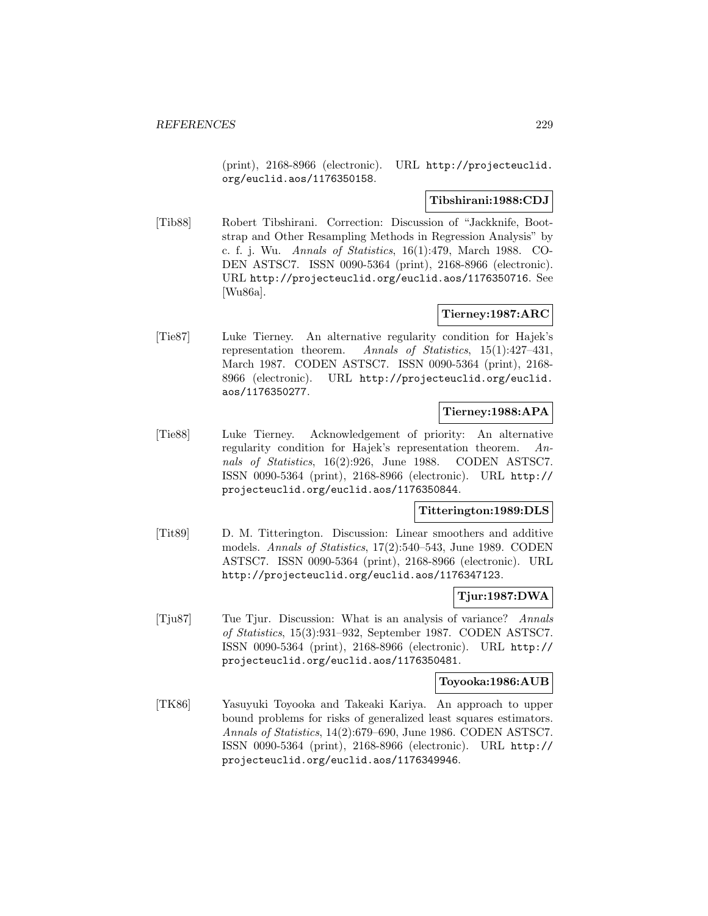(print), 2168-8966 (electronic). URL http://projecteuclid.org/euclid.aos/1176350158.

**Tibshirani:1988:CDJ**

[Tib88] Robert Tibshirani. Correction: Discussion of "Jackknife, Bootstrap and Other Resampling Methods in Regression Analysis" by c. f. j. Wu. *Annals of Statistics*, 16(1):479, March 1988. CODEN ASTSC7. ISSN 0090-5364 (print), 2168-8966 (electronic). URL http://projecteuclid.org/euclid.aos/1176350716. See [Wu86a].

**Tierney:1987:ARC**

[Tie87] Luke Tierney. An alternative regularity condition for Hajek's representation theorem. *Annals of Statistics*, 15(1):427–431, March 1987. CODEN ASTSC7. ISSN 0090-5364 (print), 2168-8966 (electronic). URL http://projecteuclid.org/euclid.aos/1176350277.

**Tierney:1988:APA**

[Tie88] Luke Tierney. Acknowledgement of priority: An alternative regularity condition for Hajek's representation theorem. *Annals of Statistics*, 16(2):926, June 1988. CODEN ASTSC7. ISSN 0090-5364 (print), 2168-8966 (electronic). URL http://projecteuclid.org/euclid.aos/1176350844.

**Titterington:1989:DLS**

[Tit89] D. M. Titterington. Discussion: Linear smoothers and additive models. *Annals of Statistics*, 17(2):540–543, June 1989. CODEN ASTSC7. ISSN 0090-5364 (print), 2168-8966 (electronic). URL http://projecteuclid.org/euclid.aos/1176347123.

**Tjur:1987:DWA**

[Tju87] Tue Tjur. Discussion: What is an analysis of variance? *Annals of Statistics*, 15(3):931–932, September 1987. CODEN ASTSC7. ISSN 0090-5364 (print), 2168-8966 (electronic). URL http://projecteuclid.org/euclid.aos/1176350481.

**Toyooka:1986:AUB**

[TK86] Yasuyuki Toyooka and Takeaki Kariya. An approach to upper bound problems for risks of generalized least squares estimators. *Annals of Statistics*, 14(2):679–690, June 1986. CODEN ASTSC7. ISSN 0090-5364 (print), 2168-8966 (electronic). URL http://projecteuclid.org/euclid.aos/1176349946.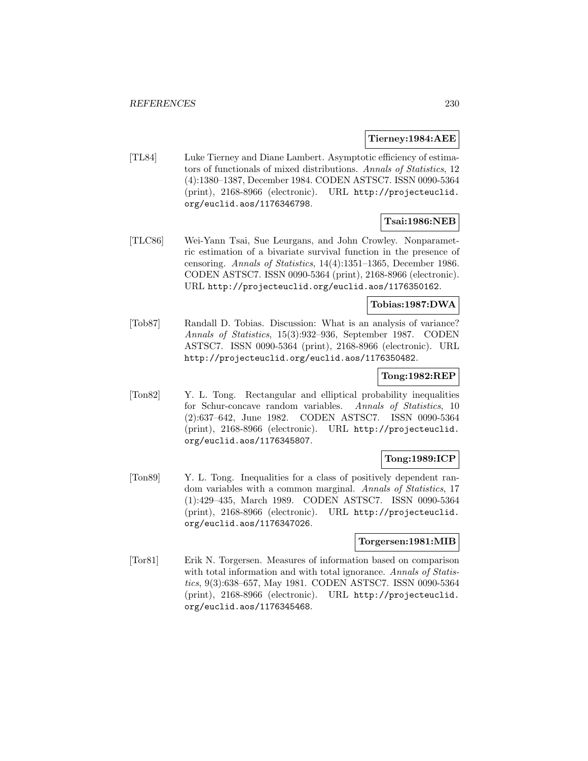**Tierney:1984:AEE**

[TL84] Luke Tierney and Diane Lambert. Asymptotic efficiency of estimators of functionals of mixed distributions. *Annals of Statistics*, 12 (4):1380–1387, December 1984. CODEN ASTSC7. ISSN 0090-5364 (print), 2168-8966 (electronic). URL http://projecteuclid.org/euclid.aos/1176346798.

**Tsai:1986:NEB**

[TLC86] Wei-Yann Tsai, Sue Leurgans, and John Crowley. Nonparametric estimation of a bivariate survival function in the presence of censoring. *Annals of Statistics*, 14(4):1351–1365, December 1986. CODEN ASTSC7. ISSN 0090-5364 (print), 2168-8966 (electronic). URL http://projecteuclid.org/euclid.aos/1176350162.

**Tobias:1987:DWA**

[Tob87] Randall D. Tobias. Discussion: What is an analysis of variance? *Annals of Statistics*, 15(3):932–936, September 1987. CODEN ASTSC7. ISSN 0090-5364 (print), 2168-8966 (electronic). URL http://projecteuclid.org/euclid.aos/1176350482.

**Tong:1982:REP**

[Ton82] Y. L. Tong. Rectangular and elliptical probability inequalities for Schur-concave random variables. *Annals of Statistics*, 10 (2):637–642, June 1982. CODEN ASTSC7. ISSN 0090-5364 (print), 2168-8966 (electronic). URL http://projecteuclid.org/euclid.aos/1176345807.

**Tong:1989:ICP**

[Ton89] Y. L. Tong. Inequalities for a class of positively dependent random variables with a common marginal. *Annals of Statistics*, 17 (1):429–435, March 1989. CODEN ASTSC7. ISSN 0090-5364 (print), 2168-8966 (electronic). URL http://projecteuclid.org/euclid.aos/1176347026.

**Torgersen:1981:MIB**

[Tor81] Erik N. Torgersen. Measures of information based on comparison with total information and with total ignorance. *Annals of Statistics*, 9(3):638–657, May 1981. CODEN ASTSC7. ISSN 0090-5364 (print), 2168-8966 (electronic). URL http://projecteuclid.org/euclid.aos/1176345468.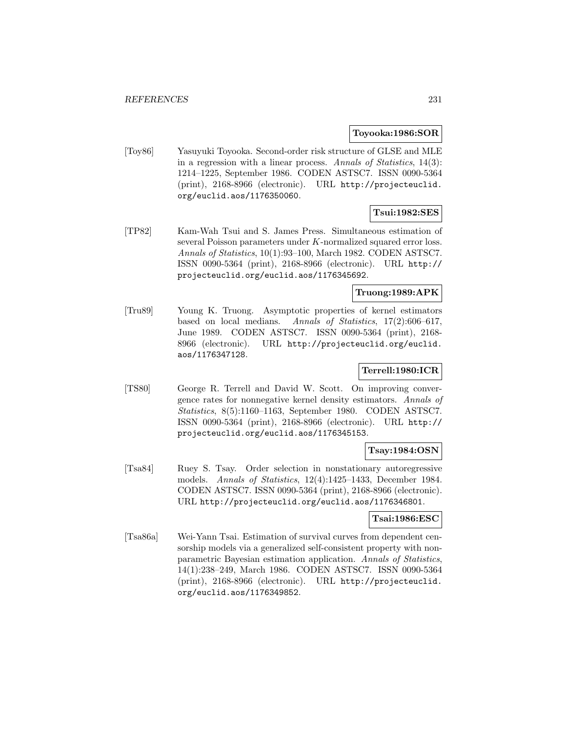**Toyooka:1986:SOR**

[Toy86] Yasuyuki Toyooka. Second-order risk structure of GLSE and MLE in a regression with a linear process. *Annals of Statistics*, 14(3): 1214–1225, September 1986. CODEN ASTSC7. ISSN 0090-5364 (print), 2168-8966 (electronic). URL http://projecteuclid.org/euclid.aos/1176350060.

**Tsui:1982:SES**

[TP82] Kam-Wah Tsui and S. James Press. Simultaneous estimation of several Poisson parameters under $K$-normalized squared error loss. *Annals of Statistics*, 10(1):93–100, March 1982. CODEN ASTSC7. ISSN 0090-5364 (print), 2168-8966 (electronic). URL http://projecteuclid.org/euclid.aos/1176345692.

**Truong:1989:APK**

[Tru89] Young K. Truong. Asymptotic properties of kernel estimators based on local medians. *Annals of Statistics*, 17(2):606–617, June 1989. CODEN ASTSC7. ISSN 0090-5364 (print), 2168-8966 (electronic). URL http://projecteuclid.org/euclid.aos/1176347128.

**Terrell:1980:ICR**

[TS80] George R. Terrell and David W. Scott. On improving convergence rates for nonnegative kernel density estimators. *Annals of Statistics*, 8(5):1160–1163, September 1980. CODEN ASTSC7. ISSN 0090-5364 (print), 2168-8966 (electronic). URL http://projecteuclid.org/euclid.aos/1176345153.

**Tsay:1984:OSN**

[Tsa84] Ruey S. Tsay. Order selection in nonstationary autoregressive models. *Annals of Statistics*, 12(4):1425–1433, December 1984. CODEN ASTSC7. ISSN 0090-5364 (print), 2168-8966 (electronic). URL http://projecteuclid.org/euclid.aos/1176346801.

**Tsai:1986:ESC**

[Tsa86a] Wei-Yann Tsai. Estimation of survival curves from dependent censorship models via a generalized self-consistent property with nonparametric Bayesian estimation application. *Annals of Statistics*, 14(1):238–249, March 1986. CODEN ASTSC7. ISSN 0090-5364 (print), 2168-8966 (electronic). URL http://projecteuclid.org/euclid.aos/1176349852.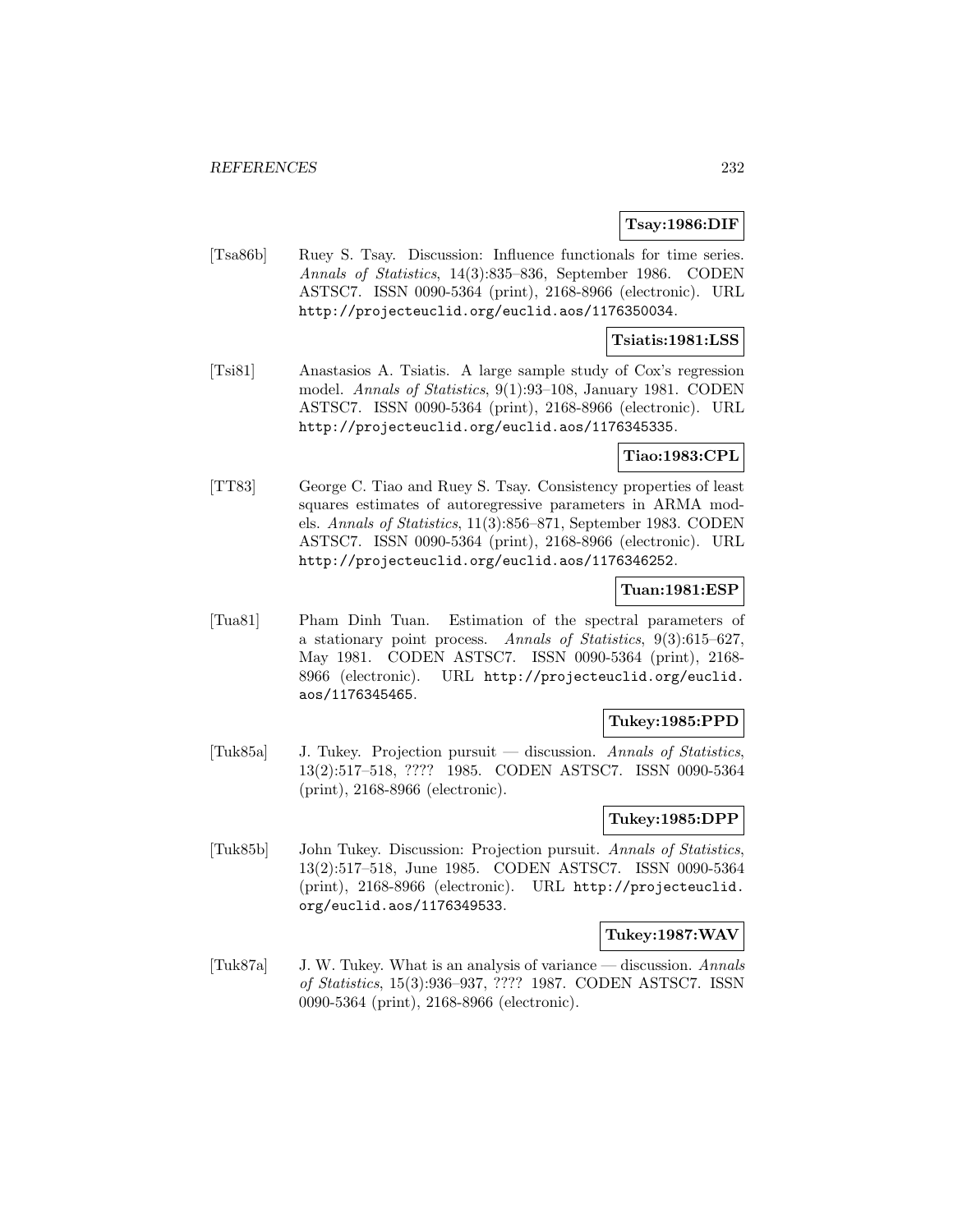**Tsay:1986:DIF**

[Tsa86b] Ruey S. Tsay. Discussion: Influence functionals for time series. *Annals of Statistics*, 14(3):835–836, September 1986. CODEN ASTSC7. ISSN 0090-5364 (print), 2168-8966 (electronic). URL http://projecteuclid.org/euclid.aos/1176350034.

**Tsiatis:1981:LSS**

[Tsi81] Anastasios A. Tsiatis. A large sample study of Cox's regression model. *Annals of Statistics*, 9(1):93–108, January 1981. CODEN ASTSC7. ISSN 0090-5364 (print), 2168-8966 (electronic). URL http://projecteuclid.org/euclid.aos/1176345335.

**Tiao:1983:CPL**

[TT83] George C. Tiao and Ruey S. Tsay. Consistency properties of least squares estimates of autoregressive parameters in ARMA models. *Annals of Statistics*, 11(3):856–871, September 1983. CODEN ASTSC7. ISSN 0090-5364 (print), 2168-8966 (electronic). URL http://projecteuclid.org/euclid.aos/1176346252.

**Tuan:1981:ESP**

[Tua81] Pham Dinh Tuan. Estimation of the spectral parameters of a stationary point process. *Annals of Statistics*, 9(3):615–627, May 1981. CODEN ASTSC7. ISSN 0090-5364 (print), 2168-8966 (electronic). URL http://projecteuclid.org/euclid.aos/1176345465.

**Tukey:1985:PPD**

[Tuk85a] J. Tukey. Projection pursuit — discussion. *Annals of Statistics*, 13(2):517–518, ???? 1985. CODEN ASTSC7. ISSN 0090-5364 (print), 2168-8966 (electronic).

**Tukey:1985:DPP**

[Tuk85b] John Tukey. Discussion: Projection pursuit. *Annals of Statistics*, 13(2):517–518, June 1985. CODEN ASTSC7. ISSN 0090-5364 (print), 2168-8966 (electronic). URL http://projecteuclid.org/euclid.aos/1176349533.

**Tukey:1987:WAV**

[Tuk87a] J. W. Tukey. What is an analysis of variance — discussion. *Annals of Statistics*, 15(3):936–937, ???? 1987. CODEN ASTSC7. ISSN 0090-5364 (print), 2168-8966 (electronic).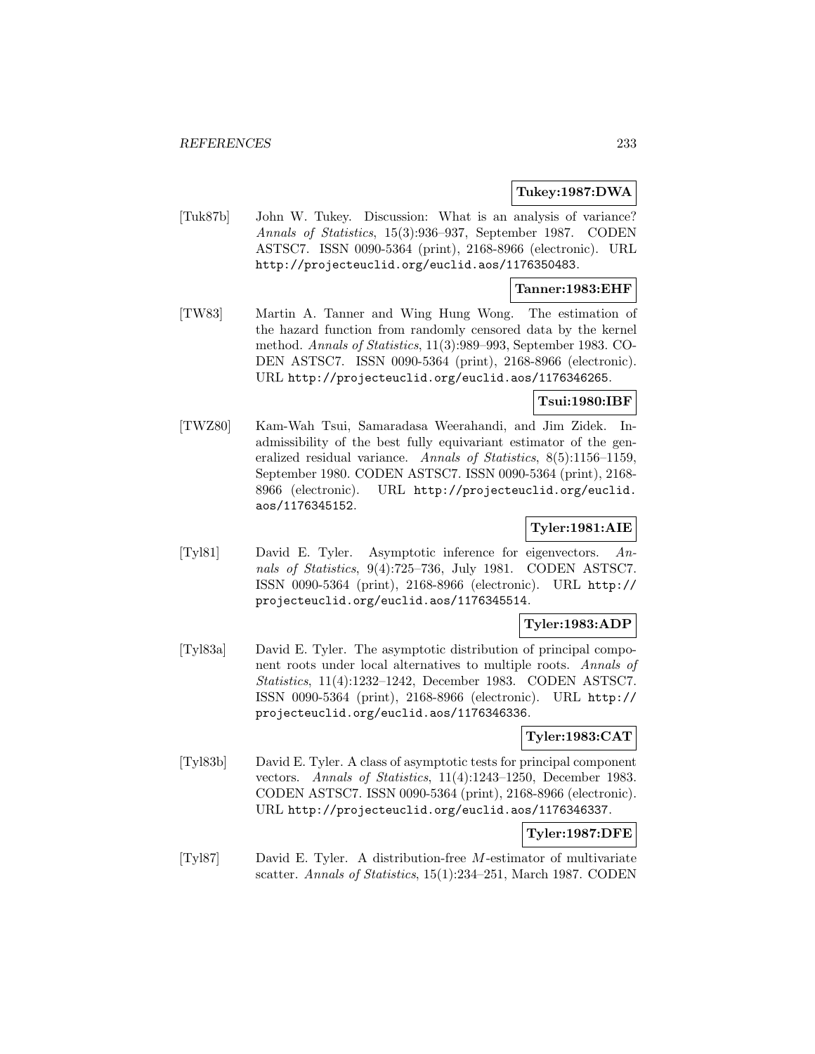**Tukey:1987:DWA**

[Tuk87b] John W. Tukey. Discussion: What is an analysis of variance? *Annals of Statistics*, 15(3):936–937, September 1987. CODEN ASTSC7. ISSN 0090-5364 (print), 2168-8966 (electronic). URL http://projecteuclid.org/euclid.aos/1176350483.

**Tanner:1983:EHF**

[TW83] Martin A. Tanner and Wing Hung Wong. The estimation of the hazard function from randomly censored data by the kernel method. *Annals of Statistics*, 11(3):989–993, September 1983. CODEN ASTSC7. ISSN 0090-5364 (print), 2168-8966 (electronic). URL http://projecteuclid.org/euclid.aos/1176346265.

**Tsui:1980:IBF**

[TWZ80] Kam-Wah Tsui, Samaradasa Weerahandi, and Jim Zidek. Inadmissibility of the best fully equivariant estimator of the generalized residual variance. *Annals of Statistics*, 8(5):1156–1159, September 1980. CODEN ASTSC7. ISSN 0090-5364 (print), 2168-8966 (electronic). URL http://projecteuclid.org/euclid.aos/1176345152.

**Tyler:1981:AIE**

[Tyl81] David E. Tyler. Asymptotic inference for eigenvectors. *Annals of Statistics*, 9(4):725–736, July 1981. CODEN ASTSC7. ISSN 0090-5364 (print), 2168-8966 (electronic). URL http://projecteuclid.org/euclid.aos/1176345514.

**Tyler:1983:ADP**

[Tyl83a] David E. Tyler. The asymptotic distribution of principal component roots under local alternatives to multiple roots. *Annals of Statistics*, 11(4):1232–1242, December 1983. CODEN ASTSC7. ISSN 0090-5364 (print), 2168-8966 (electronic). URL http://projecteuclid.org/euclid.aos/1176346336.

**Tyler:1983:CAT**

[Tyl83b] David E. Tyler. A class of asymptotic tests for principal component vectors. *Annals of Statistics*, 11(4):1243–1250, December 1983. CODEN ASTSC7. ISSN 0090-5364 (print), 2168-8966 (electronic). URL http://projecteuclid.org/euclid.aos/1176346337.

**Tyler:1987:DFE**

[Tyl87] David E. Tyler. A distribution-free $M$-estimator of multivariate scatter. *Annals of Statistics*, 15(1):234–251, March 1987. CODEN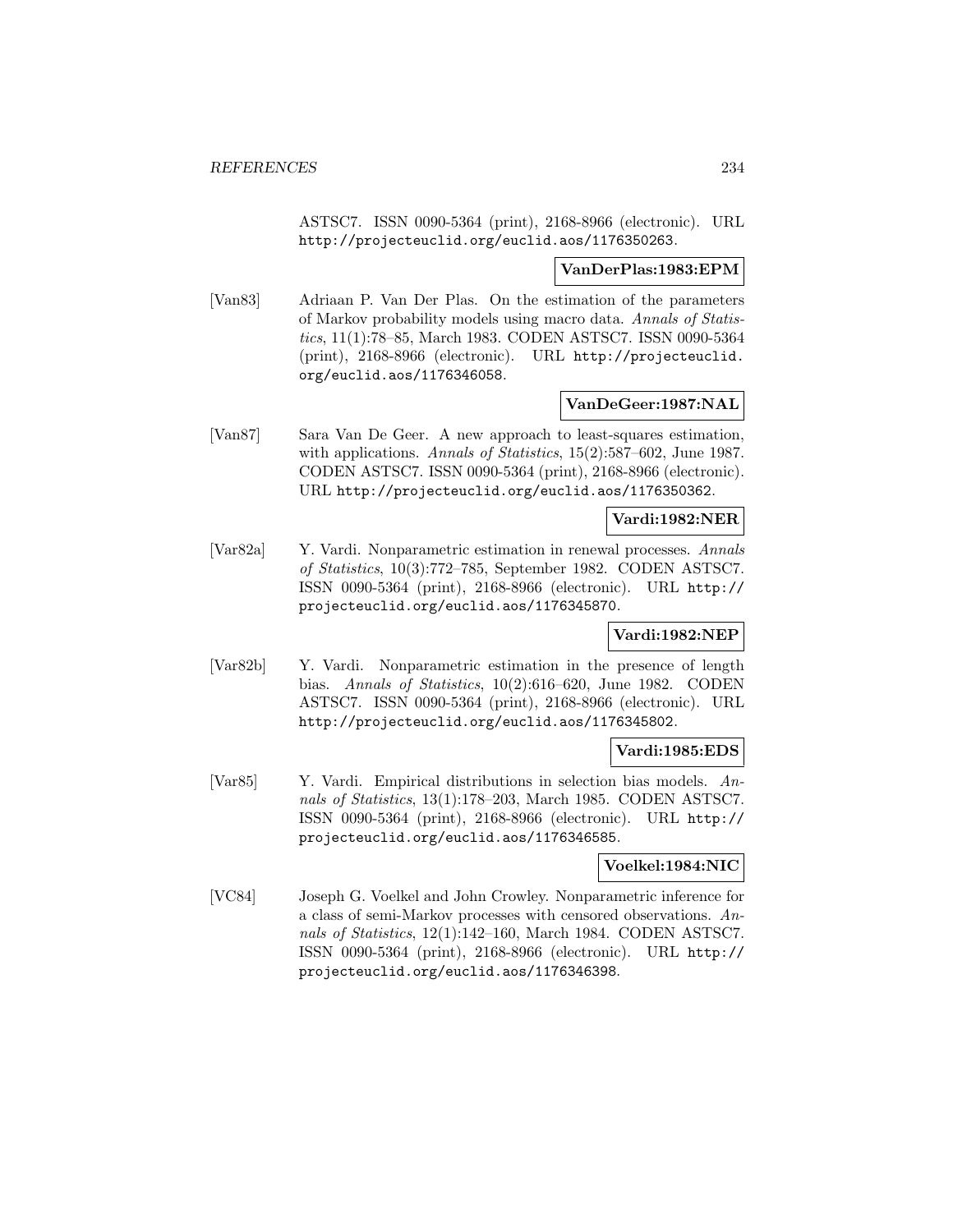ASTSC7. ISSN 0090-5364 (print), 2168-8966 (electronic). URL http://projecteuclid.org/euclid.aos/1176350263.

**VanDerPlas:1983:EPM**

[Van83] Adriaan P. Van Der Plas. On the estimation of the parameters of Markov probability models using macro data. *Annals of Statistics*, 11(1):78–85, March 1983. CODEN ASTSC7. ISSN 0090-5364 (print), 2168-8966 (electronic). URL http://projecteuclid.org/euclid.aos/1176346058.

**VanDeGeer:1987:NAL**

[Van87] Sara Van De Geer. A new approach to least-squares estimation, with applications. *Annals of Statistics*, 15(2):587–602, June 1987. CODEN ASTSC7. ISSN 0090-5364 (print), 2168-8966 (electronic). URL http://projecteuclid.org/euclid.aos/1176350362.

**Vardi:1982:NER**

[Var82a] Y. Vardi. Nonparametric estimation in renewal processes. *Annals of Statistics*, 10(3):772–785, September 1982. CODEN ASTSC7. ISSN 0090-5364 (print), 2168-8966 (electronic). URL http://projecteuclid.org/euclid.aos/1176345870.

**Vardi:1982:NEP**

[Var82b] Y. Vardi. Nonparametric estimation in the presence of length bias. *Annals of Statistics*, 10(2):616–620, June 1982. CODEN ASTSC7. ISSN 0090-5364 (print), 2168-8966 (electronic). URL http://projecteuclid.org/euclid.aos/1176345802.

**Vardi:1985:EDS**

[Var85] Y. Vardi. Empirical distributions in selection bias models. *Annals of Statistics*, 13(1):178–203, March 1985. CODEN ASTSC7. ISSN 0090-5364 (print), 2168-8966 (electronic). URL http://projecteuclid.org/euclid.aos/1176346585.

**Voelkel:1984:NIC**

[VC84] Joseph G. Voelkel and John Crowley. Nonparametric inference for a class of semi-Markov processes with censored observations. *Annals of Statistics*, 12(1):142–160, March 1984. CODEN ASTSC7. ISSN 0090-5364 (print), 2168-8966 (electronic). URL http://projecteuclid.org/euclid.aos/1176346398.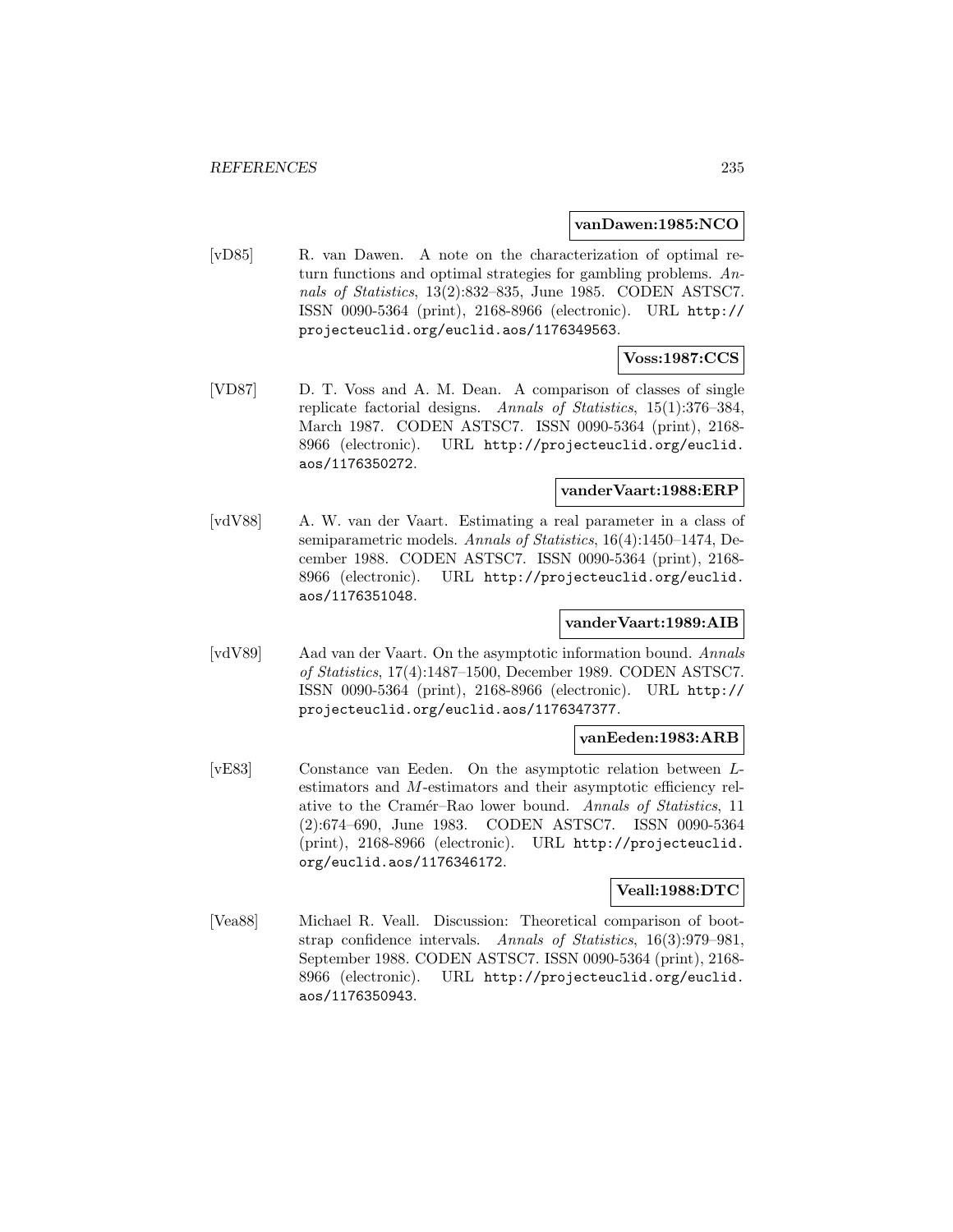**vanDawen:1985:NCO**

[vD85] R. van Dawen. A note on the characterization of optimal return functions and optimal strategies for gambling problems. *Annals of Statistics*, 13(2):832–835, June 1985. CODEN ASTSC7. ISSN 0090-5364 (print), 2168-8966 (electronic). URL http://projecteuclid.org/euclid.aos/1176349563.

**Voss:1987:CCS**

[VD87] D. T. Voss and A. M. Dean. A comparison of classes of single replicate factorial designs. *Annals of Statistics*, 15(1):376–384, March 1987. CODEN ASTSC7. ISSN 0090-5364 (print), 2168-8966 (electronic). URL http://projecteuclid.org/euclid.aos/1176350272.

**vanderVaart:1988:ERP**

[vdV88] A. W. van der Vaart. Estimating a real parameter in a class of semiparametric models. *Annals of Statistics*, 16(4):1450–1474, December 1988. CODEN ASTSC7. ISSN 0090-5364 (print), 2168-8966 (electronic). URL http://projecteuclid.org/euclid.aos/1176351048.

**vanderVaart:1989:AIB**

[vdV89] Aad van der Vaart. On the asymptotic information bound. *Annals of Statistics*, 17(4):1487–1500, December 1989. CODEN ASTSC7. ISSN 0090-5364 (print), 2168-8966 (electronic). URL http://projecteuclid.org/euclid.aos/1176347377.

**vanEeden:1983:ARB**

[vE83] Constance van Eeden. On the asymptotic relation between $L$-estimators and $M$-estimators and their asymptotic efficiency relative to the Cramér–Rao lower bound. *Annals of Statistics*, 11 (2):674–690, June 1983. CODEN ASTSC7. ISSN 0090-5364 (print), 2168-8966 (electronic). URL http://projecteuclid.org/euclid.aos/1176346172.

**Veall:1988:DTC**

[Vea88] Michael R. Veall. Discussion: Theoretical comparison of bootstrap confidence intervals. *Annals of Statistics*, 16(3):979–981, September 1988. CODEN ASTSC7. ISSN 0090-5364 (print), 2168-8966 (electronic). URL http://projecteuclid.org/euclid.aos/1176350943.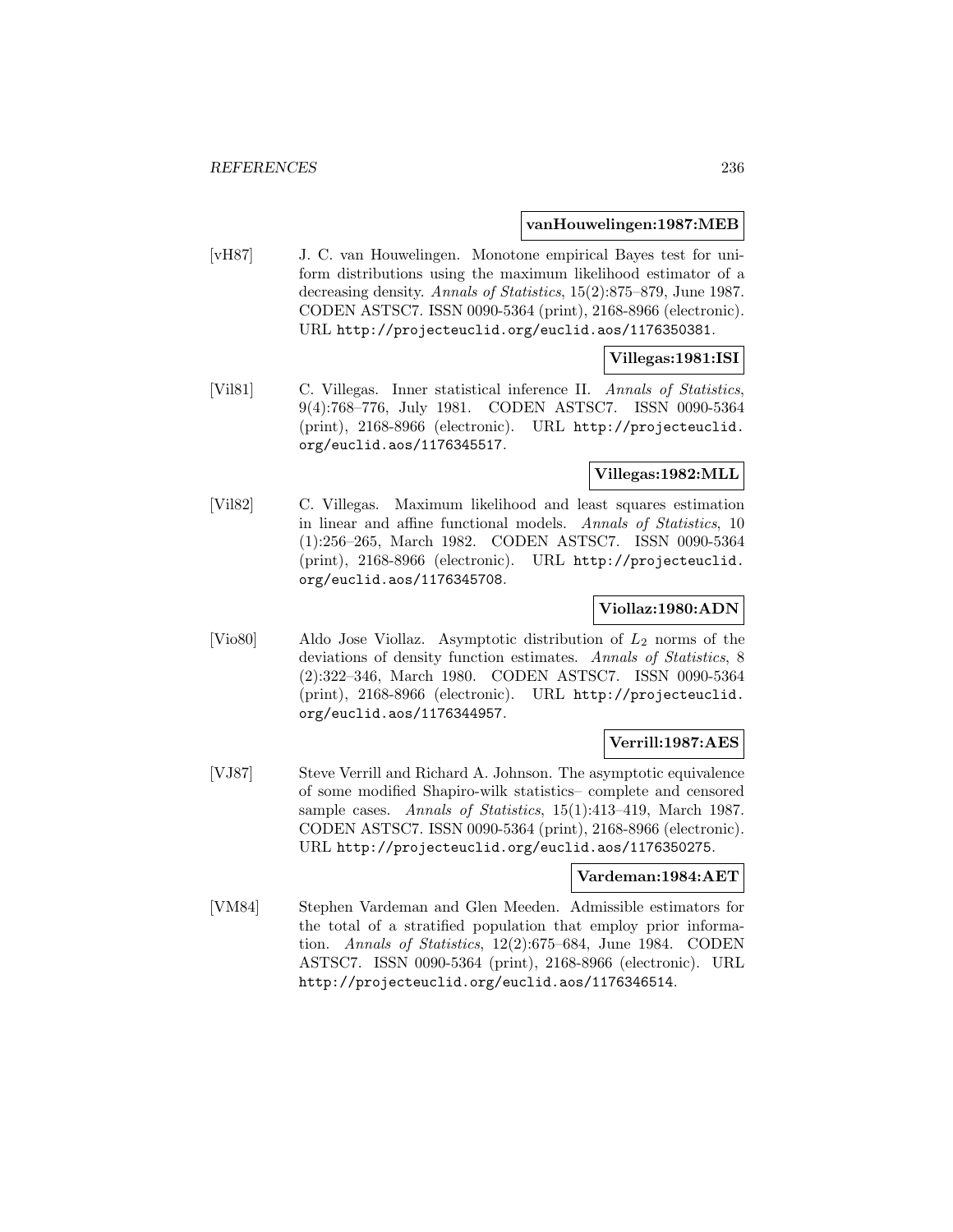**vanHouwelingen:1987:MEB**

[vH87] J. C. van Houwelingen. Monotone empirical Bayes test for uniform distributions using the maximum likelihood estimator of a decreasing density. *Annals of Statistics*, 15(2):875–879, June 1987. CODEN ASTSC7. ISSN 0090-5364 (print), 2168-8966 (electronic). URL http://projecteuclid.org/euclid.aos/1176350381.

**Villegas:1981:ISI**

[Vil81] C. Villegas. Inner statistical inference II. *Annals of Statistics*, 9(4):768–776, July 1981. CODEN ASTSC7. ISSN 0090-5364 (print), 2168-8966 (electronic). URL http://projecteuclid.org/euclid.aos/1176345517.

**Villegas:1982:MLL**

[Vil82] C. Villegas. Maximum likelihood and least squares estimation in linear and affine functional models. *Annals of Statistics*, 10 (1):256–265, March 1982. CODEN ASTSC7. ISSN 0090-5364 (print), 2168-8966 (electronic). URL http://projecteuclid.org/euclid.aos/1176345708.

**Viollaz:1980:ADN**

[Vio80] Aldo Jose Viollaz. Asymptotic distribution of $L_2$ norms of the deviations of density function estimates. *Annals of Statistics*, 8 (2):322–346, March 1980. CODEN ASTSC7. ISSN 0090-5364 (print), 2168-8966 (electronic). URL http://projecteuclid.org/euclid.aos/1176344957.

**Verrill:1987:AES**

[VJ87] Steve Verrill and Richard A. Johnson. The asymptotic equivalence of some modified Shapiro-wilk statistics– complete and censored sample cases. *Annals of Statistics*, 15(1):413–419, March 1987. CODEN ASTSC7. ISSN 0090-5364 (print), 2168-8966 (electronic). URL http://projecteuclid.org/euclid.aos/1176350275.

**Vardeman:1984:AET**

[VM84] Stephen Vardeman and Glen Meeden. Admissible estimators for the total of a stratified population that employ prior information. *Annals of Statistics*, 12(2):675–684, June 1984. CODEN ASTSC7. ISSN 0090-5364 (print), 2168-8966 (electronic). URL http://projecteuclid.org/euclid.aos/1176346514.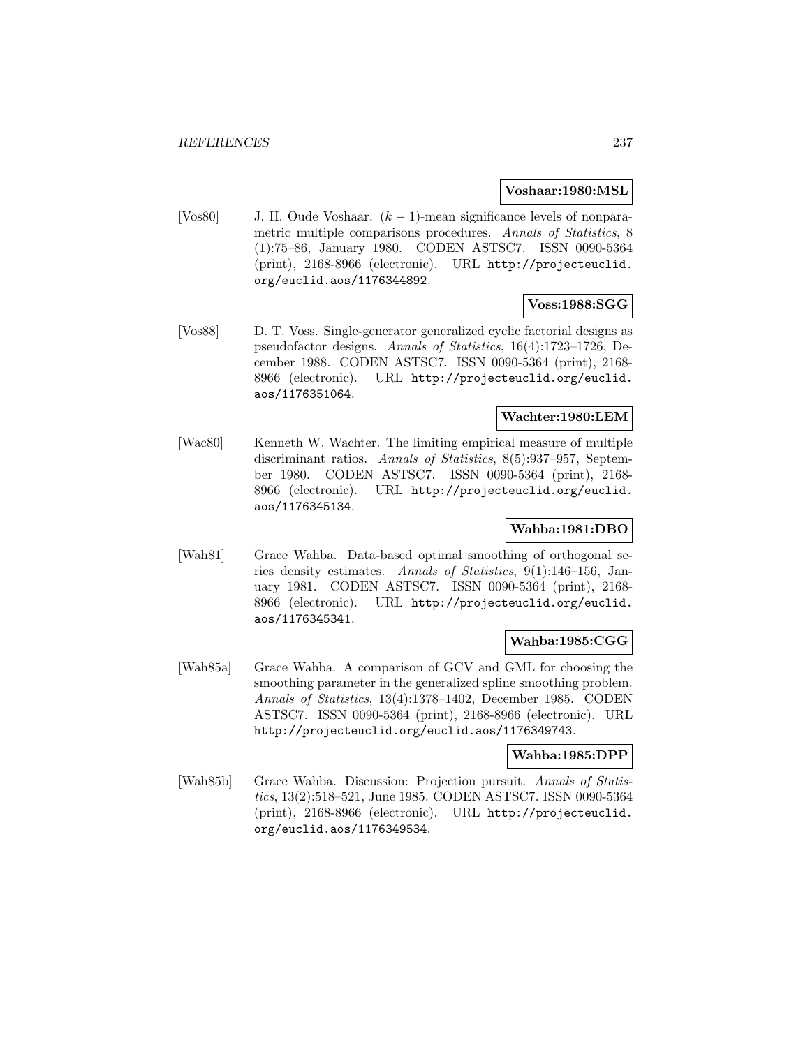**Voshaar:1980:MSL**

[Vos80] J. H. Oude Voshaar. $(k-1)$-mean significance levels of nonparametric multiple comparisons procedures. *Annals of Statistics*, 8 (1):75–86, January 1980. CODEN ASTSC7. ISSN 0090-5364 (print), 2168-8966 (electronic). URL http://projecteuclid.org/euclid.aos/1176344892.

**Voss:1988:SGG**

[Vos88] D. T. Voss. Single-generator generalized cyclic factorial designs as pseudofactor designs. *Annals of Statistics*, 16(4):1723–1726, December 1988. CODEN ASTSC7. ISSN 0090-5364 (print), 2168-8966 (electronic). URL http://projecteuclid.org/euclid.aos/1176351064.

**Wachter:1980:LEM**

[Wac80] Kenneth W. Wachter. The limiting empirical measure of multiple discriminant ratios. *Annals of Statistics*, 8(5):937–957, September 1980. CODEN ASTSC7. ISSN 0090-5364 (print), 2168-8966 (electronic). URL http://projecteuclid.org/euclid.aos/1176345134.

**Wahba:1981:DBO**

[Wah81] Grace Wahba. Data-based optimal smoothing of orthogonal series density estimates. *Annals of Statistics*, 9(1):146–156, January 1981. CODEN ASTSC7. ISSN 0090-5364 (print), 2168-8966 (electronic). URL http://projecteuclid.org/euclid.aos/1176345341.

**Wahba:1985:CGG**

[Wah85a] Grace Wahba. A comparison of GCV and GML for choosing the smoothing parameter in the generalized spline smoothing problem. *Annals of Statistics*, 13(4):1378–1402, December 1985. CODEN ASTSC7. ISSN 0090-5364 (print), 2168-8966 (electronic). URL http://projecteuclid.org/euclid.aos/1176349743.

**Wahba:1985:DPP**

[Wah85b] Grace Wahba. Discussion: Projection pursuit. *Annals of Statistics*, 13(2):518–521, June 1985. CODEN ASTSC7. ISSN 0090-5364 (print), 2168-8966 (electronic). URL http://projecteuclid.org/euclid.aos/1176349534.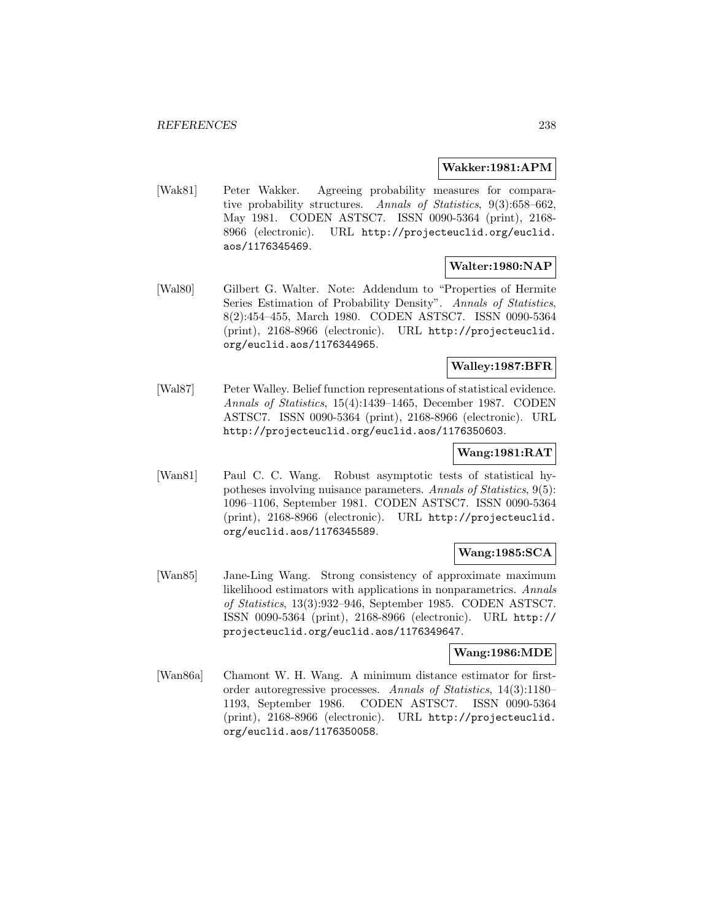**Wakker:1981:APM**

[Wak81] Peter Wakker. Agreeing probability measures for comparative probability structures. *Annals of Statistics*, 9(3):658–662, May 1981. CODEN ASTSC7. ISSN 0090-5364 (print), 2168-8966 (electronic). URL http://projecteuclid.org/euclid.aos/1176345469.

**Walter:1980:NAP**

[Wal80] Gilbert G. Walter. Note: Addendum to "Properties of Hermite Series Estimation of Probability Density". *Annals of Statistics*, 8(2):454–455, March 1980. CODEN ASTSC7. ISSN 0090-5364 (print), 2168-8966 (electronic). URL http://projecteuclid.org/euclid.aos/1176344965.

**Walley:1987:BFR**

[Wal87] Peter Walley. Belief function representations of statistical evidence. *Annals of Statistics*, 15(4):1439–1465, December 1987. CODEN ASTSC7. ISSN 0090-5364 (print), 2168-8966 (electronic). URL http://projecteuclid.org/euclid.aos/1176350603.

**Wang:1981:RAT**

[Wan81] Paul C. C. Wang. Robust asymptotic tests of statistical hypotheses involving nuisance parameters. *Annals of Statistics*, 9(5): 1096–1106, September 1981. CODEN ASTSC7. ISSN 0090-5364 (print), 2168-8966 (electronic). URL http://projecteuclid.org/euclid.aos/1176345589.

**Wang:1985:SCA**

[Wan85] Jane-Ling Wang. Strong consistency of approximate maximum likelihood estimators with applications in nonparametrics. *Annals of Statistics*, 13(3):932–946, September 1985. CODEN ASTSC7. ISSN 0090-5364 (print), 2168-8966 (electronic). URL http://projecteuclid.org/euclid.aos/1176349647.

**Wang:1986:MDE**

[Wan86a] Chamont W. H. Wang. A minimum distance estimator for first-order autoregressive processes. *Annals of Statistics*, 14(3):1180–1193, September 1986. CODEN ASTSC7. ISSN 0090-5364 (print), 2168-8966 (electronic). URL http://projecteuclid.org/euclid.aos/1176350058.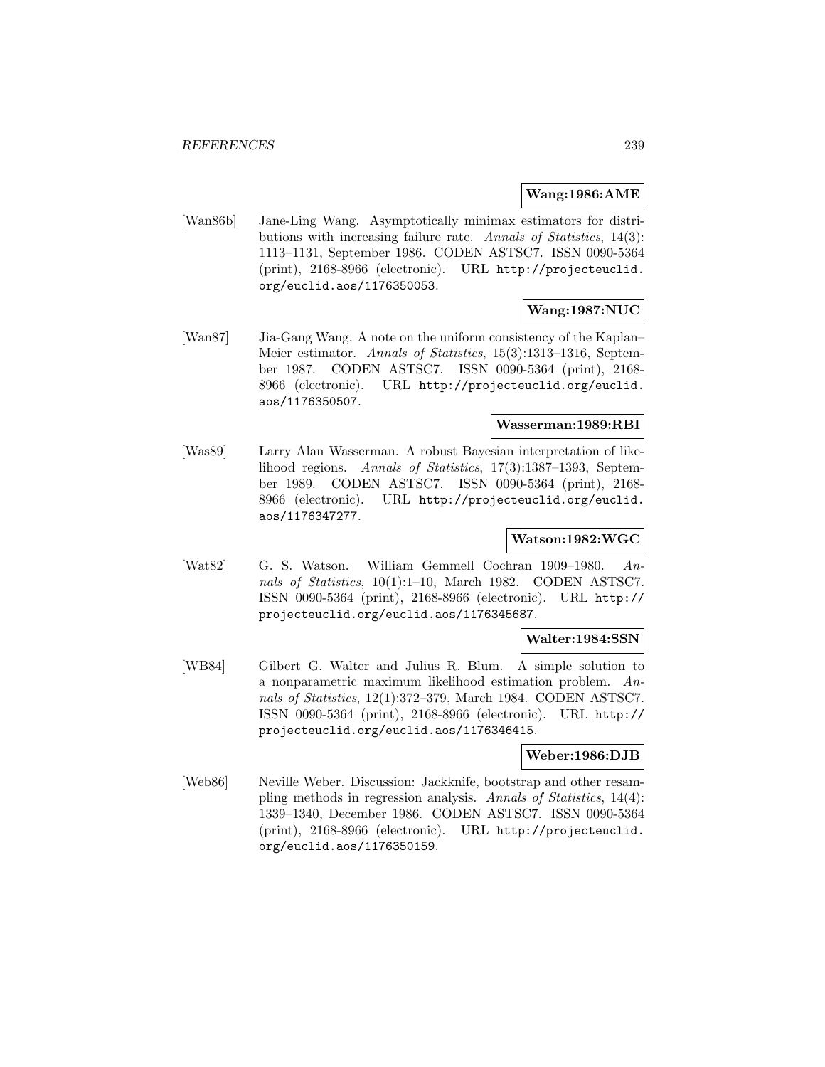**Wang:1986:AME**

[Wan86b] Jane-Ling Wang. Asymptotically minimax estimators for distributions with increasing failure rate. *Annals of Statistics*, 14(3): 1113–1131, September 1986. CODEN ASTSC7. ISSN 0090-5364 (print), 2168-8966 (electronic). URL http://projecteuclid.org/euclid.aos/1176350053.

**Wang:1987:NUC**

[Wan87] Jia-Gang Wang. A note on the uniform consistency of the Kaplan–Meier estimator. *Annals of Statistics*, 15(3):1313–1316, September 1987. CODEN ASTSC7. ISSN 0090-5364 (print), 2168-8966 (electronic). URL http://projecteuclid.org/euclid.aos/1176350507.

**Wasserman:1989:RBI**

[Was89] Larry Alan Wasserman. A robust Bayesian interpretation of likelihood regions. *Annals of Statistics*, 17(3):1387–1393, September 1989. CODEN ASTSC7. ISSN 0090-5364 (print), 2168-8966 (electronic). URL http://projecteuclid.org/euclid.aos/1176347277.

**Watson:1982:WGC**

[Wat82] G. S. Watson. William Gemmell Cochran 1909–1980. *Annals of Statistics*, 10(1):1–10, March 1982. CODEN ASTSC7. ISSN 0090-5364 (print), 2168-8966 (electronic). URL http://projecteuclid.org/euclid.aos/1176345687.

**Walter:1984:SSN**

[WB84] Gilbert G. Walter and Julius R. Blum. A simple solution to a nonparametric maximum likelihood estimation problem. *Annals of Statistics*, 12(1):372–379, March 1984. CODEN ASTSC7. ISSN 0090-5364 (print), 2168-8966 (electronic). URL http://projecteuclid.org/euclid.aos/1176346415.

**Weber:1986:DJB**

[Web86] Neville Weber. Discussion: Jackknife, bootstrap and other resampling methods in regression analysis. *Annals of Statistics*, 14(4): 1339–1340, December 1986. CODEN ASTSC7. ISSN 0090-5364 (print), 2168-8966 (electronic). URL http://projecteuclid.org/euclid.aos/1176350159.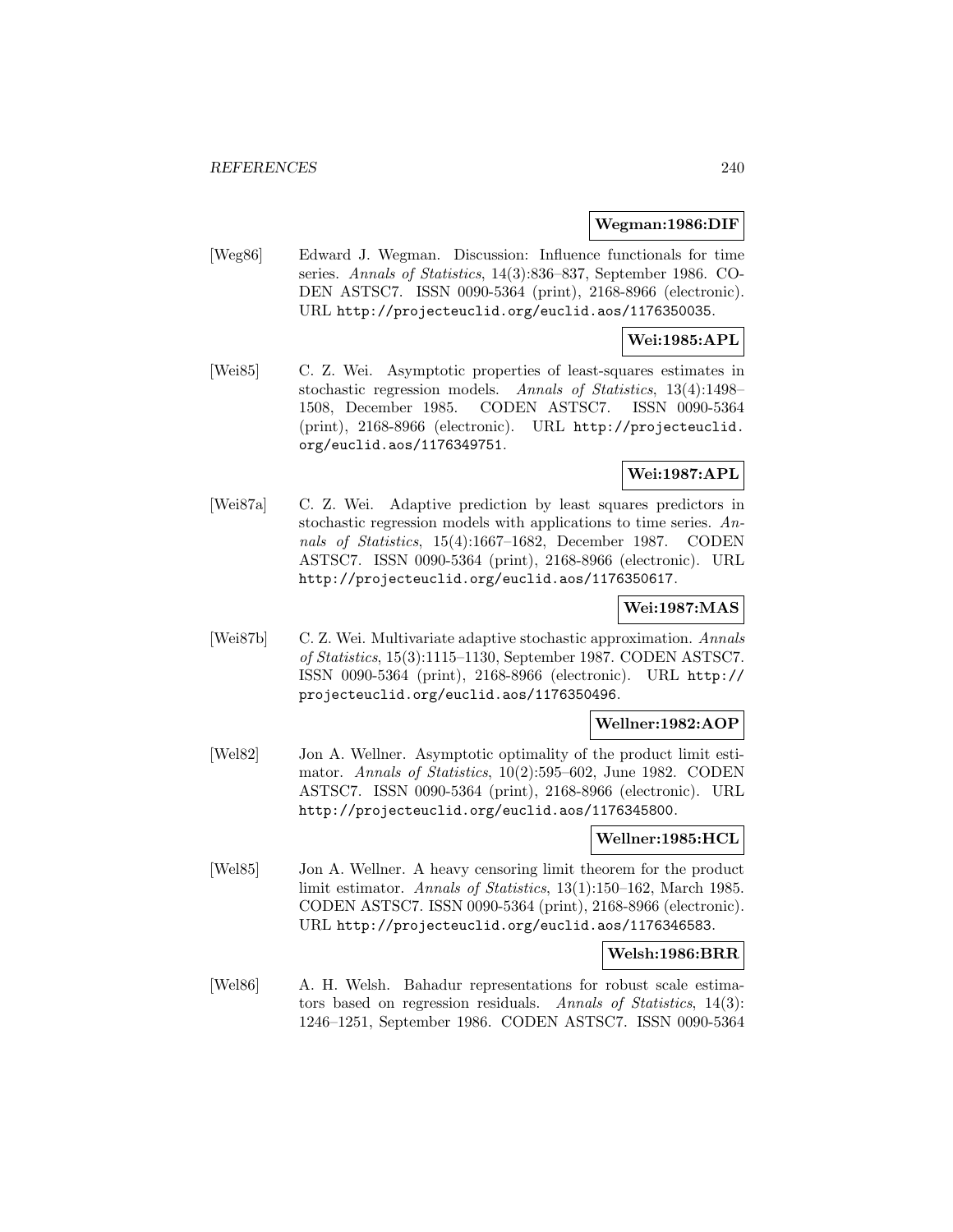**Wegman:1986:DIF**

[Weg86] Edward J. Wegman. Discussion: Influence functionals for time series. *Annals of Statistics*, 14(3):836–837, September 1986. CODEN ASTSC7. ISSN 0090-5364 (print), 2168-8966 (electronic). URL http://projecteuclid.org/euclid.aos/1176350035.

**Wei:1985:APL**

[Wei85] C. Z. Wei. Asymptotic properties of least-squares estimates in stochastic regression models. *Annals of Statistics*, 13(4):1498–1508, December 1985. CODEN ASTSC7. ISSN 0090-5364 (print), 2168-8966 (electronic). URL http://projecteuclid.org/euclid.aos/1176349751.

**Wei:1987:APL**

[Wei87a] C. Z. Wei. Adaptive prediction by least squares predictors in stochastic regression models with applications to time series. *Annals of Statistics*, 15(4):1667–1682, December 1987. CODEN ASTSC7. ISSN 0090-5364 (print), 2168-8966 (electronic). URL http://projecteuclid.org/euclid.aos/1176350617.

**Wei:1987:MAS**

[Wei87b] C. Z. Wei. Multivariate adaptive stochastic approximation. *Annals of Statistics*, 15(3):1115–1130, September 1987. CODEN ASTSC7. ISSN 0090-5364 (print), 2168-8966 (electronic). URL http://projecteuclid.org/euclid.aos/1176350496.

**Wellner:1982:AOP**

[Wel82] Jon A. Wellner. Asymptotic optimality of the product limit estimator. *Annals of Statistics*, 10(2):595–602, June 1982. CODEN ASTSC7. ISSN 0090-5364 (print), 2168-8966 (electronic). URL http://projecteuclid.org/euclid.aos/1176345800.

**Wellner:1985:HCL**

[Wel85] Jon A. Wellner. A heavy censoring limit theorem for the product limit estimator. *Annals of Statistics*, 13(1):150–162, March 1985. CODEN ASTSC7. ISSN 0090-5364 (print), 2168-8966 (electronic). URL http://projecteuclid.org/euclid.aos/1176346583.

**Welsh:1986:BRR**

[Wel86] A. H. Welsh. Bahadur representations for robust scale estimators based on regression residuals. *Annals of Statistics*, 14(3):1246–1251, September 1986. CODEN ASTSC7. ISSN 0090-5364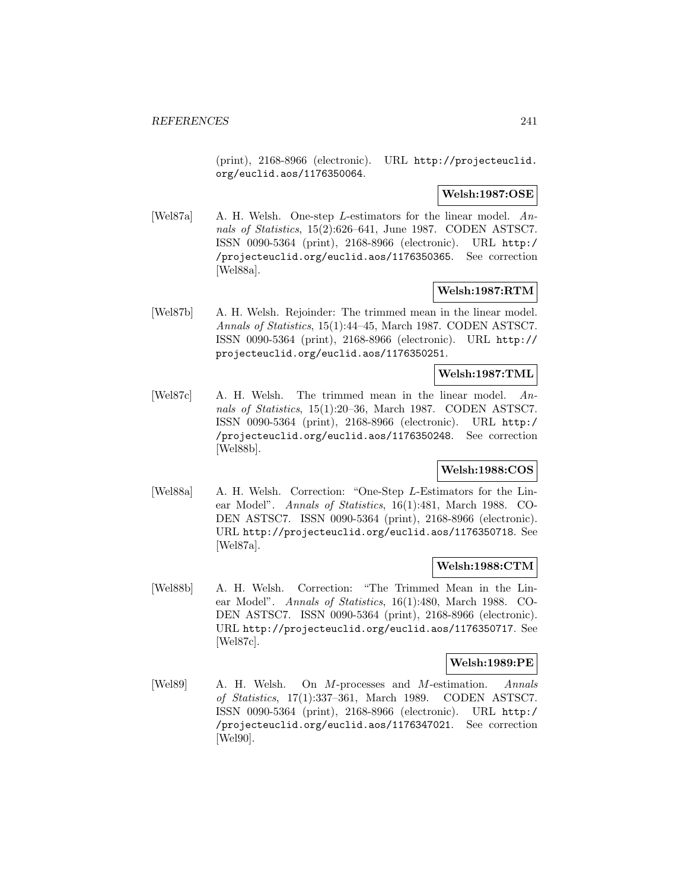(print), 2168-8966 (electronic). URL http://projecteuclid.org/euclid.aos/1176350064.

**Welsh:1987:OSE**

[Wel87a] A. H. Welsh. One-step $L$-estimators for the linear model. *Annals of Statistics*, 15(2):626–641, June 1987. CODEN ASTSC7. ISSN 0090-5364 (print), 2168-8966 (electronic). URL http://projecteuclid.org/euclid.aos/1176350365. See correction [Wel88a].

**Welsh:1987:RTM**

[Wel87b] A. H. Welsh. Rejoinder: The trimmed mean in the linear model. *Annals of Statistics*, 15(1):44–45, March 1987. CODEN ASTSC7. ISSN 0090-5364 (print), 2168-8966 (electronic). URL http://projecteuclid.org/euclid.aos/1176350251.

**Welsh:1987:TML**

[Wel87c] A. H. Welsh. The trimmed mean in the linear model. *Annals of Statistics*, 15(1):20–36, March 1987. CODEN ASTSC7. ISSN 0090-5364 (print), 2168-8966 (electronic). URL http://projecteuclid.org/euclid.aos/1176350248. See correction [Wel88b].

**Welsh:1988:COS**

[Wel88a] A. H. Welsh. Correction: "One-Step $L$-Estimators for the Linear Model". *Annals of Statistics*, 16(1):481, March 1988. CODEN ASTSC7. ISSN 0090-5364 (print), 2168-8966 (electronic). URL http://projecteuclid.org/euclid.aos/1176350718. See [Wel87a].

**Welsh:1988:CTM**

[Wel88b] A. H. Welsh. Correction: "The Trimmed Mean in the Linear Model". *Annals of Statistics*, 16(1):480, March 1988. CODEN ASTSC7. ISSN 0090-5364 (print), 2168-8966 (electronic). URL http://projecteuclid.org/euclid.aos/1176350717. See [Wel87c].

**Welsh:1989:PE**

[Wel89] A. H. Welsh. On $M$-processes and $M$-estimation. *Annals of Statistics*, 17(1):337–361, March 1989. CODEN ASTSC7. ISSN 0090-5364 (print), 2168-8966 (electronic). URL http://projecteuclid.org/euclid.aos/1176347021. See correction [Wel90].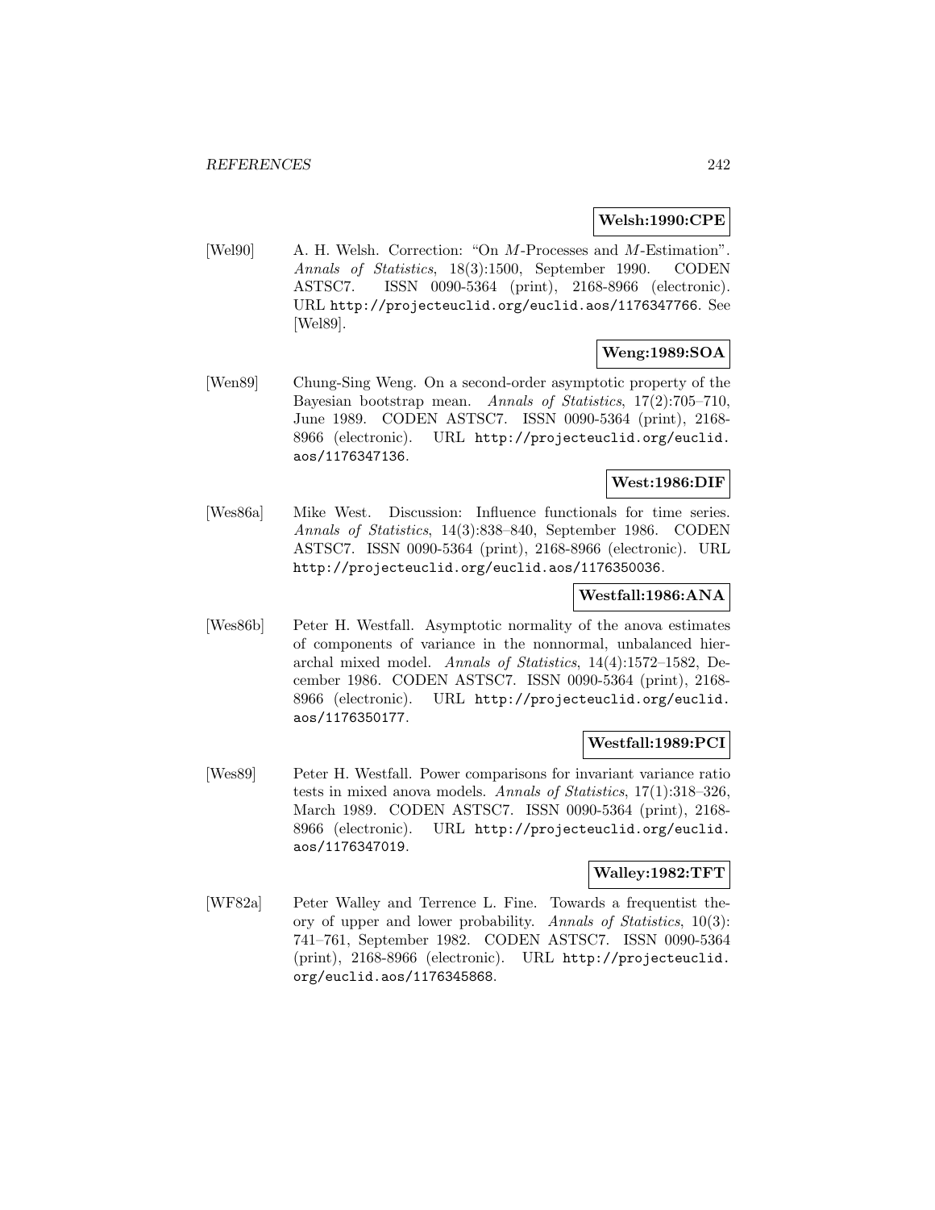**Welsh:1990:CPE**

[Wel90] A. H. Welsh. Correction: "On $M$-Processes and $M$-Estimation". *Annals of Statistics*, 18(3):1500, September 1990. CODEN ASTSC7. ISSN 0090-5364 (print), 2168-8966 (electronic). URL http://projecteuclid.org/euclid.aos/1176347766. See [Wel89].

**Weng:1989:SOA**

[Wen89] Chung-Sing Weng. On a second-order asymptotic property of the Bayesian bootstrap mean. *Annals of Statistics*, 17(2):705–710, June 1989. CODEN ASTSC7. ISSN 0090-5364 (print), 2168-8966 (electronic). URL http://projecteuclid.org/euclid.aos/1176347136.

**West:1986:DIF**

[Wes86a] Mike West. Discussion: Influence functionals for time series. *Annals of Statistics*, 14(3):838–840, September 1986. CODEN ASTSC7. ISSN 0090-5364 (print), 2168-8966 (electronic). URL http://projecteuclid.org/euclid.aos/1176350036.

**Westfall:1986:ANA**

[Wes86b] Peter H. Westfall. Asymptotic normality of the anova estimates of components of variance in the nonnormal, unbalanced hierarchal mixed model. *Annals of Statistics*, 14(4):1572–1582, December 1986. CODEN ASTSC7. ISSN 0090-5364 (print), 2168-8966 (electronic). URL http://projecteuclid.org/euclid.aos/1176350177.

**Westfall:1989:PCI**

[Wes89] Peter H. Westfall. Power comparisons for invariant variance ratio tests in mixed anova models. *Annals of Statistics*, 17(1):318–326, March 1989. CODEN ASTSC7. ISSN 0090-5364 (print), 2168-8966 (electronic). URL http://projecteuclid.org/euclid.aos/1176347019.

**Walley:1982:TFT**

[WF82a] Peter Walley and Terrence L. Fine. Towards a frequentist theory of upper and lower probability. *Annals of Statistics*, 10(3): 741–761, September 1982. CODEN ASTSC7. ISSN 0090-5364 (print), 2168-8966 (electronic). URL http://projecteuclid.org/euclid.aos/1176345868.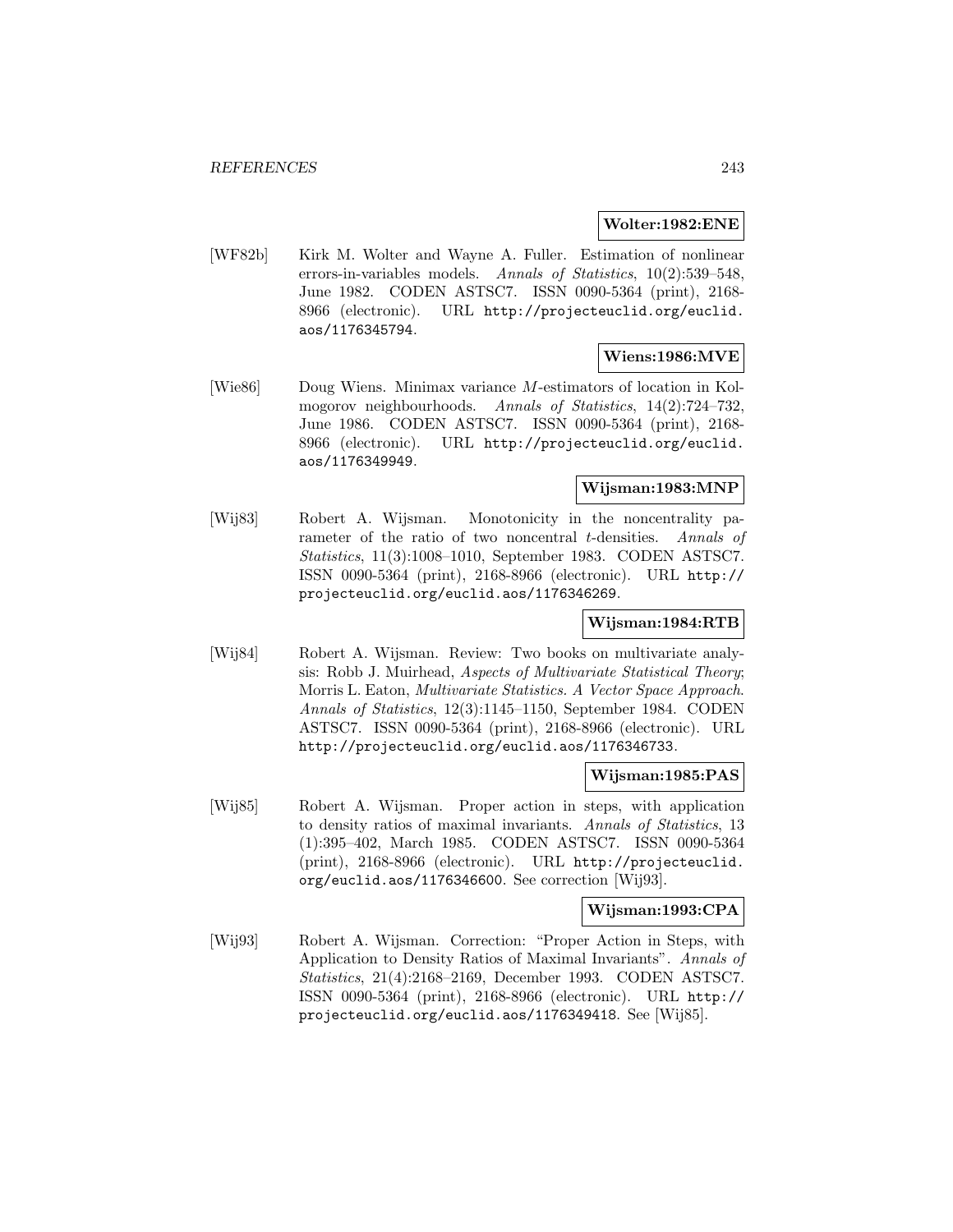**Wolter:1982:ENE**

[WF82b] Kirk M. Wolter and Wayne A. Fuller. Estimation of nonlinear errors-in-variables models. *Annals of Statistics*, 10(2):539–548, June 1982. CODEN ASTSC7. ISSN 0090-5364 (print), 2168-8966 (electronic). URL http://projecteuclid.org/euclid.aos/1176345794.

**Wiens:1986:MVE**

[Wie86] Doug Wiens. Minimax variance $M$-estimators of location in Kolmogorov neighbourhoods. *Annals of Statistics*, 14(2):724–732, June 1986. CODEN ASTSC7. ISSN 0090-5364 (print), 2168-8966 (electronic). URL http://projecteuclid.org/euclid.aos/1176349949.

**Wijsman:1983:MNP**

[Wij83] Robert A. Wijsman. Monotonicity in the noncentrality parameter of the ratio of two noncentral $t$-densities. *Annals of Statistics*, 11(3):1008–1010, September 1983. CODEN ASTSC7. ISSN 0090-5364 (print), 2168-8966 (electronic). URL http://projecteuclid.org/euclid.aos/1176346269.

**Wijsman:1984:RTB**

[Wij84] Robert A. Wijsman. Review: Two books on multivariate analysis: Robb J. Muirhead, *Aspects of Multivariate Statistical Theory*; Morris L. Eaton, *Multivariate Statistics. A Vector Space Approach*. *Annals of Statistics*, 12(3):1145–1150, September 1984. CODEN ASTSC7. ISSN 0090-5364 (print), 2168-8966 (electronic). URL http://projecteuclid.org/euclid.aos/1176346733.

**Wijsman:1985:PAS**

[Wij85] Robert A. Wijsman. Proper action in steps, with application to density ratios of maximal invariants. *Annals of Statistics*, 13 (1):395–402, March 1985. CODEN ASTSC7. ISSN 0090-5364 (print), 2168-8966 (electronic). URL http://projecteuclid.org/euclid.aos/1176346600. See correction [Wij93].

**Wijsman:1993:CPA**

[Wij93] Robert A. Wijsman. Correction: "Proper Action in Steps, with Application to Density Ratios of Maximal Invariants". *Annals of Statistics*, 21(4):2168–2169, December 1993. CODEN ASTSC7. ISSN 0090-5364 (print), 2168-8966 (electronic). URL http://projecteuclid.org/euclid.aos/1176349418. See [Wij85].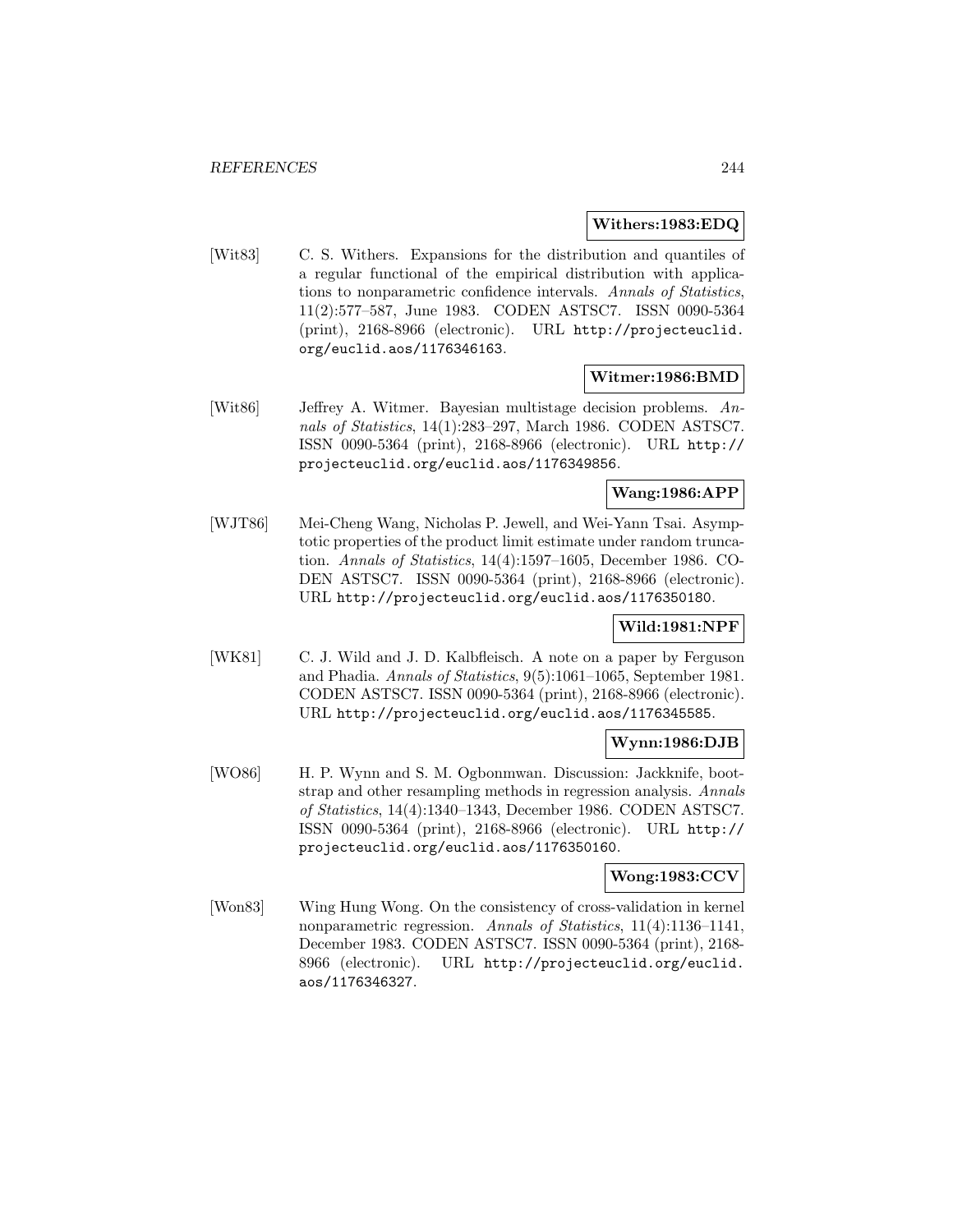**Withers:1983:EDQ**

[Wit83] C. S. Withers. Expansions for the distribution and quantiles of a regular functional of the empirical distribution with applications to nonparametric confidence intervals. *Annals of Statistics*, 11(2):577–587, June 1983. CODEN ASTSC7. ISSN 0090-5364 (print), 2168-8966 (electronic). URL http://projecteuclid.org/euclid.aos/1176346163.

**Witmer:1986:BMD**

[Wit86] Jeffrey A. Witmer. Bayesian multistage decision problems. *Annals of Statistics*, 14(1):283–297, March 1986. CODEN ASTSC7. ISSN 0090-5364 (print), 2168-8966 (electronic). URL http://projecteuclid.org/euclid.aos/1176349856.

**Wang:1986:APP**

[WJT86] Mei-Cheng Wang, Nicholas P. Jewell, and Wei-Yann Tsai. Asymptotic properties of the product limit estimate under random truncation. *Annals of Statistics*, 14(4):1597–1605, December 1986. CODEN ASTSC7. ISSN 0090-5364 (print), 2168-8966 (electronic). URL http://projecteuclid.org/euclid.aos/1176350180.

**Wild:1981:NPF**

[WK81] C. J. Wild and J. D. Kalbfleisch. A note on a paper by Ferguson and Phadia. *Annals of Statistics*, 9(5):1061–1065, September 1981. CODEN ASTSC7. ISSN 0090-5364 (print), 2168-8966 (electronic). URL http://projecteuclid.org/euclid.aos/1176345585.

**Wynn:1986:DJB**

[WO86] H. P. Wynn and S. M. Ogbonmwan. Discussion: Jackknife, bootstrap and other resampling methods in regression analysis. *Annals of Statistics*, 14(4):1340–1343, December 1986. CODEN ASTSC7. ISSN 0090-5364 (print), 2168-8966 (electronic). URL http://projecteuclid.org/euclid.aos/1176350160.

**Wong:1983:CCV**

[Won83] Wing Hung Wong. On the consistency of cross-validation in kernel nonparametric regression. *Annals of Statistics*, 11(4):1136–1141, December 1983. CODEN ASTSC7. ISSN 0090-5364 (print), 2168-8966 (electronic). URL http://projecteuclid.org/euclid.aos/1176346327.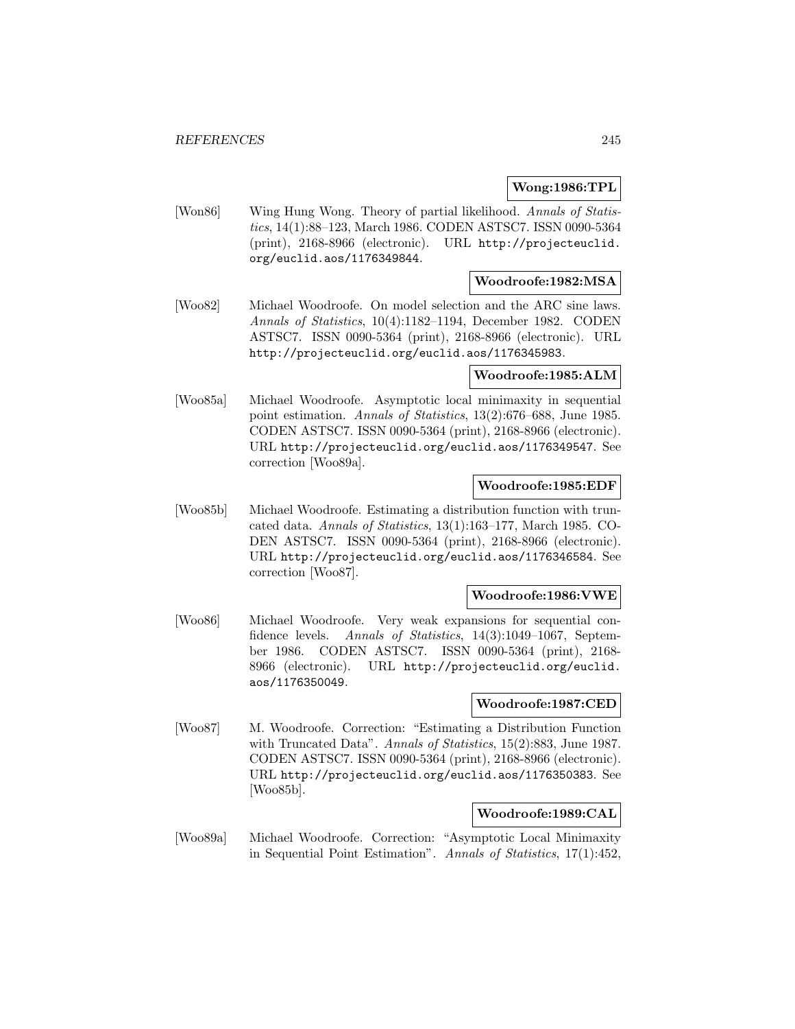**Wong:1986:TPL**

[Won86] Wing Hung Wong. Theory of partial likelihood. *Annals of Statistics*, 14(1):88–123, March 1986. CODEN ASTSC7. ISSN 0090-5364 (print), 2168-8966 (electronic). URL http://projecteuclid.org/euclid.aos/1176349844.

**Woodroofe:1982:MSA**

[Woo82] Michael Woodroofe. On model selection and the ARC sine laws. *Annals of Statistics*, 10(4):1182–1194, December 1982. CODEN ASTSC7. ISSN 0090-5364 (print), 2168-8966 (electronic). URL http://projecteuclid.org/euclid.aos/1176345983.

**Woodroofe:1985:ALM**

[Woo85a] Michael Woodroofe. Asymptotic local minimaxity in sequential point estimation. *Annals of Statistics*, 13(2):676–688, June 1985. CODEN ASTSC7. ISSN 0090-5364 (print), 2168-8966 (electronic). URL http://projecteuclid.org/euclid.aos/1176349547. See correction [Woo89a].

**Woodroofe:1985:EDF**

[Woo85b] Michael Woodroofe. Estimating a distribution function with truncated data. *Annals of Statistics*, 13(1):163–177, March 1985. CODEN ASTSC7. ISSN 0090-5364 (print), 2168-8966 (electronic). URL http://projecteuclid.org/euclid.aos/1176346584. See correction [Woo87].

**Woodroofe:1986:VWE**

[Woo86] Michael Woodroofe. Very weak expansions for sequential confidence levels. *Annals of Statistics*, 14(3):1049–1067, September 1986. CODEN ASTSC7. ISSN 0090-5364 (print), 2168-8966 (electronic). URL http://projecteuclid.org/euclid.aos/1176350049.

**Woodroofe:1987:CED**

[Woo87] M. Woodroofe. Correction: "Estimating a Distribution Function with Truncated Data". *Annals of Statistics*, 15(2):883, June 1987. CODEN ASTSC7. ISSN 0090-5364 (print), 2168-8966 (electronic). URL http://projecteuclid.org/euclid.aos/1176350383. See [Woo85b].

**Woodroofe:1989:CAL**

[Woo89a] Michael Woodroofe. Correction: "Asymptotic Local Minimaxity in Sequential Point Estimation". *Annals of Statistics*, 17(1):452,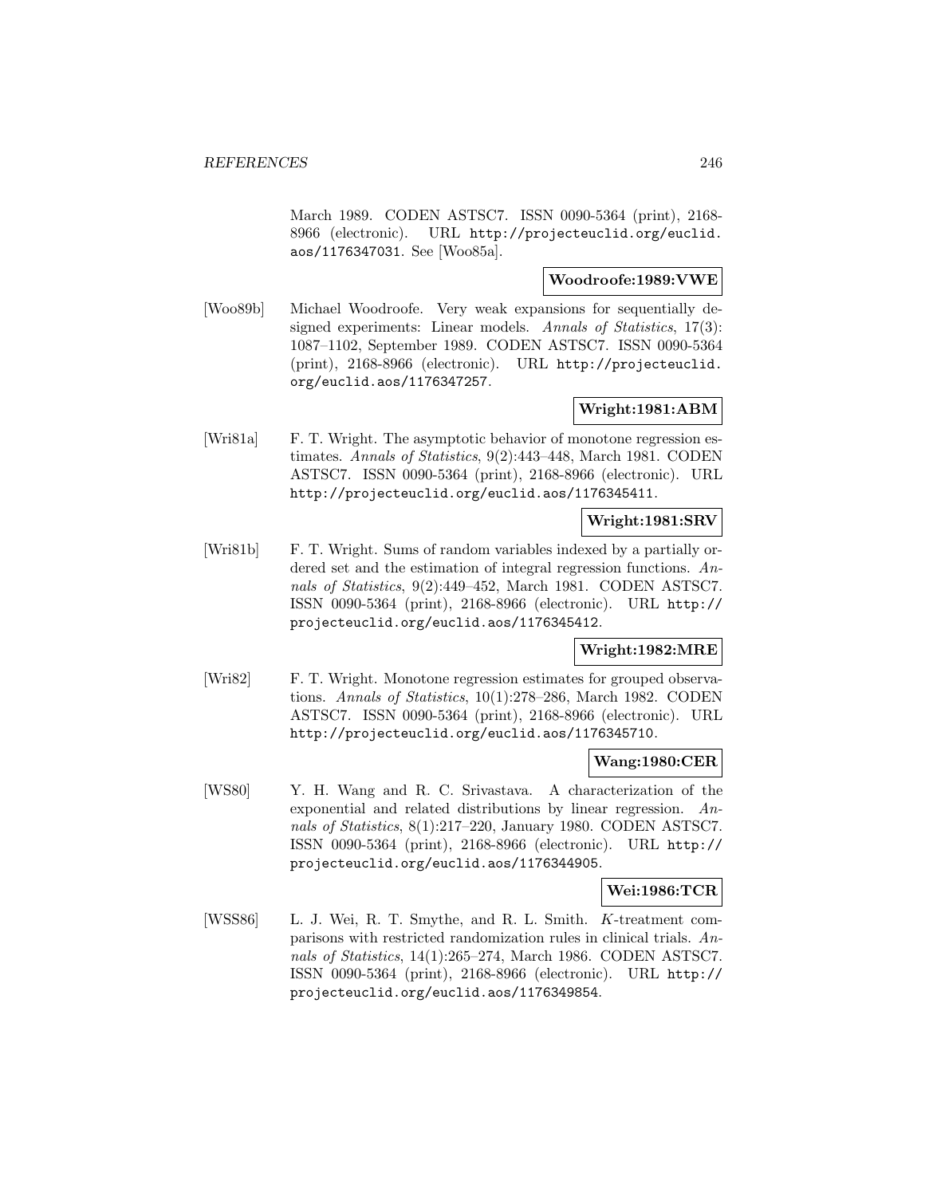March 1989. CODEN ASTSC7. ISSN 0090-5364 (print), 2168-8966 (electronic). URL http://projecteuclid.org/euclid.aos/1176347031. See [Woo85a].

**Woodroofe:1989:VWE**

[Woo89b] Michael Woodroofe. Very weak expansions for sequentially designed experiments: Linear models. *Annals of Statistics*, 17(3): 1087–1102, September 1989. CODEN ASTSC7. ISSN 0090-5364 (print), 2168-8966 (electronic). URL http://projecteuclid.org/euclid.aos/1176347257.

**Wright:1981:ABM**

[Wri81a] F. T. Wright. The asymptotic behavior of monotone regression estimates. *Annals of Statistics*, 9(2):443–448, March 1981. CODEN ASTSC7. ISSN 0090-5364 (print), 2168-8966 (electronic). URL http://projecteuclid.org/euclid.aos/1176345411.

**Wright:1981:SRV**

[Wri81b] F. T. Wright. Sums of random variables indexed by a partially ordered set and the estimation of integral regression functions. *Annals of Statistics*, 9(2):449–452, March 1981. CODEN ASTSC7. ISSN 0090-5364 (print), 2168-8966 (electronic). URL http://projecteuclid.org/euclid.aos/1176345412.

**Wright:1982:MRE**

[Wri82] F. T. Wright. Monotone regression estimates for grouped observations. *Annals of Statistics*, 10(1):278–286, March 1982. CODEN ASTSC7. ISSN 0090-5364 (print), 2168-8966 (electronic). URL http://projecteuclid.org/euclid.aos/1176345710.

**Wang:1980:CER**

[WS80] Y. H. Wang and R. C. Srivastava. A characterization of the exponential and related distributions by linear regression. *Annals of Statistics*, 8(1):217–220, January 1980. CODEN ASTSC7. ISSN 0090-5364 (print), 2168-8966 (electronic). URL http://projecteuclid.org/euclid.aos/1176344905.

**Wei:1986:TCR**

[WSS86] L. J. Wei, R. T. Smythe, and R. L. Smith. $K$-treatment comparisons with restricted randomization rules in clinical trials. *Annals of Statistics*, 14(1):265–274, March 1986. CODEN ASTSC7. ISSN 0090-5364 (print), 2168-8966 (electronic). URL http://projecteuclid.org/euclid.aos/1176349854.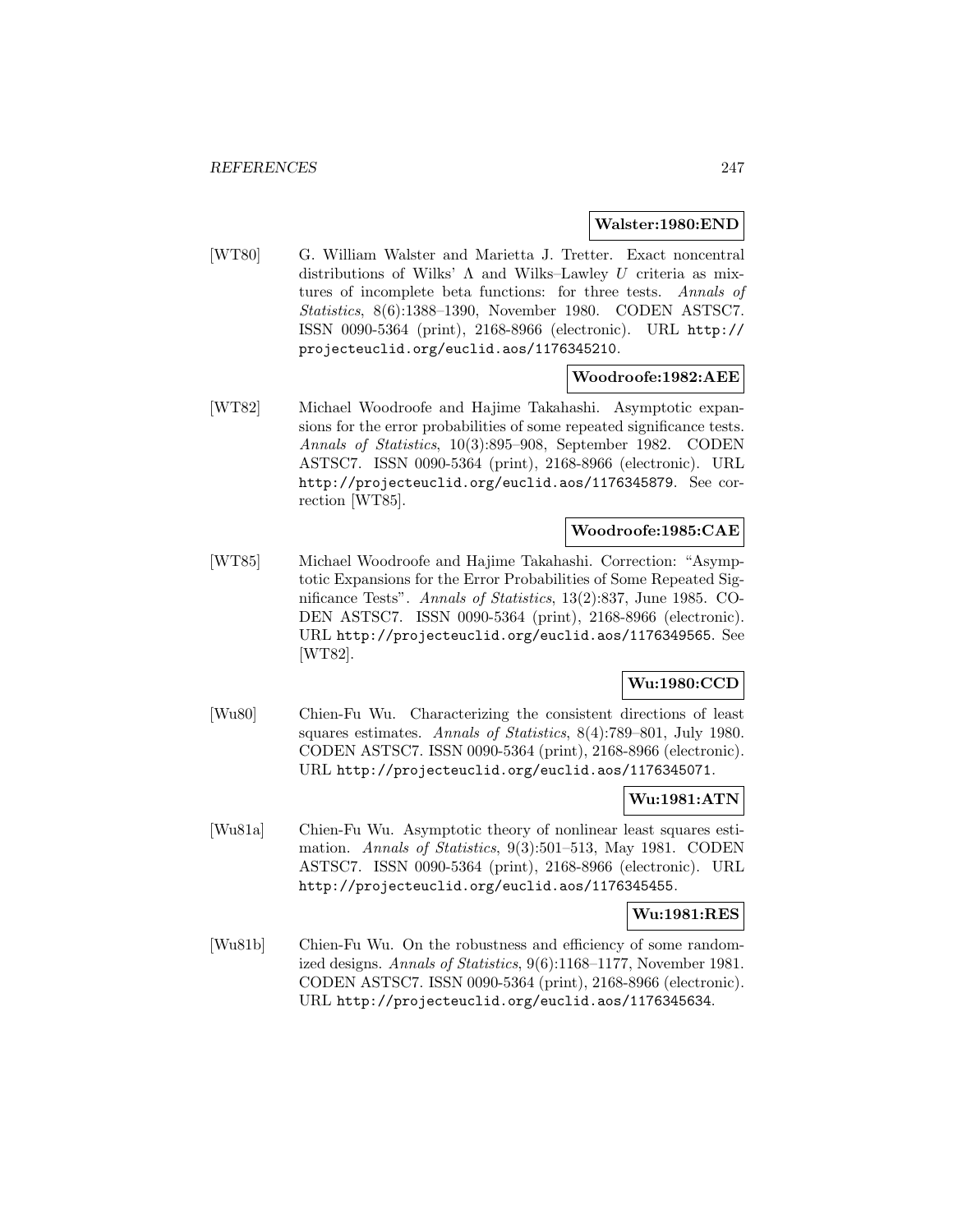**Walster:1980:END**

[WT80] G. William Walster and Marietta J. Tretter. Exact noncentral distributions of Wilks' $\Lambda$ and Wilks–Lawley $U$ criteria as mixtures of incomplete beta functions: for three tests. *Annals of Statistics*, 8(6):1388–1390, November 1980. CODEN ASTSC7. ISSN 0090-5364 (print), 2168-8966 (electronic). URL `http://projecteuclid.org/euclid.aos/1176345210`.

**Woodroofe:1982:AEE**

[WT82] Michael Woodroofe and Hajime Takahashi. Asymptotic expansions for the error probabilities of some repeated significance tests. *Annals of Statistics*, 10(3):895–908, September 1982. CODEN ASTSC7. ISSN 0090-5364 (print), 2168-8966 (electronic). URL `http://projecteuclid.org/euclid.aos/1176345879`. See correction [WT85].

**Woodroofe:1985:CAE**

[WT85] Michael Woodroofe and Hajime Takahashi. Correction: "Asymptotic Expansions for the Error Probabilities of Some Repeated Significance Tests". *Annals of Statistics*, 13(2):837, June 1985. CODEN ASTSC7. ISSN 0090-5364 (print), 2168-8966 (electronic). URL `http://projecteuclid.org/euclid.aos/1176349565`. See [WT82].

**Wu:1980:CCD**

[Wu80] Chien-Fu Wu. Characterizing the consistent directions of least squares estimates. *Annals of Statistics*, 8(4):789–801, July 1980. CODEN ASTSC7. ISSN 0090-5364 (print), 2168-8966 (electronic). URL `http://projecteuclid.org/euclid.aos/1176345071`.

**Wu:1981:ATN**

[Wu81a] Chien-Fu Wu. Asymptotic theory of nonlinear least squares estimation. *Annals of Statistics*, 9(3):501–513, May 1981. CODEN ASTSC7. ISSN 0090-5364 (print), 2168-8966 (electronic). URL `http://projecteuclid.org/euclid.aos/1176345455`.

**Wu:1981:RES**

[Wu81b] Chien-Fu Wu. On the robustness and efficiency of some randomized designs. *Annals of Statistics*, 9(6):1168–1177, November 1981. CODEN ASTSC7. ISSN 0090-5364 (print), 2168-8966 (electronic). URL `http://projecteuclid.org/euclid.aos/1176345634`.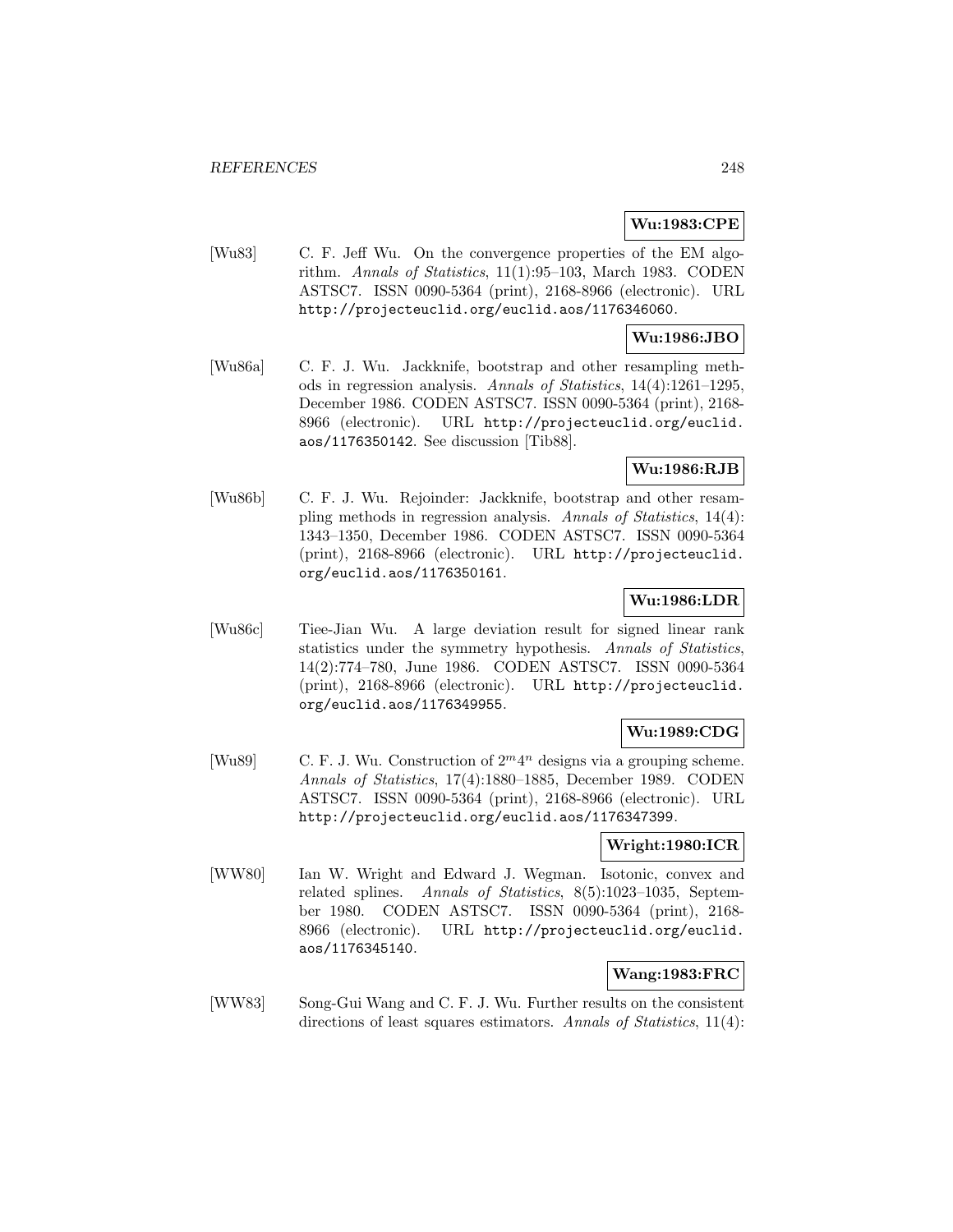**Wu:1983:CPE**

[Wu83] C. F. Jeff Wu. On the convergence properties of the EM algorithm. *Annals of Statistics*, 11(1):95–103, March 1983. CODEN ASTSC7. ISSN 0090-5364 (print), 2168-8966 (electronic). URL http://projecteuclid.org/euclid.aos/1176346060.

**Wu:1986:JBO**

[Wu86a] C. F. J. Wu. Jackknife, bootstrap and other resampling methods in regression analysis. *Annals of Statistics*, 14(4):1261–1295, December 1986. CODEN ASTSC7. ISSN 0090-5364 (print), 2168-8966 (electronic). URL http://projecteuclid.org/euclid.aos/1176350142. See discussion [Tib88].

**Wu:1986:RJB**

[Wu86b] C. F. J. Wu. Rejoinder: Jackknife, bootstrap and other resampling methods in regression analysis. *Annals of Statistics*, 14(4):1343–1350, December 1986. CODEN ASTSC7. ISSN 0090-5364 (print), 2168-8966 (electronic). URL http://projecteuclid.org/euclid.aos/1176350161.

**Wu:1986:LDR**

[Wu86c] Tiee-Jian Wu. A large deviation result for signed linear rank statistics under the symmetry hypothesis. *Annals of Statistics*, 14(2):774–780, June 1986. CODEN ASTSC7. ISSN 0090-5364 (print), 2168-8966 (electronic). URL http://projecteuclid.org/euclid.aos/1176349955.

**Wu:1989:CDG**

[Wu89] C. F. J. Wu. Construction of $2^m 4^n$ designs via a grouping scheme. *Annals of Statistics*, 17(4):1880–1885, December 1989. CODEN ASTSC7. ISSN 0090-5364 (print), 2168-8966 (electronic). URL http://projecteuclid.org/euclid.aos/1176347399.

**Wright:1980:ICR**

[WW80] Ian W. Wright and Edward J. Wegman. Isotonic, convex and related splines. *Annals of Statistics*, 8(5):1023–1035, September 1980. CODEN ASTSC7. ISSN 0090-5364 (print), 2168-8966 (electronic). URL http://projecteuclid.org/euclid.aos/1176345140.

**Wang:1983:FRC**

[WW83] Song-Gui Wang and C. F. J. Wu. Further results on the consistent directions of least squares estimators. *Annals of Statistics*, 11(4):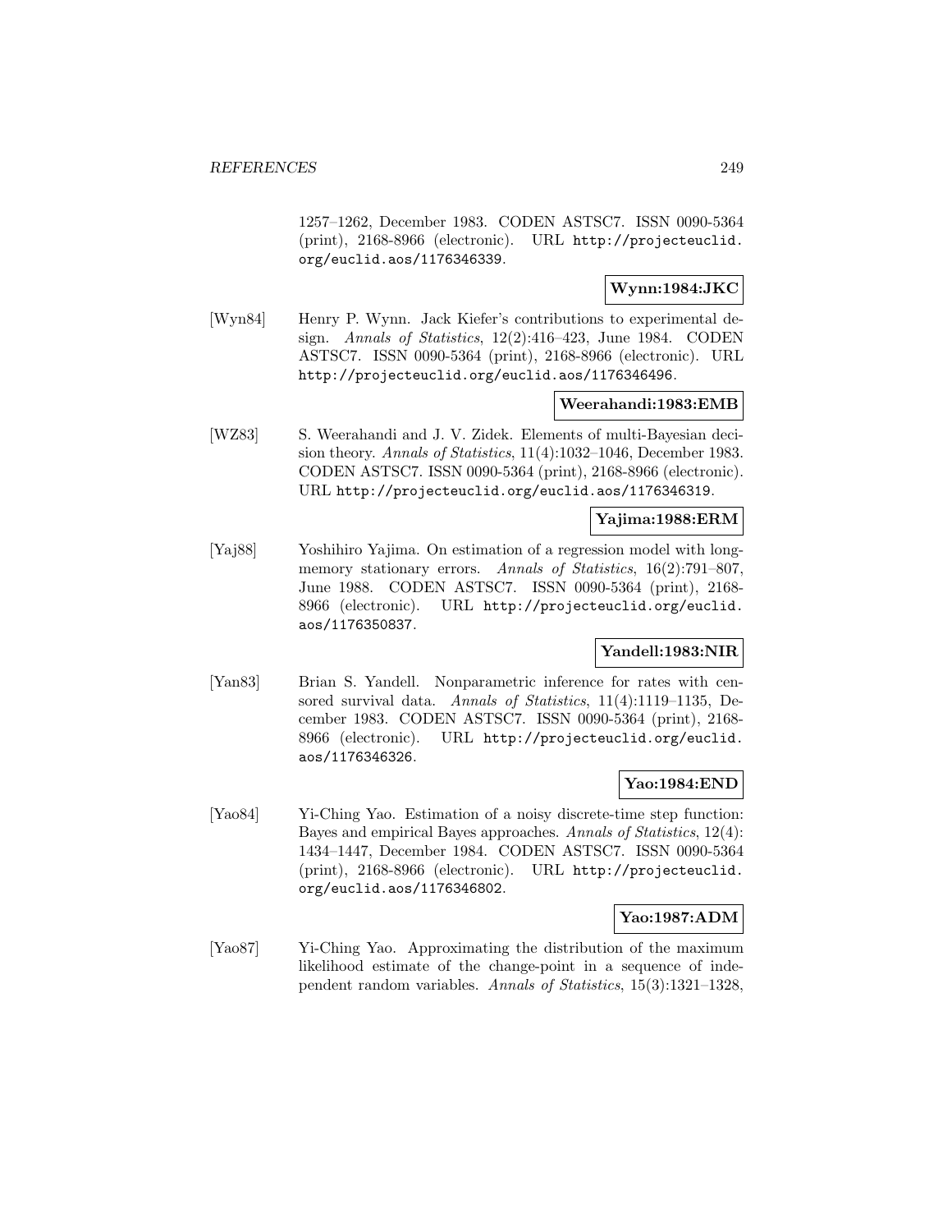1257–1262, December 1983. CODEN ASTSC7. ISSN 0090-5364 (print), 2168-8966 (electronic). URL http://projecteuclid.org/euclid.aos/1176346339.

**Wynn:1984:JKC**

[Wyn84] Henry P. Wynn. Jack Kiefer's contributions to experimental design. *Annals of Statistics*, 12(2):416–423, June 1984. CODEN ASTSC7. ISSN 0090-5364 (print), 2168-8966 (electronic). URL http://projecteuclid.org/euclid.aos/1176346496.

**Weerahandi:1983:EMB**

[WZ83] S. Weerahandi and J. V. Zidek. Elements of multi-Bayesian decision theory. *Annals of Statistics*, 11(4):1032–1046, December 1983. CODEN ASTSC7. ISSN 0090-5364 (print), 2168-8966 (electronic). URL http://projecteuclid.org/euclid.aos/1176346319.

**Yajima:1988:ERM**

[Yaj88] Yoshihiro Yajima. On estimation of a regression model with long-memory stationary errors. *Annals of Statistics*, 16(2):791–807, June 1988. CODEN ASTSC7. ISSN 0090-5364 (print), 2168-8966 (electronic). URL http://projecteuclid.org/euclid.aos/1176350837.

**Yandell:1983:NIR**

[Yan83] Brian S. Yandell. Nonparametric inference for rates with censored survival data. *Annals of Statistics*, 11(4):1119–1135, December 1983. CODEN ASTSC7. ISSN 0090-5364 (print), 2168-8966 (electronic). URL http://projecteuclid.org/euclid.aos/1176346326.

**Yao:1984:END**

[Yao84] Yi-Ching Yao. Estimation of a noisy discrete-time step function: Bayes and empirical Bayes approaches. *Annals of Statistics*, 12(4): 1434–1447, December 1984. CODEN ASTSC7. ISSN 0090-5364 (print), 2168-8966 (electronic). URL http://projecteuclid.org/euclid.aos/1176346802.

**Yao:1987:ADM**

[Yao87] Yi-Ching Yao. Approximating the distribution of the maximum likelihood estimate of the change-point in a sequence of independent random variables. *Annals of Statistics*, 15(3):1321–1328,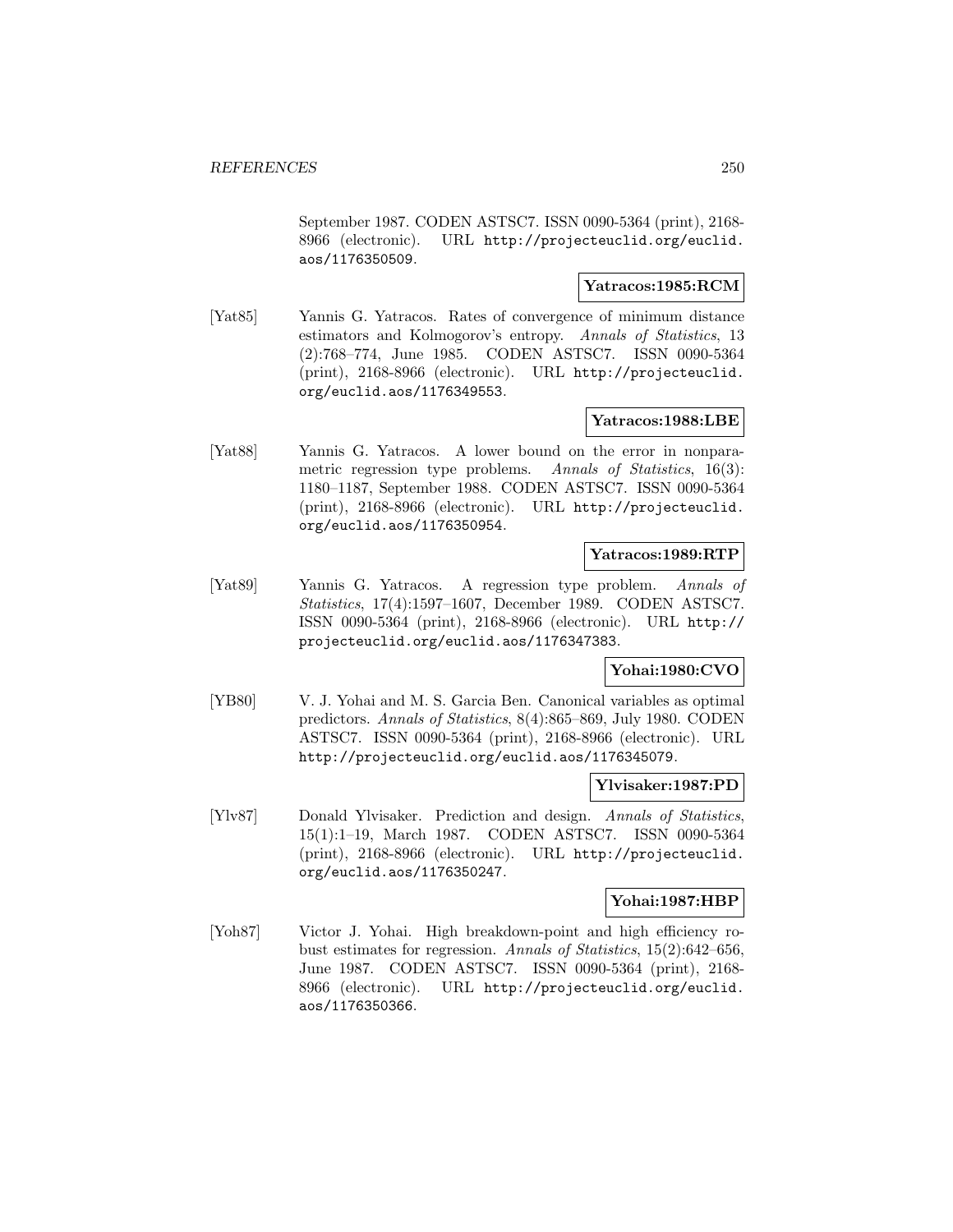September 1987. CODEN ASTSC7. ISSN 0090-5364 (print), 2168-8966 (electronic). URL http://projecteuclid.org/euclid.aos/1176350509.

**Yatracos:1985:RCM**

[Yat85] Yannis G. Yatracos. Rates of convergence of minimum distance estimators and Kolmogorov's entropy. *Annals of Statistics*, 13 (2):768–774, June 1985. CODEN ASTSC7. ISSN 0090-5364 (print), 2168-8966 (electronic). URL http://projecteuclid.org/euclid.aos/1176349553.

**Yatracos:1988:LBE**

[Yat88] Yannis G. Yatracos. A lower bound on the error in nonparametric regression type problems. *Annals of Statistics*, 16(3): 1180–1187, September 1988. CODEN ASTSC7. ISSN 0090-5364 (print), 2168-8966 (electronic). URL http://projecteuclid.org/euclid.aos/1176350954.

**Yatracos:1989:RTP**

[Yat89] Yannis G. Yatracos. A regression type problem. *Annals of Statistics*, 17(4):1597–1607, December 1989. CODEN ASTSC7. ISSN 0090-5364 (print), 2168-8966 (electronic). URL http://projecteuclid.org/euclid.aos/1176347383.

**Yohai:1980:CVO**

[YB80] V. J. Yohai and M. S. Garcia Ben. Canonical variables as optimal predictors. *Annals of Statistics*, 8(4):865–869, July 1980. CODEN ASTSC7. ISSN 0090-5364 (print), 2168-8966 (electronic). URL http://projecteuclid.org/euclid.aos/1176345079.

**Ylvisaker:1987:PD**

[Ylv87] Donald Ylvisaker. Prediction and design. *Annals of Statistics*, 15(1):1–19, March 1987. CODEN ASTSC7. ISSN 0090-5364 (print), 2168-8966 (electronic). URL http://projecteuclid.org/euclid.aos/1176350247.

**Yohai:1987:HBP**

[Yoh87] Victor J. Yohai. High breakdown-point and high efficiency robust estimates for regression. *Annals of Statistics*, 15(2):642–656, June 1987. CODEN ASTSC7. ISSN 0090-5364 (print), 2168-8966 (electronic). URL http://projecteuclid.org/euclid.aos/1176350366.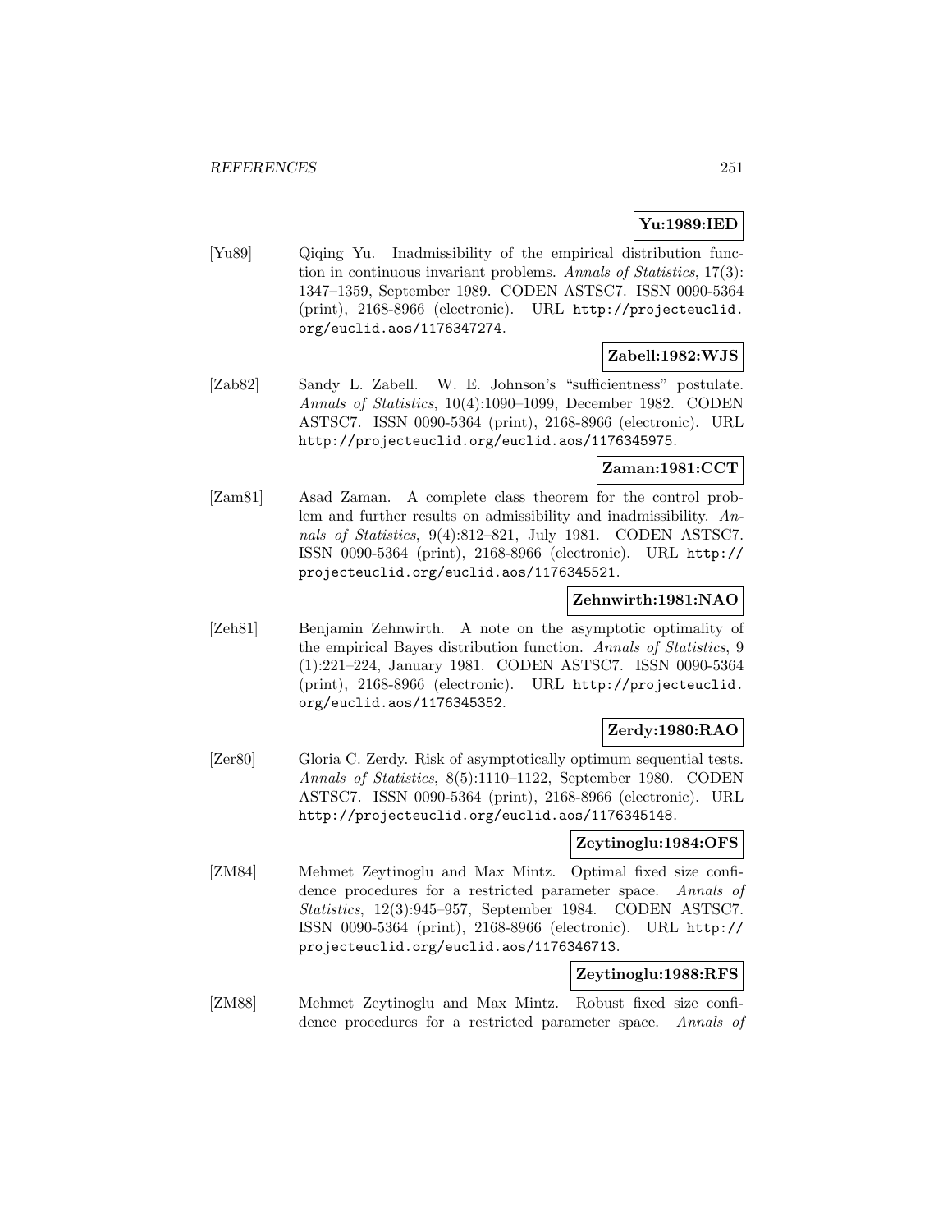**Yu:1989:IED**

[Yu89] Qiqing Yu. Inadmissibility of the empirical distribution function in continuous invariant problems. *Annals of Statistics*, 17(3): 1347–1359, September 1989. CODEN ASTSC7. ISSN 0090-5364 (print), 2168-8966 (electronic). URL http://projecteuclid.org/euclid.aos/1176347274.

**Zabell:1982:WJS**

[Zab82] Sandy L. Zabell. W. E. Johnson's "sufficientness" postulate. *Annals of Statistics*, 10(4):1090–1099, December 1982. CODEN ASTSC7. ISSN 0090-5364 (print), 2168-8966 (electronic). URL http://projecteuclid.org/euclid.aos/1176345975.

**Zaman:1981:CCT**

[Zam81] Asad Zaman. A complete class theorem for the control problem and further results on admissibility and inadmissibility. *Annals of Statistics*, 9(4):812–821, July 1981. CODEN ASTSC7. ISSN 0090-5364 (print), 2168-8966 (electronic). URL http://projecteuclid.org/euclid.aos/1176345521.

**Zehnwirth:1981:NAO**

[Zeh81] Benjamin Zehnwirth. A note on the asymptotic optimality of the empirical Bayes distribution function. *Annals of Statistics*, 9 (1):221–224, January 1981. CODEN ASTSC7. ISSN 0090-5364 (print), 2168-8966 (electronic). URL http://projecteuclid.org/euclid.aos/1176345352.

**Zerdy:1980:RAO**

[Zer80] Gloria C. Zerdy. Risk of asymptotically optimum sequential tests. *Annals of Statistics*, 8(5):1110–1122, September 1980. CODEN ASTSC7. ISSN 0090-5364 (print), 2168-8966 (electronic). URL http://projecteuclid.org/euclid.aos/1176345148.

**Zeytinoglu:1984:OFS**

[ZM84] Mehmet Zeytinoglu and Max Mintz. Optimal fixed size confidence procedures for a restricted parameter space. *Annals of Statistics*, 12(3):945–957, September 1984. CODEN ASTSC7. ISSN 0090-5364 (print), 2168-8966 (electronic). URL http://projecteuclid.org/euclid.aos/1176346713.

**Zeytinoglu:1988:RFS**

[ZM88] Mehmet Zeytinoglu and Max Mintz. Robust fixed size confidence procedures for a restricted parameter space. *Annals of*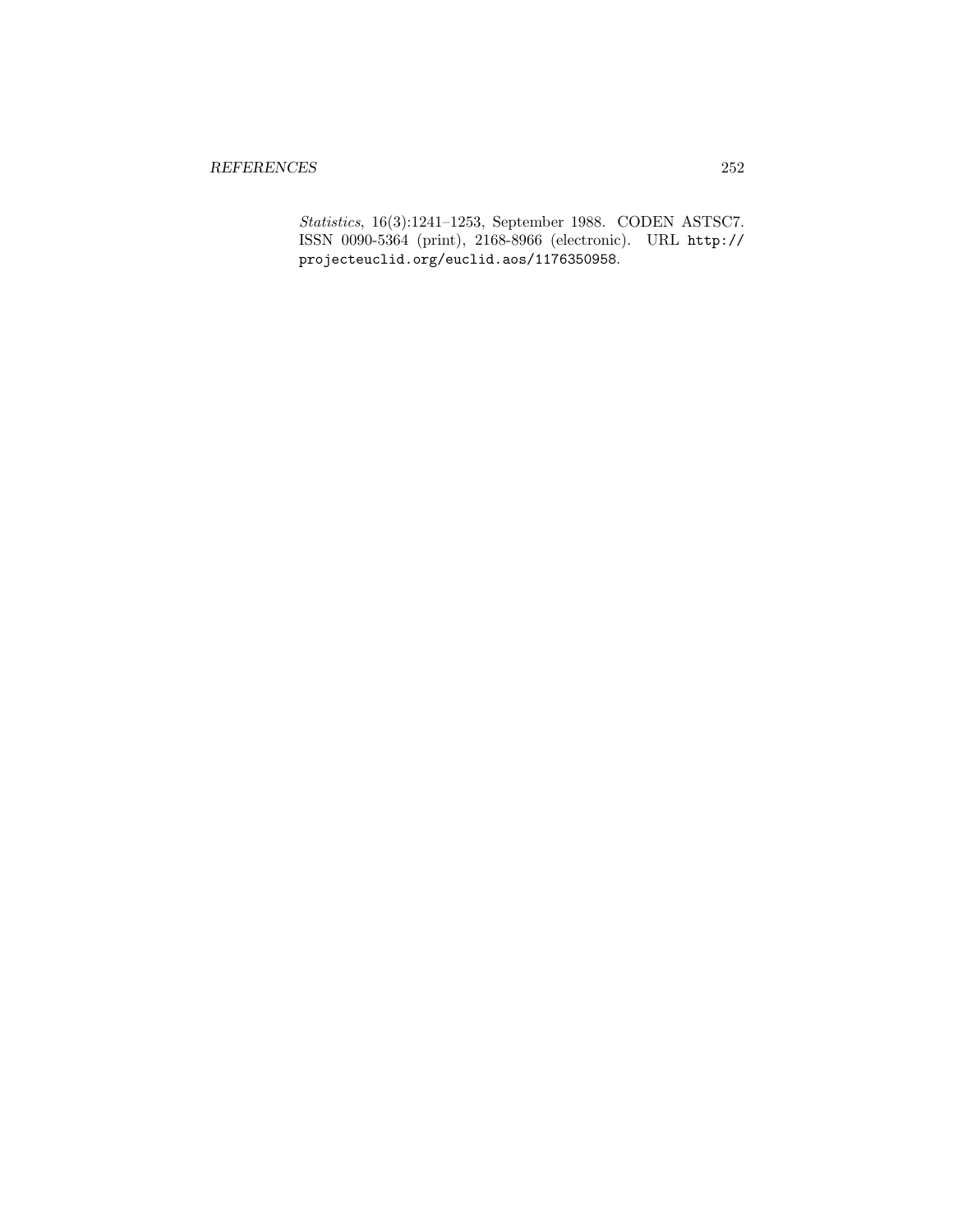*Statistics*, 16(3):1241–1253, September 1988. CODEN ASTSC7. ISSN 0090-5364 (print), 2168-8966 (electronic). URL `http://projecteuclid.org/euclid.aos/1176350958`.